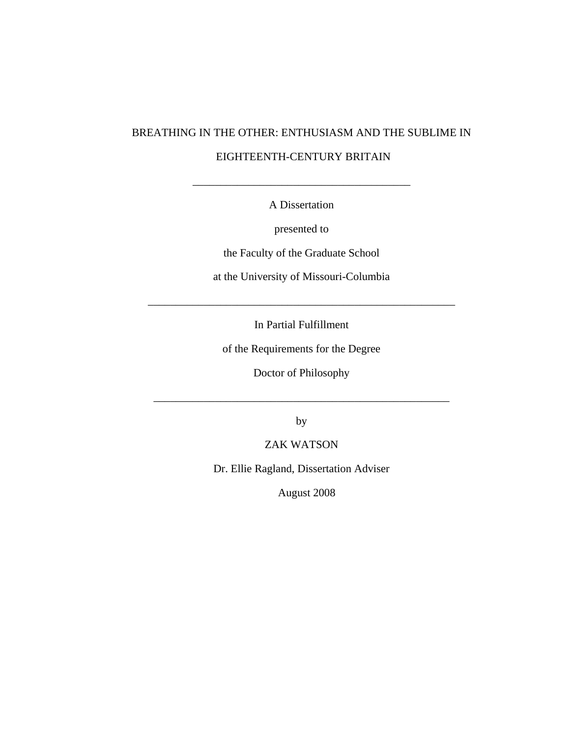# BREATHING IN THE OTHER: ENTHUSIASM AND THE SUBLIME IN EIGHTEENTH-CENTURY BRITAIN

---

A Dissertation

presented to

the Faculty of the Graduate School

at the University of Missouri-Columbia

---

In Partial Fulfillment

of the Requirements for the Degree

Doctor of Philosophy

---

by

ZAK WATSON

Dr. Ellie Ragland, Dissertation Adviser

August 2008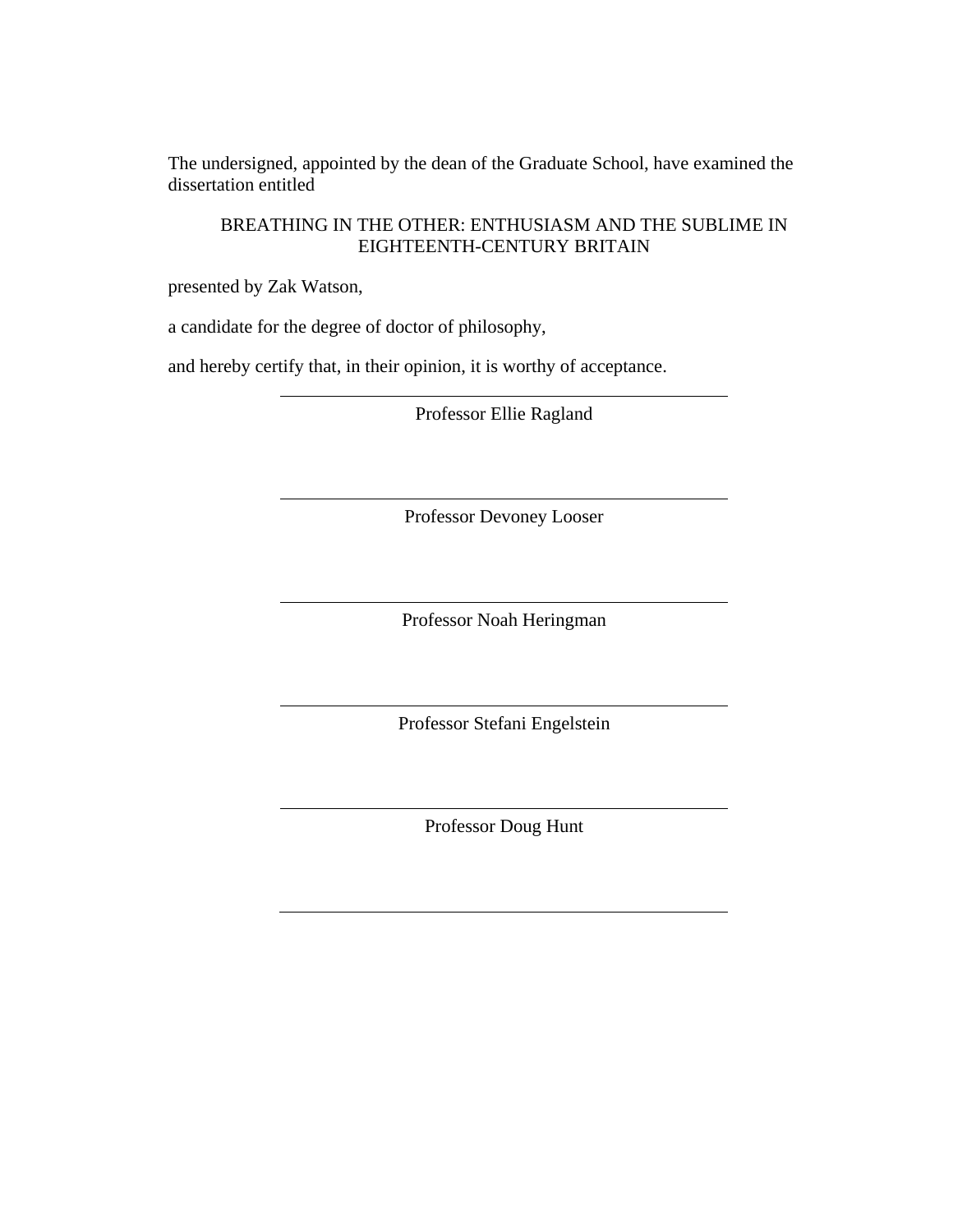The undersigned, appointed by the dean of the Graduate School, have examined the dissertation entitled

BREATHING IN THE OTHER: ENTHUSIASM AND THE SUBLIME IN EIGHTEENTH-CENTURY BRITAIN

presented by Zak Watson,

a candidate for the degree of doctor of philosophy,

and hereby certify that, in their opinion, it is worthy of acceptance.

\_\_\_\_\_\_\_\_\_\_\_\_\_\_\_\_\_\_\_\_\_\_\_\_\_\_\_\_\_\_\_\_\_\_\_\_\_\_\_\_

Professor Ellie Ragland

\_\_\_\_\_\_\_\_\_\_\_\_\_\_\_\_\_\_\_\_\_\_\_\_\_\_\_\_\_\_\_\_\_\_\_\_\_\_\_\_

Professor Devoney Looser

\_\_\_\_\_\_\_\_\_\_\_\_\_\_\_\_\_\_\_\_\_\_\_\_\_\_\_\_\_\_\_\_\_\_\_\_\_\_\_\_

Professor Noah Heringman

\_\_\_\_\_\_\_\_\_\_\_\_\_\_\_\_\_\_\_\_\_\_\_\_\_\_\_\_\_\_\_\_\_\_\_\_\_\_\_\_

Professor Stefani Engelstein

\_\_\_\_\_\_\_\_\_\_\_\_\_\_\_\_\_\_\_\_\_\_\_\_\_\_\_\_\_\_\_\_\_\_\_\_\_\_\_\_

Professor Doug Hunt

\_\_\_\_\_\_\_\_\_\_\_\_\_\_\_\_\_\_\_\_\_\_\_\_\_\_\_\_\_\_\_\_\_\_\_\_\_\_\_\_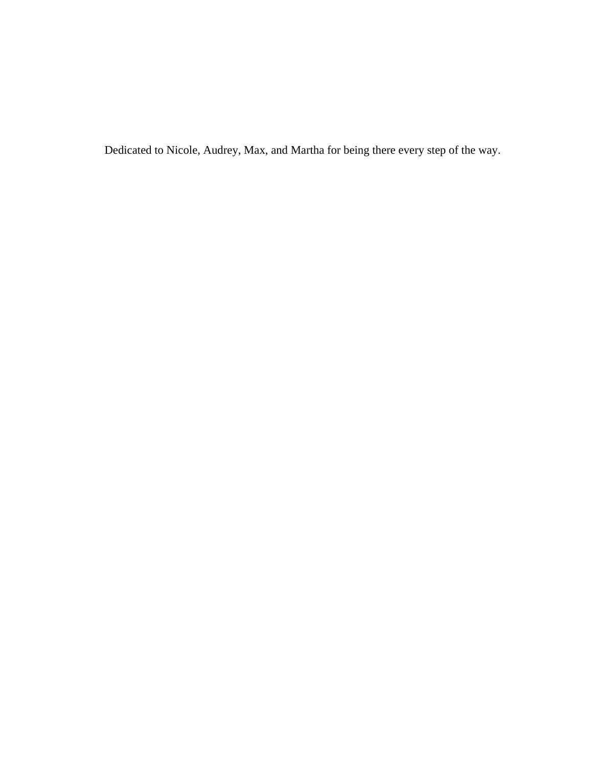Dedicated to Nicole, Audrey, Max, and Martha for being there every step of the way.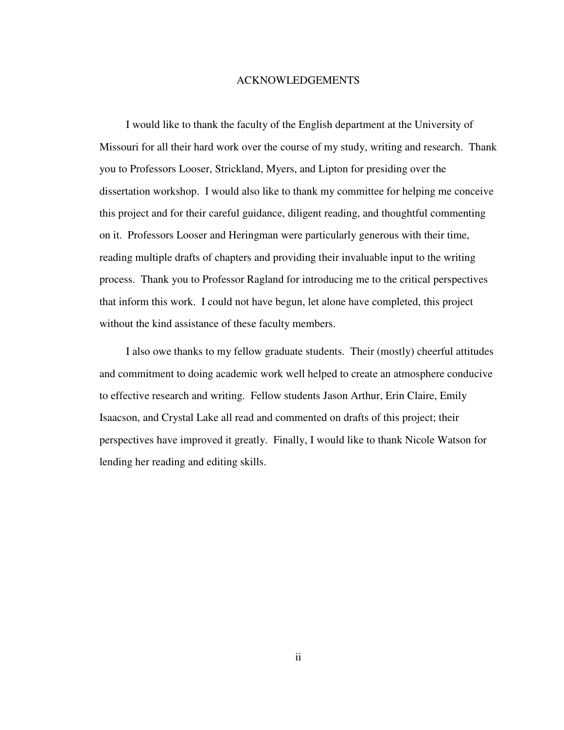# ACKNOWLEDGEMENTS

I would like to thank the faculty of the English department at the University of Missouri for all their hard work over the course of my study, writing and research. Thank you to Professors Looser, Strickland, Myers, and Lipton for presiding over the dissertation workshop. I would also like to thank my committee for helping me conceive this project and for their careful guidance, diligent reading, and thoughtful commenting on it. Professors Looser and Heringman were particularly generous with their time, reading multiple drafts of chapters and providing their invaluable input to the writing process. Thank you to Professor Ragland for introducing me to the critical perspectives that inform this work. I could not have begun, let alone have completed, this project without the kind assistance of these faculty members.

I also owe thanks to my fellow graduate students. Their (mostly) cheerful attitudes and commitment to doing academic work well helped to create an atmosphere conducive to effective research and writing. Fellow students Jason Arthur, Erin Claire, Emily Isaacson, and Crystal Lake all read and commented on drafts of this project; their perspectives have improved it greatly. Finally, I would like to thank Nicole Watson for lending her reading and editing skills.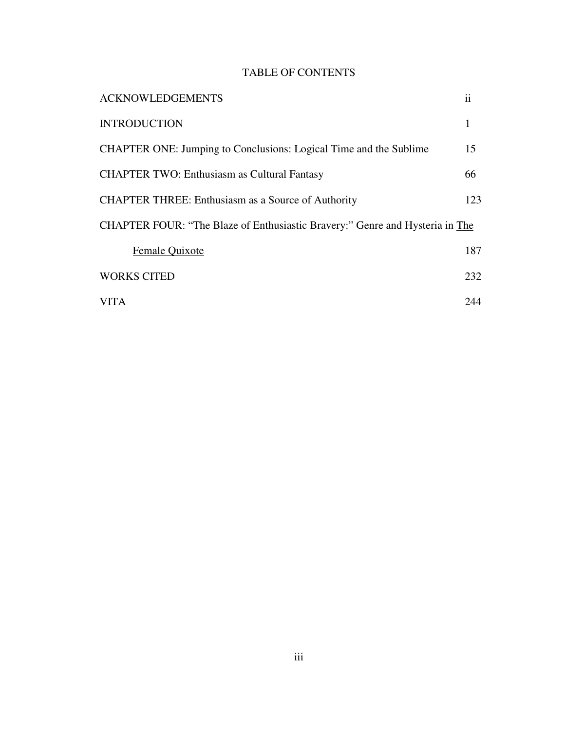# TABLE OF CONTENTS

| | |
|---|---|
| ACKNOWLEDGEMENTS | ii |
| INTRODUCTION | 1 |
| CHAPTER ONE: Jumping to Conclusions: Logical Time and the Sublime | 15 |
| CHAPTER TWO: Enthusiasm as Cultural Fantasy | 66 |
| CHAPTER THREE: Enthusiasm as a Source of Authority | 123 |
| CHAPTER FOUR: "The Blaze of Enthusiastic Bravery:" Genre and Hysteria in The Female Quixote | 187 |
| WORKS CITED | 232 |
| VITA | 244 |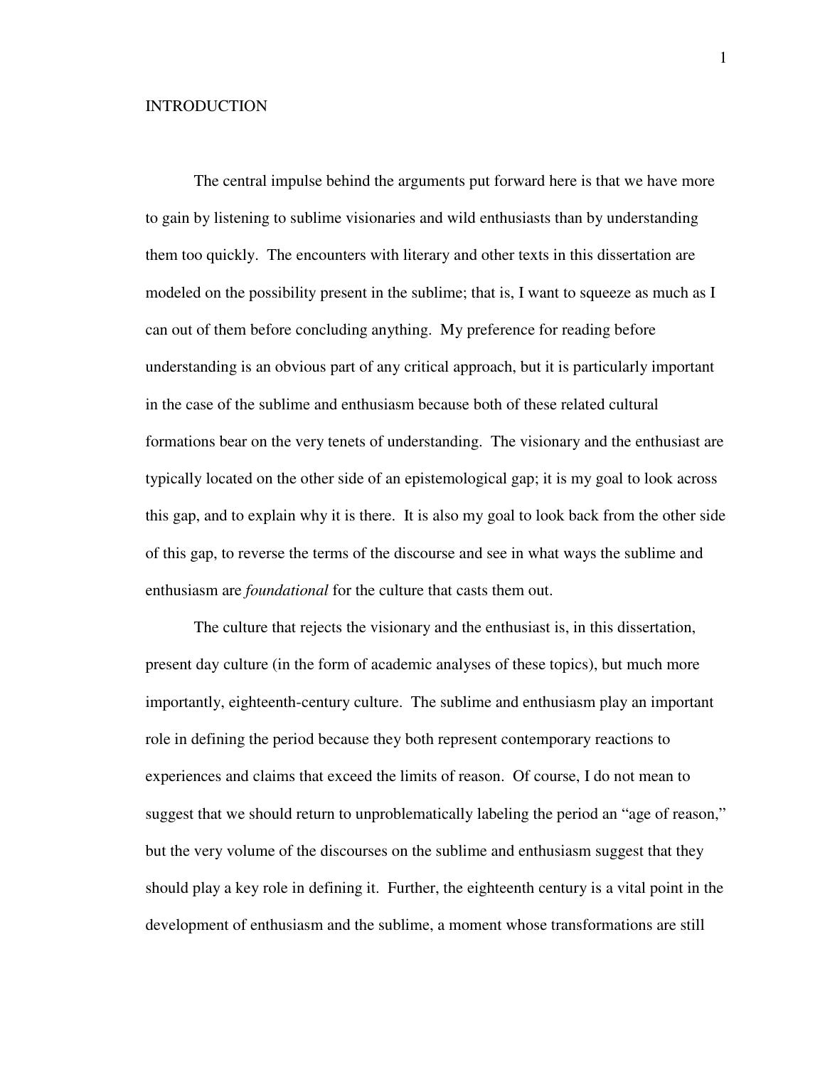# INTRODUCTION

The central impulse behind the arguments put forward here is that we have more to gain by listening to sublime visionaries and wild enthusiasts than by understanding them too quickly. The encounters with literary and other texts in this dissertation are modeled on the possibility present in the sublime; that is, I want to squeeze as much as I can out of them before concluding anything. My preference for reading before understanding is an obvious part of any critical approach, but it is particularly important in the case of the sublime and enthusiasm because both of these related cultural formations bear on the very tenets of understanding. The visionary and the enthusiast are typically located on the other side of an epistemological gap; it is my goal to look across this gap, and to explain why it is there. It is also my goal to look back from the other side of this gap, to reverse the terms of the discourse and see in what ways the sublime and enthusiasm are *foundational* for the culture that casts them out.

The culture that rejects the visionary and the enthusiast is, in this dissertation, present day culture (in the form of academic analyses of these topics), but much more importantly, eighteenth-century culture. The sublime and enthusiasm play an important role in defining the period because they both represent contemporary reactions to experiences and claims that exceed the limits of reason. Of course, I do not mean to suggest that we should return to unproblematically labeling the period an "age of reason," but the very volume of the discourses on the sublime and enthusiasm suggest that they should play a key role in defining it. Further, the eighteenth century is a vital point in the development of enthusiasm and the sublime, a moment whose transformations are still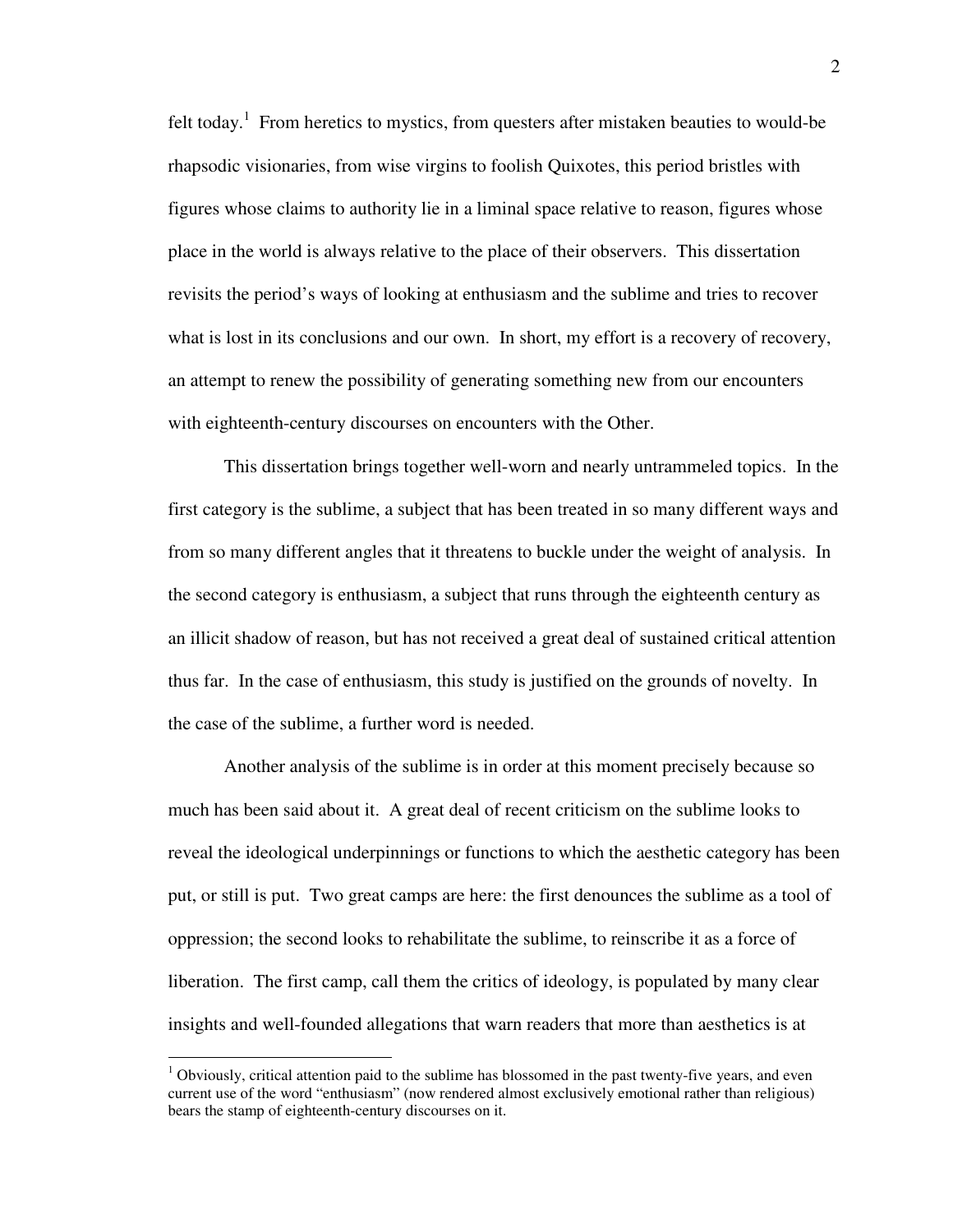felt today.[1] From heretics to mystics, from questers after mistaken beauties to would-be rhapsodic visionaries, from wise virgins to foolish Quixotes, this period bristles with figures whose claims to authority lie in a liminal space relative to reason, figures whose place in the world is always relative to the place of their observers. This dissertation revisits the period's ways of looking at enthusiasm and the sublime and tries to recover what is lost in its conclusions and our own. In short, my effort is a recovery of recovery, an attempt to renew the possibility of generating something new from our encounters with eighteenth-century discourses on encounters with the Other.

This dissertation brings together well-worn and nearly untrammeled topics. In the first category is the sublime, a subject that has been treated in so many different ways and from so many different angles that it threatens to buckle under the weight of analysis. In the second category is enthusiasm, a subject that runs through the eighteenth century as an illicit shadow of reason, but has not received a great deal of sustained critical attention thus far. In the case of enthusiasm, this study is justified on the grounds of novelty. In the case of the sublime, a further word is needed.

Another analysis of the sublime is in order at this moment precisely because so much has been said about it. A great deal of recent criticism on the sublime looks to reveal the ideological underpinnings or functions to which the aesthetic category has been put, or still is put. Two great camps are here: the first denounces the sublime as a tool of oppression; the second looks to rehabilitate the sublime, to reinscribe it as a force of liberation. The first camp, call them the critics of ideology, is populated by many clear insights and well-founded allegations that warn readers that more than aesthetics is at

[1] Obviously, critical attention paid to the sublime has blossomed in the past twenty-five years, and even current use of the word "enthusiasm" (now rendered almost exclusively emotional rather than religious) bears the stamp of eighteenth-century discourses on it.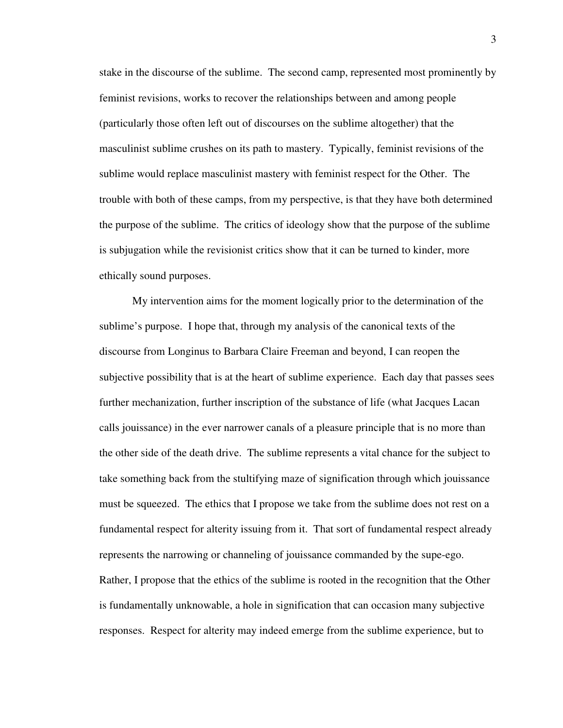stake in the discourse of the sublime. The second camp, represented most prominently by feminist revisions, works to recover the relationships between and among people (particularly those often left out of discourses on the sublime altogether) that the masculinist sublime crushes on its path to mastery. Typically, feminist revisions of the sublime would replace masculinist mastery with feminist respect for the Other. The trouble with both of these camps, from my perspective, is that they have both determined the purpose of the sublime. The critics of ideology show that the purpose of the sublime is subjugation while the revisionist critics show that it can be turned to kinder, more ethically sound purposes.

My intervention aims for the moment logically prior to the determination of the sublime's purpose. I hope that, through my analysis of the canonical texts of the discourse from Longinus to Barbara Claire Freeman and beyond, I can reopen the subjective possibility that is at the heart of sublime experience. Each day that passes sees further mechanization, further inscription of the substance of life (what Jacques Lacan calls jouissance) in the ever narrower canals of a pleasure principle that is no more than the other side of the death drive. The sublime represents a vital chance for the subject to take something back from the stultifying maze of signification through which jouissance must be squeezed. The ethics that I propose we take from the sublime does not rest on a fundamental respect for alterity issuing from it. That sort of fundamental respect already represents the narrowing or channeling of jouissance commanded by the supe-ego. Rather, I propose that the ethics of the sublime is rooted in the recognition that the Other is fundamentally unknowable, a hole in signification that can occasion many subjective responses. Respect for alterity may indeed emerge from the sublime experience, but to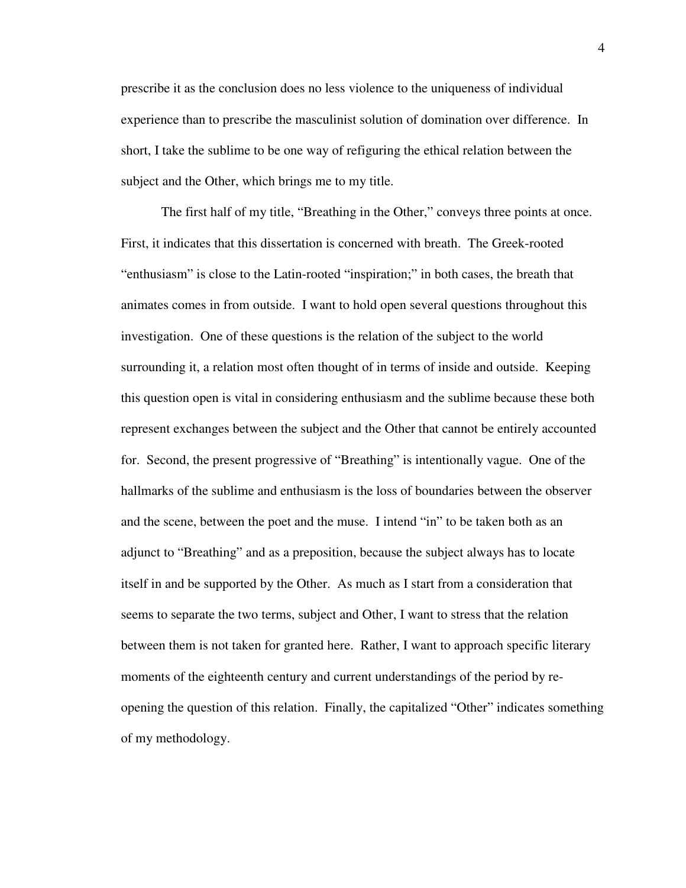prescribe it as the conclusion does no less violence to the uniqueness of individual experience than to prescribe the masculinist solution of domination over difference. In short, I take the sublime to be one way of refiguring the ethical relation between the subject and the Other, which brings me to my title.

The first half of my title, "Breathing in the Other," conveys three points at once. First, it indicates that this dissertation is concerned with breath. The Greek-rooted "enthusiasm" is close to the Latin-rooted "inspiration;" in both cases, the breath that animates comes in from outside. I want to hold open several questions throughout this investigation. One of these questions is the relation of the subject to the world surrounding it, a relation most often thought of in terms of inside and outside. Keeping this question open is vital in considering enthusiasm and the sublime because these both represent exchanges between the subject and the Other that cannot be entirely accounted for. Second, the present progressive of "Breathing" is intentionally vague. One of the hallmarks of the sublime and enthusiasm is the loss of boundaries between the observer and the scene, between the poet and the muse. I intend "in" to be taken both as an adjunct to "Breathing" and as a preposition, because the subject always has to locate itself in and be supported by the Other. As much as I start from a consideration that seems to separate the two terms, subject and Other, I want to stress that the relation between them is not taken for granted here. Rather, I want to approach specific literary moments of the eighteenth century and current understandings of the period by re-opening the question of this relation. Finally, the capitalized "Other" indicates something of my methodology.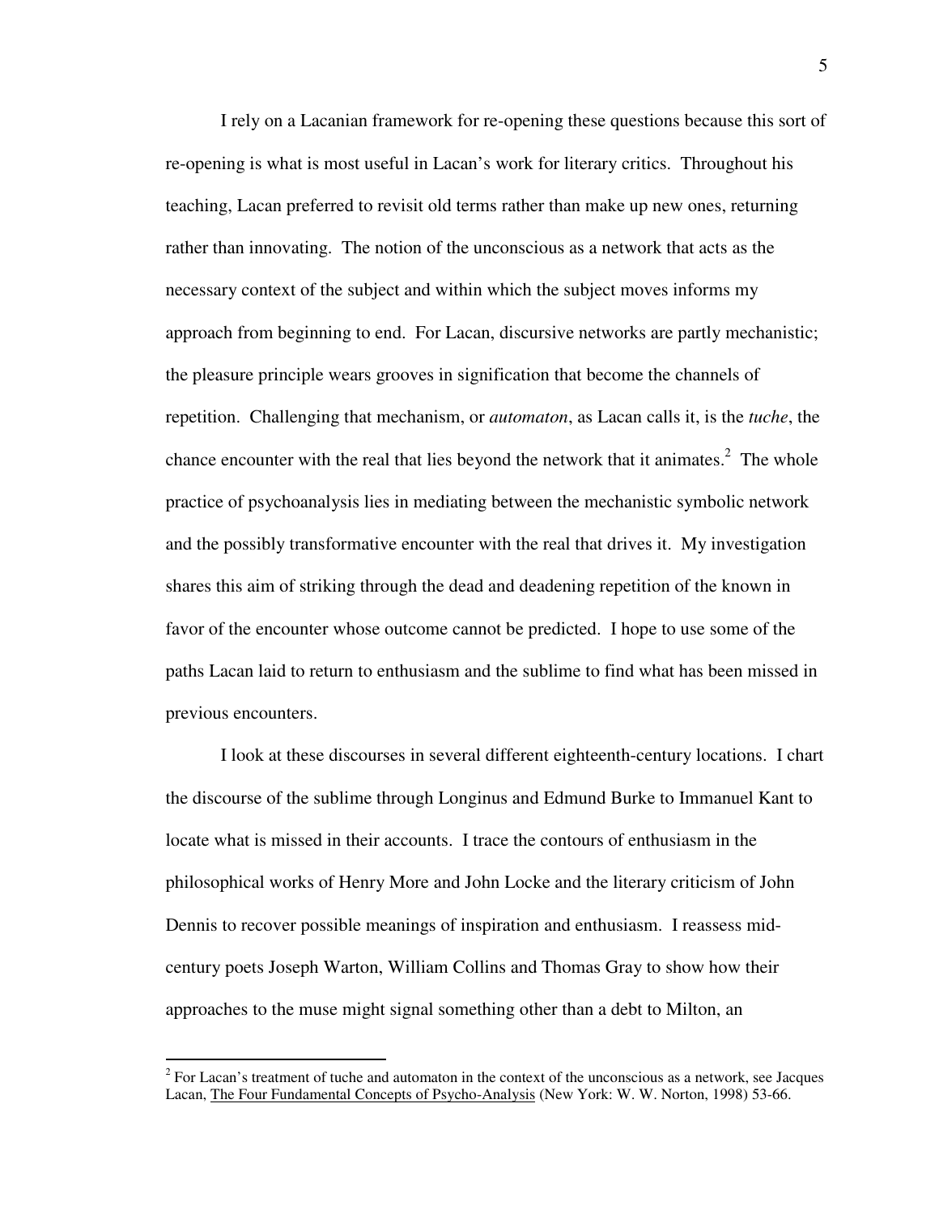I rely on a Lacanian framework for re-opening these questions because this sort of re-opening is what is most useful in Lacan's work for literary critics. Throughout his teaching, Lacan preferred to revisit old terms rather than make up new ones, returning rather than innovating. The notion of the unconscious as a network that acts as the necessary context of the subject and within which the subject moves informs my approach from beginning to end. For Lacan, discursive networks are partly mechanistic; the pleasure principle wears grooves in signification that become the channels of repetition. Challenging that mechanism, or *automaton*, as Lacan calls it, is the *tuche*, the chance encounter with the real that lies beyond the network that it animates.[2] The whole practice of psychoanalysis lies in mediating between the mechanistic symbolic network and the possibly transformative encounter with the real that drives it. My investigation shares this aim of striking through the dead and deadening repetition of the known in favor of the encounter whose outcome cannot be predicted. I hope to use some of the paths Lacan laid to return to enthusiasm and the sublime to find what has been missed in previous encounters.

I look at these discourses in several different eighteenth-century locations. I chart the discourse of the sublime through Longinus and Edmund Burke to Immanuel Kant to locate what is missed in their accounts. I trace the contours of enthusiasm in the philosophical works of Henry More and John Locke and the literary criticism of John Dennis to recover possible meanings of inspiration and enthusiasm. I reassess mid-century poets Joseph Warton, William Collins and Thomas Gray to show how their approaches to the muse might signal something other than a debt to Milton, an

[2] For Lacan's treatment of tuche and automaton in the context of the unconscious as a network, see Jacques Lacan, The Four Fundamental Concepts of Psycho-Analysis (New York: W. W. Norton, 1998) 53-66.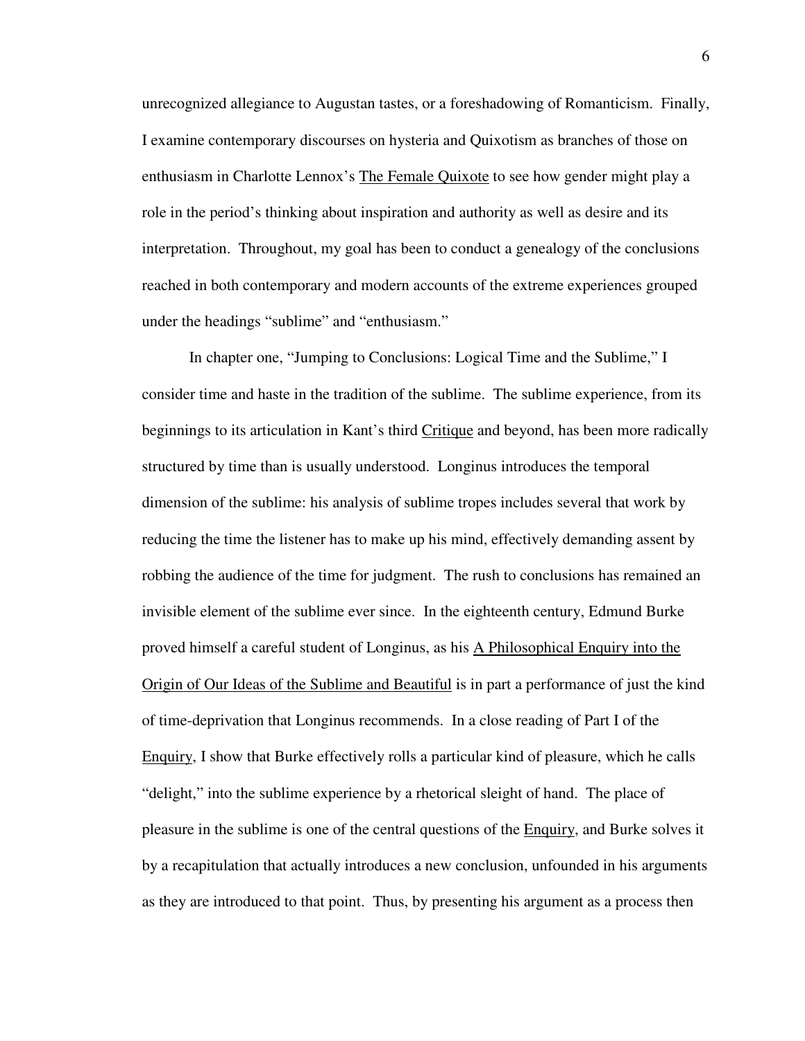unrecognized allegiance to Augustan tastes, or a foreshadowing of Romanticism. Finally, I examine contemporary discourses on hysteria and Quixotism as branches of those on enthusiasm in Charlotte Lennox's The Female Quixote to see how gender might play a role in the period's thinking about inspiration and authority as well as desire and its interpretation. Throughout, my goal has been to conduct a genealogy of the conclusions reached in both contemporary and modern accounts of the extreme experiences grouped under the headings "sublime" and "enthusiasm."

In chapter one, "Jumping to Conclusions: Logical Time and the Sublime," I consider time and haste in the tradition of the sublime. The sublime experience, from its beginnings to its articulation in Kant's third Critique and beyond, has been more radically structured by time than is usually understood. Longinus introduces the temporal dimension of the sublime: his analysis of sublime tropes includes several that work by reducing the time the listener has to make up his mind, effectively demanding assent by robbing the audience of the time for judgment. The rush to conclusions has remained an invisible element of the sublime ever since. In the eighteenth century, Edmund Burke proved himself a careful student of Longinus, as his A Philosophical Enquiry into the Origin of Our Ideas of the Sublime and Beautiful is in part a performance of just the kind of time-deprivation that Longinus recommends. In a close reading of Part I of the Enquiry, I show that Burke effectively rolls a particular kind of pleasure, which he calls "delight," into the sublime experience by a rhetorical sleight of hand. The place of pleasure in the sublime is one of the central questions of the Enquiry, and Burke solves it by a recapitulation that actually introduces a new conclusion, unfounded in his arguments as they are introduced to that point. Thus, by presenting his argument as a process then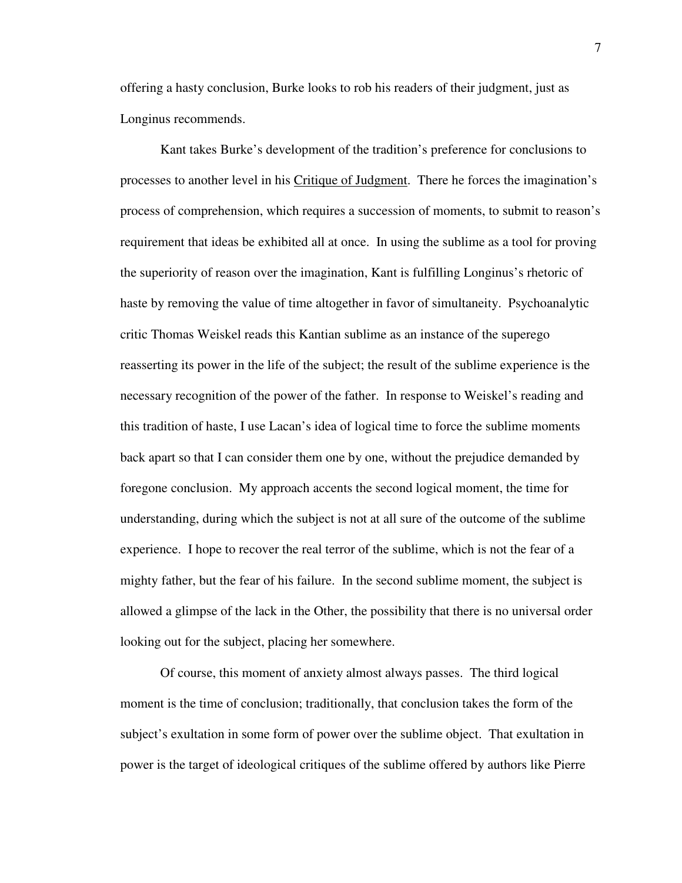offering a hasty conclusion, Burke looks to rob his readers of their judgment, just as Longinus recommends.

Kant takes Burke's development of the tradition's preference for conclusions to processes to another level in his Critique of Judgment. There he forces the imagination's process of comprehension, which requires a succession of moments, to submit to reason's requirement that ideas be exhibited all at once. In using the sublime as a tool for proving the superiority of reason over the imagination, Kant is fulfilling Longinus's rhetoric of haste by removing the value of time altogether in favor of simultaneity. Psychoanalytic critic Thomas Weiskel reads this Kantian sublime as an instance of the superego reasserting its power in the life of the subject; the result of the sublime experience is the necessary recognition of the power of the father. In response to Weiskel's reading and this tradition of haste, I use Lacan's idea of logical time to force the sublime moments back apart so that I can consider them one by one, without the prejudice demanded by foregone conclusion. My approach accents the second logical moment, the time for understanding, during which the subject is not at all sure of the outcome of the sublime experience. I hope to recover the real terror of the sublime, which is not the fear of a mighty father, but the fear of his failure. In the second sublime moment, the subject is allowed a glimpse of the lack in the Other, the possibility that there is no universal order looking out for the subject, placing her somewhere.

Of course, this moment of anxiety almost always passes. The third logical moment is the time of conclusion; traditionally, that conclusion takes the form of the subject's exultation in some form of power over the sublime object. That exultation in power is the target of ideological critiques of the sublime offered by authors like Pierre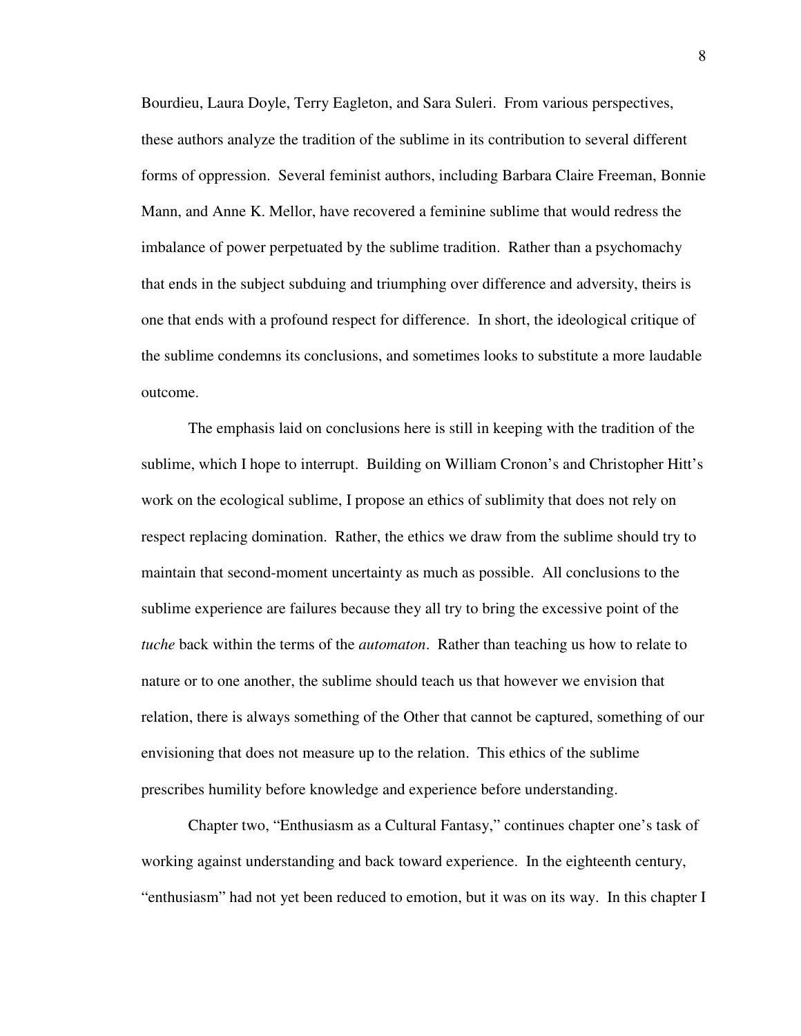Bourdieu, Laura Doyle, Terry Eagleton, and Sara Suleri. From various perspectives, these authors analyze the tradition of the sublime in its contribution to several different forms of oppression. Several feminist authors, including Barbara Claire Freeman, Bonnie Mann, and Anne K. Mellor, have recovered a feminine sublime that would redress the imbalance of power perpetuated by the sublime tradition. Rather than a psychomachy that ends in the subject subduing and triumphing over difference and adversity, theirs is one that ends with a profound respect for difference. In short, the ideological critique of the sublime condemns its conclusions, and sometimes looks to substitute a more laudable outcome.

The emphasis laid on conclusions here is still in keeping with the tradition of the sublime, which I hope to interrupt. Building on William Cronon's and Christopher Hitt's work on the ecological sublime, I propose an ethics of sublimity that does not rely on respect replacing domination. Rather, the ethics we draw from the sublime should try to maintain that second-moment uncertainty as much as possible. All conclusions to the sublime experience are failures because they all try to bring the excessive point of the *tuche* back within the terms of the *automaton*. Rather than teaching us how to relate to nature or to one another, the sublime should teach us that however we envision that relation, there is always something of the Other that cannot be captured, something of our envisioning that does not measure up to the relation. This ethics of the sublime prescribes humility before knowledge and experience before understanding.

Chapter two, "Enthusiasm as a Cultural Fantasy," continues chapter one's task of working against understanding and back toward experience. In the eighteenth century, "enthusiasm" had not yet been reduced to emotion, but it was on its way. In this chapter I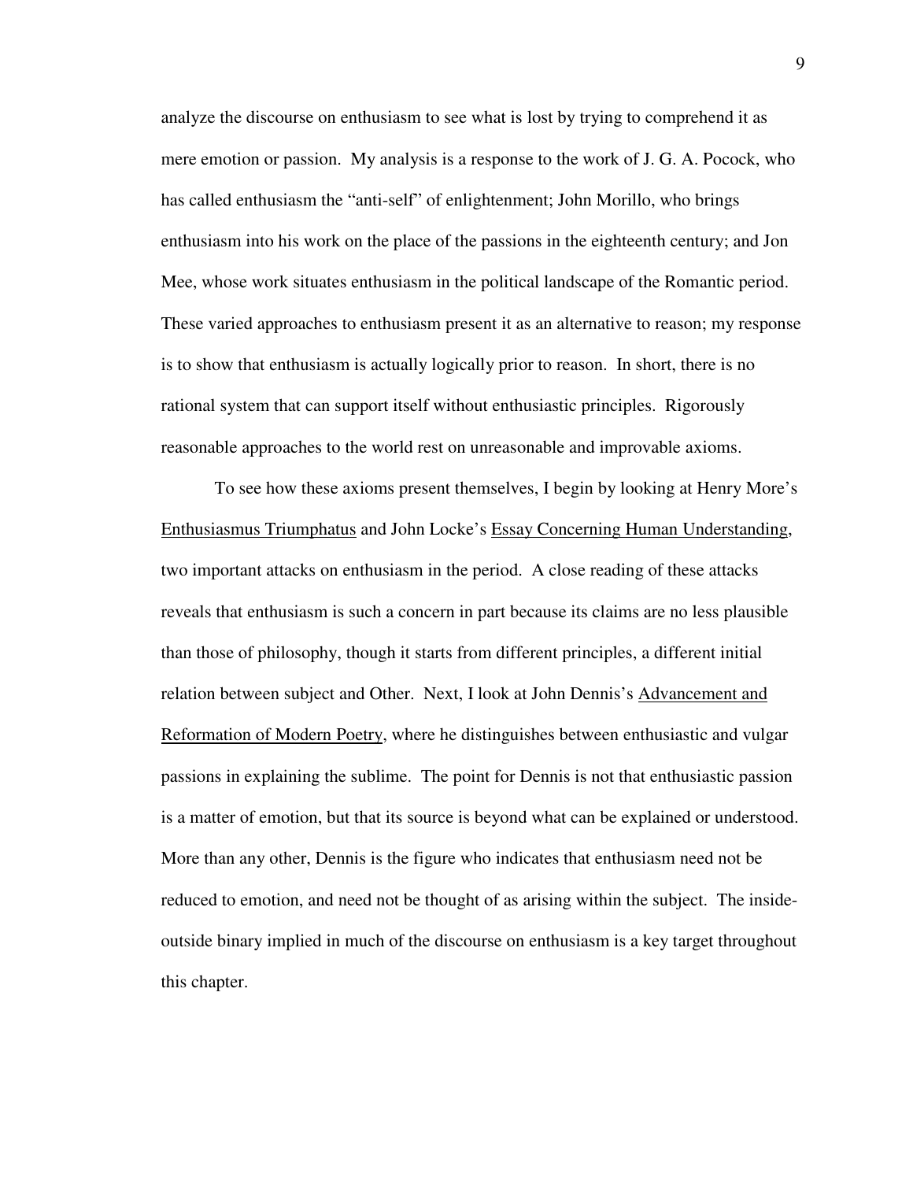analyze the discourse on enthusiasm to see what is lost by trying to comprehend it as mere emotion or passion. My analysis is a response to the work of J. G. A. Pocock, who has called enthusiasm the "anti-self" of enlightenment; John Morillo, who brings enthusiasm into his work on the place of the passions in the eighteenth century; and Jon Mee, whose work situates enthusiasm in the political landscape of the Romantic period. These varied approaches to enthusiasm present it as an alternative to reason; my response is to show that enthusiasm is actually logically prior to reason. In short, there is no rational system that can support itself without enthusiastic principles. Rigorously reasonable approaches to the world rest on unreasonable and improvable axioms.

To see how these axioms present themselves, I begin by looking at Henry More's Enthusiasmus Triumphatus and John Locke's Essay Concerning Human Understanding, two important attacks on enthusiasm in the period. A close reading of these attacks reveals that enthusiasm is such a concern in part because its claims are no less plausible than those of philosophy, though it starts from different principles, a different initial relation between subject and Other. Next, I look at John Dennis's Advancement and Reformation of Modern Poetry, where he distinguishes between enthusiastic and vulgar passions in explaining the sublime. The point for Dennis is not that enthusiastic passion is a matter of emotion, but that its source is beyond what can be explained or understood. More than any other, Dennis is the figure who indicates that enthusiasm need not be reduced to emotion, and need not be thought of as arising within the subject. The inside-outside binary implied in much of the discourse on enthusiasm is a key target throughout this chapter.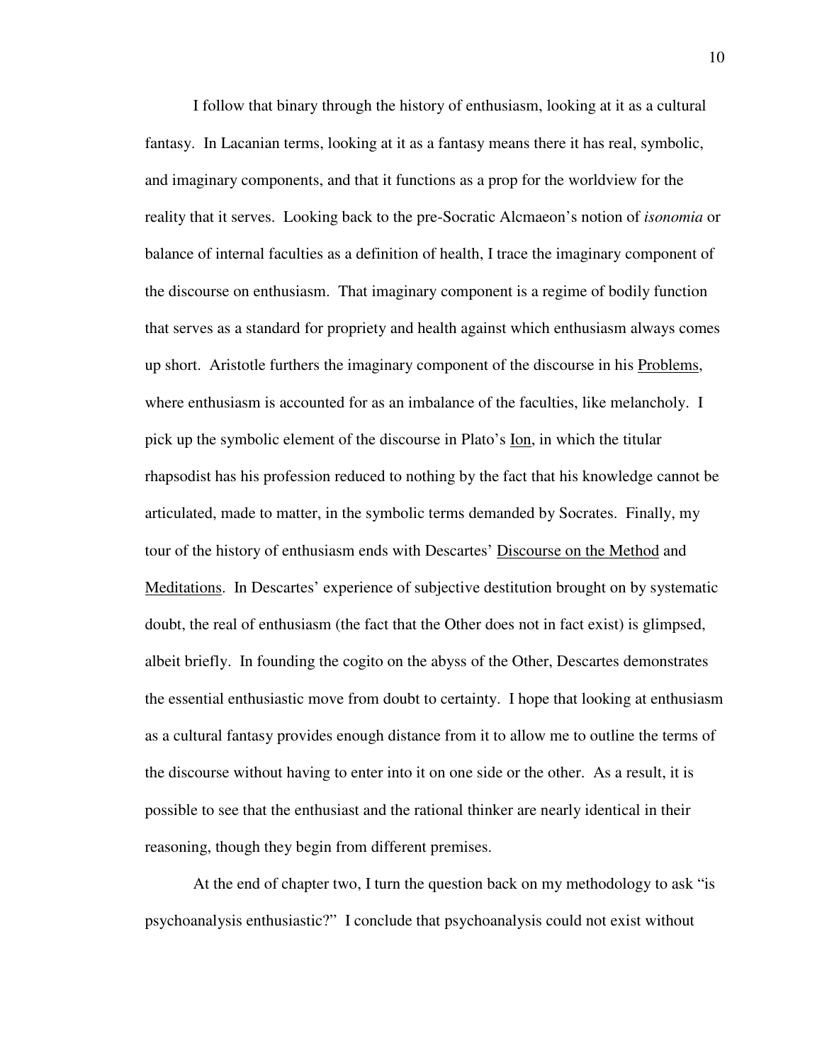I follow that binary through the history of enthusiasm, looking at it as a cultural fantasy. In Lacanian terms, looking at it as a fantasy means there it has real, symbolic, and imaginary components, and that it functions as a prop for the worldview for the reality that it serves. Looking back to the pre-Socratic Alcmaeon's notion of *isonomia* or balance of internal faculties as a definition of health, I trace the imaginary component of the discourse on enthusiasm. That imaginary component is a regime of bodily function that serves as a standard for propriety and health against which enthusiasm always comes up short. Aristotle furthers the imaginary component of the discourse in his Problems, where enthusiasm is accounted for as an imbalance of the faculties, like melancholy. I pick up the symbolic element of the discourse in Plato's Ion, in which the titular rhapsodist has his profession reduced to nothing by the fact that his knowledge cannot be articulated, made to matter, in the symbolic terms demanded by Socrates. Finally, my tour of the history of enthusiasm ends with Descartes' Discourse on the Method and Meditations. In Descartes' experience of subjective destitution brought on by systematic doubt, the real of enthusiasm (the fact that the Other does not in fact exist) is glimpsed, albeit briefly. In founding the cogito on the abyss of the Other, Descartes demonstrates the essential enthusiastic move from doubt to certainty. I hope that looking at enthusiasm as a cultural fantasy provides enough distance from it to allow me to outline the terms of the discourse without having to enter into it on one side or the other. As a result, it is possible to see that the enthusiast and the rational thinker are nearly identical in their reasoning, though they begin from different premises.

At the end of chapter two, I turn the question back on my methodology to ask "is psychoanalysis enthusiastic?" I conclude that psychoanalysis could not exist without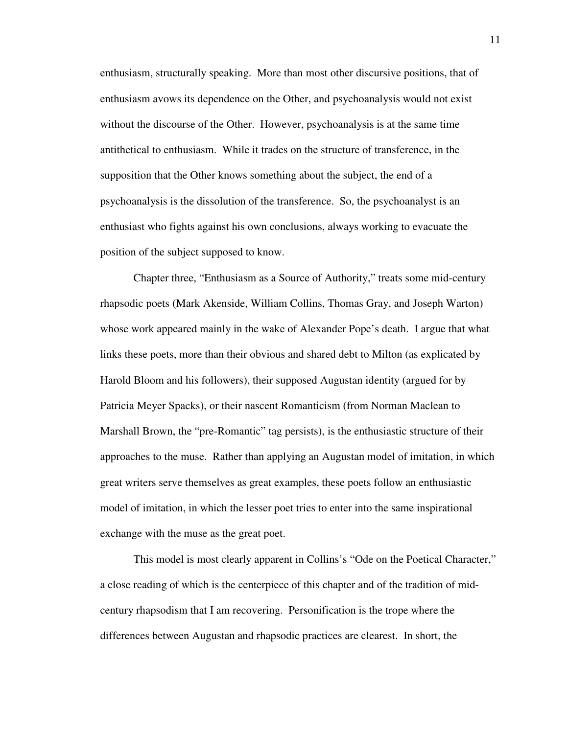enthusiasm, structurally speaking. More than most other discursive positions, that of enthusiasm avows its dependence on the Other, and psychoanalysis would not exist without the discourse of the Other. However, psychoanalysis is at the same time antithetical to enthusiasm. While it trades on the structure of transference, in the supposition that the Other knows something about the subject, the end of a psychoanalysis is the dissolution of the transference. So, the psychoanalyst is an enthusiast who fights against his own conclusions, always working to evacuate the position of the subject supposed to know.

Chapter three, "Enthusiasm as a Source of Authority," treats some mid-century rhapsodic poets (Mark Akenside, William Collins, Thomas Gray, and Joseph Warton) whose work appeared mainly in the wake of Alexander Pope's death. I argue that what links these poets, more than their obvious and shared debt to Milton (as explicated by Harold Bloom and his followers), their supposed Augustan identity (argued for by Patricia Meyer Spacks), or their nascent Romanticism (from Norman Maclean to Marshall Brown, the "pre-Romantic" tag persists), is the enthusiastic structure of their approaches to the muse. Rather than applying an Augustan model of imitation, in which great writers serve themselves as great examples, these poets follow an enthusiastic model of imitation, in which the lesser poet tries to enter into the same inspirational exchange with the muse as the great poet.

This model is most clearly apparent in Collins's "Ode on the Poetical Character," a close reading of which is the centerpiece of this chapter and of the tradition of mid-century rhapsodism that I am recovering. Personification is the trope where the differences between Augustan and rhapsodic practices are clearest. In short, the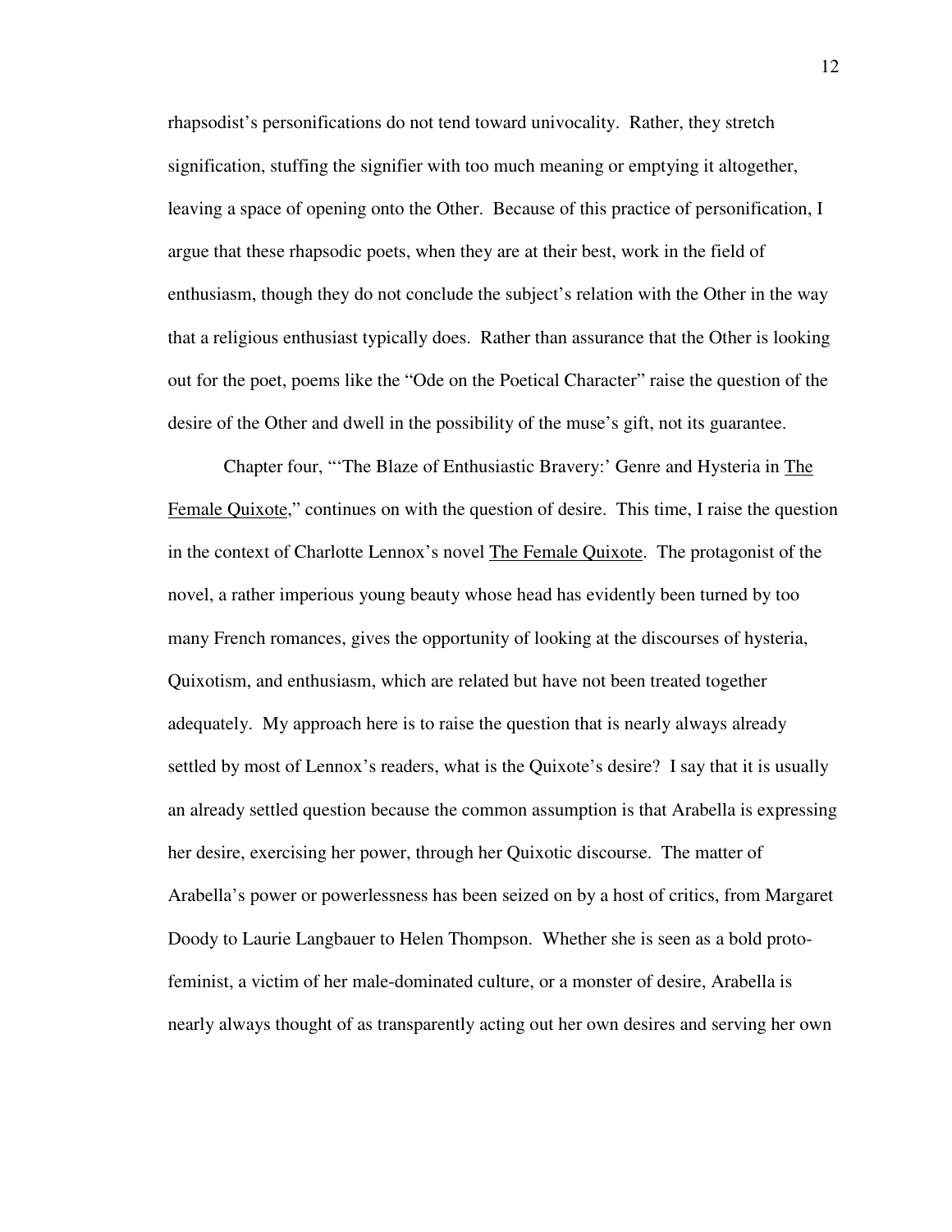rhapsodist's personifications do not tend toward univocality. Rather, they stretch signification, stuffing the signifier with too much meaning or emptying it altogether, leaving a space of opening onto the Other. Because of this practice of personification, I argue that these rhapsodic poets, when they are at their best, work in the field of enthusiasm, though they do not conclude the subject's relation with the Other in the way that a religious enthusiast typically does. Rather than assurance that the Other is looking out for the poet, poems like the "Ode on the Poetical Character" raise the question of the desire of the Other and dwell in the possibility of the muse's gift, not its guarantee.

Chapter four, "'The Blaze of Enthusiastic Bravery:' Genre and Hysteria in The Female Quixote," continues on with the question of desire. This time, I raise the question in the context of Charlotte Lennox's novel The Female Quixote. The protagonist of the novel, a rather imperious young beauty whose head has evidently been turned by too many French romances, gives the opportunity of looking at the discourses of hysteria, Quixotism, and enthusiasm, which are related but have not been treated together adequately. My approach here is to raise the question that is nearly always already settled by most of Lennox's readers, what is the Quixote's desire? I say that it is usually an already settled question because the common assumption is that Arabella is expressing her desire, exercising her power, through her Quixotic discourse. The matter of Arabella's power or powerlessness has been seized on by a host of critics, from Margaret Doody to Laurie Langbauer to Helen Thompson. Whether she is seen as a bold proto-feminist, a victim of her male-dominated culture, or a monster of desire, Arabella is nearly always thought of as transparently acting out her own desires and serving her own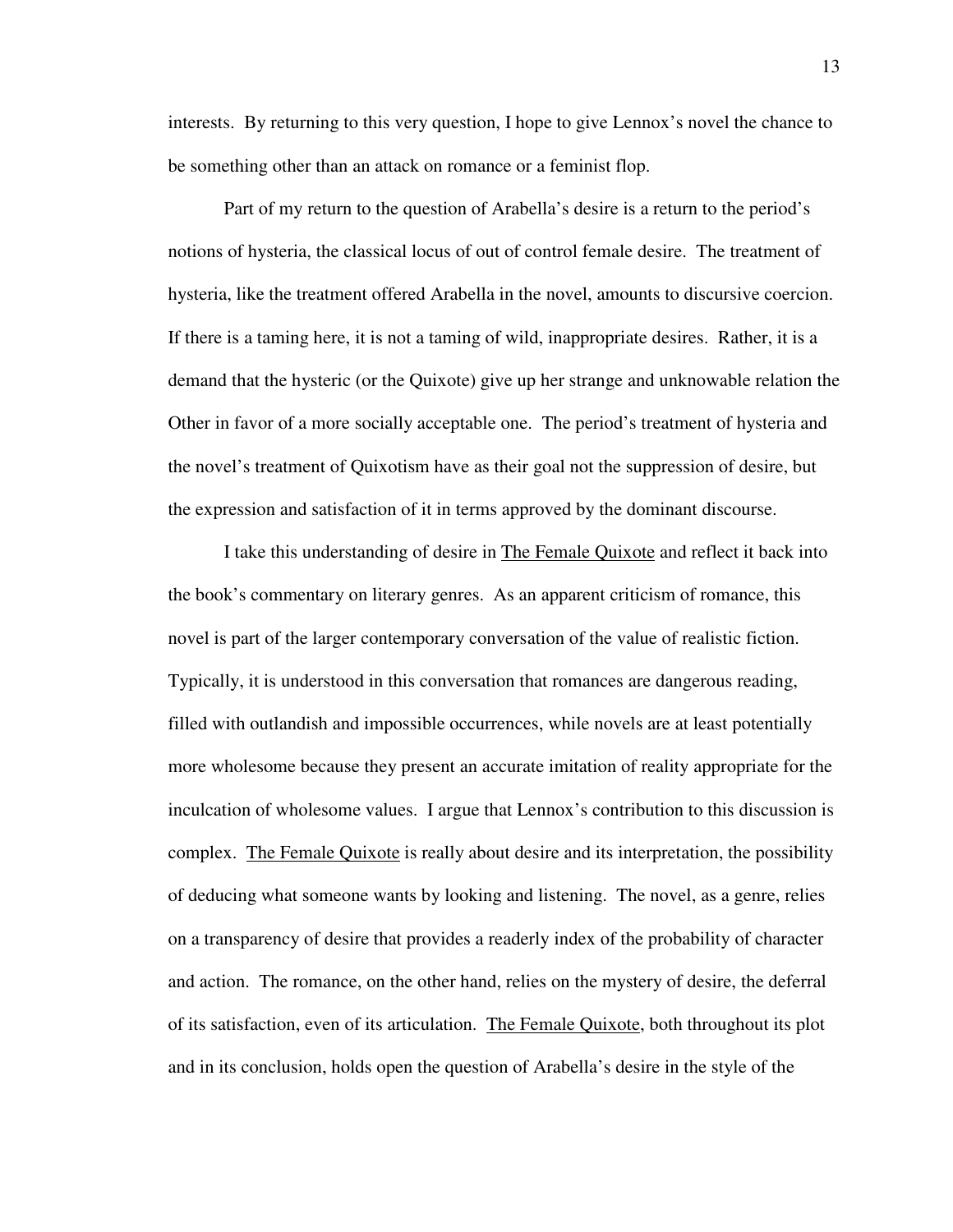interests. By returning to this very question, I hope to give Lennox's novel the chance to be something other than an attack on romance or a feminist flop.

Part of my return to the question of Arabella's desire is a return to the period's notions of hysteria, the classical locus of out of control female desire. The treatment of hysteria, like the treatment offered Arabella in the novel, amounts to discursive coercion. If there is a taming here, it is not a taming of wild, inappropriate desires. Rather, it is a demand that the hysteric (or the Quixote) give up her strange and unknowable relation the Other in favor of a more socially acceptable one. The period's treatment of hysteria and the novel's treatment of Quixotism have as their goal not the suppression of desire, but the expression and satisfaction of it in terms approved by the dominant discourse.

I take this understanding of desire in The Female Quixote and reflect it back into the book's commentary on literary genres. As an apparent criticism of romance, this novel is part of the larger contemporary conversation of the value of realistic fiction. Typically, it is understood in this conversation that romances are dangerous reading, filled with outlandish and impossible occurrences, while novels are at least potentially more wholesome because they present an accurate imitation of reality appropriate for the inculcation of wholesome values. I argue that Lennox's contribution to this discussion is complex. The Female Quixote is really about desire and its interpretation, the possibility of deducing what someone wants by looking and listening. The novel, as a genre, relies on a transparency of desire that provides a readerly index of the probability of character and action. The romance, on the other hand, relies on the mystery of desire, the deferral of its satisfaction, even of its articulation. The Female Quixote, both throughout its plot and in its conclusion, holds open the question of Arabella's desire in the style of the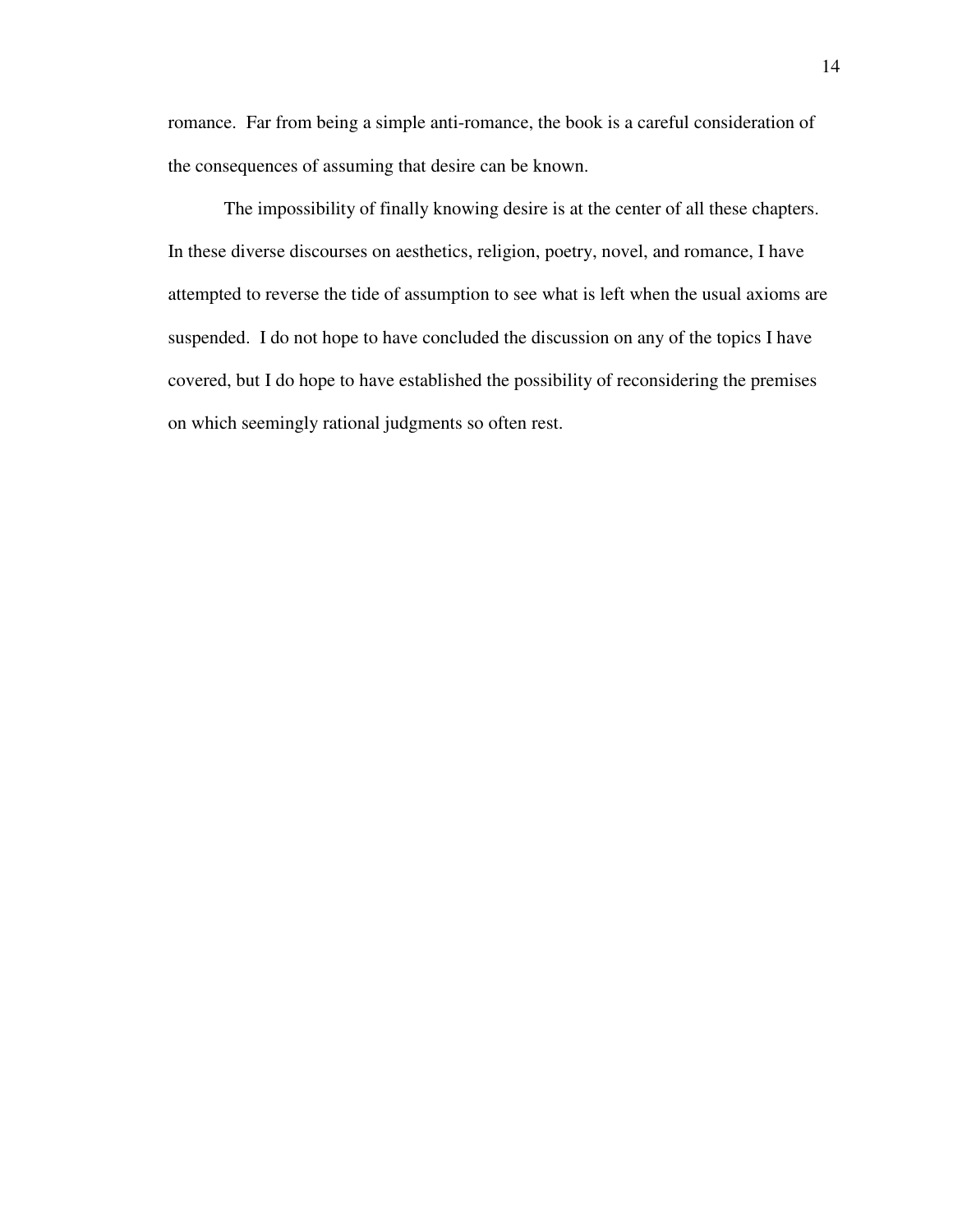romance. Far from being a simple anti-romance, the book is a careful consideration of the consequences of assuming that desire can be known.

The impossibility of finally knowing desire is at the center of all these chapters. In these diverse discourses on aesthetics, religion, poetry, novel, and romance, I have attempted to reverse the tide of assumption to see what is left when the usual axioms are suspended. I do not hope to have concluded the discussion on any of the topics I have covered, but I do hope to have established the possibility of reconsidering the premises on which seemingly rational judgments so often rest.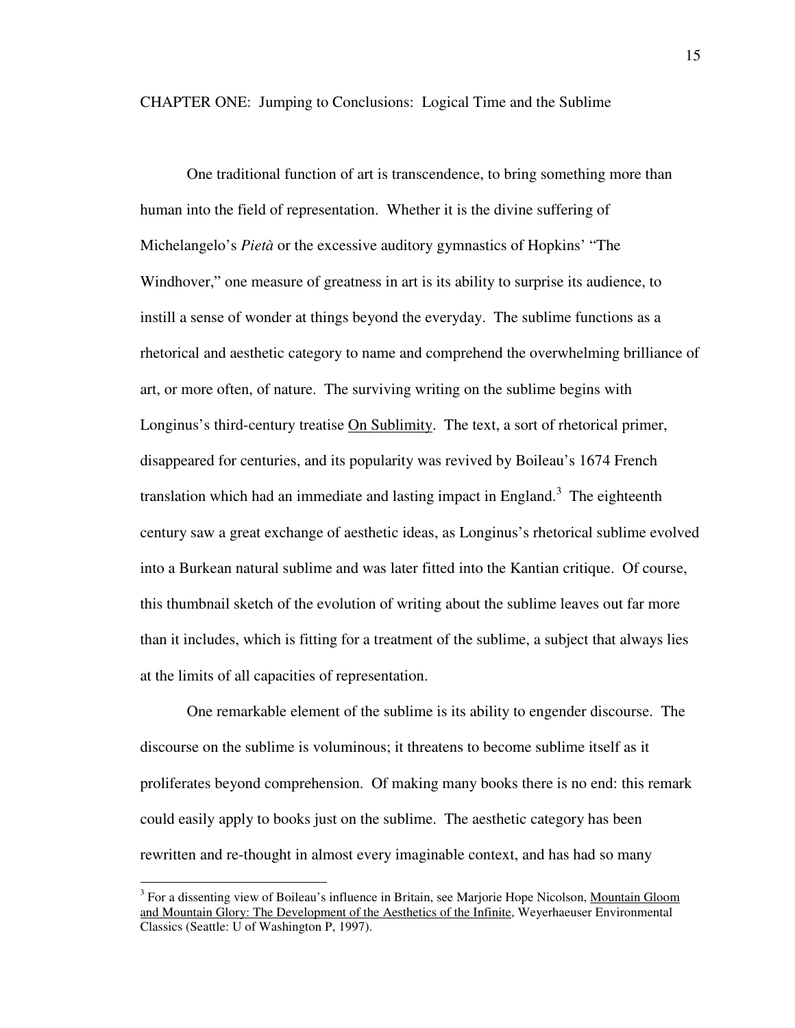# CHAPTER ONE: Jumping to Conclusions: Logical Time and the Sublime

One traditional function of art is transcendence, to bring something more than human into the field of representation. Whether it is the divine suffering of Michelangelo's *Pietà* or the excessive auditory gymnastics of Hopkins' "The Windhover," one measure of greatness in art is its ability to surprise its audience, to instill a sense of wonder at things beyond the everyday. The sublime functions as a rhetorical and aesthetic category to name and comprehend the overwhelming brilliance of art, or more often, of nature. The surviving writing on the sublime begins with Longinus's third-century treatise <u>On Sublimity</u>. The text, a sort of rhetorical primer, disappeared for centuries, and its popularity was revived by Boileau's 1674 French translation which had an immediate and lasting impact in England.[3] The eighteenth century saw a great exchange of aesthetic ideas, as Longinus's rhetorical sublime evolved into a Burkean natural sublime and was later fitted into the Kantian critique. Of course, this thumbnail sketch of the evolution of writing about the sublime leaves out far more than it includes, which is fitting for a treatment of the sublime, a subject that always lies at the limits of all capacities of representation.

One remarkable element of the sublime is its ability to engender discourse. The discourse on the sublime is voluminous; it threatens to become sublime itself as it proliferates beyond comprehension. Of making many books there is no end: this remark could easily apply to books just on the sublime. The aesthetic category has been rewritten and re-thought in almost every imaginable context, and has had so many

---

[3] For a dissenting view of Boileau's influence in Britain, see Marjorie Hope Nicolson, <u>Mountain Gloom and Mountain Glory: The Development of the Aesthetics of the Infinite</u>, Weyerhaeuser Environmental Classics (Seattle: U of Washington P, 1997).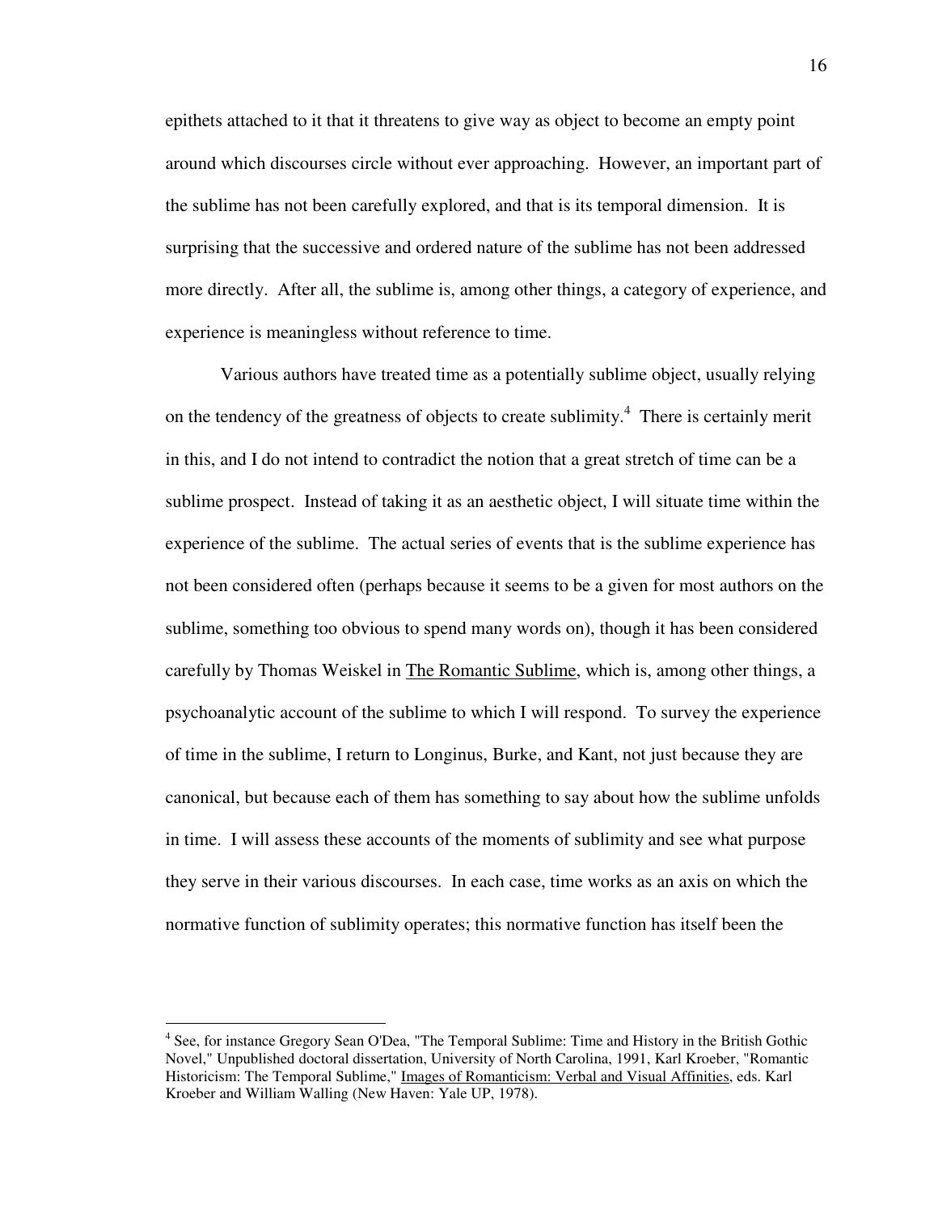epithets attached to it that it threatens to give way as object to become an empty point around which discourses circle without ever approaching. However, an important part of the sublime has not been carefully explored, and that is its temporal dimension. It is surprising that the successive and ordered nature of the sublime has not been addressed more directly. After all, the sublime is, among other things, a category of experience, and experience is meaningless without reference to time.

Various authors have treated time as a potentially sublime object, usually relying on the tendency of the greatness of objects to create sublimity.[4] There is certainly merit in this, and I do not intend to contradict the notion that a great stretch of time can be a sublime prospect. Instead of taking it as an aesthetic object, I will situate time within the experience of the sublime. The actual series of events that is the sublime experience has not been considered often (perhaps because it seems to be a given for most authors on the sublime, something too obvious to spend many words on), though it has been considered carefully by Thomas Weiskel in The Romantic Sublime, which is, among other things, a psychoanalytic account of the sublime to which I will respond. To survey the experience of time in the sublime, I return to Longinus, Burke, and Kant, not just because they are canonical, but because each of them has something to say about how the sublime unfolds in time. I will assess these accounts of the moments of sublimity and see what purpose they serve in their various discourses. In each case, time works as an axis on which the normative function of sublimity operates; this normative function has itself been the

---

[4] See, for instance Gregory Sean O'Dea, "The Temporal Sublime: Time and History in the British Gothic Novel," Unpublished doctoral dissertation, University of North Carolina, 1991, Karl Kroeber, "Romantic Historicism: The Temporal Sublime," Images of Romanticism: Verbal and Visual Affinities, eds. Karl Kroeber and William Walling (New Haven: Yale UP, 1978).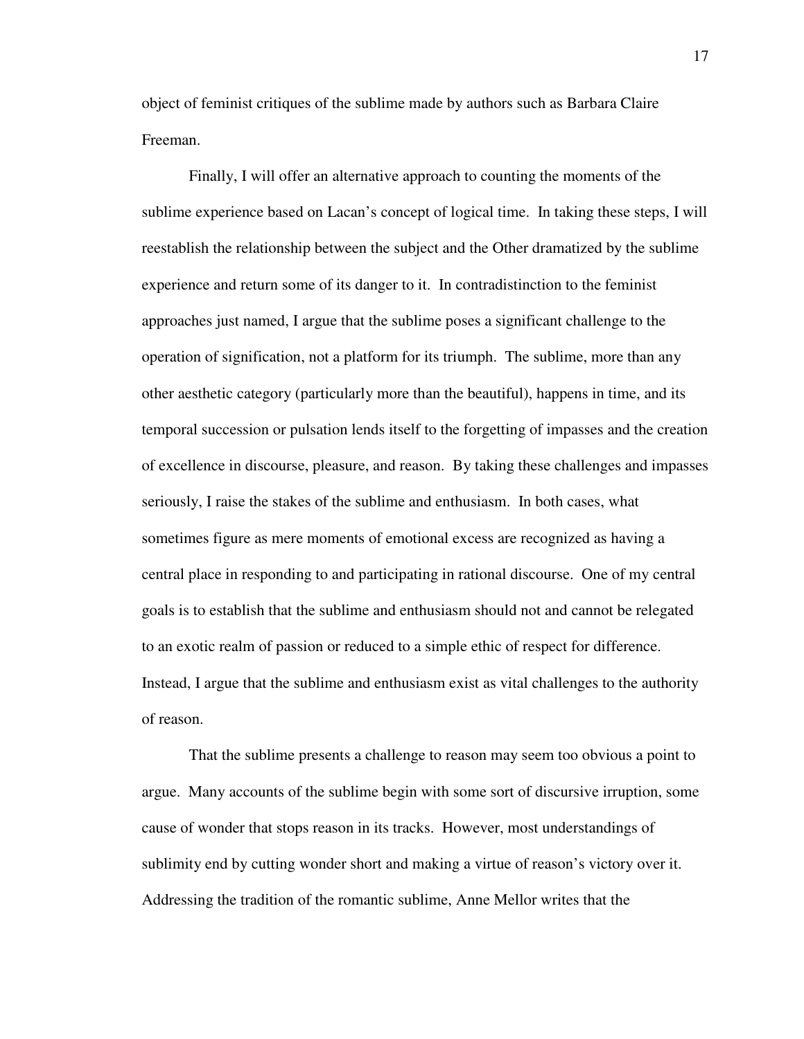object of feminist critiques of the sublime made by authors such as Barbara Claire Freeman.

Finally, I will offer an alternative approach to counting the moments of the sublime experience based on Lacan's concept of logical time. In taking these steps, I will reestablish the relationship between the subject and the Other dramatized by the sublime experience and return some of its danger to it. In contradistinction to the feminist approaches just named, I argue that the sublime poses a significant challenge to the operation of signification, not a platform for its triumph. The sublime, more than any other aesthetic category (particularly more than the beautiful), happens in time, and its temporal succession or pulsation lends itself to the forgetting of impasses and the creation of excellence in discourse, pleasure, and reason. By taking these challenges and impasses seriously, I raise the stakes of the sublime and enthusiasm. In both cases, what sometimes figure as mere moments of emotional excess are recognized as having a central place in responding to and participating in rational discourse. One of my central goals is to establish that the sublime and enthusiasm should not and cannot be relegated to an exotic realm of passion or reduced to a simple ethic of respect for difference. Instead, I argue that the sublime and enthusiasm exist as vital challenges to the authority of reason.

That the sublime presents a challenge to reason may seem too obvious a point to argue. Many accounts of the sublime begin with some sort of discursive irruption, some cause of wonder that stops reason in its tracks. However, most understandings of sublimity end by cutting wonder short and making a virtue of reason's victory over it. Addressing the tradition of the romantic sublime, Anne Mellor writes that the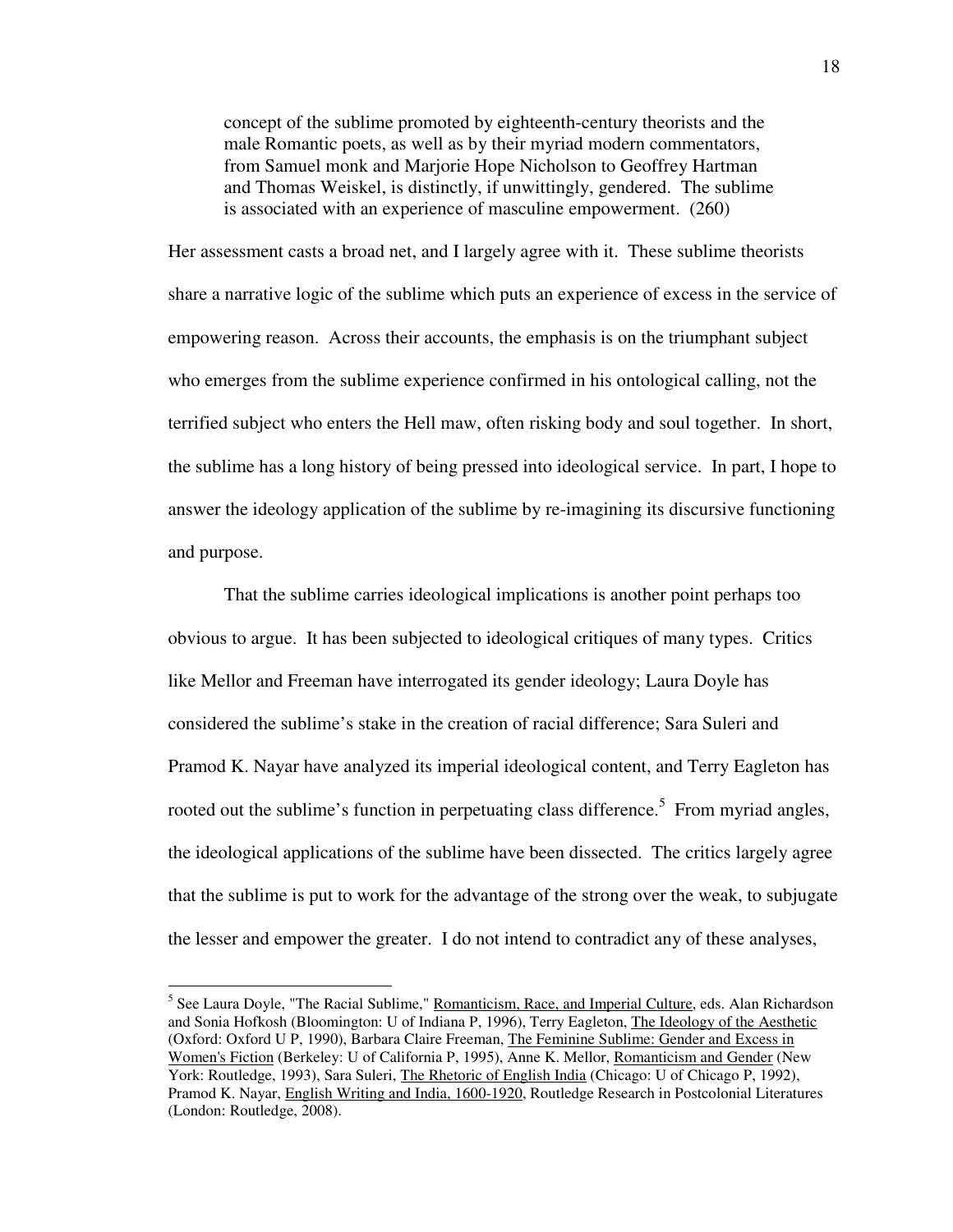> concept of the sublime promoted by eighteenth-century theorists and the male Romantic poets, as well as by their myriad modern commentators, from Samuel monk and Marjorie Hope Nicholson to Geoffrey Hartman and Thomas Weiskel, is distinctly, if unwittingly, gendered. The sublime is associated with an experience of masculine empowerment. (260)

Her assessment casts a broad net, and I largely agree with it. These sublime theorists share a narrative logic of the sublime which puts an experience of excess in the service of empowering reason. Across their accounts, the emphasis is on the triumphant subject who emerges from the sublime experience confirmed in his ontological calling, not the terrified subject who enters the Hell maw, often risking body and soul together. In short, the sublime has a long history of being pressed into ideological service. In part, I hope to answer the ideology application of the sublime by re-imagining its discursive functioning and purpose.

That the sublime carries ideological implications is another point perhaps too obvious to argue. It has been subjected to ideological critiques of many types. Critics like Mellor and Freeman have interrogated its gender ideology; Laura Doyle has considered the sublime's stake in the creation of racial difference; Sara Suleri and Pramod K. Nayar have analyzed its imperial ideological content, and Terry Eagleton has rooted out the sublime's function in perpetuating class difference.[5] From myriad angles, the ideological applications of the sublime have been dissected. The critics largely agree that the sublime is put to work for the advantage of the strong over the weak, to subjugate the lesser and empower the greater. I do not intend to contradict any of these analyses,

---

[5] See Laura Doyle, "The Racial Sublime," Romanticism, Race, and Imperial Culture, eds. Alan Richardson and Sonia Hofkosh (Bloomington: U of Indiana P, 1996), Terry Eagleton, The Ideology of the Aesthetic (Oxford: Oxford U P, 1990), Barbara Claire Freeman, The Feminine Sublime: Gender and Excess in Women's Fiction (Berkeley: U of California P, 1995), Anne K. Mellor, Romanticism and Gender (New York: Routledge, 1993), Sara Suleri, The Rhetoric of English India (Chicago: U of Chicago P, 1992), Pramod K. Nayar, English Writing and India, 1600-1920, Routledge Research in Postcolonial Literatures (London: Routledge, 2008).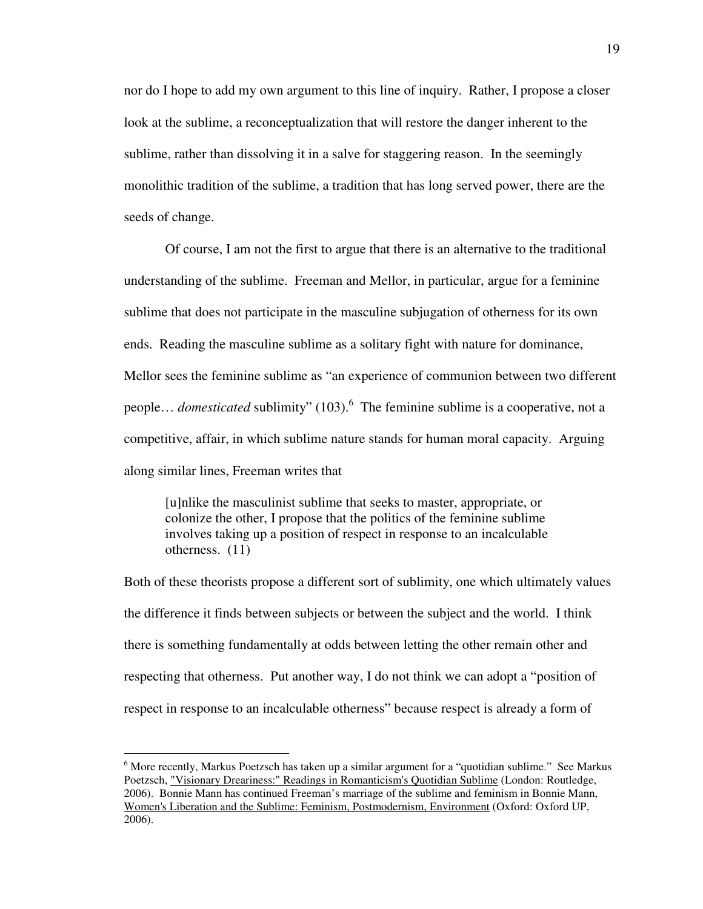nor do I hope to add my own argument to this line of inquiry. Rather, I propose a closer look at the sublime, a reconceptualization that will restore the danger inherent to the sublime, rather than dissolving it in a salve for staggering reason. In the seemingly monolithic tradition of the sublime, a tradition that has long served power, there are the seeds of change.

Of course, I am not the first to argue that there is an alternative to the traditional understanding of the sublime. Freeman and Mellor, in particular, argue for a feminine sublime that does not participate in the masculine subjugation of otherness for its own ends. Reading the masculine sublime as a solitary fight with nature for dominance, Mellor sees the feminine sublime as "an experience of communion between two different people… *domesticated* sublimity" (103).[6] The feminine sublime is a cooperative, not a competitive, affair, in which sublime nature stands for human moral capacity. Arguing along similar lines, Freeman writes that

> [u]nlike the masculinist sublime that seeks to master, appropriate, or colonize the other, I propose that the politics of the feminine sublime involves taking up a position of respect in response to an incalculable otherness. (11)

Both of these theorists propose a different sort of sublimity, one which ultimately values the difference it finds between subjects or between the subject and the world. I think there is something fundamentally at odds between letting the other remain other and respecting that otherness. Put another way, I do not think we can adopt a "position of respect in response to an incalculable otherness" because respect is already a form of

---

[6] More recently, Markus Poetzsch has taken up a similar argument for a "quotidian sublime." See Markus Poetzsch, "Visionary Dreariness:" Readings in Romanticism's Quotidian Sublime (London: Routledge, 2006). Bonnie Mann has continued Freeman's marriage of the sublime and feminism in Bonnie Mann, Women's Liberation and the Sublime: Feminism, Postmodernism, Environment (Oxford: Oxford UP, 2006).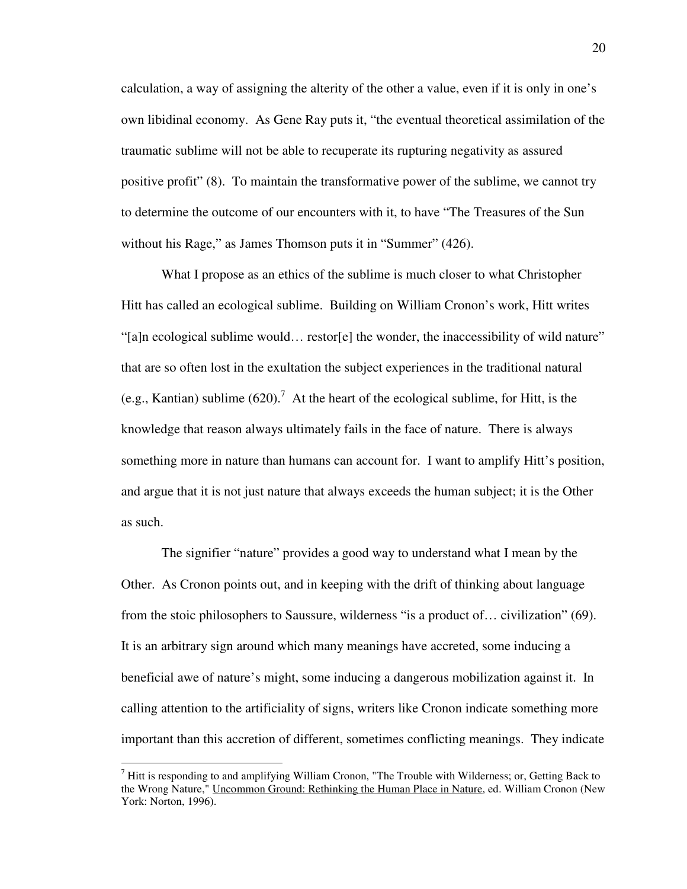calculation, a way of assigning the alterity of the other a value, even if it is only in one's own libidinal economy. As Gene Ray puts it, "the eventual theoretical assimilation of the traumatic sublime will not be able to recuperate its rupturing negativity as assured positive profit" (8). To maintain the transformative power of the sublime, we cannot try to determine the outcome of our encounters with it, to have "The Treasures of the Sun without his Rage," as James Thomson puts it in "Summer" (426).

What I propose as an ethics of the sublime is much closer to what Christopher Hitt has called an ecological sublime. Building on William Cronon's work, Hitt writes "[a]n ecological sublime would… restor[e] the wonder, the inaccessibility of wild nature" that are so often lost in the exultation the subject experiences in the traditional natural (e.g., Kantian) sublime (620).[7] At the heart of the ecological sublime, for Hitt, is the knowledge that reason always ultimately fails in the face of nature. There is always something more in nature than humans can account for. I want to amplify Hitt's position, and argue that it is not just nature that always exceeds the human subject; it is the Other as such.

The signifier "nature" provides a good way to understand what I mean by the Other. As Cronon points out, and in keeping with the drift of thinking about language from the stoic philosophers to Saussure, wilderness "is a product of… civilization" (69). It is an arbitrary sign around which many meanings have accreted, some inducing a beneficial awe of nature's might, some inducing a dangerous mobilization against it. In calling attention to the artificiality of signs, writers like Cronon indicate something more important than this accretion of different, sometimes conflicting meanings. They indicate

---

[7] Hitt is responding to and amplifying William Cronon, "The Trouble with Wilderness; or, Getting Back to the Wrong Nature," Uncommon Ground: Rethinking the Human Place in Nature, ed. William Cronon (New York: Norton, 1996).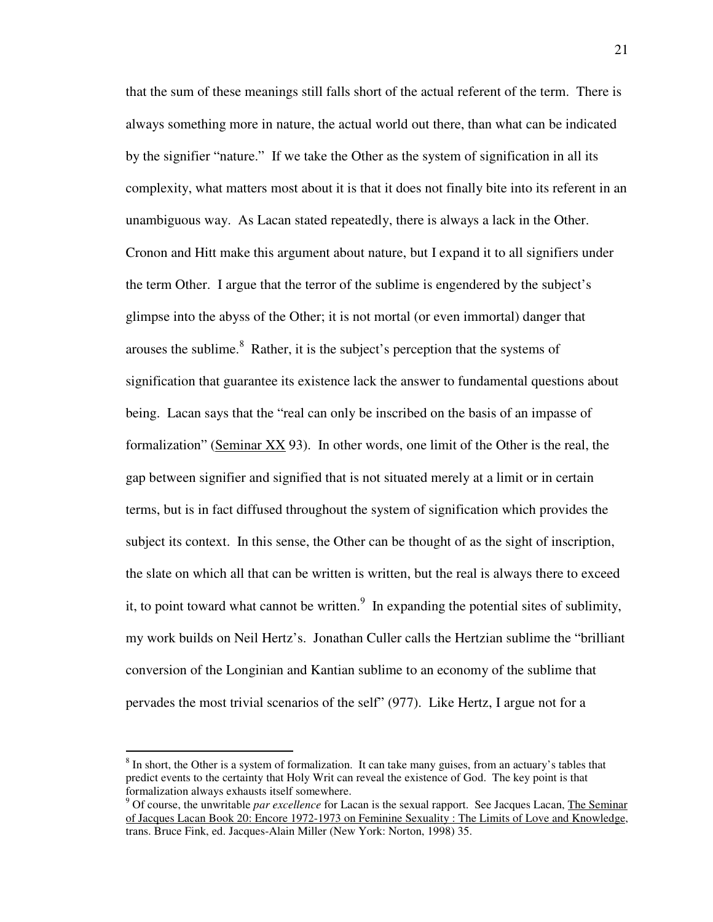that the sum of these meanings still falls short of the actual referent of the term. There is always something more in nature, the actual world out there, than what can be indicated by the signifier "nature." If we take the Other as the system of signification in all its complexity, what matters most about it is that it does not finally bite into its referent in an unambiguous way. As Lacan stated repeatedly, there is always a lack in the Other. Cronon and Hitt make this argument about nature, but I expand it to all signifiers under the term Other. I argue that the terror of the sublime is engendered by the subject's glimpse into the abyss of the Other; it is not mortal (or even immortal) danger that arouses the sublime.[8] Rather, it is the subject's perception that the systems of signification that guarantee its existence lack the answer to fundamental questions about being. Lacan says that the "real can only be inscribed on the basis of an impasse of formalization" (Seminar XX 93). In other words, one limit of the Other is the real, the gap between signifier and signified that is not situated merely at a limit or in certain terms, but is in fact diffused throughout the system of signification which provides the subject its context. In this sense, the Other can be thought of as the sight of inscription, the slate on which all that can be written is written, but the real is always there to exceed it, to point toward what cannot be written.[9] In expanding the potential sites of sublimity, my work builds on Neil Hertz's. Jonathan Culler calls the Hertzian sublime the "brilliant conversion of the Longinian and Kantian sublime to an economy of the sublime that pervades the most trivial scenarios of the self" (977). Like Hertz, I argue not for a

---

[8] In short, the Other is a system of formalization. It can take many guises, from an actuary's tables that predict events to the certainty that Holy Writ can reveal the existence of God. The key point is that formalization always exhausts itself somewhere.

[9] Of course, the unwritable *par excellence* for Lacan is the sexual rapport. See Jacques Lacan, The Seminar of Jacques Lacan Book 20: Encore 1972-1973 on Feminine Sexuality : The Limits of Love and Knowledge, trans. Bruce Fink, ed. Jacques-Alain Miller (New York: Norton, 1998) 35.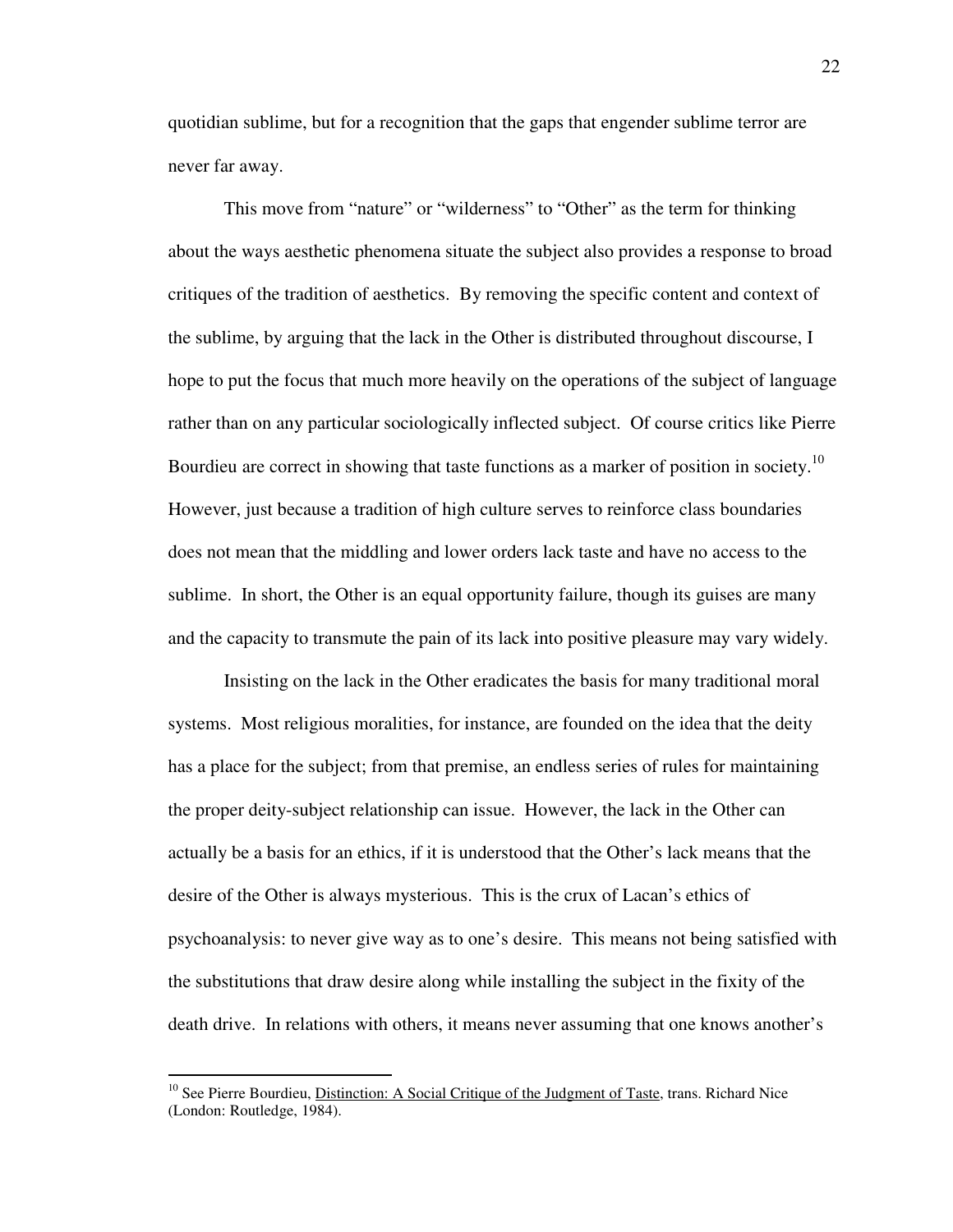quotidian sublime, but for a recognition that the gaps that engender sublime terror are never far away.

This move from "nature" or "wilderness" to "Other" as the term for thinking about the ways aesthetic phenomena situate the subject also provides a response to broad critiques of the tradition of aesthetics. By removing the specific content and context of the sublime, by arguing that the lack in the Other is distributed throughout discourse, I hope to put the focus that much more heavily on the operations of the subject of language rather than on any particular sociologically inflected subject. Of course critics like Pierre Bourdieu are correct in showing that taste functions as a marker of position in society.[10] However, just because a tradition of high culture serves to reinforce class boundaries does not mean that the middling and lower orders lack taste and have no access to the sublime. In short, the Other is an equal opportunity failure, though its guises are many and the capacity to transmute the pain of its lack into positive pleasure may vary widely.

Insisting on the lack in the Other eradicates the basis for many traditional moral systems. Most religious moralities, for instance, are founded on the idea that the deity has a place for the subject; from that premise, an endless series of rules for maintaining the proper deity-subject relationship can issue. However, the lack in the Other can actually be a basis for an ethics, if it is understood that the Other's lack means that the desire of the Other is always mysterious. This is the crux of Lacan's ethics of psychoanalysis: to never give way as to one's desire. This means not being satisfied with the substitutions that draw desire along while installing the subject in the fixity of the death drive. In relations with others, it means never assuming that one knows another's

---

[10] See Pierre Bourdieu, Distinction: A Social Critique of the Judgment of Taste, trans. Richard Nice (London: Routledge, 1984).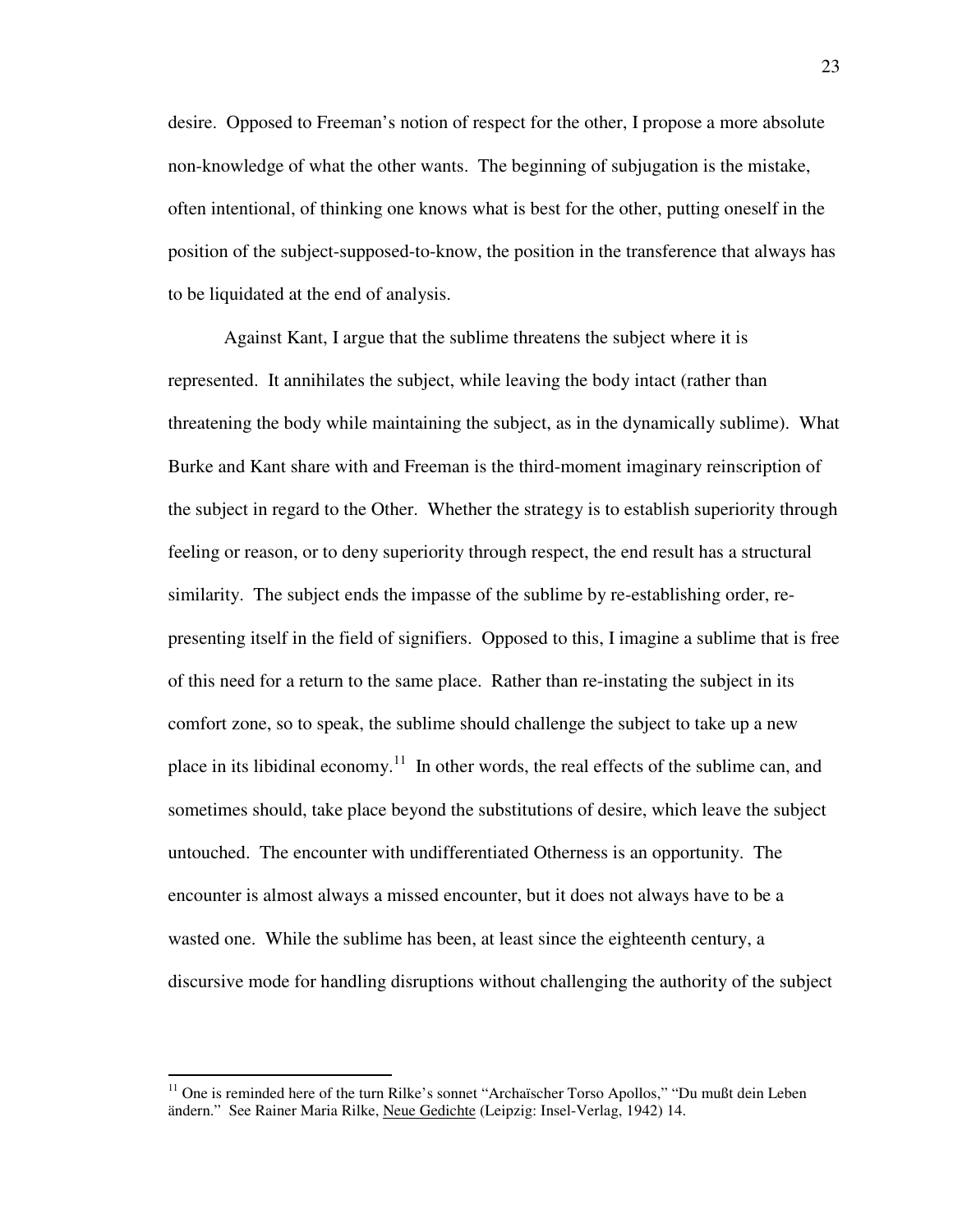desire. Opposed to Freeman's notion of respect for the other, I propose a more absolute non-knowledge of what the other wants. The beginning of subjugation is the mistake, often intentional, of thinking one knows what is best for the other, putting oneself in the position of the subject-supposed-to-know, the position in the transference that always has to be liquidated at the end of analysis.

Against Kant, I argue that the sublime threatens the subject where it is represented. It annihilates the subject, while leaving the body intact (rather than threatening the body while maintaining the subject, as in the dynamically sublime). What Burke and Kant share with and Freeman is the third-moment imaginary reinscription of the subject in regard to the Other. Whether the strategy is to establish superiority through feeling or reason, or to deny superiority through respect, the end result has a structural similarity. The subject ends the impasse of the sublime by re-establishing order, re-presenting itself in the field of signifiers. Opposed to this, I imagine a sublime that is free of this need for a return to the same place. Rather than re-instating the subject in its comfort zone, so to speak, the sublime should challenge the subject to take up a new place in its libidinal economy.[11] In other words, the real effects of the sublime can, and sometimes should, take place beyond the substitutions of desire, which leave the subject untouched. The encounter with undifferentiated Otherness is an opportunity. The encounter is almost always a missed encounter, but it does not always have to be a wasted one. While the sublime has been, at least since the eighteenth century, a discursive mode for handling disruptions without challenging the authority of the subject

---

[11] One is reminded here of the turn Rilke's sonnet "Archaïscher Torso Apollos," "Du mußt dein Leben ändern." See Rainer Maria Rilke, <u>Neue Gedichte</u> (Leipzig: Insel-Verlag, 1942) 14.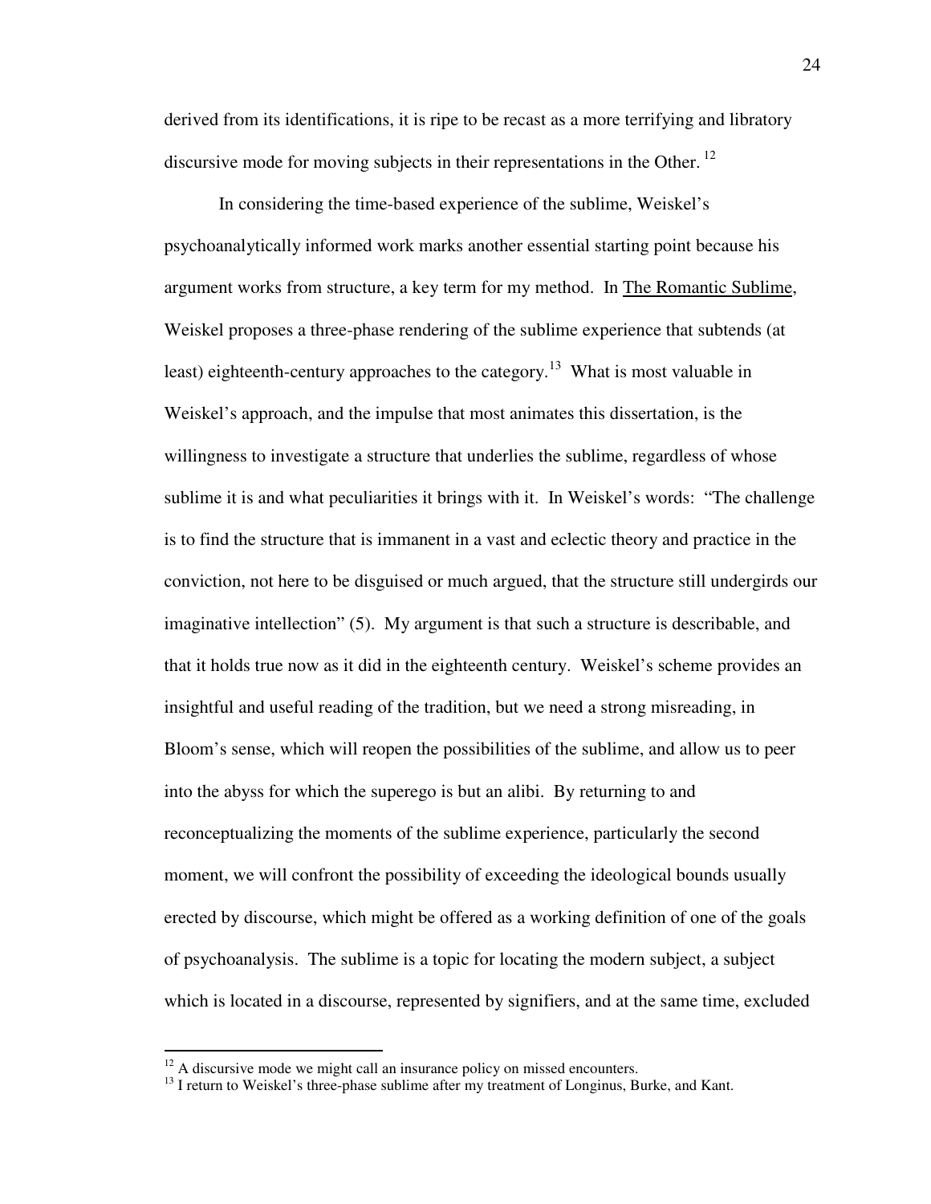derived from its identifications, it is ripe to be recast as a more terrifying and libratory discursive mode for moving subjects in their representations in the Other.[12]

In considering the time-based experience of the sublime, Weiskel's psychoanalytically informed work marks another essential starting point because his argument works from structure, a key term for my method. In The Romantic Sublime, Weiskel proposes a three-phase rendering of the sublime experience that subtends (at least) eighteenth-century approaches to the category.[13] What is most valuable in Weiskel's approach, and the impulse that most animates this dissertation, is the willingness to investigate a structure that underlies the sublime, regardless of whose sublime it is and what peculiarities it brings with it. In Weiskel's words: "The challenge is to find the structure that is immanent in a vast and eclectic theory and practice in the conviction, not here to be disguised or much argued, that the structure still undergirds our imaginative intellection" (5). My argument is that such a structure is describable, and that it holds true now as it did in the eighteenth century. Weiskel's scheme provides an insightful and useful reading of the tradition, but we need a strong misreading, in Bloom's sense, which will reopen the possibilities of the sublime, and allow us to peer into the abyss for which the superego is but an alibi. By returning to and reconceptualizing the moments of the sublime experience, particularly the second moment, we will confront the possibility of exceeding the ideological bounds usually erected by discourse, which might be offered as a working definition of one of the goals of psychoanalysis. The sublime is a topic for locating the modern subject, a subject which is located in a discourse, represented by signifiers, and at the same time, excluded

---

[12] A discursive mode we might call an insurance policy on missed encounters.

[13] I return to Weiskel's three-phase sublime after my treatment of Longinus, Burke, and Kant.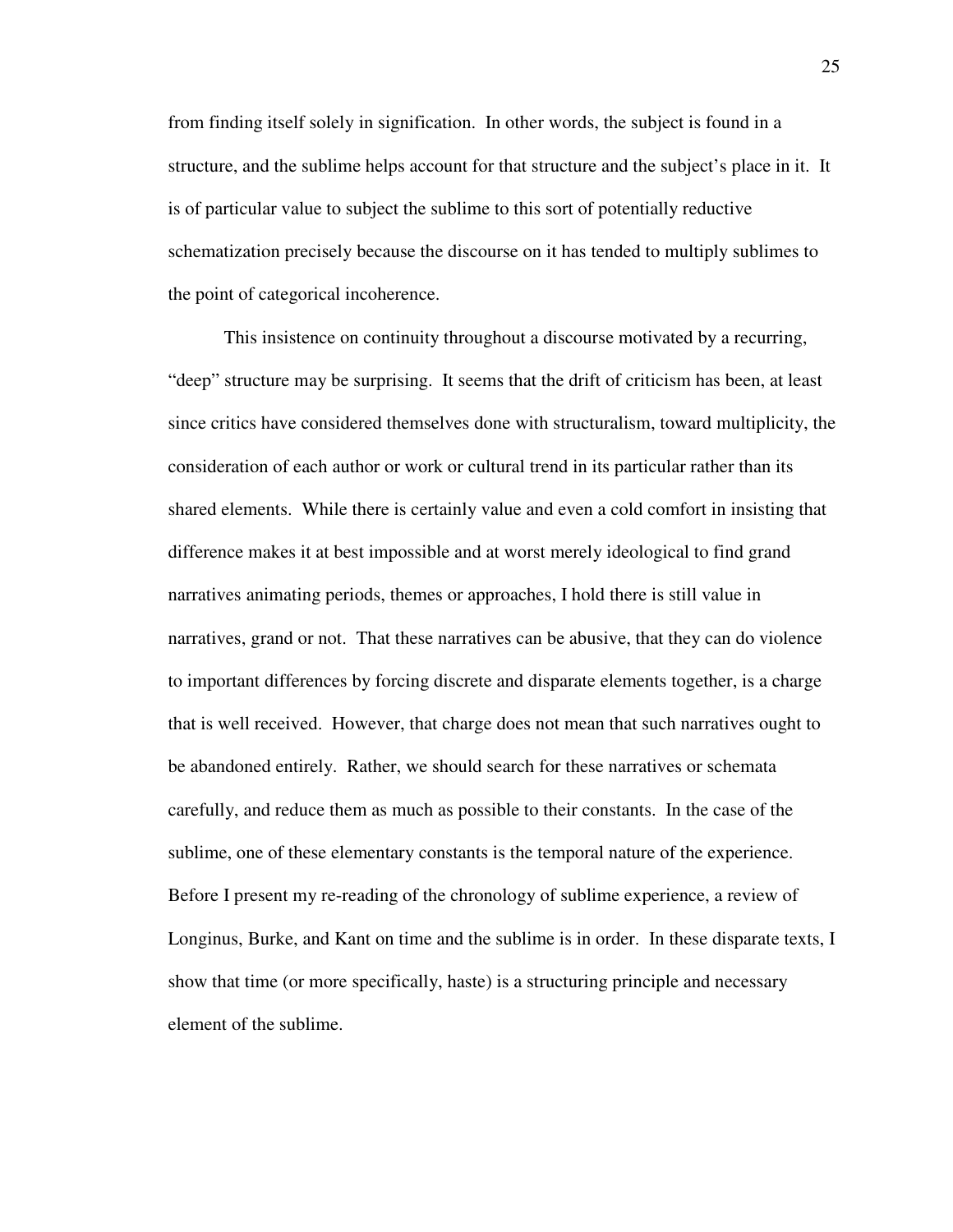from finding itself solely in signification. In other words, the subject is found in a structure, and the sublime helps account for that structure and the subject's place in it. It is of particular value to subject the sublime to this sort of potentially reductive schematization precisely because the discourse on it has tended to multiply sublimes to the point of categorical incoherence.

This insistence on continuity throughout a discourse motivated by a recurring, "deep" structure may be surprising. It seems that the drift of criticism has been, at least since critics have considered themselves done with structuralism, toward multiplicity, the consideration of each author or work or cultural trend in its particular rather than its shared elements. While there is certainly value and even a cold comfort in insisting that difference makes it at best impossible and at worst merely ideological to find grand narratives animating periods, themes or approaches, I hold there is still value in narratives, grand or not. That these narratives can be abusive, that they can do violence to important differences by forcing discrete and disparate elements together, is a charge that is well received. However, that charge does not mean that such narratives ought to be abandoned entirely. Rather, we should search for these narratives or schemata carefully, and reduce them as much as possible to their constants. In the case of the sublime, one of these elementary constants is the temporal nature of the experience. Before I present my re-reading of the chronology of sublime experience, a review of Longinus, Burke, and Kant on time and the sublime is in order. In these disparate texts, I show that time (or more specifically, haste) is a structuring principle and necessary element of the sublime.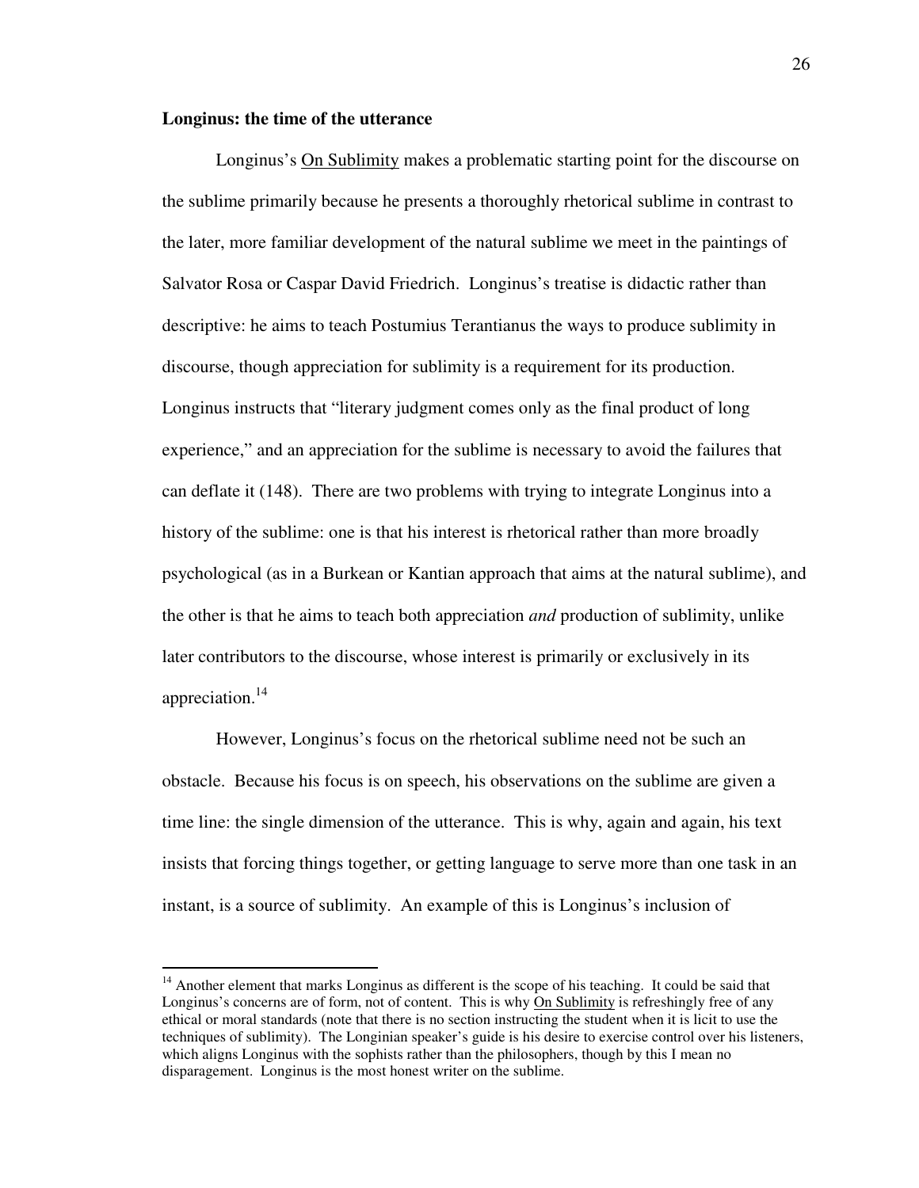**Longinus: the time of the utterance**

Longinus's On Sublimity makes a problematic starting point for the discourse on the sublime primarily because he presents a thoroughly rhetorical sublime in contrast to the later, more familiar development of the natural sublime we meet in the paintings of Salvator Rosa or Caspar David Friedrich. Longinus's treatise is didactic rather than descriptive: he aims to teach Postumius Terantianus the ways to produce sublimity in discourse, though appreciation for sublimity is a requirement for its production. Longinus instructs that "literary judgment comes only as the final product of long experience," and an appreciation for the sublime is necessary to avoid the failures that can deflate it (148). There are two problems with trying to integrate Longinus into a history of the sublime: one is that his interest is rhetorical rather than more broadly psychological (as in a Burkean or Kantian approach that aims at the natural sublime), and the other is that he aims to teach both appreciation *and* production of sublimity, unlike later contributors to the discourse, whose interest is primarily or exclusively in its appreciation.[14]

However, Longinus's focus on the rhetorical sublime need not be such an obstacle. Because his focus is on speech, his observations on the sublime are given a time line: the single dimension of the utterance. This is why, again and again, his text insists that forcing things together, or getting language to serve more than one task in an instant, is a source of sublimity. An example of this is Longinus's inclusion of

---

[14] Another element that marks Longinus as different is the scope of his teaching. It could be said that Longinus's concerns are of form, not of content. This is why On Sublimity is refreshingly free of any ethical or moral standards (note that there is no section instructing the student when it is licit to use the techniques of sublimity). The Longinian speaker's guide is his desire to exercise control over his listeners, which aligns Longinus with the sophists rather than the philosophers, though by this I mean no disparagement. Longinus is the most honest writer on the sublime.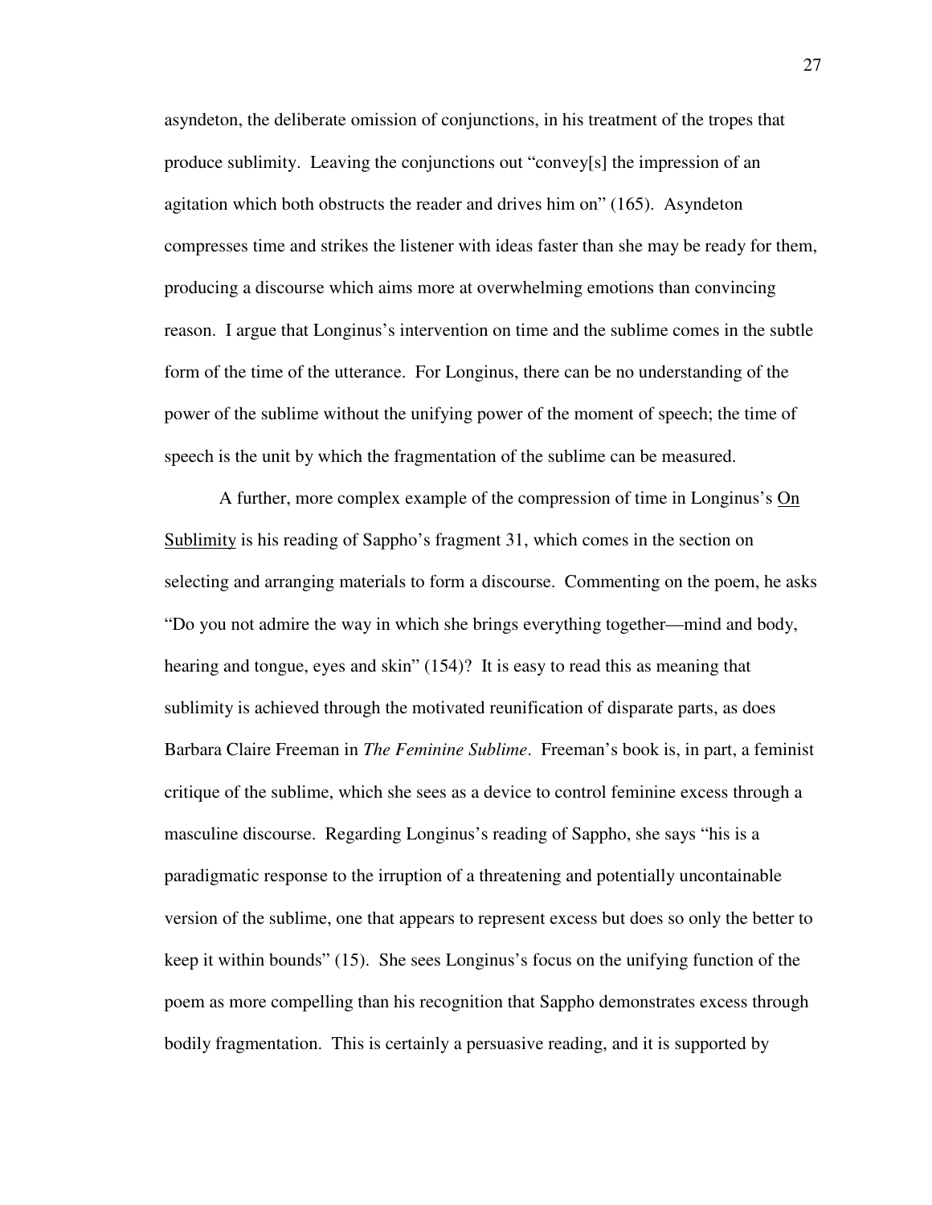asyndeton, the deliberate omission of conjunctions, in his treatment of the tropes that produce sublimity. Leaving the conjunctions out "convey[s] the impression of an agitation which both obstructs the reader and drives him on" (165). Asyndeton compresses time and strikes the listener with ideas faster than she may be ready for them, producing a discourse which aims more at overwhelming emotions than convincing reason. I argue that Longinus's intervention on time and the sublime comes in the subtle form of the time of the utterance. For Longinus, there can be no understanding of the power of the sublime without the unifying power of the moment of speech; the time of speech is the unit by which the fragmentation of the sublime can be measured.

A further, more complex example of the compression of time in Longinus's <u>On Sublimity</u> is his reading of Sappho's fragment 31, which comes in the section on selecting and arranging materials to form a discourse. Commenting on the poem, he asks "Do you not admire the way in which she brings everything together—mind and body, hearing and tongue, eyes and skin" (154)? It is easy to read this as meaning that sublimity is achieved through the motivated reunification of disparate parts, as does Barbara Claire Freeman in *The Feminine Sublime*. Freeman's book is, in part, a feminist critique of the sublime, which she sees as a device to control feminine excess through a masculine discourse. Regarding Longinus's reading of Sappho, she says "his is a paradigmatic response to the irruption of a threatening and potentially uncontainable version of the sublime, one that appears to represent excess but does so only the better to keep it within bounds" (15). She sees Longinus's focus on the unifying function of the poem as more compelling than his recognition that Sappho demonstrates excess through bodily fragmentation. This is certainly a persuasive reading, and it is supported by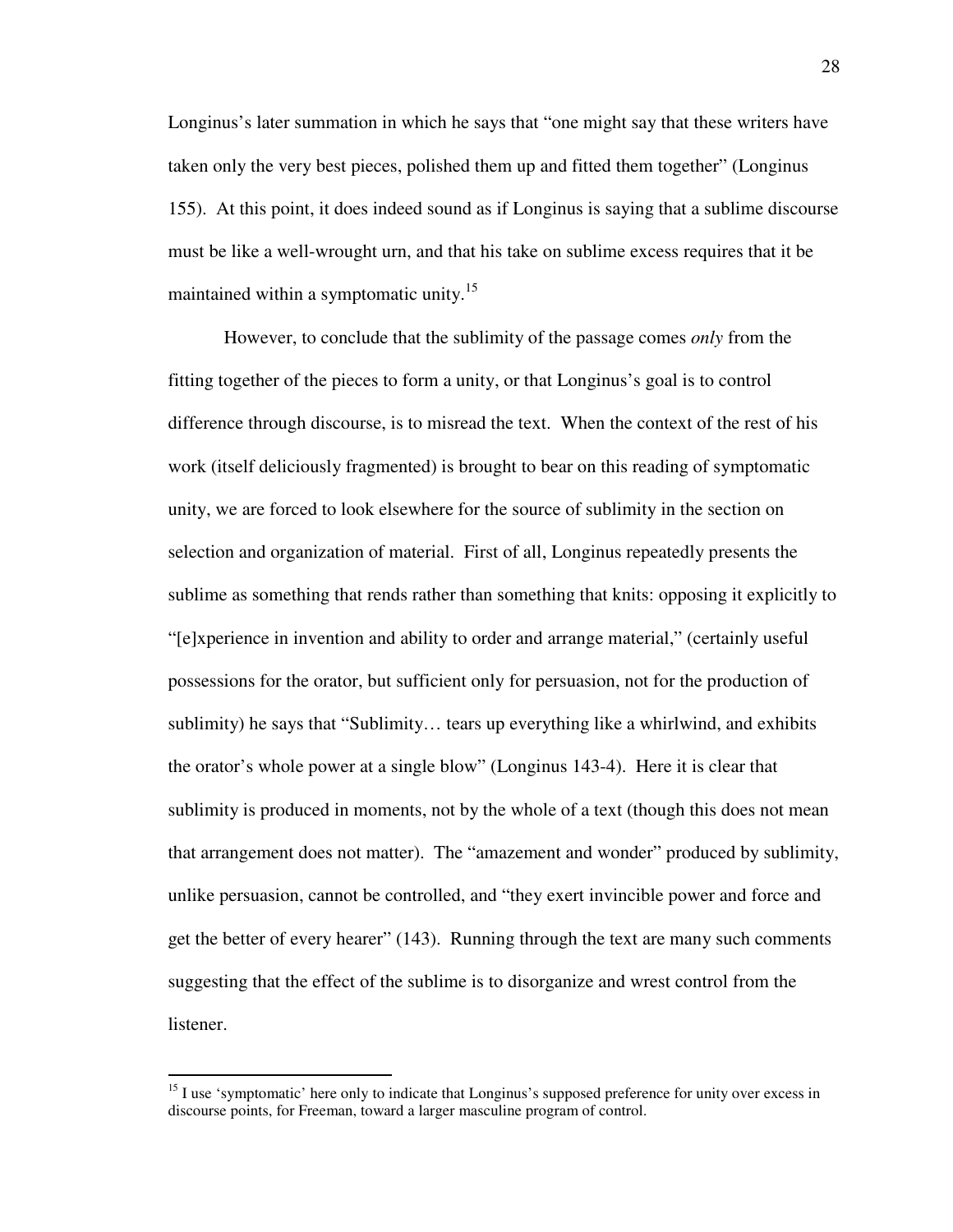Longinus's later summation in which he says that "one might say that these writers have taken only the very best pieces, polished them up and fitted them together" (Longinus 155). At this point, it does indeed sound as if Longinus is saying that a sublime discourse must be like a well-wrought urn, and that his take on sublime excess requires that it be maintained within a symptomatic unity.[15]

However, to conclude that the sublimity of the passage comes *only* from the fitting together of the pieces to form a unity, or that Longinus's goal is to control difference through discourse, is to misread the text. When the context of the rest of his work (itself deliciously fragmented) is brought to bear on this reading of symptomatic unity, we are forced to look elsewhere for the source of sublimity in the section on selection and organization of material. First of all, Longinus repeatedly presents the sublime as something that rends rather than something that knits: opposing it explicitly to "[e]xperience in invention and ability to order and arrange material," (certainly useful possessions for the orator, but sufficient only for persuasion, not for the production of sublimity) he says that "Sublimity… tears up everything like a whirlwind, and exhibits the orator's whole power at a single blow" (Longinus 143-4). Here it is clear that sublimity is produced in moments, not by the whole of a text (though this does not mean that arrangement does not matter). The "amazement and wonder" produced by sublimity, unlike persuasion, cannot be controlled, and "they exert invincible power and force and get the better of every hearer" (143). Running through the text are many such comments suggesting that the effect of the sublime is to disorganize and wrest control from the listener.

---

[15] I use 'symptomatic' here only to indicate that Longinus's supposed preference for unity over excess in discourse points, for Freeman, toward a larger masculine program of control.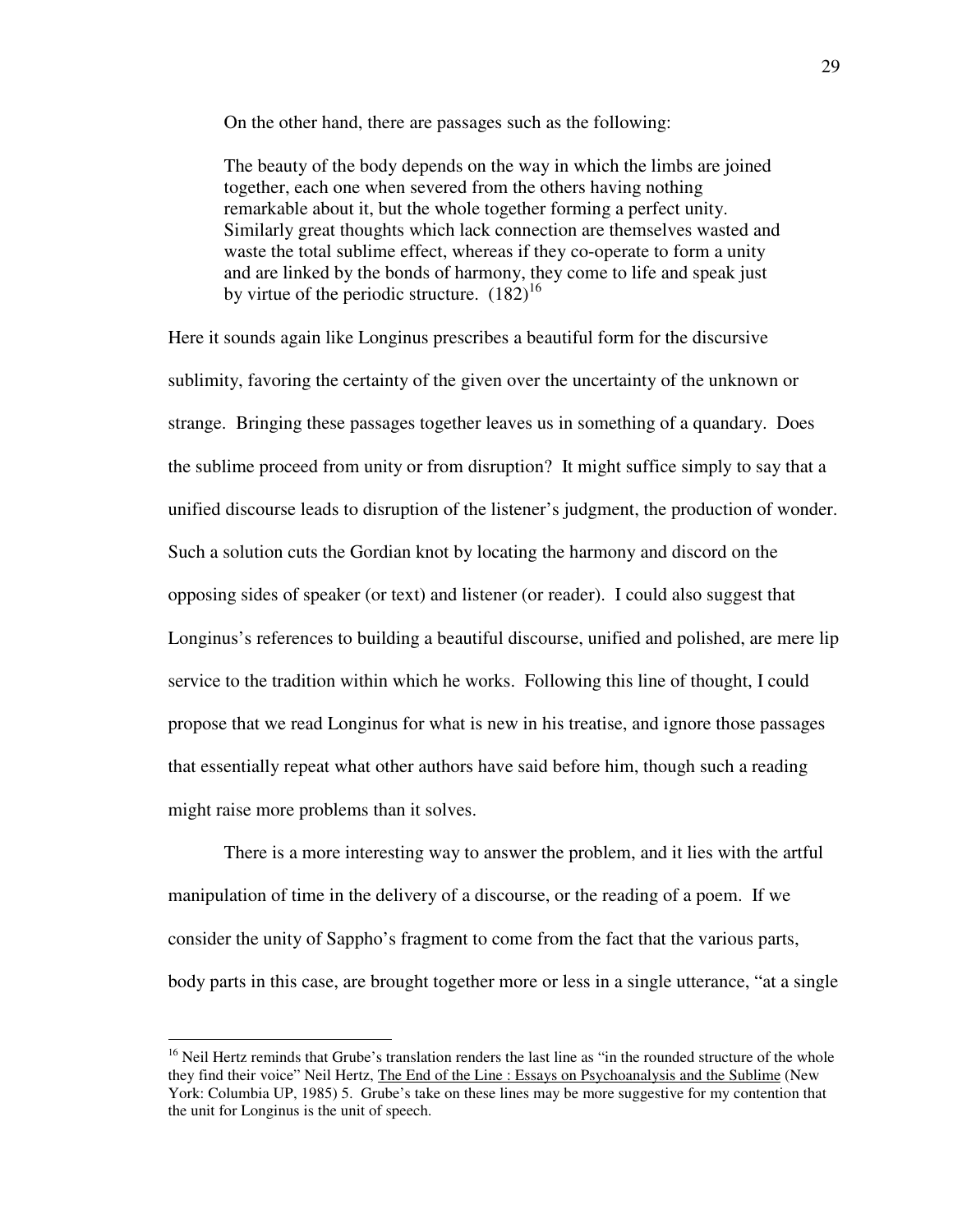On the other hand, there are passages such as the following:

> The beauty of the body depends on the way in which the limbs are joined together, each one when severed from the others having nothing remarkable about it, but the whole together forming a perfect unity. Similarly great thoughts which lack connection are themselves wasted and waste the total sublime effect, whereas if they co-operate to form a unity and are linked by the bonds of harmony, they come to life and speak just by virtue of the periodic structure. (182)[16]

Here it sounds again like Longinus prescribes a beautiful form for the discursive sublimity, favoring the certainty of the given over the uncertainty of the unknown or strange. Bringing these passages together leaves us in something of a quandary. Does the sublime proceed from unity or from disruption? It might suffice simply to say that a unified discourse leads to disruption of the listener's judgment, the production of wonder. Such a solution cuts the Gordian knot by locating the harmony and discord on the opposing sides of speaker (or text) and listener (or reader). I could also suggest that Longinus's references to building a beautiful discourse, unified and polished, are mere lip service to the tradition within which he works. Following this line of thought, I could propose that we read Longinus for what is new in his treatise, and ignore those passages that essentially repeat what other authors have said before him, though such a reading might raise more problems than it solves.

There is a more interesting way to answer the problem, and it lies with the artful manipulation of time in the delivery of a discourse, or the reading of a poem. If we consider the unity of Sappho's fragment to come from the fact that the various parts, body parts in this case, are brought together more or less in a single utterance, "at a single

---

[16] Neil Hertz reminds that Grube's translation renders the last line as "in the rounded structure of the whole they find their voice" Neil Hertz, The End of the Line : Essays on Psychoanalysis and the Sublime (New York: Columbia UP, 1985) 5. Grube's take on these lines may be more suggestive for my contention that the unit for Longinus is the unit of speech.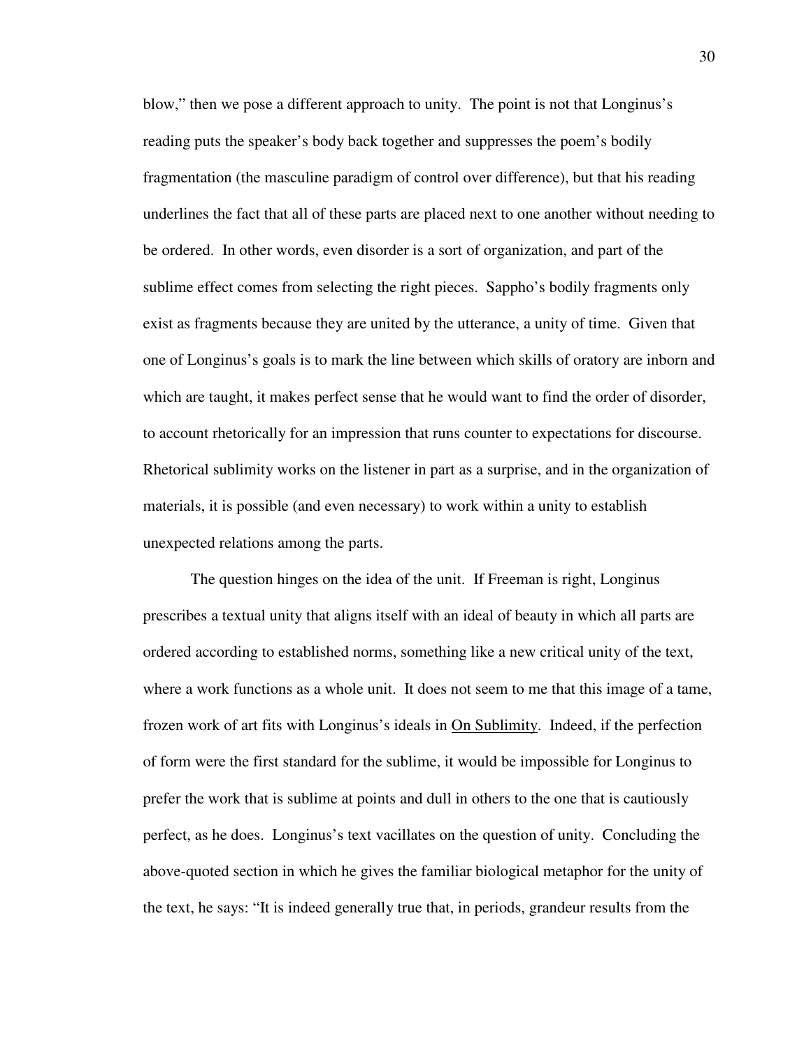blow," then we pose a different approach to unity. The point is not that Longinus's reading puts the speaker's body back together and suppresses the poem's bodily fragmentation (the masculine paradigm of control over difference), but that his reading underlines the fact that all of these parts are placed next to one another without needing to be ordered. In other words, even disorder is a sort of organization, and part of the sublime effect comes from selecting the right pieces. Sappho's bodily fragments only exist as fragments because they are united by the utterance, a unity of time. Given that one of Longinus's goals is to mark the line between which skills of oratory are inborn and which are taught, it makes perfect sense that he would want to find the order of disorder, to account rhetorically for an impression that runs counter to expectations for discourse. Rhetorical sublimity works on the listener in part as a surprise, and in the organization of materials, it is possible (and even necessary) to work within a unity to establish unexpected relations among the parts.

The question hinges on the idea of the unit. If Freeman is right, Longinus prescribes a textual unity that aligns itself with an ideal of beauty in which all parts are ordered according to established norms, something like a new critical unity of the text, where a work functions as a whole unit. It does not seem to me that this image of a tame, frozen work of art fits with Longinus's ideals in <u>On Sublimity</u>. Indeed, if the perfection of form were the first standard for the sublime, it would be impossible for Longinus to prefer the work that is sublime at points and dull in others to the one that is cautiously perfect, as he does. Longinus's text vacillates on the question of unity. Concluding the above-quoted section in which he gives the familiar biological metaphor for the unity of the text, he says: "It is indeed generally true that, in periods, grandeur results from the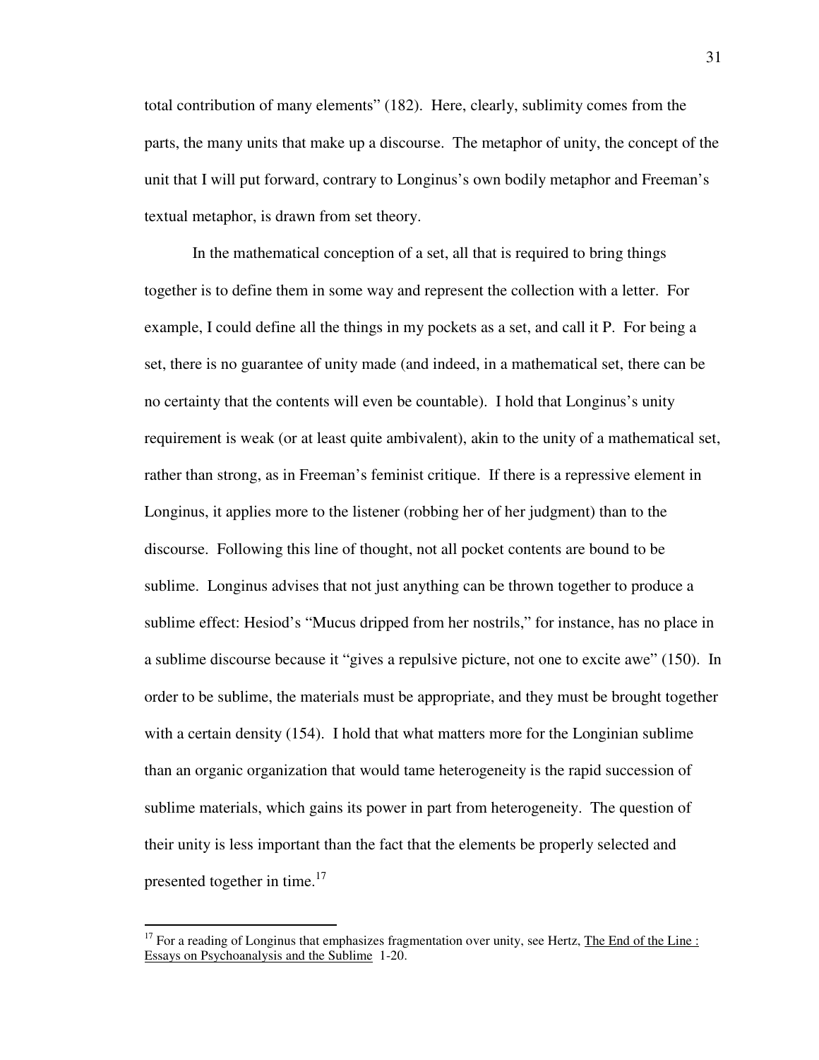total contribution of many elements" (182). Here, clearly, sublimity comes from the parts, the many units that make up a discourse. The metaphor of unity, the concept of the unit that I will put forward, contrary to Longinus's own bodily metaphor and Freeman's textual metaphor, is drawn from set theory.

In the mathematical conception of a set, all that is required to bring things together is to define them in some way and represent the collection with a letter. For example, I could define all the things in my pockets as a set, and call it P. For being a set, there is no guarantee of unity made (and indeed, in a mathematical set, there can be no certainty that the contents will even be countable). I hold that Longinus's unity requirement is weak (or at least quite ambivalent), akin to the unity of a mathematical set, rather than strong, as in Freeman's feminist critique. If there is a repressive element in Longinus, it applies more to the listener (robbing her of her judgment) than to the discourse. Following this line of thought, not all pocket contents are bound to be sublime. Longinus advises that not just anything can be thrown together to produce a sublime effect: Hesiod's "Mucus dripped from her nostrils," for instance, has no place in a sublime discourse because it "gives a repulsive picture, not one to excite awe" (150). In order to be sublime, the materials must be appropriate, and they must be brought together with a certain density (154). I hold that what matters more for the Longinian sublime than an organic organization that would tame heterogeneity is the rapid succession of sublime materials, which gains its power in part from heterogeneity. The question of their unity is less important than the fact that the elements be properly selected and presented together in time.[17]

---

[17] For a reading of Longinus that emphasizes fragmentation over unity, see Hertz, The End of the Line : Essays on Psychoanalysis and the Sublime 1-20.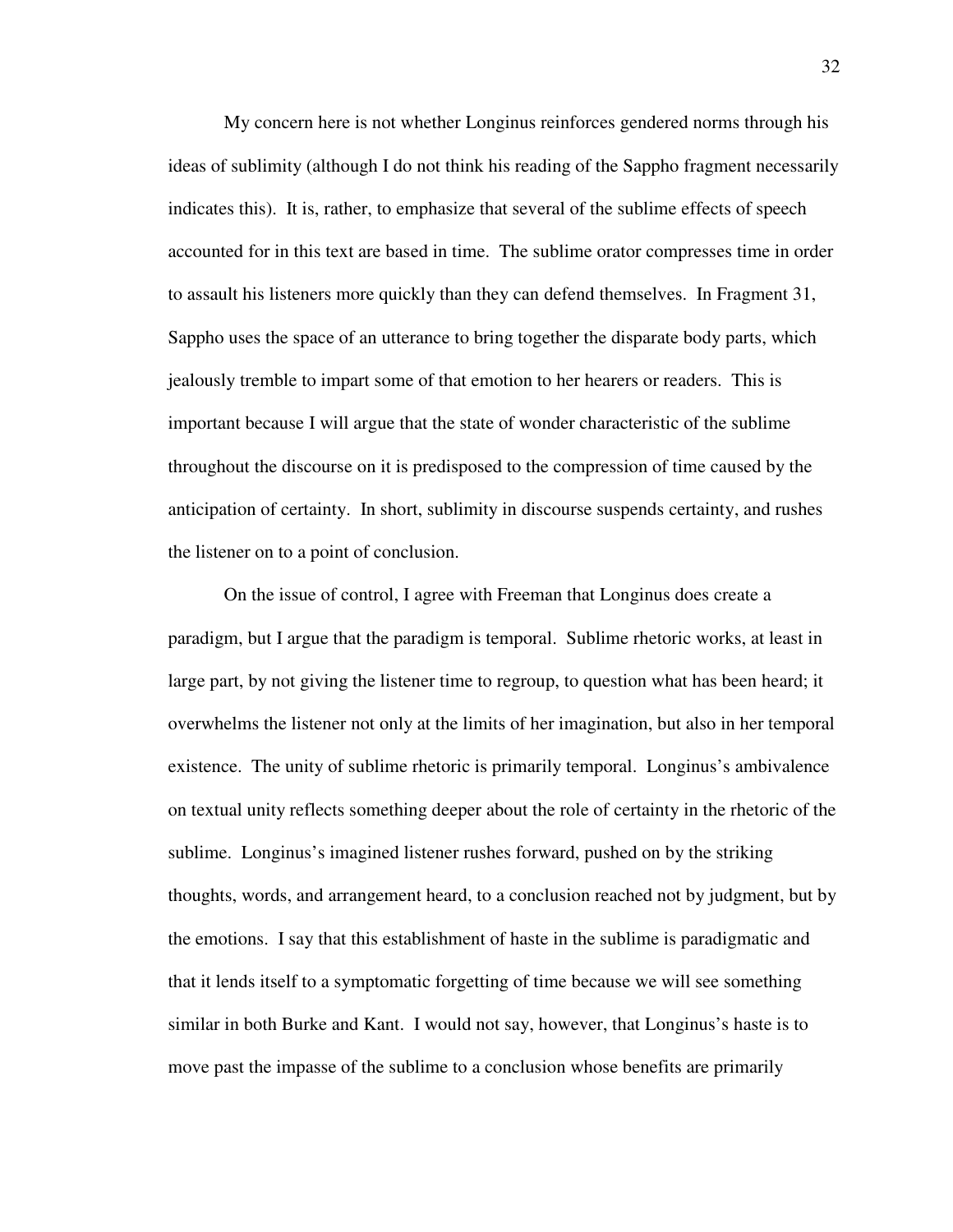My concern here is not whether Longinus reinforces gendered norms through his ideas of sublimity (although I do not think his reading of the Sappho fragment necessarily indicates this). It is, rather, to emphasize that several of the sublime effects of speech accounted for in this text are based in time. The sublime orator compresses time in order to assault his listeners more quickly than they can defend themselves. In Fragment 31, Sappho uses the space of an utterance to bring together the disparate body parts, which jealously tremble to impart some of that emotion to her hearers or readers. This is important because I will argue that the state of wonder characteristic of the sublime throughout the discourse on it is predisposed to the compression of time caused by the anticipation of certainty. In short, sublimity in discourse suspends certainty, and rushes the listener on to a point of conclusion.

On the issue of control, I agree with Freeman that Longinus does create a paradigm, but I argue that the paradigm is temporal. Sublime rhetoric works, at least in large part, by not giving the listener time to regroup, to question what has been heard; it overwhelms the listener not only at the limits of her imagination, but also in her temporal existence. The unity of sublime rhetoric is primarily temporal. Longinus's ambivalence on textual unity reflects something deeper about the role of certainty in the rhetoric of the sublime. Longinus's imagined listener rushes forward, pushed on by the striking thoughts, words, and arrangement heard, to a conclusion reached not by judgment, but by the emotions. I say that this establishment of haste in the sublime is paradigmatic and that it lends itself to a symptomatic forgetting of time because we will see something similar in both Burke and Kant. I would not say, however, that Longinus's haste is to move past the impasse of the sublime to a conclusion whose benefits are primarily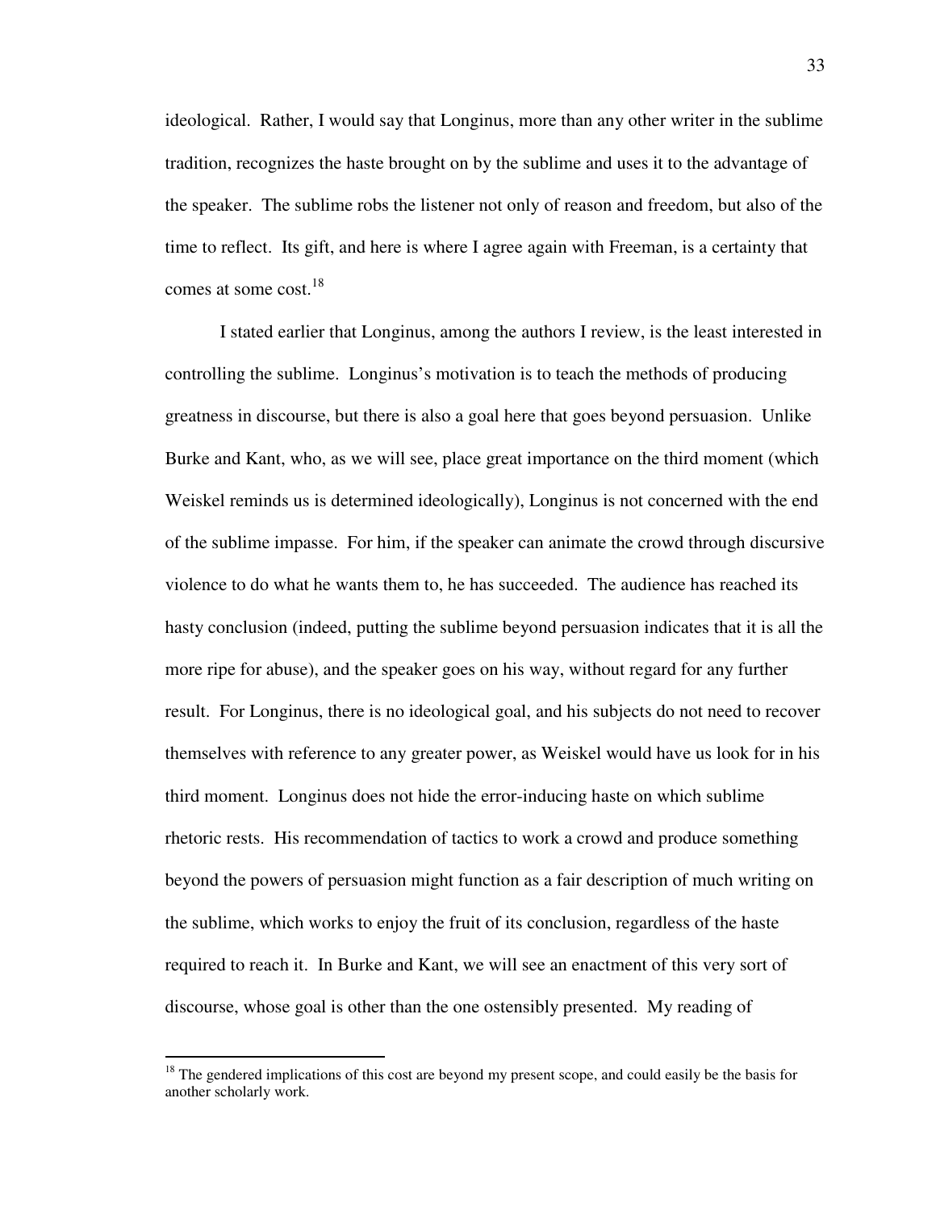ideological. Rather, I would say that Longinus, more than any other writer in the sublime tradition, recognizes the haste brought on by the sublime and uses it to the advantage of the speaker. The sublime robs the listener not only of reason and freedom, but also of the time to reflect. Its gift, and here is where I agree again with Freeman, is a certainty that comes at some cost.[18]

I stated earlier that Longinus, among the authors I review, is the least interested in controlling the sublime. Longinus's motivation is to teach the methods of producing greatness in discourse, but there is also a goal here that goes beyond persuasion. Unlike Burke and Kant, who, as we will see, place great importance on the third moment (which Weiskel reminds us is determined ideologically), Longinus is not concerned with the end of the sublime impasse. For him, if the speaker can animate the crowd through discursive violence to do what he wants them to, he has succeeded. The audience has reached its hasty conclusion (indeed, putting the sublime beyond persuasion indicates that it is all the more ripe for abuse), and the speaker goes on his way, without regard for any further result. For Longinus, there is no ideological goal, and his subjects do not need to recover themselves with reference to any greater power, as Weiskel would have us look for in his third moment. Longinus does not hide the error-inducing haste on which sublime rhetoric rests. His recommendation of tactics to work a crowd and produce something beyond the powers of persuasion might function as a fair description of much writing on the sublime, which works to enjoy the fruit of its conclusion, regardless of the haste required to reach it. In Burke and Kant, we will see an enactment of this very sort of discourse, whose goal is other than the one ostensibly presented. My reading of

[18] The gendered implications of this cost are beyond my present scope, and could easily be the basis for another scholarly work.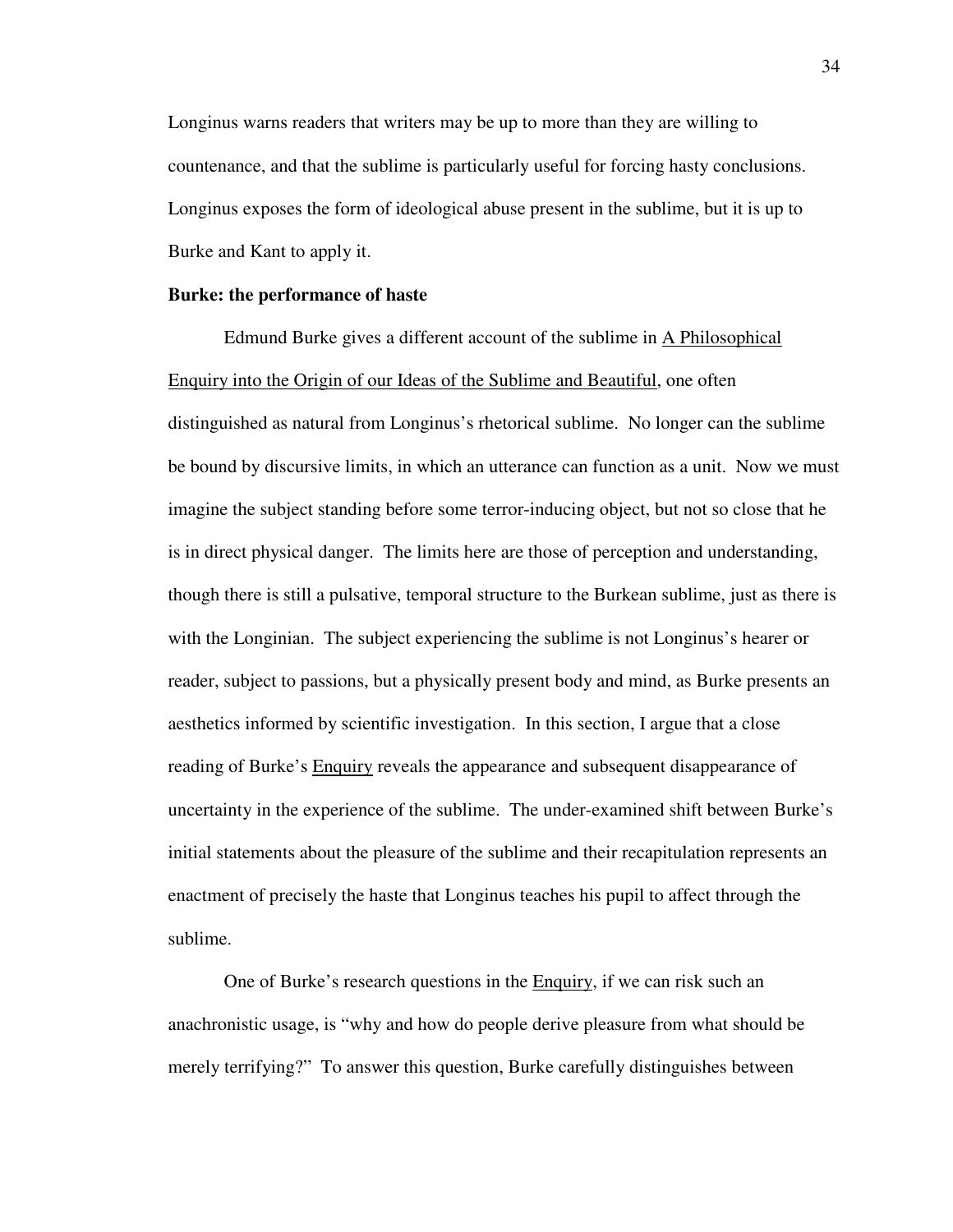Longinus warns readers that writers may be up to more than they are willing to countenance, and that the sublime is particularly useful for forcing hasty conclusions. Longinus exposes the form of ideological abuse present in the sublime, but it is up to Burke and Kant to apply it.

**Burke: the performance of haste**

Edmund Burke gives a different account of the sublime in A Philosophical Enquiry into the Origin of our Ideas of the Sublime and Beautiful, one often distinguished as natural from Longinus's rhetorical sublime. No longer can the sublime be bound by discursive limits, in which an utterance can function as a unit. Now we must imagine the subject standing before some terror-inducing object, but not so close that he is in direct physical danger. The limits here are those of perception and understanding, though there is still a pulsative, temporal structure to the Burkean sublime, just as there is with the Longinian. The subject experiencing the sublime is not Longinus's hearer or reader, subject to passions, but a physically present body and mind, as Burke presents an aesthetics informed by scientific investigation. In this section, I argue that a close reading of Burke's Enquiry reveals the appearance and subsequent disappearance of uncertainty in the experience of the sublime. The under-examined shift between Burke's initial statements about the pleasure of the sublime and their recapitulation represents an enactment of precisely the haste that Longinus teaches his pupil to affect through the sublime.

One of Burke's research questions in the Enquiry, if we can risk such an anachronistic usage, is "why and how do people derive pleasure from what should be merely terrifying?" To answer this question, Burke carefully distinguishes between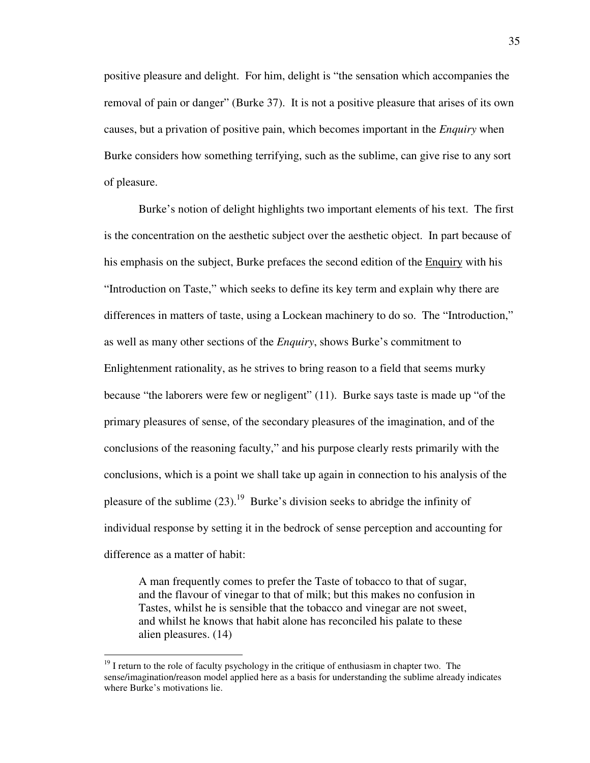positive pleasure and delight. For him, delight is "the sensation which accompanies the removal of pain or danger" (Burke 37). It is not a positive pleasure that arises of its own causes, but a privation of positive pain, which becomes important in the *Enquiry* when Burke considers how something terrifying, such as the sublime, can give rise to any sort of pleasure.

Burke's notion of delight highlights two important elements of his text. The first is the concentration on the aesthetic subject over the aesthetic object. In part because of his emphasis on the subject, Burke prefaces the second edition of the Enquiry with his "Introduction on Taste," which seeks to define its key term and explain why there are differences in matters of taste, using a Lockean machinery to do so. The "Introduction," as well as many other sections of the *Enquiry*, shows Burke's commitment to Enlightenment rationality, as he strives to bring reason to a field that seems murky because "the laborers were few or negligent" (11). Burke says taste is made up "of the primary pleasures of sense, of the secondary pleasures of the imagination, and of the conclusions of the reasoning faculty," and his purpose clearly rests primarily with the conclusions, which is a point we shall take up again in connection to his analysis of the pleasure of the sublime (23).[19] Burke's division seeks to abridge the infinity of individual response by setting it in the bedrock of sense perception and accounting for difference as a matter of habit:

> A man frequently comes to prefer the Taste of tobacco to that of sugar, and the flavour of vinegar to that of milk; but this makes no confusion in Tastes, whilst he is sensible that the tobacco and vinegar are not sweet, and whilst he knows that habit alone has reconciled his palate to these alien pleasures. (14)

[19] I return to the role of faculty psychology in the critique of enthusiasm in chapter two. The sense/imagination/reason model applied here as a basis for understanding the sublime already indicates where Burke's motivations lie.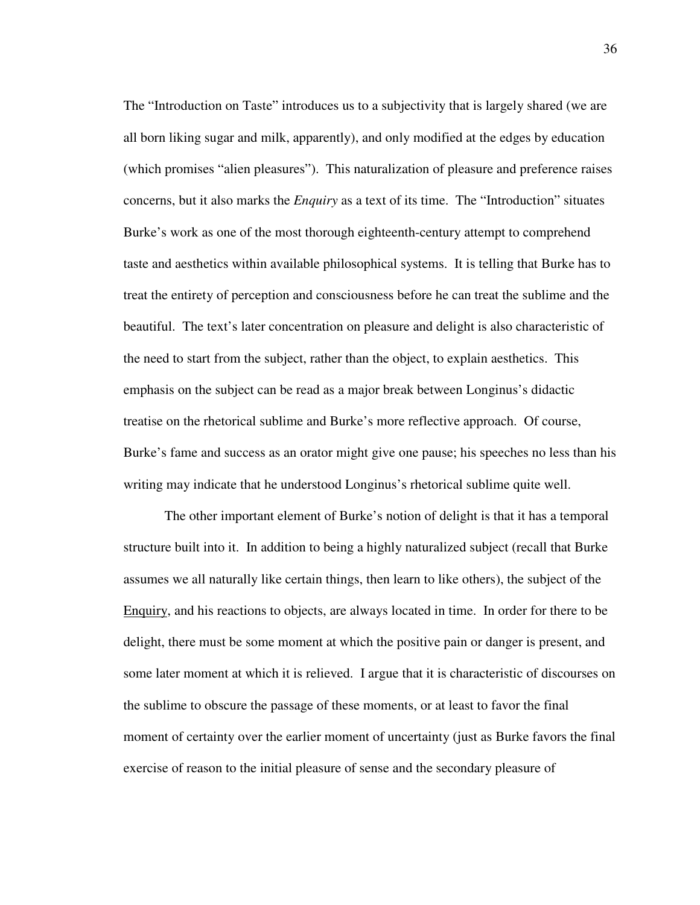The "Introduction on Taste" introduces us to a subjectivity that is largely shared (we are all born liking sugar and milk, apparently), and only modified at the edges by education (which promises "alien pleasures"). This naturalization of pleasure and preference raises concerns, but it also marks the *Enquiry* as a text of its time. The "Introduction" situates Burke's work as one of the most thorough eighteenth-century attempt to comprehend taste and aesthetics within available philosophical systems. It is telling that Burke has to treat the entirety of perception and consciousness before he can treat the sublime and the beautiful. The text's later concentration on pleasure and delight is also characteristic of the need to start from the subject, rather than the object, to explain aesthetics. This emphasis on the subject can be read as a major break between Longinus's didactic treatise on the rhetorical sublime and Burke's more reflective approach. Of course, Burke's fame and success as an orator might give one pause; his speeches no less than his writing may indicate that he understood Longinus's rhetorical sublime quite well.

The other important element of Burke's notion of delight is that it has a temporal structure built into it. In addition to being a highly naturalized subject (recall that Burke assumes we all naturally like certain things, then learn to like others), the subject of the Enquiry, and his reactions to objects, are always located in time. In order for there to be delight, there must be some moment at which the positive pain or danger is present, and some later moment at which it is relieved. I argue that it is characteristic of discourses on the sublime to obscure the passage of these moments, or at least to favor the final moment of certainty over the earlier moment of uncertainty (just as Burke favors the final exercise of reason to the initial pleasure of sense and the secondary pleasure of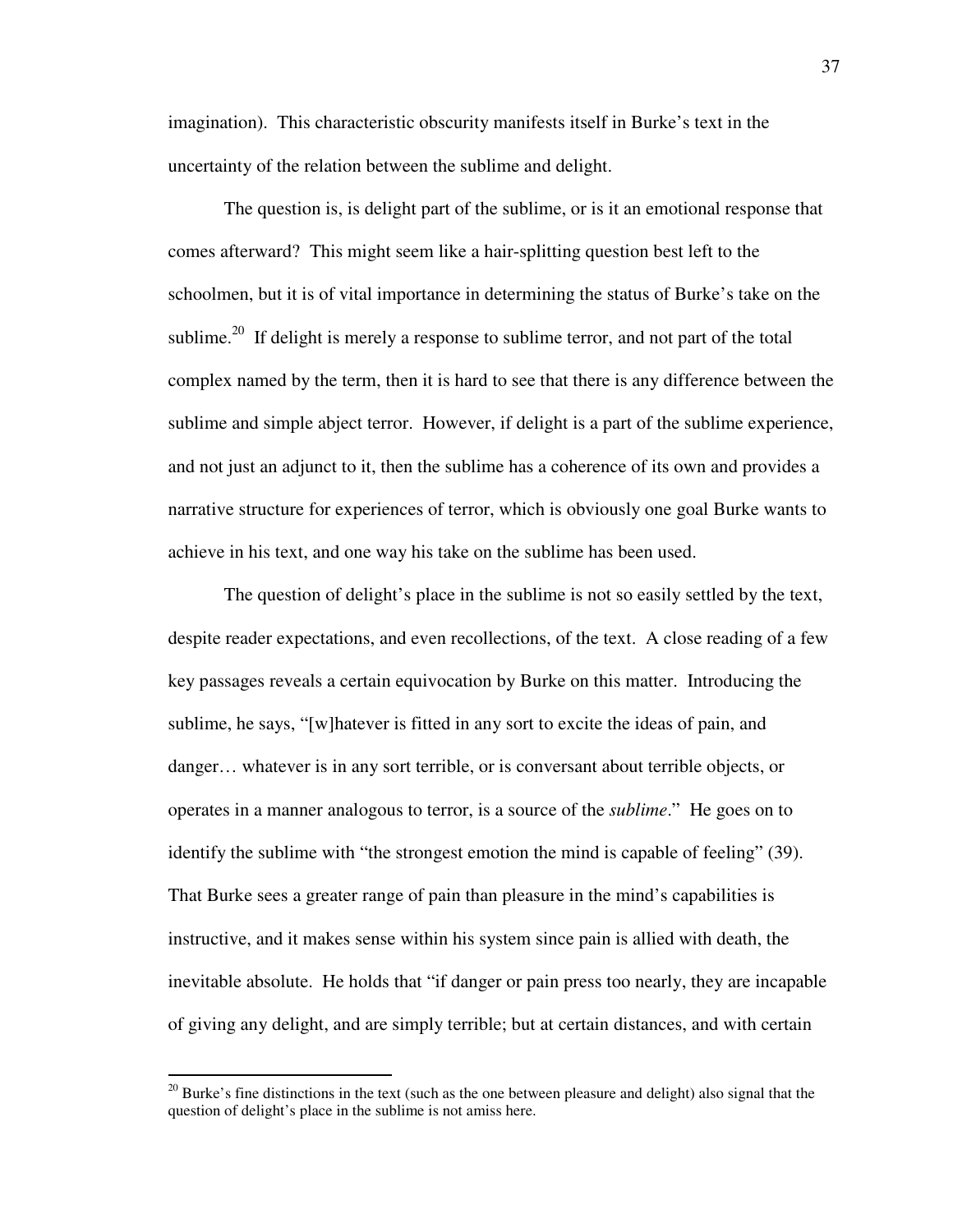imagination). This characteristic obscurity manifests itself in Burke's text in the uncertainty of the relation between the sublime and delight.

The question is, is delight part of the sublime, or is it an emotional response that comes afterward? This might seem like a hair-splitting question best left to the schoolmen, but it is of vital importance in determining the status of Burke's take on the sublime.[20] If delight is merely a response to sublime terror, and not part of the total complex named by the term, then it is hard to see that there is any difference between the sublime and simple abject terror. However, if delight is a part of the sublime experience, and not just an adjunct to it, then the sublime has a coherence of its own and provides a narrative structure for experiences of terror, which is obviously one goal Burke wants to achieve in his text, and one way his take on the sublime has been used.

The question of delight's place in the sublime is not so easily settled by the text, despite reader expectations, and even recollections, of the text. A close reading of a few key passages reveals a certain equivocation by Burke on this matter. Introducing the sublime, he says, "[w]hatever is fitted in any sort to excite the ideas of pain, and danger… whatever is in any sort terrible, or is conversant about terrible objects, or operates in a manner analogous to terror, is a source of the *sublime*." He goes on to identify the sublime with "the strongest emotion the mind is capable of feeling" (39). That Burke sees a greater range of pain than pleasure in the mind's capabilities is instructive, and it makes sense within his system since pain is allied with death, the inevitable absolute. He holds that "if danger or pain press too nearly, they are incapable of giving any delight, and are simply terrible; but at certain distances, and with certain

[20] Burke's fine distinctions in the text (such as the one between pleasure and delight) also signal that the question of delight's place in the sublime is not amiss here.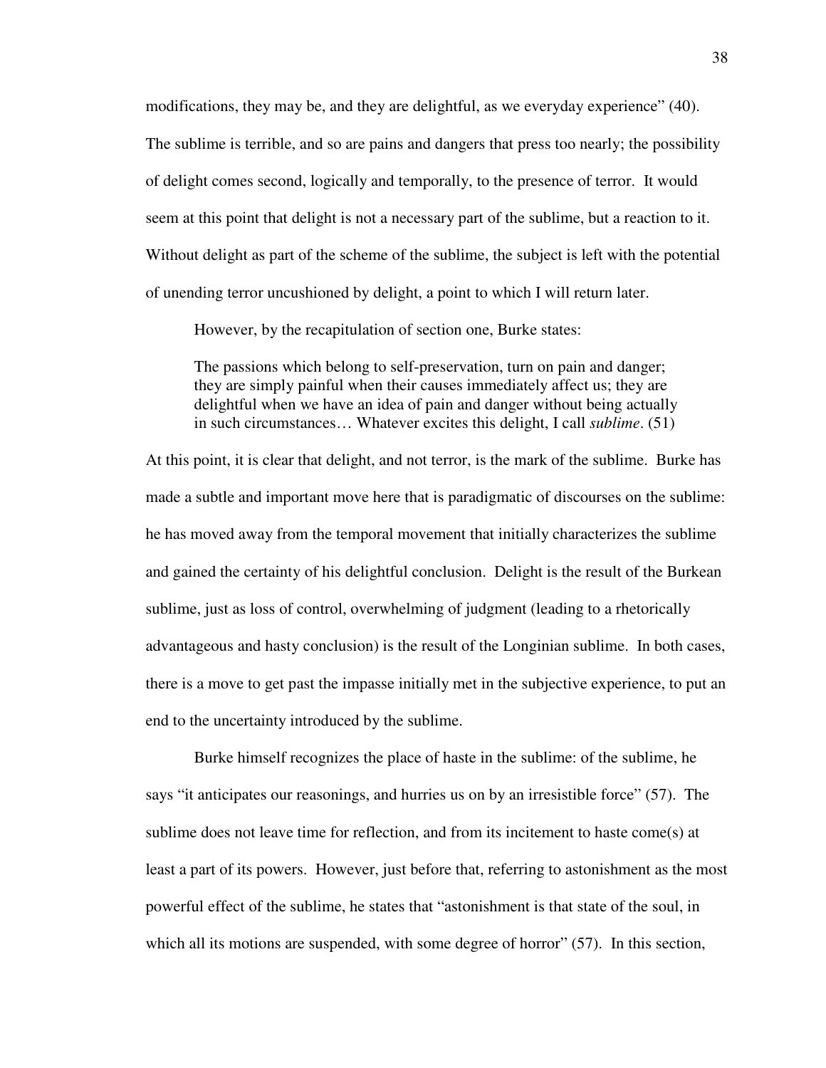modifications, they may be, and they are delightful, as we everyday experience" (40). The sublime is terrible, and so are pains and dangers that press too nearly; the possibility of delight comes second, logically and temporally, to the presence of terror. It would seem at this point that delight is not a necessary part of the sublime, but a reaction to it. Without delight as part of the scheme of the sublime, the subject is left with the potential of unending terror uncushioned by delight, a point to which I will return later.

However, by the recapitulation of section one, Burke states:

> The passions which belong to self-preservation, turn on pain and danger; they are simply painful when their causes immediately affect us; they are delightful when we have an idea of pain and danger without being actually in such circumstances… Whatever excites this delight, I call *sublime*. (51)

At this point, it is clear that delight, and not terror, is the mark of the sublime. Burke has made a subtle and important move here that is paradigmatic of discourses on the sublime: he has moved away from the temporal movement that initially characterizes the sublime and gained the certainty of his delightful conclusion. Delight is the result of the Burkean sublime, just as loss of control, overwhelming of judgment (leading to a rhetorically advantageous and hasty conclusion) is the result of the Longinian sublime. In both cases, there is a move to get past the impasse initially met in the subjective experience, to put an end to the uncertainty introduced by the sublime.

Burke himself recognizes the place of haste in the sublime: of the sublime, he says "it anticipates our reasonings, and hurries us on by an irresistible force" (57). The sublime does not leave time for reflection, and from its incitement to haste come(s) at least a part of its powers. However, just before that, referring to astonishment as the most powerful effect of the sublime, he states that "astonishment is that state of the soul, in which all its motions are suspended, with some degree of horror" (57). In this section,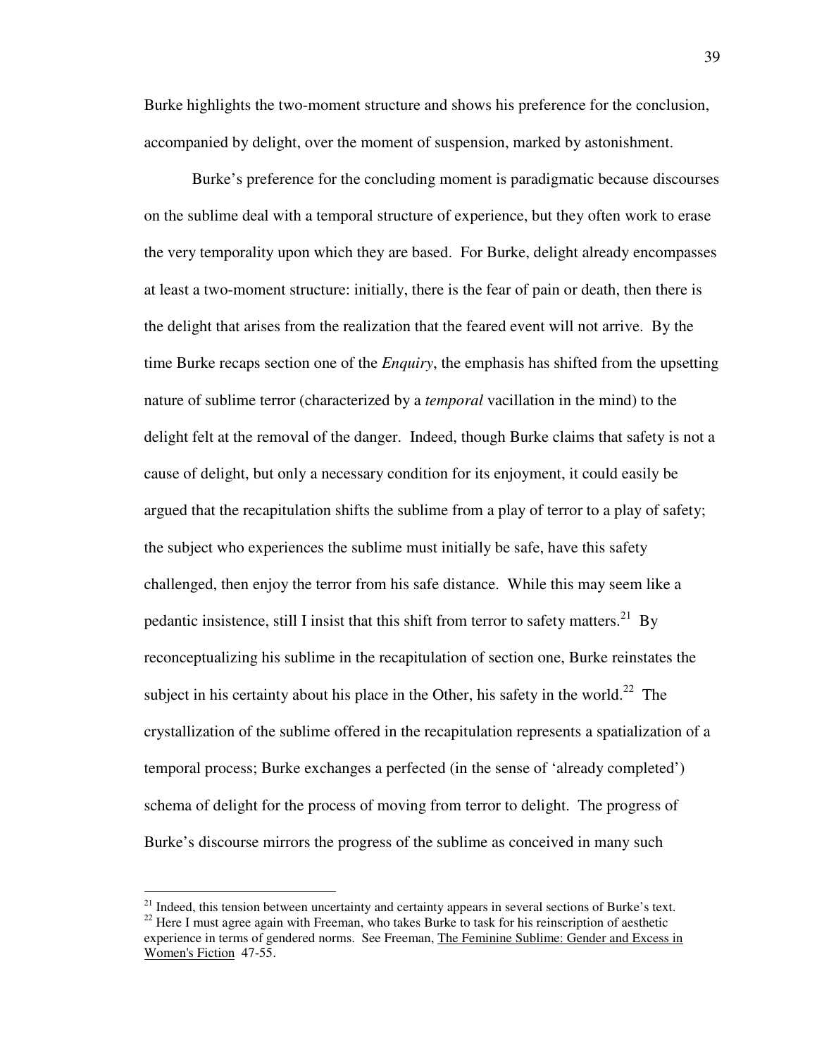Burke highlights the two-moment structure and shows his preference for the conclusion, accompanied by delight, over the moment of suspension, marked by astonishment.

Burke's preference for the concluding moment is paradigmatic because discourses on the sublime deal with a temporal structure of experience, but they often work to erase the very temporality upon which they are based. For Burke, delight already encompasses at least a two-moment structure: initially, there is the fear of pain or death, then there is the delight that arises from the realization that the feared event will not arrive. By the time Burke recaps section one of the *Enquiry*, the emphasis has shifted from the upsetting nature of sublime terror (characterized by a *temporal* vacillation in the mind) to the delight felt at the removal of the danger. Indeed, though Burke claims that safety is not a cause of delight, but only a necessary condition for its enjoyment, it could easily be argued that the recapitulation shifts the sublime from a play of terror to a play of safety; the subject who experiences the sublime must initially be safe, have this safety challenged, then enjoy the terror from his safe distance. While this may seem like a pedantic insistence, still I insist that this shift from terror to safety matters.[21] By reconceptualizing his sublime in the recapitulation of section one, Burke reinstates the subject in his certainty about his place in the Other, his safety in the world.[22] The crystallization of the sublime offered in the recapitulation represents a spatialization of a temporal process; Burke exchanges a perfected (in the sense of 'already completed') schema of delight for the process of moving from terror to delight. The progress of Burke's discourse mirrors the progress of the sublime as conceived in many such

[21] Indeed, this tension between uncertainty and certainty appears in several sections of Burke's text.

[22] Here I must agree again with Freeman, who takes Burke to task for his reinscription of aesthetic experience in terms of gendered norms. See Freeman, The Feminine Sublime: Gender and Excess in Women's Fiction 47-55.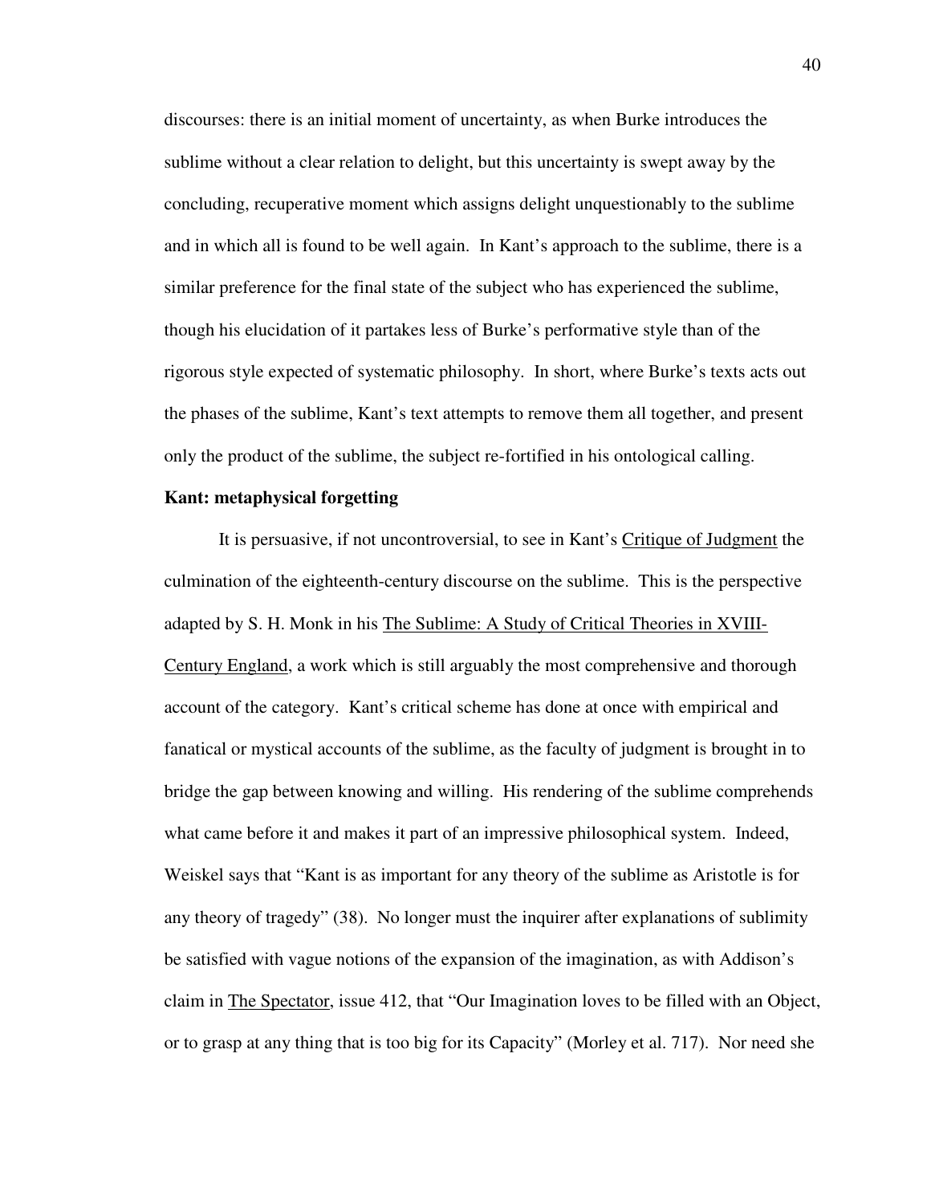discourses: there is an initial moment of uncertainty, as when Burke introduces the sublime without a clear relation to delight, but this uncertainty is swept away by the concluding, recuperative moment which assigns delight unquestionably to the sublime and in which all is found to be well again. In Kant's approach to the sublime, there is a similar preference for the final state of the subject who has experienced the sublime, though his elucidation of it partakes less of Burke's performative style than of the rigorous style expected of systematic philosophy. In short, where Burke's texts acts out the phases of the sublime, Kant's text attempts to remove them all together, and present only the product of the sublime, the subject re-fortified in his ontological calling.

**Kant: metaphysical forgetting**

It is persuasive, if not uncontroversial, to see in Kant's Critique of Judgment the culmination of the eighteenth-century discourse on the sublime. This is the perspective adapted by S. H. Monk in his The Sublime: A Study of Critical Theories in XVIII-Century England, a work which is still arguably the most comprehensive and thorough account of the category. Kant's critical scheme has done at once with empirical and fanatical or mystical accounts of the sublime, as the faculty of judgment is brought in to bridge the gap between knowing and willing. His rendering of the sublime comprehends what came before it and makes it part of an impressive philosophical system. Indeed, Weiskel says that "Kant is as important for any theory of the sublime as Aristotle is for any theory of tragedy" (38). No longer must the inquirer after explanations of sublimity be satisfied with vague notions of the expansion of the imagination, as with Addison's claim in The Spectator, issue 412, that "Our Imagination loves to be filled with an Object, or to grasp at any thing that is too big for its Capacity" (Morley et al. 717). Nor need she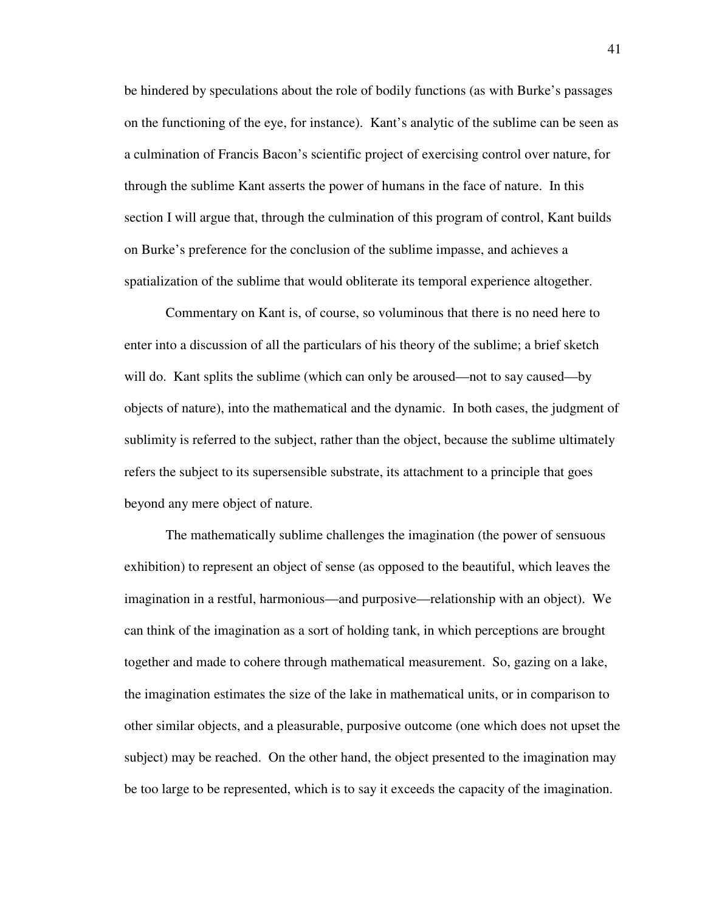be hindered by speculations about the role of bodily functions (as with Burke's passages on the functioning of the eye, for instance). Kant's analytic of the sublime can be seen as a culmination of Francis Bacon's scientific project of exercising control over nature, for through the sublime Kant asserts the power of humans in the face of nature. In this section I will argue that, through the culmination of this program of control, Kant builds on Burke's preference for the conclusion of the sublime impasse, and achieves a spatialization of the sublime that would obliterate its temporal experience altogether.

Commentary on Kant is, of course, so voluminous that there is no need here to enter into a discussion of all the particulars of his theory of the sublime; a brief sketch will do. Kant splits the sublime (which can only be aroused—not to say caused—by objects of nature), into the mathematical and the dynamic. In both cases, the judgment of sublimity is referred to the subject, rather than the object, because the sublime ultimately refers the subject to its supersensible substrate, its attachment to a principle that goes beyond any mere object of nature.

The mathematically sublime challenges the imagination (the power of sensuous exhibition) to represent an object of sense (as opposed to the beautiful, which leaves the imagination in a restful, harmonious—and purposive—relationship with an object). We can think of the imagination as a sort of holding tank, in which perceptions are brought together and made to cohere through mathematical measurement. So, gazing on a lake, the imagination estimates the size of the lake in mathematical units, or in comparison to other similar objects, and a pleasurable, purposive outcome (one which does not upset the subject) may be reached. On the other hand, the object presented to the imagination may be too large to be represented, which is to say it exceeds the capacity of the imagination.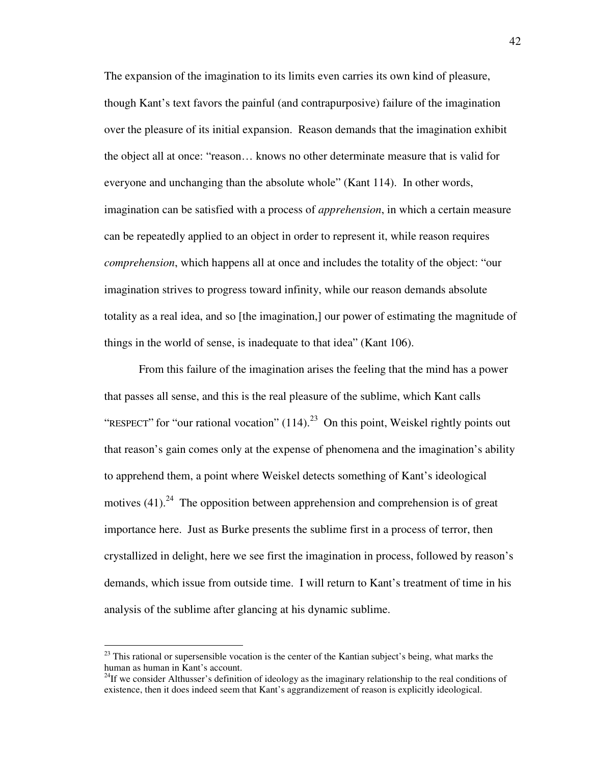The expansion of the imagination to its limits even carries its own kind of pleasure, though Kant's text favors the painful (and contrapurposive) failure of the imagination over the pleasure of its initial expansion. Reason demands that the imagination exhibit the object all at once: "reason… knows no other determinate measure that is valid for everyone and unchanging than the absolute whole" (Kant 114). In other words, imagination can be satisfied with a process of *apprehension*, in which a certain measure can be repeatedly applied to an object in order to represent it, while reason requires *comprehension*, which happens all at once and includes the totality of the object: "our imagination strives to progress toward infinity, while our reason demands absolute totality as a real idea, and so [the imagination,] our power of estimating the magnitude of things in the world of sense, is inadequate to that idea" (Kant 106).

From this failure of the imagination arises the feeling that the mind has a power that passes all sense, and this is the real pleasure of the sublime, which Kant calls "RESPECT" for "our rational vocation" (114).[23] On this point, Weiskel rightly points out that reason's gain comes only at the expense of phenomena and the imagination's ability to apprehend them, a point where Weiskel detects something of Kant's ideological motives (41).[24] The opposition between apprehension and comprehension is of great importance here. Just as Burke presents the sublime first in a process of terror, then crystallized in delight, here we see first the imagination in process, followed by reason's demands, which issue from outside time. I will return to Kant's treatment of time in his analysis of the sublime after glancing at his dynamic sublime.

---

[23] This rational or supersensible vocation is the center of the Kantian subject's being, what marks the human as human in Kant's account.

[24] If we consider Althusser's definition of ideology as the imaginary relationship to the real conditions of existence, then it does indeed seem that Kant's aggrandizement of reason is explicitly ideological.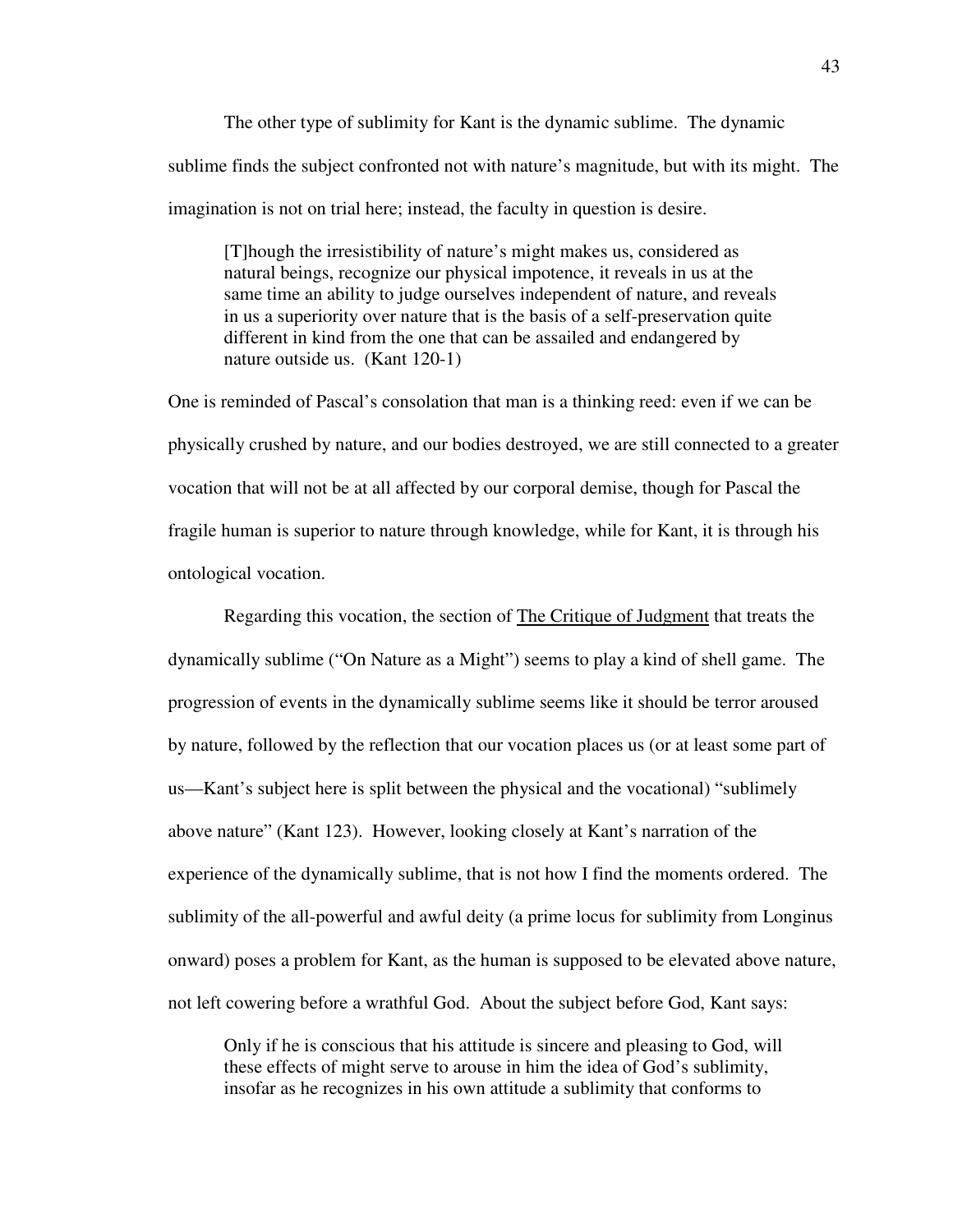The other type of sublimity for Kant is the dynamic sublime. The dynamic sublime finds the subject confronted not with nature's magnitude, but with its might. The imagination is not on trial here; instead, the faculty in question is desire.

> [T]hough the irresistibility of nature's might makes us, considered as natural beings, recognize our physical impotence, it reveals in us at the same time an ability to judge ourselves independent of nature, and reveals in us a superiority over nature that is the basis of a self-preservation quite different in kind from the one that can be assailed and endangered by nature outside us. (Kant 120-1)

One is reminded of Pascal's consolation that man is a thinking reed: even if we can be physically crushed by nature, and our bodies destroyed, we are still connected to a greater vocation that will not be at all affected by our corporal demise, though for Pascal the fragile human is superior to nature through knowledge, while for Kant, it is through his ontological vocation.

Regarding this vocation, the section of <u>The Critique of Judgment</u> that treats the dynamically sublime ("On Nature as a Might") seems to play a kind of shell game. The progression of events in the dynamically sublime seems like it should be terror aroused by nature, followed by the reflection that our vocation places us (or at least some part of us—Kant's subject here is split between the physical and the vocational) "sublimely above nature" (Kant 123). However, looking closely at Kant's narration of the experience of the dynamically sublime, that is not how I find the moments ordered. The sublimity of the all-powerful and awful deity (a prime locus for sublimity from Longinus onward) poses a problem for Kant, as the human is supposed to be elevated above nature, not left cowering before a wrathful God. About the subject before God, Kant says:

> Only if he is conscious that his attitude is sincere and pleasing to God, will these effects of might serve to arouse in him the idea of God's sublimity, insofar as he recognizes in his own attitude a sublimity that conforms to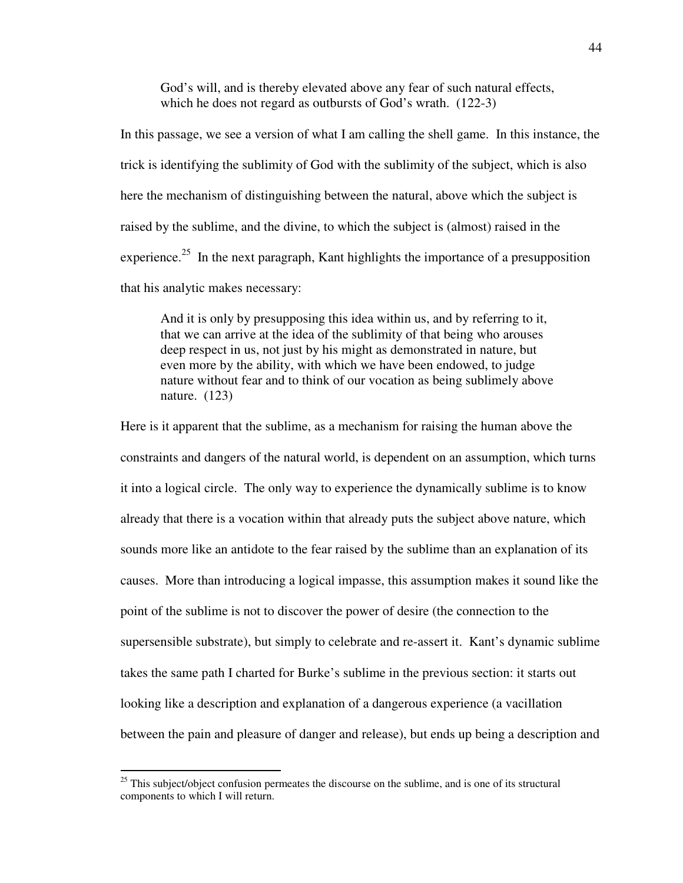> God's will, and is thereby elevated above any fear of such natural effects, which he does not regard as outbursts of God's wrath. (122-3)

In this passage, we see a version of what I am calling the shell game. In this instance, the trick is identifying the sublimity of God with the sublimity of the subject, which is also here the mechanism of distinguishing between the natural, above which the subject is raised by the sublime, and the divine, to which the subject is (almost) raised in the experience.[25] In the next paragraph, Kant highlights the importance of a presupposition that his analytic makes necessary:

> And it is only by presupposing this idea within us, and by referring to it, that we can arrive at the idea of the sublimity of that being who arouses deep respect in us, not just by his might as demonstrated in nature, but even more by the ability, with which we have been endowed, to judge nature without fear and to think of our vocation as being sublimely above nature. (123)

Here is it apparent that the sublime, as a mechanism for raising the human above the constraints and dangers of the natural world, is dependent on an assumption, which turns it into a logical circle. The only way to experience the dynamically sublime is to know already that there is a vocation within that already puts the subject above nature, which sounds more like an antidote to the fear raised by the sublime than an explanation of its causes. More than introducing a logical impasse, this assumption makes it sound like the point of the sublime is not to discover the power of desire (the connection to the supersensible substrate), but simply to celebrate and re-assert it. Kant's dynamic sublime takes the same path I charted for Burke's sublime in the previous section: it starts out looking like a description and explanation of a dangerous experience (a vacillation between the pain and pleasure of danger and release), but ends up being a description and

[25] This subject/object confusion permeates the discourse on the sublime, and is one of its structural components to which I will return.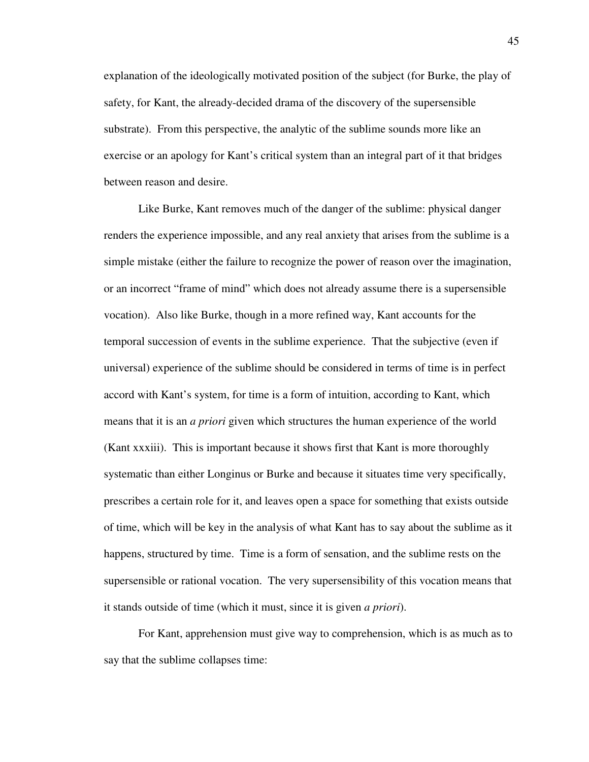explanation of the ideologically motivated position of the subject (for Burke, the play of safety, for Kant, the already-decided drama of the discovery of the supersensible substrate). From this perspective, the analytic of the sublime sounds more like an exercise or an apology for Kant's critical system than an integral part of it that bridges between reason and desire.

Like Burke, Kant removes much of the danger of the sublime: physical danger renders the experience impossible, and any real anxiety that arises from the sublime is a simple mistake (either the failure to recognize the power of reason over the imagination, or an incorrect "frame of mind" which does not already assume there is a supersensible vocation). Also like Burke, though in a more refined way, Kant accounts for the temporal succession of events in the sublime experience. That the subjective (even if universal) experience of the sublime should be considered in terms of time is in perfect accord with Kant's system, for time is a form of intuition, according to Kant, which means that it is an *a priori* given which structures the human experience of the world (Kant xxxiii). This is important because it shows first that Kant is more thoroughly systematic than either Longinus or Burke and because it situates time very specifically, prescribes a certain role for it, and leaves open a space for something that exists outside of time, which will be key in the analysis of what Kant has to say about the sublime as it happens, structured by time. Time is a form of sensation, and the sublime rests on the supersensible or rational vocation. The very supersensibility of this vocation means that it stands outside of time (which it must, since it is given *a priori*).

For Kant, apprehension must give way to comprehension, which is as much as to say that the sublime collapses time: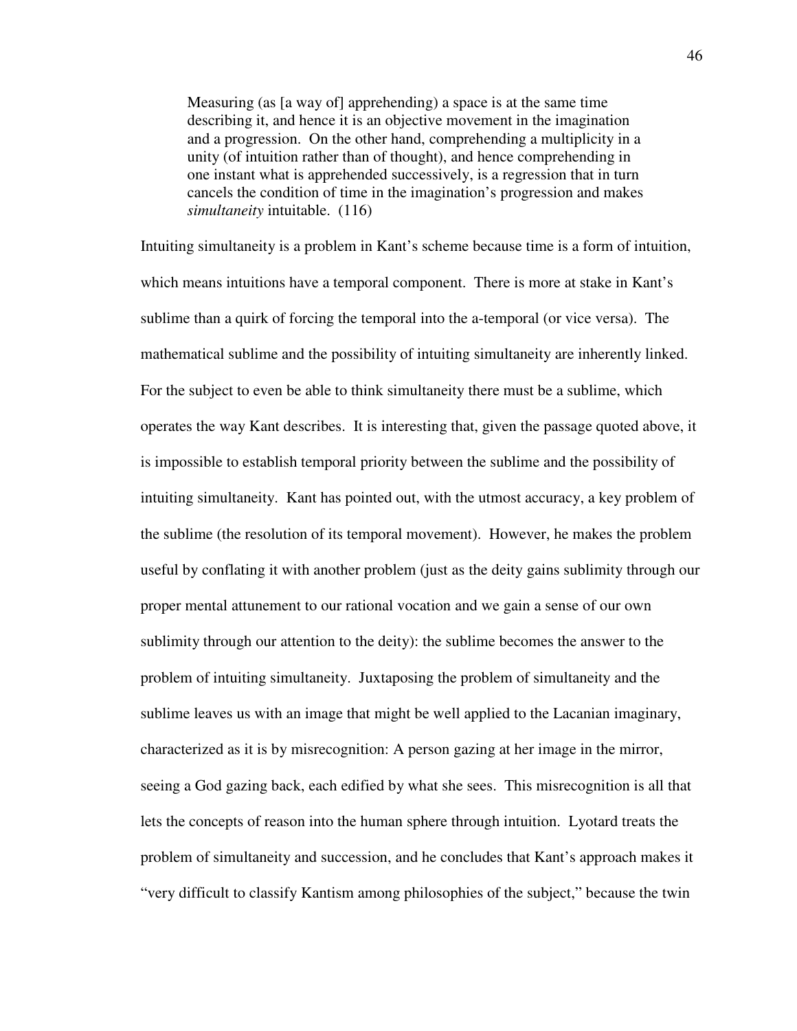> Measuring (as [a way of] apprehending) a space is at the same time describing it, and hence it is an objective movement in the imagination and a progression. On the other hand, comprehending a multiplicity in a unity (of intuition rather than of thought), and hence comprehending in one instant what is apprehended successively, is a regression that in turn cancels the condition of time in the imagination's progression and makes *simultaneity* intuitable. (116)

Intuiting simultaneity is a problem in Kant's scheme because time is a form of intuition, which means intuitions have a temporal component. There is more at stake in Kant's sublime than a quirk of forcing the temporal into the a-temporal (or vice versa). The mathematical sublime and the possibility of intuiting simultaneity are inherently linked. For the subject to even be able to think simultaneity there must be a sublime, which operates the way Kant describes. It is interesting that, given the passage quoted above, it is impossible to establish temporal priority between the sublime and the possibility of intuiting simultaneity. Kant has pointed out, with the utmost accuracy, a key problem of the sublime (the resolution of its temporal movement). However, he makes the problem useful by conflating it with another problem (just as the deity gains sublimity through our proper mental attunement to our rational vocation and we gain a sense of our own sublimity through our attention to the deity): the sublime becomes the answer to the problem of intuiting simultaneity. Juxtaposing the problem of simultaneity and the sublime leaves us with an image that might be well applied to the Lacanian imaginary, characterized as it is by misrecognition: A person gazing at her image in the mirror, seeing a God gazing back, each edified by what she sees. This misrecognition is all that lets the concepts of reason into the human sphere through intuition. Lyotard treats the problem of simultaneity and succession, and he concludes that Kant's approach makes it "very difficult to classify Kantism among philosophies of the subject," because the twin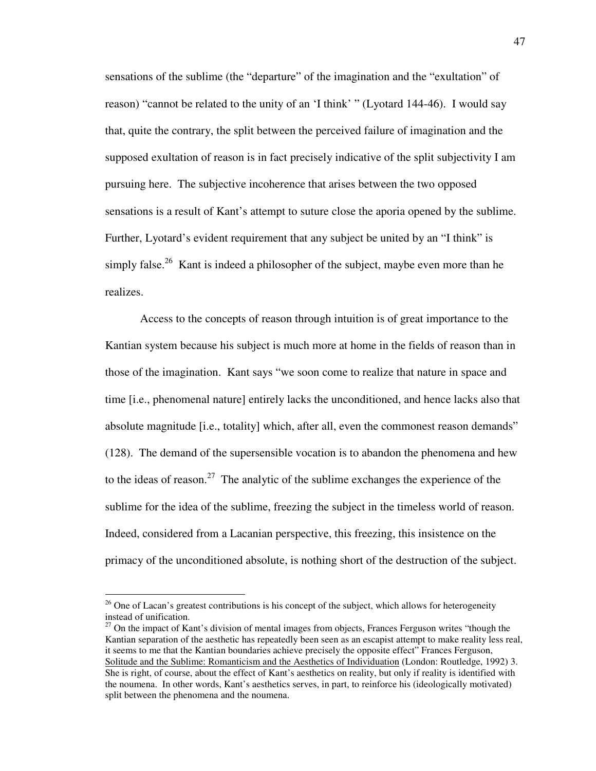sensations of the sublime (the "departure" of the imagination and the "exultation" of reason) "cannot be related to the unity of an 'I think' " (Lyotard 144-46). I would say that, quite the contrary, the split between the perceived failure of imagination and the supposed exultation of reason is in fact precisely indicative of the split subjectivity I am pursuing here. The subjective incoherence that arises between the two opposed sensations is a result of Kant's attempt to suture close the aporia opened by the sublime. Further, Lyotard's evident requirement that any subject be united by an "I think" is simply false.[26] Kant is indeed a philosopher of the subject, maybe even more than he realizes.

Access to the concepts of reason through intuition is of great importance to the Kantian system because his subject is much more at home in the fields of reason than in those of the imagination. Kant says "we soon come to realize that nature in space and time [i.e., phenomenal nature] entirely lacks the unconditioned, and hence lacks also that absolute magnitude [i.e., totality] which, after all, even the commonest reason demands" (128). The demand of the supersensible vocation is to abandon the phenomena and hew to the ideas of reason.[27] The analytic of the sublime exchanges the experience of the sublime for the idea of the sublime, freezing the subject in the timeless world of reason. Indeed, considered from a Lacanian perspective, this freezing, this insistence on the primacy of the unconditioned absolute, is nothing short of the destruction of the subject.

---

[26] One of Lacan's greatest contributions is his concept of the subject, which allows for heterogeneity instead of unification.

[27] On the impact of Kant's division of mental images from objects, Frances Ferguson writes "though the Kantian separation of the aesthetic has repeatedly been seen as an escapist attempt to make reality less real, it seems to me that the Kantian boundaries achieve precisely the opposite effect" Frances Ferguson, Solitude and the Sublime: Romanticism and the Aesthetics of Individuation (London: Routledge, 1992) 3. She is right, of course, about the effect of Kant's aesthetics on reality, but only if reality is identified with the noumena. In other words, Kant's aesthetics serves, in part, to reinforce his (ideologically motivated) split between the phenomena and the noumena.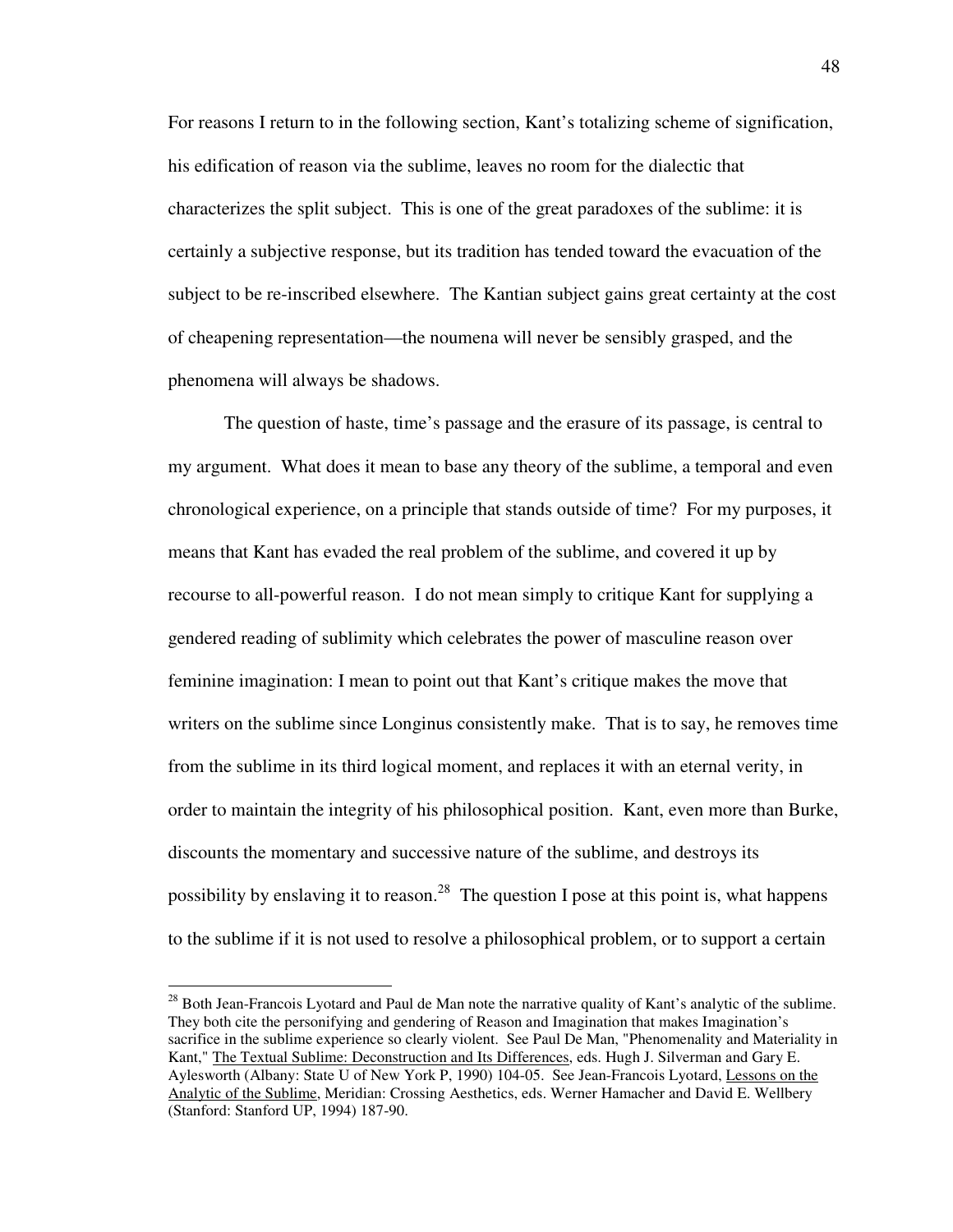For reasons I return to in the following section, Kant's totalizing scheme of signification, his edification of reason via the sublime, leaves no room for the dialectic that characterizes the split subject. This is one of the great paradoxes of the sublime: it is certainly a subjective response, but its tradition has tended toward the evacuation of the subject to be re-inscribed elsewhere. The Kantian subject gains great certainty at the cost of cheapening representation—the noumena will never be sensibly grasped, and the phenomena will always be shadows.

The question of haste, time's passage and the erasure of its passage, is central to my argument. What does it mean to base any theory of the sublime, a temporal and even chronological experience, on a principle that stands outside of time? For my purposes, it means that Kant has evaded the real problem of the sublime, and covered it up by recourse to all-powerful reason. I do not mean simply to critique Kant for supplying a gendered reading of sublimity which celebrates the power of masculine reason over feminine imagination: I mean to point out that Kant's critique makes the move that writers on the sublime since Longinus consistently make. That is to say, he removes time from the sublime in its third logical moment, and replaces it with an eternal verity, in order to maintain the integrity of his philosophical position. Kant, even more than Burke, discounts the momentary and successive nature of the sublime, and destroys its possibility by enslaving it to reason.[28] The question I pose at this point is, what happens to the sublime if it is not used to resolve a philosophical problem, or to support a certain

---

[28] Both Jean-Francois Lyotard and Paul de Man note the narrative quality of Kant's analytic of the sublime. They both cite the personifying and gendering of Reason and Imagination that makes Imagination's sacrifice in the sublime experience so clearly violent. See Paul De Man, "Phenomenality and Materiality in Kant," The Textual Sublime: Deconstruction and Its Differences, eds. Hugh J. Silverman and Gary E. Aylesworth (Albany: State U of New York P, 1990) 104-05. See Jean-Francois Lyotard, Lessons on the Analytic of the Sublime, Meridian: Crossing Aesthetics, eds. Werner Hamacher and David E. Wellbery (Stanford: Stanford UP, 1994) 187-90.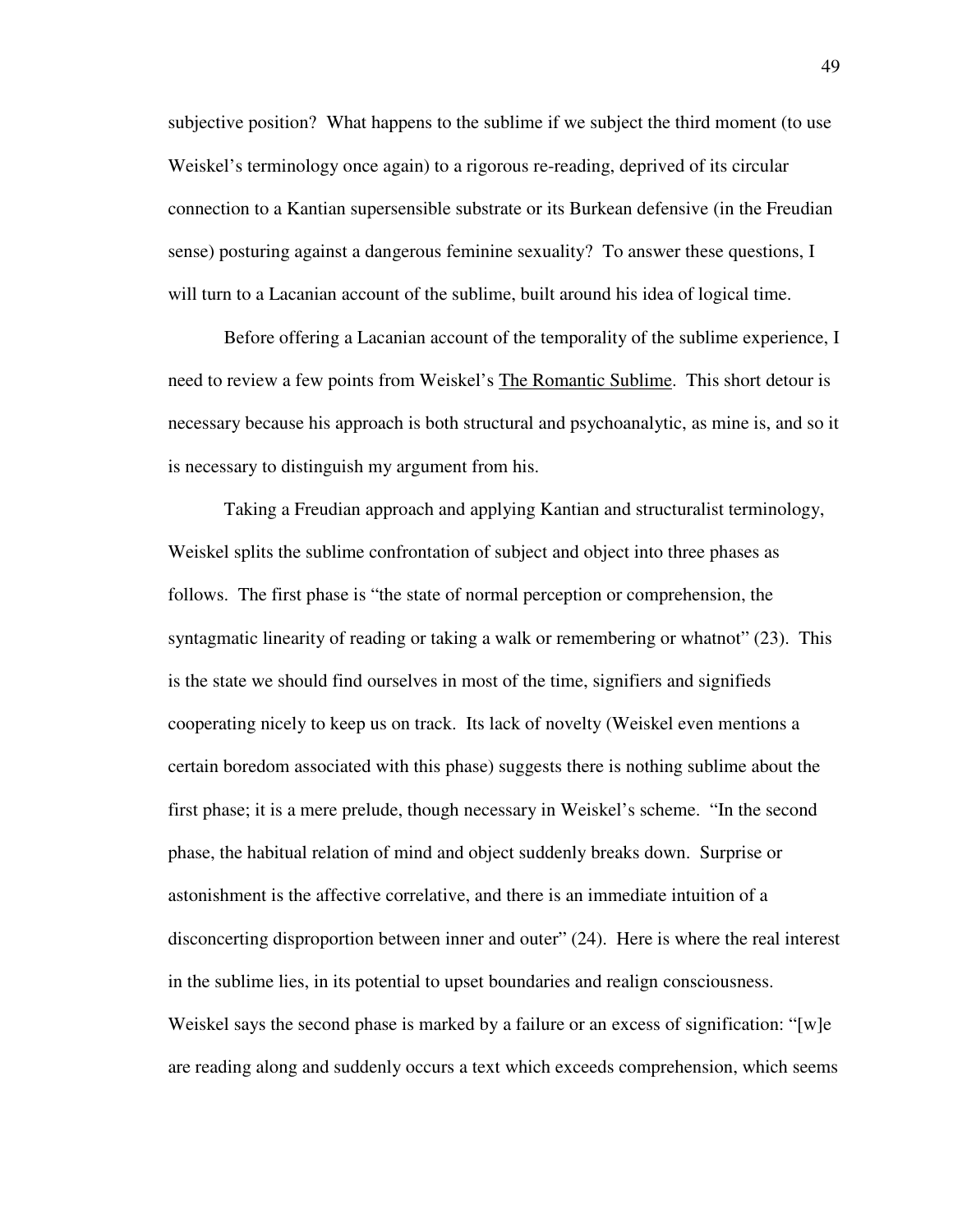subjective position? What happens to the sublime if we subject the third moment (to use Weiskel's terminology once again) to a rigorous re-reading, deprived of its circular connection to a Kantian supersensible substrate or its Burkean defensive (in the Freudian sense) posturing against a dangerous feminine sexuality? To answer these questions, I will turn to a Lacanian account of the sublime, built around his idea of logical time.

Before offering a Lacanian account of the temporality of the sublime experience, I need to review a few points from Weiskel's <u>The Romantic Sublime</u>. This short detour is necessary because his approach is both structural and psychoanalytic, as mine is, and so it is necessary to distinguish my argument from his.

Taking a Freudian approach and applying Kantian and structuralist terminology, Weiskel splits the sublime confrontation of subject and object into three phases as follows. The first phase is "the state of normal perception or comprehension, the syntagmatic linearity of reading or taking a walk or remembering or whatnot" (23). This is the state we should find ourselves in most of the time, signifiers and signifieds cooperating nicely to keep us on track. Its lack of novelty (Weiskel even mentions a certain boredom associated with this phase) suggests there is nothing sublime about the first phase; it is a mere prelude, though necessary in Weiskel's scheme. "In the second phase, the habitual relation of mind and object suddenly breaks down. Surprise or astonishment is the affective correlative, and there is an immediate intuition of a disconcerting disproportion between inner and outer" (24). Here is where the real interest in the sublime lies, in its potential to upset boundaries and realign consciousness. Weiskel says the second phase is marked by a failure or an excess of signification: "[w]e are reading along and suddenly occurs a text which exceeds comprehension, which seems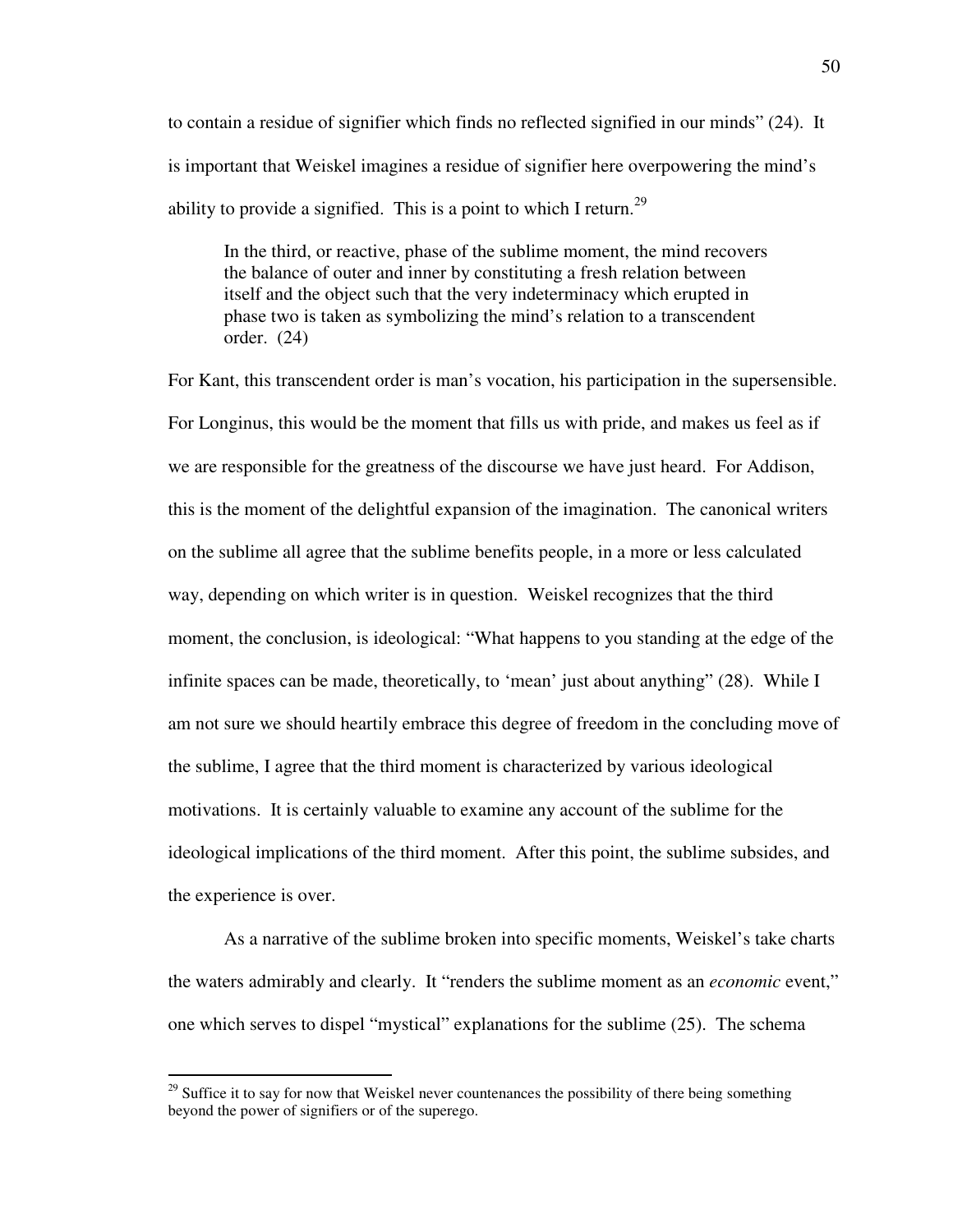to contain a residue of signifier which finds no reflected signified in our minds" (24). It is important that Weiskel imagines a residue of signifier here overpowering the mind's ability to provide a signified. This is a point to which I return.[29]

> In the third, or reactive, phase of the sublime moment, the mind recovers the balance of outer and inner by constituting a fresh relation between itself and the object such that the very indeterminacy which erupted in phase two is taken as symbolizing the mind's relation to a transcendent order. (24)

For Kant, this transcendent order is man's vocation, his participation in the supersensible. For Longinus, this would be the moment that fills us with pride, and makes us feel as if we are responsible for the greatness of the discourse we have just heard. For Addison, this is the moment of the delightful expansion of the imagination. The canonical writers on the sublime all agree that the sublime benefits people, in a more or less calculated way, depending on which writer is in question. Weiskel recognizes that the third moment, the conclusion, is ideological: "What happens to you standing at the edge of the infinite spaces can be made, theoretically, to 'mean' just about anything" (28). While I am not sure we should heartily embrace this degree of freedom in the concluding move of the sublime, I agree that the third moment is characterized by various ideological motivations. It is certainly valuable to examine any account of the sublime for the ideological implications of the third moment. After this point, the sublime subsides, and the experience is over.

As a narrative of the sublime broken into specific moments, Weiskel's take charts the waters admirably and clearly. It "renders the sublime moment as an *economic* event," one which serves to dispel "mystical" explanations for the sublime (25). The schema

[29] Suffice it to say for now that Weiskel never countenances the possibility of there being something beyond the power of signifiers or of the superego.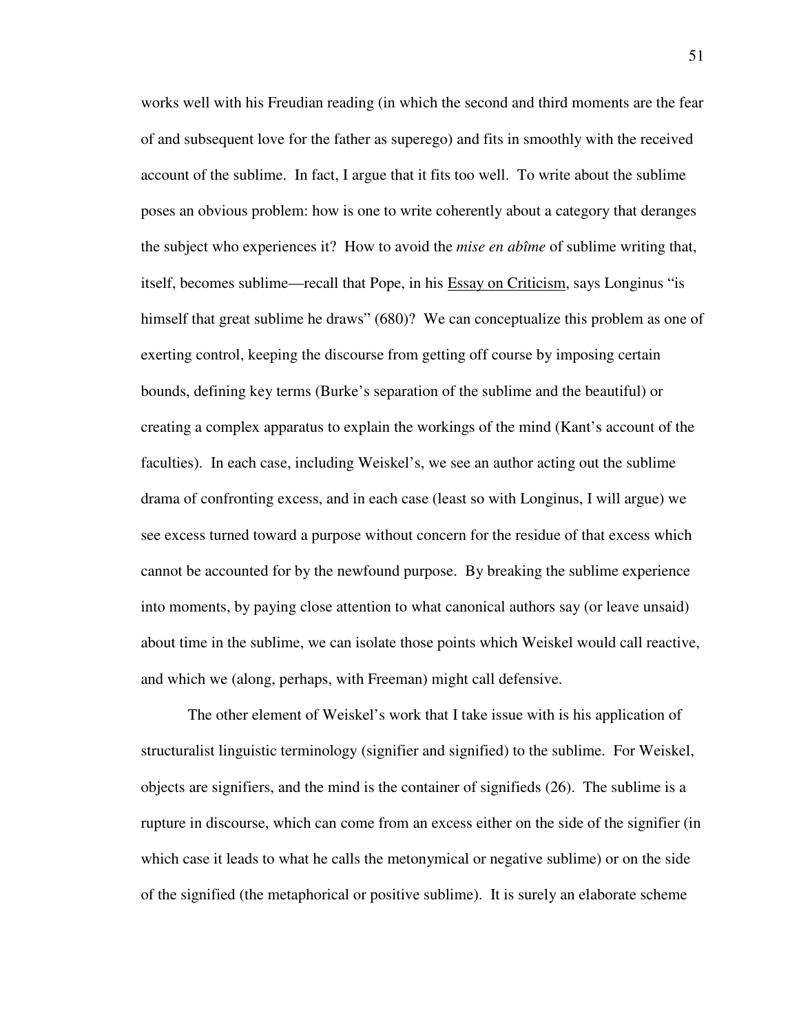works well with his Freudian reading (in which the second and third moments are the fear of and subsequent love for the father as superego) and fits in smoothly with the received account of the sublime. In fact, I argue that it fits too well. To write about the sublime poses an obvious problem: how is one to write coherently about a category that deranges the subject who experiences it? How to avoid the *mise en abîme* of sublime writing that, itself, becomes sublime—recall that Pope, in his Essay on Criticism, says Longinus "is himself that great sublime he draws" (680)? We can conceptualize this problem as one of exerting control, keeping the discourse from getting off course by imposing certain bounds, defining key terms (Burke's separation of the sublime and the beautiful) or creating a complex apparatus to explain the workings of the mind (Kant's account of the faculties). In each case, including Weiskel's, we see an author acting out the sublime drama of confronting excess, and in each case (least so with Longinus, I will argue) we see excess turned toward a purpose without concern for the residue of that excess which cannot be accounted for by the newfound purpose. By breaking the sublime experience into moments, by paying close attention to what canonical authors say (or leave unsaid) about time in the sublime, we can isolate those points which Weiskel would call reactive, and which we (along, perhaps, with Freeman) might call defensive.

The other element of Weiskel's work that I take issue with is his application of structuralist linguistic terminology (signifier and signified) to the sublime. For Weiskel, objects are signifiers, and the mind is the container of signifieds (26). The sublime is a rupture in discourse, which can come from an excess either on the side of the signifier (in which case it leads to what he calls the metonymical or negative sublime) or on the side of the signified (the metaphorical or positive sublime). It is surely an elaborate scheme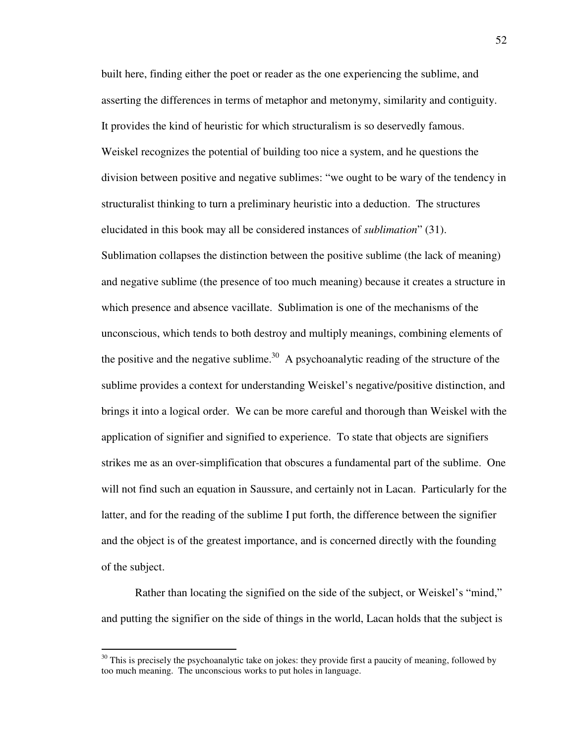built here, finding either the poet or reader as the one experiencing the sublime, and asserting the differences in terms of metaphor and metonymy, similarity and contiguity. It provides the kind of heuristic for which structuralism is so deservedly famous. Weiskel recognizes the potential of building too nice a system, and he questions the division between positive and negative sublimes: "we ought to be wary of the tendency in structuralist thinking to turn a preliminary heuristic into a deduction. The structures elucidated in this book may all be considered instances of *sublimation*" (31). Sublimation collapses the distinction between the positive sublime (the lack of meaning) and negative sublime (the presence of too much meaning) because it creates a structure in which presence and absence vacillate. Sublimation is one of the mechanisms of the unconscious, which tends to both destroy and multiply meanings, combining elements of the positive and the negative sublime.[30] A psychoanalytic reading of the structure of the sublime provides a context for understanding Weiskel's negative/positive distinction, and brings it into a logical order. We can be more careful and thorough than Weiskel with the application of signifier and signified to experience. To state that objects are signifiers strikes me as an over-simplification that obscures a fundamental part of the sublime. One will not find such an equation in Saussure, and certainly not in Lacan. Particularly for the latter, and for the reading of the sublime I put forth, the difference between the signifier and the object is of the greatest importance, and is concerned directly with the founding of the subject.

Rather than locating the signified on the side of the subject, or Weiskel's "mind," and putting the signifier on the side of things in the world, Lacan holds that the subject is

---

[30] This is precisely the psychoanalytic take on jokes: they provide first a paucity of meaning, followed by too much meaning. The unconscious works to put holes in language.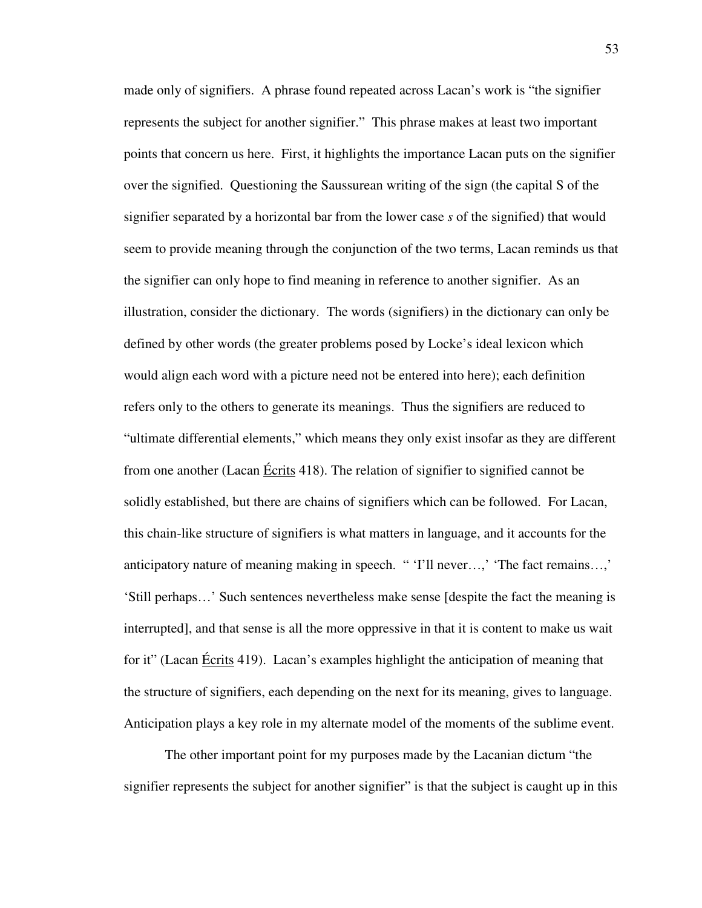made only of signifiers. A phrase found repeated across Lacan's work is "the signifier represents the subject for another signifier." This phrase makes at least two important points that concern us here. First, it highlights the importance Lacan puts on the signifier over the signified. Questioning the Saussurean writing of the sign (the capital S of the signifier separated by a horizontal bar from the lower case *s* of the signified) that would seem to provide meaning through the conjunction of the two terms, Lacan reminds us that the signifier can only hope to find meaning in reference to another signifier. As an illustration, consider the dictionary. The words (signifiers) in the dictionary can only be defined by other words (the greater problems posed by Locke's ideal lexicon which would align each word with a picture need not be entered into here); each definition refers only to the others to generate its meanings. Thus the signifiers are reduced to "ultimate differential elements," which means they only exist insofar as they are different from one another (Lacan Écrits 418). The relation of signifier to signified cannot be solidly established, but there are chains of signifiers which can be followed. For Lacan, this chain-like structure of signifiers is what matters in language, and it accounts for the anticipatory nature of meaning making in speech. " 'I'll never…,' 'The fact remains…,' 'Still perhaps…' Such sentences nevertheless make sense [despite the fact the meaning is interrupted], and that sense is all the more oppressive in that it is content to make us wait for it" (Lacan Écrits 419). Lacan's examples highlight the anticipation of meaning that the structure of signifiers, each depending on the next for its meaning, gives to language. Anticipation plays a key role in my alternate model of the moments of the sublime event.

The other important point for my purposes made by the Lacanian dictum "the signifier represents the subject for another signifier" is that the subject is caught up in this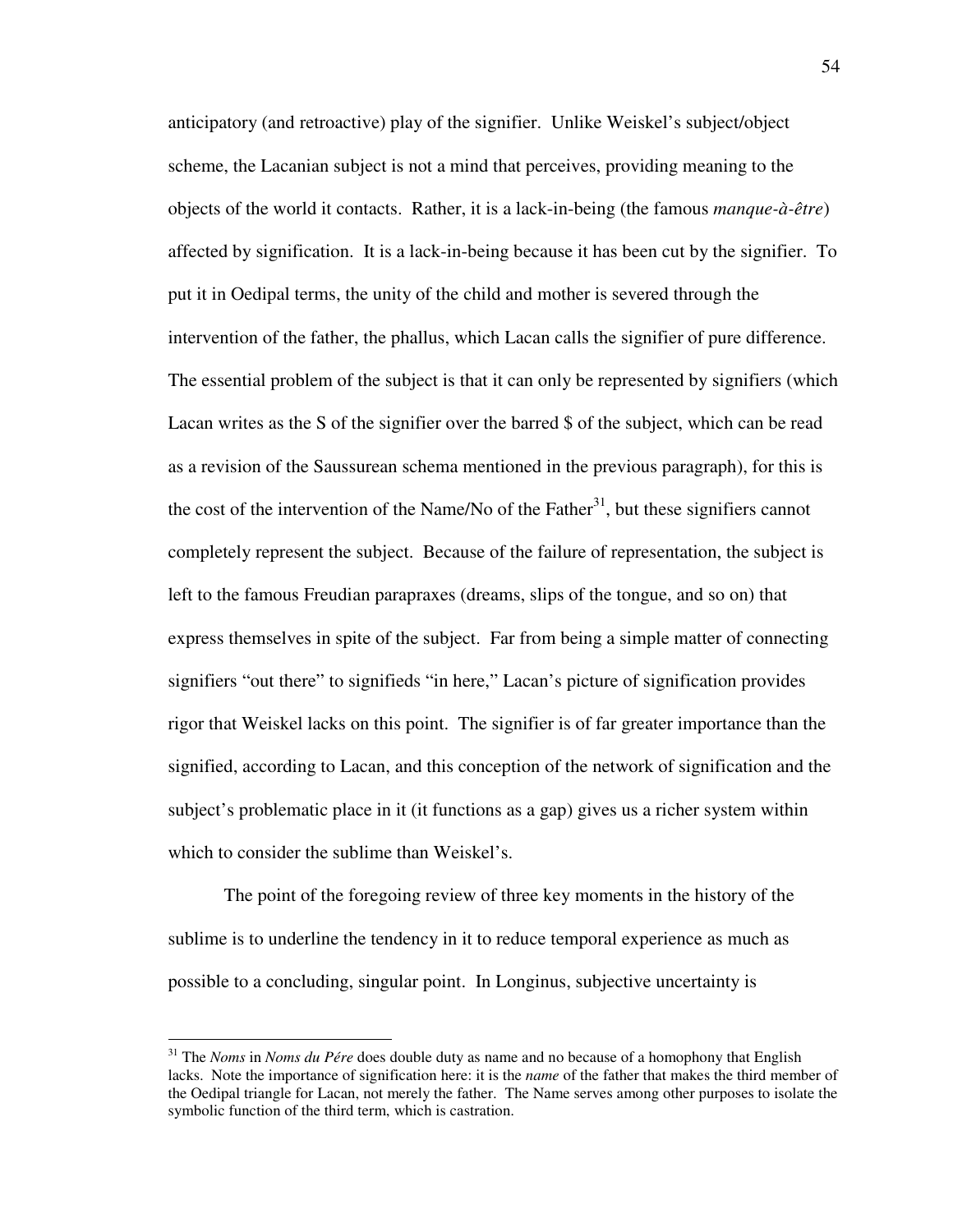anticipatory (and retroactive) play of the signifier. Unlike Weiskel's subject/object scheme, the Lacanian subject is not a mind that perceives, providing meaning to the objects of the world it contacts. Rather, it is a lack-in-being (the famous *manque-à-être*) affected by signification. It is a lack-in-being because it has been cut by the signifier. To put it in Oedipal terms, the unity of the child and mother is severed through the intervention of the father, the phallus, which Lacan calls the signifier of pure difference. The essential problem of the subject is that it can only be represented by signifiers (which Lacan writes as the S of the signifier over the barred $ of the subject, which can be read as a revision of the Saussurean schema mentioned in the previous paragraph), for this is the cost of the intervention of the Name/No of the Father[31], but these signifiers cannot completely represent the subject. Because of the failure of representation, the subject is left to the famous Freudian parapraxes (dreams, slips of the tongue, and so on) that express themselves in spite of the subject. Far from being a simple matter of connecting signifiers "out there" to signifieds "in here," Lacan's picture of signification provides rigor that Weiskel lacks on this point. The signifier is of far greater importance than the signified, according to Lacan, and this conception of the network of signification and the subject's problematic place in it (it functions as a gap) gives us a richer system within which to consider the sublime than Weiskel's.

The point of the foregoing review of three key moments in the history of the sublime is to underline the tendency in it to reduce temporal experience as much as possible to a concluding, singular point. In Longinus, subjective uncertainty is

[31] The *Noms* in *Noms du Pére* does double duty as name and no because of a homophony that English lacks. Note the importance of signification here: it is the *name* of the father that makes the third member of the Oedipal triangle for Lacan, not merely the father. The Name serves among other purposes to isolate the symbolic function of the third term, which is castration.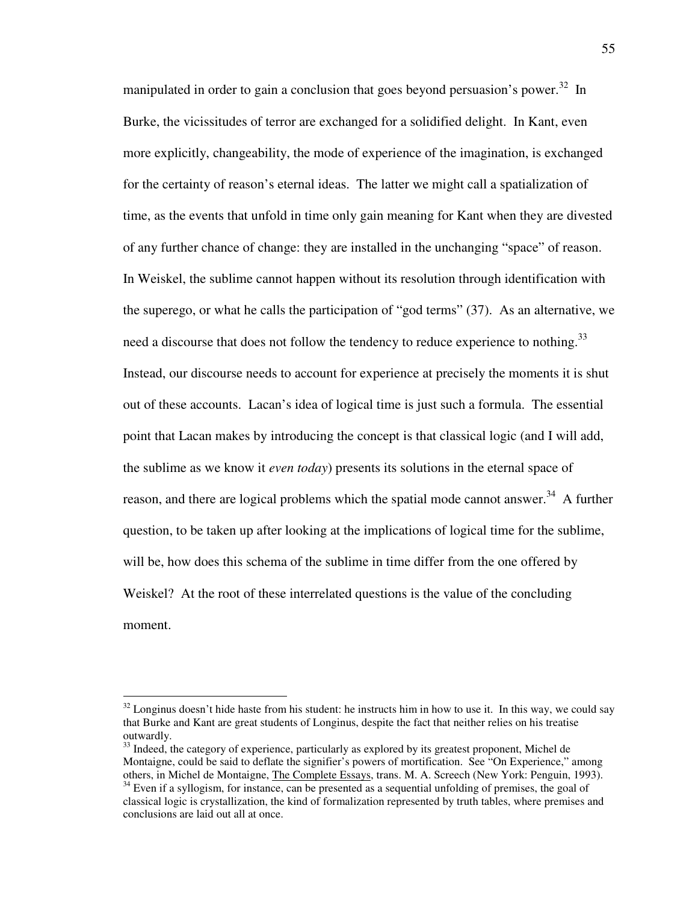manipulated in order to gain a conclusion that goes beyond persuasion's power.[32] In Burke, the vicissitudes of terror are exchanged for a solidified delight. In Kant, even more explicitly, changeability, the mode of experience of the imagination, is exchanged for the certainty of reason's eternal ideas. The latter we might call a spatialization of time, as the events that unfold in time only gain meaning for Kant when they are divested of any further chance of change: they are installed in the unchanging "space" of reason. In Weiskel, the sublime cannot happen without its resolution through identification with the superego, or what he calls the participation of "god terms" (37). As an alternative, we need a discourse that does not follow the tendency to reduce experience to nothing.[33] Instead, our discourse needs to account for experience at precisely the moments it is shut out of these accounts. Lacan's idea of logical time is just such a formula. The essential point that Lacan makes by introducing the concept is that classical logic (and I will add, the sublime as we know it *even today*) presents its solutions in the eternal space of reason, and there are logical problems which the spatial mode cannot answer.[34] A further question, to be taken up after looking at the implications of logical time for the sublime, will be, how does this schema of the sublime in time differ from the one offered by Weiskel? At the root of these interrelated questions is the value of the concluding moment.

---

[32] Longinus doesn't hide haste from his student: he instructs him in how to use it. In this way, we could say that Burke and Kant are great students of Longinus, despite the fact that neither relies on his treatise outwardly.

[33] Indeed, the category of experience, particularly as explored by its greatest proponent, Michel de Montaigne, could be said to deflate the signifier's powers of mortification. See "On Experience," among others, in Michel de Montaigne, The Complete Essays, trans. M. A. Screech (New York: Penguin, 1993).

[34] Even if a syllogism, for instance, can be presented as a sequential unfolding of premises, the goal of classical logic is crystallization, the kind of formalization represented by truth tables, where premises and conclusions are laid out all at once.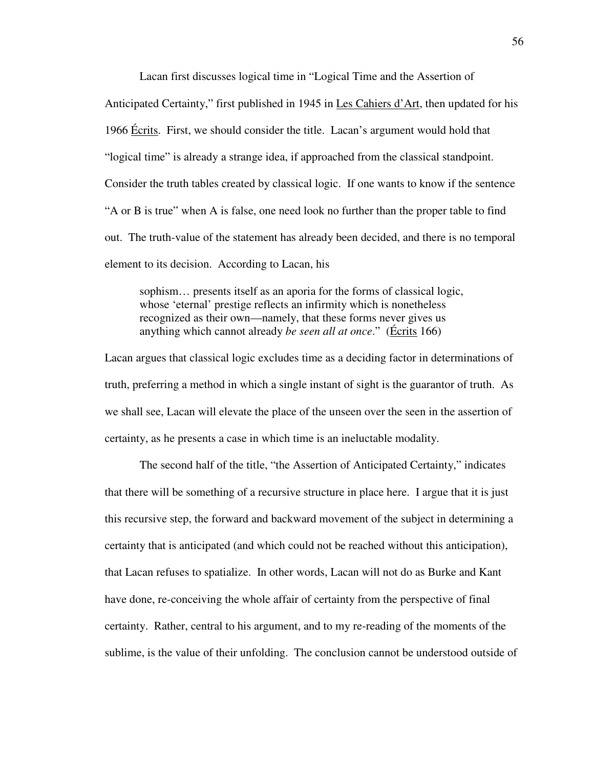Lacan first discusses logical time in "Logical Time and the Assertion of Anticipated Certainty," first published in 1945 in Les Cahiers d'Art, then updated for his 1966 Écrits. First, we should consider the title. Lacan's argument would hold that "logical time" is already a strange idea, if approached from the classical standpoint. Consider the truth tables created by classical logic. If one wants to know if the sentence "A or B is true" when A is false, one need look no further than the proper table to find out. The truth-value of the statement has already been decided, and there is no temporal element to its decision. According to Lacan, his

> sophism… presents itself as an aporia for the forms of classical logic, whose 'eternal' prestige reflects an infirmity which is nonetheless recognized as their own—namely, that these forms never gives us anything which cannot already *be seen all at once*." (Écrits 166)

Lacan argues that classical logic excludes time as a deciding factor in determinations of truth, preferring a method in which a single instant of sight is the guarantor of truth. As we shall see, Lacan will elevate the place of the unseen over the seen in the assertion of certainty, as he presents a case in which time is an ineluctable modality.

The second half of the title, "the Assertion of Anticipated Certainty," indicates that there will be something of a recursive structure in place here. I argue that it is just this recursive step, the forward and backward movement of the subject in determining a certainty that is anticipated (and which could not be reached without this anticipation), that Lacan refuses to spatialize. In other words, Lacan will not do as Burke and Kant have done, re-conceiving the whole affair of certainty from the perspective of final certainty. Rather, central to his argument, and to my re-reading of the moments of the sublime, is the value of their unfolding. The conclusion cannot be understood outside of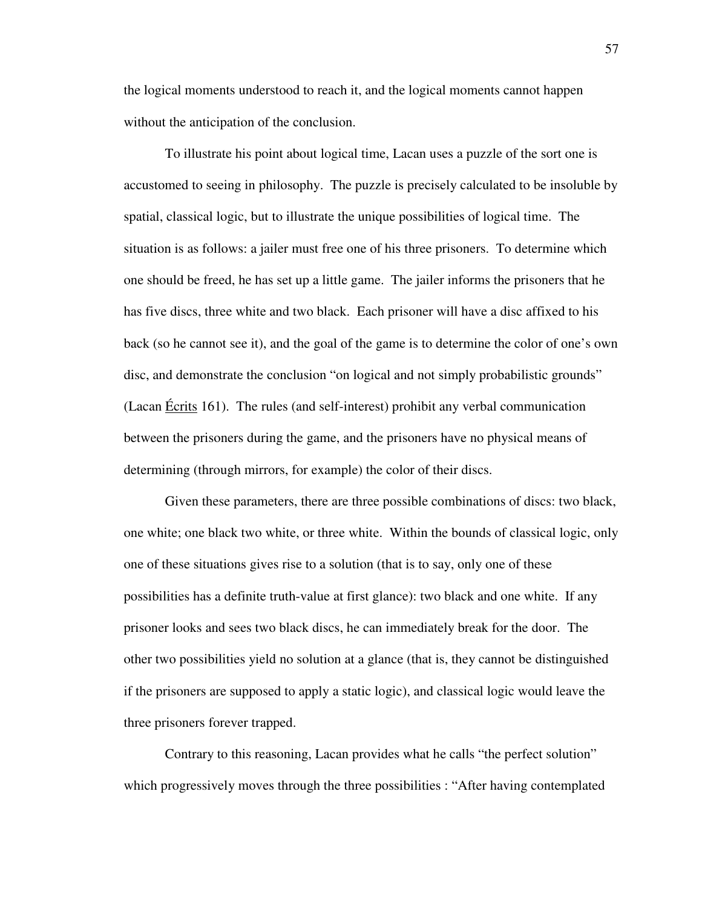the logical moments understood to reach it, and the logical moments cannot happen without the anticipation of the conclusion.

To illustrate his point about logical time, Lacan uses a puzzle of the sort one is accustomed to seeing in philosophy. The puzzle is precisely calculated to be insoluble by spatial, classical logic, but to illustrate the unique possibilities of logical time. The situation is as follows: a jailer must free one of his three prisoners. To determine which one should be freed, he has set up a little game. The jailer informs the prisoners that he has five discs, three white and two black. Each prisoner will have a disc affixed to his back (so he cannot see it), and the goal of the game is to determine the color of one's own disc, and demonstrate the conclusion "on logical and not simply probabilistic grounds" (Lacan Écrits 161). The rules (and self-interest) prohibit any verbal communication between the prisoners during the game, and the prisoners have no physical means of determining (through mirrors, for example) the color of their discs.

Given these parameters, there are three possible combinations of discs: two black, one white; one black two white, or three white. Within the bounds of classical logic, only one of these situations gives rise to a solution (that is to say, only one of these possibilities has a definite truth-value at first glance): two black and one white. If any prisoner looks and sees two black discs, he can immediately break for the door. The other two possibilities yield no solution at a glance (that is, they cannot be distinguished if the prisoners are supposed to apply a static logic), and classical logic would leave the three prisoners forever trapped.

Contrary to this reasoning, Lacan provides what he calls "the perfect solution" which progressively moves through the three possibilities : "After having contemplated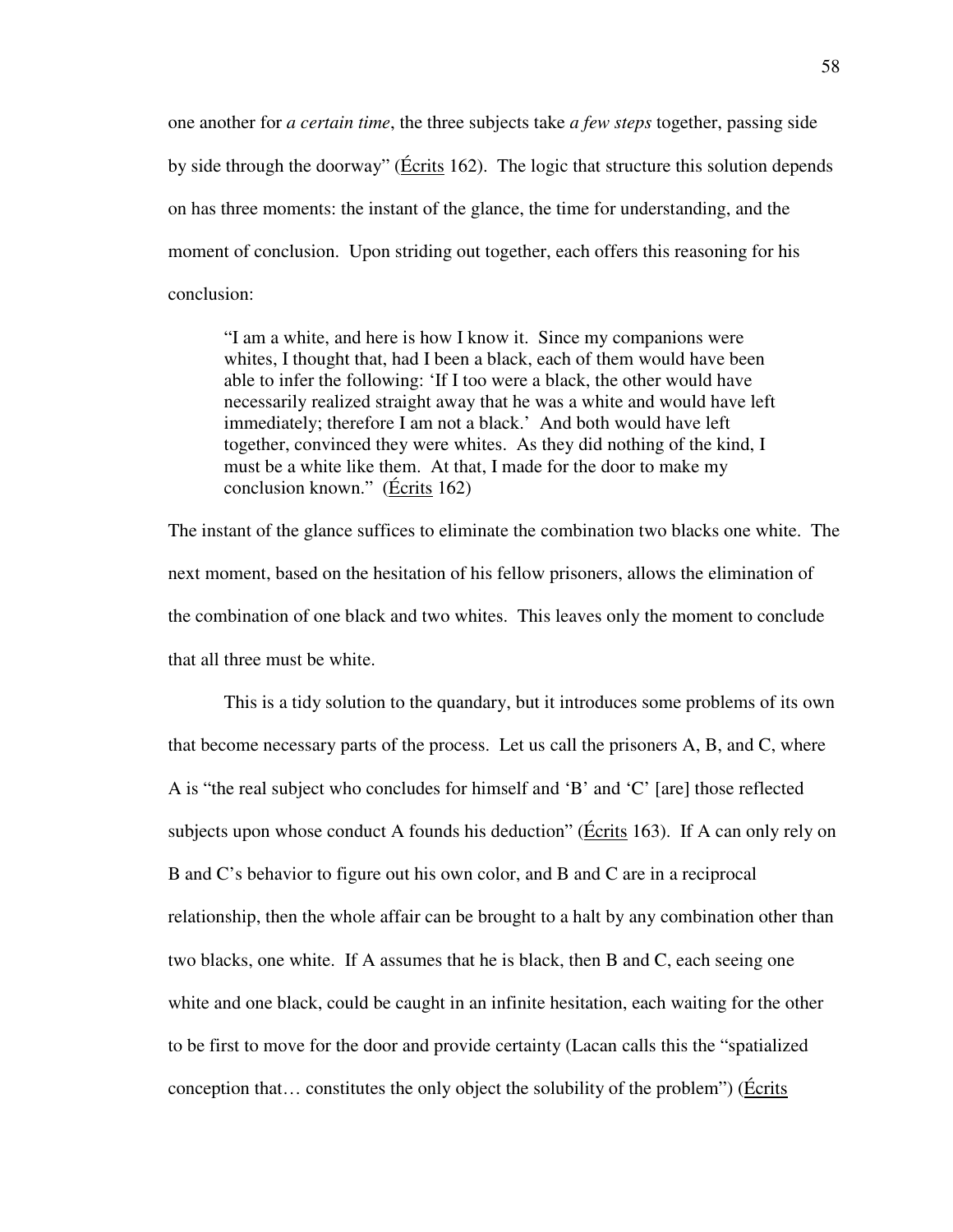one another for *a certain time*, the three subjects take *a few steps* together, passing side by side through the doorway" (Écrits 162). The logic that structure this solution depends on has three moments: the instant of the glance, the time for understanding, and the moment of conclusion. Upon striding out together, each offers this reasoning for his conclusion:

> "I am a white, and here is how I know it. Since my companions were whites, I thought that, had I been a black, each of them would have been able to infer the following: 'If I too were a black, the other would have necessarily realized straight away that he was a white and would have left immediately; therefore I am not a black.' And both would have left together, convinced they were whites. As they did nothing of the kind, I must be a white like them. At that, I made for the door to make my conclusion known." (Écrits 162)

The instant of the glance suffices to eliminate the combination two blacks one white. The next moment, based on the hesitation of his fellow prisoners, allows the elimination of the combination of one black and two whites. This leaves only the moment to conclude that all three must be white.

This is a tidy solution to the quandary, but it introduces some problems of its own that become necessary parts of the process. Let us call the prisoners A, B, and C, where A is "the real subject who concludes for himself and 'B' and 'C' [are] those reflected subjects upon whose conduct A founds his deduction" (Écrits 163). If A can only rely on B and C's behavior to figure out his own color, and B and C are in a reciprocal relationship, then the whole affair can be brought to a halt by any combination other than two blacks, one white. If A assumes that he is black, then B and C, each seeing one white and one black, could be caught in an infinite hesitation, each waiting for the other to be first to move for the door and provide certainty (Lacan calls this the "spatialized conception that… constitutes the only object the solubility of the problem") (Écrits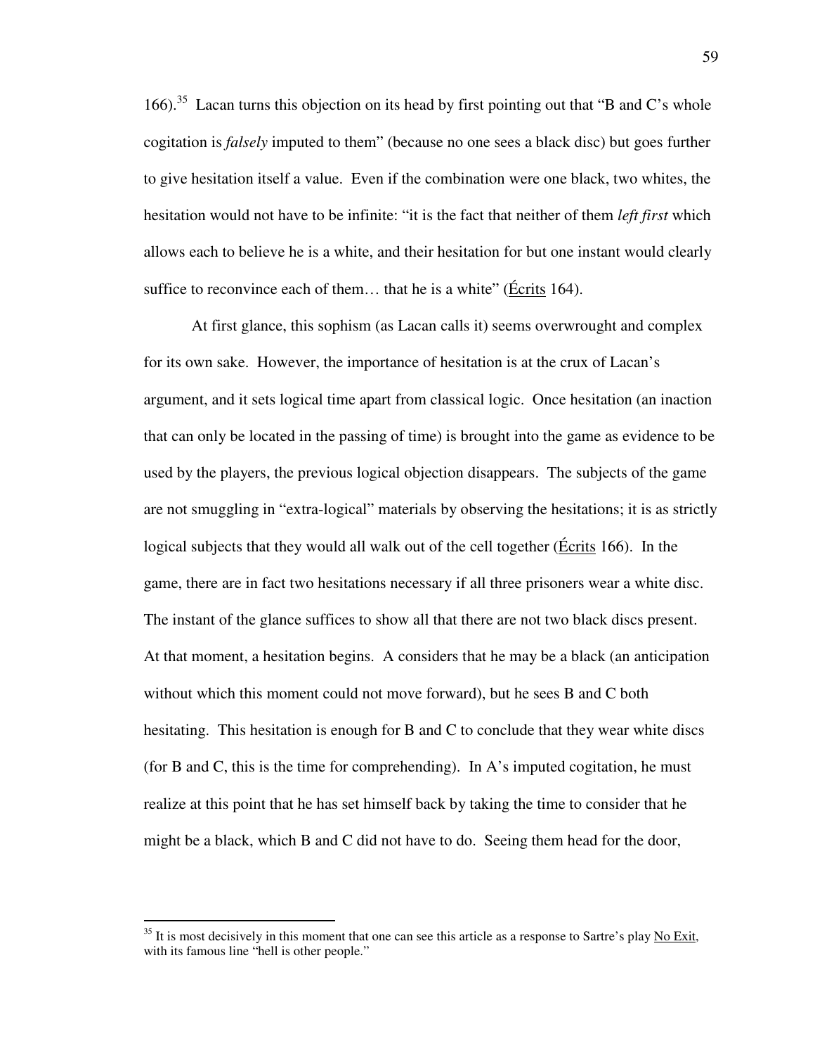166).[35] Lacan turns this objection on its head by first pointing out that "B and C's whole cogitation is *falsely* imputed to them" (because no one sees a black disc) but goes further to give hesitation itself a value. Even if the combination were one black, two whites, the hesitation would not have to be infinite: "it is the fact that neither of them *left first* which allows each to believe he is a white, and their hesitation for but one instant would clearly suffice to reconvince each of them… that he is a white" (Écrits 164).

At first glance, this sophism (as Lacan calls it) seems overwrought and complex for its own sake. However, the importance of hesitation is at the crux of Lacan's argument, and it sets logical time apart from classical logic. Once hesitation (an inaction that can only be located in the passing of time) is brought into the game as evidence to be used by the players, the previous logical objection disappears. The subjects of the game are not smuggling in "extra-logical" materials by observing the hesitations; it is as strictly logical subjects that they would all walk out of the cell together (Écrits 166). In the game, there are in fact two hesitations necessary if all three prisoners wear a white disc. The instant of the glance suffices to show all that there are not two black discs present. At that moment, a hesitation begins. A considers that he may be a black (an anticipation without which this moment could not move forward), but he sees B and C both hesitating. This hesitation is enough for B and C to conclude that they wear white discs (for B and C, this is the time for comprehending). In A's imputed cogitation, he must realize at this point that he has set himself back by taking the time to consider that he might be a black, which B and C did not have to do. Seeing them head for the door,

[35] It is most decisively in this moment that one can see this article as a response to Sartre's play No Exit, with its famous line "hell is other people."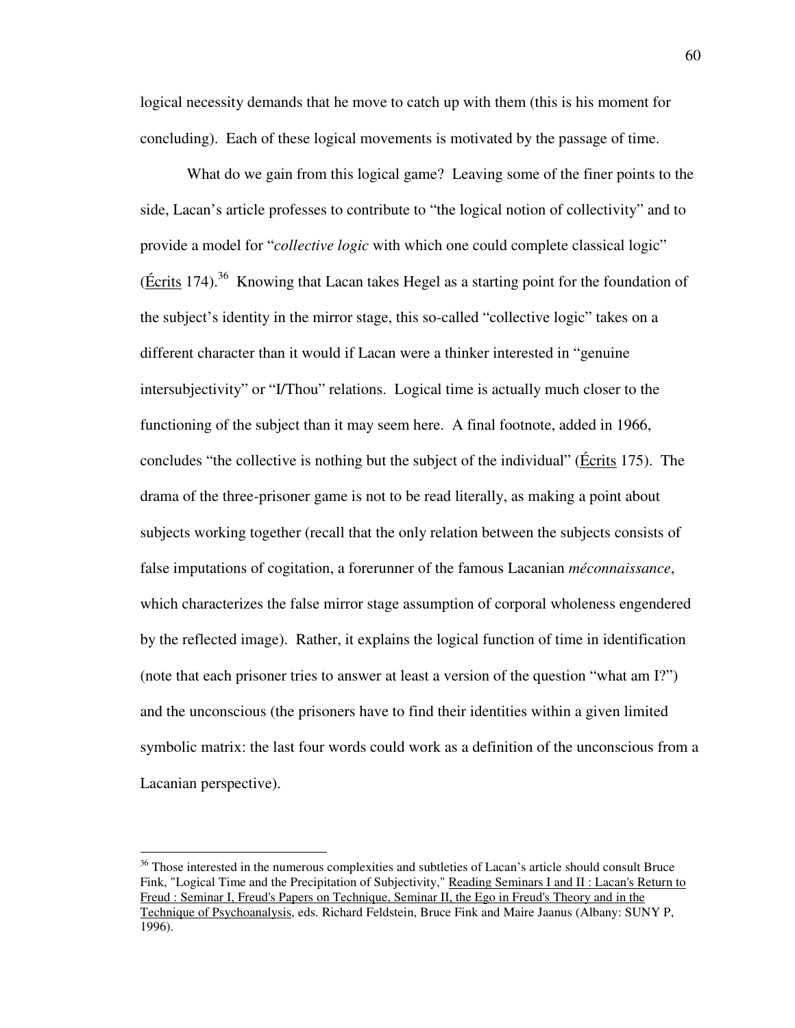logical necessity demands that he move to catch up with them (this is his moment for concluding). Each of these logical movements is motivated by the passage of time.

What do we gain from this logical game? Leaving some of the finer points to the side, Lacan's article professes to contribute to "the logical notion of collectivity" and to provide a model for "*collective logic* with which one could complete classical logic" (Écrits 174).[36] Knowing that Lacan takes Hegel as a starting point for the foundation of the subject's identity in the mirror stage, this so-called "collective logic" takes on a different character than it would if Lacan were a thinker interested in "genuine intersubjectivity" or "I/Thou" relations. Logical time is actually much closer to the functioning of the subject than it may seem here. A final footnote, added in 1966, concludes "the collective is nothing but the subject of the individual" (Écrits 175). The drama of the three-prisoner game is not to be read literally, as making a point about subjects working together (recall that the only relation between the subjects consists of false imputations of cogitation, a forerunner of the famous Lacanian *méconnaissance*, which characterizes the false mirror stage assumption of corporal wholeness engendered by the reflected image). Rather, it explains the logical function of time in identification (note that each prisoner tries to answer at least a version of the question "what am I?") and the unconscious (the prisoners have to find their identities within a given limited symbolic matrix: the last four words could work as a definition of the unconscious from a Lacanian perspective).

---

[36] Those interested in the numerous complexities and subtleties of Lacan's article should consult Bruce Fink, "Logical Time and the Precipitation of Subjectivity," Reading Seminars I and II : Lacan's Return to Freud : Seminar I, Freud's Papers on Technique, Seminar II, the Ego in Freud's Theory and in the Technique of Psychoanalysis, eds. Richard Feldstein, Bruce Fink and Maire Jaanus (Albany: SUNY P, 1996).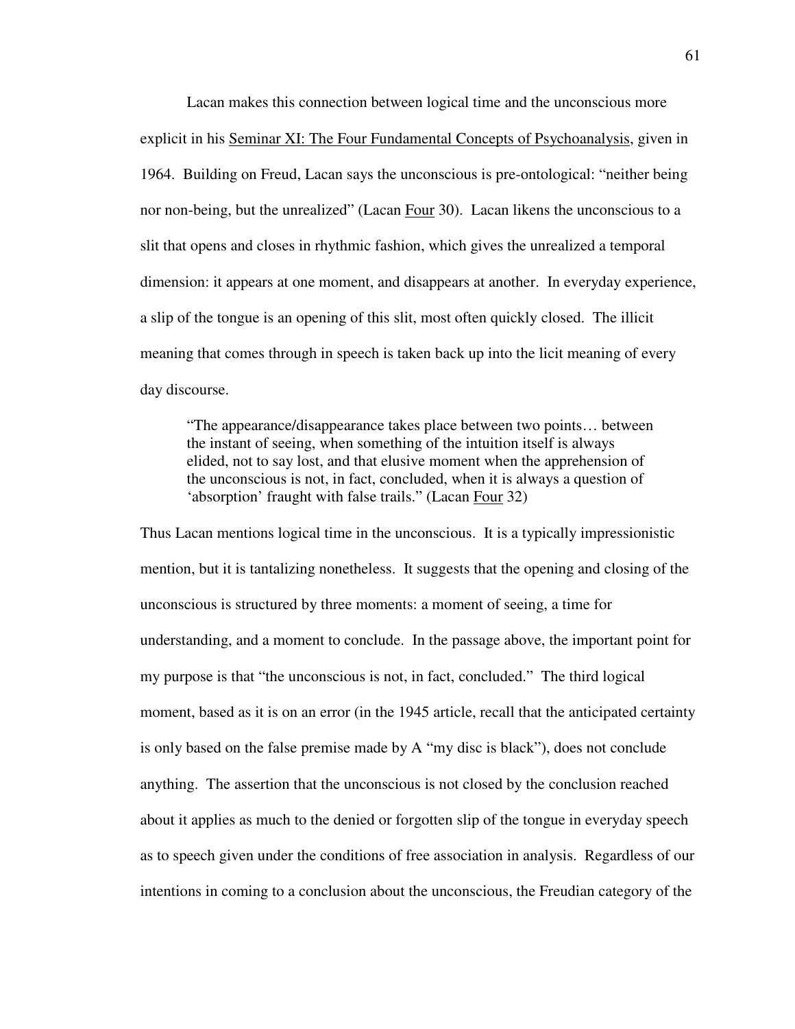Lacan makes this connection between logical time and the unconscious more explicit in his Seminar XI: The Four Fundamental Concepts of Psychoanalysis, given in 1964. Building on Freud, Lacan says the unconscious is pre-ontological: "neither being nor non-being, but the unrealized" (Lacan Four 30). Lacan likens the unconscious to a slit that opens and closes in rhythmic fashion, which gives the unrealized a temporal dimension: it appears at one moment, and disappears at another. In everyday experience, a slip of the tongue is an opening of this slit, most often quickly closed. The illicit meaning that comes through in speech is taken back up into the licit meaning of every day discourse.

> "The appearance/disappearance takes place between two points… between the instant of seeing, when something of the intuition itself is always elided, not to say lost, and that elusive moment when the apprehension of the unconscious is not, in fact, concluded, when it is always a question of 'absorption' fraught with false trails." (Lacan Four 32)

Thus Lacan mentions logical time in the unconscious. It is a typically impressionistic mention, but it is tantalizing nonetheless. It suggests that the opening and closing of the unconscious is structured by three moments: a moment of seeing, a time for understanding, and a moment to conclude. In the passage above, the important point for my purpose is that "the unconscious is not, in fact, concluded." The third logical moment, based as it is on an error (in the 1945 article, recall that the anticipated certainty is only based on the false premise made by A "my disc is black"), does not conclude anything. The assertion that the unconscious is not closed by the conclusion reached about it applies as much to the denied or forgotten slip of the tongue in everyday speech as to speech given under the conditions of free association in analysis. Regardless of our intentions in coming to a conclusion about the unconscious, the Freudian category of the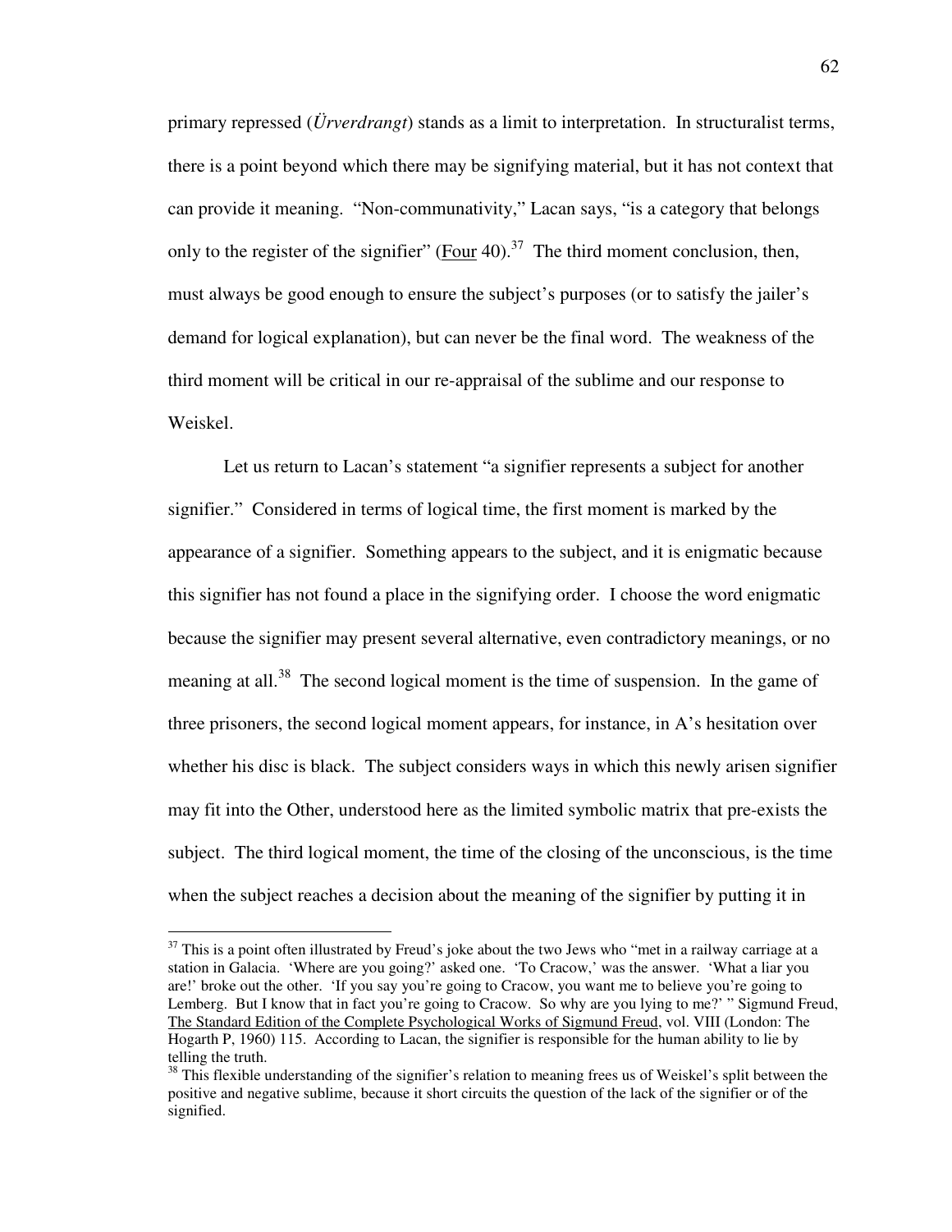primary repressed (*Ürverdrangt*) stands as a limit to interpretation. In structuralist terms, there is a point beyond which there may be signifying material, but it has not context that can provide it meaning. "Non-communativity," Lacan says, "is a category that belongs only to the register of the signifier" (Four 40).[37] The third moment conclusion, then, must always be good enough to ensure the subject's purposes (or to satisfy the jailer's demand for logical explanation), but can never be the final word. The weakness of the third moment will be critical in our re-appraisal of the sublime and our response to Weiskel.

Let us return to Lacan's statement "a signifier represents a subject for another signifier." Considered in terms of logical time, the first moment is marked by the appearance of a signifier. Something appears to the subject, and it is enigmatic because this signifier has not found a place in the signifying order. I choose the word enigmatic because the signifier may present several alternative, even contradictory meanings, or no meaning at all.[38] The second logical moment is the time of suspension. In the game of three prisoners, the second logical moment appears, for instance, in A's hesitation over whether his disc is black. The subject considers ways in which this newly arisen signifier may fit into the Other, understood here as the limited symbolic matrix that pre-exists the subject. The third logical moment, the time of the closing of the unconscious, is the time when the subject reaches a decision about the meaning of the signifier by putting it in

---

[37] This is a point often illustrated by Freud's joke about the two Jews who "met in a railway carriage at a station in Galacia. 'Where are you going?' asked one. 'To Cracow,' was the answer. 'What a liar you are!' broke out the other. 'If you say you're going to Cracow, you want me to believe you're going to Lemberg. But I know that in fact you're going to Cracow. So why are you lying to me?' " Sigmund Freud, The Standard Edition of the Complete Psychological Works of Sigmund Freud, vol. VIII (London: The Hogarth P, 1960) 115. According to Lacan, the signifier is responsible for the human ability to lie by telling the truth.

[38] This flexible understanding of the signifier's relation to meaning frees us of Weiskel's split between the positive and negative sublime, because it short circuits the question of the lack of the signifier or of the signified.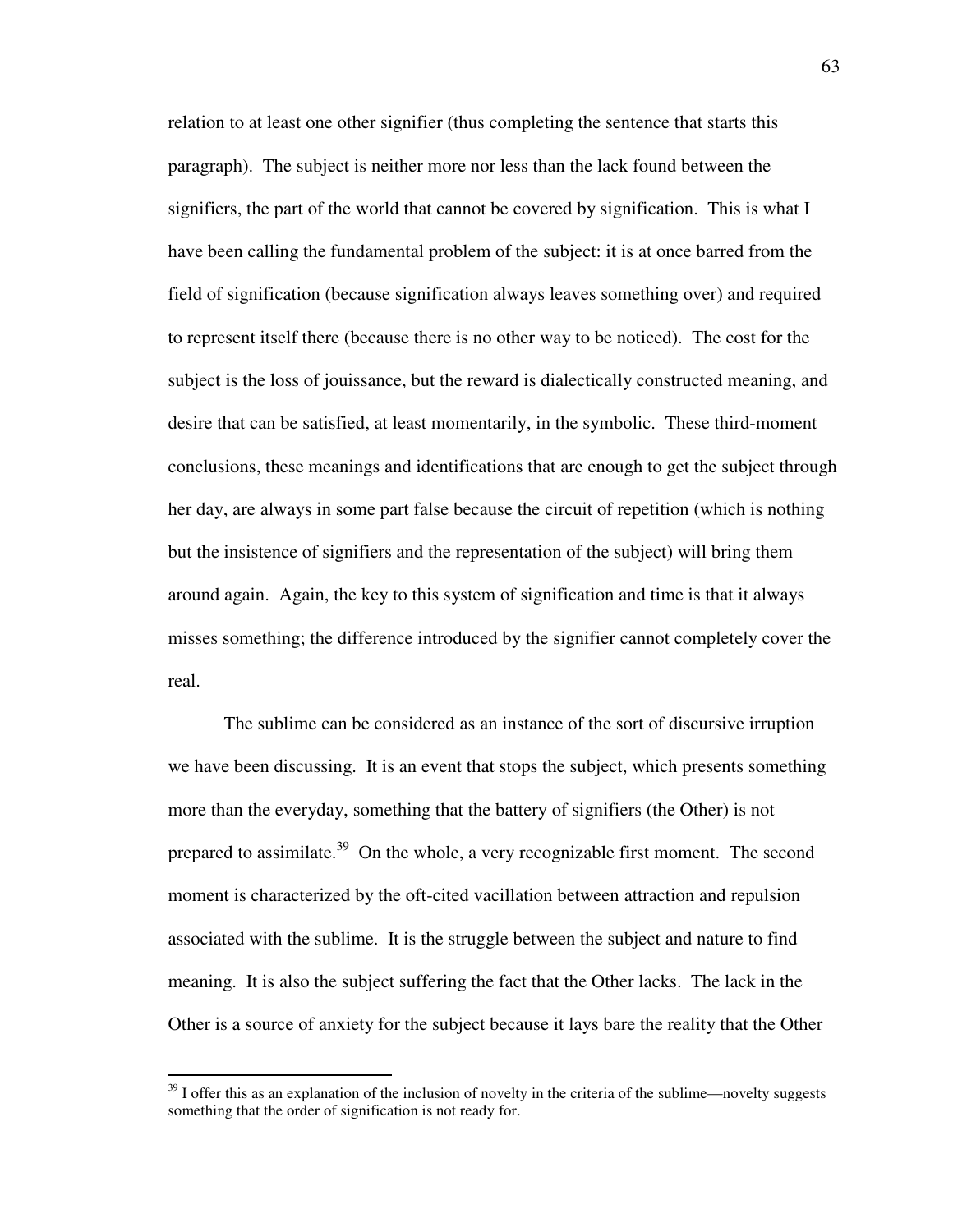relation to at least one other signifier (thus completing the sentence that starts this paragraph). The subject is neither more nor less than the lack found between the signifiers, the part of the world that cannot be covered by signification. This is what I have been calling the fundamental problem of the subject: it is at once barred from the field of signification (because signification always leaves something over) and required to represent itself there (because there is no other way to be noticed). The cost for the subject is the loss of jouissance, but the reward is dialectically constructed meaning, and desire that can be satisfied, at least momentarily, in the symbolic. These third-moment conclusions, these meanings and identifications that are enough to get the subject through her day, are always in some part false because the circuit of repetition (which is nothing but the insistence of signifiers and the representation of the subject) will bring them around again. Again, the key to this system of signification and time is that it always misses something; the difference introduced by the signifier cannot completely cover the real.

The sublime can be considered as an instance of the sort of discursive irruption we have been discussing. It is an event that stops the subject, which presents something more than the everyday, something that the battery of signifiers (the Other) is not prepared to assimilate.[39] On the whole, a very recognizable first moment. The second moment is characterized by the oft-cited vacillation between attraction and repulsion associated with the sublime. It is the struggle between the subject and nature to find meaning. It is also the subject suffering the fact that the Other lacks. The lack in the Other is a source of anxiety for the subject because it lays bare the reality that the Other

[39] I offer this as an explanation of the inclusion of novelty in the criteria of the sublime—novelty suggests something that the order of signification is not ready for.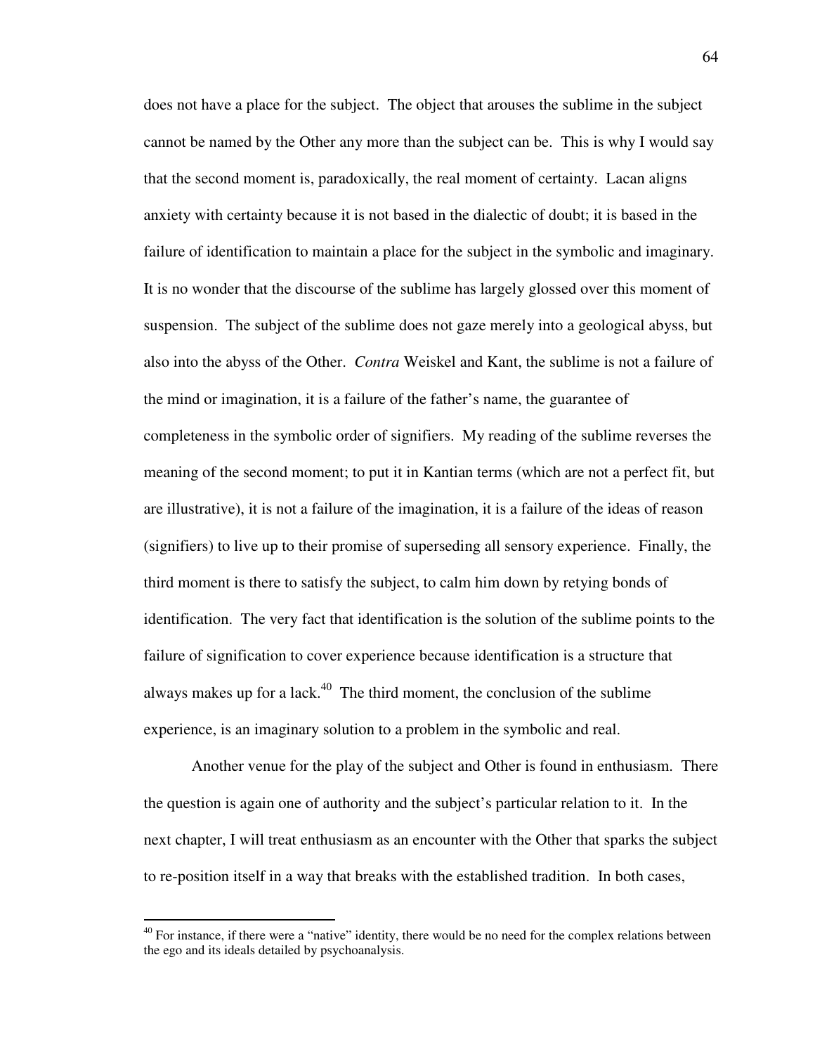does not have a place for the subject. The object that arouses the sublime in the subject cannot be named by the Other any more than the subject can be. This is why I would say that the second moment is, paradoxically, the real moment of certainty. Lacan aligns anxiety with certainty because it is not based in the dialectic of doubt; it is based in the failure of identification to maintain a place for the subject in the symbolic and imaginary. It is no wonder that the discourse of the sublime has largely glossed over this moment of suspension. The subject of the sublime does not gaze merely into a geological abyss, but also into the abyss of the Other. *Contra* Weiskel and Kant, the sublime is not a failure of the mind or imagination, it is a failure of the father's name, the guarantee of completeness in the symbolic order of signifiers. My reading of the sublime reverses the meaning of the second moment; to put it in Kantian terms (which are not a perfect fit, but are illustrative), it is not a failure of the imagination, it is a failure of the ideas of reason (signifiers) to live up to their promise of superseding all sensory experience. Finally, the third moment is there to satisfy the subject, to calm him down by retying bonds of identification. The very fact that identification is the solution of the sublime points to the failure of signification to cover experience because identification is a structure that always makes up for a lack.[40] The third moment, the conclusion of the sublime experience, is an imaginary solution to a problem in the symbolic and real.

Another venue for the play of the subject and Other is found in enthusiasm. There the question is again one of authority and the subject's particular relation to it. In the next chapter, I will treat enthusiasm as an encounter with the Other that sparks the subject to re-position itself in a way that breaks with the established tradition. In both cases,

---

[40] For instance, if there were a "native" identity, there would be no need for the complex relations between the ego and its ideals detailed by psychoanalysis.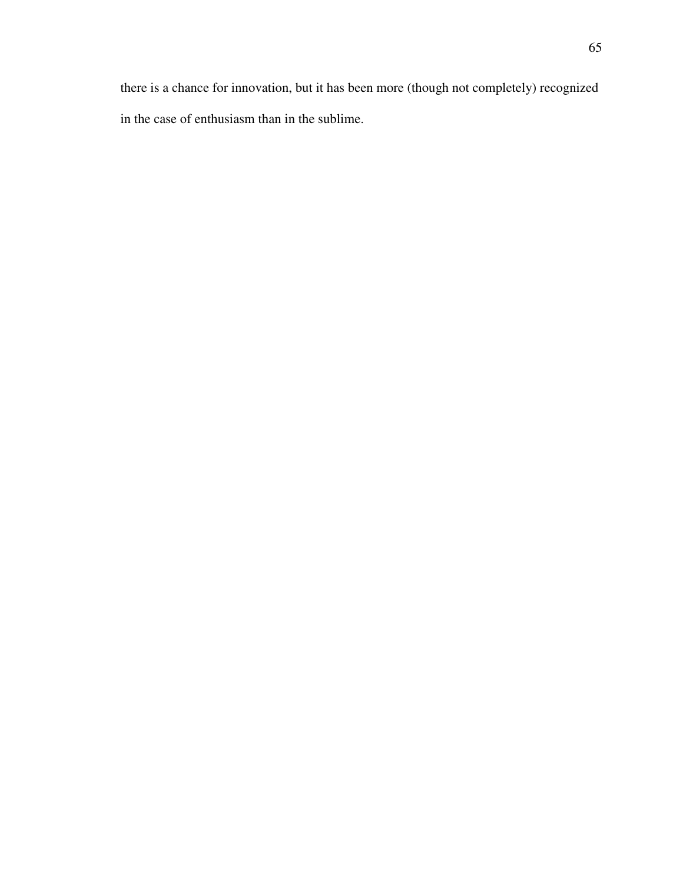there is a chance for innovation, but it has been more (though not completely) recognized in the case of enthusiasm than in the sublime.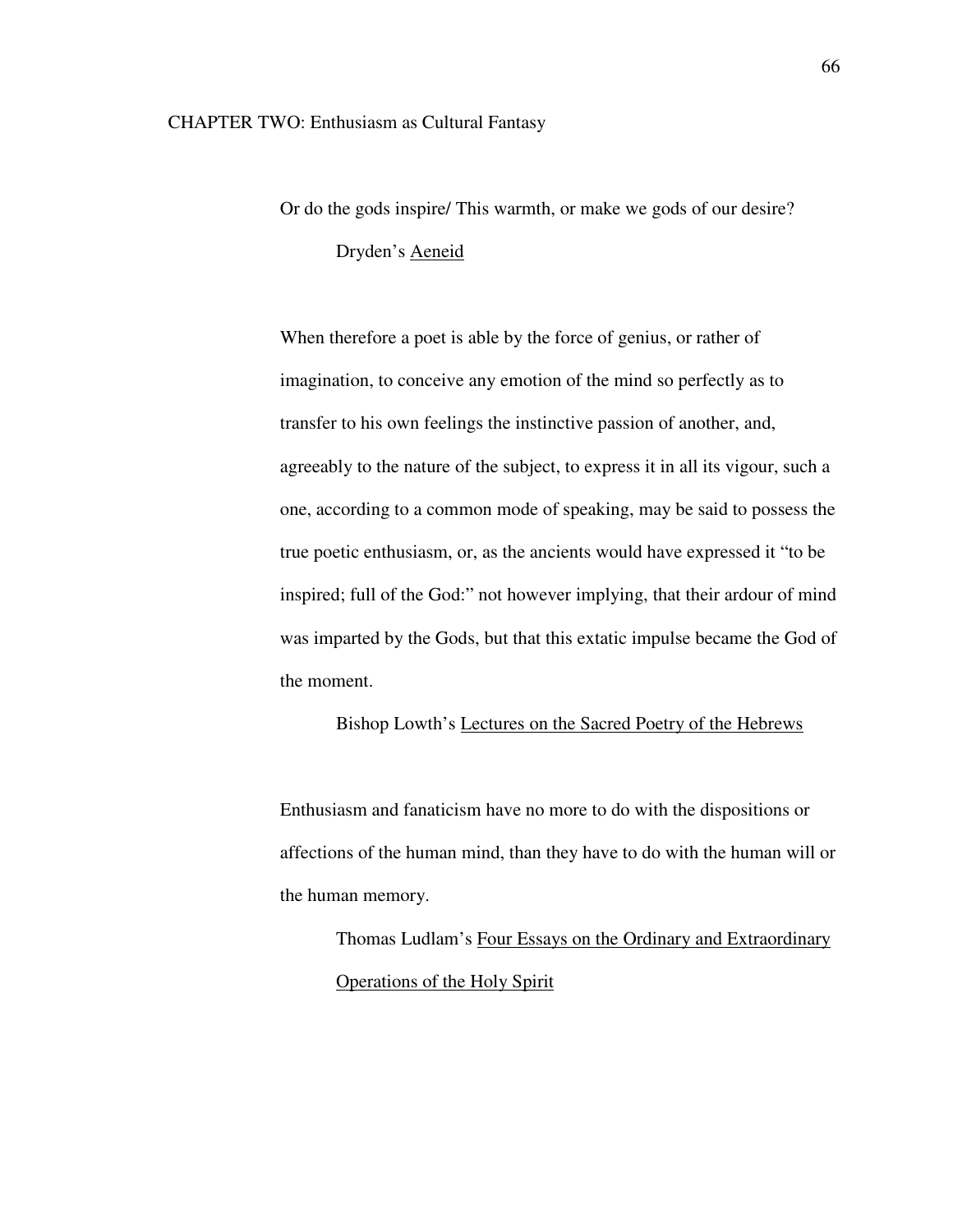# CHAPTER TWO: Enthusiasm as Cultural Fantasy

> Or do the gods inspire/ This warmth, or make we gods of our desire?
>
> Dryden's Aeneid

> When therefore a poet is able by the force of genius, or rather of imagination, to conceive any emotion of the mind so perfectly as to transfer to his own feelings the instinctive passion of another, and, agreeably to the nature of the subject, to express it in all its vigour, such a one, according to a common mode of speaking, may be said to possess the true poetic enthusiasm, or, as the ancients would have expressed it "to be inspired; full of the God:" not however implying, that their ardour of mind was imparted by the Gods, but that this extatic impulse became the God of the moment.
>
> Bishop Lowth's Lectures on the Sacred Poetry of the Hebrews

> Enthusiasm and fanaticism have no more to do with the dispositions or affections of the human mind, than they have to do with the human will or the human memory.
>
> Thomas Ludlam's Four Essays on the Ordinary and Extraordinary Operations of the Holy Spirit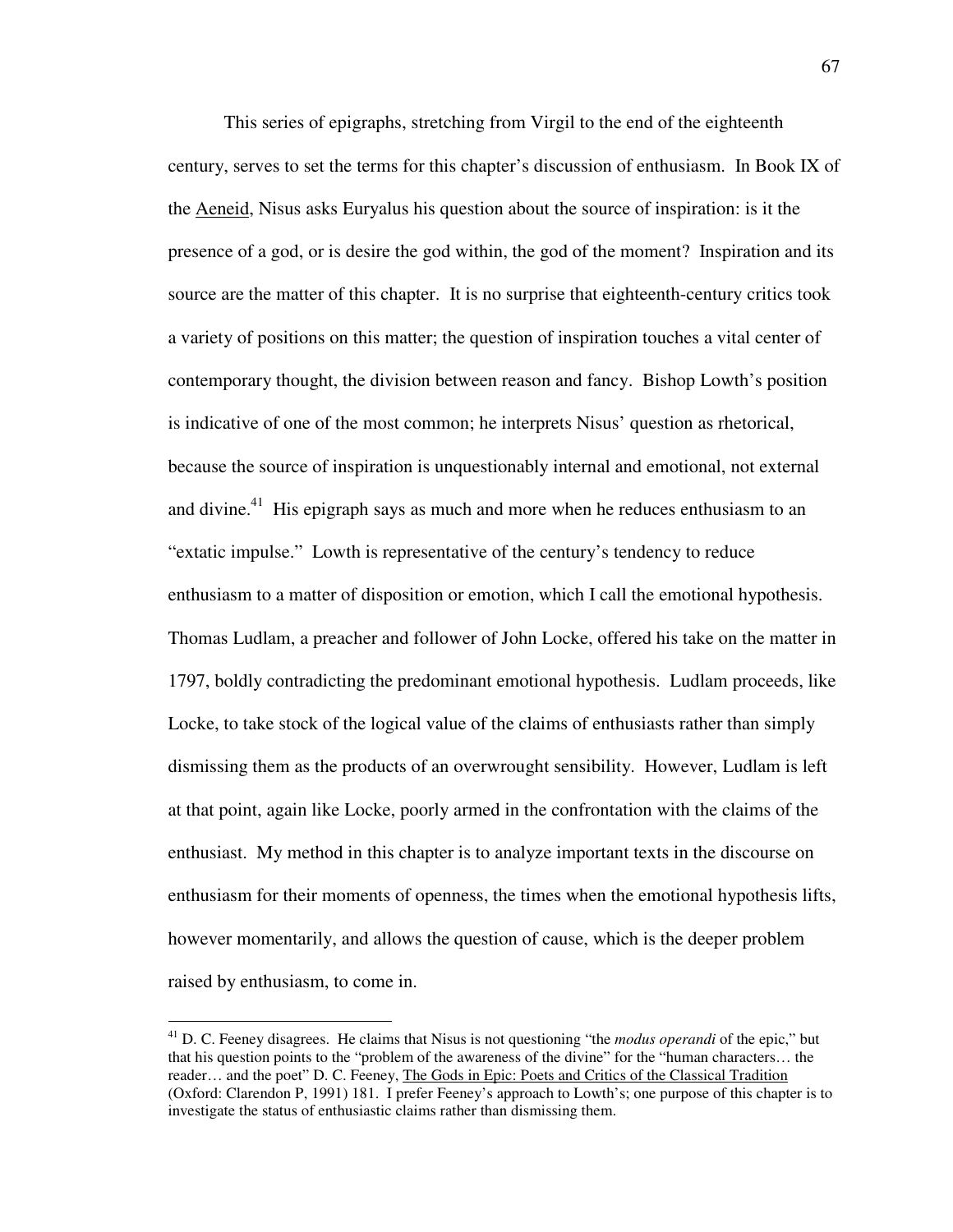This series of epigraphs, stretching from Virgil to the end of the eighteenth century, serves to set the terms for this chapter's discussion of enthusiasm. In Book IX of the Aeneid, Nisus asks Euryalus his question about the source of inspiration: is it the presence of a god, or is desire the god within, the god of the moment? Inspiration and its source are the matter of this chapter. It is no surprise that eighteenth-century critics took a variety of positions on this matter; the question of inspiration touches a vital center of contemporary thought, the division between reason and fancy. Bishop Lowth's position is indicative of one of the most common; he interprets Nisus' question as rhetorical, because the source of inspiration is unquestionably internal and emotional, not external and divine.[41] His epigraph says as much and more when he reduces enthusiasm to an "extatic impulse." Lowth is representative of the century's tendency to reduce enthusiasm to a matter of disposition or emotion, which I call the emotional hypothesis. Thomas Ludlam, a preacher and follower of John Locke, offered his take on the matter in 1797, boldly contradicting the predominant emotional hypothesis. Ludlam proceeds, like Locke, to take stock of the logical value of the claims of enthusiasts rather than simply dismissing them as the products of an overwrought sensibility. However, Ludlam is left at that point, again like Locke, poorly armed in the confrontation with the claims of the enthusiast. My method in this chapter is to analyze important texts in the discourse on enthusiasm for their moments of openness, the times when the emotional hypothesis lifts, however momentarily, and allows the question of cause, which is the deeper problem raised by enthusiasm, to come in.

---

[41] D. C. Feeney disagrees. He claims that Nisus is not questioning "the *modus operandi* of the epic," but that his question points to the "problem of the awareness of the divine" for the "human characters… the reader… and the poet" D. C. Feeney, The Gods in Epic: Poets and Critics of the Classical Tradition (Oxford: Clarendon P, 1991) 181. I prefer Feeney's approach to Lowth's; one purpose of this chapter is to investigate the status of enthusiastic claims rather than dismissing them.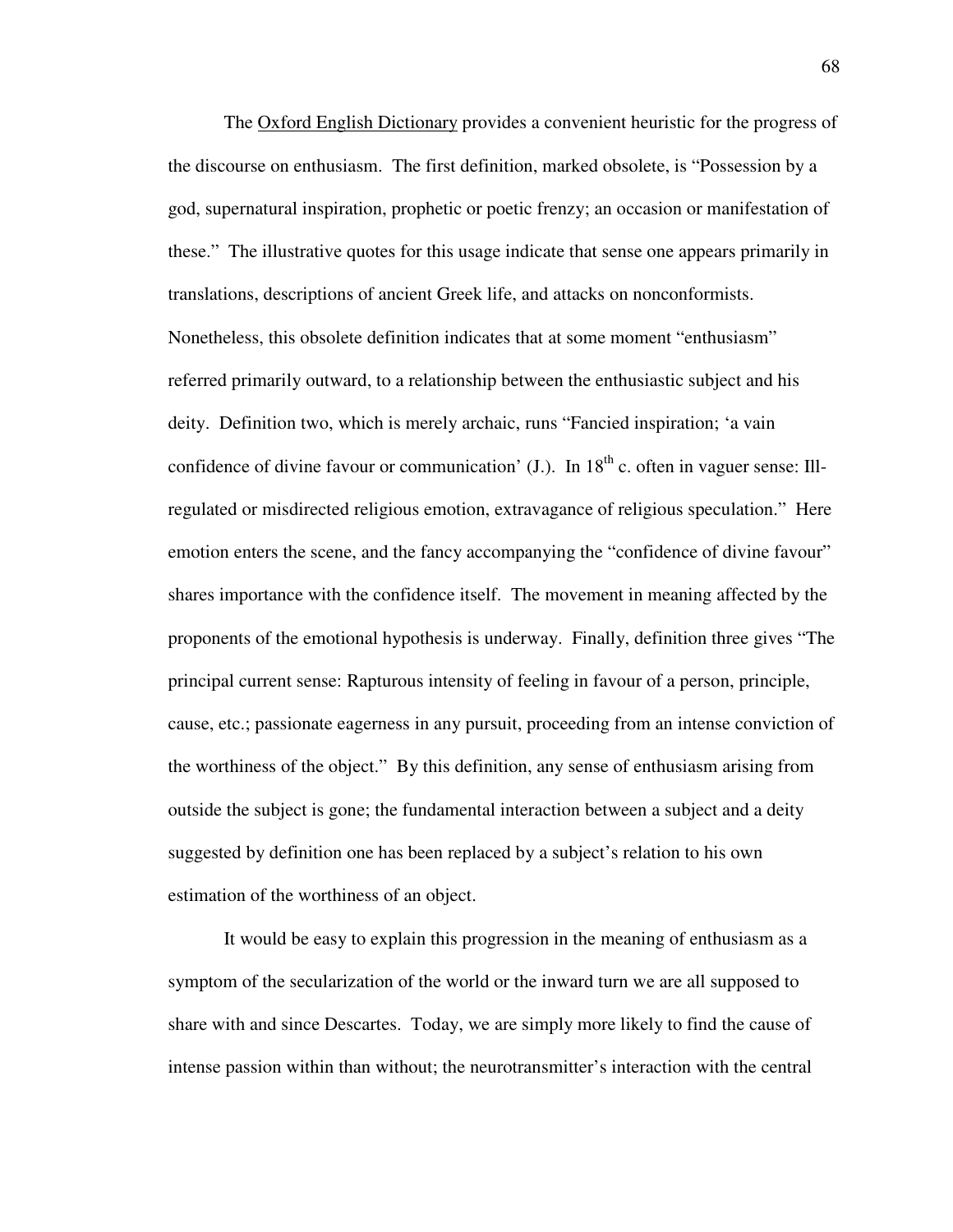The Oxford English Dictionary provides a convenient heuristic for the progress of the discourse on enthusiasm. The first definition, marked obsolete, is "Possession by a god, supernatural inspiration, prophetic or poetic frenzy; an occasion or manifestation of these." The illustrative quotes for this usage indicate that sense one appears primarily in translations, descriptions of ancient Greek life, and attacks on nonconformists. Nonetheless, this obsolete definition indicates that at some moment "enthusiasm" referred primarily outward, to a relationship between the enthusiastic subject and his deity. Definition two, which is merely archaic, runs "Fancied inspiration; 'a vain confidence of divine favour or communication' (J.). In 18th c. often in vaguer sense: Ill-regulated or misdirected religious emotion, extravagance of religious speculation." Here emotion enters the scene, and the fancy accompanying the "confidence of divine favour" shares importance with the confidence itself. The movement in meaning affected by the proponents of the emotional hypothesis is underway. Finally, definition three gives "The principal current sense: Rapturous intensity of feeling in favour of a person, principle, cause, etc.; passionate eagerness in any pursuit, proceeding from an intense conviction of the worthiness of the object." By this definition, any sense of enthusiasm arising from outside the subject is gone; the fundamental interaction between a subject and a deity suggested by definition one has been replaced by a subject's relation to his own estimation of the worthiness of an object.

It would be easy to explain this progression in the meaning of enthusiasm as a symptom of the secularization of the world or the inward turn we are all supposed to share with and since Descartes. Today, we are simply more likely to find the cause of intense passion within than without; the neurotransmitter's interaction with the central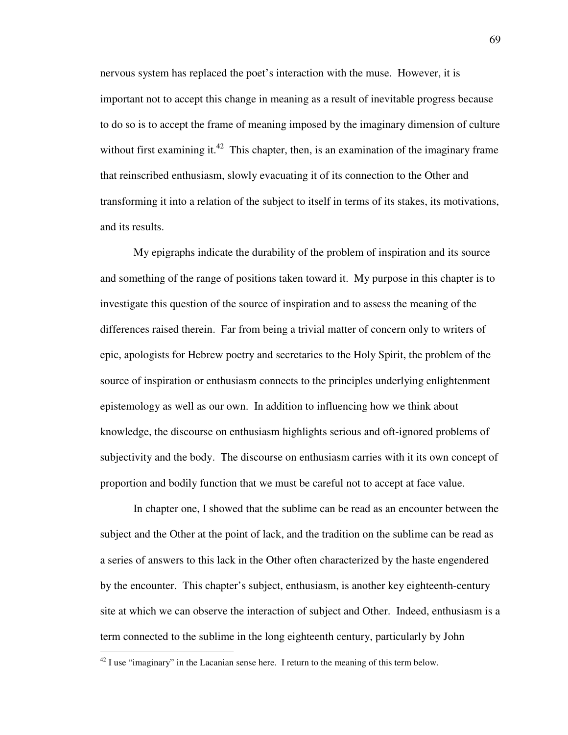nervous system has replaced the poet's interaction with the muse. However, it is important not to accept this change in meaning as a result of inevitable progress because to do so is to accept the frame of meaning imposed by the imaginary dimension of culture without first examining it.[42] This chapter, then, is an examination of the imaginary frame that reinscribed enthusiasm, slowly evacuating it of its connection to the Other and transforming it into a relation of the subject to itself in terms of its stakes, its motivations, and its results.

My epigraphs indicate the durability of the problem of inspiration and its source and something of the range of positions taken toward it. My purpose in this chapter is to investigate this question of the source of inspiration and to assess the meaning of the differences raised therein. Far from being a trivial matter of concern only to writers of epic, apologists for Hebrew poetry and secretaries to the Holy Spirit, the problem of the source of inspiration or enthusiasm connects to the principles underlying enlightenment epistemology as well as our own. In addition to influencing how we think about knowledge, the discourse on enthusiasm highlights serious and oft-ignored problems of subjectivity and the body. The discourse on enthusiasm carries with it its own concept of proportion and bodily function that we must be careful not to accept at face value.

In chapter one, I showed that the sublime can be read as an encounter between the subject and the Other at the point of lack, and the tradition on the sublime can be read as a series of answers to this lack in the Other often characterized by the haste engendered by the encounter. This chapter's subject, enthusiasm, is another key eighteenth-century site at which we can observe the interaction of subject and Other. Indeed, enthusiasm is a term connected to the sublime in the long eighteenth century, particularly by John

[42] I use "imaginary" in the Lacanian sense here. I return to the meaning of this term below.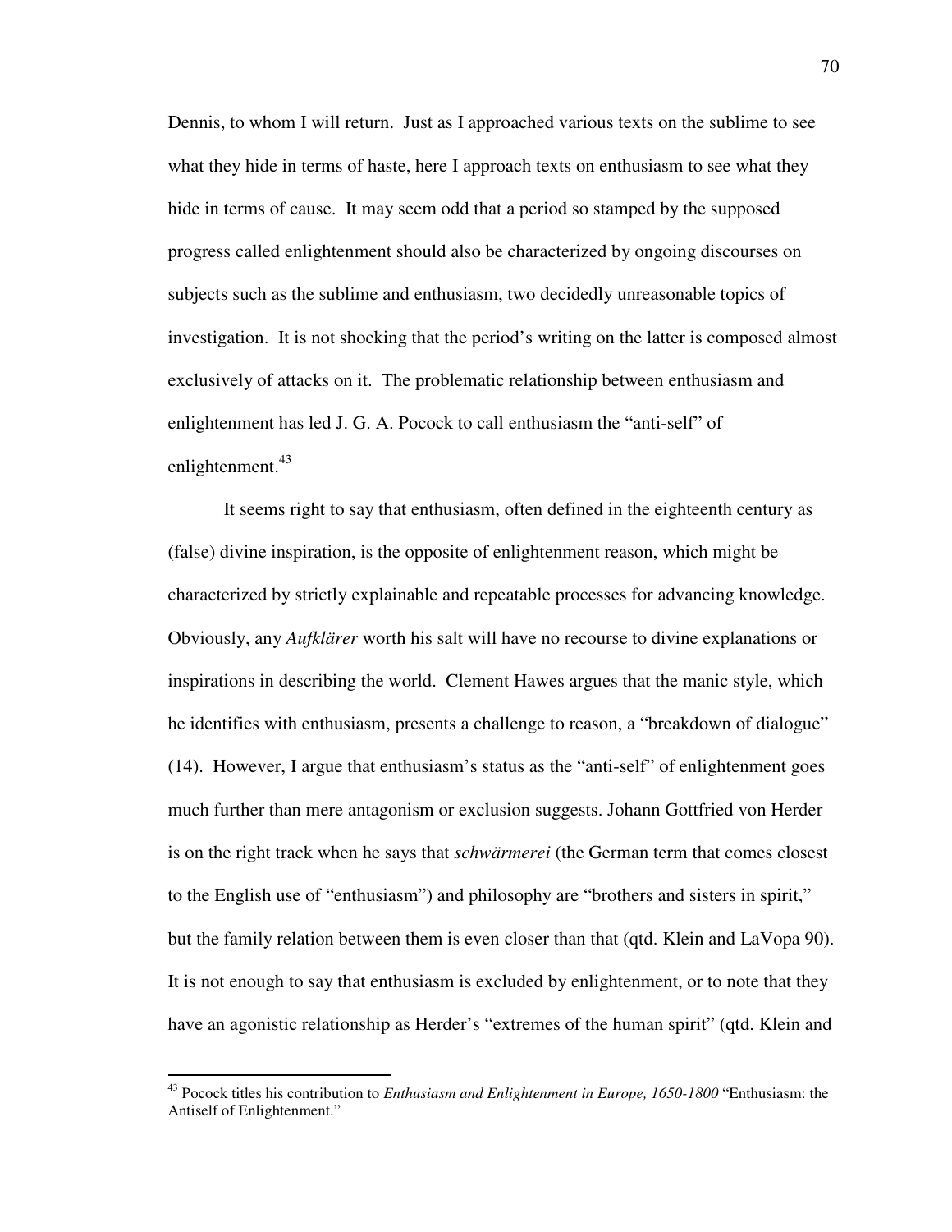Dennis, to whom I will return. Just as I approached various texts on the sublime to see what they hide in terms of haste, here I approach texts on enthusiasm to see what they hide in terms of cause. It may seem odd that a period so stamped by the supposed progress called enlightenment should also be characterized by ongoing discourses on subjects such as the sublime and enthusiasm, two decidedly unreasonable topics of investigation. It is not shocking that the period's writing on the latter is composed almost exclusively of attacks on it. The problematic relationship between enthusiasm and enlightenment has led J. G. A. Pocock to call enthusiasm the "anti-self" of enlightenment.[43]

It seems right to say that enthusiasm, often defined in the eighteenth century as (false) divine inspiration, is the opposite of enlightenment reason, which might be characterized by strictly explainable and repeatable processes for advancing knowledge. Obviously, any *Aufklärer* worth his salt will have no recourse to divine explanations or inspirations in describing the world. Clement Hawes argues that the manic style, which he identifies with enthusiasm, presents a challenge to reason, a "breakdown of dialogue" (14). However, I argue that enthusiasm's status as the "anti-self" of enlightenment goes much further than mere antagonism or exclusion suggests. Johann Gottfried von Herder is on the right track when he says that *schwärmerei* (the German term that comes closest to the English use of "enthusiasm") and philosophy are "brothers and sisters in spirit," but the family relation between them is even closer than that (qtd. Klein and LaVopa 90). It is not enough to say that enthusiasm is excluded by enlightenment, or to note that they have an agonistic relationship as Herder's "extremes of the human spirit" (qtd. Klein and

---

[43] Pocock titles his contribution to *Enthusiasm and Enlightenment in Europe, 1650-1800* "Enthusiasm: the Antiself of Enlightenment."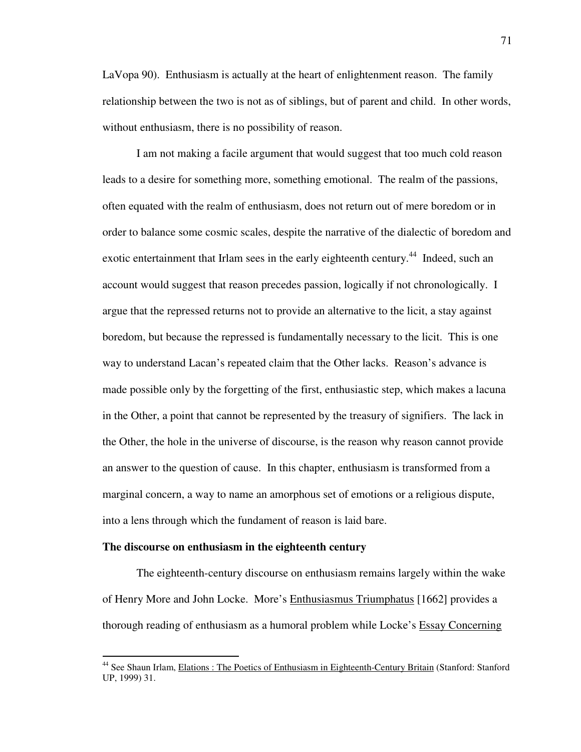LaVopa 90). Enthusiasm is actually at the heart of enlightenment reason. The family relationship between the two is not as of siblings, but of parent and child. In other words, without enthusiasm, there is no possibility of reason.

I am not making a facile argument that would suggest that too much cold reason leads to a desire for something more, something emotional. The realm of the passions, often equated with the realm of enthusiasm, does not return out of mere boredom or in order to balance some cosmic scales, despite the narrative of the dialectic of boredom and exotic entertainment that Irlam sees in the early eighteenth century.[44] Indeed, such an account would suggest that reason precedes passion, logically if not chronologically. I argue that the repressed returns not to provide an alternative to the licit, a stay against boredom, but because the repressed is fundamentally necessary to the licit. This is one way to understand Lacan's repeated claim that the Other lacks. Reason's advance is made possible only by the forgetting of the first, enthusiastic step, which makes a lacuna in the Other, a point that cannot be represented by the treasury of signifiers. The lack in the Other, the hole in the universe of discourse, is the reason why reason cannot provide an answer to the question of cause. In this chapter, enthusiasm is transformed from a marginal concern, a way to name an amorphous set of emotions or a religious dispute, into a lens through which the fundament of reason is laid bare.

**The discourse on enthusiasm in the eighteenth century**

The eighteenth-century discourse on enthusiasm remains largely within the wake of Henry More and John Locke. More's Enthusiasmus Triumphatus [1662] provides a thorough reading of enthusiasm as a humoral problem while Locke's Essay Concerning

---

[44] See Shaun Irlam, Elations : The Poetics of Enthusiasm in Eighteenth-Century Britain (Stanford: Stanford UP, 1999) 31.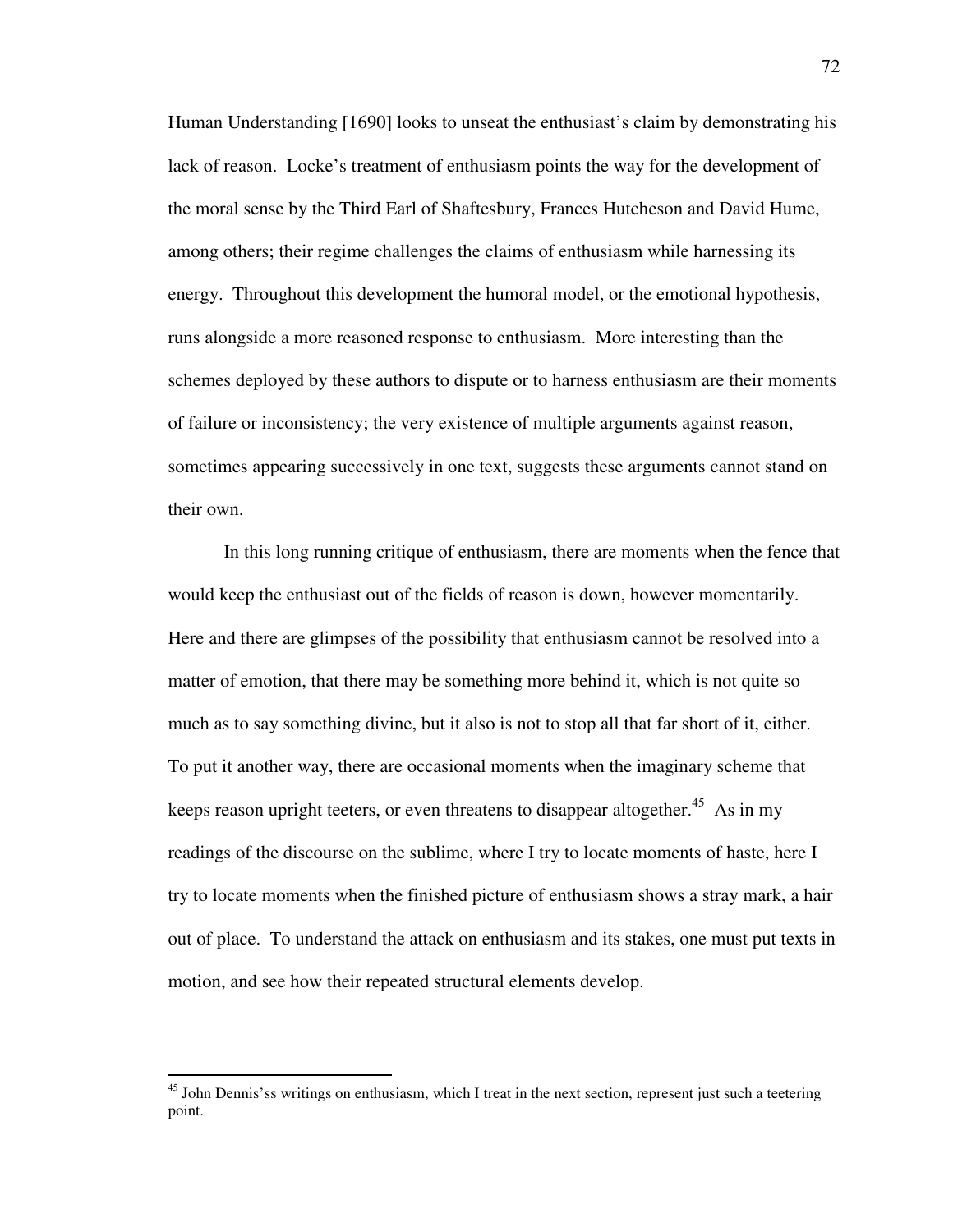Human Understanding [1690] looks to unseat the enthusiast's claim by demonstrating his lack of reason. Locke's treatment of enthusiasm points the way for the development of the moral sense by the Third Earl of Shaftesbury, Frances Hutcheson and David Hume, among others; their regime challenges the claims of enthusiasm while harnessing its energy. Throughout this development the humoral model, or the emotional hypothesis, runs alongside a more reasoned response to enthusiasm. More interesting than the schemes deployed by these authors to dispute or to harness enthusiasm are their moments of failure or inconsistency; the very existence of multiple arguments against reason, sometimes appearing successively in one text, suggests these arguments cannot stand on their own.

In this long running critique of enthusiasm, there are moments when the fence that would keep the enthusiast out of the fields of reason is down, however momentarily. Here and there are glimpses of the possibility that enthusiasm cannot be resolved into a matter of emotion, that there may be something more behind it, which is not quite so much as to say something divine, but it also is not to stop all that far short of it, either. To put it another way, there are occasional moments when the imaginary scheme that keeps reason upright teeters, or even threatens to disappear altogether.[45] As in my readings of the discourse on the sublime, where I try to locate moments of haste, here I try to locate moments when the finished picture of enthusiasm shows a stray mark, a hair out of place. To understand the attack on enthusiasm and its stakes, one must put texts in motion, and see how their repeated structural elements develop.

---

[45] John Dennis'ss writings on enthusiasm, which I treat in the next section, represent just such a teetering point.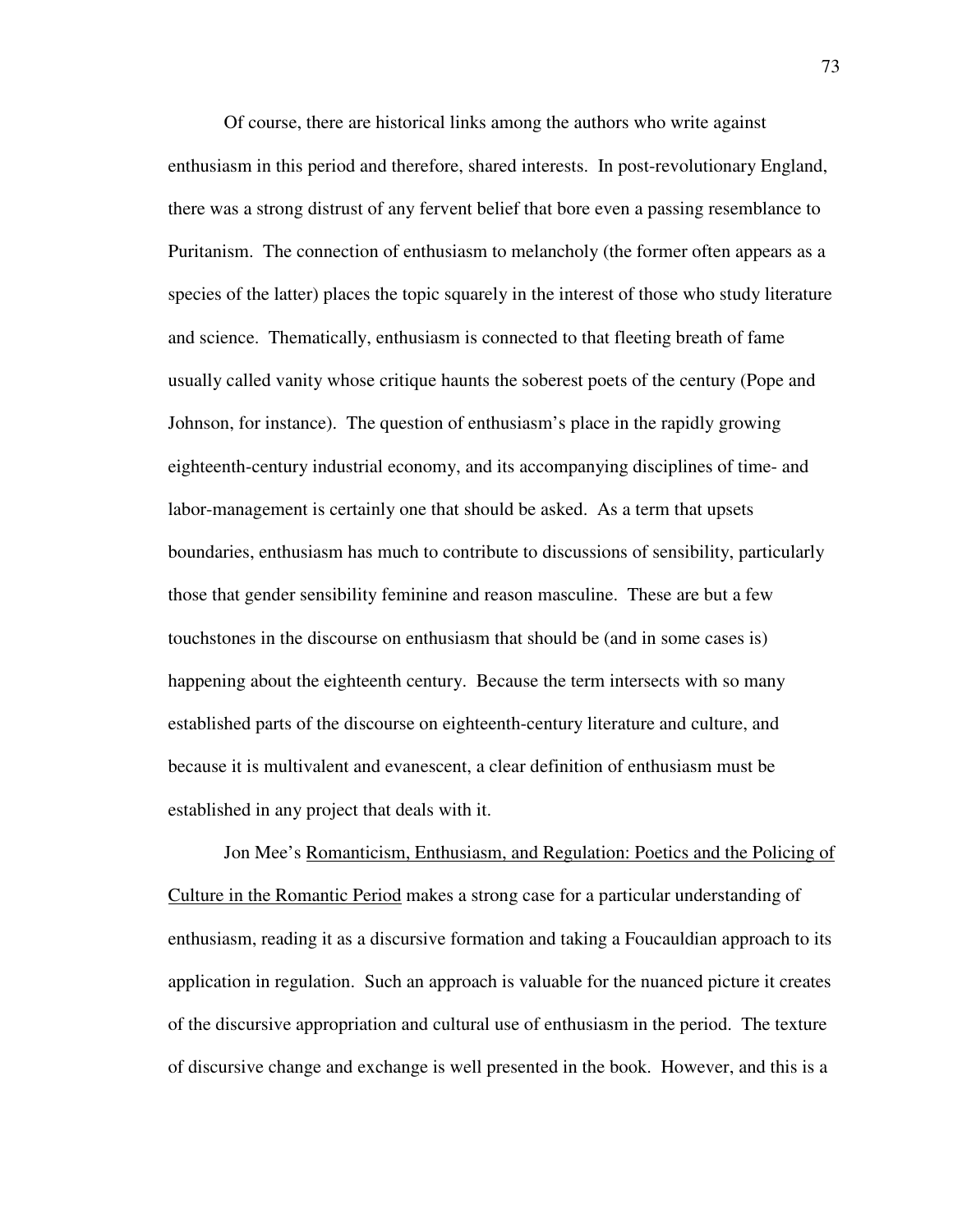Of course, there are historical links among the authors who write against enthusiasm in this period and therefore, shared interests. In post-revolutionary England, there was a strong distrust of any fervent belief that bore even a passing resemblance to Puritanism. The connection of enthusiasm to melancholy (the former often appears as a species of the latter) places the topic squarely in the interest of those who study literature and science. Thematically, enthusiasm is connected to that fleeting breath of fame usually called vanity whose critique haunts the soberest poets of the century (Pope and Johnson, for instance). The question of enthusiasm's place in the rapidly growing eighteenth-century industrial economy, and its accompanying disciplines of time- and labor-management is certainly one that should be asked. As a term that upsets boundaries, enthusiasm has much to contribute to discussions of sensibility, particularly those that gender sensibility feminine and reason masculine. These are but a few touchstones in the discourse on enthusiasm that should be (and in some cases is) happening about the eighteenth century. Because the term intersects with so many established parts of the discourse on eighteenth-century literature and culture, and because it is multivalent and evanescent, a clear definition of enthusiasm must be established in any project that deals with it.

Jon Mee's <u>Romanticism, Enthusiasm, and Regulation: Poetics and the Policing of Culture in the Romantic Period</u> makes a strong case for a particular understanding of enthusiasm, reading it as a discursive formation and taking a Foucauldian approach to its application in regulation. Such an approach is valuable for the nuanced picture it creates of the discursive appropriation and cultural use of enthusiasm in the period. The texture of discursive change and exchange is well presented in the book. However, and this is a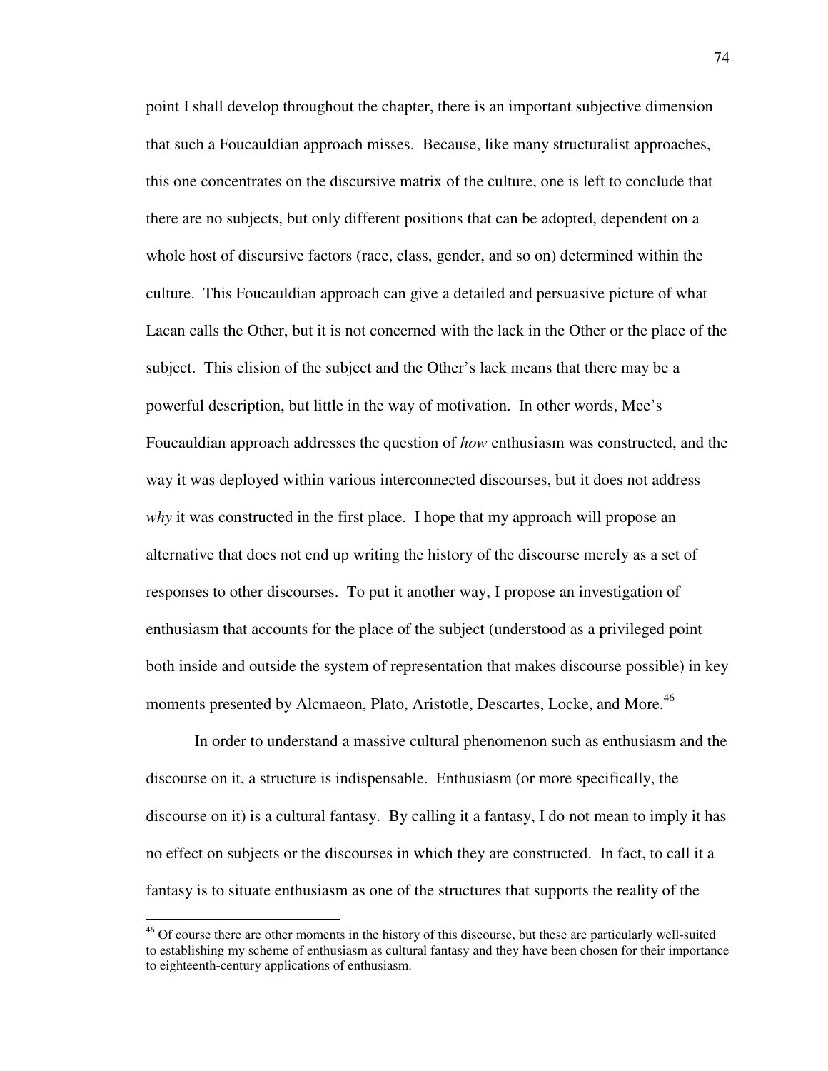point I shall develop throughout the chapter, there is an important subjective dimension that such a Foucauldian approach misses. Because, like many structuralist approaches, this one concentrates on the discursive matrix of the culture, one is left to conclude that there are no subjects, but only different positions that can be adopted, dependent on a whole host of discursive factors (race, class, gender, and so on) determined within the culture. This Foucauldian approach can give a detailed and persuasive picture of what Lacan calls the Other, but it is not concerned with the lack in the Other or the place of the subject. This elision of the subject and the Other's lack means that there may be a powerful description, but little in the way of motivation. In other words, Mee's Foucauldian approach addresses the question of *how* enthusiasm was constructed, and the way it was deployed within various interconnected discourses, but it does not address *why* it was constructed in the first place. I hope that my approach will propose an alternative that does not end up writing the history of the discourse merely as a set of responses to other discourses. To put it another way, I propose an investigation of enthusiasm that accounts for the place of the subject (understood as a privileged point both inside and outside the system of representation that makes discourse possible) in key moments presented by Alcmaeon, Plato, Aristotle, Descartes, Locke, and More.[46]

In order to understand a massive cultural phenomenon such as enthusiasm and the discourse on it, a structure is indispensable. Enthusiasm (or more specifically, the discourse on it) is a cultural fantasy. By calling it a fantasy, I do not mean to imply it has no effect on subjects or the discourses in which they are constructed. In fact, to call it a fantasy is to situate enthusiasm as one of the structures that supports the reality of the

[46] Of course there are other moments in the history of this discourse, but these are particularly well-suited to establishing my scheme of enthusiasm as cultural fantasy and they have been chosen for their importance to eighteenth-century applications of enthusiasm.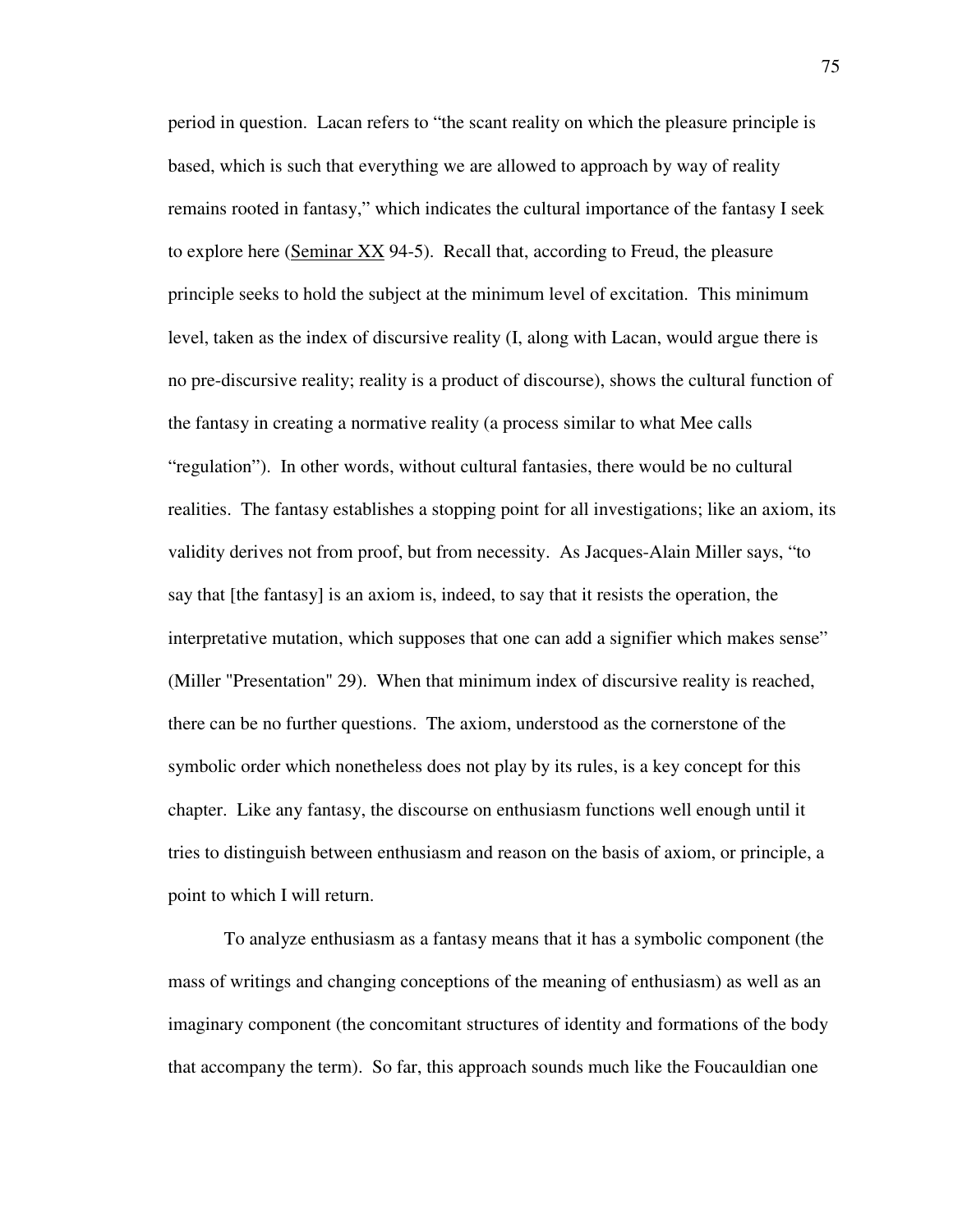period in question. Lacan refers to "the scant reality on which the pleasure principle is based, which is such that everything we are allowed to approach by way of reality remains rooted in fantasy," which indicates the cultural importance of the fantasy I seek to explore here (Seminar XX 94-5). Recall that, according to Freud, the pleasure principle seeks to hold the subject at the minimum level of excitation. This minimum level, taken as the index of discursive reality (I, along with Lacan, would argue there is no pre-discursive reality; reality is a product of discourse), shows the cultural function of the fantasy in creating a normative reality (a process similar to what Mee calls "regulation"). In other words, without cultural fantasies, there would be no cultural realities. The fantasy establishes a stopping point for all investigations; like an axiom, its validity derives not from proof, but from necessity. As Jacques-Alain Miller says, "to say that [the fantasy] is an axiom is, indeed, to say that it resists the operation, the interpretative mutation, which supposes that one can add a signifier which makes sense" (Miller "Presentation" 29). When that minimum index of discursive reality is reached, there can be no further questions. The axiom, understood as the cornerstone of the symbolic order which nonetheless does not play by its rules, is a key concept for this chapter. Like any fantasy, the discourse on enthusiasm functions well enough until it tries to distinguish between enthusiasm and reason on the basis of axiom, or principle, a point to which I will return.

To analyze enthusiasm as a fantasy means that it has a symbolic component (the mass of writings and changing conceptions of the meaning of enthusiasm) as well as an imaginary component (the concomitant structures of identity and formations of the body that accompany the term). So far, this approach sounds much like the Foucauldian one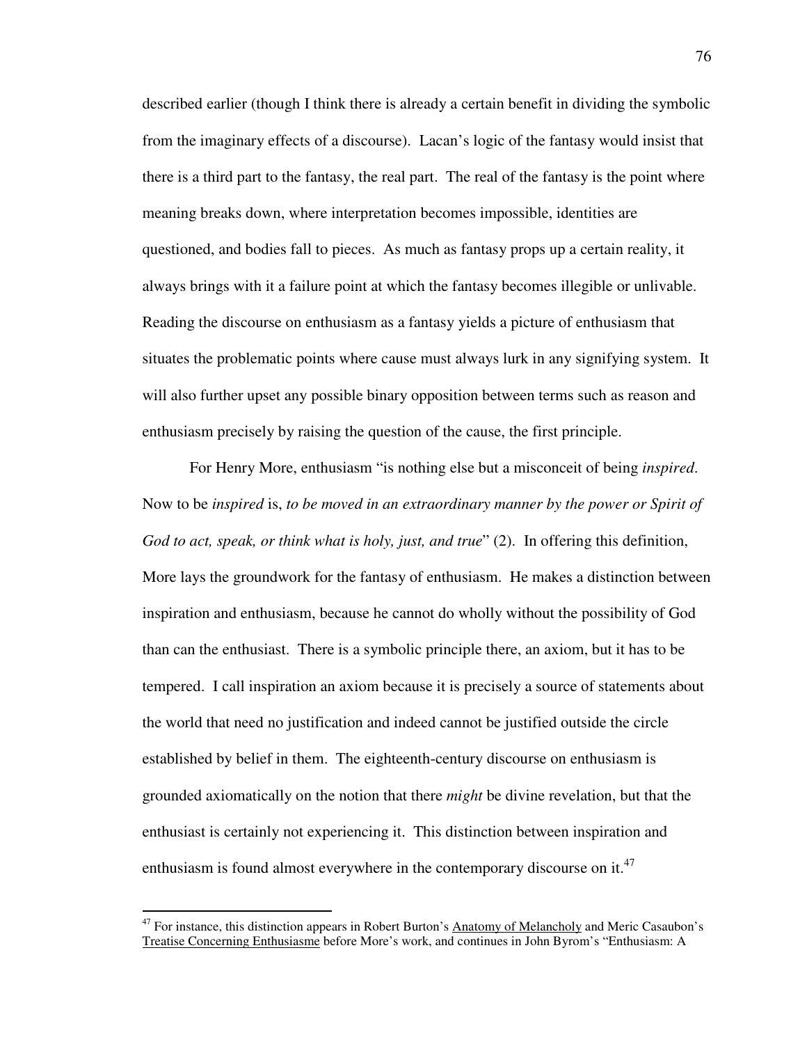described earlier (though I think there is already a certain benefit in dividing the symbolic from the imaginary effects of a discourse). Lacan's logic of the fantasy would insist that there is a third part to the fantasy, the real part. The real of the fantasy is the point where meaning breaks down, where interpretation becomes impossible, identities are questioned, and bodies fall to pieces. As much as fantasy props up a certain reality, it always brings with it a failure point at which the fantasy becomes illegible or unlivable. Reading the discourse on enthusiasm as a fantasy yields a picture of enthusiasm that situates the problematic points where cause must always lurk in any signifying system. It will also further upset any possible binary opposition between terms such as reason and enthusiasm precisely by raising the question of the cause, the first principle.

For Henry More, enthusiasm "is nothing else but a misconceit of being *inspired*. Now to be *inspired* is, *to be moved in an extraordinary manner by the power or Spirit of God to act, speak, or think what is holy, just, and true*" (2). In offering this definition, More lays the groundwork for the fantasy of enthusiasm. He makes a distinction between inspiration and enthusiasm, because he cannot do wholly without the possibility of God than can the enthusiast. There is a symbolic principle there, an axiom, but it has to be tempered. I call inspiration an axiom because it is precisely a source of statements about the world that need no justification and indeed cannot be justified outside the circle established by belief in them. The eighteenth-century discourse on enthusiasm is grounded axiomatically on the notion that there *might* be divine revelation, but that the enthusiast is certainly not experiencing it. This distinction between inspiration and enthusiasm is found almost everywhere in the contemporary discourse on it.[47]

---

[47] For instance, this distinction appears in Robert Burton's Anatomy of Melancholy and Meric Casaubon's Treatise Concerning Enthusiasme before More's work, and continues in John Byrom's "Enthusiasm: A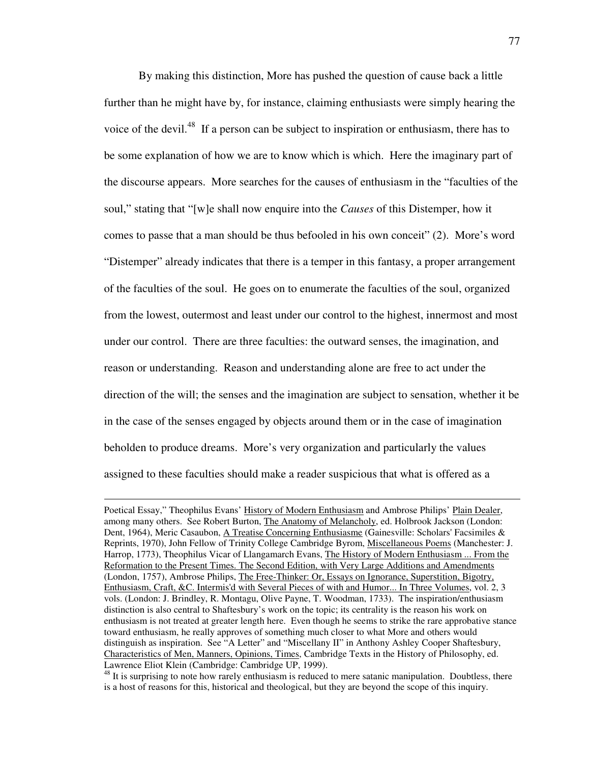By making this distinction, More has pushed the question of cause back a little further than he might have by, for instance, claiming enthusiasts were simply hearing the voice of the devil.[48] If a person can be subject to inspiration or enthusiasm, there has to be some explanation of how we are to know which is which. Here the imaginary part of the discourse appears. More searches for the causes of enthusiasm in the "faculties of the soul," stating that "[w]e shall now enquire into the *Causes* of this Distemper, how it comes to passe that a man should be thus befooled in his own conceit" (2). More's word "Distemper" already indicates that there is a temper in this fantasy, a proper arrangement of the faculties of the soul. He goes on to enumerate the faculties of the soul, organized from the lowest, outermost and least under our control to the highest, innermost and most under our control. There are three faculties: the outward senses, the imagination, and reason or understanding. Reason and understanding alone are free to act under the direction of the will; the senses and the imagination are subject to sensation, whether it be in the case of the senses engaged by objects around them or in the case of imagination beholden to produce dreams. More's very organization and particularly the values assigned to these faculties should make a reader suspicious that what is offered as a

---

Poetical Essay," Theophilus Evans' History of Modern Enthusiasm and Ambrose Philips' Plain Dealer, among many others. See Robert Burton, The Anatomy of Melancholy, ed. Holbrook Jackson (London: Dent, 1964), Meric Casaubon, A Treatise Concerning Enthusiasme (Gainesville: Scholars' Facsimiles & Reprints, 1970), John Fellow of Trinity College Cambridge Byrom, Miscellaneous Poems (Manchester: J. Harrop, 1773), Theophilus Vicar of Llangamarch Evans, The History of Modern Enthusiasm ... From the Reformation to the Present Times. The Second Edition, with Very Large Additions and Amendments (London, 1757), Ambrose Philips, The Free-Thinker: Or, Essays on Ignorance, Superstition, Bigotry, Enthusiasm, Craft, &C. Intermis'd with Several Pieces of with and Humor... In Three Volumes, vol. 2, 3 vols. (London: J. Brindley, R. Montagu, Olive Payne, T. Woodman, 1733). The inspiration/enthusiasm distinction is also central to Shaftesbury's work on the topic; its centrality is the reason his work on enthusiasm is not treated at greater length here. Even though he seems to strike the rare approbative stance toward enthusiasm, he really approves of something much closer to what More and others would distinguish as inspiration. See "A Letter" and "Miscellany II" in Anthony Ashley Cooper Shaftesbury, Characteristics of Men, Manners, Opinions, Times, Cambridge Texts in the History of Philosophy, ed. Lawrence Eliot Klein (Cambridge: Cambridge UP, 1999).

[48] It is surprising to note how rarely enthusiasm is reduced to mere satanic manipulation. Doubtless, there is a host of reasons for this, historical and theological, but they are beyond the scope of this inquiry.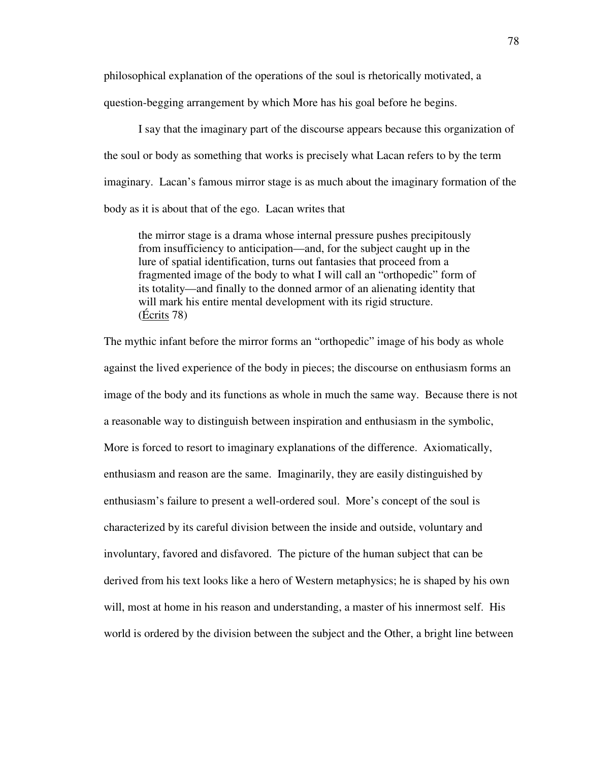philosophical explanation of the operations of the soul is rhetorically motivated, a question-begging arrangement by which More has his goal before he begins.

I say that the imaginary part of the discourse appears because this organization of the soul or body as something that works is precisely what Lacan refers to by the term imaginary. Lacan's famous mirror stage is as much about the imaginary formation of the body as it is about that of the ego. Lacan writes that

> the mirror stage is a drama whose internal pressure pushes precipitously from insufficiency to anticipation—and, for the subject caught up in the lure of spatial identification, turns out fantasies that proceed from a fragmented image of the body to what I will call an "orthopedic" form of its totality—and finally to the donned armor of an alienating identity that will mark his entire mental development with its rigid structure. (Écrits 78)

The mythic infant before the mirror forms an "orthopedic" image of his body as whole against the lived experience of the body in pieces; the discourse on enthusiasm forms an image of the body and its functions as whole in much the same way. Because there is not a reasonable way to distinguish between inspiration and enthusiasm in the symbolic, More is forced to resort to imaginary explanations of the difference. Axiomatically, enthusiasm and reason are the same. Imaginarily, they are easily distinguished by enthusiasm's failure to present a well-ordered soul. More's concept of the soul is characterized by its careful division between the inside and outside, voluntary and involuntary, favored and disfavored. The picture of the human subject that can be derived from his text looks like a hero of Western metaphysics; he is shaped by his own will, most at home in his reason and understanding, a master of his innermost self. His world is ordered by the division between the subject and the Other, a bright line between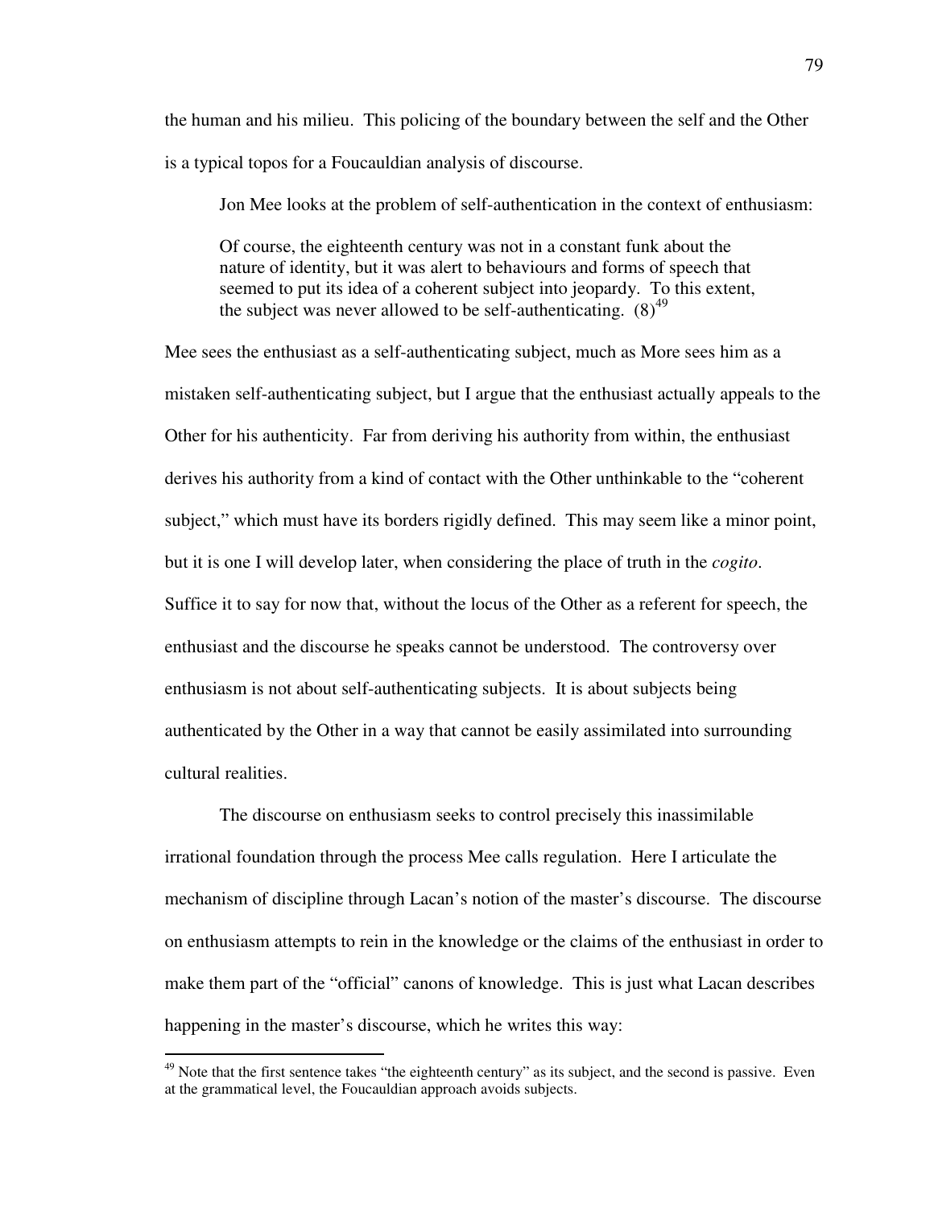the human and his milieu. This policing of the boundary between the self and the Other is a typical topos for a Foucauldian analysis of discourse.

Jon Mee looks at the problem of self-authentication in the context of enthusiasm:

> Of course, the eighteenth century was not in a constant funk about the nature of identity, but it was alert to behaviours and forms of speech that seemed to put its idea of a coherent subject into jeopardy. To this extent, the subject was never allowed to be self-authenticating. (8)[49]

Mee sees the enthusiast as a self-authenticating subject, much as More sees him as a mistaken self-authenticating subject, but I argue that the enthusiast actually appeals to the Other for his authenticity. Far from deriving his authority from within, the enthusiast derives his authority from a kind of contact with the Other unthinkable to the "coherent subject," which must have its borders rigidly defined. This may seem like a minor point, but it is one I will develop later, when considering the place of truth in the *cogito*. Suffice it to say for now that, without the locus of the Other as a referent for speech, the enthusiast and the discourse he speaks cannot be understood. The controversy over enthusiasm is not about self-authenticating subjects. It is about subjects being authenticated by the Other in a way that cannot be easily assimilated into surrounding cultural realities.

The discourse on enthusiasm seeks to control precisely this inassimilable irrational foundation through the process Mee calls regulation. Here I articulate the mechanism of discipline through Lacan's notion of the master's discourse. The discourse on enthusiasm attempts to rein in the knowledge or the claims of the enthusiast in order to make them part of the "official" canons of knowledge. This is just what Lacan describes happening in the master's discourse, which he writes this way:

---

[49] Note that the first sentence takes "the eighteenth century" as its subject, and the second is passive. Even at the grammatical level, the Foucauldian approach avoids subjects.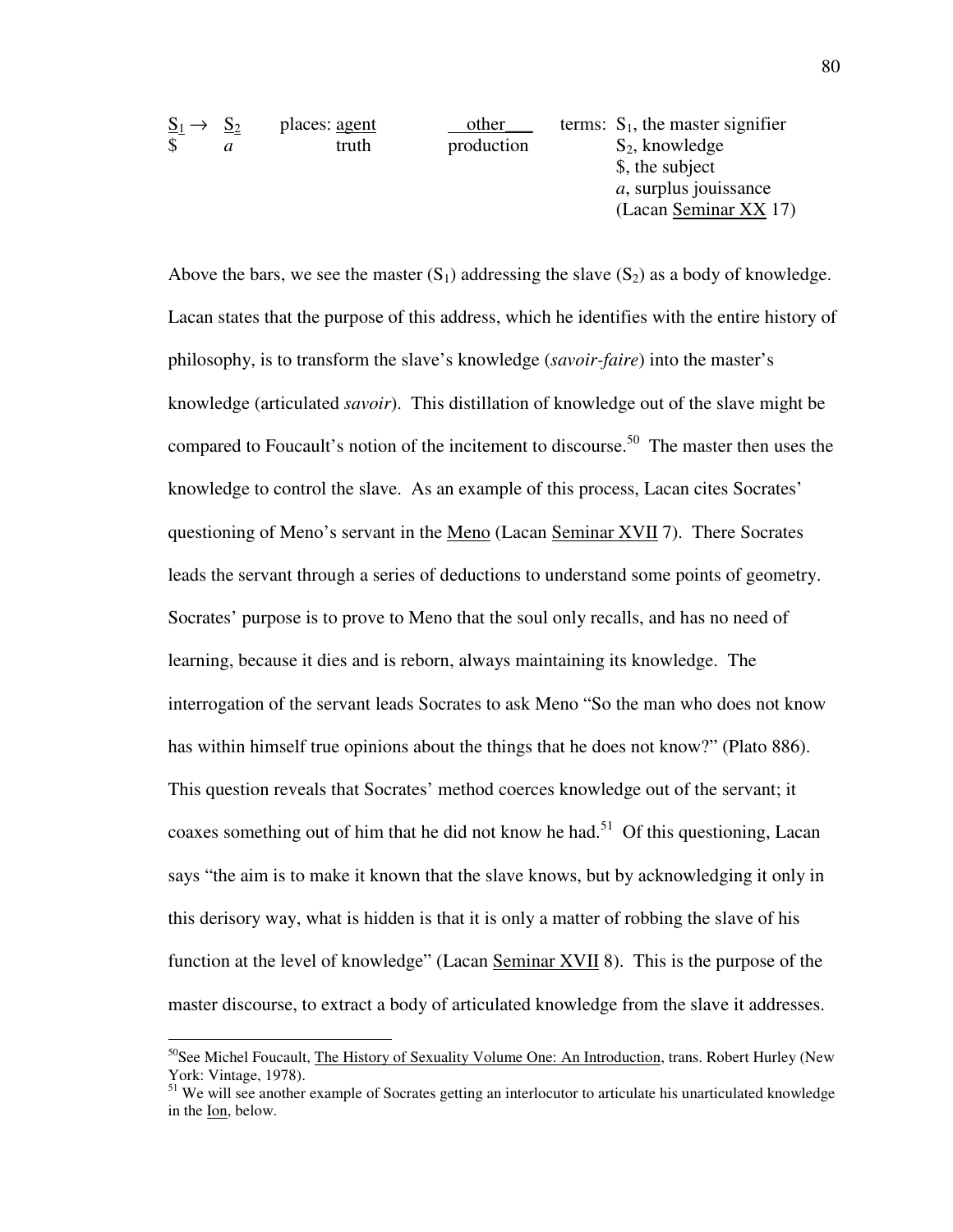| $\frac{S_1}{\$} \rightarrow \frac{S_2}{a}$ | places: $\frac{\text{agent}}{\text{truth}}$ | $\frac{\text{other}}{\text{production}}$ | terms: $S_1$, the master signifier<br>$S_2$, knowledge<br>$, the subject<br>*a*, surplus jouissance<br>(Lacan Seminar XX 17) |
|---|---|---|---|

Above the bars, we see the master ($S_1$) addressing the slave ($S_2$) as a body of knowledge. Lacan states that the purpose of this address, which he identifies with the entire history of philosophy, is to transform the slave's knowledge (*savoir-faire*) into the master's knowledge (articulated *savoir*). This distillation of knowledge out of the slave might be compared to Foucault's notion of the incitement to discourse.[50] The master then uses the knowledge to control the slave. As an example of this process, Lacan cites Socrates' questioning of Meno's servant in the Meno (Lacan Seminar XVII 7). There Socrates leads the servant through a series of deductions to understand some points of geometry. Socrates' purpose is to prove to Meno that the soul only recalls, and has no need of learning, because it dies and is reborn, always maintaining its knowledge. The interrogation of the servant leads Socrates to ask Meno "So the man who does not know has within himself true opinions about the things that he does not know?" (Plato 886). This question reveals that Socrates' method coerces knowledge out of the servant; it coaxes something out of him that he did not know he had.[51] Of this questioning, Lacan says "the aim is to make it known that the slave knows, but by acknowledging it only in this derisory way, what is hidden is that it is only a matter of robbing the slave of his function at the level of knowledge" (Lacan Seminar XVII 8). This is the purpose of the master discourse, to extract a body of articulated knowledge from the slave it addresses.

---

[50] See Michel Foucault, The History of Sexuality Volume One: An Introduction, trans. Robert Hurley (New York: Vintage, 1978).

[51] We will see another example of Socrates getting an interlocutor to articulate his unarticulated knowledge in the Ion, below.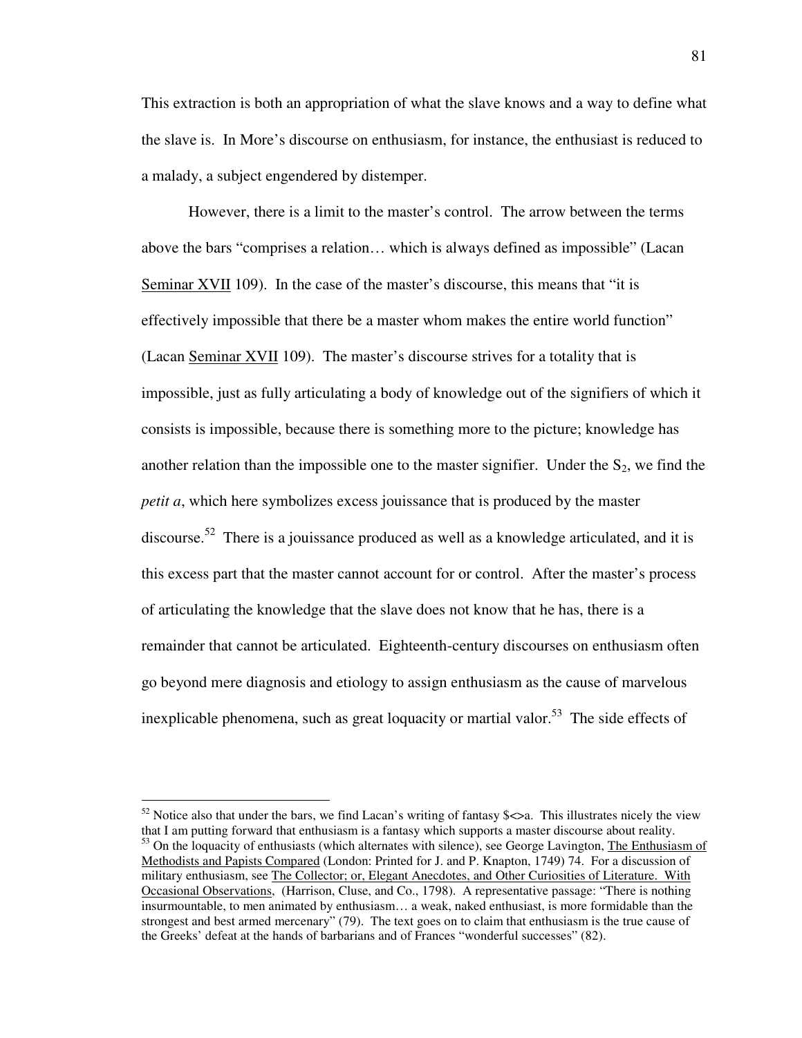This extraction is both an appropriation of what the slave knows and a way to define what the slave is. In More's discourse on enthusiasm, for instance, the enthusiast is reduced to a malady, a subject engendered by distemper.

However, there is a limit to the master's control. The arrow between the terms above the bars "comprises a relation… which is always defined as impossible" (Lacan Seminar XVII 109). In the case of the master's discourse, this means that "it is effectively impossible that there be a master whom makes the entire world function" (Lacan Seminar XVII 109). The master's discourse strives for a totality that is impossible, just as fully articulating a body of knowledge out of the signifiers of which it consists is impossible, because there is something more to the picture; knowledge has another relation than the impossible one to the master signifier. Under the $S_2$, we find the *petit a*, which here symbolizes excess jouissance that is produced by the master discourse.[52] There is a jouissance produced as well as a knowledge articulated, and it is this excess part that the master cannot account for or control. After the master's process of articulating the knowledge that the slave does not know that he has, there is a remainder that cannot be articulated. Eighteenth-century discourses on enthusiasm often go beyond mere diagnosis and etiology to assign enthusiasm as the cause of marvelous inexplicable phenomena, such as great loquacity or martial valor.[53] The side effects of

---

[52] Notice also that under the bars, we find Lacan's writing of fantasy $<>a. This illustrates nicely the view that I am putting forward that enthusiasm is a fantasy which supports a master discourse about reality.

[53] On the loquacity of enthusiasts (which alternates with silence), see George Lavington, The Enthusiasm of Methodists and Papists Compared (London: Printed for J. and P. Knapton, 1749) 74. For a discussion of military enthusiasm, see The Collector; or, Elegant Anecdotes, and Other Curiosities of Literature. With Occasional Observations, (Harrison, Cluse, and Co., 1798). A representative passage: "There is nothing insurmountable, to men animated by enthusiasm… a weak, naked enthusiast, is more formidable than the strongest and best armed mercenary" (79). The text goes on to claim that enthusiasm is the true cause of the Greeks' defeat at the hands of barbarians and of Frances "wonderful successes" (82).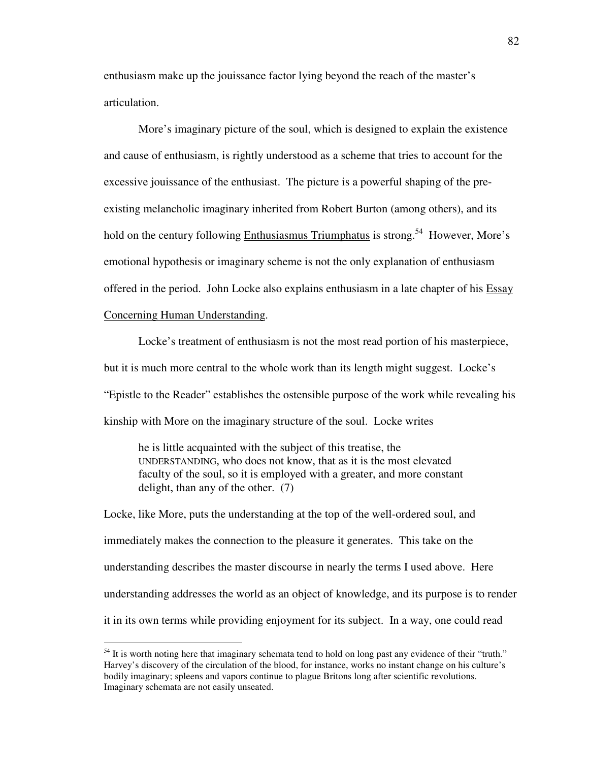enthusiasm make up the jouissance factor lying beyond the reach of the master's articulation.

More's imaginary picture of the soul, which is designed to explain the existence and cause of enthusiasm, is rightly understood as a scheme that tries to account for the excessive jouissance of the enthusiast. The picture is a powerful shaping of the pre-existing melancholic imaginary inherited from Robert Burton (among others), and its hold on the century following Enthusiasmus Triumphatus is strong.[54] However, More's emotional hypothesis or imaginary scheme is not the only explanation of enthusiasm offered in the period. John Locke also explains enthusiasm in a late chapter of his Essay Concerning Human Understanding.

Locke's treatment of enthusiasm is not the most read portion of his masterpiece, but it is much more central to the whole work than its length might suggest. Locke's "Epistle to the Reader" establishes the ostensible purpose of the work while revealing his kinship with More on the imaginary structure of the soul. Locke writes

> he is little acquainted with the subject of this treatise, the UNDERSTANDING, who does not know, that as it is the most elevated faculty of the soul, so it is employed with a greater, and more constant delight, than any of the other. (7)

Locke, like More, puts the understanding at the top of the well-ordered soul, and immediately makes the connection to the pleasure it generates. This take on the understanding describes the master discourse in nearly the terms I used above. Here understanding addresses the world as an object of knowledge, and its purpose is to render it in its own terms while providing enjoyment for its subject. In a way, one could read

---

[54] It is worth noting here that imaginary schemata tend to hold on long past any evidence of their "truth." Harvey's discovery of the circulation of the blood, for instance, works no instant change on his culture's bodily imaginary; spleens and vapors continue to plague Britons long after scientific revolutions. Imaginary schemata are not easily unseated.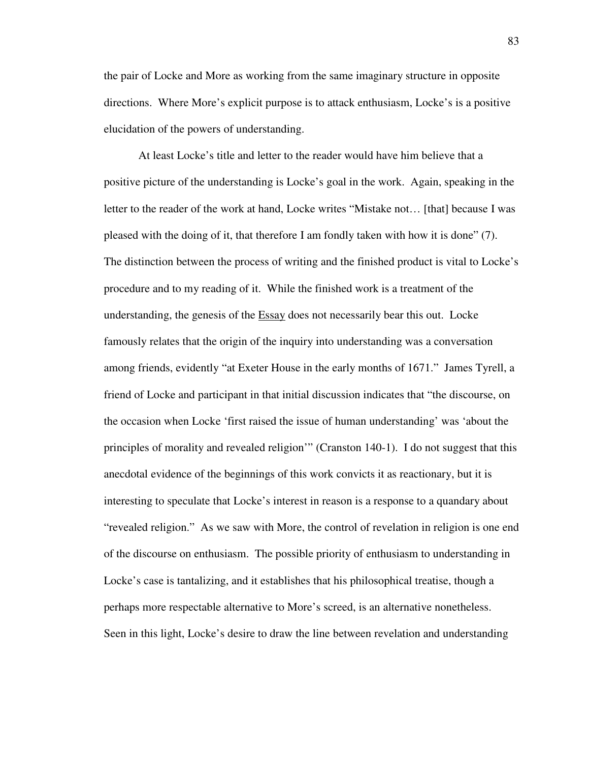the pair of Locke and More as working from the same imaginary structure in opposite directions. Where More's explicit purpose is to attack enthusiasm, Locke's is a positive elucidation of the powers of understanding.

At least Locke's title and letter to the reader would have him believe that a positive picture of the understanding is Locke's goal in the work. Again, speaking in the letter to the reader of the work at hand, Locke writes "Mistake not… [that] because I was pleased with the doing of it, that therefore I am fondly taken with how it is done" (7). The distinction between the process of writing and the finished product is vital to Locke's procedure and to my reading of it. While the finished work is a treatment of the understanding, the genesis of the Essay does not necessarily bear this out. Locke famously relates that the origin of the inquiry into understanding was a conversation among friends, evidently "at Exeter House in the early months of 1671." James Tyrell, a friend of Locke and participant in that initial discussion indicates that "the discourse, on the occasion when Locke 'first raised the issue of human understanding' was 'about the principles of morality and revealed religion'" (Cranston 140-1). I do not suggest that this anecdotal evidence of the beginnings of this work convicts it as reactionary, but it is interesting to speculate that Locke's interest in reason is a response to a quandary about "revealed religion." As we saw with More, the control of revelation in religion is one end of the discourse on enthusiasm. The possible priority of enthusiasm to understanding in Locke's case is tantalizing, and it establishes that his philosophical treatise, though a perhaps more respectable alternative to More's screed, is an alternative nonetheless. Seen in this light, Locke's desire to draw the line between revelation and understanding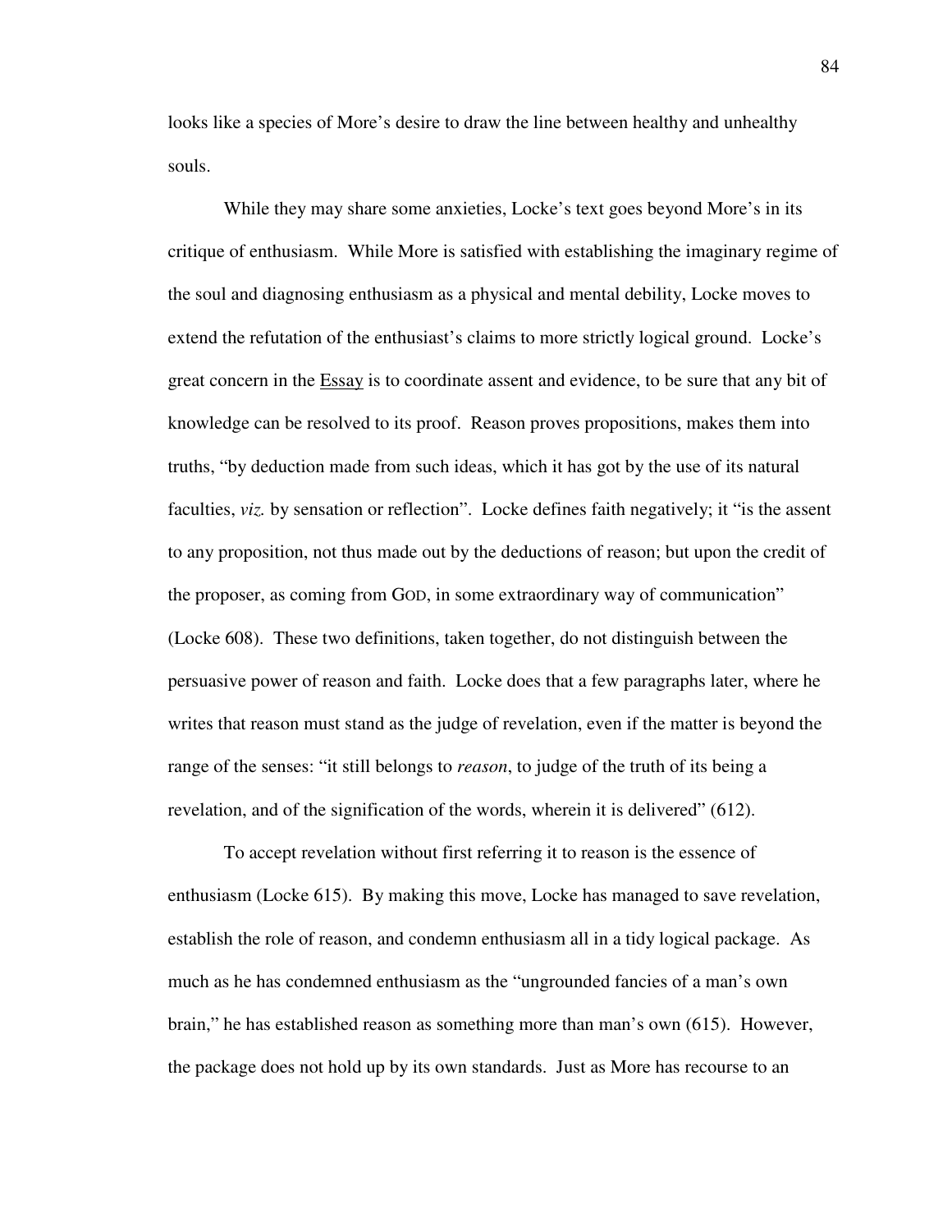looks like a species of More's desire to draw the line between healthy and unhealthy souls.

While they may share some anxieties, Locke's text goes beyond More's in its critique of enthusiasm. While More is satisfied with establishing the imaginary regime of the soul and diagnosing enthusiasm as a physical and mental debility, Locke moves to extend the refutation of the enthusiast's claims to more strictly logical ground. Locke's great concern in the Essay is to coordinate assent and evidence, to be sure that any bit of knowledge can be resolved to its proof. Reason proves propositions, makes them into truths, "by deduction made from such ideas, which it has got by the use of its natural faculties, *viz.* by sensation or reflection". Locke defines faith negatively; it "is the assent to any proposition, not thus made out by the deductions of reason; but upon the credit of the proposer, as coming from GOD, in some extraordinary way of communication" (Locke 608). These two definitions, taken together, do not distinguish between the persuasive power of reason and faith. Locke does that a few paragraphs later, where he writes that reason must stand as the judge of revelation, even if the matter is beyond the range of the senses: "it still belongs to *reason*, to judge of the truth of its being a revelation, and of the signification of the words, wherein it is delivered" (612).

To accept revelation without first referring it to reason is the essence of enthusiasm (Locke 615). By making this move, Locke has managed to save revelation, establish the role of reason, and condemn enthusiasm all in a tidy logical package. As much as he has condemned enthusiasm as the "ungrounded fancies of a man's own brain," he has established reason as something more than man's own (615). However, the package does not hold up by its own standards. Just as More has recourse to an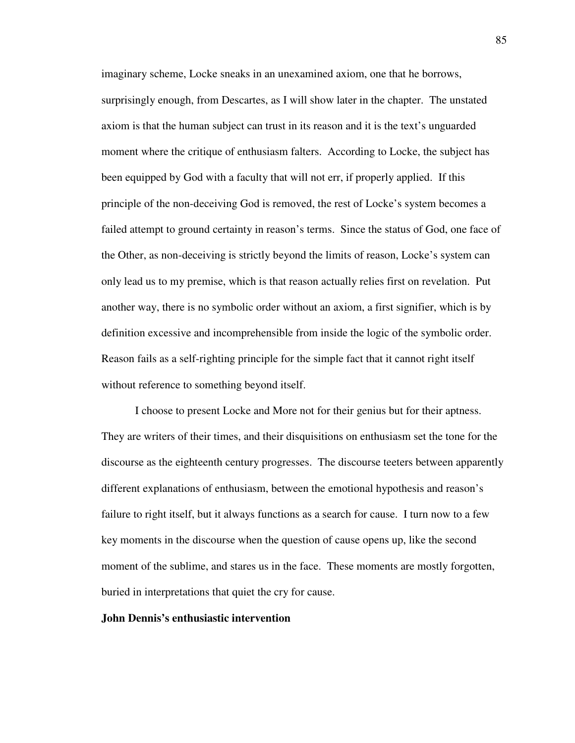imaginary scheme, Locke sneaks in an unexamined axiom, one that he borrows, surprisingly enough, from Descartes, as I will show later in the chapter. The unstated axiom is that the human subject can trust in its reason and it is the text's unguarded moment where the critique of enthusiasm falters. According to Locke, the subject has been equipped by God with a faculty that will not err, if properly applied. If this principle of the non-deceiving God is removed, the rest of Locke's system becomes a failed attempt to ground certainty in reason's terms. Since the status of God, one face of the Other, as non-deceiving is strictly beyond the limits of reason, Locke's system can only lead us to my premise, which is that reason actually relies first on revelation. Put another way, there is no symbolic order without an axiom, a first signifier, which is by definition excessive and incomprehensible from inside the logic of the symbolic order. Reason fails as a self-righting principle for the simple fact that it cannot right itself without reference to something beyond itself.

I choose to present Locke and More not for their genius but for their aptness. They are writers of their times, and their disquisitions on enthusiasm set the tone for the discourse as the eighteenth century progresses. The discourse teeters between apparently different explanations of enthusiasm, between the emotional hypothesis and reason's failure to right itself, but it always functions as a search for cause. I turn now to a few key moments in the discourse when the question of cause opens up, like the second moment of the sublime, and stares us in the face. These moments are mostly forgotten, buried in interpretations that quiet the cry for cause.

**John Dennis's enthusiastic intervention**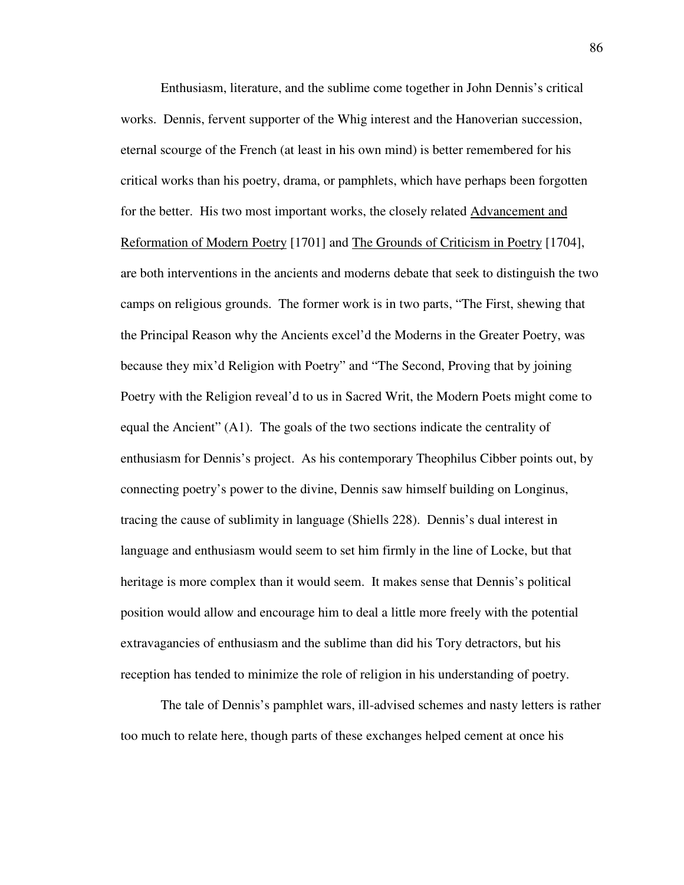Enthusiasm, literature, and the sublime come together in John Dennis's critical works. Dennis, fervent supporter of the Whig interest and the Hanoverian succession, eternal scourge of the French (at least in his own mind) is better remembered for his critical works than his poetry, drama, or pamphlets, which have perhaps been forgotten for the better. His two most important works, the closely related <u>Advancement and Reformation of Modern Poetry</u> [1701] and <u>The Grounds of Criticism in Poetry</u> [1704], are both interventions in the ancients and moderns debate that seek to distinguish the two camps on religious grounds. The former work is in two parts, "The First, shewing that the Principal Reason why the Ancients excel'd the Moderns in the Greater Poetry, was because they mix'd Religion with Poetry" and "The Second, Proving that by joining Poetry with the Religion reveal'd to us in Sacred Writ, the Modern Poets might come to equal the Ancient" (A1). The goals of the two sections indicate the centrality of enthusiasm for Dennis's project. As his contemporary Theophilus Cibber points out, by connecting poetry's power to the divine, Dennis saw himself building on Longinus, tracing the cause of sublimity in language (Shiells 228). Dennis's dual interest in language and enthusiasm would seem to set him firmly in the line of Locke, but that heritage is more complex than it would seem. It makes sense that Dennis's political position would allow and encourage him to deal a little more freely with the potential extravagancies of enthusiasm and the sublime than did his Tory detractors, but his reception has tended to minimize the role of religion in his understanding of poetry.

The tale of Dennis's pamphlet wars, ill-advised schemes and nasty letters is rather too much to relate here, though parts of these exchanges helped cement at once his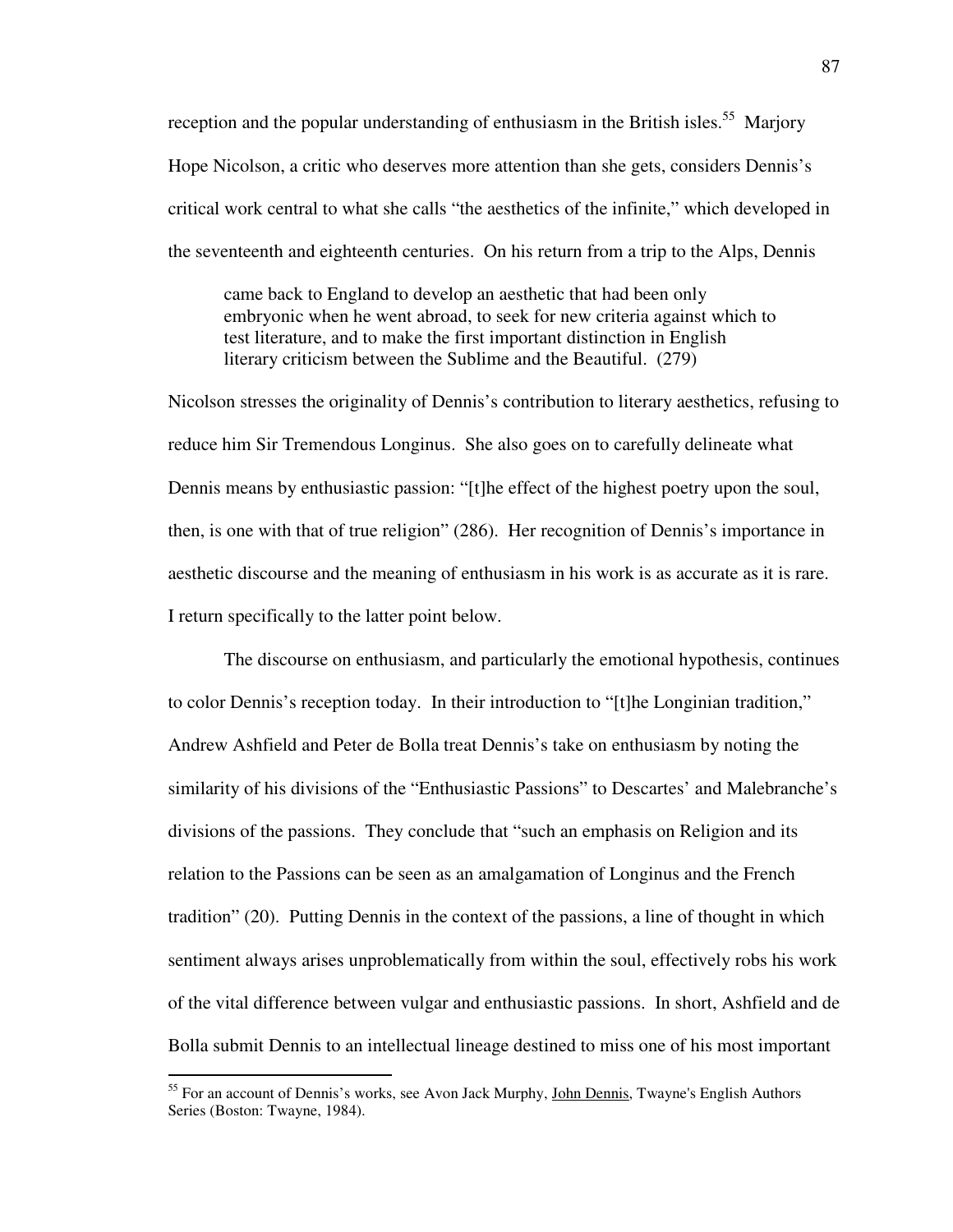reception and the popular understanding of enthusiasm in the British isles.[55] Marjory Hope Nicolson, a critic who deserves more attention than she gets, considers Dennis's critical work central to what she calls "the aesthetics of the infinite," which developed in the seventeenth and eighteenth centuries. On his return from a trip to the Alps, Dennis

> came back to England to develop an aesthetic that had been only embryonic when he went abroad, to seek for new criteria against which to test literature, and to make the first important distinction in English literary criticism between the Sublime and the Beautiful. (279)

Nicolson stresses the originality of Dennis's contribution to literary aesthetics, refusing to reduce him Sir Tremendous Longinus. She also goes on to carefully delineate what Dennis means by enthusiastic passion: "[t]he effect of the highest poetry upon the soul, then, is one with that of true religion" (286). Her recognition of Dennis's importance in aesthetic discourse and the meaning of enthusiasm in his work is as accurate as it is rare. I return specifically to the latter point below.

The discourse on enthusiasm, and particularly the emotional hypothesis, continues to color Dennis's reception today. In their introduction to "[t]he Longinian tradition," Andrew Ashfield and Peter de Bolla treat Dennis's take on enthusiasm by noting the similarity of his divisions of the "Enthusiastic Passions" to Descartes' and Malebranche's divisions of the passions. They conclude that "such an emphasis on Religion and its relation to the Passions can be seen as an amalgamation of Longinus and the French tradition" (20). Putting Dennis in the context of the passions, a line of thought in which sentiment always arises unproblematically from within the soul, effectively robs his work of the vital difference between vulgar and enthusiastic passions. In short, Ashfield and de Bolla submit Dennis to an intellectual lineage destined to miss one of his most important

---

[55] For an account of Dennis's works, see Avon Jack Murphy, John Dennis, Twayne's English Authors Series (Boston: Twayne, 1984).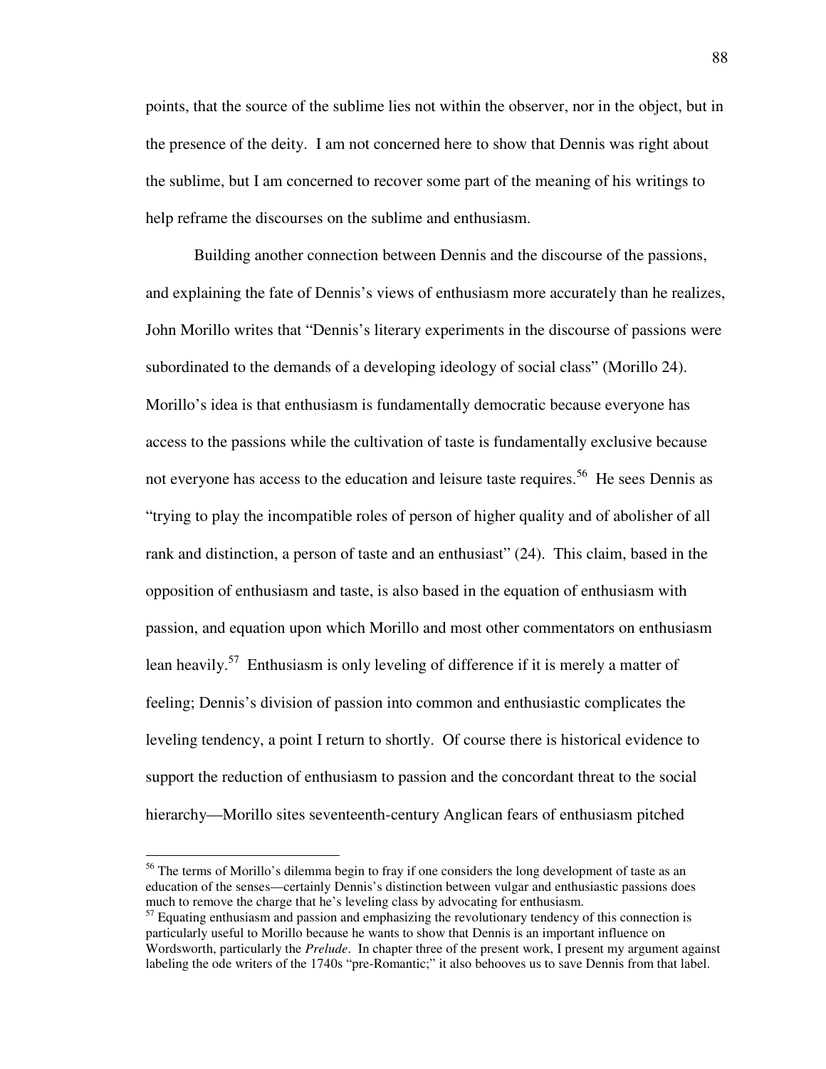points, that the source of the sublime lies not within the observer, nor in the object, but in the presence of the deity. I am not concerned here to show that Dennis was right about the sublime, but I am concerned to recover some part of the meaning of his writings to help reframe the discourses on the sublime and enthusiasm.

Building another connection between Dennis and the discourse of the passions, and explaining the fate of Dennis's views of enthusiasm more accurately than he realizes, John Morillo writes that "Dennis's literary experiments in the discourse of passions were subordinated to the demands of a developing ideology of social class" (Morillo 24). Morillo's idea is that enthusiasm is fundamentally democratic because everyone has access to the passions while the cultivation of taste is fundamentally exclusive because not everyone has access to the education and leisure taste requires.[56] He sees Dennis as "trying to play the incompatible roles of person of higher quality and of abolisher of all rank and distinction, a person of taste and an enthusiast" (24). This claim, based in the opposition of enthusiasm and taste, is also based in the equation of enthusiasm with passion, and equation upon which Morillo and most other commentators on enthusiasm lean heavily.[57] Enthusiasm is only leveling of difference if it is merely a matter of feeling; Dennis's division of passion into common and enthusiastic complicates the leveling tendency, a point I return to shortly. Of course there is historical evidence to support the reduction of enthusiasm to passion and the concordant threat to the social hierarchy—Morillo sites seventeenth-century Anglican fears of enthusiasm pitched

---

[56] The terms of Morillo's dilemma begin to fray if one considers the long development of taste as an education of the senses—certainly Dennis's distinction between vulgar and enthusiastic passions does much to remove the charge that he's leveling class by advocating for enthusiasm.

[57] Equating enthusiasm and passion and emphasizing the revolutionary tendency of this connection is particularly useful to Morillo because he wants to show that Dennis is an important influence on Wordsworth, particularly the *Prelude*. In chapter three of the present work, I present my argument against labeling the ode writers of the 1740s "pre-Romantic;" it also behooves us to save Dennis from that label.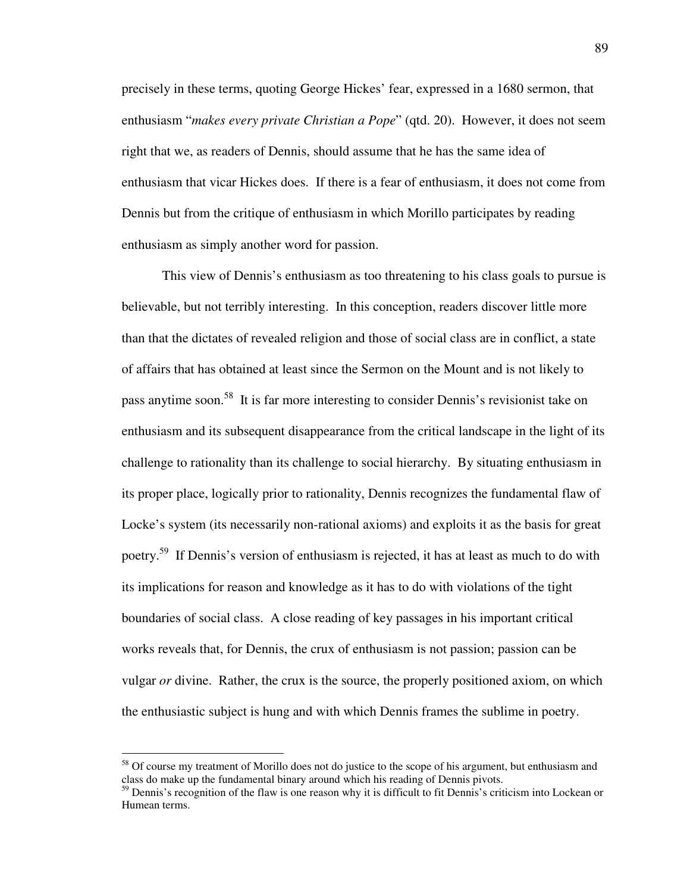precisely in these terms, quoting George Hickes' fear, expressed in a 1680 sermon, that enthusiasm "*makes every private Christian a Pope*" (qtd. 20). However, it does not seem right that we, as readers of Dennis, should assume that he has the same idea of enthusiasm that vicar Hickes does. If there is a fear of enthusiasm, it does not come from Dennis but from the critique of enthusiasm in which Morillo participates by reading enthusiasm as simply another word for passion.

This view of Dennis's enthusiasm as too threatening to his class goals to pursue is believable, but not terribly interesting. In this conception, readers discover little more than that the dictates of revealed religion and those of social class are in conflict, a state of affairs that has obtained at least since the Sermon on the Mount and is not likely to pass anytime soon.[58] It is far more interesting to consider Dennis's revisionist take on enthusiasm and its subsequent disappearance from the critical landscape in the light of its challenge to rationality than its challenge to social hierarchy. By situating enthusiasm in its proper place, logically prior to rationality, Dennis recognizes the fundamental flaw of Locke's system (its necessarily non-rational axioms) and exploits it as the basis for great poetry.[59] If Dennis's version of enthusiasm is rejected, it has at least as much to do with its implications for reason and knowledge as it has to do with violations of the tight boundaries of social class. A close reading of key passages in his important critical works reveals that, for Dennis, the crux of enthusiasm is not passion; passion can be vulgar *or* divine. Rather, the crux is the source, the properly positioned axiom, on which the enthusiastic subject is hung and with which Dennis frames the sublime in poetry.

---

[58] Of course my treatment of Morillo does not do justice to the scope of his argument, but enthusiasm and class do make up the fundamental binary around which his reading of Dennis pivots.

[59] Dennis's recognition of the flaw is one reason why it is difficult to fit Dennis's criticism into Lockean or Humean terms.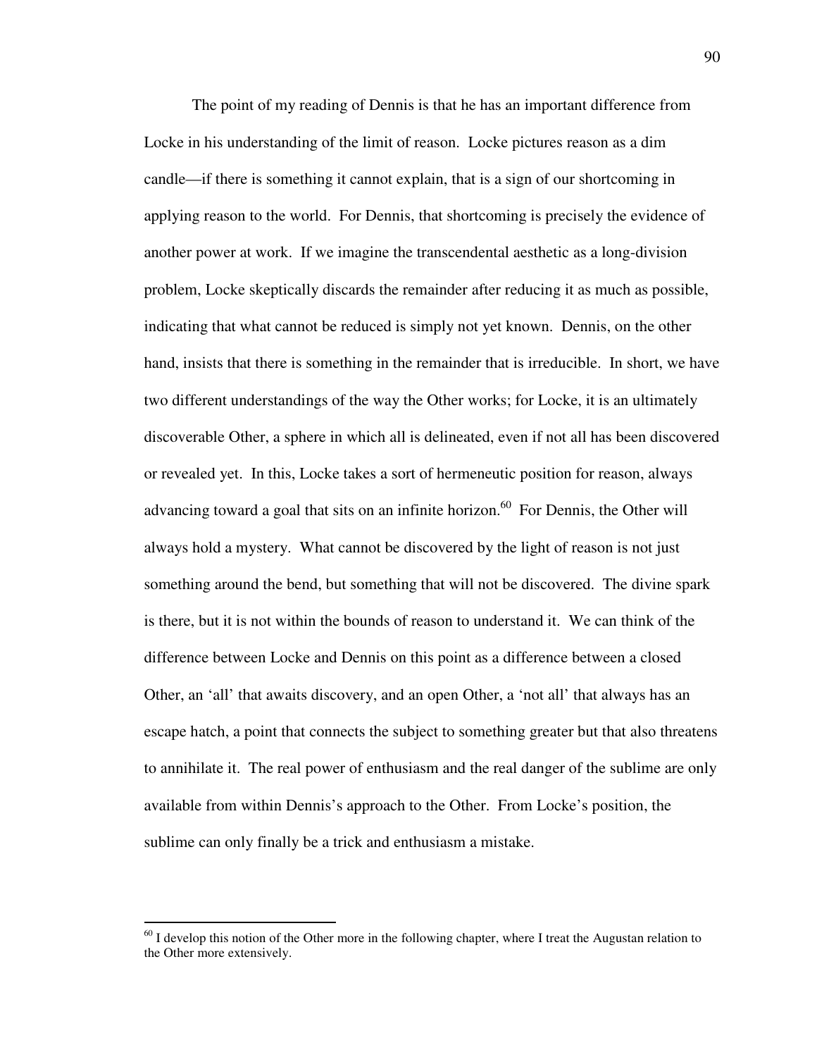The point of my reading of Dennis is that he has an important difference from Locke in his understanding of the limit of reason. Locke pictures reason as a dim candle—if there is something it cannot explain, that is a sign of our shortcoming in applying reason to the world. For Dennis, that shortcoming is precisely the evidence of another power at work. If we imagine the transcendental aesthetic as a long-division problem, Locke skeptically discards the remainder after reducing it as much as possible, indicating that what cannot be reduced is simply not yet known. Dennis, on the other hand, insists that there is something in the remainder that is irreducible. In short, we have two different understandings of the way the Other works; for Locke, it is an ultimately discoverable Other, a sphere in which all is delineated, even if not all has been discovered or revealed yet. In this, Locke takes a sort of hermeneutic position for reason, always advancing toward a goal that sits on an infinite horizon.[60] For Dennis, the Other will always hold a mystery. What cannot be discovered by the light of reason is not just something around the bend, but something that will not be discovered. The divine spark is there, but it is not within the bounds of reason to understand it. We can think of the difference between Locke and Dennis on this point as a difference between a closed Other, an 'all' that awaits discovery, and an open Other, a 'not all' that always has an escape hatch, a point that connects the subject to something greater but that also threatens to annihilate it. The real power of enthusiasm and the real danger of the sublime are only available from within Dennis's approach to the Other. From Locke's position, the sublime can only finally be a trick and enthusiasm a mistake.

---

[60] I develop this notion of the Other more in the following chapter, where I treat the Augustan relation to the Other more extensively.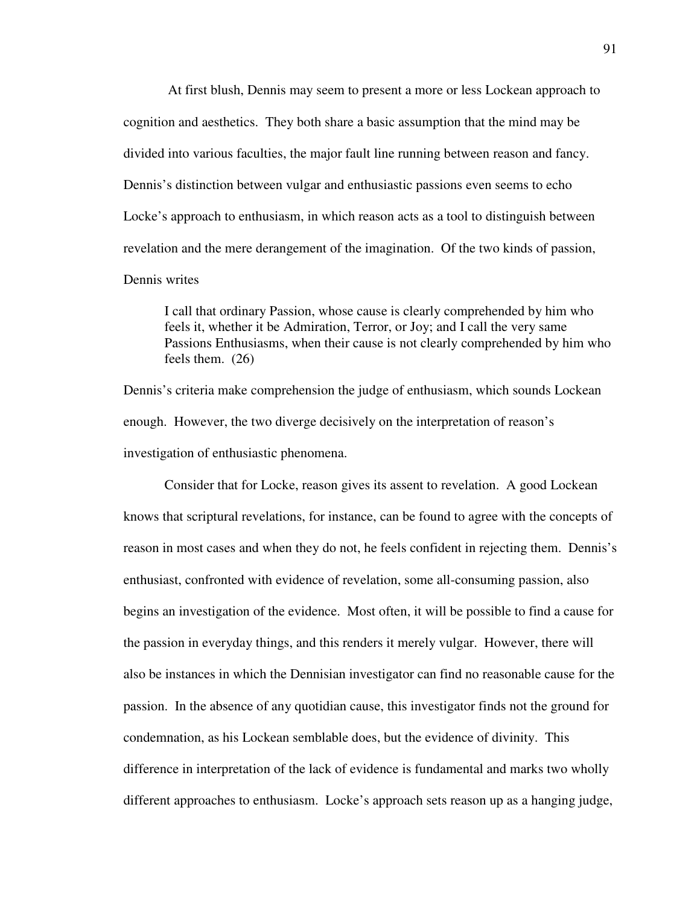At first blush, Dennis may seem to present a more or less Lockean approach to cognition and aesthetics. They both share a basic assumption that the mind may be divided into various faculties, the major fault line running between reason and fancy. Dennis's distinction between vulgar and enthusiastic passions even seems to echo Locke's approach to enthusiasm, in which reason acts as a tool to distinguish between revelation and the mere derangement of the imagination. Of the two kinds of passion, Dennis writes

> I call that ordinary Passion, whose cause is clearly comprehended by him who feels it, whether it be Admiration, Terror, or Joy; and I call the very same Passions Enthusiasms, when their cause is not clearly comprehended by him who feels them. (26)

Dennis's criteria make comprehension the judge of enthusiasm, which sounds Lockean enough. However, the two diverge decisively on the interpretation of reason's investigation of enthusiastic phenomena.

Consider that for Locke, reason gives its assent to revelation. A good Lockean knows that scriptural revelations, for instance, can be found to agree with the concepts of reason in most cases and when they do not, he feels confident in rejecting them. Dennis's enthusiast, confronted with evidence of revelation, some all-consuming passion, also begins an investigation of the evidence. Most often, it will be possible to find a cause for the passion in everyday things, and this renders it merely vulgar. However, there will also be instances in which the Dennisian investigator can find no reasonable cause for the passion. In the absence of any quotidian cause, this investigator finds not the ground for condemnation, as his Lockean semblable does, but the evidence of divinity. This difference in interpretation of the lack of evidence is fundamental and marks two wholly different approaches to enthusiasm. Locke's approach sets reason up as a hanging judge,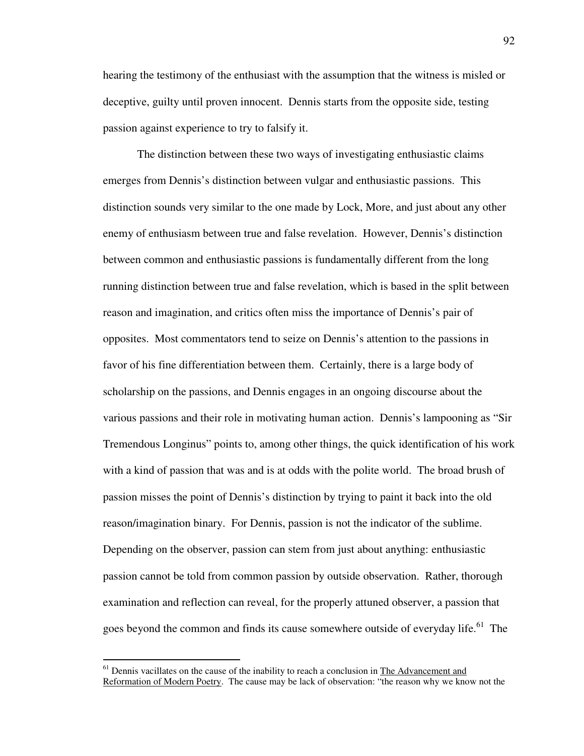hearing the testimony of the enthusiast with the assumption that the witness is misled or deceptive, guilty until proven innocent. Dennis starts from the opposite side, testing passion against experience to try to falsify it.

The distinction between these two ways of investigating enthusiastic claims emerges from Dennis's distinction between vulgar and enthusiastic passions. This distinction sounds very similar to the one made by Lock, More, and just about any other enemy of enthusiasm between true and false revelation. However, Dennis's distinction between common and enthusiastic passions is fundamentally different from the long running distinction between true and false revelation, which is based in the split between reason and imagination, and critics often miss the importance of Dennis's pair of opposites. Most commentators tend to seize on Dennis's attention to the passions in favor of his fine differentiation between them. Certainly, there is a large body of scholarship on the passions, and Dennis engages in an ongoing discourse about the various passions and their role in motivating human action. Dennis's lampooning as "Sir Tremendous Longinus" points to, among other things, the quick identification of his work with a kind of passion that was and is at odds with the polite world. The broad brush of passion misses the point of Dennis's distinction by trying to paint it back into the old reason/imagination binary. For Dennis, passion is not the indicator of the sublime. Depending on the observer, passion can stem from just about anything: enthusiastic passion cannot be told from common passion by outside observation. Rather, thorough examination and reflection can reveal, for the properly attuned observer, a passion that goes beyond the common and finds its cause somewhere outside of everyday life.[61] The

---

[61] Dennis vacillates on the cause of the inability to reach a conclusion in The Advancement and Reformation of Modern Poetry. The cause may be lack of observation: "the reason why we know not the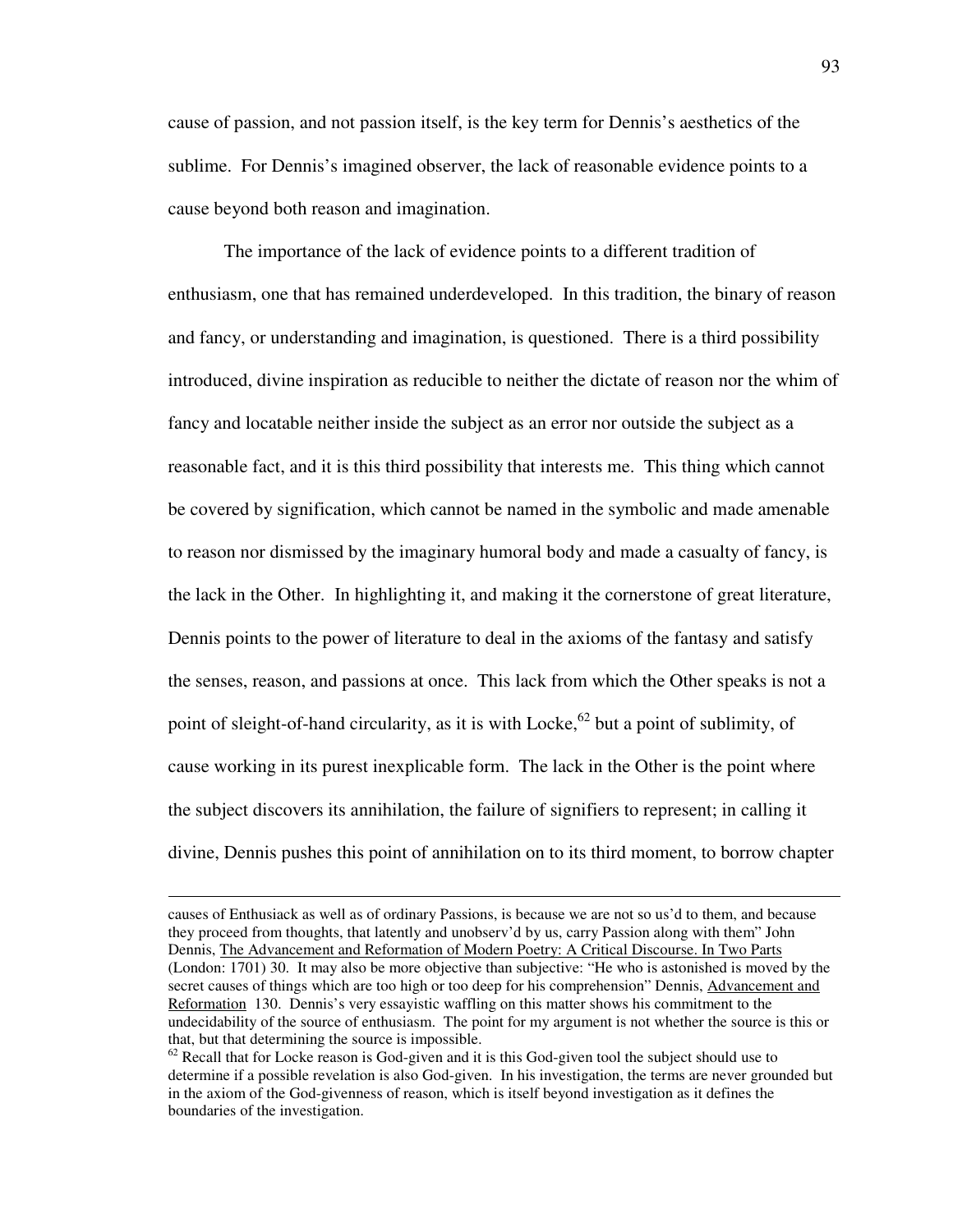cause of passion, and not passion itself, is the key term for Dennis's aesthetics of the sublime. For Dennis's imagined observer, the lack of reasonable evidence points to a cause beyond both reason and imagination.

The importance of the lack of evidence points to a different tradition of enthusiasm, one that has remained underdeveloped. In this tradition, the binary of reason and fancy, or understanding and imagination, is questioned. There is a third possibility introduced, divine inspiration as reducible to neither the dictate of reason nor the whim of fancy and locatable neither inside the subject as an error nor outside the subject as a reasonable fact, and it is this third possibility that interests me. This thing which cannot be covered by signification, which cannot be named in the symbolic and made amenable to reason nor dismissed by the imaginary humoral body and made a casualty of fancy, is the lack in the Other. In highlighting it, and making it the cornerstone of great literature, Dennis points to the power of literature to deal in the axioms of the fantasy and satisfy the senses, reason, and passions at once. This lack from which the Other speaks is not a point of sleight-of-hand circularity, as it is with Locke,[62] but a point of sublimity, of cause working in its purest inexplicable form. The lack in the Other is the point where the subject discovers its annihilation, the failure of signifiers to represent; in calling it divine, Dennis pushes this point of annihilation on to its third moment, to borrow chapter

---

causes of Enthusiack as well as of ordinary Passions, is because we are not so us'd to them, and because they proceed from thoughts, that latently and unobserv'd by us, carry Passion along with them" John Dennis, The Advancement and Reformation of Modern Poetry: A Critical Discourse. In Two Parts (London: 1701) 30. It may also be more objective than subjective: "He who is astonished is moved by the secret causes of things which are too high or too deep for his comprehension" Dennis, Advancement and Reformation 130. Dennis's very essayistic waffling on this matter shows his commitment to the undecidability of the source of enthusiasm. The point for my argument is not whether the source is this or that, but that determining the source is impossible.

[62] Recall that for Locke reason is God-given and it is this God-given tool the subject should use to determine if a possible revelation is also God-given. In his investigation, the terms are never grounded but in the axiom of the God-givenness of reason, which is itself beyond investigation as it defines the boundaries of the investigation.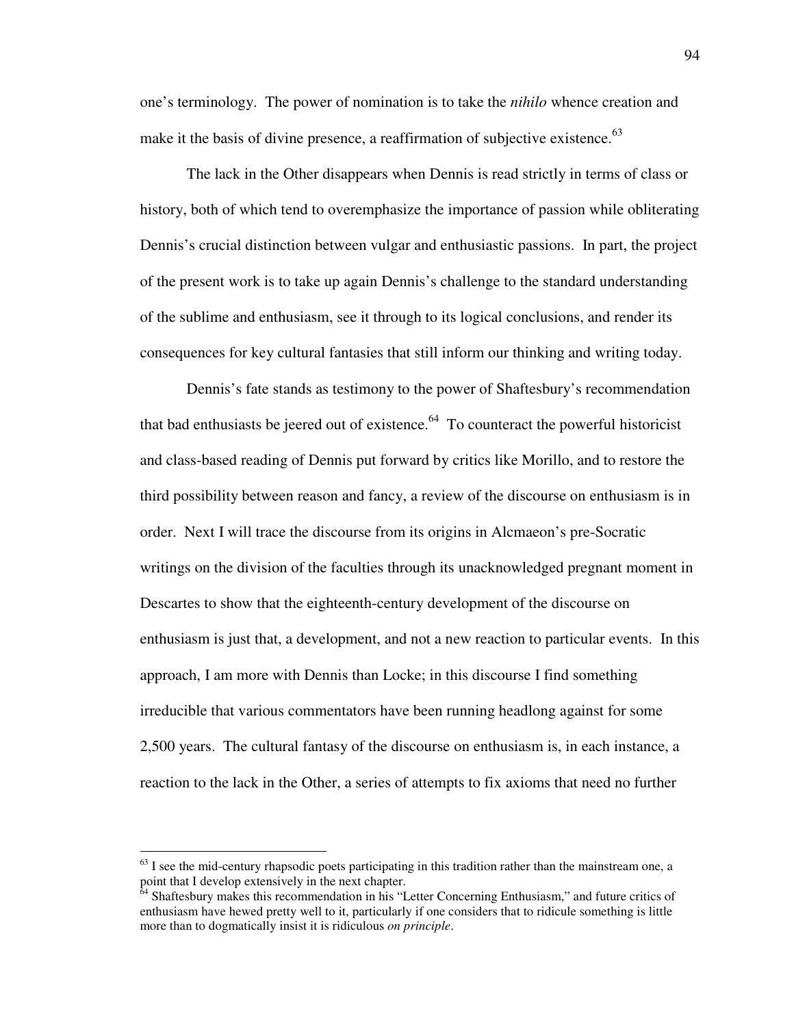one's terminology. The power of nomination is to take the *nihilo* whence creation and make it the basis of divine presence, a reaffirmation of subjective existence.[63]

The lack in the Other disappears when Dennis is read strictly in terms of class or history, both of which tend to overemphasize the importance of passion while obliterating Dennis's crucial distinction between vulgar and enthusiastic passions. In part, the project of the present work is to take up again Dennis's challenge to the standard understanding of the sublime and enthusiasm, see it through to its logical conclusions, and render its consequences for key cultural fantasies that still inform our thinking and writing today.

Dennis's fate stands as testimony to the power of Shaftesbury's recommendation that bad enthusiasts be jeered out of existence.[64] To counteract the powerful historicist and class-based reading of Dennis put forward by critics like Morillo, and to restore the third possibility between reason and fancy, a review of the discourse on enthusiasm is in order. Next I will trace the discourse from its origins in Alcmaeon's pre-Socratic writings on the division of the faculties through its unacknowledged pregnant moment in Descartes to show that the eighteenth-century development of the discourse on enthusiasm is just that, a development, and not a new reaction to particular events. In this approach, I am more with Dennis than Locke; in this discourse I find something irreducible that various commentators have been running headlong against for some 2,500 years. The cultural fantasy of the discourse on enthusiasm is, in each instance, a reaction to the lack in the Other, a series of attempts to fix axioms that need no further

---

[63] I see the mid-century rhapsodic poets participating in this tradition rather than the mainstream one, a point that I develop extensively in the next chapter.

[64] Shaftesbury makes this recommendation in his "Letter Concerning Enthusiasm," and future critics of enthusiasm have hewed pretty well to it, particularly if one considers that to ridicule something is little more than to dogmatically insist it is ridiculous *on principle*.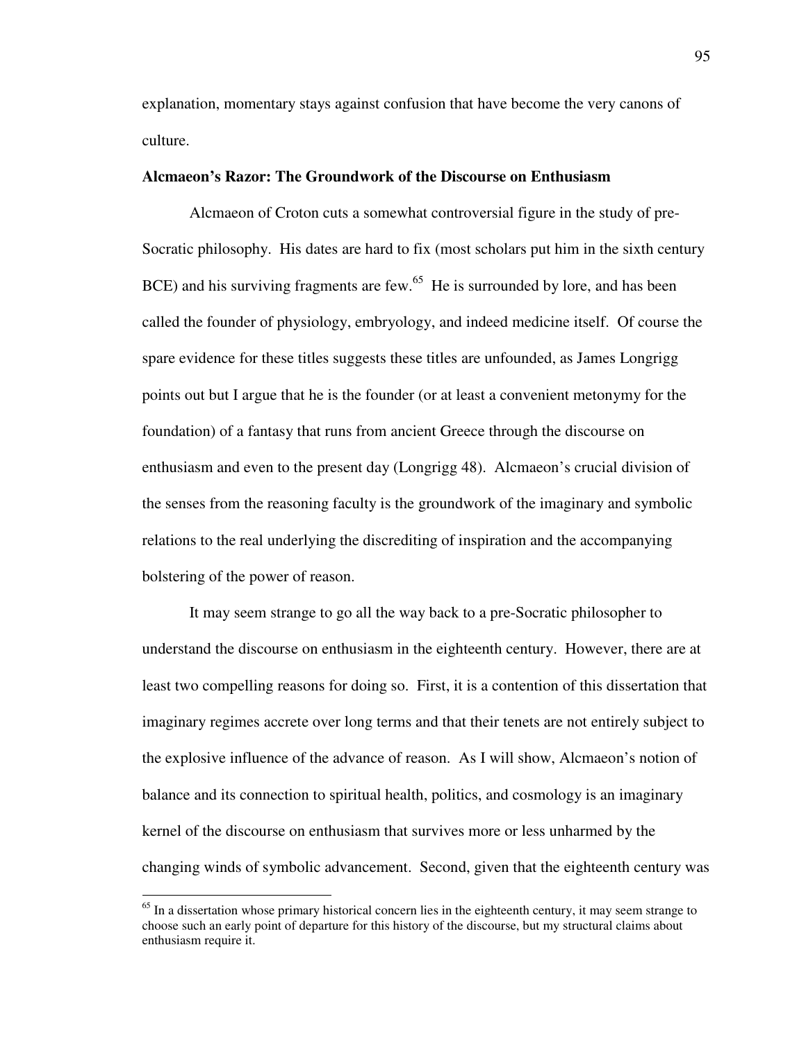explanation, momentary stays against confusion that have become the very canons of culture.

**Alcmaeon's Razor: The Groundwork of the Discourse on Enthusiasm**

Alcmaeon of Croton cuts a somewhat controversial figure in the study of pre-Socratic philosophy. His dates are hard to fix (most scholars put him in the sixth century BCE) and his surviving fragments are few.[65] He is surrounded by lore, and has been called the founder of physiology, embryology, and indeed medicine itself. Of course the spare evidence for these titles suggests these titles are unfounded, as James Longrigg points out but I argue that he is the founder (or at least a convenient metonymy for the foundation) of a fantasy that runs from ancient Greece through the discourse on enthusiasm and even to the present day (Longrigg 48). Alcmaeon's crucial division of the senses from the reasoning faculty is the groundwork of the imaginary and symbolic relations to the real underlying the discrediting of inspiration and the accompanying bolstering of the power of reason.

It may seem strange to go all the way back to a pre-Socratic philosopher to understand the discourse on enthusiasm in the eighteenth century. However, there are at least two compelling reasons for doing so. First, it is a contention of this dissertation that imaginary regimes accrete over long terms and that their tenets are not entirely subject to the explosive influence of the advance of reason. As I will show, Alcmaeon's notion of balance and its connection to spiritual health, politics, and cosmology is an imaginary kernel of the discourse on enthusiasm that survives more or less unharmed by the changing winds of symbolic advancement. Second, given that the eighteenth century was

[65] In a dissertation whose primary historical concern lies in the eighteenth century, it may seem strange to choose such an early point of departure for this history of the discourse, but my structural claims about enthusiasm require it.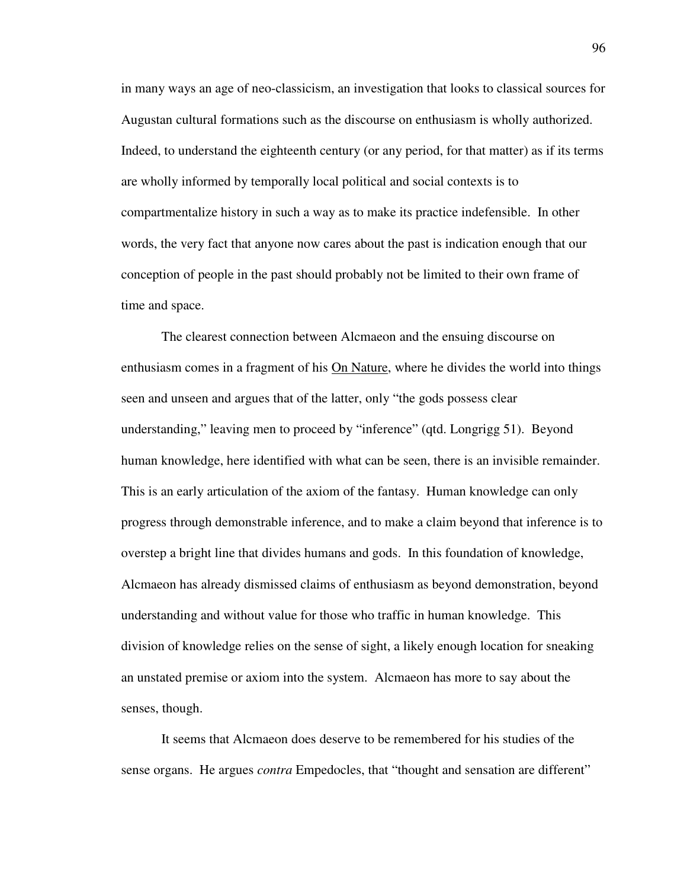in many ways an age of neo-classicism, an investigation that looks to classical sources for Augustan cultural formations such as the discourse on enthusiasm is wholly authorized. Indeed, to understand the eighteenth century (or any period, for that matter) as if its terms are wholly informed by temporally local political and social contexts is to compartmentalize history in such a way as to make its practice indefensible. In other words, the very fact that anyone now cares about the past is indication enough that our conception of people in the past should probably not be limited to their own frame of time and space.

The clearest connection between Alcmaeon and the ensuing discourse on enthusiasm comes in a fragment of his <u>On Nature</u>, where he divides the world into things seen and unseen and argues that of the latter, only "the gods possess clear understanding," leaving men to proceed by "inference" (qtd. Longrigg 51). Beyond human knowledge, here identified with what can be seen, there is an invisible remainder. This is an early articulation of the axiom of the fantasy. Human knowledge can only progress through demonstrable inference, and to make a claim beyond that inference is to overstep a bright line that divides humans and gods. In this foundation of knowledge, Alcmaeon has already dismissed claims of enthusiasm as beyond demonstration, beyond understanding and without value for those who traffic in human knowledge. This division of knowledge relies on the sense of sight, a likely enough location for sneaking an unstated premise or axiom into the system. Alcmaeon has more to say about the senses, though.

It seems that Alcmaeon does deserve to be remembered for his studies of the sense organs. He argues *contra* Empedocles, that "thought and sensation are different"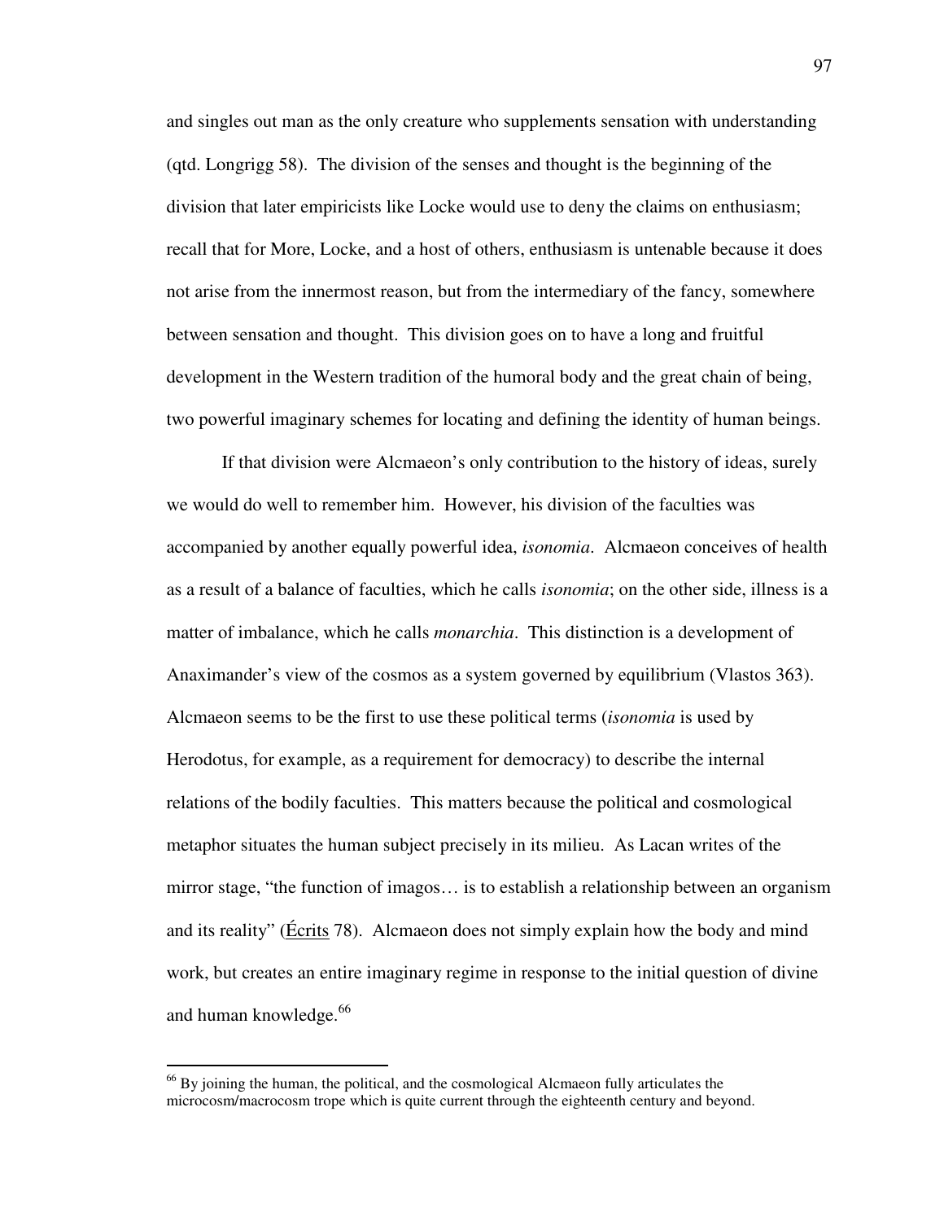and singles out man as the only creature who supplements sensation with understanding (qtd. Longrigg 58). The division of the senses and thought is the beginning of the division that later empiricists like Locke would use to deny the claims on enthusiasm; recall that for More, Locke, and a host of others, enthusiasm is untenable because it does not arise from the innermost reason, but from the intermediary of the fancy, somewhere between sensation and thought. This division goes on to have a long and fruitful development in the Western tradition of the humoral body and the great chain of being, two powerful imaginary schemes for locating and defining the identity of human beings.

If that division were Alcmaeon's only contribution to the history of ideas, surely we would do well to remember him. However, his division of the faculties was accompanied by another equally powerful idea, *isonomia*. Alcmaeon conceives of health as a result of a balance of faculties, which he calls *isonomia*; on the other side, illness is a matter of imbalance, which he calls *monarchia*. This distinction is a development of Anaximander's view of the cosmos as a system governed by equilibrium (Vlastos 363). Alcmaeon seems to be the first to use these political terms (*isonomia* is used by Herodotus, for example, as a requirement for democracy) to describe the internal relations of the bodily faculties. This matters because the political and cosmological metaphor situates the human subject precisely in its milieu. As Lacan writes of the mirror stage, "the function of imagos… is to establish a relationship between an organism and its reality" (Écrits 78). Alcmaeon does not simply explain how the body and mind work, but creates an entire imaginary regime in response to the initial question of divine and human knowledge.[66]

[66] By joining the human, the political, and the cosmological Alcmaeon fully articulates the microcosm/macrocosm trope which is quite current through the eighteenth century and beyond.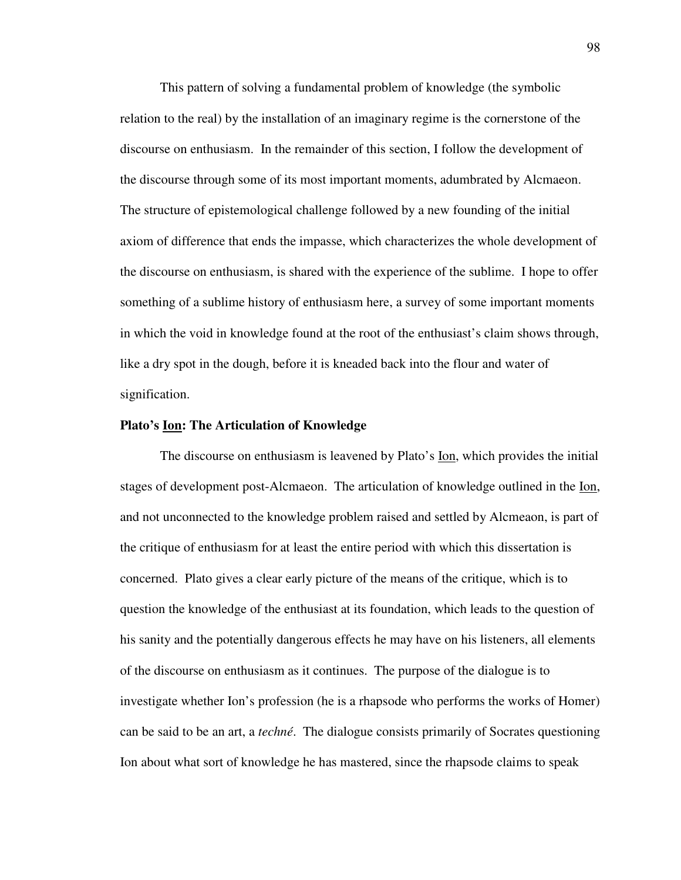This pattern of solving a fundamental problem of knowledge (the symbolic relation to the real) by the installation of an imaginary regime is the cornerstone of the discourse on enthusiasm. In the remainder of this section, I follow the development of the discourse through some of its most important moments, adumbrated by Alcmaeon. The structure of epistemological challenge followed by a new founding of the initial axiom of difference that ends the impasse, which characterizes the whole development of the discourse on enthusiasm, is shared with the experience of the sublime. I hope to offer something of a sublime history of enthusiasm here, a survey of some important moments in which the void in knowledge found at the root of the enthusiast's claim shows through, like a dry spot in the dough, before it is kneaded back into the flour and water of signification.

**Plato's Ion: The Articulation of Knowledge**

The discourse on enthusiasm is leavened by Plato's Ion, which provides the initial stages of development post-Alcmaeon. The articulation of knowledge outlined in the Ion, and not unconnected to the knowledge problem raised and settled by Alcmeaon, is part of the critique of enthusiasm for at least the entire period with which this dissertation is concerned. Plato gives a clear early picture of the means of the critique, which is to question the knowledge of the enthusiast at its foundation, which leads to the question of his sanity and the potentially dangerous effects he may have on his listeners, all elements of the discourse on enthusiasm as it continues. The purpose of the dialogue is to investigate whether Ion's profession (he is a rhapsode who performs the works of Homer) can be said to be an art, a *techné*. The dialogue consists primarily of Socrates questioning Ion about what sort of knowledge he has mastered, since the rhapsode claims to speak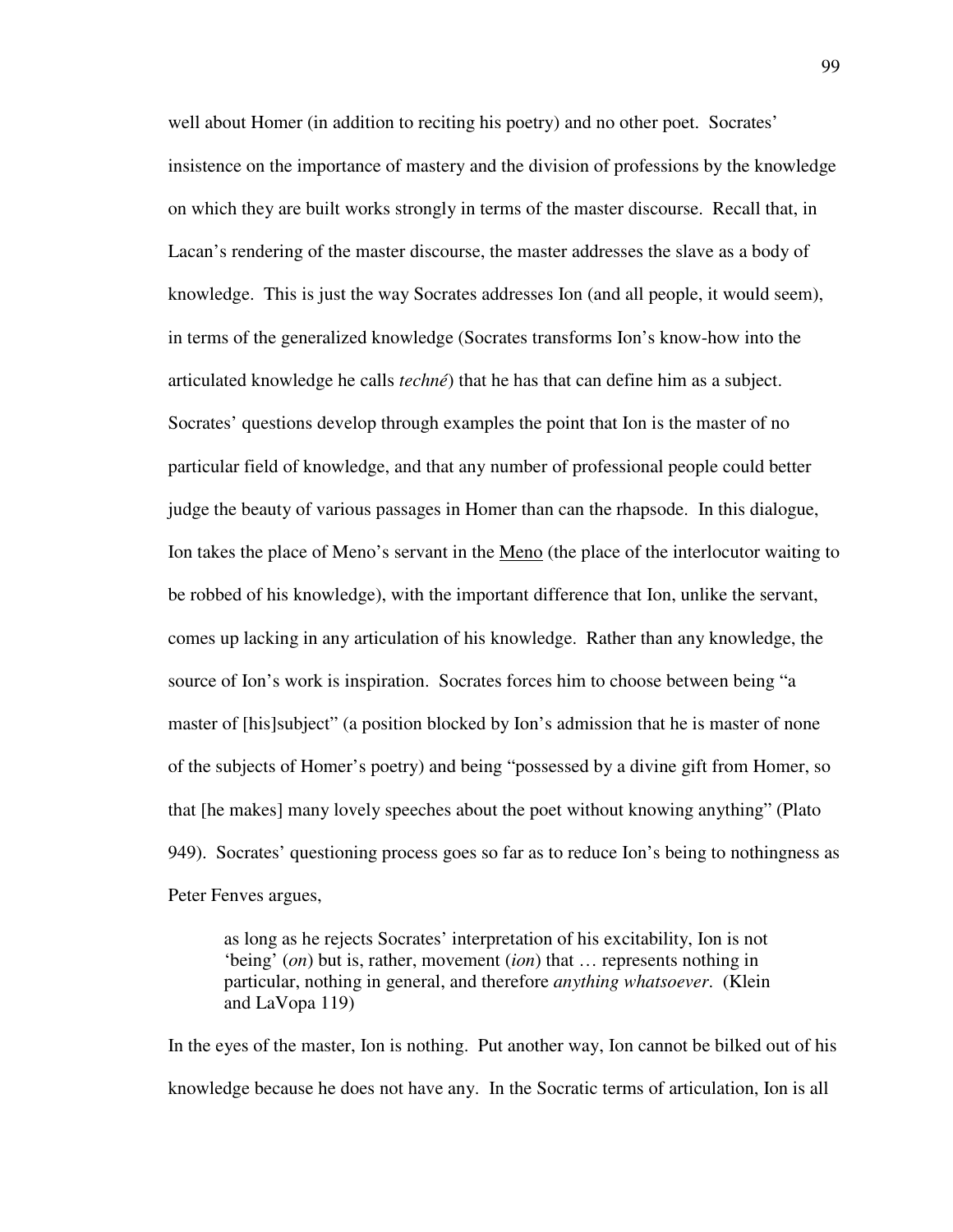well about Homer (in addition to reciting his poetry) and no other poet. Socrates' insistence on the importance of mastery and the division of professions by the knowledge on which they are built works strongly in terms of the master discourse. Recall that, in Lacan's rendering of the master discourse, the master addresses the slave as a body of knowledge. This is just the way Socrates addresses Ion (and all people, it would seem), in terms of the generalized knowledge (Socrates transforms Ion's know-how into the articulated knowledge he calls *techné*) that he has that can define him as a subject. Socrates' questions develop through examples the point that Ion is the master of no particular field of knowledge, and that any number of professional people could better judge the beauty of various passages in Homer than can the rhapsode. In this dialogue, Ion takes the place of Meno's servant in the Meno (the place of the interlocutor waiting to be robbed of his knowledge), with the important difference that Ion, unlike the servant, comes up lacking in any articulation of his knowledge. Rather than any knowledge, the source of Ion's work is inspiration. Socrates forces him to choose between being "a master of [his]subject" (a position blocked by Ion's admission that he is master of none of the subjects of Homer's poetry) and being "possessed by a divine gift from Homer, so that [he makes] many lovely speeches about the poet without knowing anything" (Plato 949). Socrates' questioning process goes so far as to reduce Ion's being to nothingness as Peter Fenves argues,

> as long as he rejects Socrates' interpretation of his excitability, Ion is not 'being' (*on*) but is, rather, movement (*ion*) that … represents nothing in particular, nothing in general, and therefore *anything whatsoever*. (Klein and LaVopa 119)

In the eyes of the master, Ion is nothing. Put another way, Ion cannot be bilked out of his knowledge because he does not have any. In the Socratic terms of articulation, Ion is all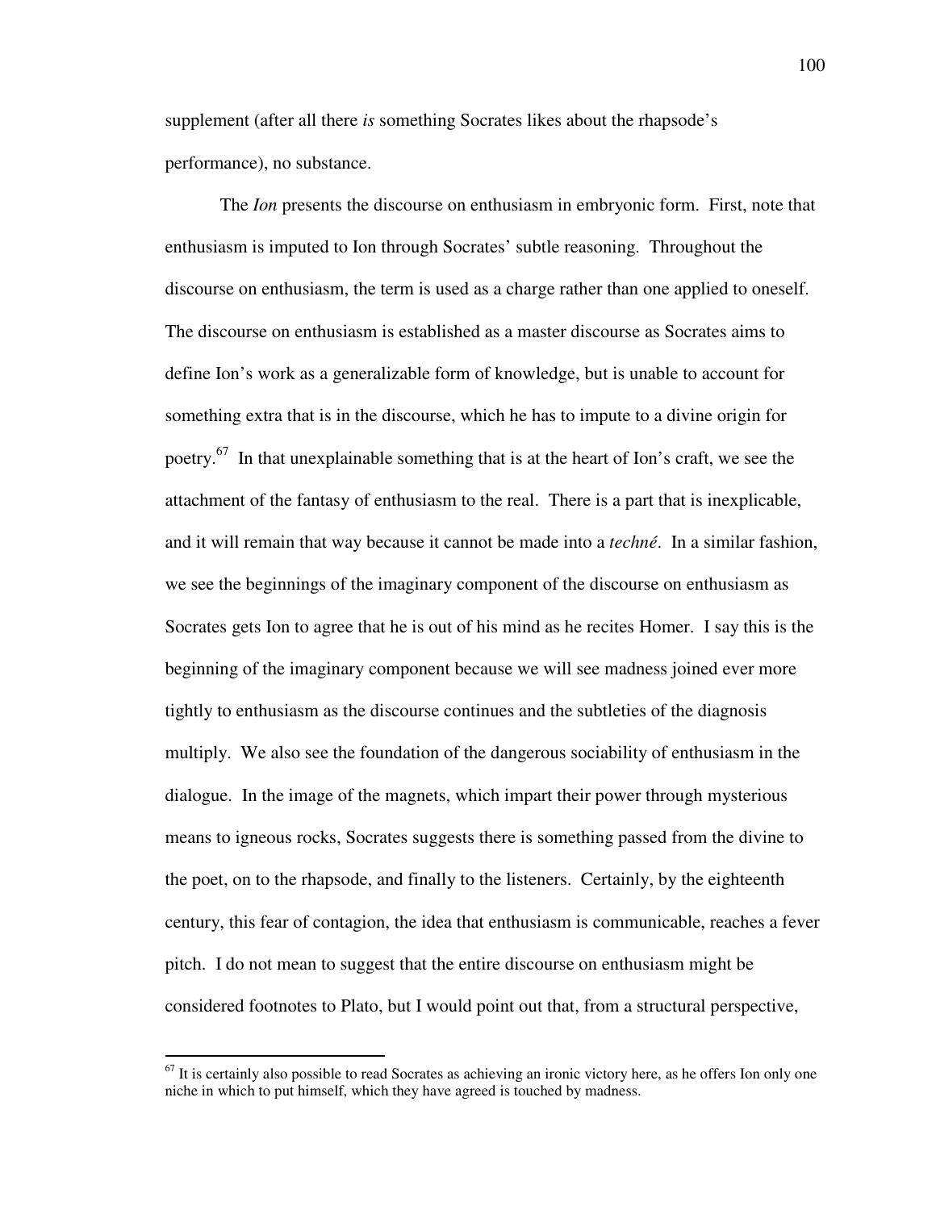supplement (after all there *is* something Socrates likes about the rhapsode's performance), no substance.

The *Ion* presents the discourse on enthusiasm in embryonic form. First, note that enthusiasm is imputed to Ion through Socrates' subtle reasoning. Throughout the discourse on enthusiasm, the term is used as a charge rather than one applied to oneself. The discourse on enthusiasm is established as a master discourse as Socrates aims to define Ion's work as a generalizable form of knowledge, but is unable to account for something extra that is in the discourse, which he has to impute to a divine origin for poetry.[67] In that unexplainable something that is at the heart of Ion's craft, we see the attachment of the fantasy of enthusiasm to the real. There is a part that is inexplicable, and it will remain that way because it cannot be made into a *techné*. In a similar fashion, we see the beginnings of the imaginary component of the discourse on enthusiasm as Socrates gets Ion to agree that he is out of his mind as he recites Homer. I say this is the beginning of the imaginary component because we will see madness joined ever more tightly to enthusiasm as the discourse continues and the subtleties of the diagnosis multiply. We also see the foundation of the dangerous sociability of enthusiasm in the dialogue. In the image of the magnets, which impart their power through mysterious means to igneous rocks, Socrates suggests there is something passed from the divine to the poet, on to the rhapsode, and finally to the listeners. Certainly, by the eighteenth century, this fear of contagion, the idea that enthusiasm is communicable, reaches a fever pitch. I do not mean to suggest that the entire discourse on enthusiasm might be considered footnotes to Plato, but I would point out that, from a structural perspective,

[67] It is certainly also possible to read Socrates as achieving an ironic victory here, as he offers Ion only one niche in which to put himself, which they have agreed is touched by madness.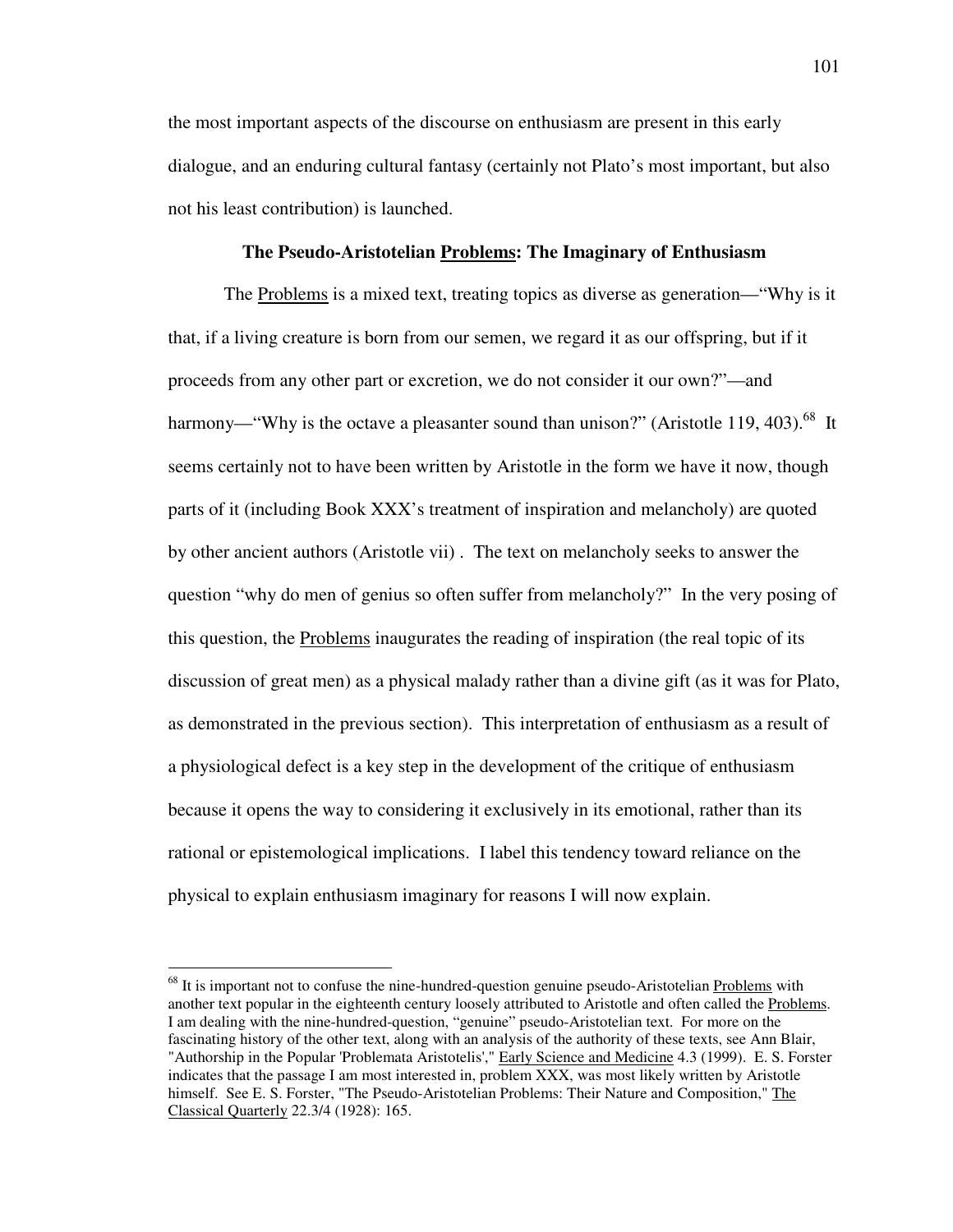the most important aspects of the discourse on enthusiasm are present in this early dialogue, and an enduring cultural fantasy (certainly not Plato's most important, but also not his least contribution) is launched.

### The Pseudo-Aristotelian Problems: The Imaginary of Enthusiasm

The Problems is a mixed text, treating topics as diverse as generation—"Why is it that, if a living creature is born from our semen, we regard it as our offspring, but if it proceeds from any other part or excretion, we do not consider it our own?"—and harmony—"Why is the octave a pleasanter sound than unison?" (Aristotle 119, 403).[68] It seems certainly not to have been written by Aristotle in the form we have it now, though parts of it (including Book XXX's treatment of inspiration and melancholy) are quoted by other ancient authors (Aristotle vii) . The text on melancholy seeks to answer the question "why do men of genius so often suffer from melancholy?" In the very posing of this question, the Problems inaugurates the reading of inspiration (the real topic of its discussion of great men) as a physical malady rather than a divine gift (as it was for Plato, as demonstrated in the previous section). This interpretation of enthusiasm as a result of a physiological defect is a key step in the development of the critique of enthusiasm because it opens the way to considering it exclusively in its emotional, rather than its rational or epistemological implications. I label this tendency toward reliance on the physical to explain enthusiasm imaginary for reasons I will now explain.

---

[68] It is important not to confuse the nine-hundred-question genuine pseudo-Aristotelian Problems with another text popular in the eighteenth century loosely attributed to Aristotle and often called the Problems. I am dealing with the nine-hundred-question, "genuine" pseudo-Aristotelian text. For more on the fascinating history of the other text, along with an analysis of the authority of these texts, see Ann Blair, "Authorship in the Popular 'Problemata Aristotelis'," Early Science and Medicine 4.3 (1999). E. S. Forster indicates that the passage I am most interested in, problem XXX, was most likely written by Aristotle himself. See E. S. Forster, "The Pseudo-Aristotelian Problems: Their Nature and Composition," The Classical Quarterly 22.3/4 (1928): 165.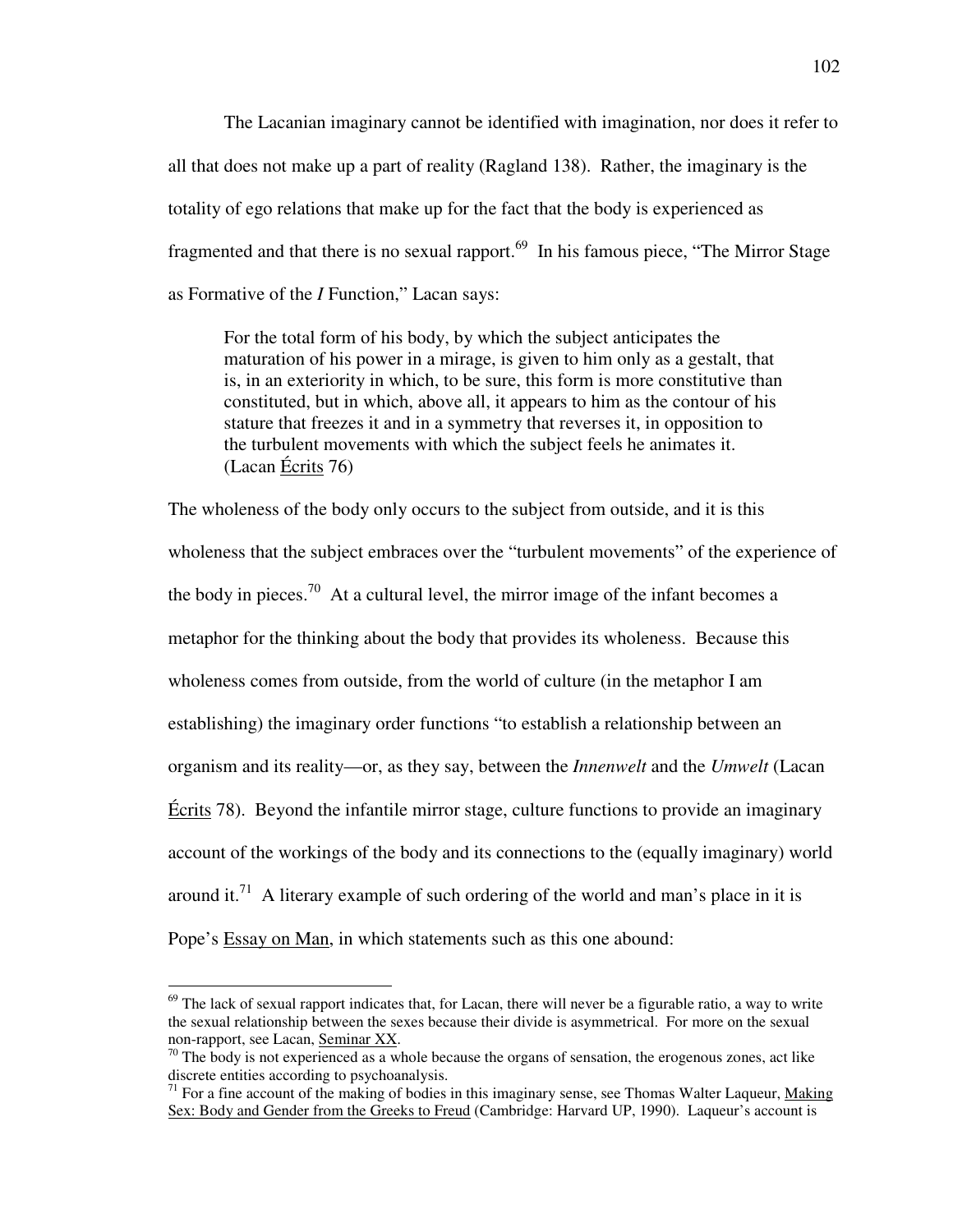The Lacanian imaginary cannot be identified with imagination, nor does it refer to all that does not make up a part of reality (Ragland 138). Rather, the imaginary is the totality of ego relations that make up for the fact that the body is experienced as fragmented and that there is no sexual rapport.[69] In his famous piece, "The Mirror Stage as Formative of the *I* Function," Lacan says:

> For the total form of his body, by which the subject anticipates the maturation of his power in a mirage, is given to him only as a gestalt, that is, in an exteriority in which, to be sure, this form is more constitutive than constituted, but in which, above all, it appears to him as the contour of his stature that freezes it and in a symmetry that reverses it, in opposition to the turbulent movements with which the subject feels he animates it. (Lacan Écrits 76)

The wholeness of the body only occurs to the subject from outside, and it is this wholeness that the subject embraces over the "turbulent movements" of the experience of the body in pieces.[70] At a cultural level, the mirror image of the infant becomes a metaphor for the thinking about the body that provides its wholeness. Because this wholeness comes from outside, from the world of culture (in the metaphor I am establishing) the imaginary order functions "to establish a relationship between an organism and its reality—or, as they say, between the *Innenwelt* and the *Umwelt* (Lacan Écrits 78). Beyond the infantile mirror stage, culture functions to provide an imaginary account of the workings of the body and its connections to the (equally imaginary) world around it.[71] A literary example of such ordering of the world and man's place in it is Pope's Essay on Man, in which statements such as this one abound:

---

[69] The lack of sexual rapport indicates that, for Lacan, there will never be a figurable ratio, a way to write the sexual relationship between the sexes because their divide is asymmetrical. For more on the sexual non-rapport, see Lacan, Seminar XX.

[70] The body is not experienced as a whole because the organs of sensation, the erogenous zones, act like discrete entities according to psychoanalysis.

[71] For a fine account of the making of bodies in this imaginary sense, see Thomas Walter Laqueur, Making Sex: Body and Gender from the Greeks to Freud (Cambridge: Harvard UP, 1990). Laqueur's account is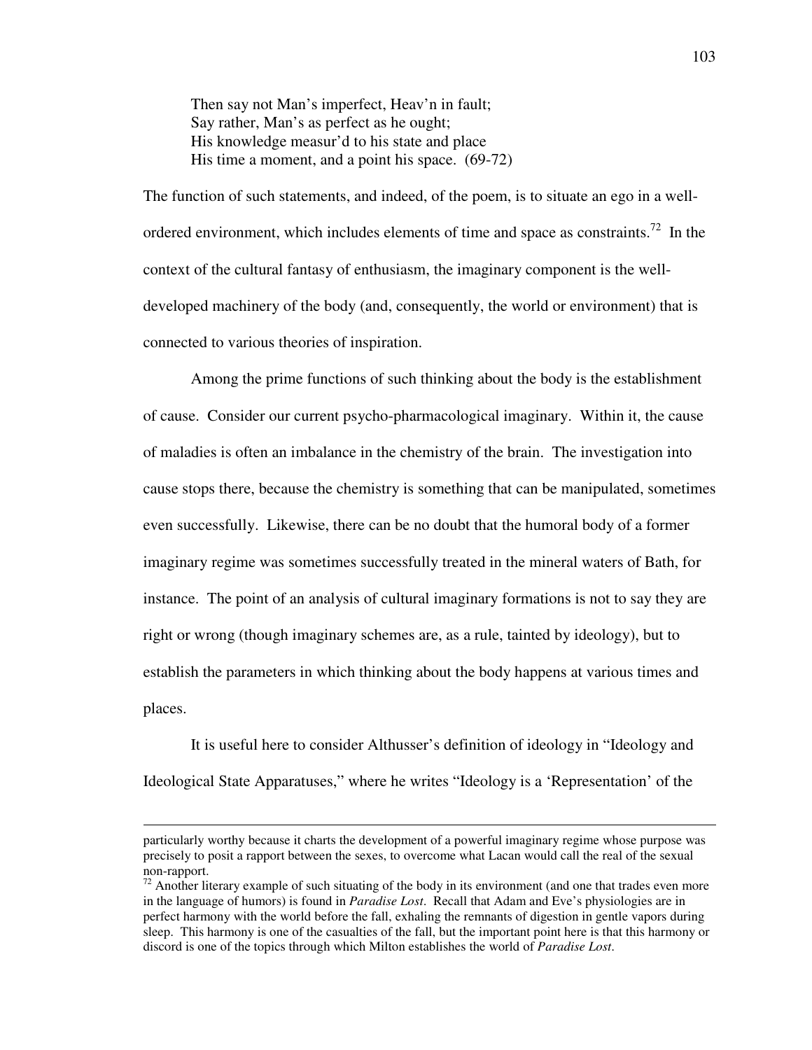> Then say not Man's imperfect, Heav'n in fault;
> Say rather, Man's as perfect as he ought;
> His knowledge measur'd to his state and place
> His time a moment, and a point his space. (69-72)

The function of such statements, and indeed, of the poem, is to situate an ego in a well-ordered environment, which includes elements of time and space as constraints.[72] In the context of the cultural fantasy of enthusiasm, the imaginary component is the well-developed machinery of the body (and, consequently, the world or environment) that is connected to various theories of inspiration.

Among the prime functions of such thinking about the body is the establishment of cause. Consider our current psycho-pharmacological imaginary. Within it, the cause of maladies is often an imbalance in the chemistry of the brain. The investigation into cause stops there, because the chemistry is something that can be manipulated, sometimes even successfully. Likewise, there can be no doubt that the humoral body of a former imaginary regime was sometimes successfully treated in the mineral waters of Bath, for instance. The point of an analysis of cultural imaginary formations is not to say they are right or wrong (though imaginary schemes are, as a rule, tainted by ideology), but to establish the parameters in which thinking about the body happens at various times and places.

It is useful here to consider Althusser's definition of ideology in "Ideology and Ideological State Apparatuses," where he writes "Ideology is a 'Representation' of the

---

particularly worthy because it charts the development of a powerful imaginary regime whose purpose was precisely to posit a rapport between the sexes, to overcome what Lacan would call the real of the sexual non-rapport.

[72] Another literary example of such situating of the body in its environment (and one that trades even more in the language of humors) is found in *Paradise Lost*. Recall that Adam and Eve's physiologies are in perfect harmony with the world before the fall, exhaling the remnants of digestion in gentle vapors during sleep. This harmony is one of the casualties of the fall, but the important point here is that this harmony or discord is one of the topics through which Milton establishes the world of *Paradise Lost*.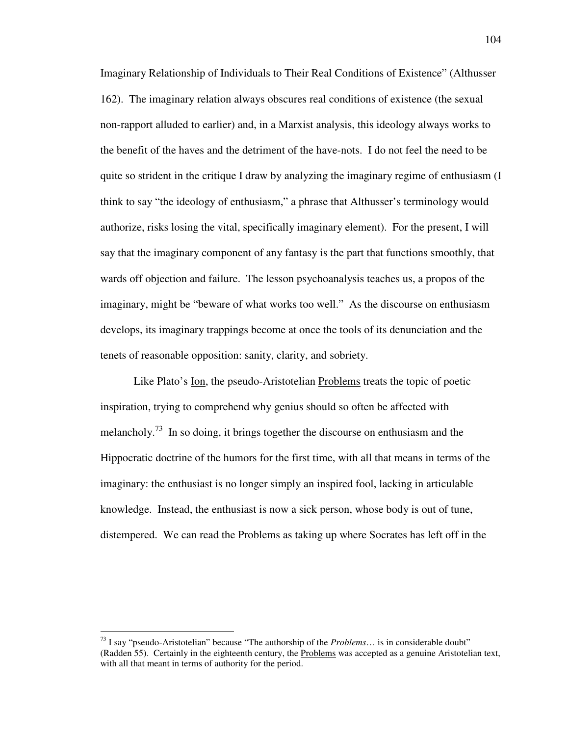Imaginary Relationship of Individuals to Their Real Conditions of Existence" (Althusser 162). The imaginary relation always obscures real conditions of existence (the sexual non-rapport alluded to earlier) and, in a Marxist analysis, this ideology always works to the benefit of the haves and the detriment of the have-nots. I do not feel the need to be quite so strident in the critique I draw by analyzing the imaginary regime of enthusiasm (I think to say "the ideology of enthusiasm," a phrase that Althusser's terminology would authorize, risks losing the vital, specifically imaginary element). For the present, I will say that the imaginary component of any fantasy is the part that functions smoothly, that wards off objection and failure. The lesson psychoanalysis teaches us, a propos of the imaginary, might be "beware of what works too well." As the discourse on enthusiasm develops, its imaginary trappings become at once the tools of its denunciation and the tenets of reasonable opposition: sanity, clarity, and sobriety.

Like Plato's Ion, the pseudo-Aristotelian Problems treats the topic of poetic inspiration, trying to comprehend why genius should so often be affected with melancholy.[73] In so doing, it brings together the discourse on enthusiasm and the Hippocratic doctrine of the humors for the first time, with all that means in terms of the imaginary: the enthusiast is no longer simply an inspired fool, lacking in articulable knowledge. Instead, the enthusiast is now a sick person, whose body is out of tune, distempered. We can read the Problems as taking up where Socrates has left off in the

---

[73] I say "pseudo-Aristotelian" because "The authorship of the *Problems*… is in considerable doubt" (Radden 55). Certainly in the eighteenth century, the Problems was accepted as a genuine Aristotelian text, with all that meant in terms of authority for the period.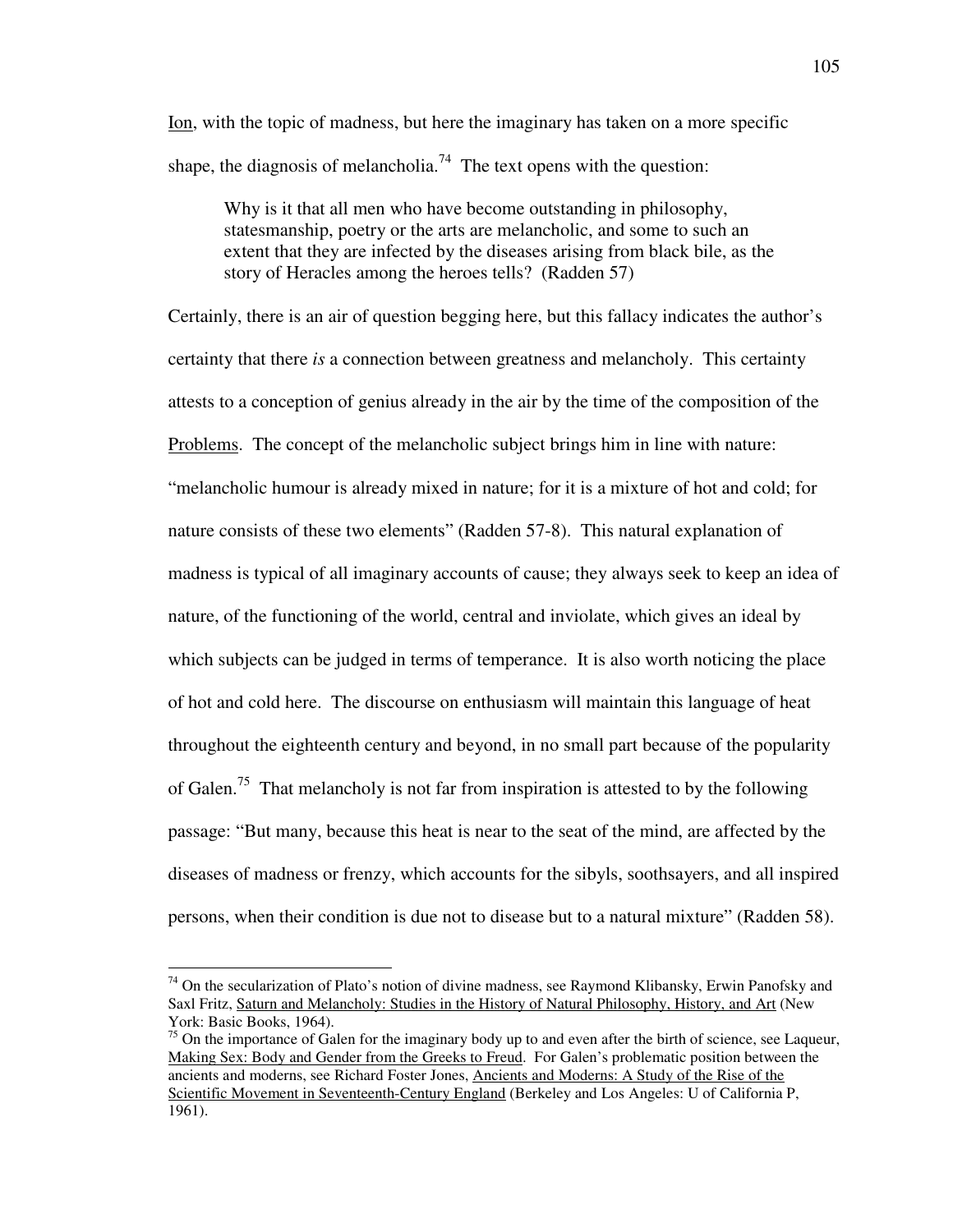Ion, with the topic of madness, but here the imaginary has taken on a more specific shape, the diagnosis of melancholia.[74] The text opens with the question:

> Why is it that all men who have become outstanding in philosophy, statesmanship, poetry or the arts are melancholic, and some to such an extent that they are infected by the diseases arising from black bile, as the story of Heracles among the heroes tells? (Radden 57)

Certainly, there is an air of question begging here, but this fallacy indicates the author's certainty that there *is* a connection between greatness and melancholy. This certainty attests to a conception of genius already in the air by the time of the composition of the Problems. The concept of the melancholic subject brings him in line with nature: "melancholic humour is already mixed in nature; for it is a mixture of hot and cold; for nature consists of these two elements" (Radden 57-8). This natural explanation of madness is typical of all imaginary accounts of cause; they always seek to keep an idea of nature, of the functioning of the world, central and inviolate, which gives an ideal by which subjects can be judged in terms of temperance. It is also worth noticing the place of hot and cold here. The discourse on enthusiasm will maintain this language of heat throughout the eighteenth century and beyond, in no small part because of the popularity of Galen.[75] That melancholy is not far from inspiration is attested to by the following passage: "But many, because this heat is near to the seat of the mind, are affected by the diseases of madness or frenzy, which accounts for the sibyls, soothsayers, and all inspired persons, when their condition is due not to disease but to a natural mixture" (Radden 58).

---

[74] On the secularization of Plato's notion of divine madness, see Raymond Klibansky, Erwin Panofsky and Saxl Fritz, Saturn and Melancholy: Studies in the History of Natural Philosophy, History, and Art (New York: Basic Books, 1964).

[75] On the importance of Galen for the imaginary body up to and even after the birth of science, see Laqueur, Making Sex: Body and Gender from the Greeks to Freud. For Galen's problematic position between the ancients and moderns, see Richard Foster Jones, Ancients and Moderns: A Study of the Rise of the Scientific Movement in Seventeenth-Century England (Berkeley and Los Angeles: U of California P, 1961).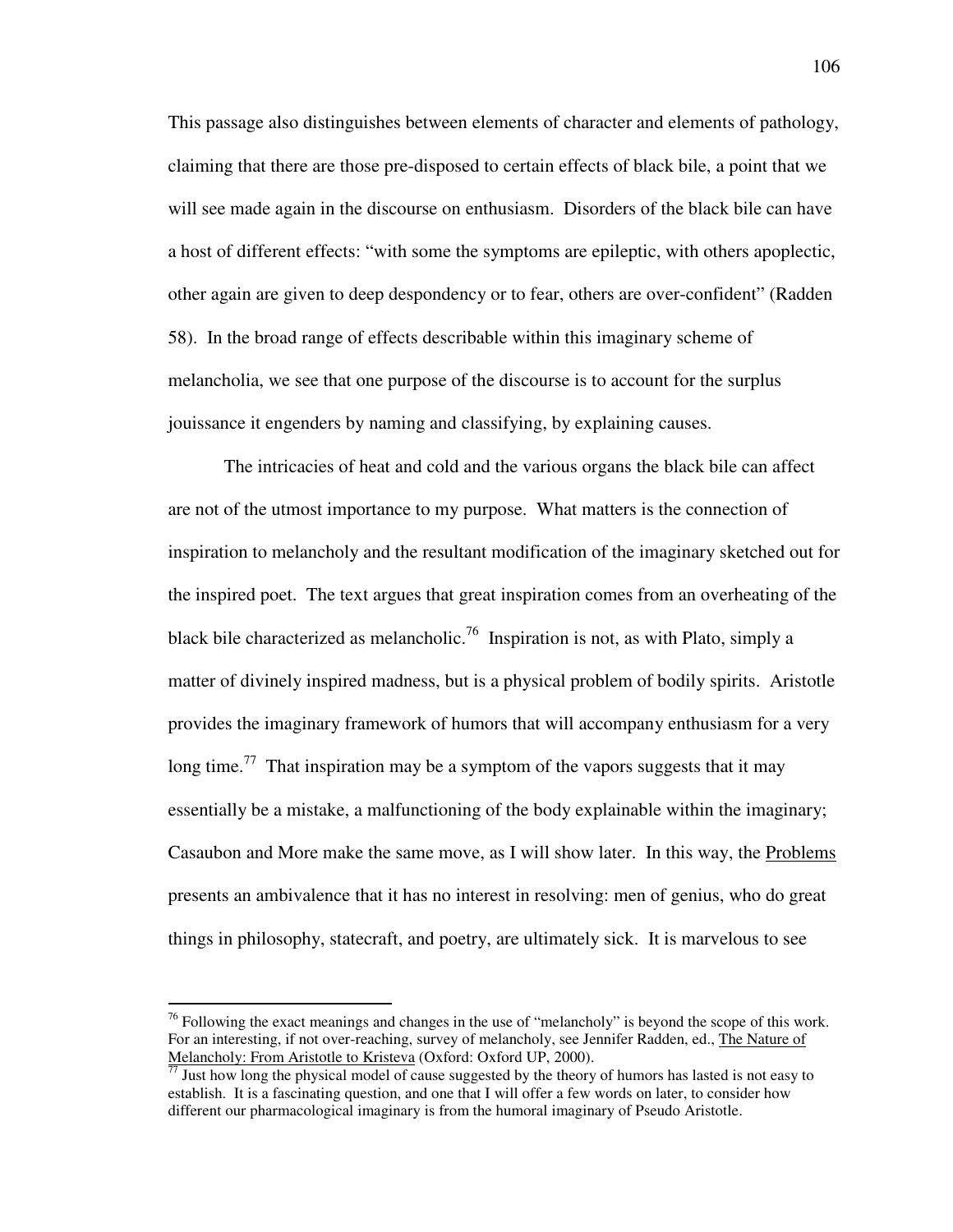This passage also distinguishes between elements of character and elements of pathology, claiming that there are those pre-disposed to certain effects of black bile, a point that we will see made again in the discourse on enthusiasm. Disorders of the black bile can have a host of different effects: "with some the symptoms are epileptic, with others apoplectic, other again are given to deep despondency or to fear, others are over-confident" (Radden 58). In the broad range of effects describable within this imaginary scheme of melancholia, we see that one purpose of the discourse is to account for the surplus jouissance it engenders by naming and classifying, by explaining causes.

The intricacies of heat and cold and the various organs the black bile can affect are not of the utmost importance to my purpose. What matters is the connection of inspiration to melancholy and the resultant modification of the imaginary sketched out for the inspired poet. The text argues that great inspiration comes from an overheating of the black bile characterized as melancholic.[76] Inspiration is not, as with Plato, simply a matter of divinely inspired madness, but is a physical problem of bodily spirits. Aristotle provides the imaginary framework of humors that will accompany enthusiasm for a very long time.[77] That inspiration may be a symptom of the vapors suggests that it may essentially be a mistake, a malfunctioning of the body explainable within the imaginary; Casaubon and More make the same move, as I will show later. In this way, the Problems presents an ambivalence that it has no interest in resolving: men of genius, who do great things in philosophy, statecraft, and poetry, are ultimately sick. It is marvelous to see

---

[76] Following the exact meanings and changes in the use of "melancholy" is beyond the scope of this work. For an interesting, if not over-reaching, survey of melancholy, see Jennifer Radden, ed., The Nature of Melancholy: From Aristotle to Kristeva (Oxford: Oxford UP, 2000).

[77] Just how long the physical model of cause suggested by the theory of humors has lasted is not easy to establish. It is a fascinating question, and one that I will offer a few words on later, to consider how different our pharmacological imaginary is from the humoral imaginary of Pseudo Aristotle.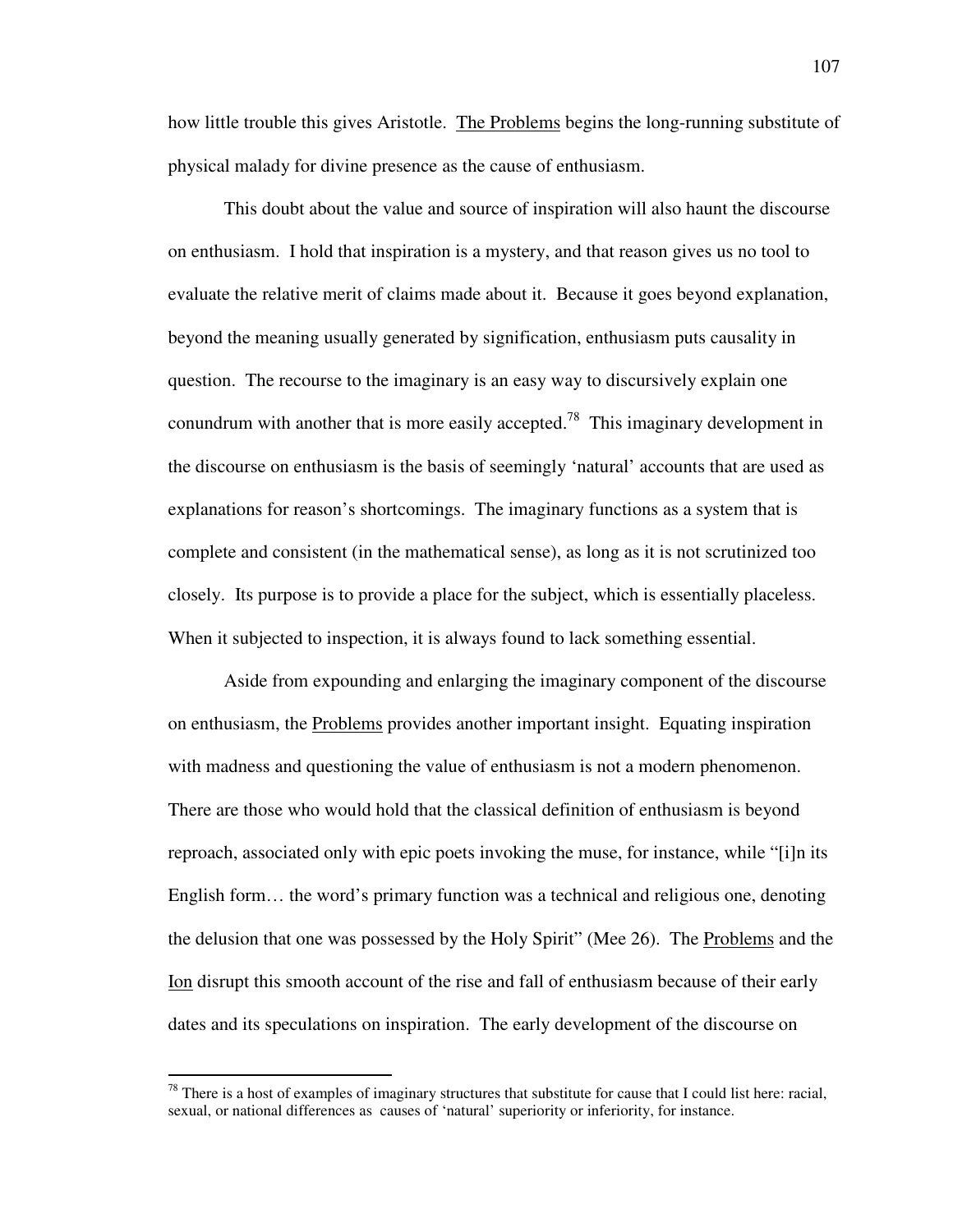how little trouble this gives Aristotle. The Problems begins the long-running substitute of physical malady for divine presence as the cause of enthusiasm.

This doubt about the value and source of inspiration will also haunt the discourse on enthusiasm. I hold that inspiration is a mystery, and that reason gives us no tool to evaluate the relative merit of claims made about it. Because it goes beyond explanation, beyond the meaning usually generated by signification, enthusiasm puts causality in question. The recourse to the imaginary is an easy way to discursively explain one conundrum with another that is more easily accepted.[78] This imaginary development in the discourse on enthusiasm is the basis of seemingly 'natural' accounts that are used as explanations for reason's shortcomings. The imaginary functions as a system that is complete and consistent (in the mathematical sense), as long as it is not scrutinized too closely. Its purpose is to provide a place for the subject, which is essentially placeless. When it subjected to inspection, it is always found to lack something essential.

Aside from expounding and enlarging the imaginary component of the discourse on enthusiasm, the Problems provides another important insight. Equating inspiration with madness and questioning the value of enthusiasm is not a modern phenomenon. There are those who would hold that the classical definition of enthusiasm is beyond reproach, associated only with epic poets invoking the muse, for instance, while "[i]n its English form… the word's primary function was a technical and religious one, denoting the delusion that one was possessed by the Holy Spirit" (Mee 26). The Problems and the Ion disrupt this smooth account of the rise and fall of enthusiasm because of their early dates and its speculations on inspiration. The early development of the discourse on

[78] There is a host of examples of imaginary structures that substitute for cause that I could list here: racial, sexual, or national differences as causes of 'natural' superiority or inferiority, for instance.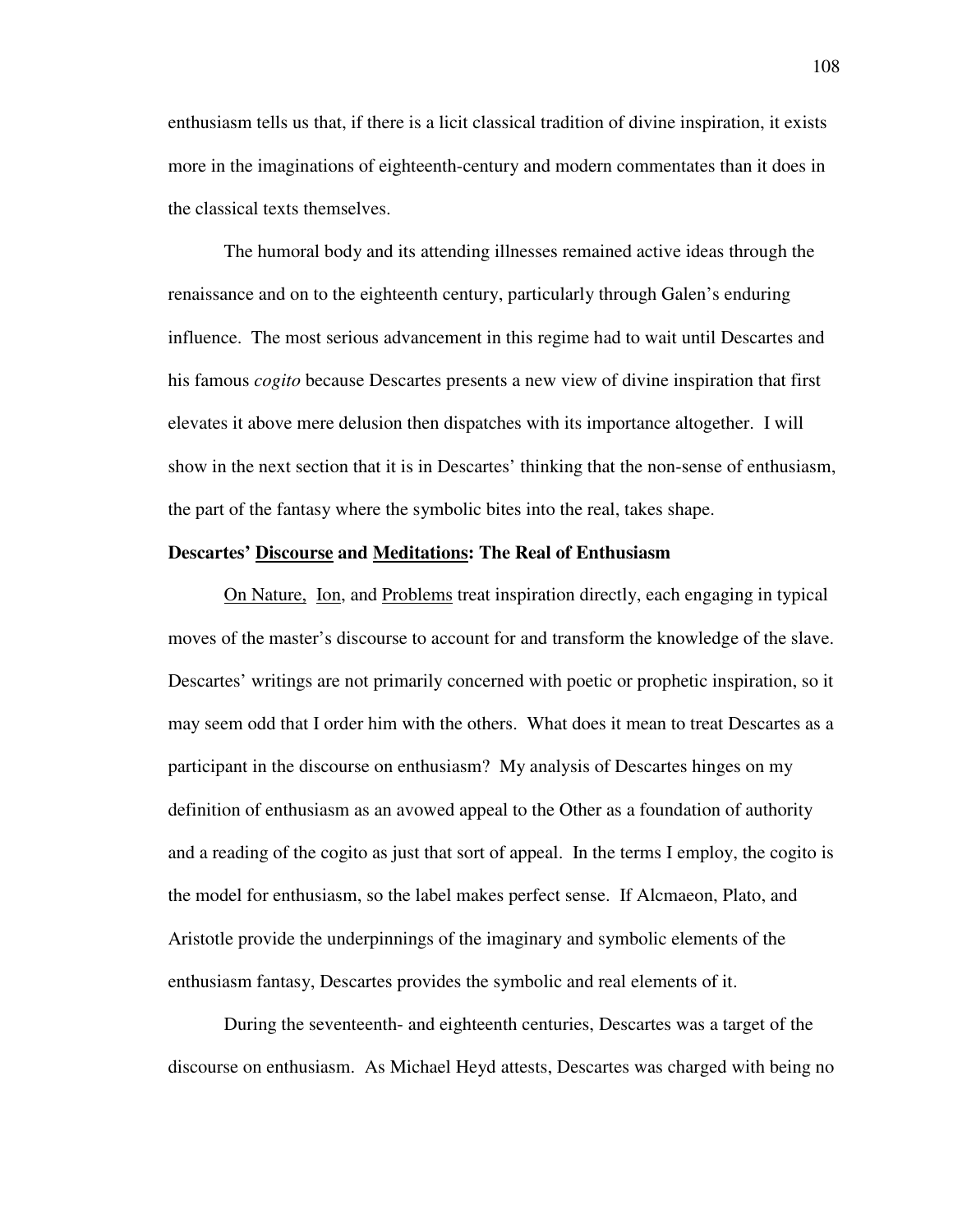enthusiasm tells us that, if there is a licit classical tradition of divine inspiration, it exists more in the imaginations of eighteenth-century and modern commentates than it does in the classical texts themselves.

The humoral body and its attending illnesses remained active ideas through the renaissance and on to the eighteenth century, particularly through Galen's enduring influence. The most serious advancement in this regime had to wait until Descartes and his famous *cogito* because Descartes presents a new view of divine inspiration that first elevates it above mere delusion then dispatches with its importance altogether. I will show in the next section that it is in Descartes' thinking that the non-sense of enthusiasm, the part of the fantasy where the symbolic bites into the real, takes shape.

### Descartes' Discourse and Meditations: The Real of Enthusiasm

On Nature, Ion, and Problems treat inspiration directly, each engaging in typical moves of the master's discourse to account for and transform the knowledge of the slave. Descartes' writings are not primarily concerned with poetic or prophetic inspiration, so it may seem odd that I order him with the others. What does it mean to treat Descartes as a participant in the discourse on enthusiasm? My analysis of Descartes hinges on my definition of enthusiasm as an avowed appeal to the Other as a foundation of authority and a reading of the cogito as just that sort of appeal. In the terms I employ, the cogito is the model for enthusiasm, so the label makes perfect sense. If Alcmaeon, Plato, and Aristotle provide the underpinnings of the imaginary and symbolic elements of the enthusiasm fantasy, Descartes provides the symbolic and real elements of it.

During the seventeenth- and eighteenth centuries, Descartes was a target of the discourse on enthusiasm. As Michael Heyd attests, Descartes was charged with being no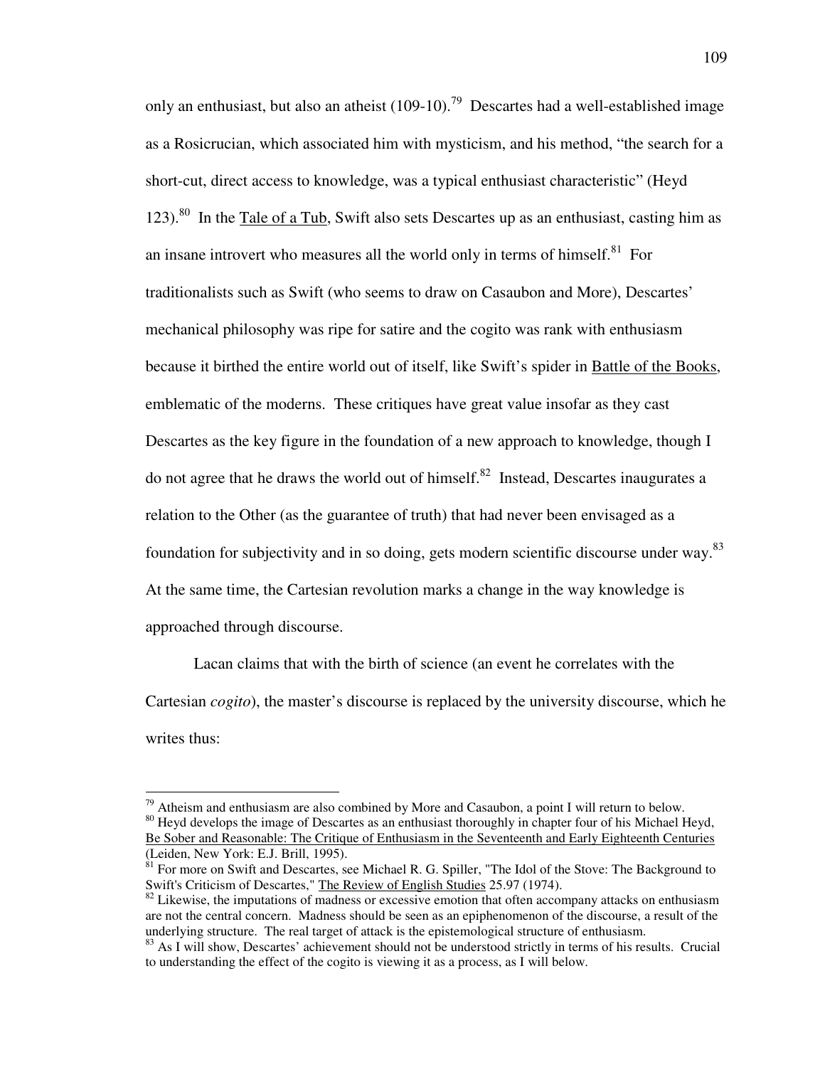only an enthusiast, but also an atheist (109-10).[79] Descartes had a well-established image as a Rosicrucian, which associated him with mysticism, and his method, "the search for a short-cut, direct access to knowledge, was a typical enthusiast characteristic" (Heyd 123).[80] In the Tale of a Tub, Swift also sets Descartes up as an enthusiast, casting him as an insane introvert who measures all the world only in terms of himself.[81] For traditionalists such as Swift (who seems to draw on Casaubon and More), Descartes' mechanical philosophy was ripe for satire and the cogito was rank with enthusiasm because it birthed the entire world out of itself, like Swift's spider in Battle of the Books, emblematic of the moderns. These critiques have great value insofar as they cast Descartes as the key figure in the foundation of a new approach to knowledge, though I do not agree that he draws the world out of himself.[82] Instead, Descartes inaugurates a relation to the Other (as the guarantee of truth) that had never been envisaged as a foundation for subjectivity and in so doing, gets modern scientific discourse under way.[83] At the same time, the Cartesian revolution marks a change in the way knowledge is approached through discourse.

Lacan claims that with the birth of science (an event he correlates with the Cartesian *cogito*), the master's discourse is replaced by the university discourse, which he writes thus:

---

[79] Atheism and enthusiasm are also combined by More and Casaubon, a point I will return to below.

[80] Heyd develops the image of Descartes as an enthusiast thoroughly in chapter four of his Michael Heyd, Be Sober and Reasonable: The Critique of Enthusiasm in the Seventeenth and Early Eighteenth Centuries (Leiden, New York: E.J. Brill, 1995).

[81] For more on Swift and Descartes, see Michael R. G. Spiller, "The Idol of the Stove: The Background to Swift's Criticism of Descartes," The Review of English Studies 25.97 (1974).

[82] Likewise, the imputations of madness or excessive emotion that often accompany attacks on enthusiasm are not the central concern. Madness should be seen as an epiphenomenon of the discourse, a result of the underlying structure. The real target of attack is the epistemological structure of enthusiasm.

[83] As I will show, Descartes' achievement should not be understood strictly in terms of his results. Crucial to understanding the effect of the cogito is viewing it as a process, as I will below.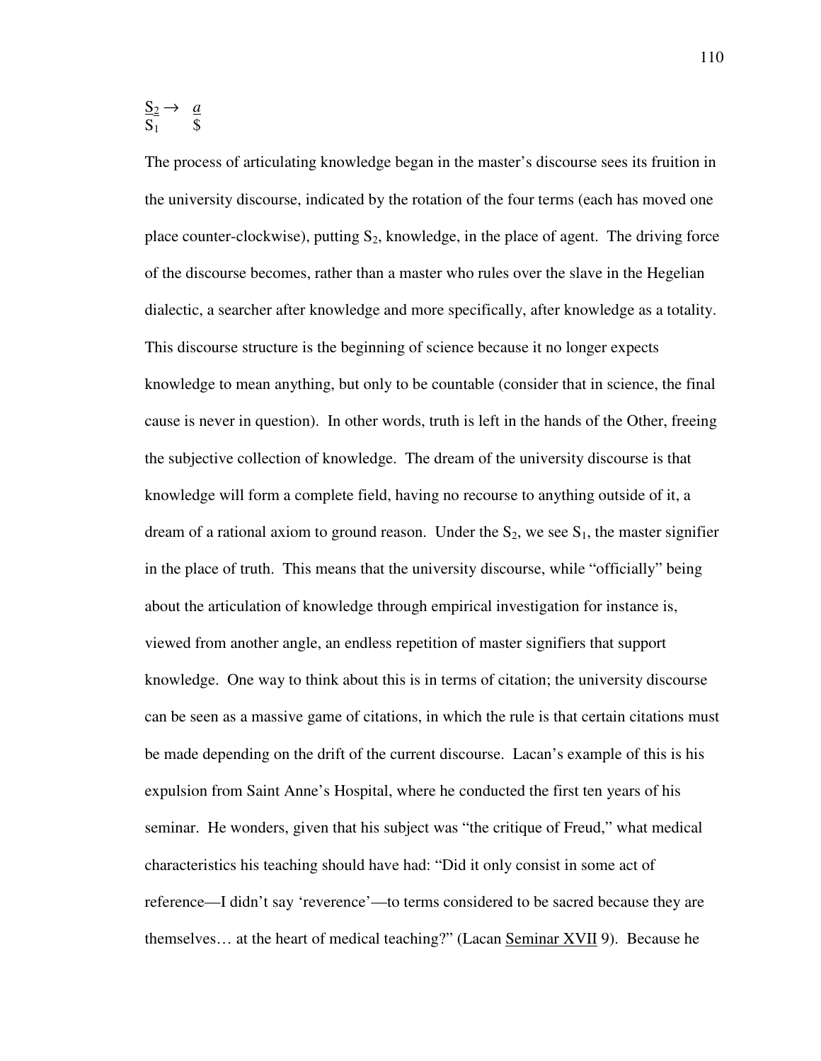$$\frac{S_2}{S_1} \rightarrow \frac{a}{\$}$$

The process of articulating knowledge began in the master's discourse sees its fruition in the university discourse, indicated by the rotation of the four terms (each has moved one place counter-clockwise), putting $S_2$, knowledge, in the place of agent. The driving force of the discourse becomes, rather than a master who rules over the slave in the Hegelian dialectic, a searcher after knowledge and more specifically, after knowledge as a totality. This discourse structure is the beginning of science because it no longer expects knowledge to mean anything, but only to be countable (consider that in science, the final cause is never in question). In other words, truth is left in the hands of the Other, freeing the subjective collection of knowledge. The dream of the university discourse is that knowledge will form a complete field, having no recourse to anything outside of it, a dream of a rational axiom to ground reason. Under the $S_2$, we see $S_1$, the master signifier in the place of truth. This means that the university discourse, while "officially" being about the articulation of knowledge through empirical investigation for instance is, viewed from another angle, an endless repetition of master signifiers that support knowledge. One way to think about this is in terms of citation; the university discourse can be seen as a massive game of citations, in which the rule is that certain citations must be made depending on the drift of the current discourse. Lacan's example of this is his expulsion from Saint Anne's Hospital, where he conducted the first ten years of his seminar. He wonders, given that his subject was "the critique of Freud," what medical characteristics his teaching should have had: "Did it only consist in some act of reference—I didn't say 'reverence'—to terms considered to be sacred because they are themselves… at the heart of medical teaching?" (Lacan Seminar XVII 9). Because he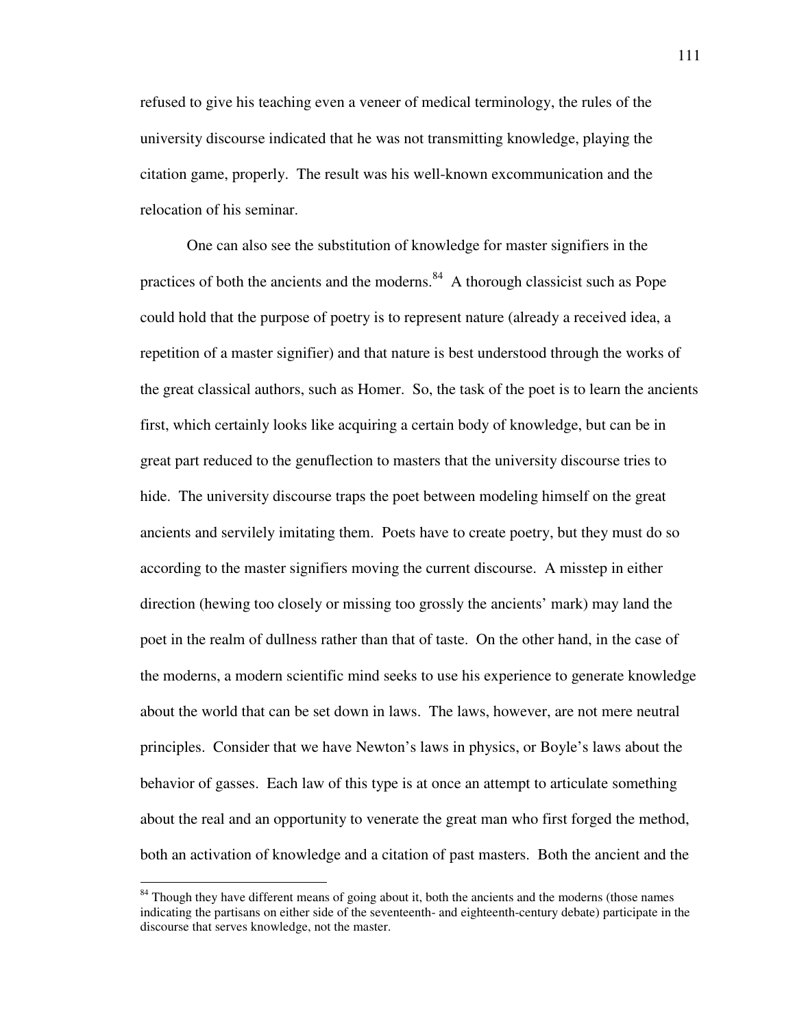refused to give his teaching even a veneer of medical terminology, the rules of the university discourse indicated that he was not transmitting knowledge, playing the citation game, properly. The result was his well-known excommunication and the relocation of his seminar.

One can also see the substitution of knowledge for master signifiers in the practices of both the ancients and the moderns.[84] A thorough classicist such as Pope could hold that the purpose of poetry is to represent nature (already a received idea, a repetition of a master signifier) and that nature is best understood through the works of the great classical authors, such as Homer. So, the task of the poet is to learn the ancients first, which certainly looks like acquiring a certain body of knowledge, but can be in great part reduced to the genuflection to masters that the university discourse tries to hide. The university discourse traps the poet between modeling himself on the great ancients and servilely imitating them. Poets have to create poetry, but they must do so according to the master signifiers moving the current discourse. A misstep in either direction (hewing too closely or missing too grossly the ancients' mark) may land the poet in the realm of dullness rather than that of taste. On the other hand, in the case of the moderns, a modern scientific mind seeks to use his experience to generate knowledge about the world that can be set down in laws. The laws, however, are not mere neutral principles. Consider that we have Newton's laws in physics, or Boyle's laws about the behavior of gasses. Each law of this type is at once an attempt to articulate something about the real and an opportunity to venerate the great man who first forged the method, both an activation of knowledge and a citation of past masters. Both the ancient and the

[84] Though they have different means of going about it, both the ancients and the moderns (those names indicating the partisans on either side of the seventeenth- and eighteenth-century debate) participate in the discourse that serves knowledge, not the master.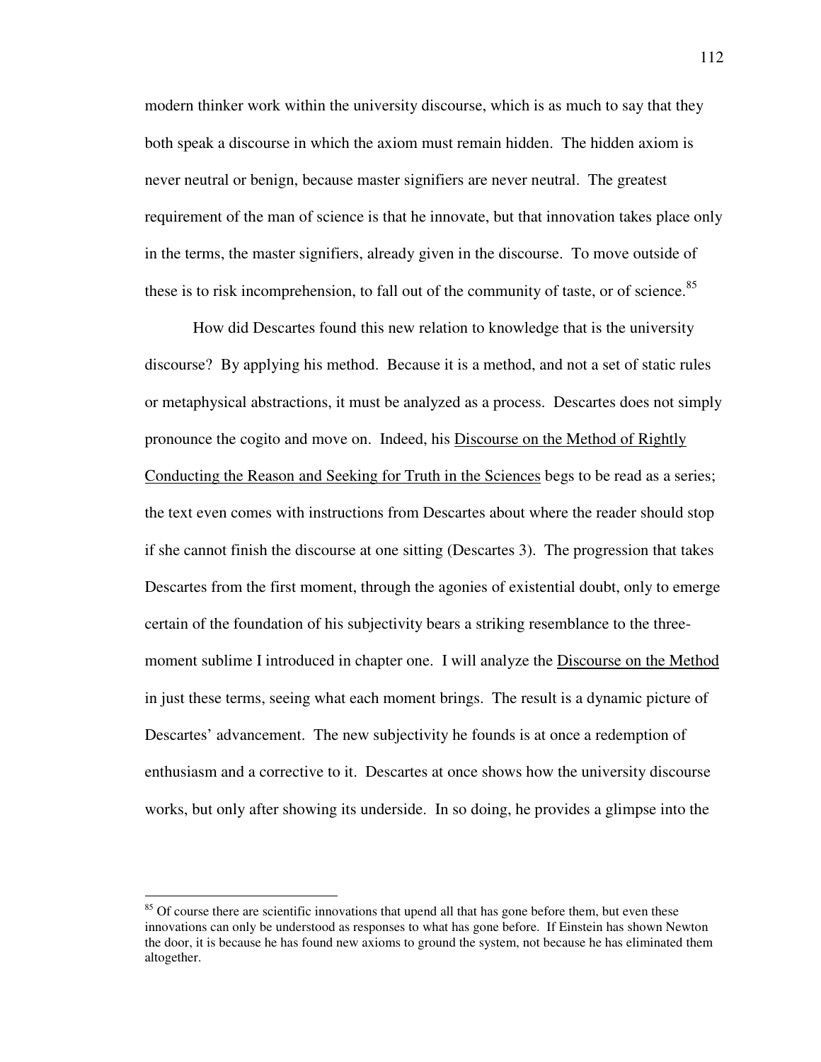modern thinker work within the university discourse, which is as much to say that they both speak a discourse in which the axiom must remain hidden. The hidden axiom is never neutral or benign, because master signifiers are never neutral. The greatest requirement of the man of science is that he innovate, but that innovation takes place only in the terms, the master signifiers, already given in the discourse. To move outside of these is to risk incomprehension, to fall out of the community of taste, or of science.[85]

How did Descartes found this new relation to knowledge that is the university discourse? By applying his method. Because it is a method, and not a set of static rules or metaphysical abstractions, it must be analyzed as a process. Descartes does not simply pronounce the cogito and move on. Indeed, his Discourse on the Method of Rightly Conducting the Reason and Seeking for Truth in the Sciences begs to be read as a series; the text even comes with instructions from Descartes about where the reader should stop if she cannot finish the discourse at one sitting (Descartes 3). The progression that takes Descartes from the first moment, through the agonies of existential doubt, only to emerge certain of the foundation of his subjectivity bears a striking resemblance to the three-moment sublime I introduced in chapter one. I will analyze the Discourse on the Method in just these terms, seeing what each moment brings. The result is a dynamic picture of Descartes' advancement. The new subjectivity he founds is at once a redemption of enthusiasm and a corrective to it. Descartes at once shows how the university discourse works, but only after showing its underside. In so doing, he provides a glimpse into the

[85] Of course there are scientific innovations that upend all that has gone before them, but even these innovations can only be understood as responses to what has gone before. If Einstein has shown Newton the door, it is because he has found new axioms to ground the system, not because he has eliminated them altogether.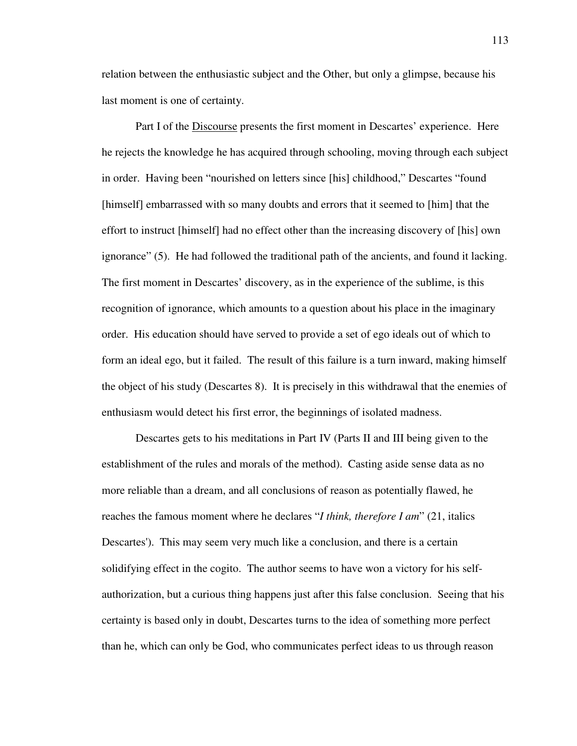relation between the enthusiastic subject and the Other, but only a glimpse, because his last moment is one of certainty.

Part I of the Discourse presents the first moment in Descartes' experience. Here he rejects the knowledge he has acquired through schooling, moving through each subject in order. Having been "nourished on letters since [his] childhood," Descartes "found [himself] embarrassed with so many doubts and errors that it seemed to [him] that the effort to instruct [himself] had no effect other than the increasing discovery of [his] own ignorance" (5). He had followed the traditional path of the ancients, and found it lacking. The first moment in Descartes' discovery, as in the experience of the sublime, is this recognition of ignorance, which amounts to a question about his place in the imaginary order. His education should have served to provide a set of ego ideals out of which to form an ideal ego, but it failed. The result of this failure is a turn inward, making himself the object of his study (Descartes 8). It is precisely in this withdrawal that the enemies of enthusiasm would detect his first error, the beginnings of isolated madness.

Descartes gets to his meditations in Part IV (Parts II and III being given to the establishment of the rules and morals of the method). Casting aside sense data as no more reliable than a dream, and all conclusions of reason as potentially flawed, he reaches the famous moment where he declares "*I think, therefore I am*" (21, italics Descartes'). This may seem very much like a conclusion, and there is a certain solidifying effect in the cogito. The author seems to have won a victory for his self-authorization, but a curious thing happens just after this false conclusion. Seeing that his certainty is based only in doubt, Descartes turns to the idea of something more perfect than he, which can only be God, who communicates perfect ideas to us through reason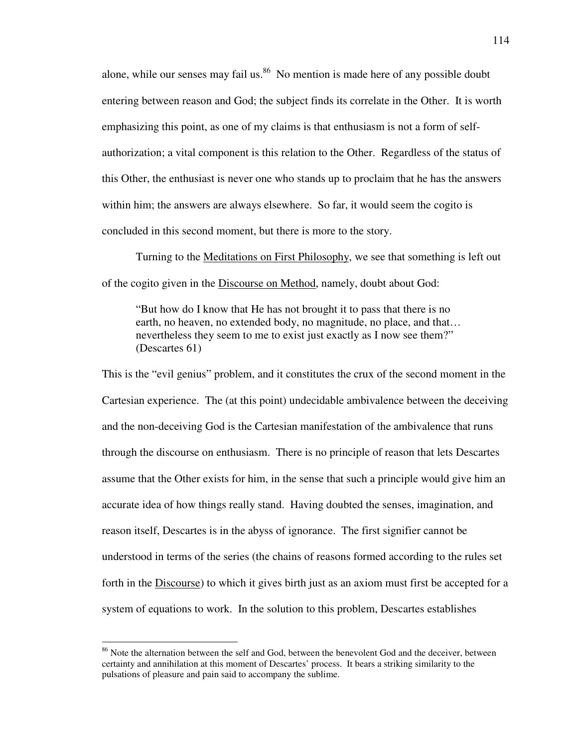alone, while our senses may fail us.[86] No mention is made here of any possible doubt entering between reason and God; the subject finds its correlate in the Other. It is worth emphasizing this point, as one of my claims is that enthusiasm is not a form of self-authorization; a vital component is this relation to the Other. Regardless of the status of this Other, the enthusiast is never one who stands up to proclaim that he has the answers within him; the answers are always elsewhere. So far, it would seem the cogito is concluded in this second moment, but there is more to the story.

Turning to the Meditations on First Philosophy, we see that something is left out of the cogito given in the Discourse on Method, namely, doubt about God:

> "But how do I know that He has not brought it to pass that there is no earth, no heaven, no extended body, no magnitude, no place, and that… nevertheless they seem to me to exist just exactly as I now see them?" (Descartes 61)

This is the "evil genius" problem, and it constitutes the crux of the second moment in the Cartesian experience. The (at this point) undecidable ambivalence between the deceiving and the non-deceiving God is the Cartesian manifestation of the ambivalence that runs through the discourse on enthusiasm. There is no principle of reason that lets Descartes assume that the Other exists for him, in the sense that such a principle would give him an accurate idea of how things really stand. Having doubted the senses, imagination, and reason itself, Descartes is in the abyss of ignorance. The first signifier cannot be understood in terms of the series (the chains of reasons formed according to the rules set forth in the Discourse) to which it gives birth just as an axiom must first be accepted for a system of equations to work. In the solution to this problem, Descartes establishes

[86] Note the alternation between the self and God, between the benevolent God and the deceiver, between certainty and annihilation at this moment of Descartes' process. It bears a striking similarity to the pulsations of pleasure and pain said to accompany the sublime.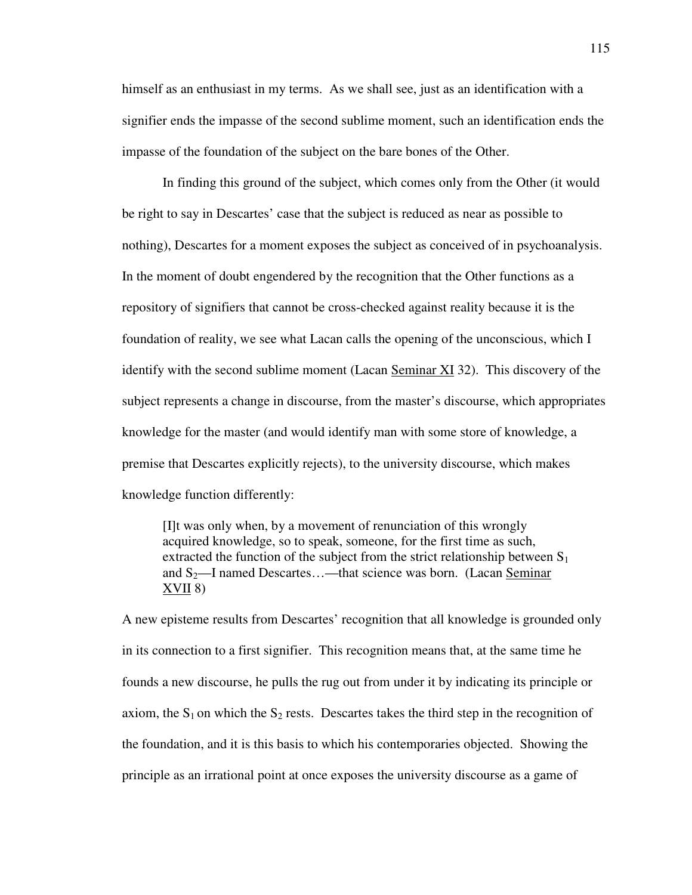himself as an enthusiast in my terms. As we shall see, just as an identification with a signifier ends the impasse of the second sublime moment, such an identification ends the impasse of the foundation of the subject on the bare bones of the Other.

In finding this ground of the subject, which comes only from the Other (it would be right to say in Descartes' case that the subject is reduced as near as possible to nothing), Descartes for a moment exposes the subject as conceived of in psychoanalysis. In the moment of doubt engendered by the recognition that the Other functions as a repository of signifiers that cannot be cross-checked against reality because it is the foundation of reality, we see what Lacan calls the opening of the unconscious, which I identify with the second sublime moment (Lacan Seminar XI 32). This discovery of the subject represents a change in discourse, from the master's discourse, which appropriates knowledge for the master (and would identify man with some store of knowledge, a premise that Descartes explicitly rejects), to the university discourse, which makes knowledge function differently:

> [I]t was only when, by a movement of renunciation of this wrongly acquired knowledge, so to speak, someone, for the first time as such, extracted the function of the subject from the strict relationship between $S_1$ and $S_2$—I named Descartes…—that science was born. (Lacan Seminar XVII 8)

A new episteme results from Descartes' recognition that all knowledge is grounded only in its connection to a first signifier. This recognition means that, at the same time he founds a new discourse, he pulls the rug out from under it by indicating its principle or axiom, the $S_1$ on which the $S_2$ rests. Descartes takes the third step in the recognition of the foundation, and it is this basis to which his contemporaries objected. Showing the principle as an irrational point at once exposes the university discourse as a game of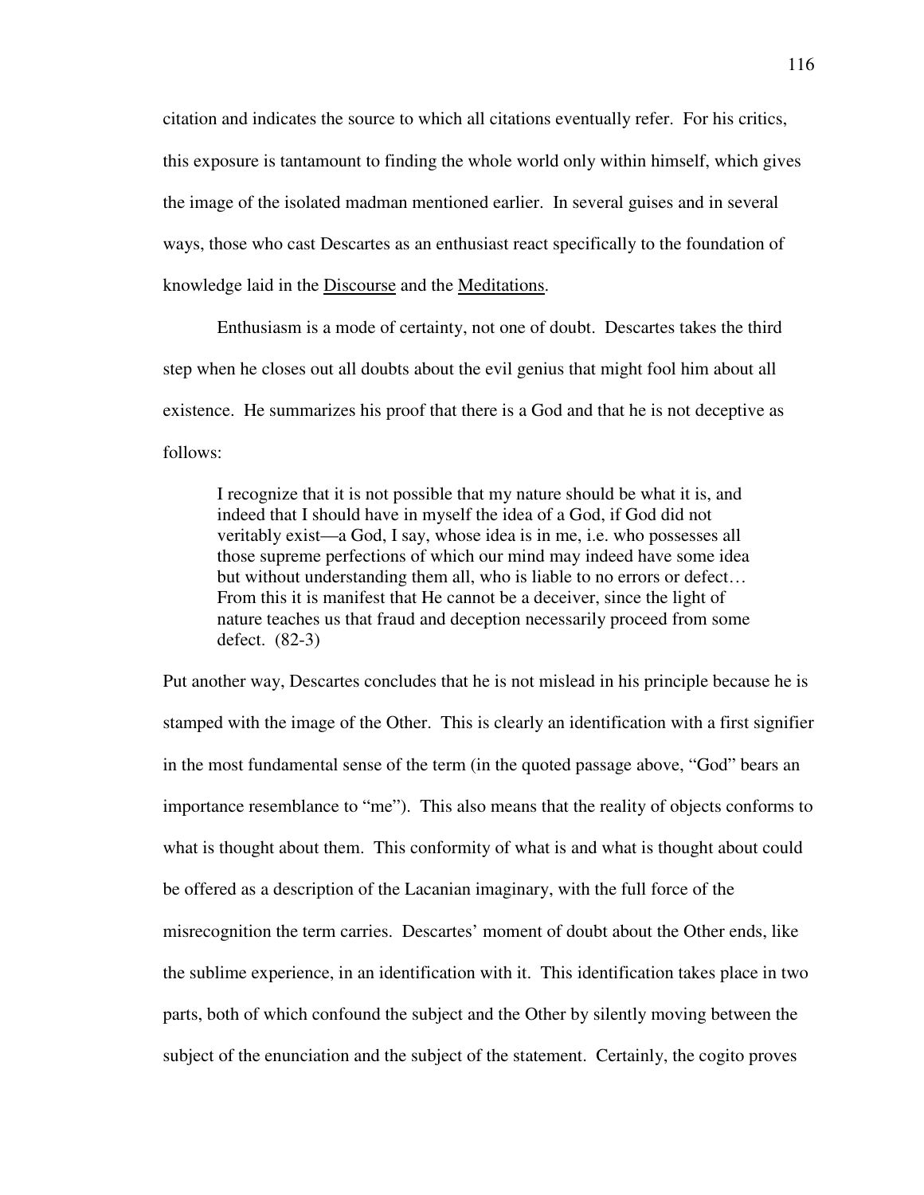citation and indicates the source to which all citations eventually refer. For his critics, this exposure is tantamount to finding the whole world only within himself, which gives the image of the isolated madman mentioned earlier. In several guises and in several ways, those who cast Descartes as an enthusiast react specifically to the foundation of knowledge laid in the <u>Discourse</u> and the <u>Meditations</u>.

Enthusiasm is a mode of certainty, not one of doubt. Descartes takes the third step when he closes out all doubts about the evil genius that might fool him about all existence. He summarizes his proof that there is a God and that he is not deceptive as follows:

> I recognize that it is not possible that my nature should be what it is, and indeed that I should have in myself the idea of a God, if God did not veritably exist—a God, I say, whose idea is in me, i.e. who possesses all those supreme perfections of which our mind may indeed have some idea but without understanding them all, who is liable to no errors or defect… From this it is manifest that He cannot be a deceiver, since the light of nature teaches us that fraud and deception necessarily proceed from some defect. (82-3)

Put another way, Descartes concludes that he is not mislead in his principle because he is stamped with the image of the Other. This is clearly an identification with a first signifier in the most fundamental sense of the term (in the quoted passage above, "God" bears an importance resemblance to "me"). This also means that the reality of objects conforms to what is thought about them. This conformity of what is and what is thought about could be offered as a description of the Lacanian imaginary, with the full force of the misrecognition the term carries. Descartes' moment of doubt about the Other ends, like the sublime experience, in an identification with it. This identification takes place in two parts, both of which confound the subject and the Other by silently moving between the subject of the enunciation and the subject of the statement. Certainly, the cogito proves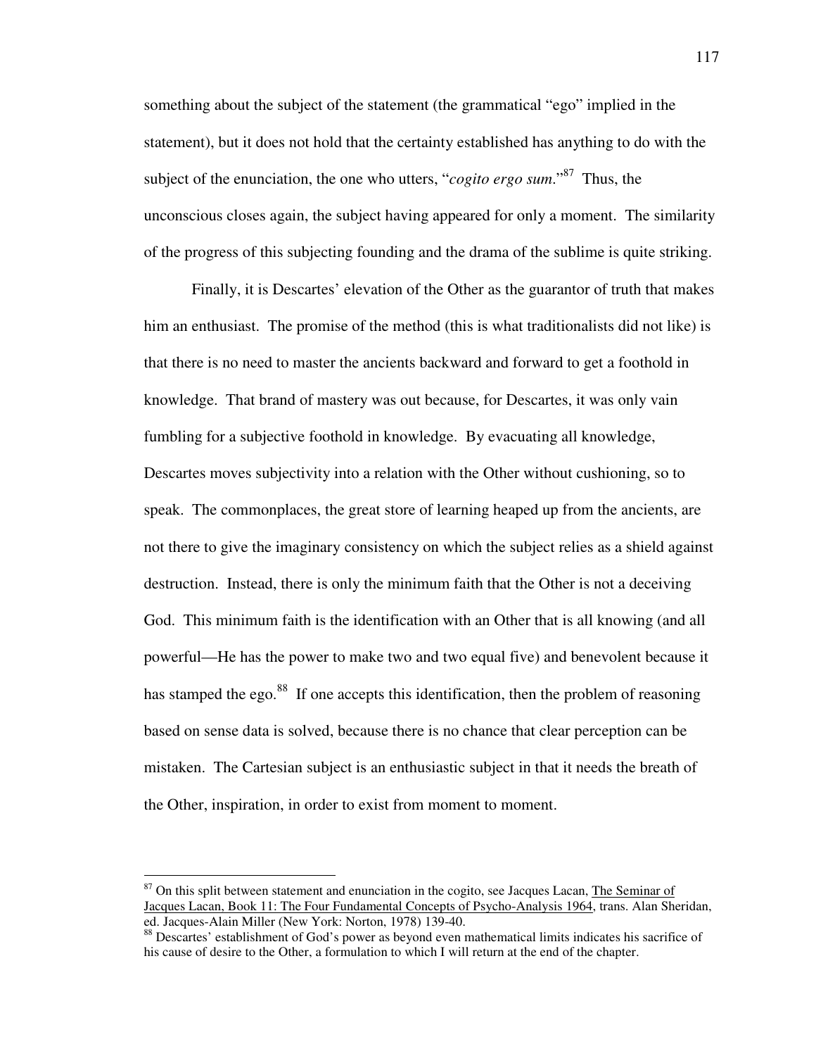something about the subject of the statement (the grammatical "ego" implied in the statement), but it does not hold that the certainty established has anything to do with the subject of the enunciation, the one who utters, "*cogito ergo sum*."[87] Thus, the unconscious closes again, the subject having appeared for only a moment. The similarity of the progress of this subjecting founding and the drama of the sublime is quite striking.

Finally, it is Descartes' elevation of the Other as the guarantor of truth that makes him an enthusiast. The promise of the method (this is what traditionalists did not like) is that there is no need to master the ancients backward and forward to get a foothold in knowledge. That brand of mastery was out because, for Descartes, it was only vain fumbling for a subjective foothold in knowledge. By evacuating all knowledge, Descartes moves subjectivity into a relation with the Other without cushioning, so to speak. The commonplaces, the great store of learning heaped up from the ancients, are not there to give the imaginary consistency on which the subject relies as a shield against destruction. Instead, there is only the minimum faith that the Other is not a deceiving God. This minimum faith is the identification with an Other that is all knowing (and all powerful—He has the power to make two and two equal five) and benevolent because it has stamped the ego.[88] If one accepts this identification, then the problem of reasoning based on sense data is solved, because there is no chance that clear perception can be mistaken. The Cartesian subject is an enthusiastic subject in that it needs the breath of the Other, inspiration, in order to exist from moment to moment.

---

[87] On this split between statement and enunciation in the cogito, see Jacques Lacan, The Seminar of Jacques Lacan, Book 11: The Four Fundamental Concepts of Psycho-Analysis 1964, trans. Alan Sheridan, ed. Jacques-Alain Miller (New York: Norton, 1978) 139-40.

[88] Descartes' establishment of God's power as beyond even mathematical limits indicates his sacrifice of his cause of desire to the Other, a formulation to which I will return at the end of the chapter.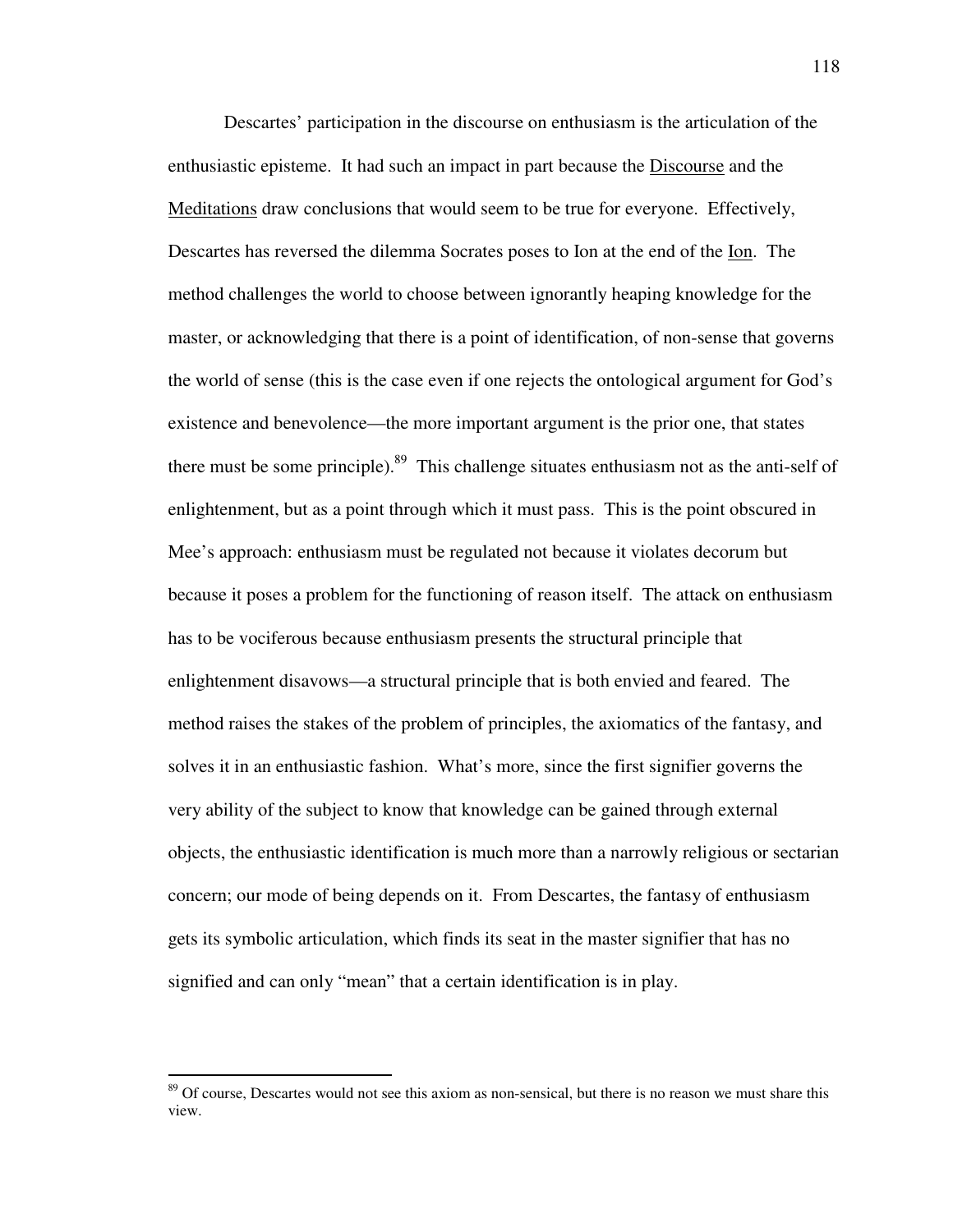Descartes' participation in the discourse on enthusiasm is the articulation of the enthusiastic episteme. It had such an impact in part because the Discourse and the Meditations draw conclusions that would seem to be true for everyone. Effectively, Descartes has reversed the dilemma Socrates poses to Ion at the end of the Ion. The method challenges the world to choose between ignorantly heaping knowledge for the master, or acknowledging that there is a point of identification, of non-sense that governs the world of sense (this is the case even if one rejects the ontological argument for God's existence and benevolence—the more important argument is the prior one, that states there must be some principle).[89] This challenge situates enthusiasm not as the anti-self of enlightenment, but as a point through which it must pass. This is the point obscured in Mee's approach: enthusiasm must be regulated not because it violates decorum but because it poses a problem for the functioning of reason itself. The attack on enthusiasm has to be vociferous because enthusiasm presents the structural principle that enlightenment disavows—a structural principle that is both envied and feared. The method raises the stakes of the problem of principles, the axiomatics of the fantasy, and solves it in an enthusiastic fashion. What's more, since the first signifier governs the very ability of the subject to know that knowledge can be gained through external objects, the enthusiastic identification is much more than a narrowly religious or sectarian concern; our mode of being depends on it. From Descartes, the fantasy of enthusiasm gets its symbolic articulation, which finds its seat in the master signifier that has no signified and can only "mean" that a certain identification is in play.

---

[89] Of course, Descartes would not see this axiom as non-sensical, but there is no reason we must share this view.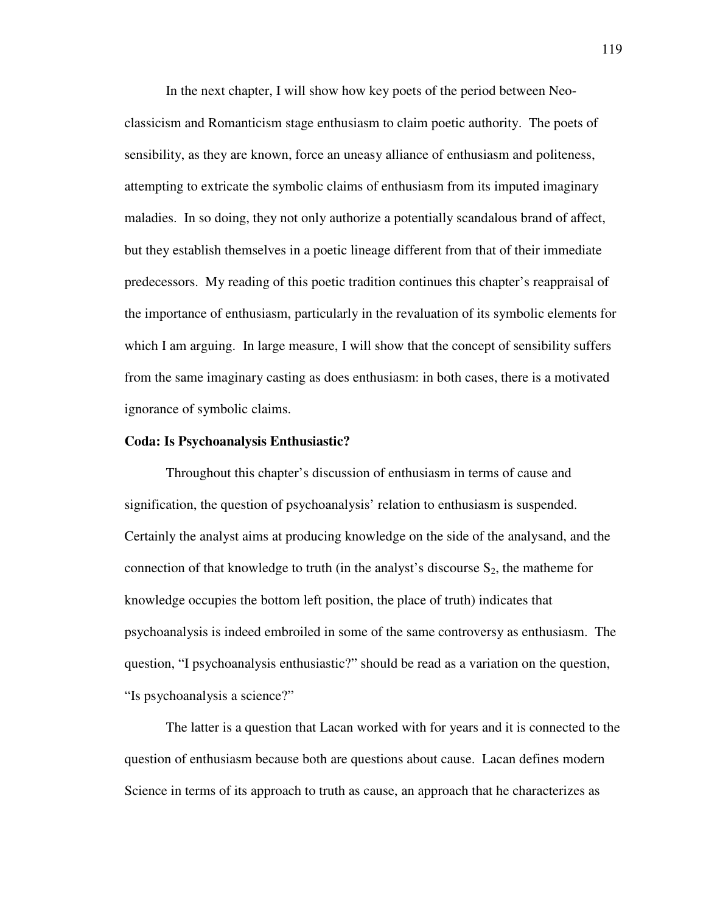In the next chapter, I will show how key poets of the period between Neo-classicism and Romanticism stage enthusiasm to claim poetic authority. The poets of sensibility, as they are known, force an uneasy alliance of enthusiasm and politeness, attempting to extricate the symbolic claims of enthusiasm from its imputed imaginary maladies. In so doing, they not only authorize a potentially scandalous brand of affect, but they establish themselves in a poetic lineage different from that of their immediate predecessors. My reading of this poetic tradition continues this chapter's reappraisal of the importance of enthusiasm, particularly in the revaluation of its symbolic elements for which I am arguing. In large measure, I will show that the concept of sensibility suffers from the same imaginary casting as does enthusiasm: in both cases, there is a motivated ignorance of symbolic claims.

**Coda: Is Psychoanalysis Enthusiastic?**

Throughout this chapter's discussion of enthusiasm in terms of cause and signification, the question of psychoanalysis' relation to enthusiasm is suspended. Certainly the analyst aims at producing knowledge on the side of the analysand, and the connection of that knowledge to truth (in the analyst's discourse $S_2$, the matheme for knowledge occupies the bottom left position, the place of truth) indicates that psychoanalysis is indeed embroiled in some of the same controversy as enthusiasm. The question, "I psychoanalysis enthusiastic?" should be read as a variation on the question, "Is psychoanalysis a science?"

The latter is a question that Lacan worked with for years and it is connected to the question of enthusiasm because both are questions about cause. Lacan defines modern Science in terms of its approach to truth as cause, an approach that he characterizes as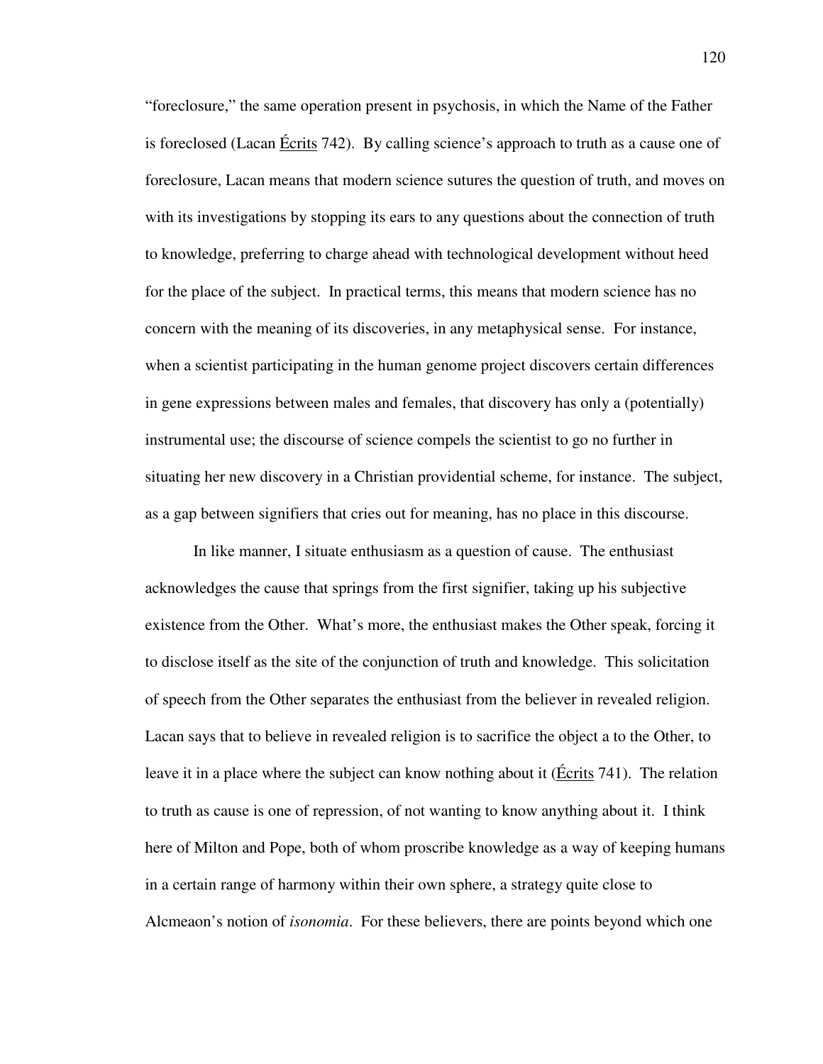"foreclosure," the same operation present in psychosis, in which the Name of the Father is foreclosed (Lacan Écrits 742). By calling science's approach to truth as a cause one of foreclosure, Lacan means that modern science sutures the question of truth, and moves on with its investigations by stopping its ears to any questions about the connection of truth to knowledge, preferring to charge ahead with technological development without heed for the place of the subject. In practical terms, this means that modern science has no concern with the meaning of its discoveries, in any metaphysical sense. For instance, when a scientist participating in the human genome project discovers certain differences in gene expressions between males and females, that discovery has only a (potentially) instrumental use; the discourse of science compels the scientist to go no further in situating her new discovery in a Christian providential scheme, for instance. The subject, as a gap between signifiers that cries out for meaning, has no place in this discourse.

In like manner, I situate enthusiasm as a question of cause. The enthusiast acknowledges the cause that springs from the first signifier, taking up his subjective existence from the Other. What's more, the enthusiast makes the Other speak, forcing it to disclose itself as the site of the conjunction of truth and knowledge. This solicitation of speech from the Other separates the enthusiast from the believer in revealed religion. Lacan says that to believe in revealed religion is to sacrifice the object a to the Other, to leave it in a place where the subject can know nothing about it (Écrits 741). The relation to truth as cause is one of repression, of not wanting to know anything about it. I think here of Milton and Pope, both of whom proscribe knowledge as a way of keeping humans in a certain range of harmony within their own sphere, a strategy quite close to Alcmeaon's notion of *isonomia*. For these believers, there are points beyond which one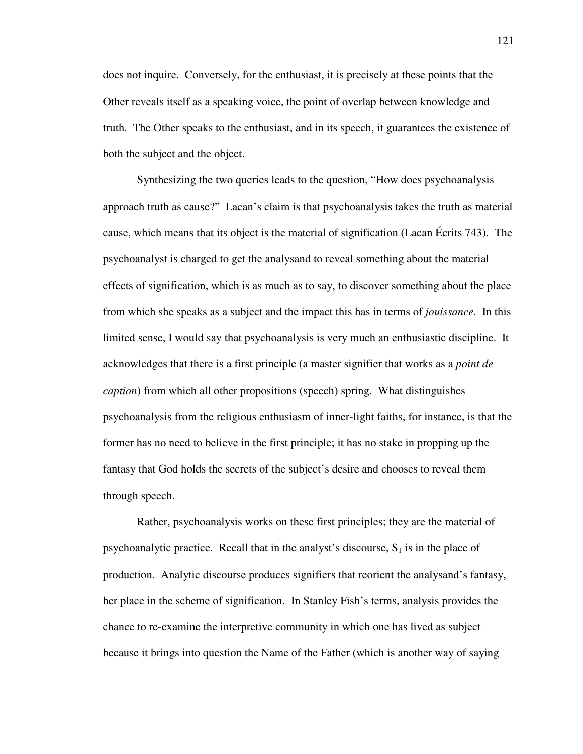does not inquire. Conversely, for the enthusiast, it is precisely at these points that the Other reveals itself as a speaking voice, the point of overlap between knowledge and truth. The Other speaks to the enthusiast, and in its speech, it guarantees the existence of both the subject and the object.

Synthesizing the two queries leads to the question, "How does psychoanalysis approach truth as cause?" Lacan's claim is that psychoanalysis takes the truth as material cause, which means that its object is the material of signification (Lacan Écrits 743). The psychoanalyst is charged to get the analysand to reveal something about the material effects of signification, which is as much as to say, to discover something about the place from which she speaks as a subject and the impact this has in terms of *jouissance*. In this limited sense, I would say that psychoanalysis is very much an enthusiastic discipline. It acknowledges that there is a first principle (a master signifier that works as a *point de caption*) from which all other propositions (speech) spring. What distinguishes psychoanalysis from the religious enthusiasm of inner-light faiths, for instance, is that the former has no need to believe in the first principle; it has no stake in propping up the fantasy that God holds the secrets of the subject's desire and chooses to reveal them through speech.

Rather, psychoanalysis works on these first principles; they are the material of psychoanalytic practice. Recall that in the analyst's discourse, $S_1$ is in the place of production. Analytic discourse produces signifiers that reorient the analysand's fantasy, her place in the scheme of signification. In Stanley Fish's terms, analysis provides the chance to re-examine the interpretive community in which one has lived as subject because it brings into question the Name of the Father (which is another way of saying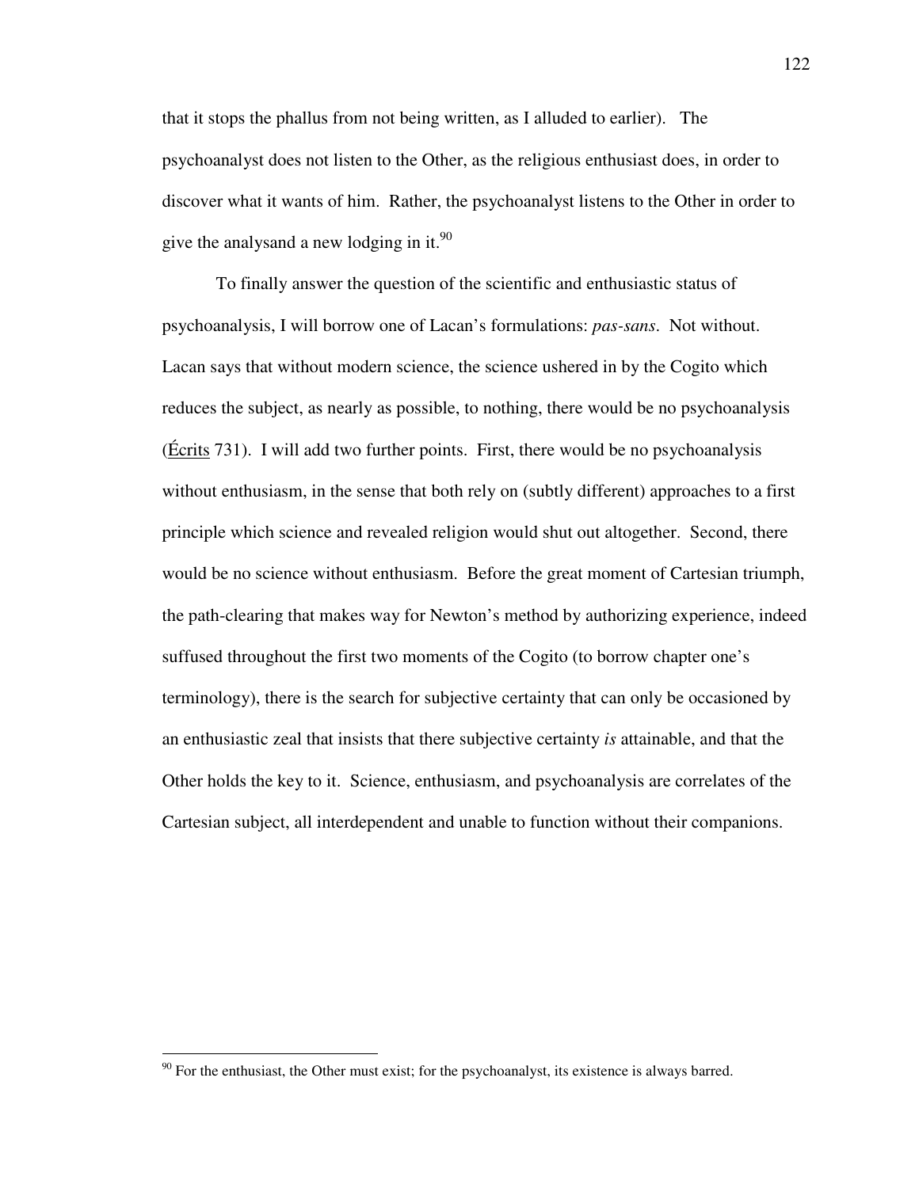that it stops the phallus from not being written, as I alluded to earlier). The psychoanalyst does not listen to the Other, as the religious enthusiast does, in order to discover what it wants of him. Rather, the psychoanalyst listens to the Other in order to give the analysand a new lodging in it.[90]

To finally answer the question of the scientific and enthusiastic status of psychoanalysis, I will borrow one of Lacan's formulations: *pas-sans*. Not without. Lacan says that without modern science, the science ushered in by the Cogito which reduces the subject, as nearly as possible, to nothing, there would be no psychoanalysis (Écrits 731). I will add two further points. First, there would be no psychoanalysis without enthusiasm, in the sense that both rely on (subtly different) approaches to a first principle which science and revealed religion would shut out altogether. Second, there would be no science without enthusiasm. Before the great moment of Cartesian triumph, the path-clearing that makes way for Newton's method by authorizing experience, indeed suffused throughout the first two moments of the Cogito (to borrow chapter one's terminology), there is the search for subjective certainty that can only be occasioned by an enthusiastic zeal that insists that there subjective certainty *is* attainable, and that the Other holds the key to it. Science, enthusiasm, and psychoanalysis are correlates of the Cartesian subject, all interdependent and unable to function without their companions.

---

[90] For the enthusiast, the Other must exist; for the psychoanalyst, its existence is always barred.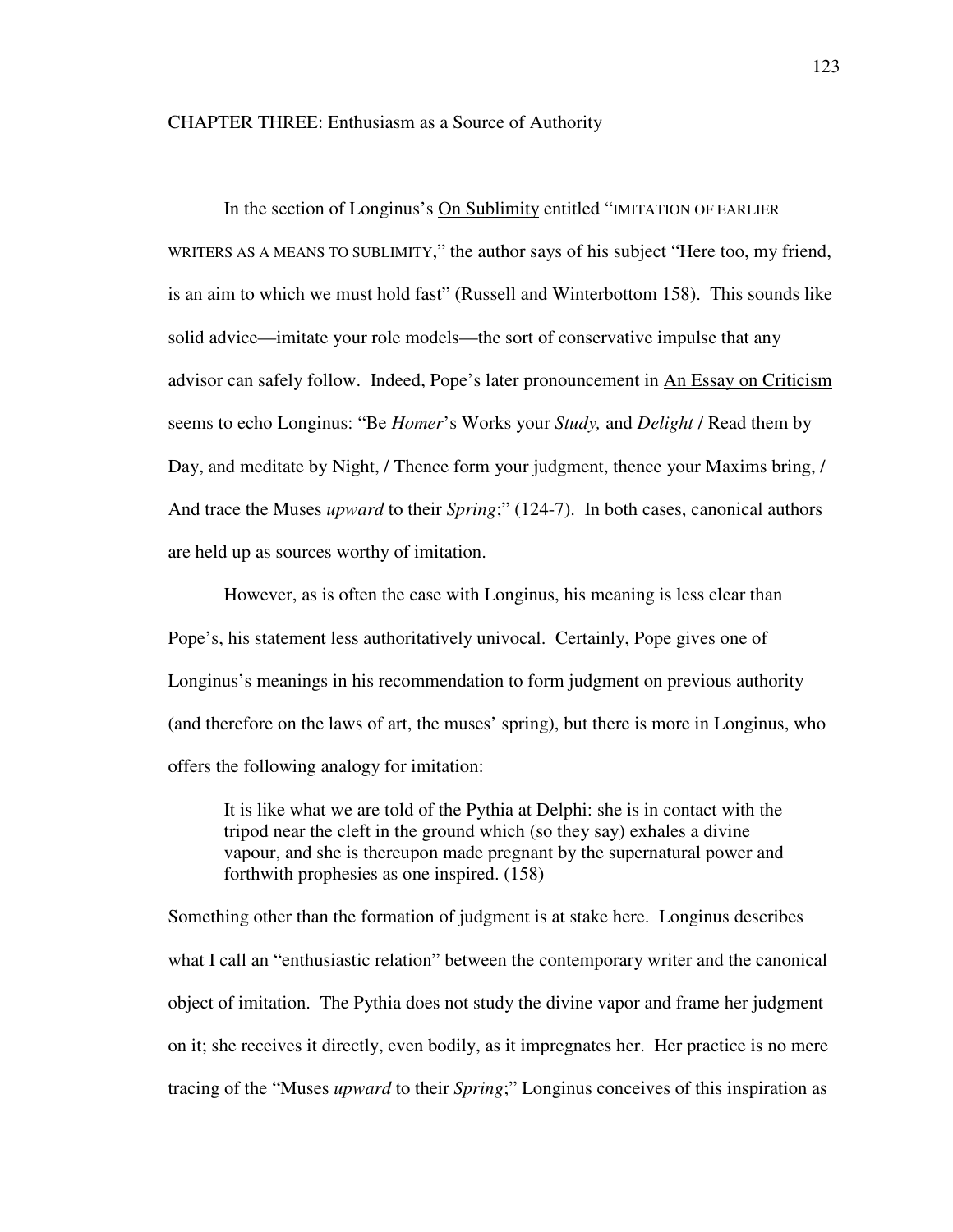# CHAPTER THREE: Enthusiasm as a Source of Authority

In the section of Longinus's On Sublimity entitled "IMITATION OF EARLIER WRITERS AS A MEANS TO SUBLIMITY," the author says of his subject "Here too, my friend, is an aim to which we must hold fast" (Russell and Winterbottom 158). This sounds like solid advice—imitate your role models—the sort of conservative impulse that any advisor can safely follow. Indeed, Pope's later pronouncement in An Essay on Criticism seems to echo Longinus: "Be *Homer*'s Works your *Study,* and *Delight* / Read them by Day, and meditate by Night, / Thence form your judgment, thence your Maxims bring, / And trace the Muses *upward* to their *Spring*;" (124-7). In both cases, canonical authors are held up as sources worthy of imitation.

However, as is often the case with Longinus, his meaning is less clear than Pope's, his statement less authoritatively univocal. Certainly, Pope gives one of Longinus's meanings in his recommendation to form judgment on previous authority (and therefore on the laws of art, the muses' spring), but there is more in Longinus, who offers the following analogy for imitation:

> It is like what we are told of the Pythia at Delphi: she is in contact with the tripod near the cleft in the ground which (so they say) exhales a divine vapour, and she is thereupon made pregnant by the supernatural power and forthwith prophesies as one inspired. (158)

Something other than the formation of judgment is at stake here. Longinus describes what I call an "enthusiastic relation" between the contemporary writer and the canonical object of imitation. The Pythia does not study the divine vapor and frame her judgment on it; she receives it directly, even bodily, as it impregnates her. Her practice is no mere tracing of the "Muses *upward* to their *Spring*;" Longinus conceives of this inspiration as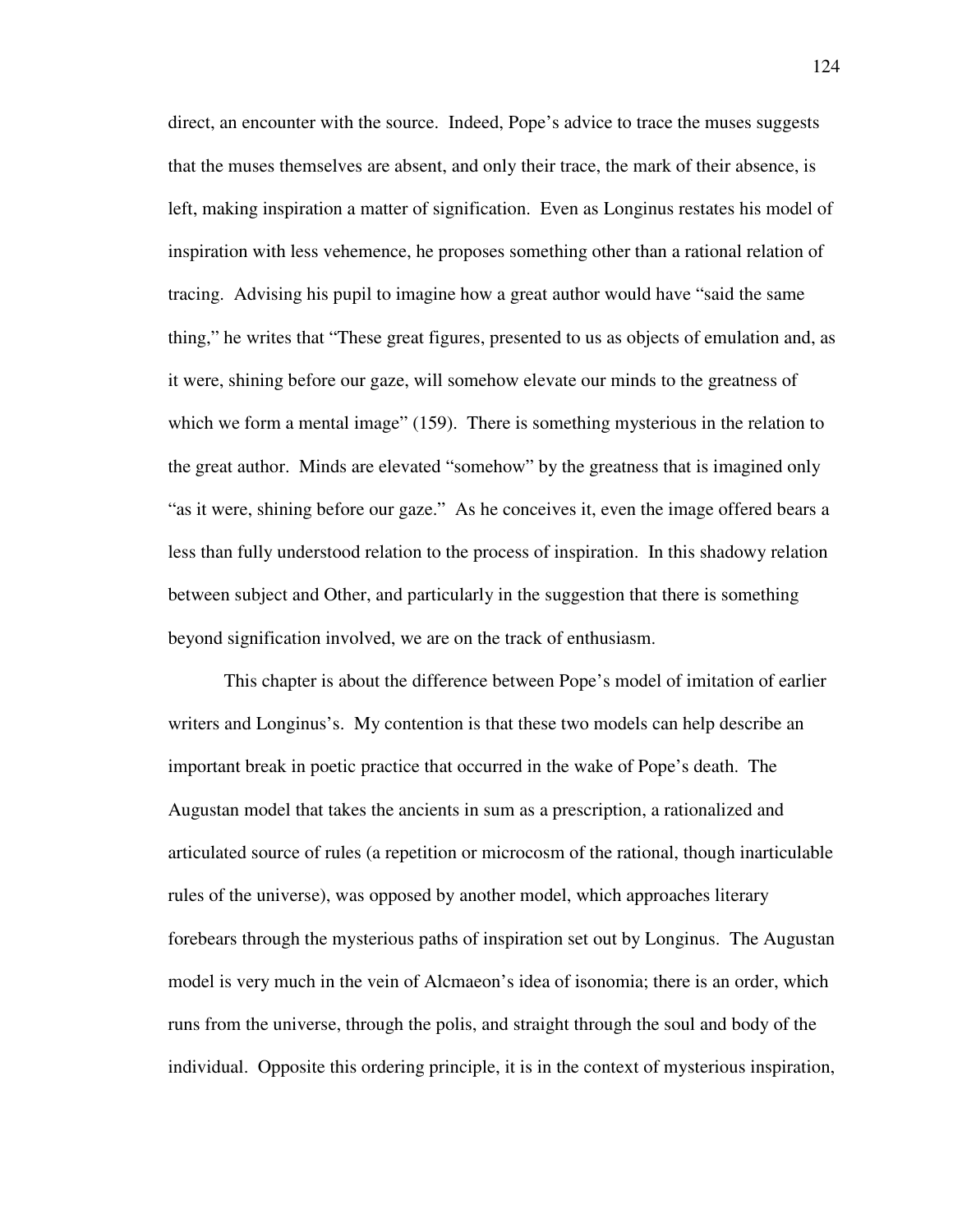direct, an encounter with the source. Indeed, Pope's advice to trace the muses suggests that the muses themselves are absent, and only their trace, the mark of their absence, is left, making inspiration a matter of signification. Even as Longinus restates his model of inspiration with less vehemence, he proposes something other than a rational relation of tracing. Advising his pupil to imagine how a great author would have "said the same thing," he writes that "These great figures, presented to us as objects of emulation and, as it were, shining before our gaze, will somehow elevate our minds to the greatness of which we form a mental image" (159). There is something mysterious in the relation to the great author. Minds are elevated "somehow" by the greatness that is imagined only "as it were, shining before our gaze." As he conceives it, even the image offered bears a less than fully understood relation to the process of inspiration. In this shadowy relation between subject and Other, and particularly in the suggestion that there is something beyond signification involved, we are on the track of enthusiasm.

This chapter is about the difference between Pope's model of imitation of earlier writers and Longinus's. My contention is that these two models can help describe an important break in poetic practice that occurred in the wake of Pope's death. The Augustan model that takes the ancients in sum as a prescription, a rationalized and articulated source of rules (a repetition or microcosm of the rational, though inarticulable rules of the universe), was opposed by another model, which approaches literary forebears through the mysterious paths of inspiration set out by Longinus. The Augustan model is very much in the vein of Alcmaeon's idea of isonomia; there is an order, which runs from the universe, through the polis, and straight through the soul and body of the individual. Opposite this ordering principle, it is in the context of mysterious inspiration,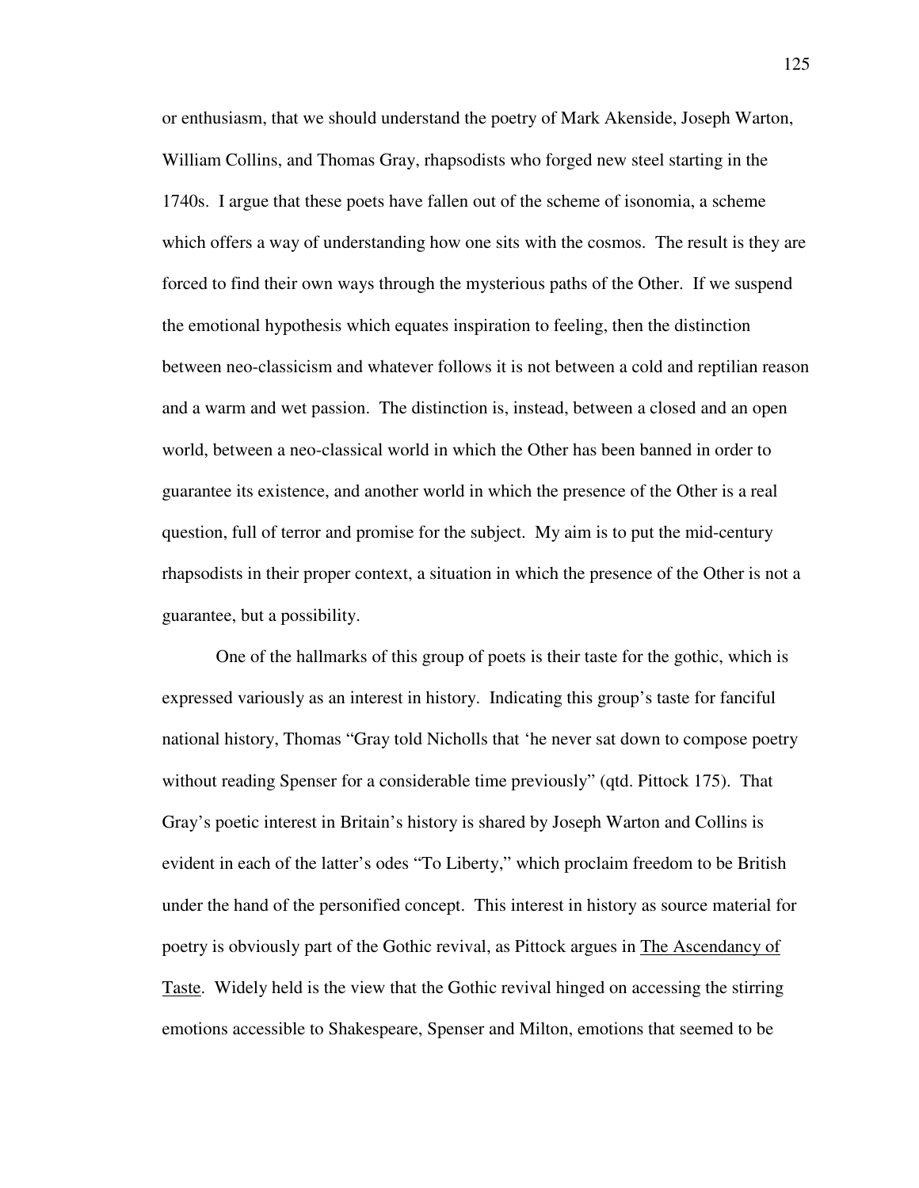or enthusiasm, that we should understand the poetry of Mark Akenside, Joseph Warton, William Collins, and Thomas Gray, rhapsodists who forged new steel starting in the 1740s. I argue that these poets have fallen out of the scheme of isonomia, a scheme which offers a way of understanding how one sits with the cosmos. The result is they are forced to find their own ways through the mysterious paths of the Other. If we suspend the emotional hypothesis which equates inspiration to feeling, then the distinction between neo-classicism and whatever follows it is not between a cold and reptilian reason and a warm and wet passion. The distinction is, instead, between a closed and an open world, between a neo-classical world in which the Other has been banned in order to guarantee its existence, and another world in which the presence of the Other is a real question, full of terror and promise for the subject. My aim is to put the mid-century rhapsodists in their proper context, a situation in which the presence of the Other is not a guarantee, but a possibility.

One of the hallmarks of this group of poets is their taste for the gothic, which is expressed variously as an interest in history. Indicating this group's taste for fanciful national history, Thomas "Gray told Nicholls that 'he never sat down to compose poetry without reading Spenser for a considerable time previously" (qtd. Pittock 175). That Gray's poetic interest in Britain's history is shared by Joseph Warton and Collins is evident in each of the latter's odes "To Liberty," which proclaim freedom to be British under the hand of the personified concept. This interest in history as source material for poetry is obviously part of the Gothic revival, as Pittock argues in The Ascendancy of Taste. Widely held is the view that the Gothic revival hinged on accessing the stirring emotions accessible to Shakespeare, Spenser and Milton, emotions that seemed to be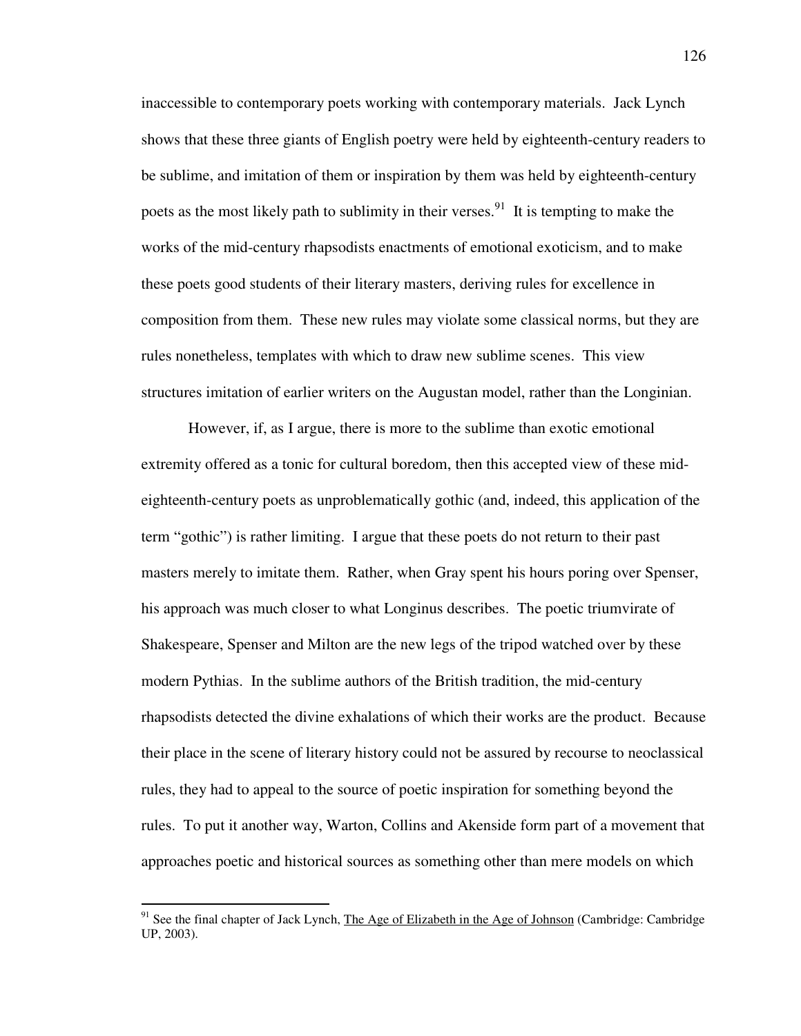inaccessible to contemporary poets working with contemporary materials. Jack Lynch shows that these three giants of English poetry were held by eighteenth-century readers to be sublime, and imitation of them or inspiration by them was held by eighteenth-century poets as the most likely path to sublimity in their verses.[91] It is tempting to make the works of the mid-century rhapsodists enactments of emotional exoticism, and to make these poets good students of their literary masters, deriving rules for excellence in composition from them. These new rules may violate some classical norms, but they are rules nonetheless, templates with which to draw new sublime scenes. This view structures imitation of earlier writers on the Augustan model, rather than the Longinian.

However, if, as I argue, there is more to the sublime than exotic emotional extremity offered as a tonic for cultural boredom, then this accepted view of these mid-eighteenth-century poets as unproblematically gothic (and, indeed, this application of the term "gothic") is rather limiting. I argue that these poets do not return to their past masters merely to imitate them. Rather, when Gray spent his hours poring over Spenser, his approach was much closer to what Longinus describes. The poetic triumvirate of Shakespeare, Spenser and Milton are the new legs of the tripod watched over by these modern Pythias. In the sublime authors of the British tradition, the mid-century rhapsodists detected the divine exhalations of which their works are the product. Because their place in the scene of literary history could not be assured by recourse to neoclassical rules, they had to appeal to the source of poetic inspiration for something beyond the rules. To put it another way, Warton, Collins and Akenside form part of a movement that approaches poetic and historical sources as something other than mere models on which

---

[91] See the final chapter of Jack Lynch, The Age of Elizabeth in the Age of Johnson (Cambridge: Cambridge UP, 2003).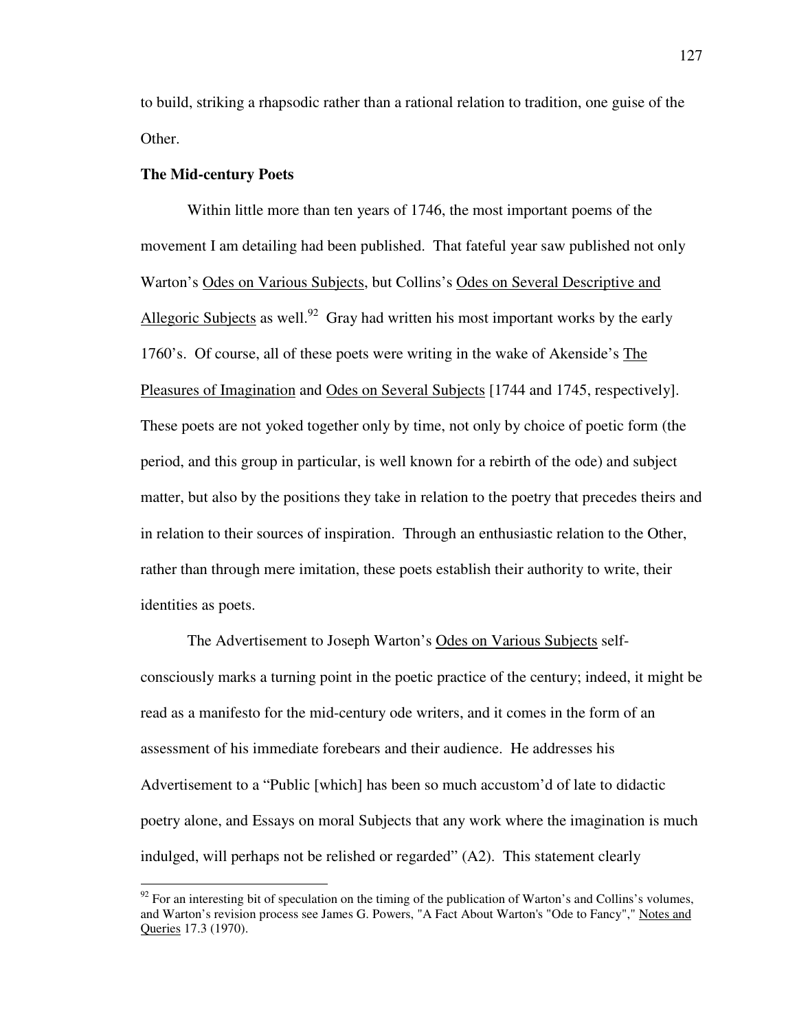to build, striking a rhapsodic rather than a rational relation to tradition, one guise of the Other.

**The Mid-century Poets**

Within little more than ten years of 1746, the most important poems of the movement I am detailing had been published. That fateful year saw published not only Warton's Odes on Various Subjects, but Collins's Odes on Several Descriptive and Allegoric Subjects as well.[92] Gray had written his most important works by the early 1760's. Of course, all of these poets were writing in the wake of Akenside's The Pleasures of Imagination and Odes on Several Subjects [1744 and 1745, respectively]. These poets are not yoked together only by time, not only by choice of poetic form (the period, and this group in particular, is well known for a rebirth of the ode) and subject matter, but also by the positions they take in relation to the poetry that precedes theirs and in relation to their sources of inspiration. Through an enthusiastic relation to the Other, rather than through mere imitation, these poets establish their authority to write, their identities as poets.

The Advertisement to Joseph Warton's Odes on Various Subjects self-consciously marks a turning point in the poetic practice of the century; indeed, it might be read as a manifesto for the mid-century ode writers, and it comes in the form of an assessment of his immediate forebears and their audience. He addresses his Advertisement to a "Public [which] has been so much accustom'd of late to didactic poetry alone, and Essays on moral Subjects that any work where the imagination is much indulged, will perhaps not be relished or regarded" (A2). This statement clearly

---

[92] For an interesting bit of speculation on the timing of the publication of Warton's and Collins's volumes, and Warton's revision process see James G. Powers, "A Fact About Warton's "Ode to Fancy"," Notes and Queries 17.3 (1970).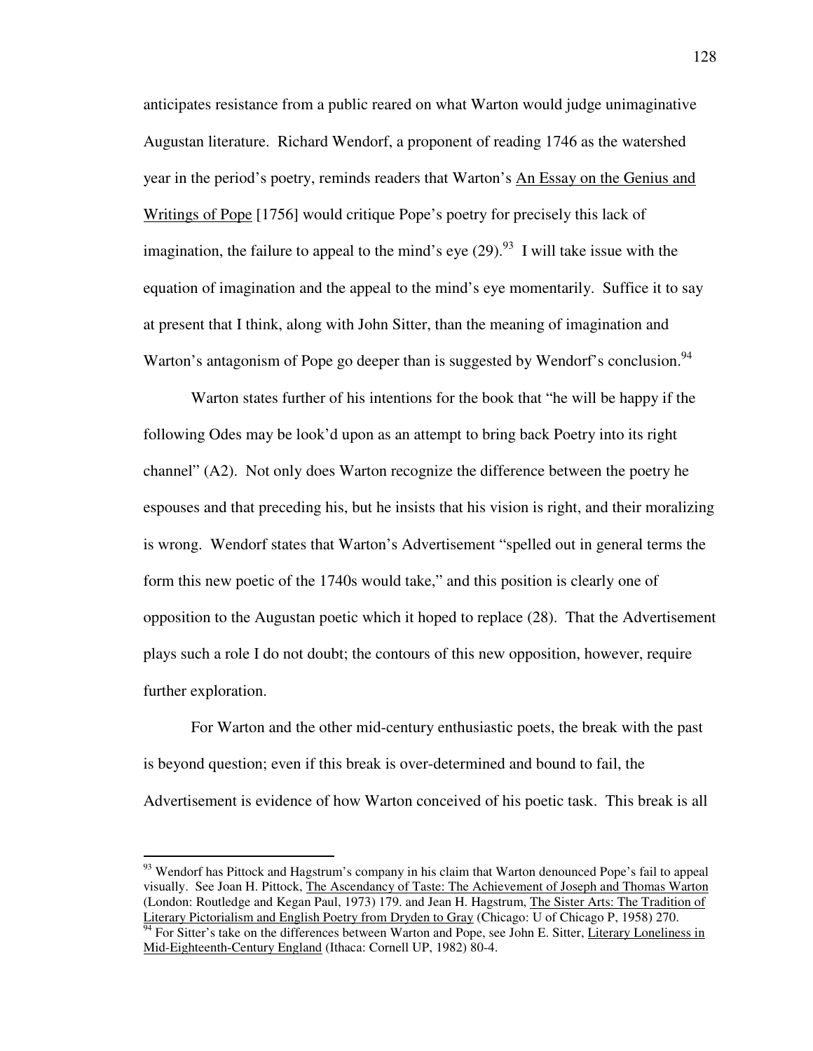anticipates resistance from a public reared on what Warton would judge unimaginative Augustan literature. Richard Wendorf, a proponent of reading 1746 as the watershed year in the period's poetry, reminds readers that Warton's An Essay on the Genius and Writings of Pope [1756] would critique Pope's poetry for precisely this lack of imagination, the failure to appeal to the mind's eye (29).[93] I will take issue with the equation of imagination and the appeal to the mind's eye momentarily. Suffice it to say at present that I think, along with John Sitter, than the meaning of imagination and Warton's antagonism of Pope go deeper than is suggested by Wendorf's conclusion.[94]

Warton states further of his intentions for the book that "he will be happy if the following Odes may be look'd upon as an attempt to bring back Poetry into its right channel" (A2). Not only does Warton recognize the difference between the poetry he espouses and that preceding his, but he insists that his vision is right, and their moralizing is wrong. Wendorf states that Warton's Advertisement "spelled out in general terms the form this new poetic of the 1740s would take," and this position is clearly one of opposition to the Augustan poetic which it hoped to replace (28). That the Advertisement plays such a role I do not doubt; the contours of this new opposition, however, require further exploration.

For Warton and the other mid-century enthusiastic poets, the break with the past is beyond question; even if this break is over-determined and bound to fail, the Advertisement is evidence of how Warton conceived of his poetic task. This break is all

---

[93] Wendorf has Pittock and Hagstrum's company in his claim that Warton denounced Pope's fail to appeal visually. See Joan H. Pittock, The Ascendancy of Taste: The Achievement of Joseph and Thomas Warton (London: Routledge and Kegan Paul, 1973) 179. and Jean H. Hagstrum, The Sister Arts: The Tradition of Literary Pictorialism and English Poetry from Dryden to Gray (Chicago: U of Chicago P, 1958) 270.

[94] For Sitter's take on the differences between Warton and Pope, see John E. Sitter, Literary Loneliness in Mid-Eighteenth-Century England (Ithaca: Cornell UP, 1982) 80-4.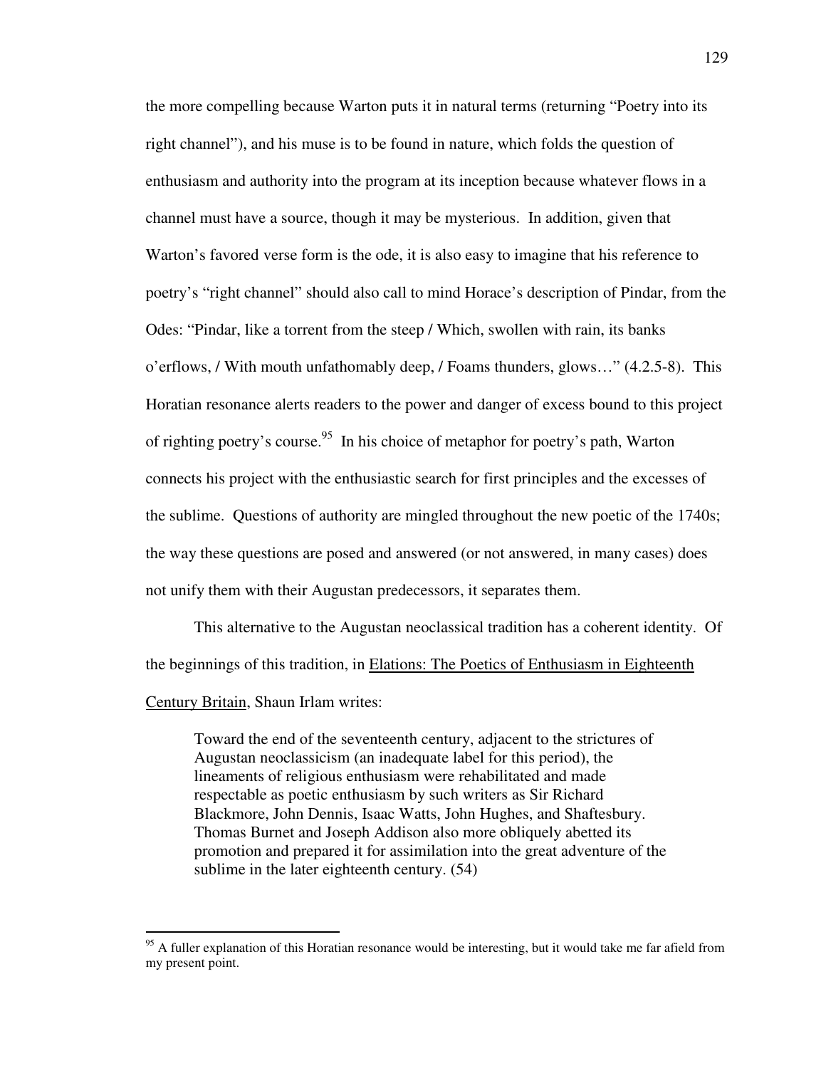the more compelling because Warton puts it in natural terms (returning "Poetry into its right channel"), and his muse is to be found in nature, which folds the question of enthusiasm and authority into the program at its inception because whatever flows in a channel must have a source, though it may be mysterious. In addition, given that Warton's favored verse form is the ode, it is also easy to imagine that his reference to poetry's "right channel" should also call to mind Horace's description of Pindar, from the Odes: "Pindar, like a torrent from the steep / Which, swollen with rain, its banks o'erflows, / With mouth unfathomably deep, / Foams thunders, glows…" (4.2.5-8). This Horatian resonance alerts readers to the power and danger of excess bound to this project of righting poetry's course.[95] In his choice of metaphor for poetry's path, Warton connects his project with the enthusiastic search for first principles and the excesses of the sublime. Questions of authority are mingled throughout the new poetic of the 1740s; the way these questions are posed and answered (or not answered, in many cases) does not unify them with their Augustan predecessors, it separates them.

This alternative to the Augustan neoclassical tradition has a coherent identity. Of the beginnings of this tradition, in <u>Elations: The Poetics of Enthusiasm in Eighteenth Century Britain</u>, Shaun Irlam writes:

> Toward the end of the seventeenth century, adjacent to the strictures of Augustan neoclassicism (an inadequate label for this period), the lineaments of religious enthusiasm were rehabilitated and made respectable as poetic enthusiasm by such writers as Sir Richard Blackmore, John Dennis, Isaac Watts, John Hughes, and Shaftesbury. Thomas Burnet and Joseph Addison also more obliquely abetted its promotion and prepared it for assimilation into the great adventure of the sublime in the later eighteenth century. (54)

---

[95] A fuller explanation of this Horatian resonance would be interesting, but it would take me far afield from my present point.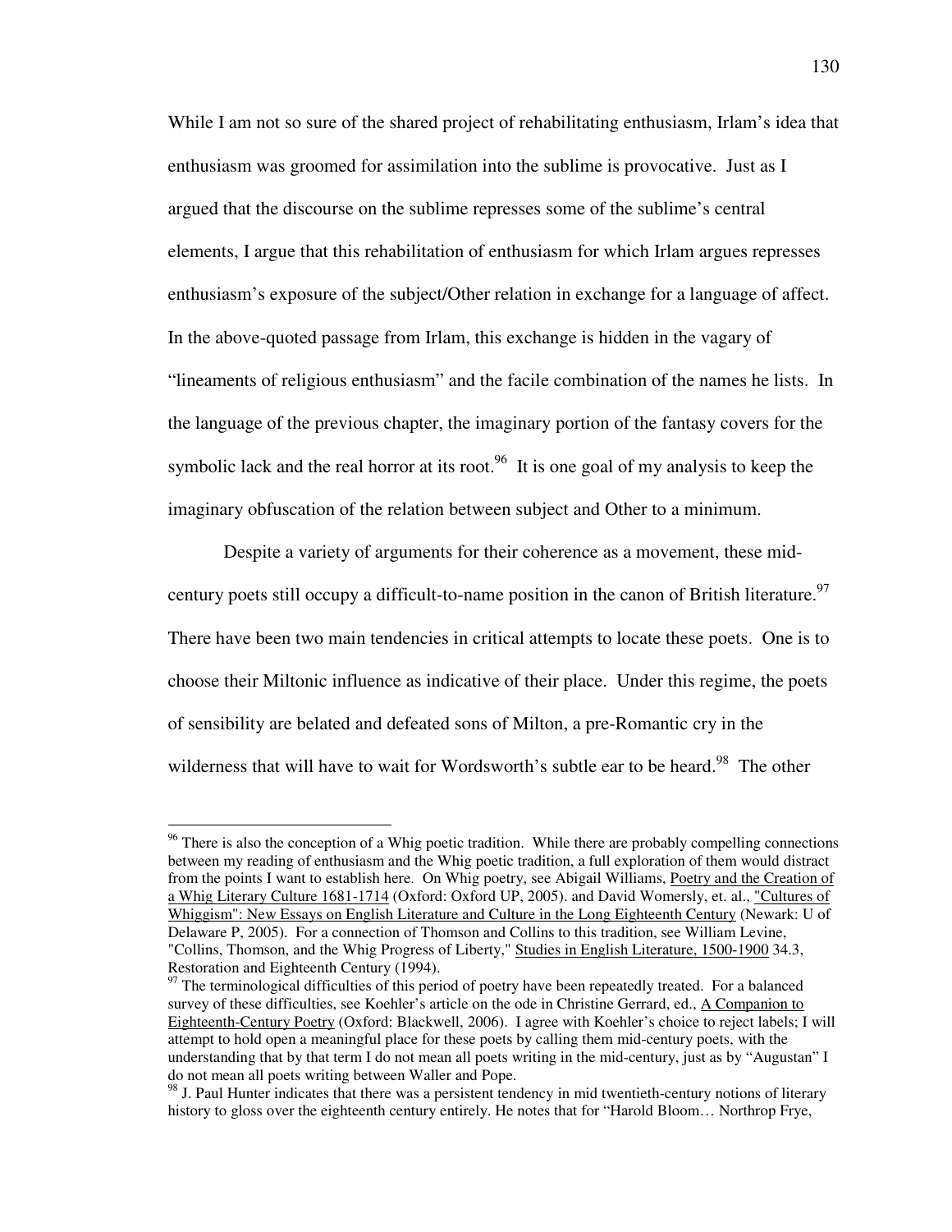While I am not so sure of the shared project of rehabilitating enthusiasm, Irlam's idea that enthusiasm was groomed for assimilation into the sublime is provocative. Just as I argued that the discourse on the sublime represses some of the sublime's central elements, I argue that this rehabilitation of enthusiasm for which Irlam argues represses enthusiasm's exposure of the subject/Other relation in exchange for a language of affect. In the above-quoted passage from Irlam, this exchange is hidden in the vagary of "lineaments of religious enthusiasm" and the facile combination of the names he lists. In the language of the previous chapter, the imaginary portion of the fantasy covers for the symbolic lack and the real horror at its root.[96] It is one goal of my analysis to keep the imaginary obfuscation of the relation between subject and Other to a minimum.

Despite a variety of arguments for their coherence as a movement, these mid-century poets still occupy a difficult-to-name position in the canon of British literature.[97] There have been two main tendencies in critical attempts to locate these poets. One is to choose their Miltonic influence as indicative of their place. Under this regime, the poets of sensibility are belated and defeated sons of Milton, a pre-Romantic cry in the wilderness that will have to wait for Wordsworth's subtle ear to be heard.[98] The other

---

[96] There is also the conception of a Whig poetic tradition. While there are probably compelling connections between my reading of enthusiasm and the Whig poetic tradition, a full exploration of them would distract from the points I want to establish here. On Whig poetry, see Abigail Williams, Poetry and the Creation of a Whig Literary Culture 1681-1714 (Oxford: Oxford UP, 2005). and David Womersly, et. al., "Cultures of Whiggism": New Essays on English Literature and Culture in the Long Eighteenth Century (Newark: U of Delaware P, 2005). For a connection of Thomson and Collins to this tradition, see William Levine, "Collins, Thomson, and the Whig Progress of Liberty," Studies in English Literature, 1500-1900 34.3, Restoration and Eighteenth Century (1994).

[97] The terminological difficulties of this period of poetry have been repeatedly treated. For a balanced survey of these difficulties, see Koehler's article on the ode in Christine Gerrard, ed., A Companion to Eighteenth-Century Poetry (Oxford: Blackwell, 2006). I agree with Koehler's choice to reject labels; I will attempt to hold open a meaningful place for these poets by calling them mid-century poets, with the understanding that by that term I do not mean all poets writing in the mid-century, just as by "Augustan" I do not mean all poets writing between Waller and Pope.

[98] J. Paul Hunter indicates that there was a persistent tendency in mid twentieth-century notions of literary history to gloss over the eighteenth century entirely. He notes that for "Harold Bloom… Northrop Frye,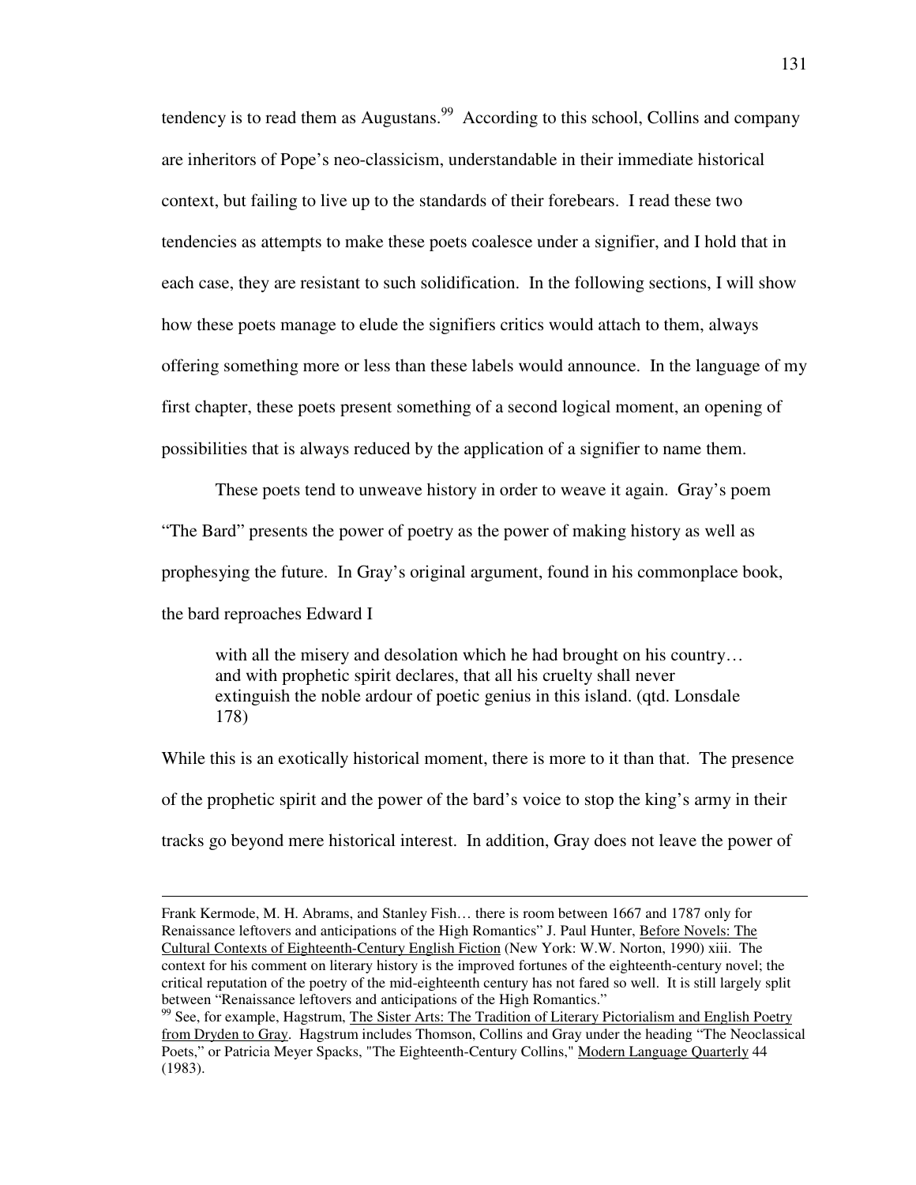tendency is to read them as Augustans.[99] According to this school, Collins and company are inheritors of Pope's neo-classicism, understandable in their immediate historical context, but failing to live up to the standards of their forebears. I read these two tendencies as attempts to make these poets coalesce under a signifier, and I hold that in each case, they are resistant to such solidification. In the following sections, I will show how these poets manage to elude the signifiers critics would attach to them, always offering something more or less than these labels would announce. In the language of my first chapter, these poets present something of a second logical moment, an opening of possibilities that is always reduced by the application of a signifier to name them.

These poets tend to unweave history in order to weave it again. Gray's poem "The Bard" presents the power of poetry as the power of making history as well as prophesying the future. In Gray's original argument, found in his commonplace book, the bard reproaches Edward I

> with all the misery and desolation which he had brought on his country… and with prophetic spirit declares, that all his cruelty shall never extinguish the noble ardour of poetic genius in this island. (qtd. Lonsdale 178)

While this is an exotically historical moment, there is more to it than that. The presence of the prophetic spirit and the power of the bard's voice to stop the king's army in their tracks go beyond mere historical interest. In addition, Gray does not leave the power of

---

Frank Kermode, M. H. Abrams, and Stanley Fish… there is room between 1667 and 1787 only for Renaissance leftovers and anticipations of the High Romantics" J. Paul Hunter, Before Novels: The Cultural Contexts of Eighteenth-Century English Fiction (New York: W.W. Norton, 1990) xiii. The context for his comment on literary history is the improved fortunes of the eighteenth-century novel; the critical reputation of the poetry of the mid-eighteenth century has not fared so well. It is still largely split between "Renaissance leftovers and anticipations of the High Romantics."

[99] See, for example, Hagstrum, The Sister Arts: The Tradition of Literary Pictorialism and English Poetry from Dryden to Gray. Hagstrum includes Thomson, Collins and Gray under the heading "The Neoclassical Poets," or Patricia Meyer Spacks, "The Eighteenth-Century Collins," Modern Language Quarterly 44 (1983).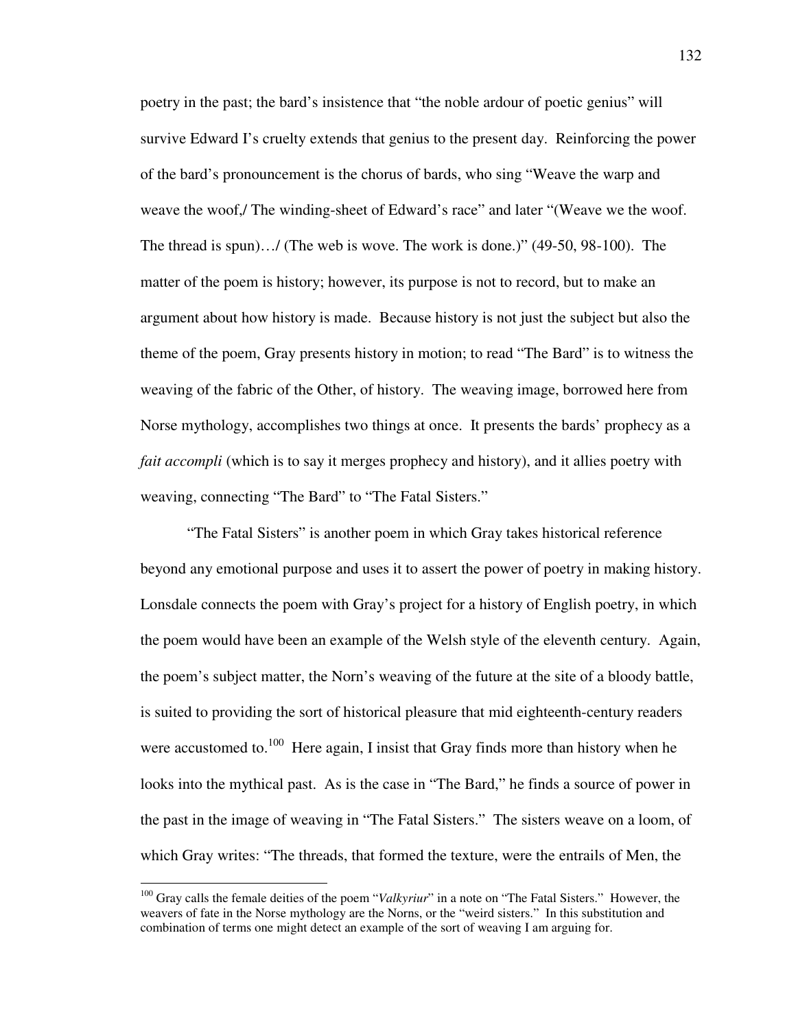poetry in the past; the bard's insistence that "the noble ardour of poetic genius" will survive Edward I's cruelty extends that genius to the present day. Reinforcing the power of the bard's pronouncement is the chorus of bards, who sing "Weave the warp and weave the woof,/ The winding-sheet of Edward's race" and later "(Weave we the woof. The thread is spun)…/ (The web is wove. The work is done.)" (49-50, 98-100). The matter of the poem is history; however, its purpose is not to record, but to make an argument about how history is made. Because history is not just the subject but also the theme of the poem, Gray presents history in motion; to read "The Bard" is to witness the weaving of the fabric of the Other, of history. The weaving image, borrowed here from Norse mythology, accomplishes two things at once. It presents the bards' prophecy as a *fait accompli* (which is to say it merges prophecy and history), and it allies poetry with weaving, connecting "The Bard" to "The Fatal Sisters."

"The Fatal Sisters" is another poem in which Gray takes historical reference beyond any emotional purpose and uses it to assert the power of poetry in making history. Lonsdale connects the poem with Gray's project for a history of English poetry, in which the poem would have been an example of the Welsh style of the eleventh century. Again, the poem's subject matter, the Norn's weaving of the future at the site of a bloody battle, is suited to providing the sort of historical pleasure that mid eighteenth-century readers were accustomed to.[100] Here again, I insist that Gray finds more than history when he looks into the mythical past. As is the case in "The Bard," he finds a source of power in the past in the image of weaving in "The Fatal Sisters." The sisters weave on a loom, of which Gray writes: "The threads, that formed the texture, were the entrails of Men, the

---

[100] Gray calls the female deities of the poem "*Valkyriur*" in a note on "The Fatal Sisters." However, the weavers of fate in the Norse mythology are the Norns, or the "weird sisters." In this substitution and combination of terms one might detect an example of the sort of weaving I am arguing for.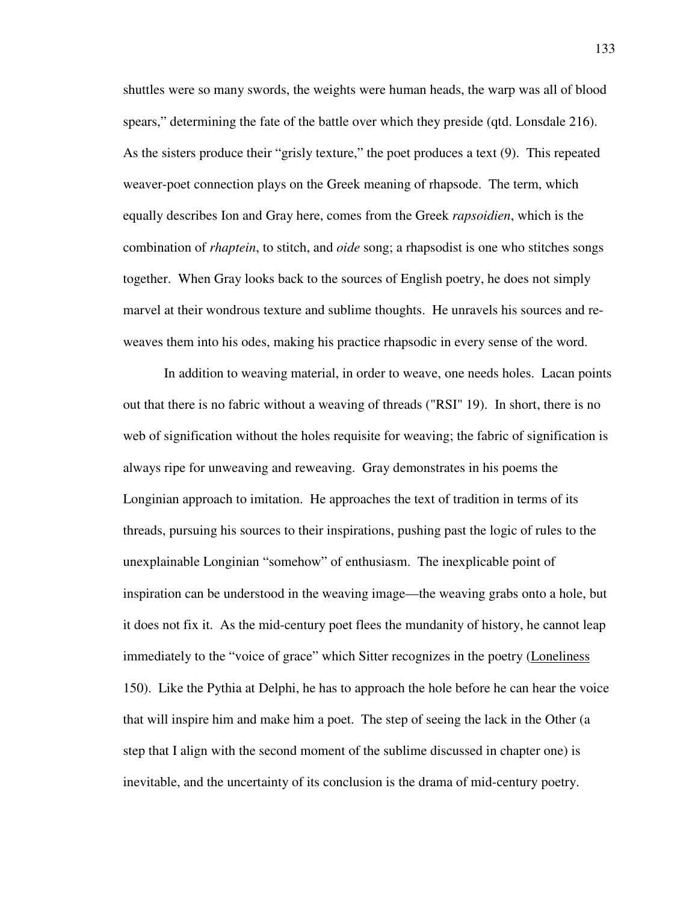shuttles were so many swords, the weights were human heads, the warp was all of blood spears," determining the fate of the battle over which they preside (qtd. Lonsdale 216). As the sisters produce their "grisly texture," the poet produces a text (9). This repeated weaver-poet connection plays on the Greek meaning of rhapsode. The term, which equally describes Ion and Gray here, comes from the Greek *rapsoidien*, which is the combination of *rhaptein*, to stitch, and *oide* song; a rhapsodist is one who stitches songs together. When Gray looks back to the sources of English poetry, he does not simply marvel at their wondrous texture and sublime thoughts. He unravels his sources and re-weaves them into his odes, making his practice rhapsodic in every sense of the word.

In addition to weaving material, in order to weave, one needs holes. Lacan points out that there is no fabric without a weaving of threads ("RSI" 19). In short, there is no web of signification without the holes requisite for weaving; the fabric of signification is always ripe for unweaving and reweaving. Gray demonstrates in his poems the Longinian approach to imitation. He approaches the text of tradition in terms of its threads, pursuing his sources to their inspirations, pushing past the logic of rules to the unexplainable Longinian "somehow" of enthusiasm. The inexplicable point of inspiration can be understood in the weaving image—the weaving grabs onto a hole, but it does not fix it. As the mid-century poet flees the mundanity of history, he cannot leap immediately to the "voice of grace" which Sitter recognizes in the poetry (<u>Loneliness</u> 150). Like the Pythia at Delphi, he has to approach the hole before he can hear the voice that will inspire him and make him a poet. The step of seeing the lack in the Other (a step that I align with the second moment of the sublime discussed in chapter one) is inevitable, and the uncertainty of its conclusion is the drama of mid-century poetry.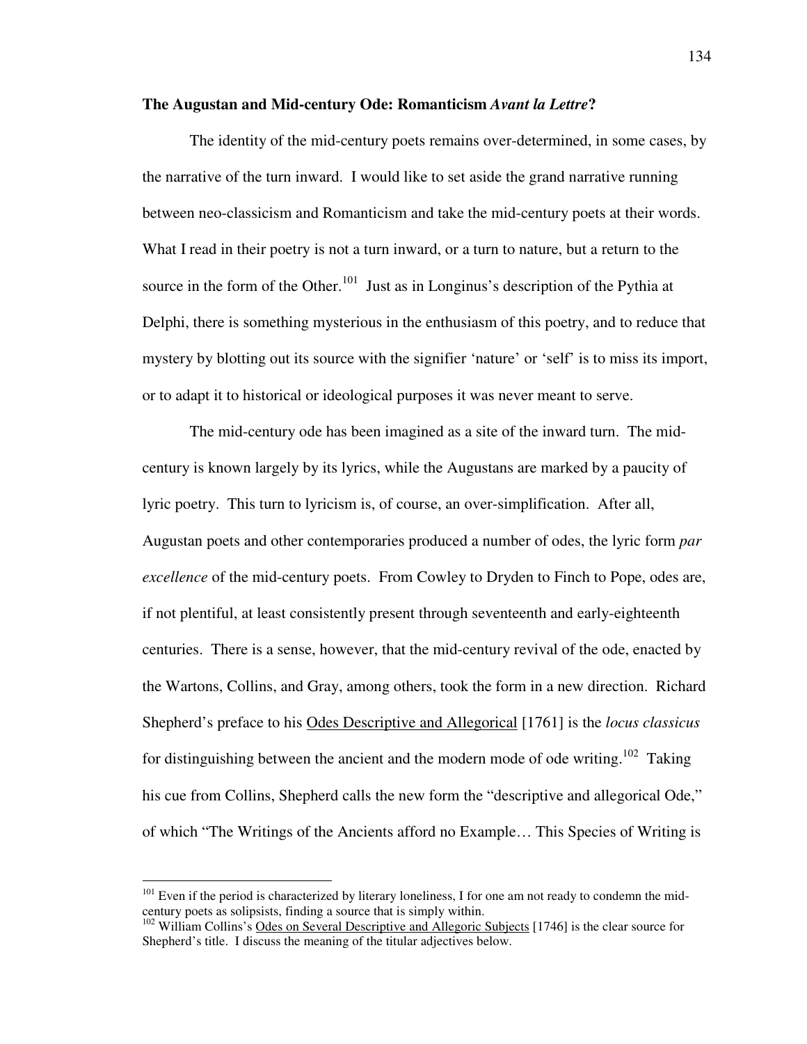**The Augustan and Mid-century Ode: Romanticism *Avant la Lettre*?**

The identity of the mid-century poets remains over-determined, in some cases, by the narrative of the turn inward. I would like to set aside the grand narrative running between neo-classicism and Romanticism and take the mid-century poets at their words. What I read in their poetry is not a turn inward, or a turn to nature, but a return to the source in the form of the Other.[101] Just as in Longinus's description of the Pythia at Delphi, there is something mysterious in the enthusiasm of this poetry, and to reduce that mystery by blotting out its source with the signifier 'nature' or 'self' is to miss its import, or to adapt it to historical or ideological purposes it was never meant to serve.

The mid-century ode has been imagined as a site of the inward turn. The mid-century is known largely by its lyrics, while the Augustans are marked by a paucity of lyric poetry. This turn to lyricism is, of course, an over-simplification. After all, Augustan poets and other contemporaries produced a number of odes, the lyric form *par excellence* of the mid-century poets. From Cowley to Dryden to Finch to Pope, odes are, if not plentiful, at least consistently present through seventeenth and early-eighteenth centuries. There is a sense, however, that the mid-century revival of the ode, enacted by the Wartons, Collins, and Gray, among others, took the form in a new direction. Richard Shepherd's preface to his Odes Descriptive and Allegorical [1761] is the *locus classicus* for distinguishing between the ancient and the modern mode of ode writing.[102] Taking his cue from Collins, Shepherd calls the new form the "descriptive and allegorical Ode," of which "The Writings of the Ancients afford no Example… This Species of Writing is

---

[101] Even if the period is characterized by literary loneliness, I for one am not ready to condemn the mid-century poets as solipsists, finding a source that is simply within.

[102] William Collins's Odes on Several Descriptive and Allegoric Subjects [1746] is the clear source for Shepherd's title. I discuss the meaning of the titular adjectives below.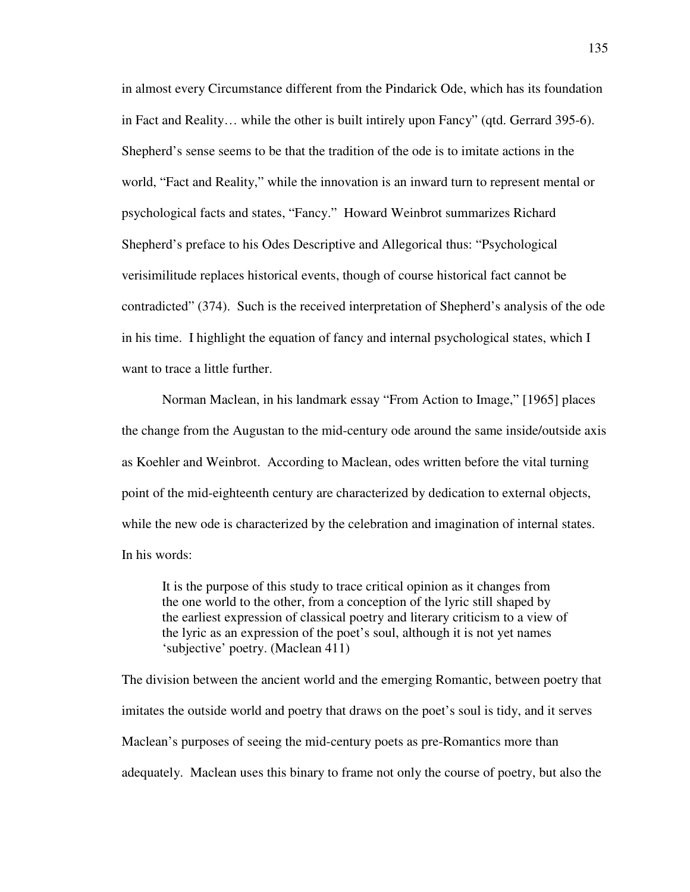in almost every Circumstance different from the Pindarick Ode, which has its foundation in Fact and Reality… while the other is built intirely upon Fancy" (qtd. Gerrard 395-6). Shepherd's sense seems to be that the tradition of the ode is to imitate actions in the world, "Fact and Reality," while the innovation is an inward turn to represent mental or psychological facts and states, "Fancy." Howard Weinbrot summarizes Richard Shepherd's preface to his Odes Descriptive and Allegorical thus: "Psychological verisimilitude replaces historical events, though of course historical fact cannot be contradicted" (374). Such is the received interpretation of Shepherd's analysis of the ode in his time. I highlight the equation of fancy and internal psychological states, which I want to trace a little further.

Norman Maclean, in his landmark essay "From Action to Image," [1965] places the change from the Augustan to the mid-century ode around the same inside/outside axis as Koehler and Weinbrot. According to Maclean, odes written before the vital turning point of the mid-eighteenth century are characterized by dedication to external objects, while the new ode is characterized by the celebration and imagination of internal states. In his words:

> It is the purpose of this study to trace critical opinion as it changes from the one world to the other, from a conception of the lyric still shaped by the earliest expression of classical poetry and literary criticism to a view of the lyric as an expression of the poet's soul, although it is not yet names 'subjective' poetry. (Maclean 411)

The division between the ancient world and the emerging Romantic, between poetry that imitates the outside world and poetry that draws on the poet's soul is tidy, and it serves Maclean's purposes of seeing the mid-century poets as pre-Romantics more than adequately. Maclean uses this binary to frame not only the course of poetry, but also the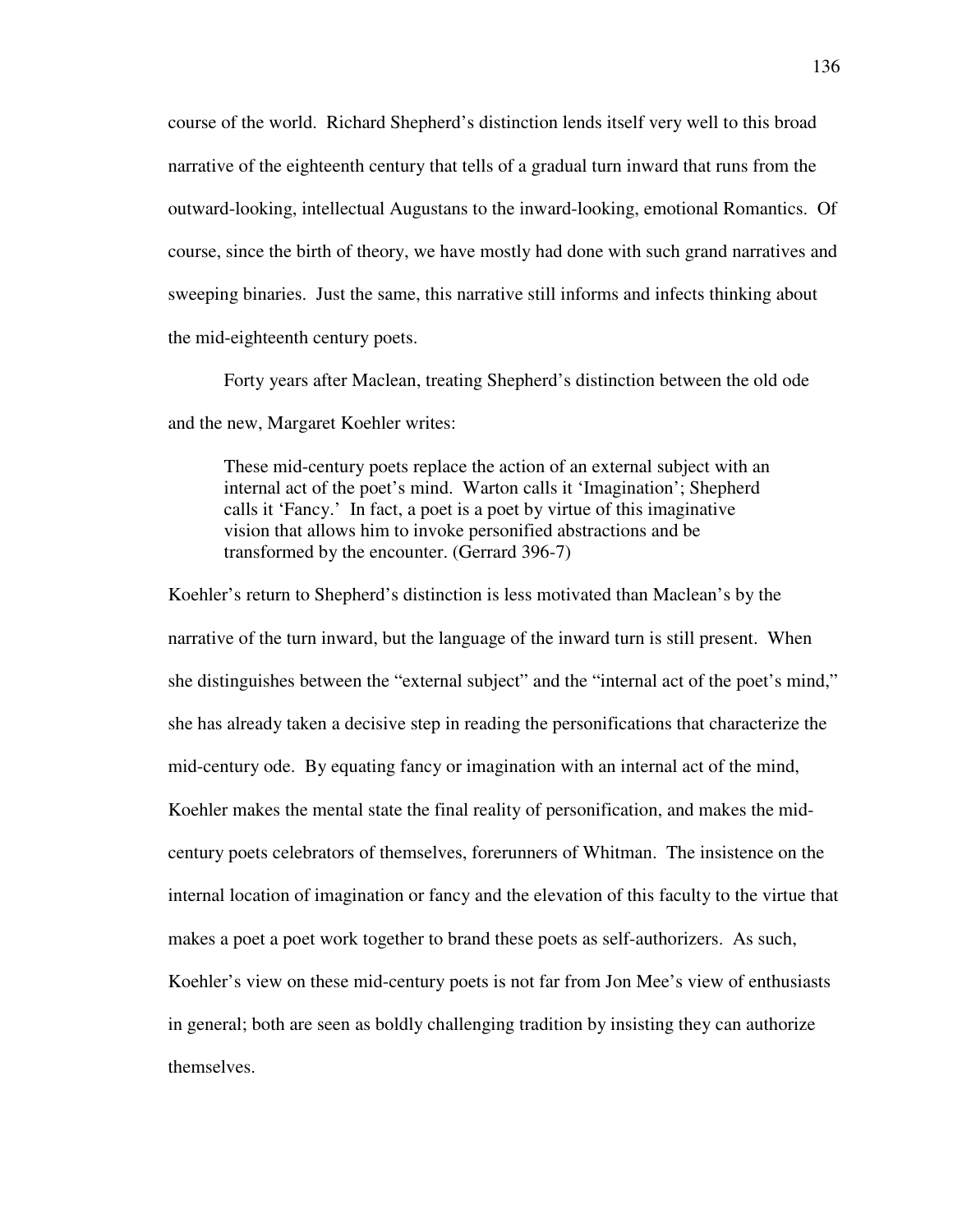course of the world. Richard Shepherd's distinction lends itself very well to this broad narrative of the eighteenth century that tells of a gradual turn inward that runs from the outward-looking, intellectual Augustans to the inward-looking, emotional Romantics. Of course, since the birth of theory, we have mostly had done with such grand narratives and sweeping binaries. Just the same, this narrative still informs and infects thinking about the mid-eighteenth century poets.

Forty years after Maclean, treating Shepherd's distinction between the old ode and the new, Margaret Koehler writes:

> These mid-century poets replace the action of an external subject with an internal act of the poet's mind. Warton calls it 'Imagination'; Shepherd calls it 'Fancy.' In fact, a poet is a poet by virtue of this imaginative vision that allows him to invoke personified abstractions and be transformed by the encounter. (Gerrard 396-7)

Koehler's return to Shepherd's distinction is less motivated than Maclean's by the narrative of the turn inward, but the language of the inward turn is still present. When she distinguishes between the "external subject" and the "internal act of the poet's mind," she has already taken a decisive step in reading the personifications that characterize the mid-century ode. By equating fancy or imagination with an internal act of the mind, Koehler makes the mental state the final reality of personification, and makes the mid-century poets celebrators of themselves, forerunners of Whitman. The insistence on the internal location of imagination or fancy and the elevation of this faculty to the virtue that makes a poet a poet work together to brand these poets as self-authorizers. As such, Koehler's view on these mid-century poets is not far from Jon Mee's view of enthusiasts in general; both are seen as boldly challenging tradition by insisting they can authorize themselves.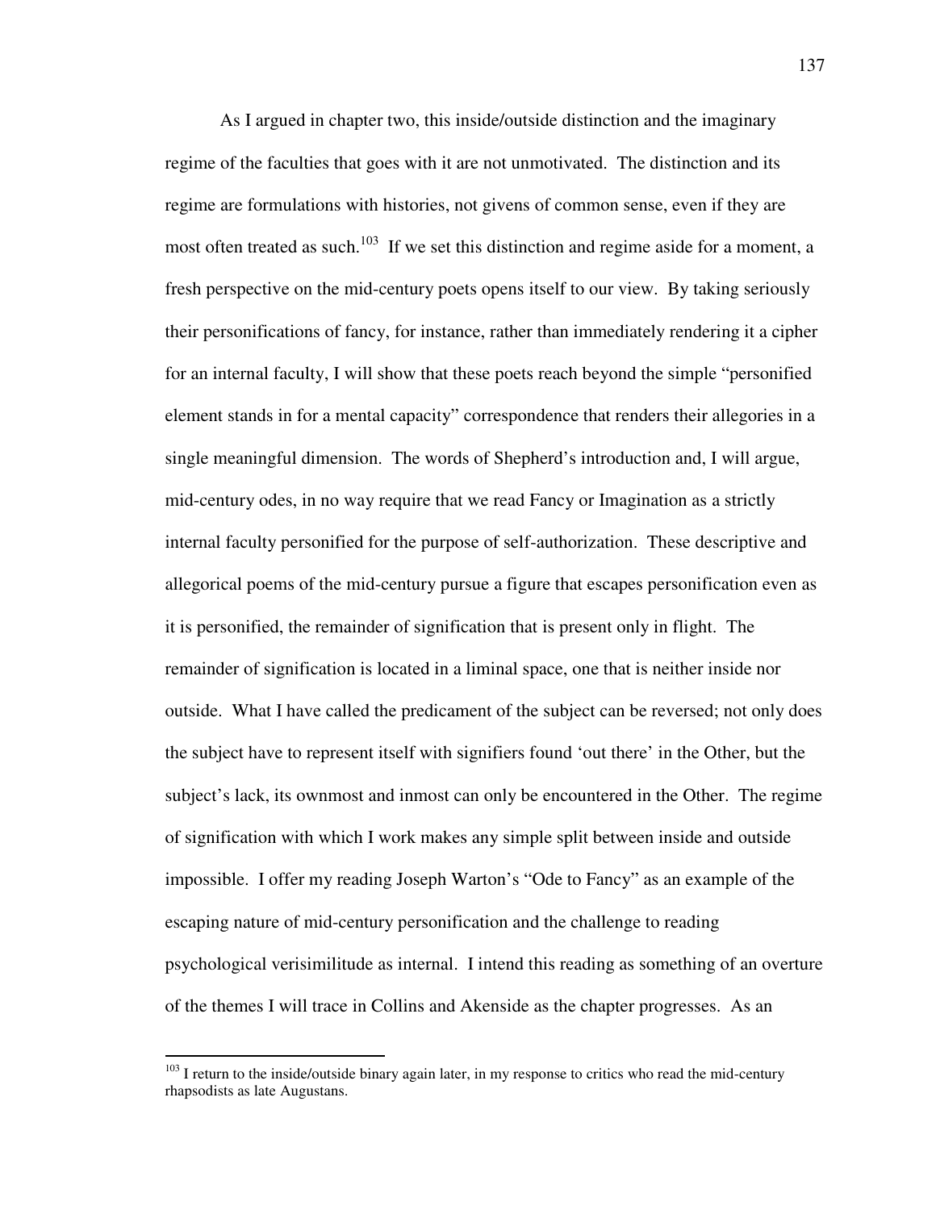As I argued in chapter two, this inside/outside distinction and the imaginary regime of the faculties that goes with it are not unmotivated. The distinction and its regime are formulations with histories, not givens of common sense, even if they are most often treated as such.[103] If we set this distinction and regime aside for a moment, a fresh perspective on the mid-century poets opens itself to our view. By taking seriously their personifications of fancy, for instance, rather than immediately rendering it a cipher for an internal faculty, I will show that these poets reach beyond the simple "personified element stands in for a mental capacity" correspondence that renders their allegories in a single meaningful dimension. The words of Shepherd's introduction and, I will argue, mid-century odes, in no way require that we read Fancy or Imagination as a strictly internal faculty personified for the purpose of self-authorization. These descriptive and allegorical poems of the mid-century pursue a figure that escapes personification even as it is personified, the remainder of signification that is present only in flight. The remainder of signification is located in a liminal space, one that is neither inside nor outside. What I have called the predicament of the subject can be reversed; not only does the subject have to represent itself with signifiers found 'out there' in the Other, but the subject's lack, its ownmost and inmost can only be encountered in the Other. The regime of signification with which I work makes any simple split between inside and outside impossible. I offer my reading Joseph Warton's "Ode to Fancy" as an example of the escaping nature of mid-century personification and the challenge to reading psychological verisimilitude as internal. I intend this reading as something of an overture of the themes I will trace in Collins and Akenside as the chapter progresses. As an

[103] I return to the inside/outside binary again later, in my response to critics who read the mid-century rhapsodists as late Augustans.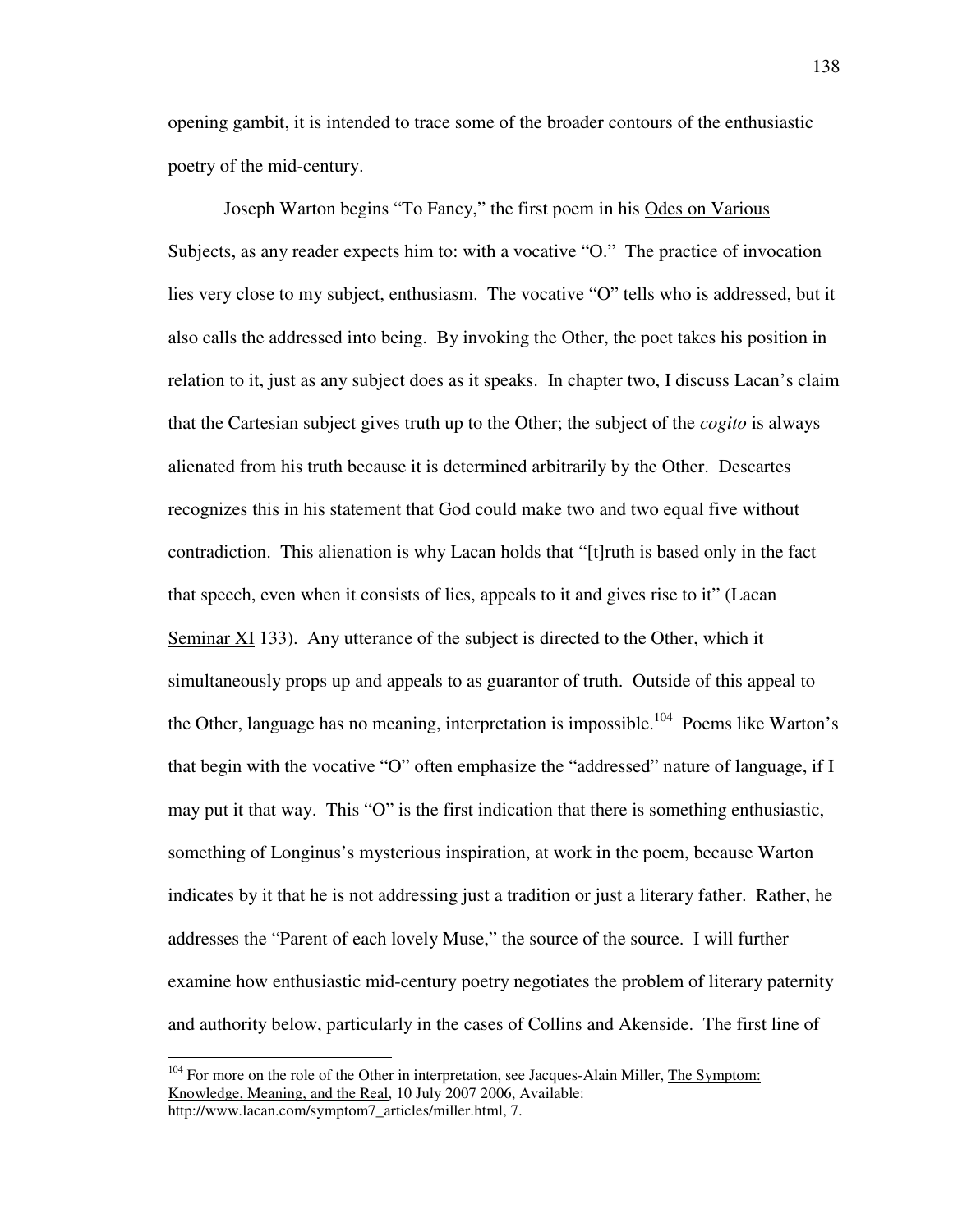opening gambit, it is intended to trace some of the broader contours of the enthusiastic poetry of the mid-century.

Joseph Warton begins "To Fancy," the first poem in his Odes on Various Subjects, as any reader expects him to: with a vocative "O." The practice of invocation lies very close to my subject, enthusiasm. The vocative "O" tells who is addressed, but it also calls the addressed into being. By invoking the Other, the poet takes his position in relation to it, just as any subject does as it speaks. In chapter two, I discuss Lacan's claim that the Cartesian subject gives truth up to the Other; the subject of the *cogito* is always alienated from his truth because it is determined arbitrarily by the Other. Descartes recognizes this in his statement that God could make two and two equal five without contradiction. This alienation is why Lacan holds that "[t]ruth is based only in the fact that speech, even when it consists of lies, appeals to it and gives rise to it" (Lacan Seminar XI 133). Any utterance of the subject is directed to the Other, which it simultaneously props up and appeals to as guarantor of truth. Outside of this appeal to the Other, language has no meaning, interpretation is impossible.[104] Poems like Warton's that begin with the vocative "O" often emphasize the "addressed" nature of language, if I may put it that way. This "O" is the first indication that there is something enthusiastic, something of Longinus's mysterious inspiration, at work in the poem, because Warton indicates by it that he is not addressing just a tradition or just a literary father. Rather, he addresses the "Parent of each lovely Muse," the source of the source. I will further examine how enthusiastic mid-century poetry negotiates the problem of literary paternity and authority below, particularly in the cases of Collins and Akenside. The first line of

[104] For more on the role of the Other in interpretation, see Jacques-Alain Miller, The Symptom: Knowledge, Meaning, and the Real, 10 July 2007 2006, Available: http://www.lacan.com/symptom7_articles/miller.html, 7.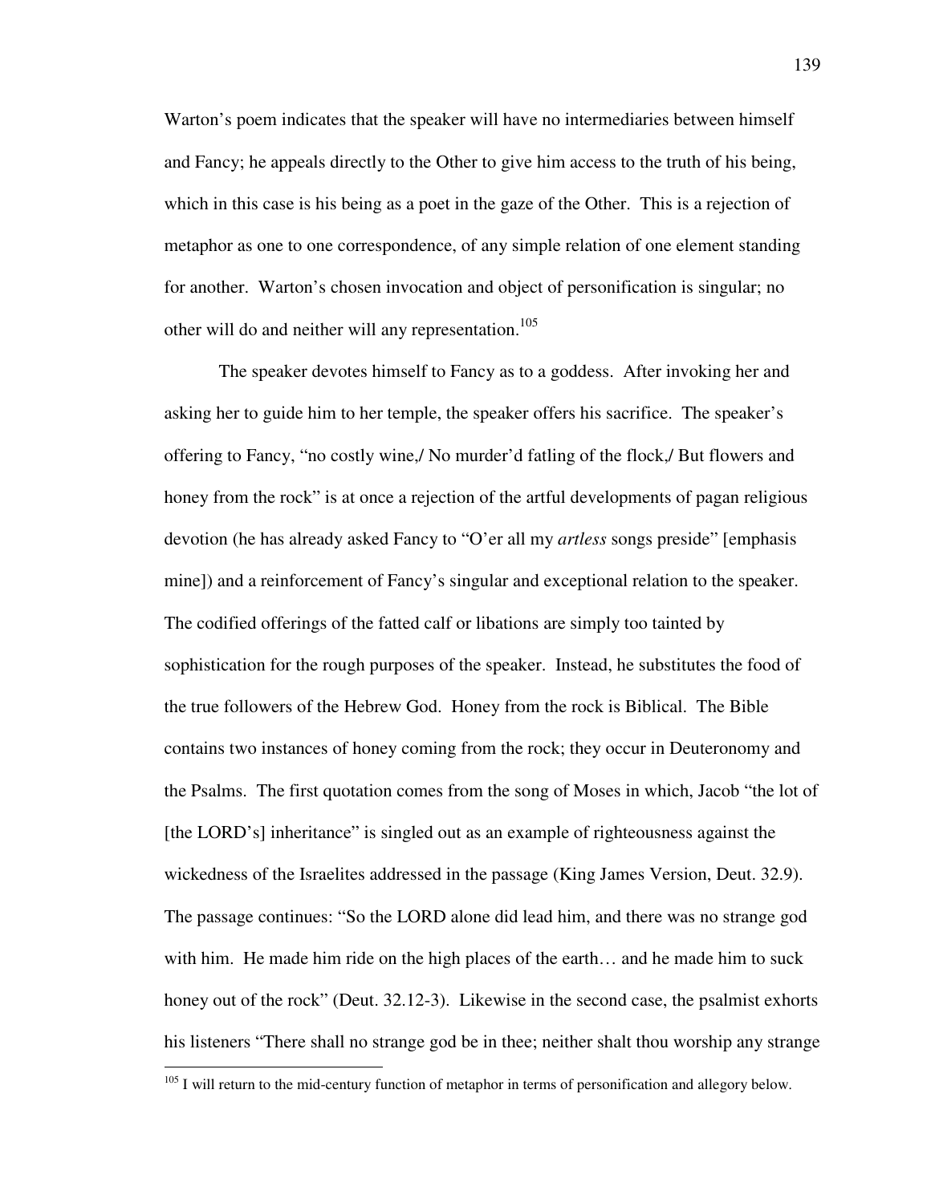Warton's poem indicates that the speaker will have no intermediaries between himself and Fancy; he appeals directly to the Other to give him access to the truth of his being, which in this case is his being as a poet in the gaze of the Other. This is a rejection of metaphor as one to one correspondence, of any simple relation of one element standing for another. Warton's chosen invocation and object of personification is singular; no other will do and neither will any representation.[105]

The speaker devotes himself to Fancy as to a goddess. After invoking her and asking her to guide him to her temple, the speaker offers his sacrifice. The speaker's offering to Fancy, "no costly wine,/ No murder'd fatling of the flock,/ But flowers and honey from the rock" is at once a rejection of the artful developments of pagan religious devotion (he has already asked Fancy to "O'er all my *artless* songs preside" [emphasis mine]) and a reinforcement of Fancy's singular and exceptional relation to the speaker. The codified offerings of the fatted calf or libations are simply too tainted by sophistication for the rough purposes of the speaker. Instead, he substitutes the food of the true followers of the Hebrew God. Honey from the rock is Biblical. The Bible contains two instances of honey coming from the rock; they occur in Deuteronomy and the Psalms. The first quotation comes from the song of Moses in which, Jacob "the lot of [the LORD's] inheritance" is singled out as an example of righteousness against the wickedness of the Israelites addressed in the passage (King James Version, Deut. 32.9). The passage continues: "So the LORD alone did lead him, and there was no strange god with him. He made him ride on the high places of the earth… and he made him to suck honey out of the rock" (Deut. 32.12-3). Likewise in the second case, the psalmist exhorts his listeners "There shall no strange god be in thee; neither shalt thou worship any strange

---

[105] I will return to the mid-century function of metaphor in terms of personification and allegory below.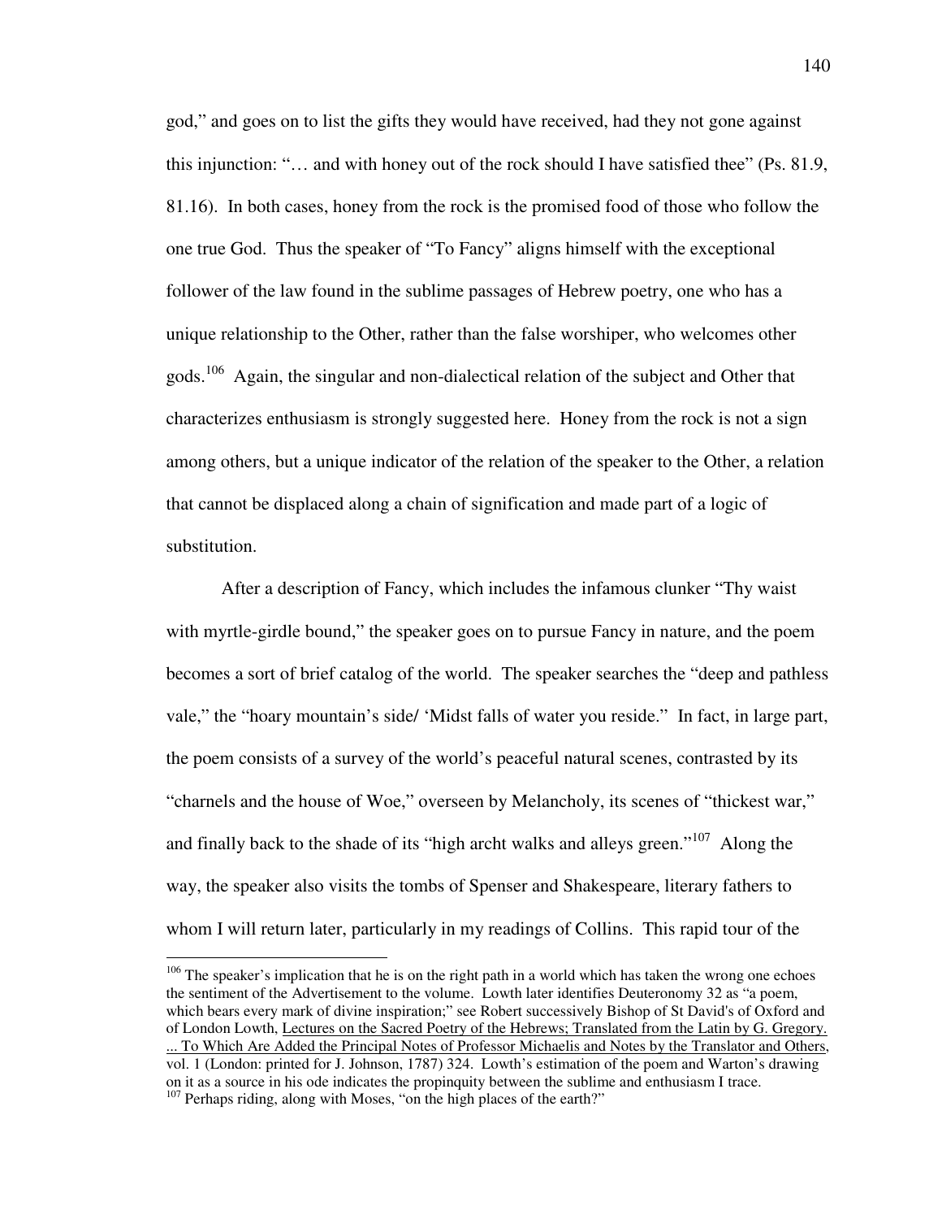god," and goes on to list the gifts they would have received, had they not gone against this injunction: "… and with honey out of the rock should I have satisfied thee" (Ps. 81.9, 81.16). In both cases, honey from the rock is the promised food of those who follow the one true God. Thus the speaker of "To Fancy" aligns himself with the exceptional follower of the law found in the sublime passages of Hebrew poetry, one who has a unique relationship to the Other, rather than the false worshiper, who welcomes other gods.[106] Again, the singular and non-dialectical relation of the subject and Other that characterizes enthusiasm is strongly suggested here. Honey from the rock is not a sign among others, but a unique indicator of the relation of the speaker to the Other, a relation that cannot be displaced along a chain of signification and made part of a logic of substitution.

After a description of Fancy, which includes the infamous clunker "Thy waist with myrtle-girdle bound," the speaker goes on to pursue Fancy in nature, and the poem becomes a sort of brief catalog of the world. The speaker searches the "deep and pathless vale," the "hoary mountain's side/ 'Midst falls of water you reside." In fact, in large part, the poem consists of a survey of the world's peaceful natural scenes, contrasted by its "charnels and the house of Woe," overseen by Melancholy, its scenes of "thickest war," and finally back to the shade of its "high archt walks and alleys green."[107] Along the way, the speaker also visits the tombs of Spenser and Shakespeare, literary fathers to whom I will return later, particularly in my readings of Collins. This rapid tour of the

---

[106] The speaker's implication that he is on the right path in a world which has taken the wrong one echoes the sentiment of the Advertisement to the volume. Lowth later identifies Deuteronomy 32 as "a poem, which bears every mark of divine inspiration;" see Robert successively Bishop of St David's of Oxford and of London Lowth, Lectures on the Sacred Poetry of the Hebrews; Translated from the Latin by G. Gregory. ... To Which Are Added the Principal Notes of Professor Michaelis and Notes by the Translator and Others, vol. 1 (London: printed for J. Johnson, 1787) 324. Lowth's estimation of the poem and Warton's drawing on it as a source in his ode indicates the propinquity between the sublime and enthusiasm I trace.

[107] Perhaps riding, along with Moses, "on the high places of the earth?"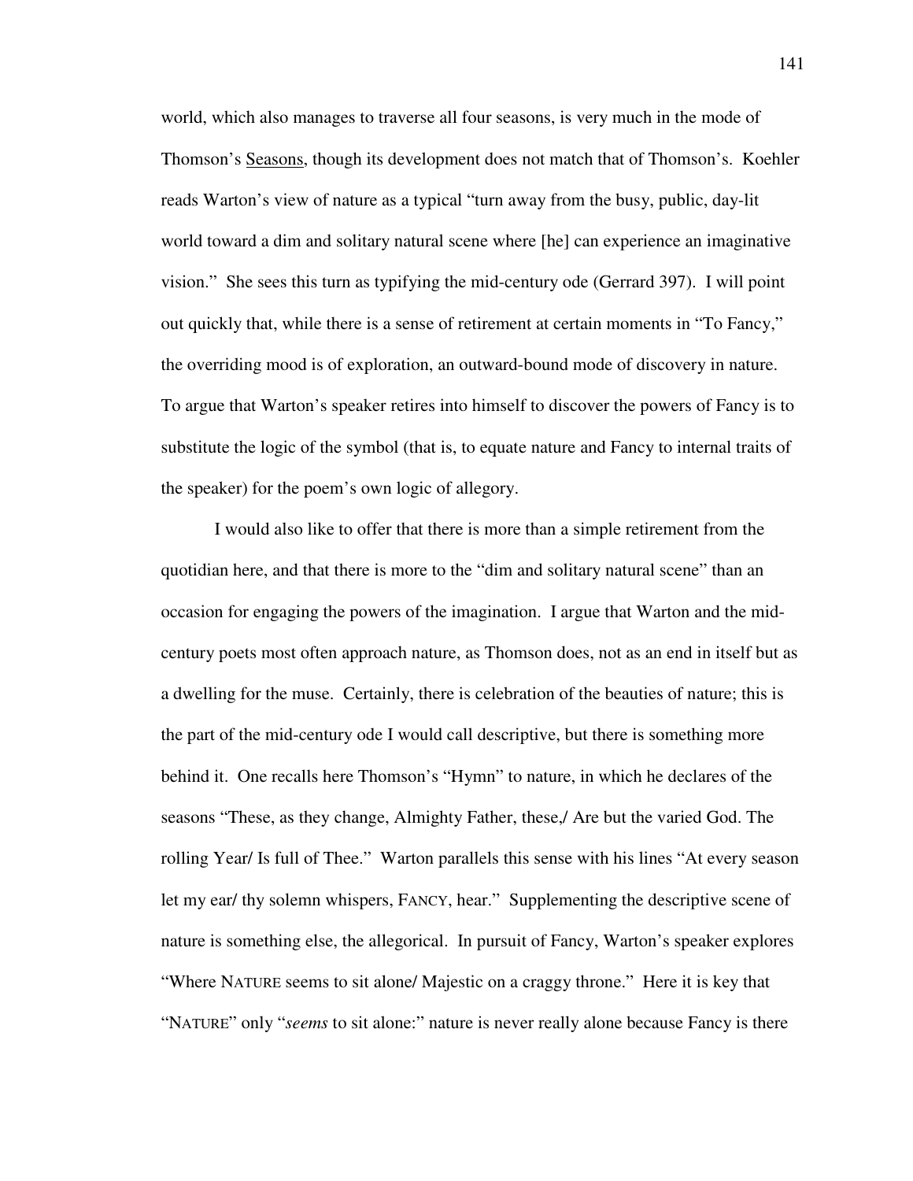world, which also manages to traverse all four seasons, is very much in the mode of Thomson's Seasons, though its development does not match that of Thomson's. Koehler reads Warton's view of nature as a typical "turn away from the busy, public, day-lit world toward a dim and solitary natural scene where [he] can experience an imaginative vision." She sees this turn as typifying the mid-century ode (Gerrard 397). I will point out quickly that, while there is a sense of retirement at certain moments in "To Fancy," the overriding mood is of exploration, an outward-bound mode of discovery in nature. To argue that Warton's speaker retires into himself to discover the powers of Fancy is to substitute the logic of the symbol (that is, to equate nature and Fancy to internal traits of the speaker) for the poem's own logic of allegory.

I would also like to offer that there is more than a simple retirement from the quotidian here, and that there is more to the "dim and solitary natural scene" than an occasion for engaging the powers of the imagination. I argue that Warton and the mid-century poets most often approach nature, as Thomson does, not as an end in itself but as a dwelling for the muse. Certainly, there is celebration of the beauties of nature; this is the part of the mid-century ode I would call descriptive, but there is something more behind it. One recalls here Thomson's "Hymn" to nature, in which he declares of the seasons "These, as they change, Almighty Father, these,/ Are but the varied God. The rolling Year/ Is full of Thee." Warton parallels this sense with his lines "At every season let my ear/ thy solemn whispers, FANCY, hear." Supplementing the descriptive scene of nature is something else, the allegorical. In pursuit of Fancy, Warton's speaker explores "Where NATURE seems to sit alone/ Majestic on a craggy throne." Here it is key that "NATURE" only "*seems* to sit alone:" nature is never really alone because Fancy is there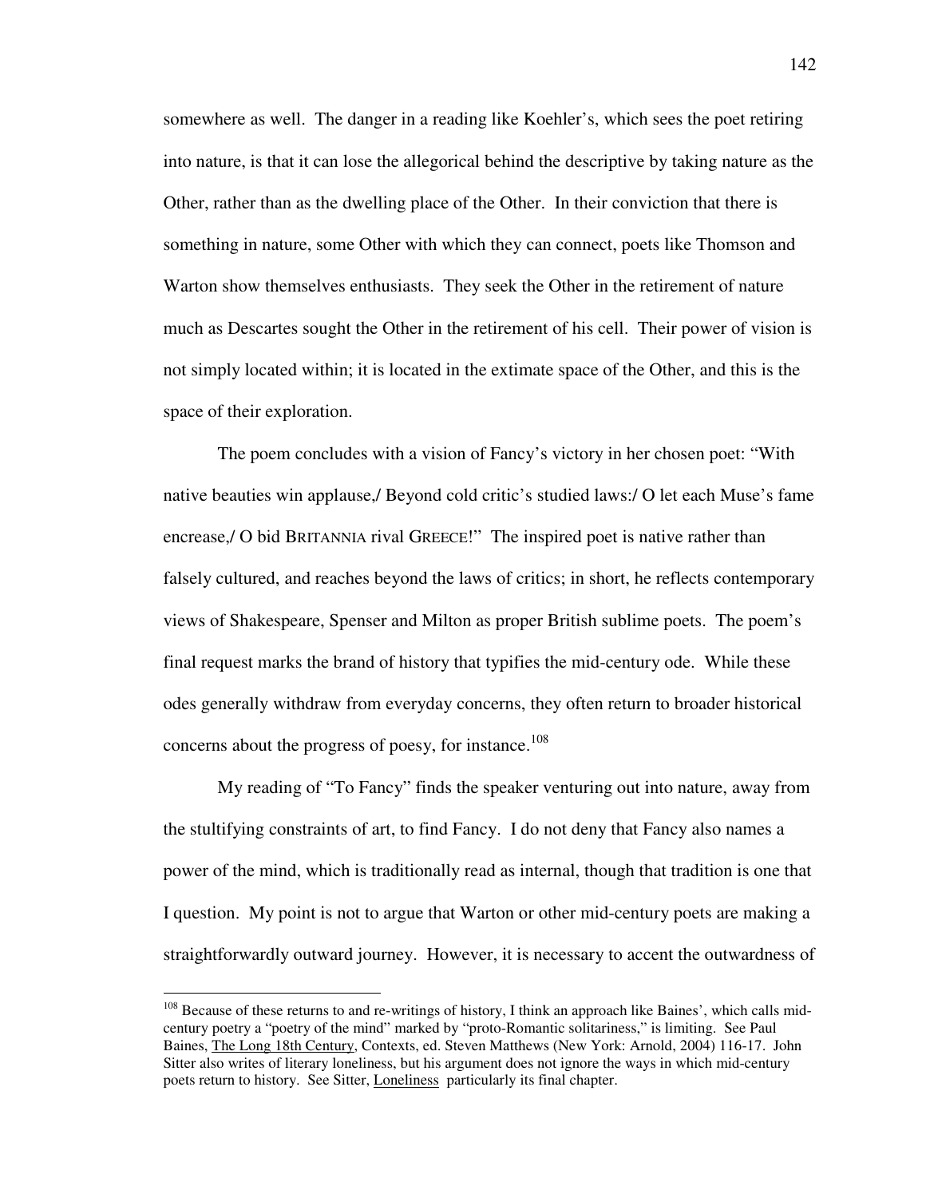somewhere as well. The danger in a reading like Koehler's, which sees the poet retiring into nature, is that it can lose the allegorical behind the descriptive by taking nature as the Other, rather than as the dwelling place of the Other. In their conviction that there is something in nature, some Other with which they can connect, poets like Thomson and Warton show themselves enthusiasts. They seek the Other in the retirement of nature much as Descartes sought the Other in the retirement of his cell. Their power of vision is not simply located within; it is located in the extimate space of the Other, and this is the space of their exploration.

The poem concludes with a vision of Fancy's victory in her chosen poet: "With native beauties win applause,/ Beyond cold critic's studied laws:/ O let each Muse's fame encrease,/ O bid BRITANNIA rival GREECE!" The inspired poet is native rather than falsely cultured, and reaches beyond the laws of critics; in short, he reflects contemporary views of Shakespeare, Spenser and Milton as proper British sublime poets. The poem's final request marks the brand of history that typifies the mid-century ode. While these odes generally withdraw from everyday concerns, they often return to broader historical concerns about the progress of poesy, for instance.[108]

My reading of "To Fancy" finds the speaker venturing out into nature, away from the stultifying constraints of art, to find Fancy. I do not deny that Fancy also names a power of the mind, which is traditionally read as internal, though that tradition is one that I question. My point is not to argue that Warton or other mid-century poets are making a straightforwardly outward journey. However, it is necessary to accent the outwardness of

---

[108] Because of these returns to and re-writings of history, I think an approach like Baines', which calls mid-century poetry a "poetry of the mind" marked by "proto-Romantic solitariness," is limiting. See Paul Baines, The Long 18th Century, Contexts, ed. Steven Matthews (New York: Arnold, 2004) 116-17. John Sitter also writes of literary loneliness, but his argument does not ignore the ways in which mid-century poets return to history. See Sitter, Loneliness particularly its final chapter.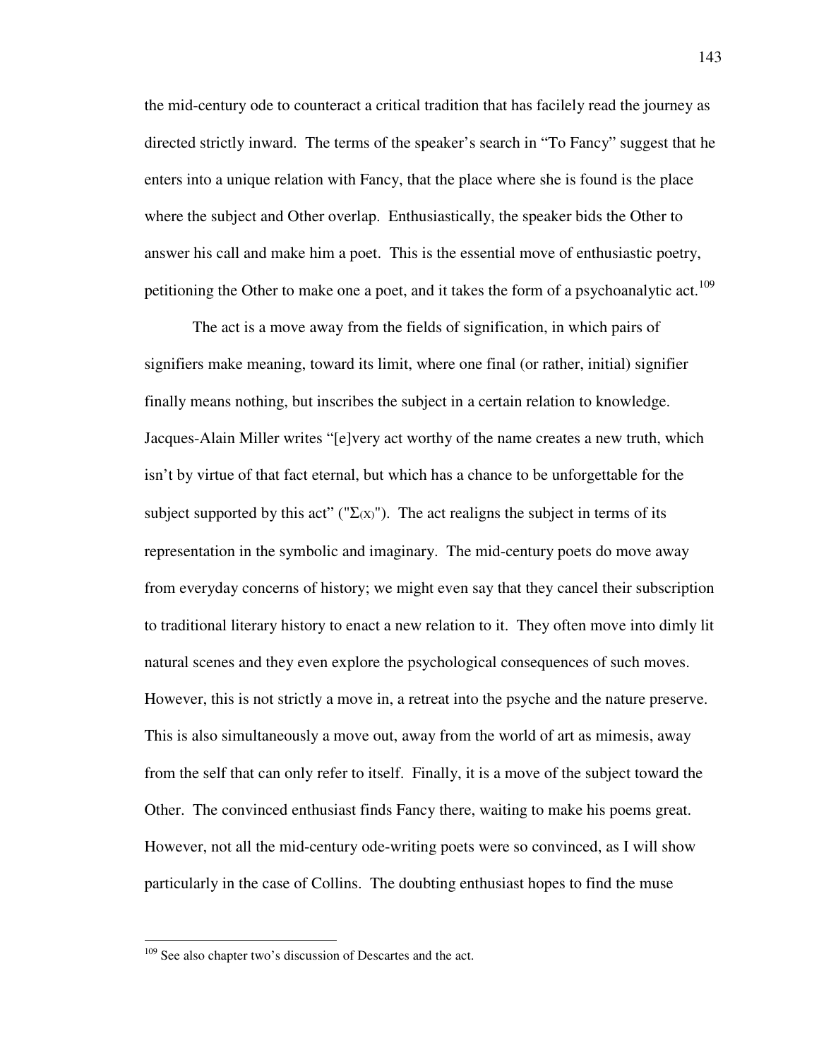the mid-century ode to counteract a critical tradition that has facilely read the journey as directed strictly inward. The terms of the speaker's search in "To Fancy" suggest that he enters into a unique relation with Fancy, that the place where she is found is the place where the subject and Other overlap. Enthusiastically, the speaker bids the Other to answer his call and make him a poet. This is the essential move of enthusiastic poetry, petitioning the Other to make one a poet, and it takes the form of a psychoanalytic act.[109]

The act is a move away from the fields of signification, in which pairs of signifiers make meaning, toward its limit, where one final (or rather, initial) signifier finally means nothing, but inscribes the subject in a certain relation to knowledge. Jacques-Alain Miller writes "[e]very act worthy of the name creates a new truth, which isn't by virtue of that fact eternal, but which has a chance to be unforgettable for the subject supported by this act" ("$\Sigma(x)$"). The act realigns the subject in terms of its representation in the symbolic and imaginary. The mid-century poets do move away from everyday concerns of history; we might even say that they cancel their subscription to traditional literary history to enact a new relation to it. They often move into dimly lit natural scenes and they even explore the psychological consequences of such moves. However, this is not strictly a move in, a retreat into the psyche and the nature preserve. This is also simultaneously a move out, away from the world of art as mimesis, away from the self that can only refer to itself. Finally, it is a move of the subject toward the Other. The convinced enthusiast finds Fancy there, waiting to make his poems great. However, not all the mid-century ode-writing poets were so convinced, as I will show particularly in the case of Collins. The doubting enthusiast hopes to find the muse

[109] See also chapter two's discussion of Descartes and the act.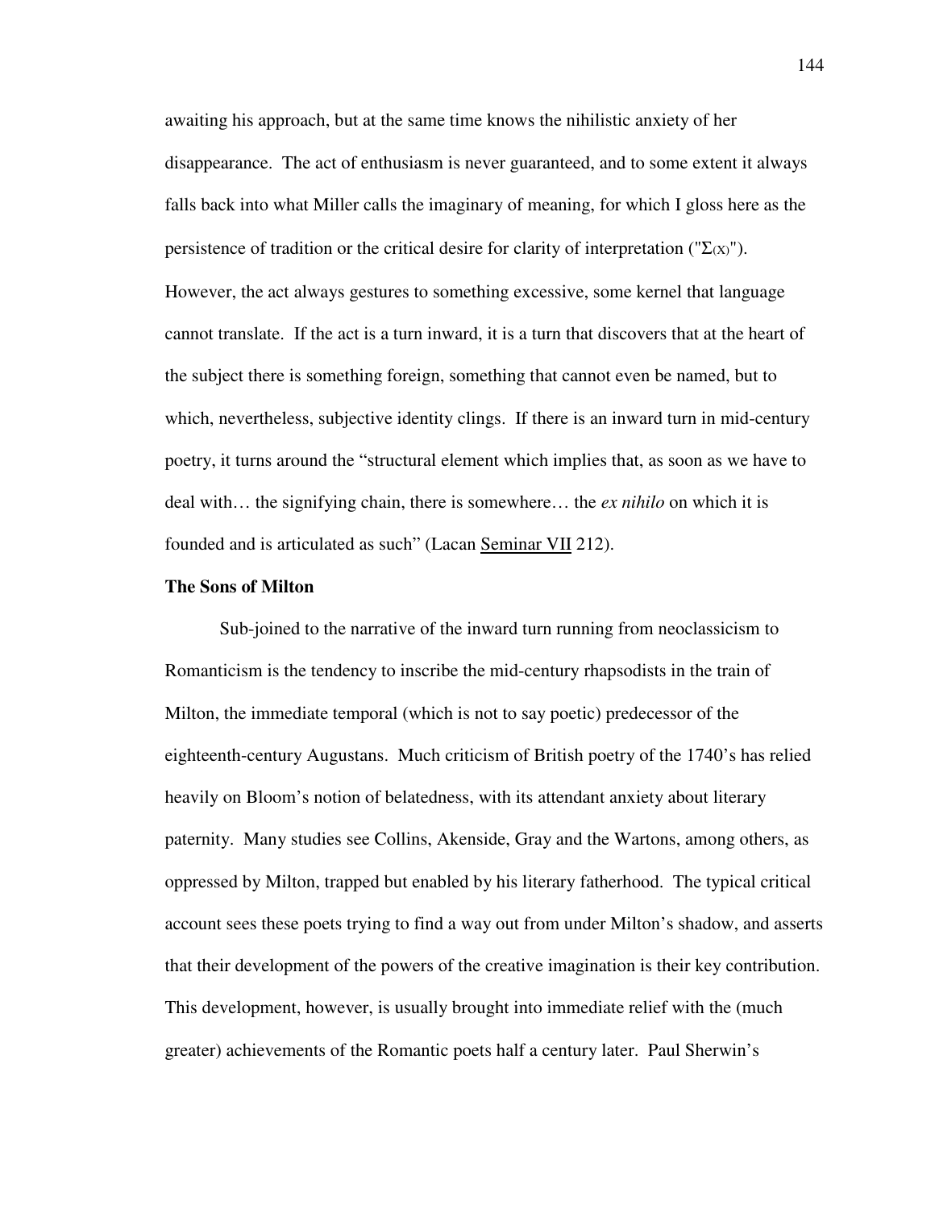awaiting his approach, but at the same time knows the nihilistic anxiety of her disappearance. The act of enthusiasm is never guaranteed, and to some extent it always falls back into what Miller calls the imaginary of meaning, for which I gloss here as the persistence of tradition or the critical desire for clarity of interpretation ("$\Sigma_{(X)}$"). However, the act always gestures to something excessive, some kernel that language cannot translate. If the act is a turn inward, it is a turn that discovers that at the heart of the subject there is something foreign, something that cannot even be named, but to which, nevertheless, subjective identity clings. If there is an inward turn in mid-century poetry, it turns around the "structural element which implies that, as soon as we have to deal with… the signifying chain, there is somewhere… the *ex nihilo* on which it is founded and is articulated as such" (Lacan Seminar VII 212).

**The Sons of Milton**

Sub-joined to the narrative of the inward turn running from neoclassicism to Romanticism is the tendency to inscribe the mid-century rhapsodists in the train of Milton, the immediate temporal (which is not to say poetic) predecessor of the eighteenth-century Augustans. Much criticism of British poetry of the 1740's has relied heavily on Bloom's notion of belatedness, with its attendant anxiety about literary paternity. Many studies see Collins, Akenside, Gray and the Wartons, among others, as oppressed by Milton, trapped but enabled by his literary fatherhood. The typical critical account sees these poets trying to find a way out from under Milton's shadow, and asserts that their development of the powers of the creative imagination is their key contribution. This development, however, is usually brought into immediate relief with the (much greater) achievements of the Romantic poets half a century later. Paul Sherwin's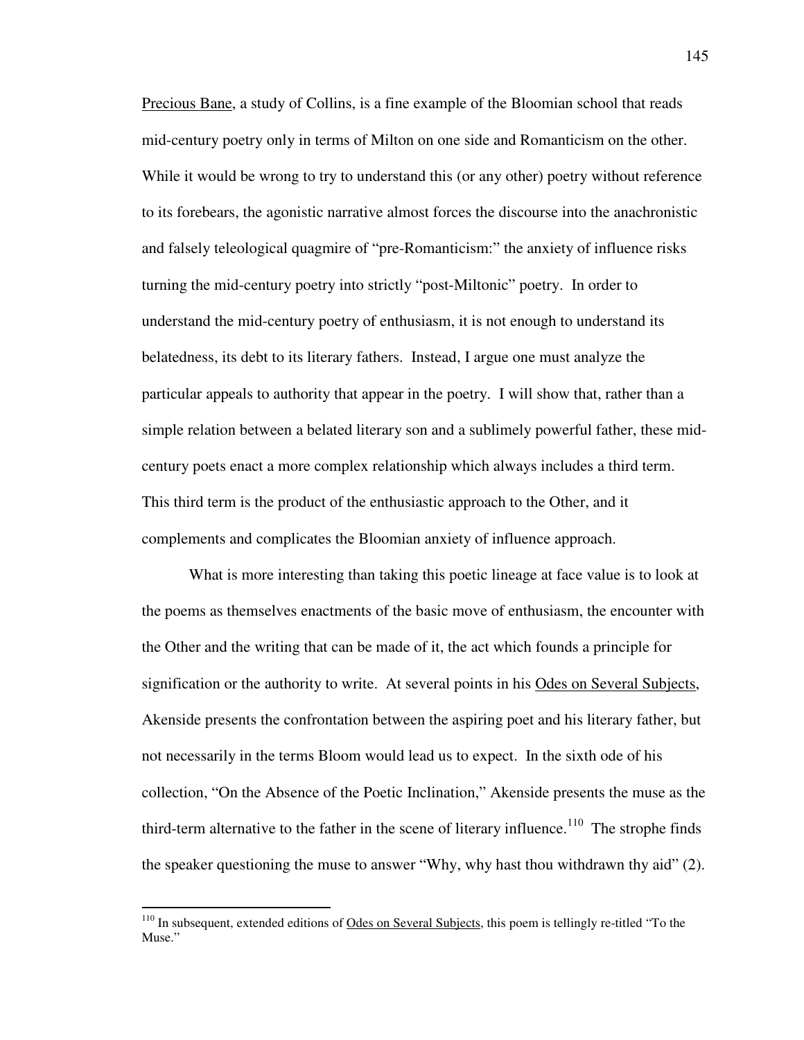Precious Bane, a study of Collins, is a fine example of the Bloomian school that reads mid-century poetry only in terms of Milton on one side and Romanticism on the other. While it would be wrong to try to understand this (or any other) poetry without reference to its forebears, the agonistic narrative almost forces the discourse into the anachronistic and falsely teleological quagmire of "pre-Romanticism:" the anxiety of influence risks turning the mid-century poetry into strictly "post-Miltonic" poetry. In order to understand the mid-century poetry of enthusiasm, it is not enough to understand its belatedness, its debt to its literary fathers. Instead, I argue one must analyze the particular appeals to authority that appear in the poetry. I will show that, rather than a simple relation between a belated literary son and a sublimely powerful father, these mid-century poets enact a more complex relationship which always includes a third term. This third term is the product of the enthusiastic approach to the Other, and it complements and complicates the Bloomian anxiety of influence approach.

What is more interesting than taking this poetic lineage at face value is to look at the poems as themselves enactments of the basic move of enthusiasm, the encounter with the Other and the writing that can be made of it, the act which founds a principle for signification or the authority to write. At several points in his Odes on Several Subjects, Akenside presents the confrontation between the aspiring poet and his literary father, but not necessarily in the terms Bloom would lead us to expect. In the sixth ode of his collection, "On the Absence of the Poetic Inclination," Akenside presents the muse as the third-term alternative to the father in the scene of literary influence.[110] The strophe finds the speaker questioning the muse to answer "Why, why hast thou withdrawn thy aid" (2).

[110] In subsequent, extended editions of Odes on Several Subjects, this poem is tellingly re-titled "To the Muse."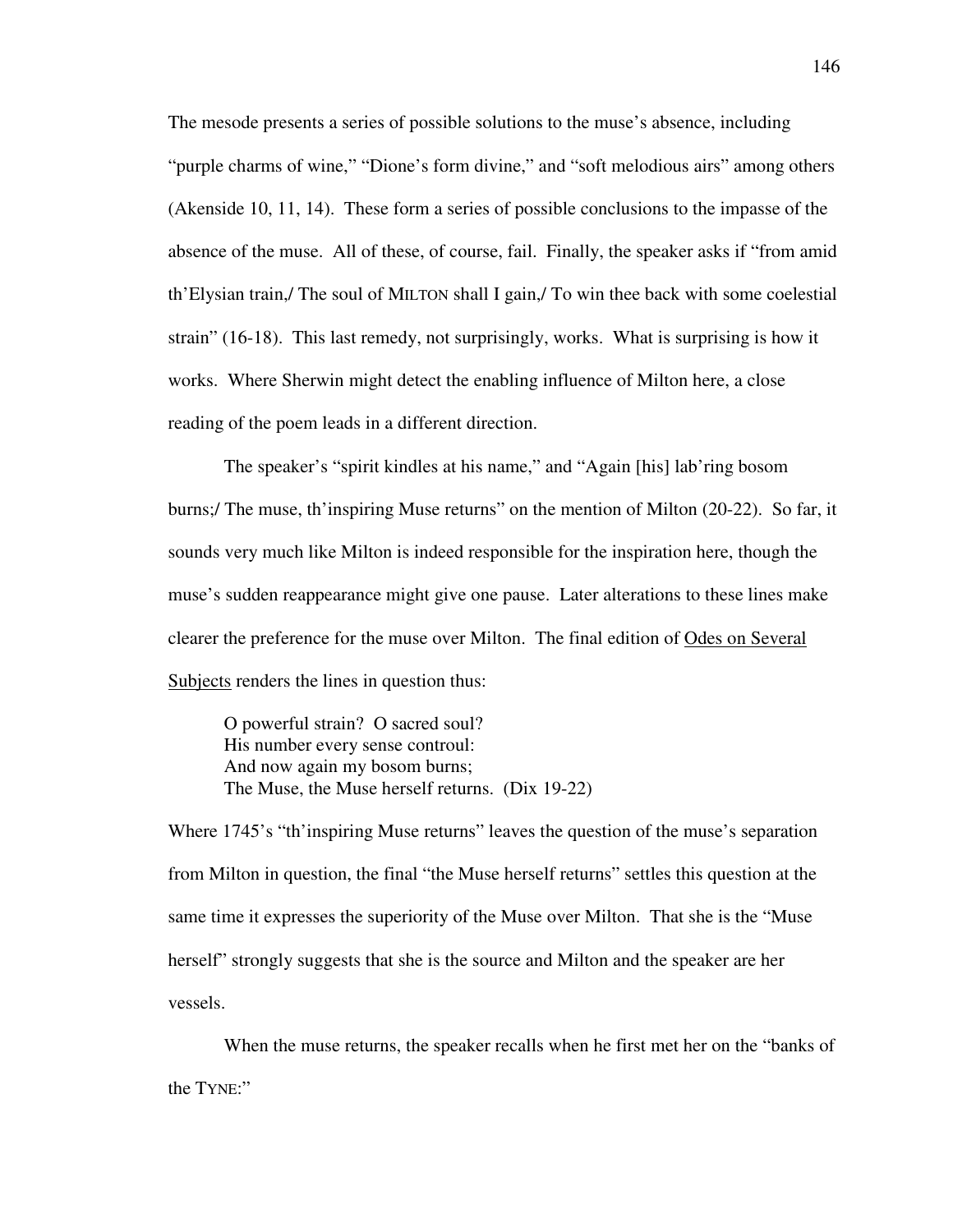The mesode presents a series of possible solutions to the muse's absence, including "purple charms of wine," "Dione's form divine," and "soft melodious airs" among others (Akenside 10, 11, 14). These form a series of possible conclusions to the impasse of the absence of the muse. All of these, of course, fail. Finally, the speaker asks if "from amid th'Elysian train,/ The soul of MILTON shall I gain,/ To win thee back with some coelestial strain" (16-18). This last remedy, not surprisingly, works. What is surprising is how it works. Where Sherwin might detect the enabling influence of Milton here, a close reading of the poem leads in a different direction.

The speaker's "spirit kindles at his name," and "Again [his] lab'ring bosom burns;/ The muse, th'inspiring Muse returns" on the mention of Milton (20-22). So far, it sounds very much like Milton is indeed responsible for the inspiration here, though the muse's sudden reappearance might give one pause. Later alterations to these lines make clearer the preference for the muse over Milton. The final edition of Odes on Several Subjects renders the lines in question thus:

> O powerful strain? O sacred soul?
> His number every sense controul:
> And now again my bosom burns;
> The Muse, the Muse herself returns. (Dix 19-22)

Where 1745's "th'inspiring Muse returns" leaves the question of the muse's separation from Milton in question, the final "the Muse herself returns" settles this question at the same time it expresses the superiority of the Muse over Milton. That she is the "Muse herself" strongly suggests that she is the source and Milton and the speaker are her vessels.

When the muse returns, the speaker recalls when he first met her on the "banks of the TYNE:"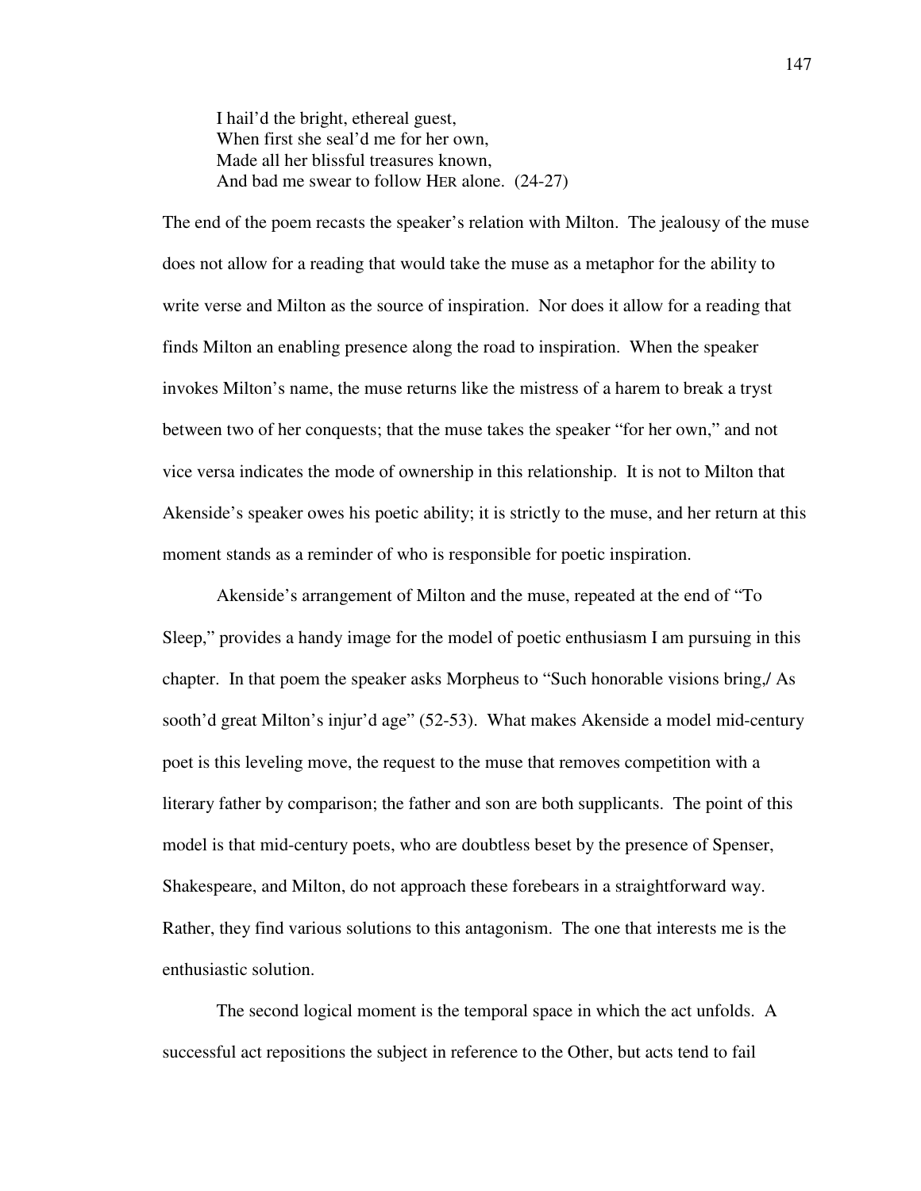> I hail'd the bright, ethereal guest,
> When first she seal'd me for her own,
> Made all her blissful treasures known,
> And bad me swear to follow HER alone. (24-27)

The end of the poem recasts the speaker's relation with Milton. The jealousy of the muse does not allow for a reading that would take the muse as a metaphor for the ability to write verse and Milton as the source of inspiration. Nor does it allow for a reading that finds Milton an enabling presence along the road to inspiration. When the speaker invokes Milton's name, the muse returns like the mistress of a harem to break a tryst between two of her conquests; that the muse takes the speaker "for her own," and not vice versa indicates the mode of ownership in this relationship. It is not to Milton that Akenside's speaker owes his poetic ability; it is strictly to the muse, and her return at this moment stands as a reminder of who is responsible for poetic inspiration.

Akenside's arrangement of Milton and the muse, repeated at the end of "To Sleep," provides a handy image for the model of poetic enthusiasm I am pursuing in this chapter. In that poem the speaker asks Morpheus to "Such honorable visions bring,/ As sooth'd great Milton's injur'd age" (52-53). What makes Akenside a model mid-century poet is this leveling move, the request to the muse that removes competition with a literary father by comparison; the father and son are both supplicants. The point of this model is that mid-century poets, who are doubtless beset by the presence of Spenser, Shakespeare, and Milton, do not approach these forebears in a straightforward way. Rather, they find various solutions to this antagonism. The one that interests me is the enthusiastic solution.

The second logical moment is the temporal space in which the act unfolds. A successful act repositions the subject in reference to the Other, but acts tend to fail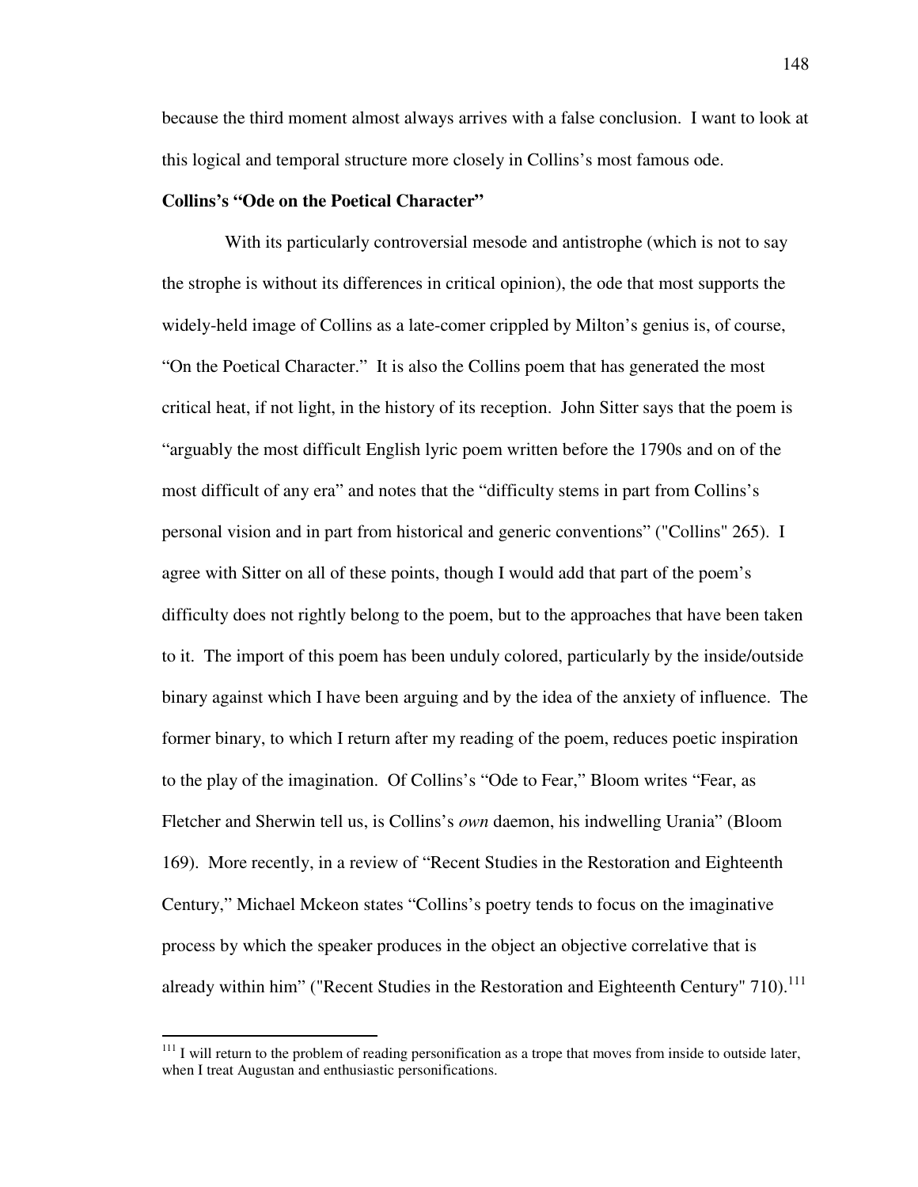because the third moment almost always arrives with a false conclusion. I want to look at this logical and temporal structure more closely in Collins's most famous ode.

**Collins's "Ode on the Poetical Character"**

With its particularly controversial mesode and antistrophe (which is not to say the strophe is without its differences in critical opinion), the ode that most supports the widely-held image of Collins as a late-comer crippled by Milton's genius is, of course, "On the Poetical Character." It is also the Collins poem that has generated the most critical heat, if not light, in the history of its reception. John Sitter says that the poem is "arguably the most difficult English lyric poem written before the 1790s and on of the most difficult of any era" and notes that the "difficulty stems in part from Collins's personal vision and in part from historical and generic conventions" ("Collins" 265). I agree with Sitter on all of these points, though I would add that part of the poem's difficulty does not rightly belong to the poem, but to the approaches that have been taken to it. The import of this poem has been unduly colored, particularly by the inside/outside binary against which I have been arguing and by the idea of the anxiety of influence. The former binary, to which I return after my reading of the poem, reduces poetic inspiration to the play of the imagination. Of Collins's "Ode to Fear," Bloom writes "Fear, as Fletcher and Sherwin tell us, is Collins's *own* daemon, his indwelling Urania" (Bloom 169). More recently, in a review of "Recent Studies in the Restoration and Eighteenth Century," Michael Mckeon states "Collins's poetry tends to focus on the imaginative process by which the speaker produces in the object an objective correlative that is already within him" ("Recent Studies in the Restoration and Eighteenth Century" 710).[111]

[111] I will return to the problem of reading personification as a trope that moves from inside to outside later, when I treat Augustan and enthusiastic personifications.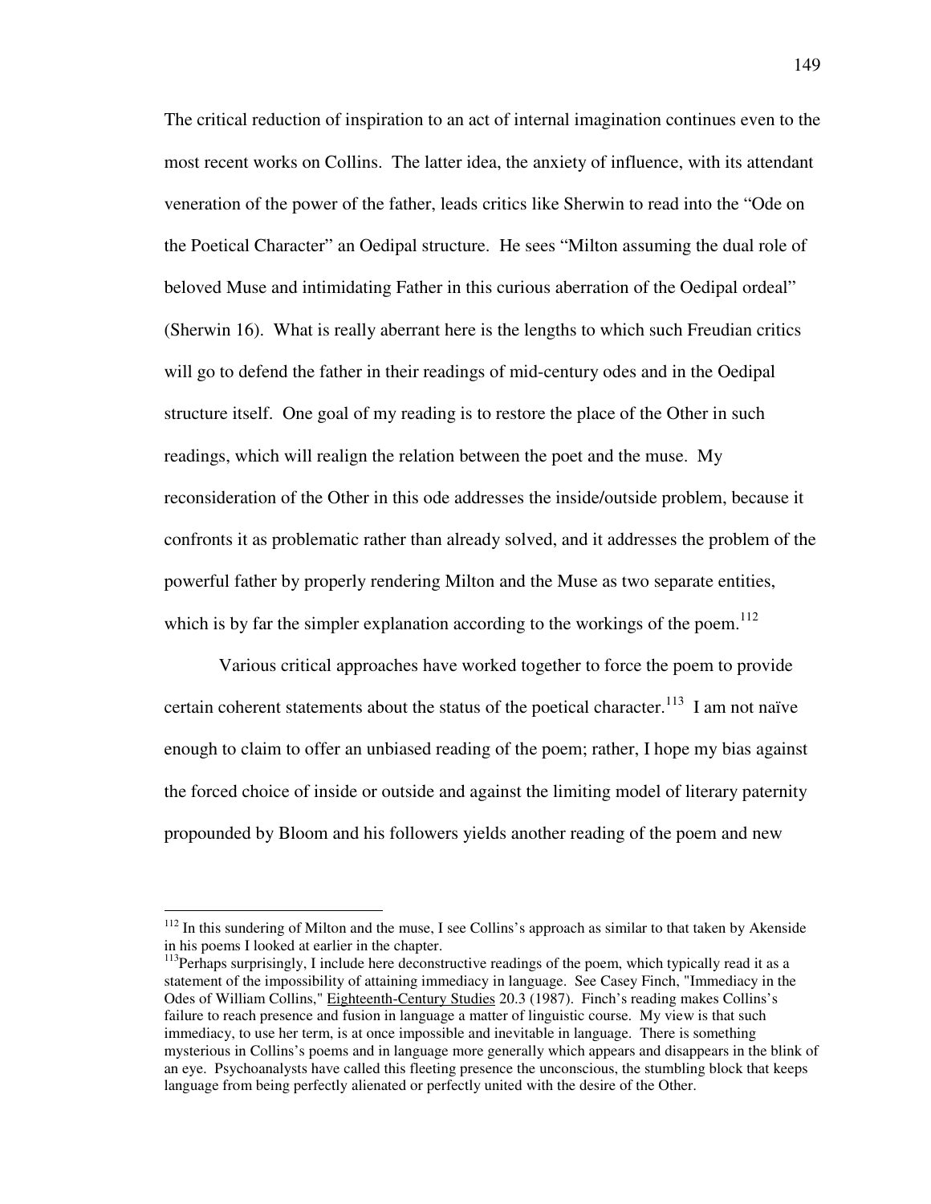The critical reduction of inspiration to an act of internal imagination continues even to the most recent works on Collins. The latter idea, the anxiety of influence, with its attendant veneration of the power of the father, leads critics like Sherwin to read into the "Ode on the Poetical Character" an Oedipal structure. He sees "Milton assuming the dual role of beloved Muse and intimidating Father in this curious aberration of the Oedipal ordeal" (Sherwin 16). What is really aberrant here is the lengths to which such Freudian critics will go to defend the father in their readings of mid-century odes and in the Oedipal structure itself. One goal of my reading is to restore the place of the Other in such readings, which will realign the relation between the poet and the muse. My reconsideration of the Other in this ode addresses the inside/outside problem, because it confronts it as problematic rather than already solved, and it addresses the problem of the powerful father by properly rendering Milton and the Muse as two separate entities, which is by far the simpler explanation according to the workings of the poem.[112]

Various critical approaches have worked together to force the poem to provide certain coherent statements about the status of the poetical character.[113] I am not naïve enough to claim to offer an unbiased reading of the poem; rather, I hope my bias against the forced choice of inside or outside and against the limiting model of literary paternity propounded by Bloom and his followers yields another reading of the poem and new

---

[112] In this sundering of Milton and the muse, I see Collins's approach as similar to that taken by Akenside in his poems I looked at earlier in the chapter.

[113] Perhaps surprisingly, I include here deconstructive readings of the poem, which typically read it as a statement of the impossibility of attaining immediacy in language. See Casey Finch, "Immediacy in the Odes of William Collins," Eighteenth-Century Studies 20.3 (1987). Finch's reading makes Collins's failure to reach presence and fusion in language a matter of linguistic course. My view is that such immediacy, to use her term, is at once impossible and inevitable in language. There is something mysterious in Collins's poems and in language more generally which appears and disappears in the blink of an eye. Psychoanalysts have called this fleeting presence the unconscious, the stumbling block that keeps language from being perfectly alienated or perfectly united with the desire of the Other.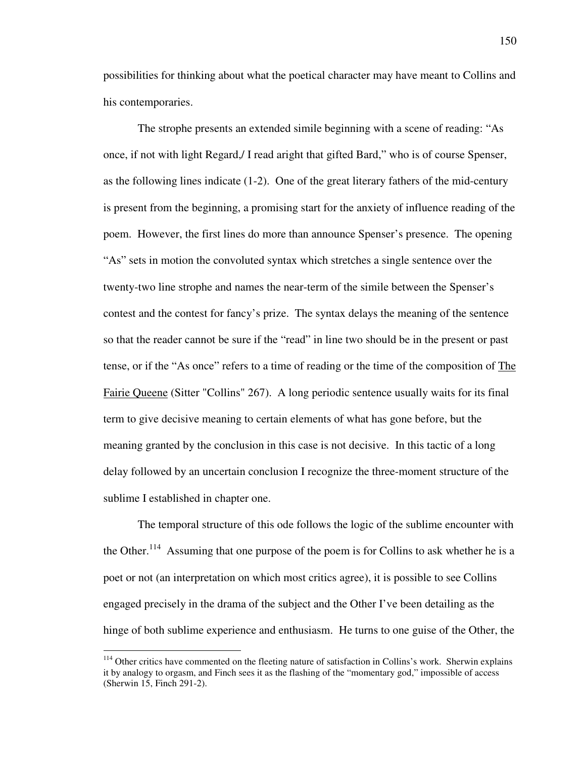possibilities for thinking about what the poetical character may have meant to Collins and his contemporaries.

The strophe presents an extended simile beginning with a scene of reading: "As once, if not with light Regard,/ I read aright that gifted Bard," who is of course Spenser, as the following lines indicate (1-2). One of the great literary fathers of the mid-century is present from the beginning, a promising start for the anxiety of influence reading of the poem. However, the first lines do more than announce Spenser's presence. The opening "As" sets in motion the convoluted syntax which stretches a single sentence over the twenty-two line strophe and names the near-term of the simile between the Spenser's contest and the contest for fancy's prize. The syntax delays the meaning of the sentence so that the reader cannot be sure if the "read" in line two should be in the present or past tense, or if the "As once" refers to a time of reading or the time of the composition of The Fairie Queene (Sitter "Collins" 267). A long periodic sentence usually waits for its final term to give decisive meaning to certain elements of what has gone before, but the meaning granted by the conclusion in this case is not decisive. In this tactic of a long delay followed by an uncertain conclusion I recognize the three-moment structure of the sublime I established in chapter one.

The temporal structure of this ode follows the logic of the sublime encounter with the Other.[114] Assuming that one purpose of the poem is for Collins to ask whether he is a poet or not (an interpretation on which most critics agree), it is possible to see Collins engaged precisely in the drama of the subject and the Other I've been detailing as the hinge of both sublime experience and enthusiasm. He turns to one guise of the Other, the

---

[114] Other critics have commented on the fleeting nature of satisfaction in Collins's work. Sherwin explains it by analogy to orgasm, and Finch sees it as the flashing of the "momentary god," impossible of access (Sherwin 15, Finch 291-2).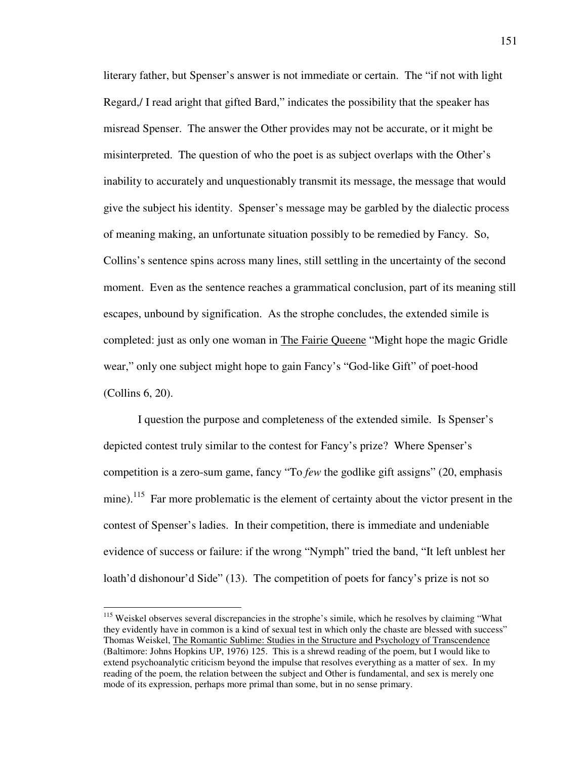literary father, but Spenser's answer is not immediate or certain. The "if not with light Regard,/ I read aright that gifted Bard," indicates the possibility that the speaker has misread Spenser. The answer the Other provides may not be accurate, or it might be misinterpreted. The question of who the poet is as subject overlaps with the Other's inability to accurately and unquestionably transmit its message, the message that would give the subject his identity. Spenser's message may be garbled by the dialectic process of meaning making, an unfortunate situation possibly to be remedied by Fancy. So, Collins's sentence spins across many lines, still settling in the uncertainty of the second moment. Even as the sentence reaches a grammatical conclusion, part of its meaning still escapes, unbound by signification. As the strophe concludes, the extended simile is completed: just as only one woman in The Fairie Queene "Might hope the magic Gridle wear," only one subject might hope to gain Fancy's "God-like Gift" of poet-hood (Collins 6, 20).

I question the purpose and completeness of the extended simile. Is Spenser's depicted contest truly similar to the contest for Fancy's prize? Where Spenser's competition is a zero-sum game, fancy "To *few* the godlike gift assigns" (20, emphasis mine).[115] Far more problematic is the element of certainty about the victor present in the contest of Spenser's ladies. In their competition, there is immediate and undeniable evidence of success or failure: if the wrong "Nymph" tried the band, "It left unblest her loath'd dishonour'd Side" (13). The competition of poets for fancy's prize is not so

[115] Weiskel observes several discrepancies in the strophe's simile, which he resolves by claiming "What they evidently have in common is a kind of sexual test in which only the chaste are blessed with success" Thomas Weiskel, The Romantic Sublime: Studies in the Structure and Psychology of Transcendence (Baltimore: Johns Hopkins UP, 1976) 125. This is a shrewd reading of the poem, but I would like to extend psychoanalytic criticism beyond the impulse that resolves everything as a matter of sex. In my reading of the poem, the relation between the subject and Other is fundamental, and sex is merely one mode of its expression, perhaps more primal than some, but in no sense primary.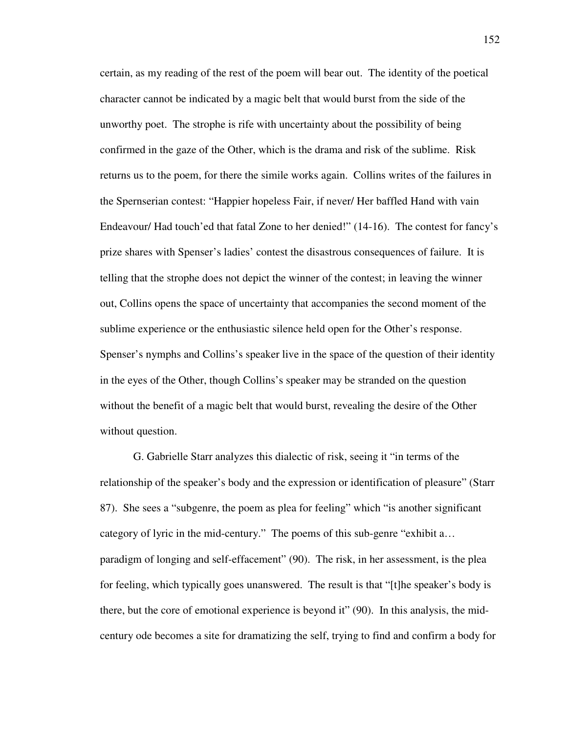certain, as my reading of the rest of the poem will bear out. The identity of the poetical character cannot be indicated by a magic belt that would burst from the side of the unworthy poet. The strophe is rife with uncertainty about the possibility of being confirmed in the gaze of the Other, which is the drama and risk of the sublime. Risk returns us to the poem, for there the simile works again. Collins writes of the failures in the Spernserian contest: "Happier hopeless Fair, if never/ Her baffled Hand with vain Endeavour/ Had touch'ed that fatal Zone to her denied!" (14-16). The contest for fancy's prize shares with Spenser's ladies' contest the disastrous consequences of failure. It is telling that the strophe does not depict the winner of the contest; in leaving the winner out, Collins opens the space of uncertainty that accompanies the second moment of the sublime experience or the enthusiastic silence held open for the Other's response. Spenser's nymphs and Collins's speaker live in the space of the question of their identity in the eyes of the Other, though Collins's speaker may be stranded on the question without the benefit of a magic belt that would burst, revealing the desire of the Other without question.

G. Gabrielle Starr analyzes this dialectic of risk, seeing it "in terms of the relationship of the speaker's body and the expression or identification of pleasure" (Starr 87). She sees a "subgenre, the poem as plea for feeling" which "is another significant category of lyric in the mid-century." The poems of this sub-genre "exhibit a… paradigm of longing and self-effacement" (90). The risk, in her assessment, is the plea for feeling, which typically goes unanswered. The result is that "[t]he speaker's body is there, but the core of emotional experience is beyond it" (90). In this analysis, the mid-century ode becomes a site for dramatizing the self, trying to find and confirm a body for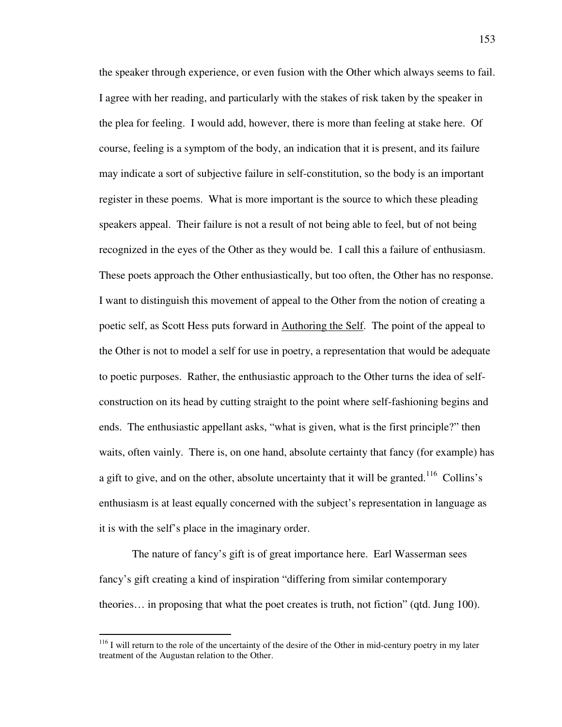the speaker through experience, or even fusion with the Other which always seems to fail. I agree with her reading, and particularly with the stakes of risk taken by the speaker in the plea for feeling. I would add, however, there is more than feeling at stake here. Of course, feeling is a symptom of the body, an indication that it is present, and its failure may indicate a sort of subjective failure in self-constitution, so the body is an important register in these poems. What is more important is the source to which these pleading speakers appeal. Their failure is not a result of not being able to feel, but of not being recognized in the eyes of the Other as they would be. I call this a failure of enthusiasm. These poets approach the Other enthusiastically, but too often, the Other has no response. I want to distinguish this movement of appeal to the Other from the notion of creating a poetic self, as Scott Hess puts forward in <u>Authoring the Self</u>. The point of the appeal to the Other is not to model a self for use in poetry, a representation that would be adequate to poetic purposes. Rather, the enthusiastic approach to the Other turns the idea of self-construction on its head by cutting straight to the point where self-fashioning begins and ends. The enthusiastic appellant asks, "what is given, what is the first principle?" then waits, often vainly. There is, on one hand, absolute certainty that fancy (for example) has a gift to give, and on the other, absolute uncertainty that it will be granted.[116] Collins's enthusiasm is at least equally concerned with the subject's representation in language as it is with the self's place in the imaginary order.

The nature of fancy's gift is of great importance here. Earl Wasserman sees fancy's gift creating a kind of inspiration "differing from similar contemporary theories… in proposing that what the poet creates is truth, not fiction" (qtd. Jung 100).

---

[116] I will return to the role of the uncertainty of the desire of the Other in mid-century poetry in my later treatment of the Augustan relation to the Other.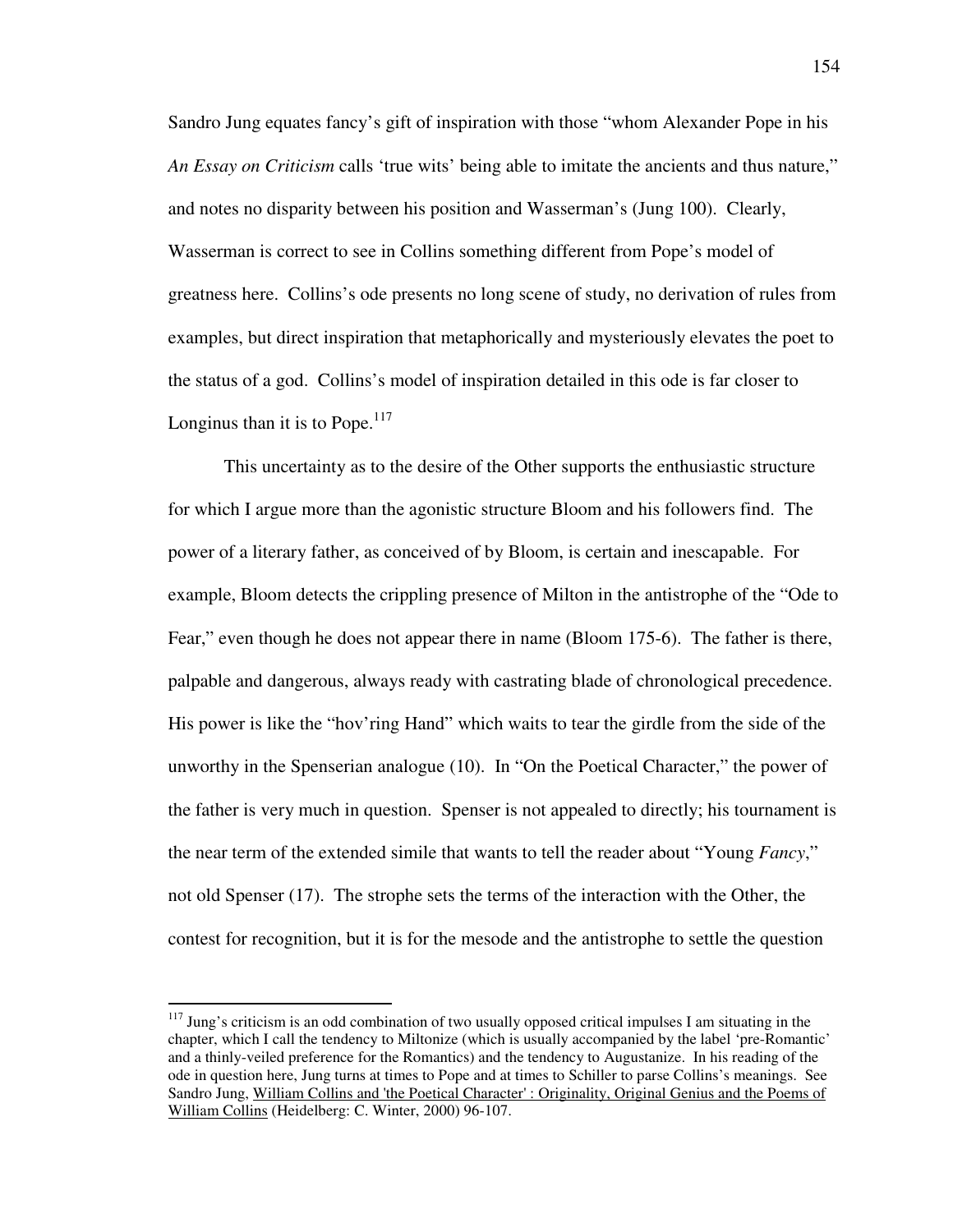Sandro Jung equates fancy's gift of inspiration with those "whom Alexander Pope in his *An Essay on Criticism* calls 'true wits' being able to imitate the ancients and thus nature," and notes no disparity between his position and Wasserman's (Jung 100). Clearly, Wasserman is correct to see in Collins something different from Pope's model of greatness here. Collins's ode presents no long scene of study, no derivation of rules from examples, but direct inspiration that metaphorically and mysteriously elevates the poet to the status of a god. Collins's model of inspiration detailed in this ode is far closer to Longinus than it is to Pope.[117]

This uncertainty as to the desire of the Other supports the enthusiastic structure for which I argue more than the agonistic structure Bloom and his followers find. The power of a literary father, as conceived of by Bloom, is certain and inescapable. For example, Bloom detects the crippling presence of Milton in the antistrophe of the "Ode to Fear," even though he does not appear there in name (Bloom 175-6). The father is there, palpable and dangerous, always ready with castrating blade of chronological precedence. His power is like the "hov'ring Hand" which waits to tear the girdle from the side of the unworthy in the Spenserian analogue (10). In "On the Poetical Character," the power of the father is very much in question. Spenser is not appealed to directly; his tournament is the near term of the extended simile that wants to tell the reader about "Young *Fancy*," not old Spenser (17). The strophe sets the terms of the interaction with the Other, the contest for recognition, but it is for the mesode and the antistrophe to settle the question

---

[117] Jung's criticism is an odd combination of two usually opposed critical impulses I am situating in the chapter, which I call the tendency to Miltonize (which is usually accompanied by the label 'pre-Romantic' and a thinly-veiled preference for the Romantics) and the tendency to Augustanize. In his reading of the ode in question here, Jung turns at times to Pope and at times to Schiller to parse Collins's meanings. See Sandro Jung, William Collins and 'the Poetical Character' : Originality, Original Genius and the Poems of William Collins (Heidelberg: C. Winter, 2000) 96-107.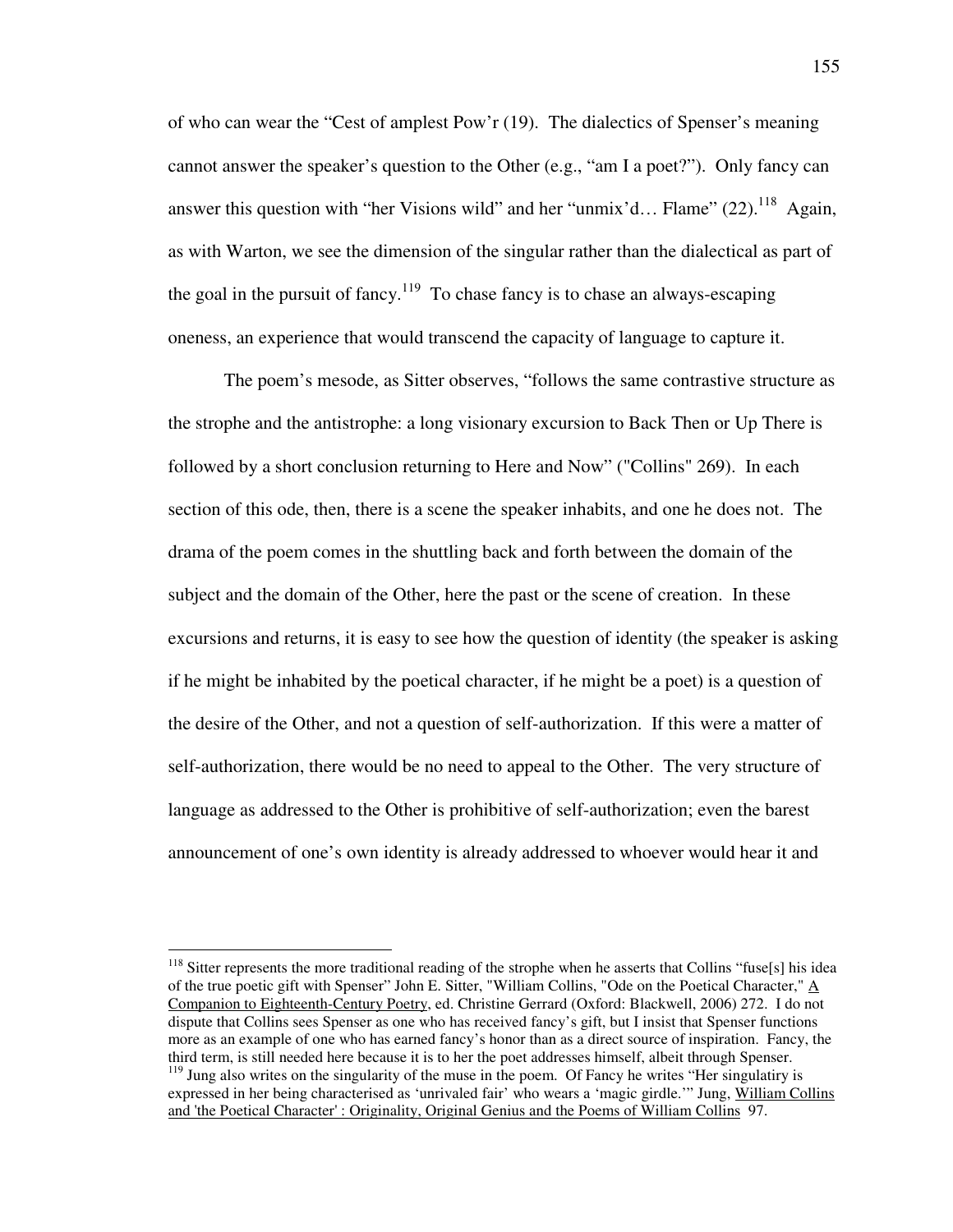of who can wear the "Cest of amplest Pow'r (19). The dialectics of Spenser's meaning cannot answer the speaker's question to the Other (e.g., "am I a poet?"). Only fancy can answer this question with "her Visions wild" and her "unmix'd… Flame" (22).[118] Again, as with Warton, we see the dimension of the singular rather than the dialectical as part of the goal in the pursuit of fancy.[119] To chase fancy is to chase an always-escaping oneness, an experience that would transcend the capacity of language to capture it.

The poem's mesode, as Sitter observes, "follows the same contrastive structure as the strophe and the antistrophe: a long visionary excursion to Back Then or Up There is followed by a short conclusion returning to Here and Now" ("Collins" 269). In each section of this ode, then, there is a scene the speaker inhabits, and one he does not. The drama of the poem comes in the shuttling back and forth between the domain of the subject and the domain of the Other, here the past or the scene of creation. In these excursions and returns, it is easy to see how the question of identity (the speaker is asking if he might be inhabited by the poetical character, if he might be a poet) is a question of the desire of the Other, and not a question of self-authorization. If this were a matter of self-authorization, there would be no need to appeal to the Other. The very structure of language as addressed to the Other is prohibitive of self-authorization; even the barest announcement of one's own identity is already addressed to whoever would hear it and

---

[118] Sitter represents the more traditional reading of the strophe when he asserts that Collins "fuse[s] his idea of the true poetic gift with Spenser" John E. Sitter, "William Collins, "Ode on the Poetical Character," A Companion to Eighteenth-Century Poetry, ed. Christine Gerrard (Oxford: Blackwell, 2006) 272. I do not dispute that Collins sees Spenser as one who has received fancy's gift, but I insist that Spenser functions more as an example of one who has earned fancy's honor than as a direct source of inspiration. Fancy, the third term, is still needed here because it is to her the poet addresses himself, albeit through Spenser.

[119] Jung also writes on the singularity of the muse in the poem. Of Fancy he writes "Her singulatiry is expressed in her being characterised as 'unrivaled fair' who wears a 'magic girdle.'" Jung, William Collins and 'the Poetical Character' : Originality, Original Genius and the Poems of William Collins 97.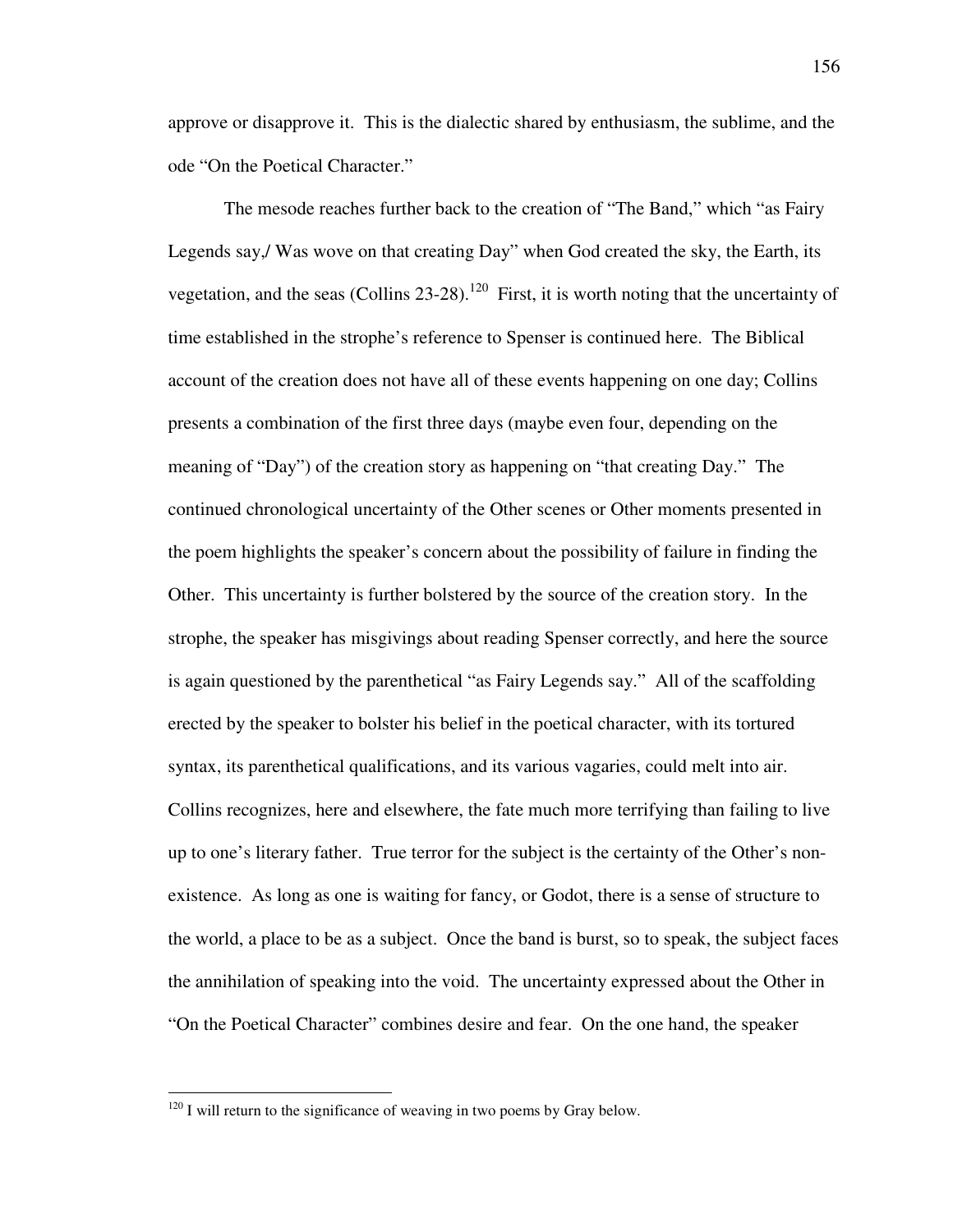approve or disapprove it. This is the dialectic shared by enthusiasm, the sublime, and the ode "On the Poetical Character."

The mesode reaches further back to the creation of "The Band," which "as Fairy Legends say,/ Was wove on that creating Day" when God created the sky, the Earth, its vegetation, and the seas (Collins 23-28).[120] First, it is worth noting that the uncertainty of time established in the strophe's reference to Spenser is continued here. The Biblical account of the creation does not have all of these events happening on one day; Collins presents a combination of the first three days (maybe even four, depending on the meaning of "Day") of the creation story as happening on "that creating Day." The continued chronological uncertainty of the Other scenes or Other moments presented in the poem highlights the speaker's concern about the possibility of failure in finding the Other. This uncertainty is further bolstered by the source of the creation story. In the strophe, the speaker has misgivings about reading Spenser correctly, and here the source is again questioned by the parenthetical "as Fairy Legends say." All of the scaffolding erected by the speaker to bolster his belief in the poetical character, with its tortured syntax, its parenthetical qualifications, and its various vagaries, could melt into air. Collins recognizes, here and elsewhere, the fate much more terrifying than failing to live up to one's literary father. True terror for the subject is the certainty of the Other's non-existence. As long as one is waiting for fancy, or Godot, there is a sense of structure to the world, a place to be as a subject. Once the band is burst, so to speak, the subject faces the annihilation of speaking into the void. The uncertainty expressed about the Other in "On the Poetical Character" combines desire and fear. On the one hand, the speaker

[120] I will return to the significance of weaving in two poems by Gray below.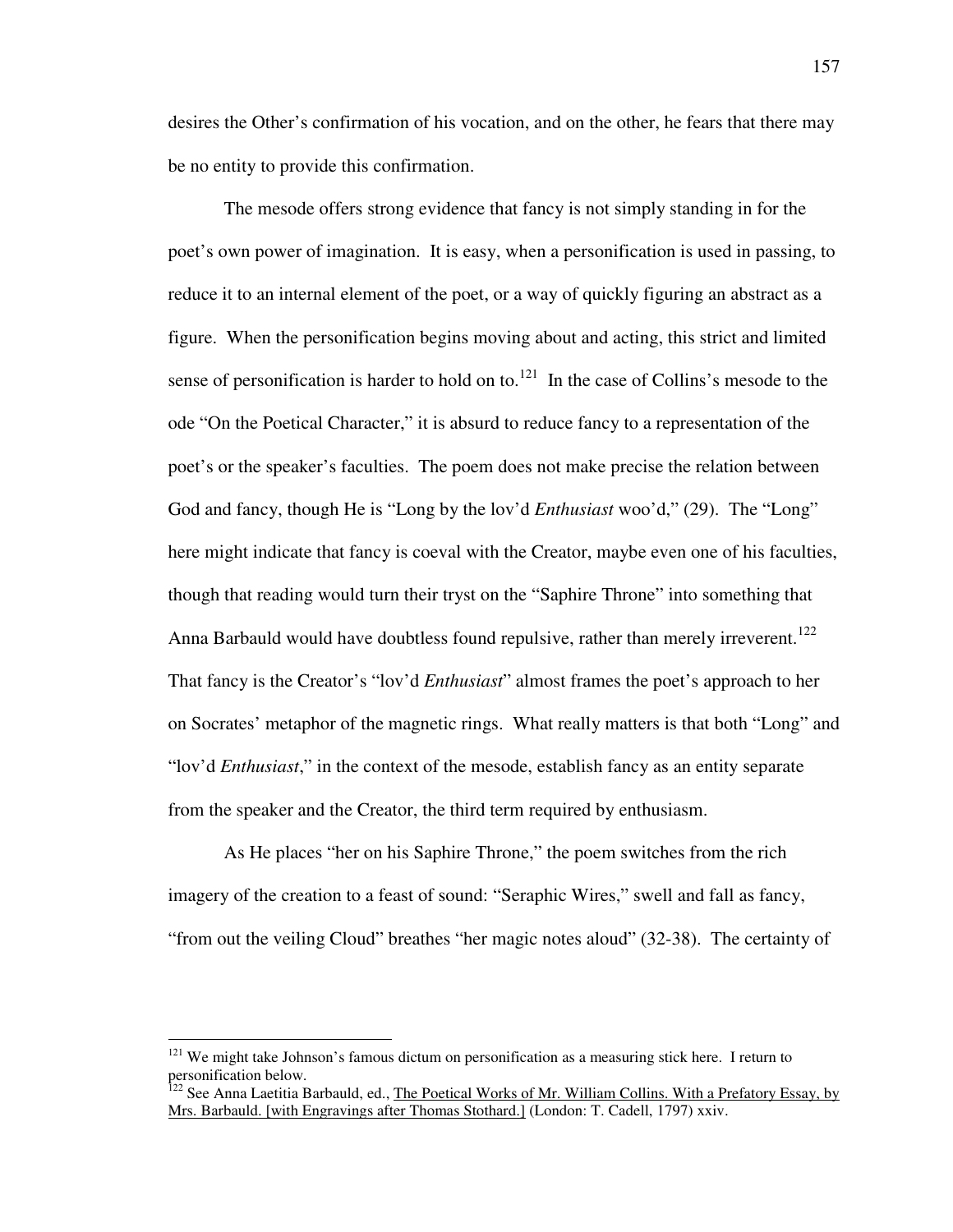desires the Other's confirmation of his vocation, and on the other, he fears that there may be no entity to provide this confirmation.

The mesode offers strong evidence that fancy is not simply standing in for the poet's own power of imagination. It is easy, when a personification is used in passing, to reduce it to an internal element of the poet, or a way of quickly figuring an abstract as a figure. When the personification begins moving about and acting, this strict and limited sense of personification is harder to hold on to.[121] In the case of Collins's mesode to the ode "On the Poetical Character," it is absurd to reduce fancy to a representation of the poet's or the speaker's faculties. The poem does not make precise the relation between God and fancy, though He is "Long by the lov'd *Enthusiast* woo'd," (29). The "Long" here might indicate that fancy is coeval with the Creator, maybe even one of his faculties, though that reading would turn their tryst on the "Saphire Throne" into something that Anna Barbauld would have doubtless found repulsive, rather than merely irreverent.[122] That fancy is the Creator's "lov'd *Enthusiast*" almost frames the poet's approach to her on Socrates' metaphor of the magnetic rings. What really matters is that both "Long" and "lov'd *Enthusiast*," in the context of the mesode, establish fancy as an entity separate from the speaker and the Creator, the third term required by enthusiasm.

As He places "her on his Saphire Throne," the poem switches from the rich imagery of the creation to a feast of sound: "Seraphic Wires," swell and fall as fancy, "from out the veiling Cloud" breathes "her magic notes aloud" (32-38). The certainty of

---

[121] We might take Johnson's famous dictum on personification as a measuring stick here. I return to personification below.

[122] See Anna Laetitia Barbauld, ed., The Poetical Works of Mr. William Collins. With a Prefatory Essay, by Mrs. Barbauld. [with Engravings after Thomas Stothard.] (London: T. Cadell, 1797) xxiv.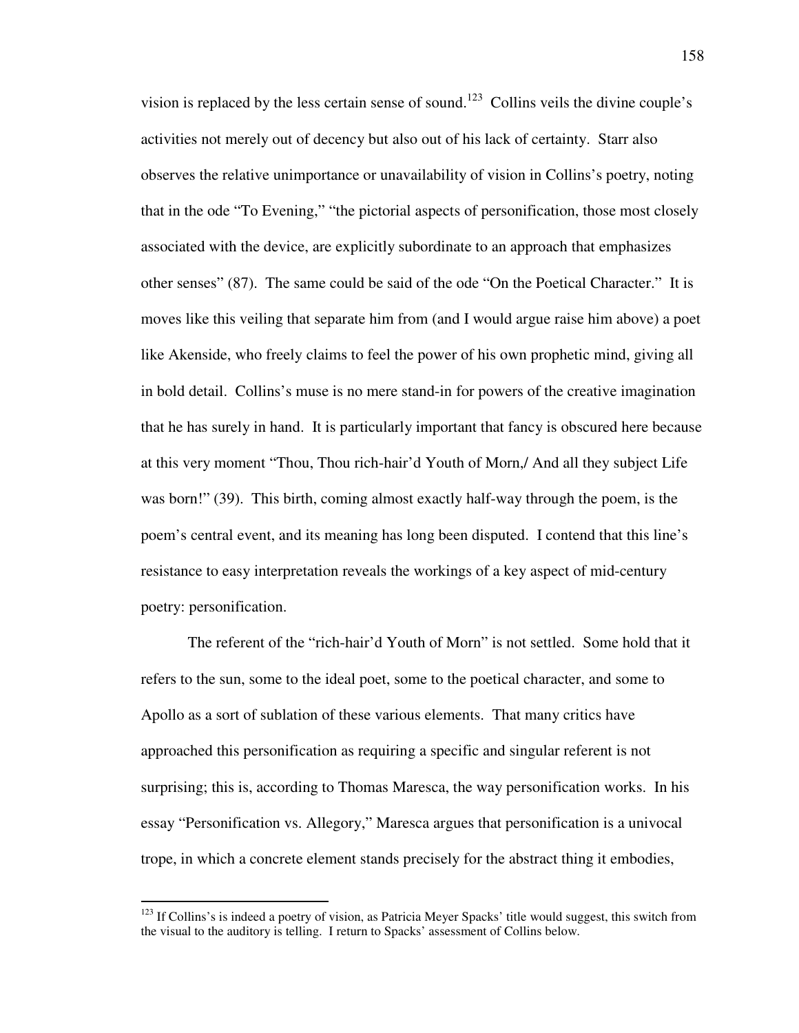vision is replaced by the less certain sense of sound.[123] Collins veils the divine couple's activities not merely out of decency but also out of his lack of certainty. Starr also observes the relative unimportance or unavailability of vision in Collins's poetry, noting that in the ode "To Evening," "the pictorial aspects of personification, those most closely associated with the device, are explicitly subordinate to an approach that emphasizes other senses" (87). The same could be said of the ode "On the Poetical Character." It is moves like this veiling that separate him from (and I would argue raise him above) a poet like Akenside, who freely claims to feel the power of his own prophetic mind, giving all in bold detail. Collins's muse is no mere stand-in for powers of the creative imagination that he has surely in hand. It is particularly important that fancy is obscured here because at this very moment "Thou, Thou rich-hair'd Youth of Morn,/ And all they subject Life was born!" (39). This birth, coming almost exactly half-way through the poem, is the poem's central event, and its meaning has long been disputed. I contend that this line's resistance to easy interpretation reveals the workings of a key aspect of mid-century poetry: personification.

The referent of the "rich-hair'd Youth of Morn" is not settled. Some hold that it refers to the sun, some to the ideal poet, some to the poetical character, and some to Apollo as a sort of sublation of these various elements. That many critics have approached this personification as requiring a specific and singular referent is not surprising; this is, according to Thomas Maresca, the way personification works. In his essay "Personification vs. Allegory," Maresca argues that personification is a univocal trope, in which a concrete element stands precisely for the abstract thing it embodies,

[123] If Collins's is indeed a poetry of vision, as Patricia Meyer Spacks' title would suggest, this switch from the visual to the auditory is telling. I return to Spacks' assessment of Collins below.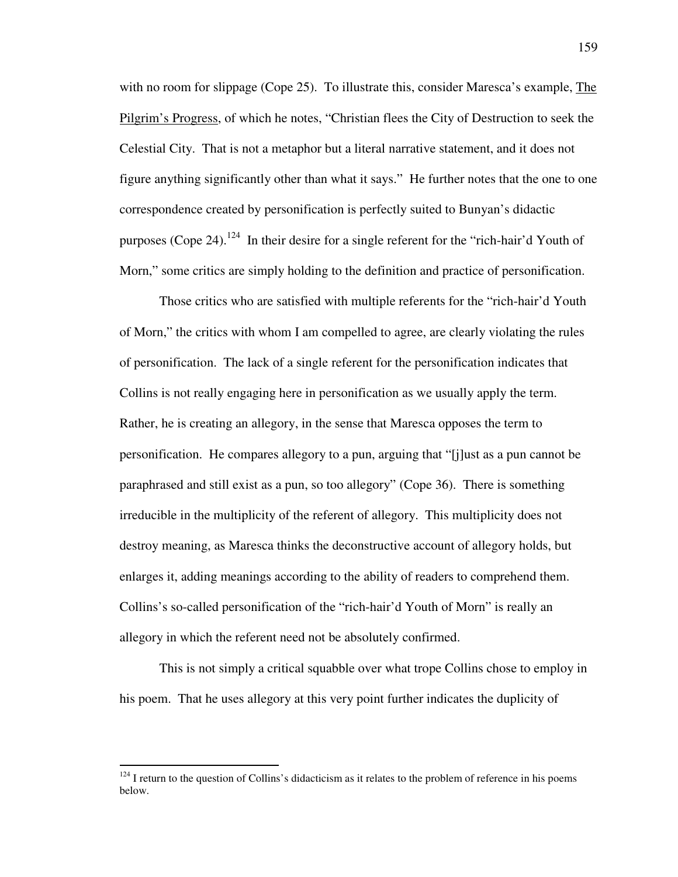with no room for slippage (Cope 25). To illustrate this, consider Maresca's example, The Pilgrim's Progress, of which he notes, "Christian flees the City of Destruction to seek the Celestial City. That is not a metaphor but a literal narrative statement, and it does not figure anything significantly other than what it says." He further notes that the one to one correspondence created by personification is perfectly suited to Bunyan's didactic purposes (Cope 24).[124] In their desire for a single referent for the "rich-hair'd Youth of Morn," some critics are simply holding to the definition and practice of personification.

Those critics who are satisfied with multiple referents for the "rich-hair'd Youth of Morn," the critics with whom I am compelled to agree, are clearly violating the rules of personification. The lack of a single referent for the personification indicates that Collins is not really engaging here in personification as we usually apply the term. Rather, he is creating an allegory, in the sense that Maresca opposes the term to personification. He compares allegory to a pun, arguing that "[j]ust as a pun cannot be paraphrased and still exist as a pun, so too allegory" (Cope 36). There is something irreducible in the multiplicity of the referent of allegory. This multiplicity does not destroy meaning, as Maresca thinks the deconstructive account of allegory holds, but enlarges it, adding meanings according to the ability of readers to comprehend them. Collins's so-called personification of the "rich-hair'd Youth of Morn" is really an allegory in which the referent need not be absolutely confirmed.

This is not simply a critical squabble over what trope Collins chose to employ in his poem. That he uses allegory at this very point further indicates the duplicity of

---

[124] I return to the question of Collins's didacticism as it relates to the problem of reference in his poems below.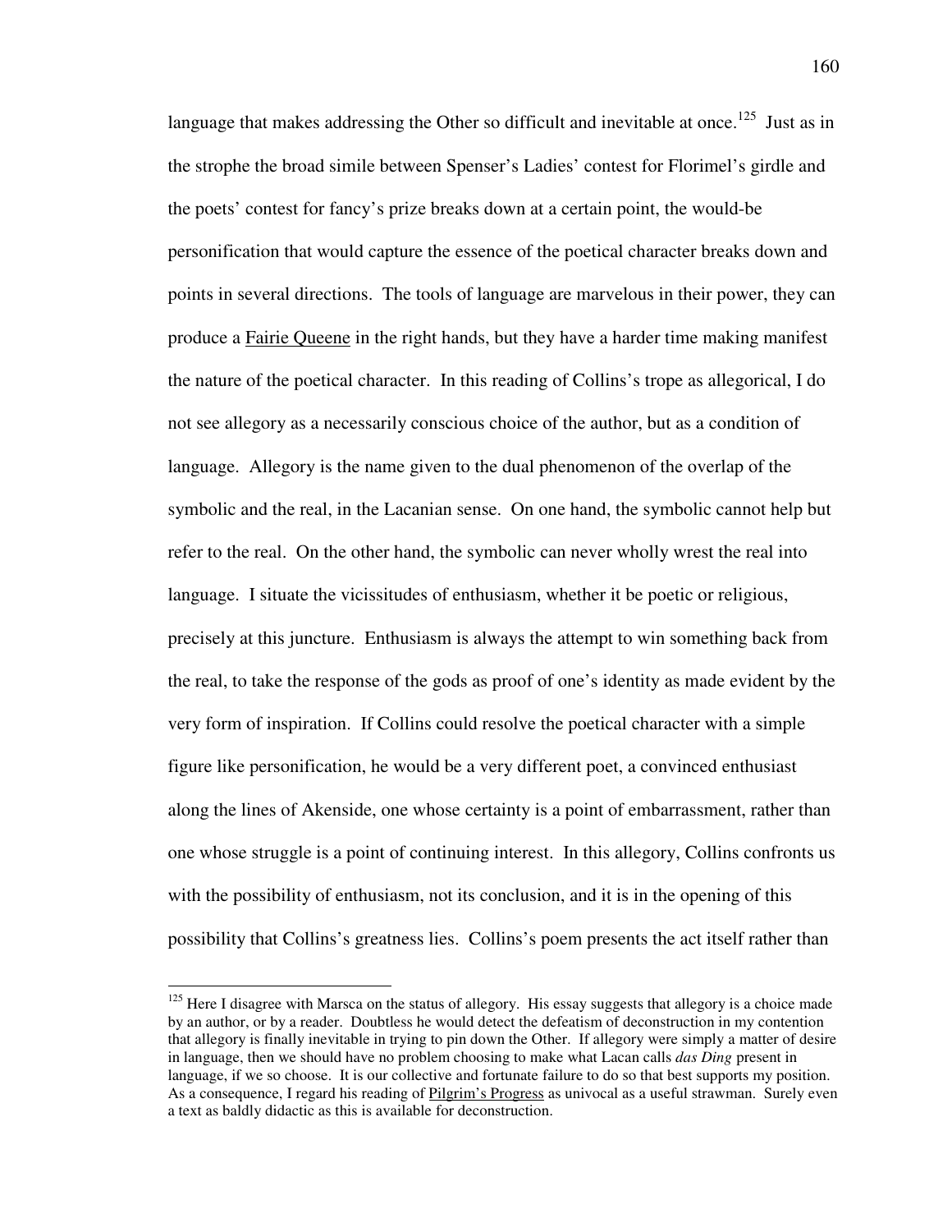language that makes addressing the Other so difficult and inevitable at once.[125] Just as in the strophe the broad simile between Spenser's Ladies' contest for Florimel's girdle and the poets' contest for fancy's prize breaks down at a certain point, the would-be personification that would capture the essence of the poetical character breaks down and points in several directions. The tools of language are marvelous in their power, they can produce a Fairie Queene in the right hands, but they have a harder time making manifest the nature of the poetical character. In this reading of Collins's trope as allegorical, I do not see allegory as a necessarily conscious choice of the author, but as a condition of language. Allegory is the name given to the dual phenomenon of the overlap of the symbolic and the real, in the Lacanian sense. On one hand, the symbolic cannot help but refer to the real. On the other hand, the symbolic can never wholly wrest the real into language. I situate the vicissitudes of enthusiasm, whether it be poetic or religious, precisely at this juncture. Enthusiasm is always the attempt to win something back from the real, to take the response of the gods as proof of one's identity as made evident by the very form of inspiration. If Collins could resolve the poetical character with a simple figure like personification, he would be a very different poet, a convinced enthusiast along the lines of Akenside, one whose certainty is a point of embarrassment, rather than one whose struggle is a point of continuing interest. In this allegory, Collins confronts us with the possibility of enthusiasm, not its conclusion, and it is in the opening of this possibility that Collins's greatness lies. Collins's poem presents the act itself rather than

---

[125] Here I disagree with Marsca on the status of allegory. His essay suggests that allegory is a choice made by an author, or by a reader. Doubtless he would detect the defeatism of deconstruction in my contention that allegory is finally inevitable in trying to pin down the Other. If allegory were simply a matter of desire in language, then we should have no problem choosing to make what Lacan calls *das Ding* present in language, if we so choose. It is our collective and fortunate failure to do so that best supports my position. As a consequence, I regard his reading of Pilgrim's Progress as univocal as a useful strawman. Surely even a text as baldly didactic as this is available for deconstruction.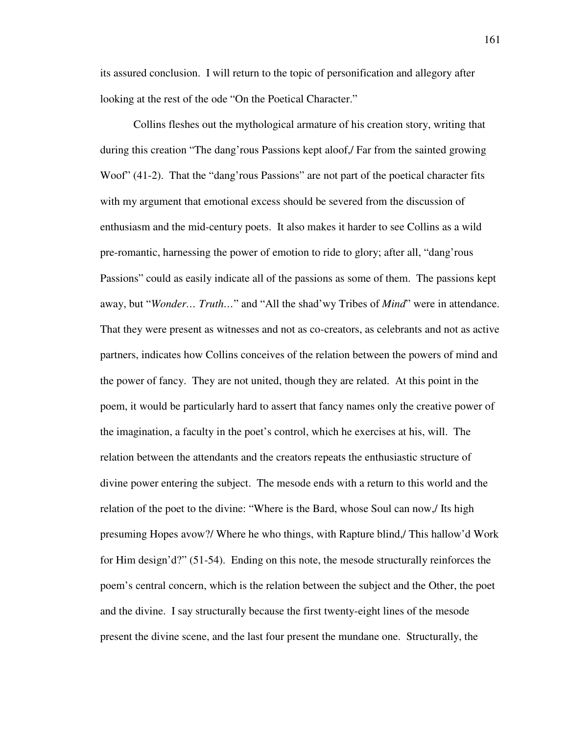its assured conclusion. I will return to the topic of personification and allegory after looking at the rest of the ode "On the Poetical Character."

Collins fleshes out the mythological armature of his creation story, writing that during this creation "The dang'rous Passions kept aloof,/ Far from the sainted growing Woof" (41-2). That the "dang'rous Passions" are not part of the poetical character fits with my argument that emotional excess should be severed from the discussion of enthusiasm and the mid-century poets. It also makes it harder to see Collins as a wild pre-romantic, harnessing the power of emotion to ride to glory; after all, "dang'rous Passions" could as easily indicate all of the passions as some of them. The passions kept away, but "*Wonder… Truth…*" and "All the shad'wy Tribes of *Mind*" were in attendance. That they were present as witnesses and not as co-creators, as celebrants and not as active partners, indicates how Collins conceives of the relation between the powers of mind and the power of fancy. They are not united, though they are related. At this point in the poem, it would be particularly hard to assert that fancy names only the creative power of the imagination, a faculty in the poet's control, which he exercises at his, will. The relation between the attendants and the creators repeats the enthusiastic structure of divine power entering the subject. The mesode ends with a return to this world and the relation of the poet to the divine: "Where is the Bard, whose Soul can now,/ Its high presuming Hopes avow?/ Where he who things, with Rapture blind,/ This hallow'd Work for Him design'd?" (51-54). Ending on this note, the mesode structurally reinforces the poem's central concern, which is the relation between the subject and the Other, the poet and the divine. I say structurally because the first twenty-eight lines of the mesode present the divine scene, and the last four present the mundane one. Structurally, the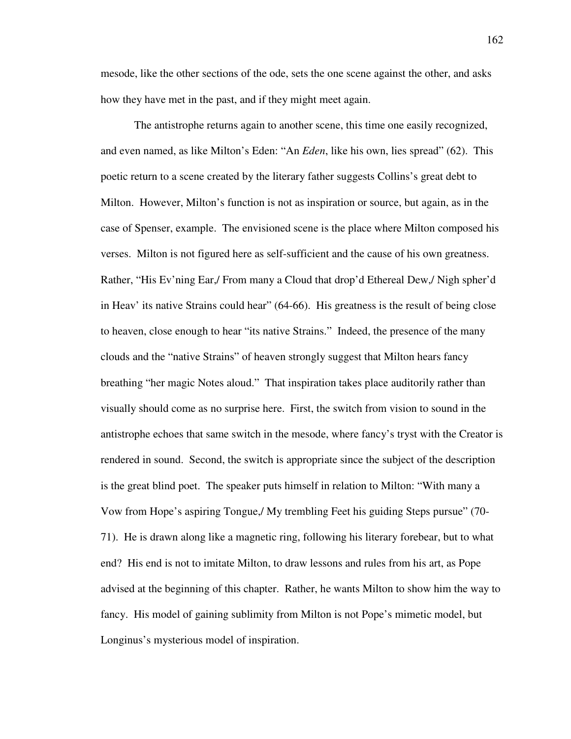mesode, like the other sections of the ode, sets the one scene against the other, and asks how they have met in the past, and if they might meet again.

The antistrophe returns again to another scene, this time one easily recognized, and even named, as like Milton's Eden: "An *Eden*, like his own, lies spread" (62). This poetic return to a scene created by the literary father suggests Collins's great debt to Milton. However, Milton's function is not as inspiration or source, but again, as in the case of Spenser, example. The envisioned scene is the place where Milton composed his verses. Milton is not figured here as self-sufficient and the cause of his own greatness. Rather, "His Ev'ning Ear,/ From many a Cloud that drop'd Ethereal Dew,/ Nigh spher'd in Heav' its native Strains could hear" (64-66). His greatness is the result of being close to heaven, close enough to hear "its native Strains." Indeed, the presence of the many clouds and the "native Strains" of heaven strongly suggest that Milton hears fancy breathing "her magic Notes aloud." That inspiration takes place auditorily rather than visually should come as no surprise here. First, the switch from vision to sound in the antistrophe echoes that same switch in the mesode, where fancy's tryst with the Creator is rendered in sound. Second, the switch is appropriate since the subject of the description is the great blind poet. The speaker puts himself in relation to Milton: "With many a Vow from Hope's aspiring Tongue,/ My trembling Feet his guiding Steps pursue" (70-71). He is drawn along like a magnetic ring, following his literary forebear, but to what end? His end is not to imitate Milton, to draw lessons and rules from his art, as Pope advised at the beginning of this chapter. Rather, he wants Milton to show him the way to fancy. His model of gaining sublimity from Milton is not Pope's mimetic model, but Longinus's mysterious model of inspiration.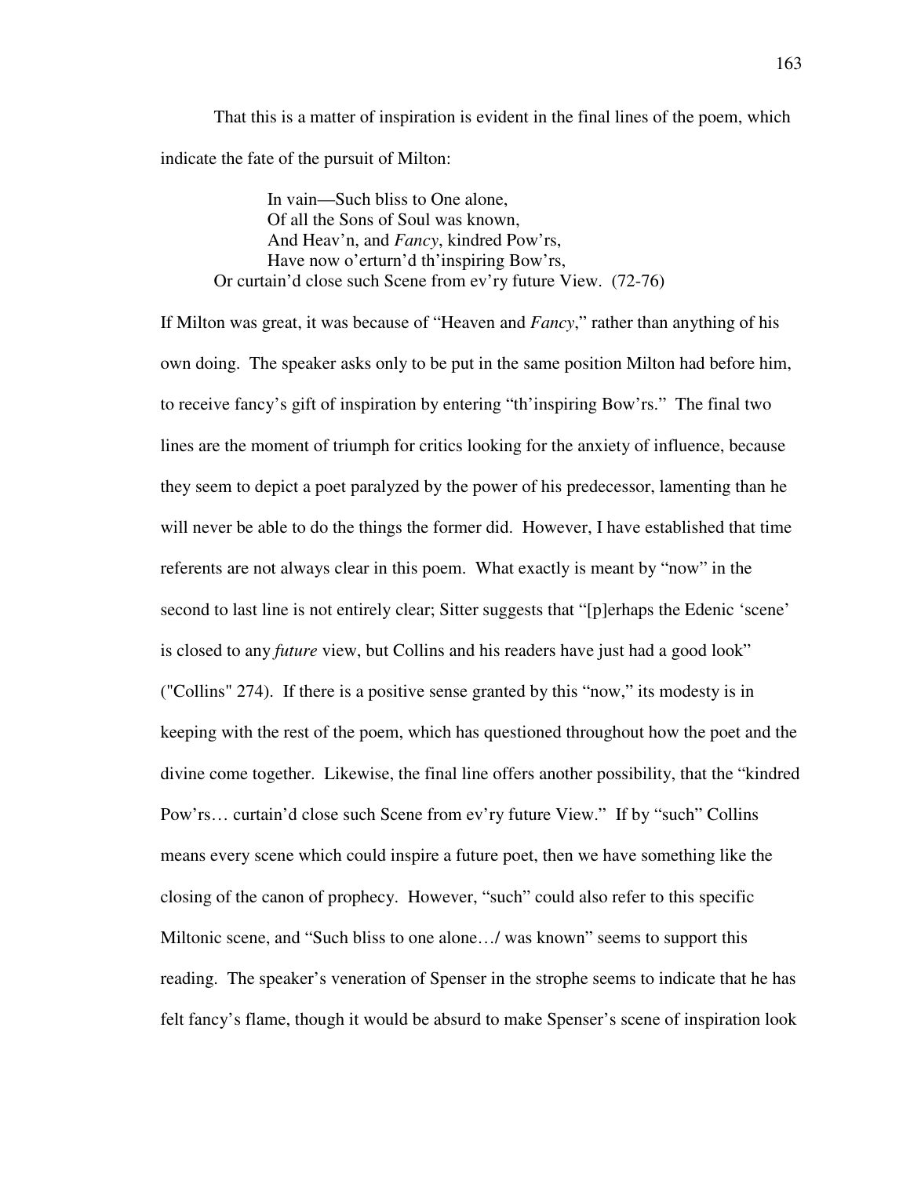That this is a matter of inspiration is evident in the final lines of the poem, which indicate the fate of the pursuit of Milton:

> In vain—Such bliss to One alone,
> Of all the Sons of Soul was known,
> And Heav'n, and *Fancy*, kindred Pow'rs,
> Have now o'erturn'd th'inspiring Bow'rs,
> Or curtain'd close such Scene from ev'ry future View. (72-76)

If Milton was great, it was because of "Heaven and *Fancy*," rather than anything of his own doing. The speaker asks only to be put in the same position Milton had before him, to receive fancy's gift of inspiration by entering "th'inspiring Bow'rs." The final two lines are the moment of triumph for critics looking for the anxiety of influence, because they seem to depict a poet paralyzed by the power of his predecessor, lamenting than he will never be able to do the things the former did. However, I have established that time referents are not always clear in this poem. What exactly is meant by "now" in the second to last line is not entirely clear; Sitter suggests that "[p]erhaps the Edenic 'scene' is closed to any *future* view, but Collins and his readers have just had a good look" ("Collins" 274). If there is a positive sense granted by this "now," its modesty is in keeping with the rest of the poem, which has questioned throughout how the poet and the divine come together. Likewise, the final line offers another possibility, that the "kindred Pow'rs… curtain'd close such Scene from ev'ry future View." If by "such" Collins means every scene which could inspire a future poet, then we have something like the closing of the canon of prophecy. However, "such" could also refer to this specific Miltonic scene, and "Such bliss to one alone…/ was known" seems to support this reading. The speaker's veneration of Spenser in the strophe seems to indicate that he has felt fancy's flame, though it would be absurd to make Spenser's scene of inspiration look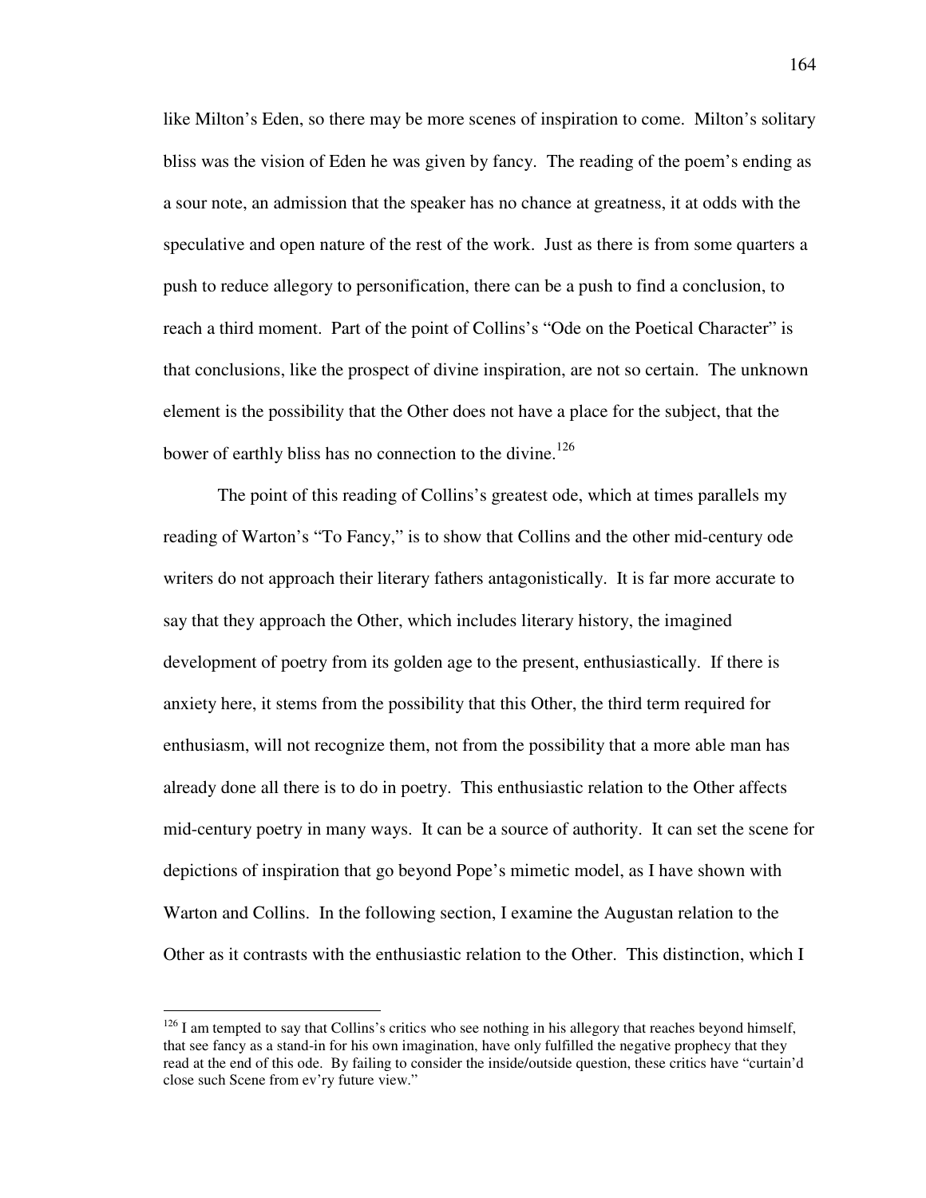like Milton's Eden, so there may be more scenes of inspiration to come. Milton's solitary bliss was the vision of Eden he was given by fancy. The reading of the poem's ending as a sour note, an admission that the speaker has no chance at greatness, it at odds with the speculative and open nature of the rest of the work. Just as there is from some quarters a push to reduce allegory to personification, there can be a push to find a conclusion, to reach a third moment. Part of the point of Collins's "Ode on the Poetical Character" is that conclusions, like the prospect of divine inspiration, are not so certain. The unknown element is the possibility that the Other does not have a place for the subject, that the bower of earthly bliss has no connection to the divine.[126]

The point of this reading of Collins's greatest ode, which at times parallels my reading of Warton's "To Fancy," is to show that Collins and the other mid-century ode writers do not approach their literary fathers antagonistically. It is far more accurate to say that they approach the Other, which includes literary history, the imagined development of poetry from its golden age to the present, enthusiastically. If there is anxiety here, it stems from the possibility that this Other, the third term required for enthusiasm, will not recognize them, not from the possibility that a more able man has already done all there is to do in poetry. This enthusiastic relation to the Other affects mid-century poetry in many ways. It can be a source of authority. It can set the scene for depictions of inspiration that go beyond Pope's mimetic model, as I have shown with Warton and Collins. In the following section, I examine the Augustan relation to the Other as it contrasts with the enthusiastic relation to the Other. This distinction, which I

[126] I am tempted to say that Collins's critics who see nothing in his allegory that reaches beyond himself, that see fancy as a stand-in for his own imagination, have only fulfilled the negative prophecy that they read at the end of this ode. By failing to consider the inside/outside question, these critics have "curtain'd close such Scene from ev'ry future view."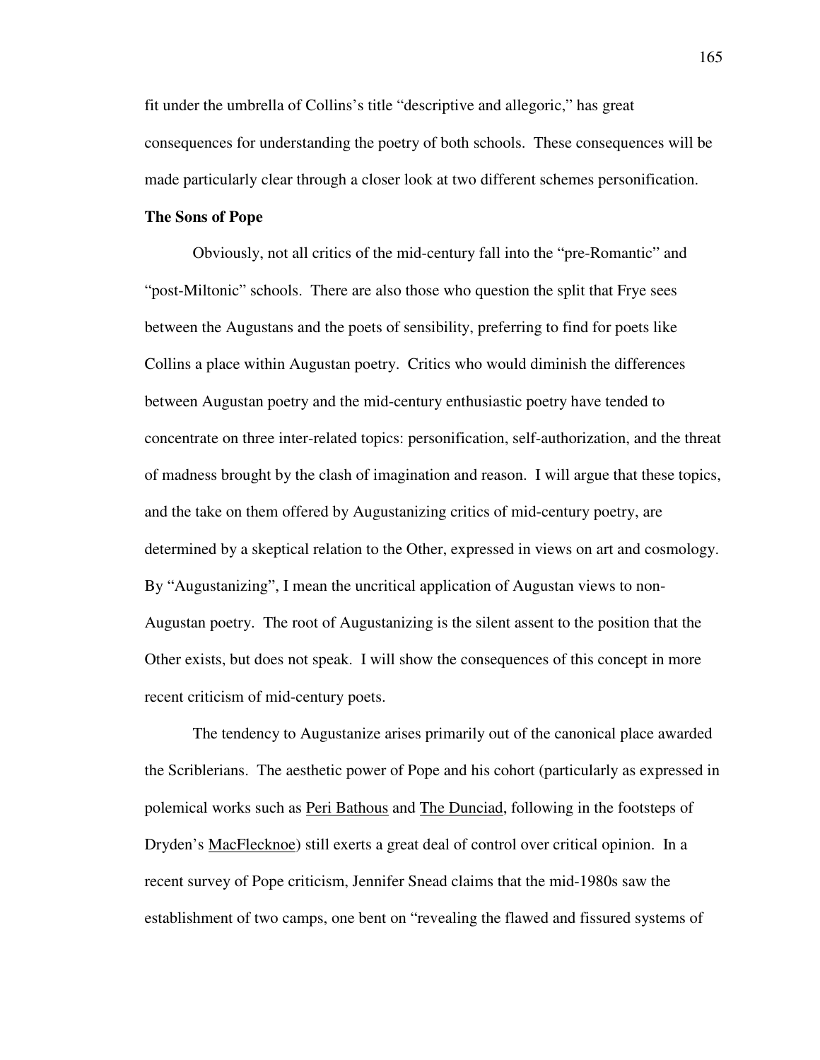fit under the umbrella of Collins's title "descriptive and allegoric," has great consequences for understanding the poetry of both schools. These consequences will be made particularly clear through a closer look at two different schemes personification.

**The Sons of Pope**

Obviously, not all critics of the mid-century fall into the "pre-Romantic" and "post-Miltonic" schools. There are also those who question the split that Frye sees between the Augustans and the poets of sensibility, preferring to find for poets like Collins a place within Augustan poetry. Critics who would diminish the differences between Augustan poetry and the mid-century enthusiastic poetry have tended to concentrate on three inter-related topics: personification, self-authorization, and the threat of madness brought by the clash of imagination and reason. I will argue that these topics, and the take on them offered by Augustanizing critics of mid-century poetry, are determined by a skeptical relation to the Other, expressed in views on art and cosmology. By "Augustanizing", I mean the uncritical application of Augustan views to non-Augustan poetry. The root of Augustanizing is the silent assent to the position that the Other exists, but does not speak. I will show the consequences of this concept in more recent criticism of mid-century poets.

The tendency to Augustanize arises primarily out of the canonical place awarded the Scriblerians. The aesthetic power of Pope and his cohort (particularly as expressed in polemical works such as Peri Bathous and The Dunciad, following in the footsteps of Dryden's MacFlecknoe) still exerts a great deal of control over critical opinion. In a recent survey of Pope criticism, Jennifer Snead claims that the mid-1980s saw the establishment of two camps, one bent on "revealing the flawed and fissured systems of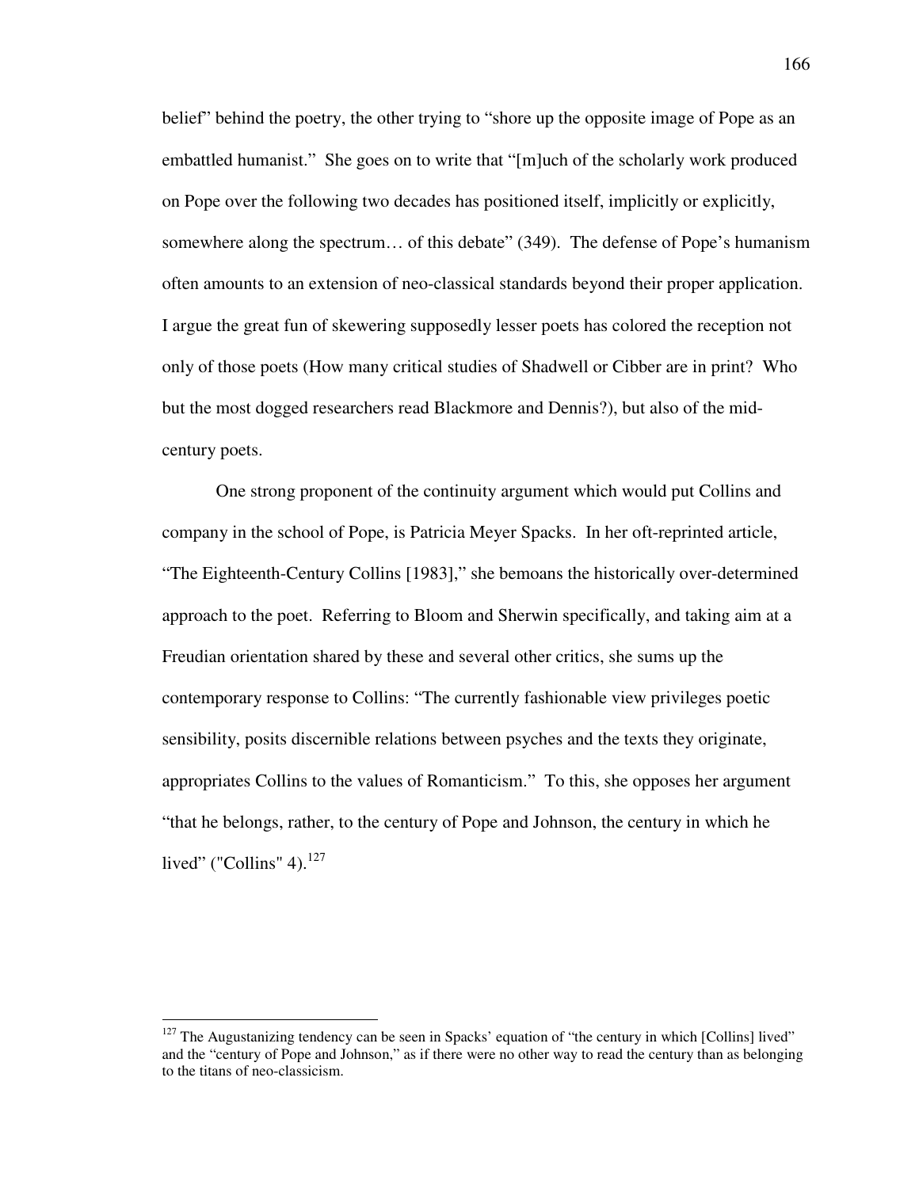belief" behind the poetry, the other trying to "shore up the opposite image of Pope as an embattled humanist." She goes on to write that "[m]uch of the scholarly work produced on Pope over the following two decades has positioned itself, implicitly or explicitly, somewhere along the spectrum… of this debate" (349). The defense of Pope's humanism often amounts to an extension of neo-classical standards beyond their proper application. I argue the great fun of skewering supposedly lesser poets has colored the reception not only of those poets (How many critical studies of Shadwell or Cibber are in print? Who but the most dogged researchers read Blackmore and Dennis?), but also of the mid-century poets.

One strong proponent of the continuity argument which would put Collins and company in the school of Pope, is Patricia Meyer Spacks. In her oft-reprinted article, "The Eighteenth-Century Collins [1983]," she bemoans the historically over-determined approach to the poet. Referring to Bloom and Sherwin specifically, and taking aim at a Freudian orientation shared by these and several other critics, she sums up the contemporary response to Collins: "The currently fashionable view privileges poetic sensibility, posits discernible relations between psyches and the texts they originate, appropriates Collins to the values of Romanticism." To this, she opposes her argument "that he belongs, rather, to the century of Pope and Johnson, the century in which he lived" ("Collins" 4).[127]

---

[127] The Augustanizing tendency can be seen in Spacks' equation of "the century in which [Collins] lived" and the "century of Pope and Johnson," as if there were no other way to read the century than as belonging to the titans of neo-classicism.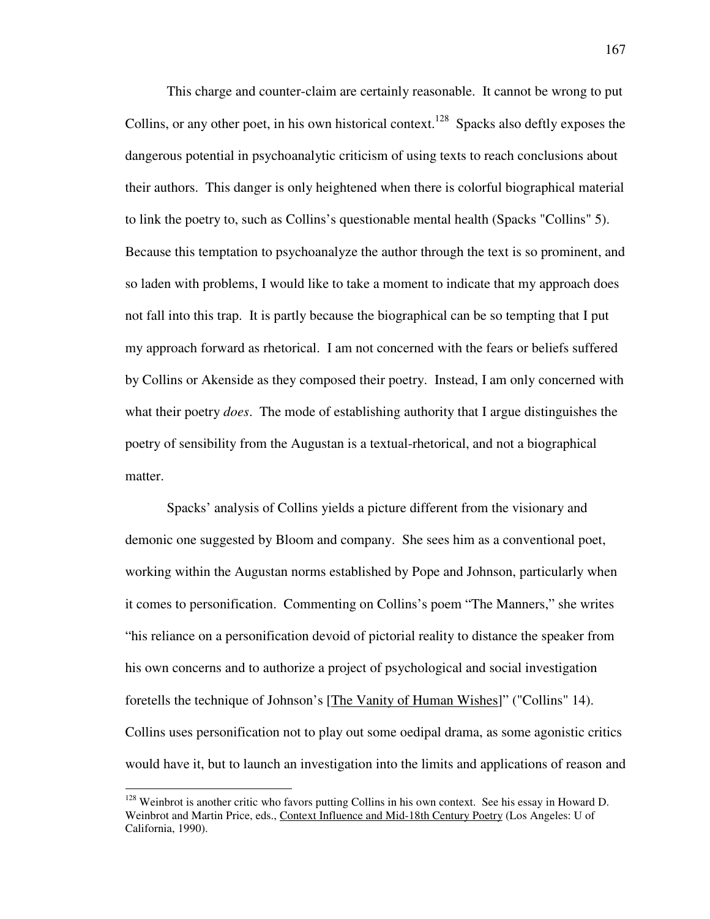This charge and counter-claim are certainly reasonable. It cannot be wrong to put Collins, or any other poet, in his own historical context.[128] Spacks also deftly exposes the dangerous potential in psychoanalytic criticism of using texts to reach conclusions about their authors. This danger is only heightened when there is colorful biographical material to link the poetry to, such as Collins's questionable mental health (Spacks "Collins" 5). Because this temptation to psychoanalyze the author through the text is so prominent, and so laden with problems, I would like to take a moment to indicate that my approach does not fall into this trap. It is partly because the biographical can be so tempting that I put my approach forward as rhetorical. I am not concerned with the fears or beliefs suffered by Collins or Akenside as they composed their poetry. Instead, I am only concerned with what their poetry *does*. The mode of establishing authority that I argue distinguishes the poetry of sensibility from the Augustan is a textual-rhetorical, and not a biographical matter.

Spacks' analysis of Collins yields a picture different from the visionary and demonic one suggested by Bloom and company. She sees him as a conventional poet, working within the Augustan norms established by Pope and Johnson, particularly when it comes to personification. Commenting on Collins's poem "The Manners," she writes "his reliance on a personification devoid of pictorial reality to distance the speaker from his own concerns and to authorize a project of psychological and social investigation foretells the technique of Johnson's [The Vanity of Human Wishes]" ("Collins" 14). Collins uses personification not to play out some oedipal drama, as some agonistic critics would have it, but to launch an investigation into the limits and applications of reason and

---

[128] Weinbrot is another critic who favors putting Collins in his own context. See his essay in Howard D. Weinbrot and Martin Price, eds., Context Influence and Mid-18th Century Poetry (Los Angeles: U of California, 1990).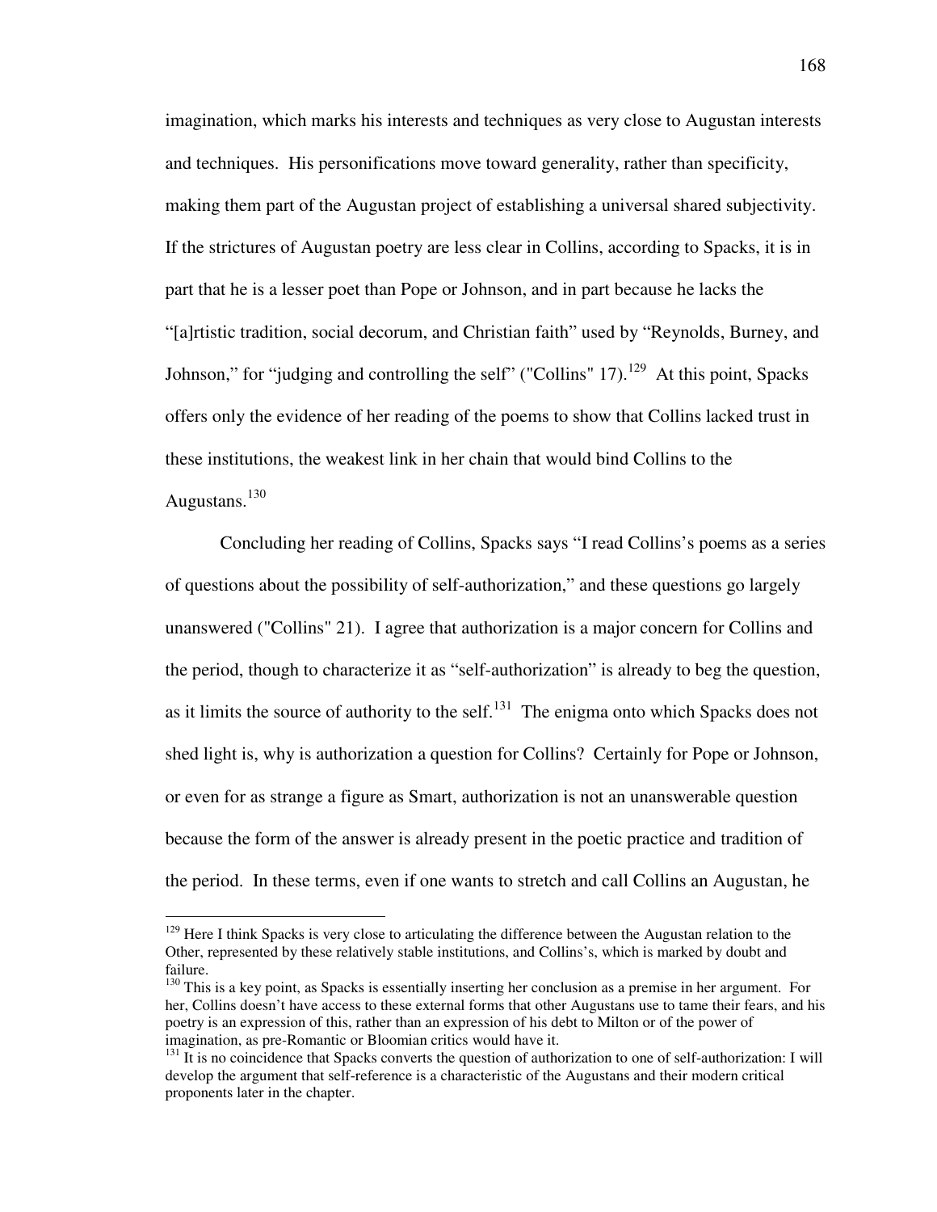imagination, which marks his interests and techniques as very close to Augustan interests and techniques. His personifications move toward generality, rather than specificity, making them part of the Augustan project of establishing a universal shared subjectivity. If the strictures of Augustan poetry are less clear in Collins, according to Spacks, it is in part that he is a lesser poet than Pope or Johnson, and in part because he lacks the "[a]rtistic tradition, social decorum, and Christian faith" used by "Reynolds, Burney, and Johnson," for "judging and controlling the self" ("Collins" 17).[129] At this point, Spacks offers only the evidence of her reading of the poems to show that Collins lacked trust in these institutions, the weakest link in her chain that would bind Collins to the Augustans.[130]

Concluding her reading of Collins, Spacks says "I read Collins's poems as a series of questions about the possibility of self-authorization," and these questions go largely unanswered ("Collins" 21). I agree that authorization is a major concern for Collins and the period, though to characterize it as "self-authorization" is already to beg the question, as it limits the source of authority to the self.[131] The enigma onto which Spacks does not shed light is, why is authorization a question for Collins? Certainly for Pope or Johnson, or even for as strange a figure as Smart, authorization is not an unanswerable question because the form of the answer is already present in the poetic practice and tradition of the period. In these terms, even if one wants to stretch and call Collins an Augustan, he

---

[129] Here I think Spacks is very close to articulating the difference between the Augustan relation to the Other, represented by these relatively stable institutions, and Collins's, which is marked by doubt and failure.

[130] This is a key point, as Spacks is essentially inserting her conclusion as a premise in her argument. For her, Collins doesn't have access to these external forms that other Augustans use to tame their fears, and his poetry is an expression of this, rather than an expression of his debt to Milton or of the power of imagination, as pre-Romantic or Bloomian critics would have it.

[131] It is no coincidence that Spacks converts the question of authorization to one of self-authorization: I will develop the argument that self-reference is a characteristic of the Augustans and their modern critical proponents later in the chapter.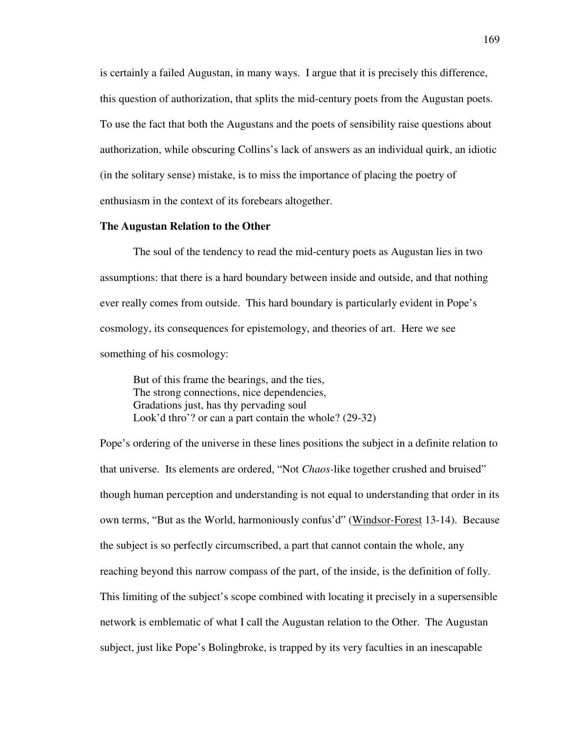is certainly a failed Augustan, in many ways. I argue that it is precisely this difference, this question of authorization, that splits the mid-century poets from the Augustan poets. To use the fact that both the Augustans and the poets of sensibility raise questions about authorization, while obscuring Collins's lack of answers as an individual quirk, an idiotic (in the solitary sense) mistake, is to miss the importance of placing the poetry of enthusiasm in the context of its forebears altogether.

**The Augustan Relation to the Other**

The soul of the tendency to read the mid-century poets as Augustan lies in two assumptions: that there is a hard boundary between inside and outside, and that nothing ever really comes from outside. This hard boundary is particularly evident in Pope's cosmology, its consequences for epistemology, and theories of art. Here we see something of his cosmology:

> But of this frame the bearings, and the ties,
> The strong connections, nice dependencies,
> Gradations just, has thy pervading soul
> Look'd thro'? or can a part contain the whole? (29-32)

Pope's ordering of the universe in these lines positions the subject in a definite relation to that universe. Its elements are ordered, "Not *Chaos*-like together crushed and bruised" though human perception and understanding is not equal to understanding that order in its own terms, "But as the World, harmoniously confus'd" (<u>Windsor-Forest</u> 13-14). Because the subject is so perfectly circumscribed, a part that cannot contain the whole, any reaching beyond this narrow compass of the part, of the inside, is the definition of folly. This limiting of the subject's scope combined with locating it precisely in a supersensible network is emblematic of what I call the Augustan relation to the Other. The Augustan subject, just like Pope's Bolingbroke, is trapped by its very faculties in an inescapable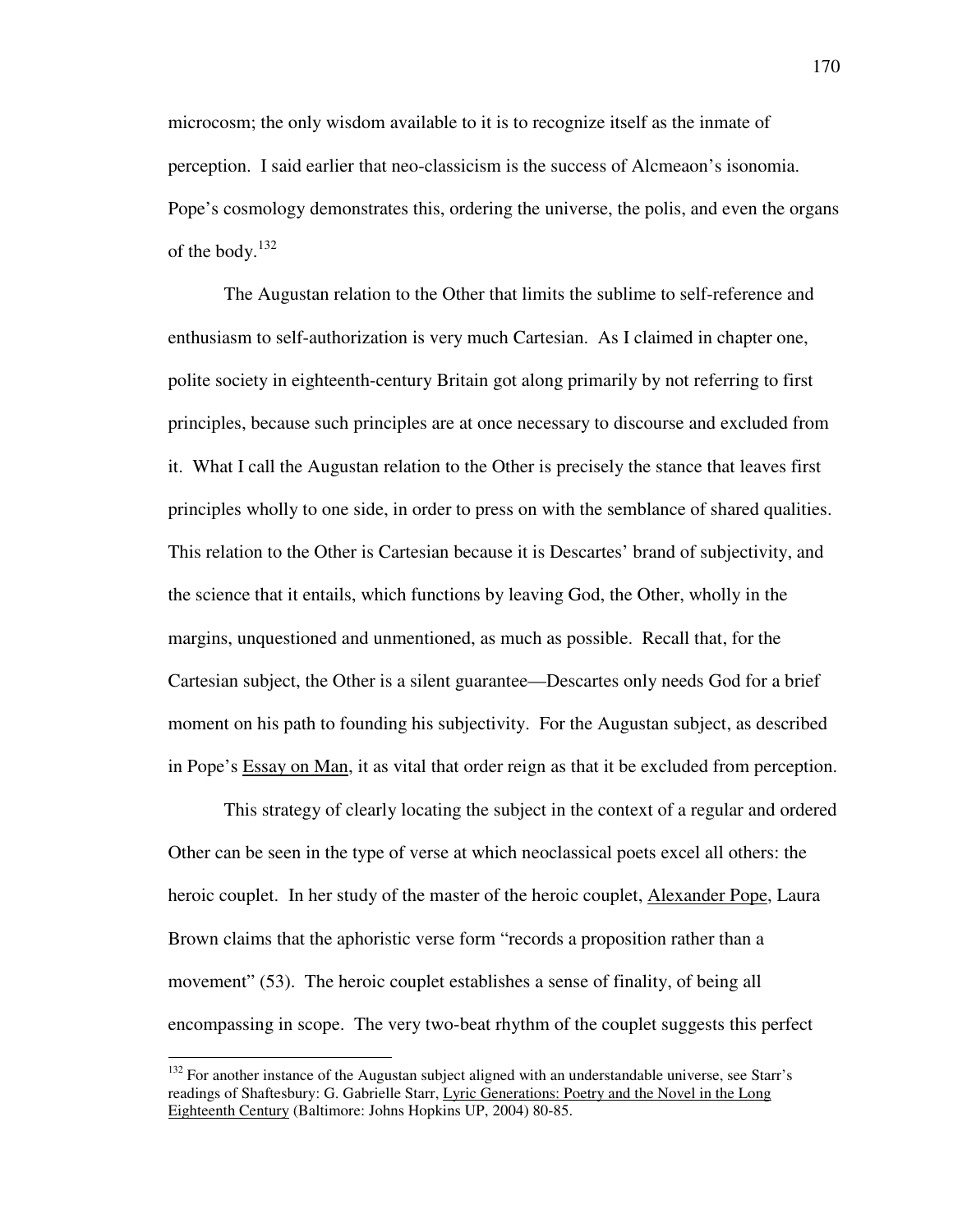microcosm; the only wisdom available to it is to recognize itself as the inmate of perception. I said earlier that neo-classicism is the success of Alcmeaon's isonomia. Pope's cosmology demonstrates this, ordering the universe, the polis, and even the organs of the body.[132]

The Augustan relation to the Other that limits the sublime to self-reference and enthusiasm to self-authorization is very much Cartesian. As I claimed in chapter one, polite society in eighteenth-century Britain got along primarily by not referring to first principles, because such principles are at once necessary to discourse and excluded from it. What I call the Augustan relation to the Other is precisely the stance that leaves first principles wholly to one side, in order to press on with the semblance of shared qualities. This relation to the Other is Cartesian because it is Descartes' brand of subjectivity, and the science that it entails, which functions by leaving God, the Other, wholly in the margins, unquestioned and unmentioned, as much as possible. Recall that, for the Cartesian subject, the Other is a silent guarantee—Descartes only needs God for a brief moment on his path to founding his subjectivity. For the Augustan subject, as described in Pope's <u>Essay on Man</u>, it as vital that order reign as that it be excluded from perception.

This strategy of clearly locating the subject in the context of a regular and ordered Other can be seen in the type of verse at which neoclassical poets excel all others: the heroic couplet. In her study of the master of the heroic couplet, <u>Alexander Pope</u>, Laura Brown claims that the aphoristic verse form "records a proposition rather than a movement" (53). The heroic couplet establishes a sense of finality, of being all encompassing in scope. The very two-beat rhythm of the couplet suggests this perfect

---

[132] For another instance of the Augustan subject aligned with an understandable universe, see Starr's readings of Shaftesbury: G. Gabrielle Starr, <u>Lyric Generations: Poetry and the Novel in the Long Eighteenth Century</u> (Baltimore: Johns Hopkins UP, 2004) 80-85.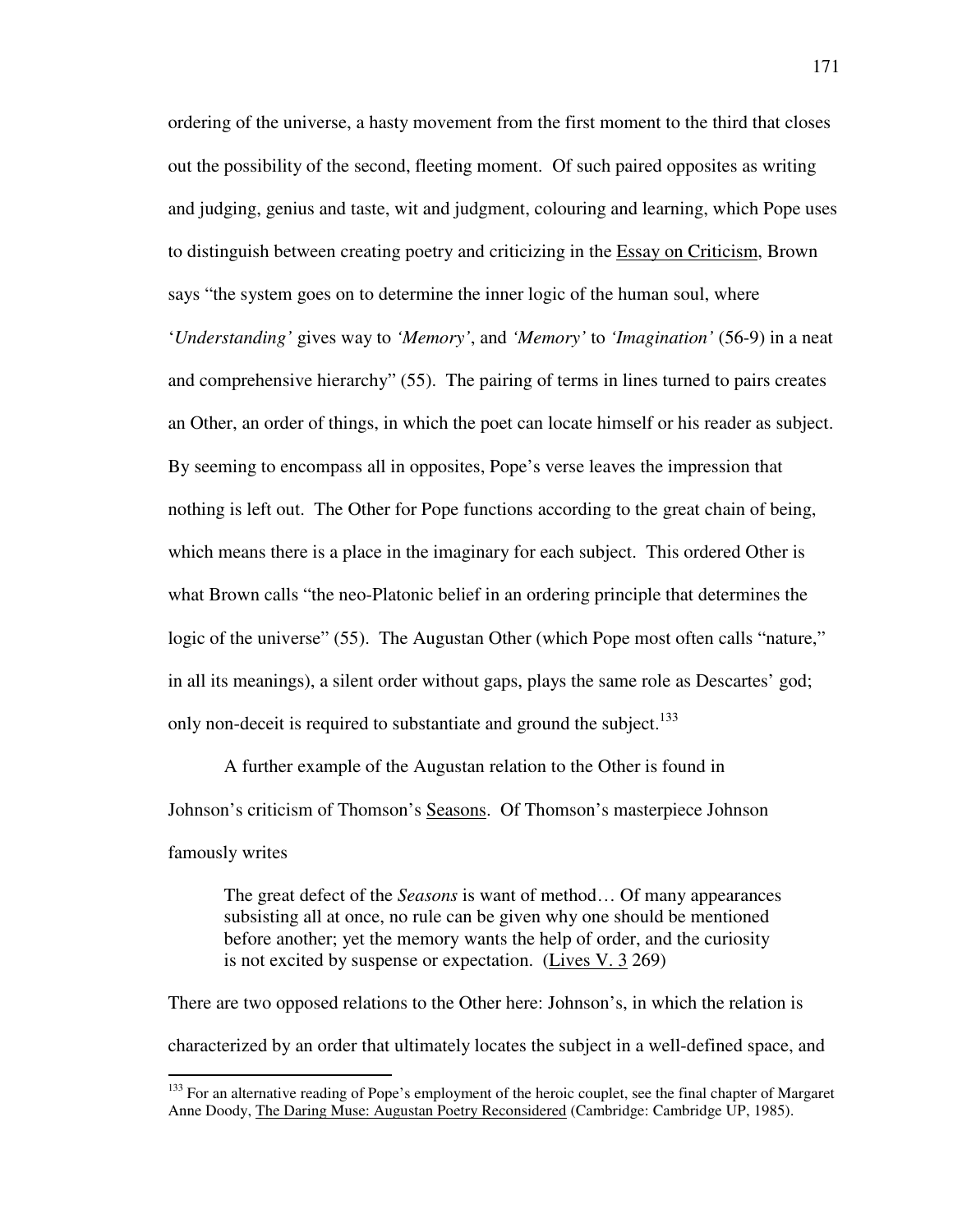ordering of the universe, a hasty movement from the first moment to the third that closes out the possibility of the second, fleeting moment. Of such paired opposites as writing and judging, genius and taste, wit and judgment, colouring and learning, which Pope uses to distinguish between creating poetry and criticizing in the Essay on Criticism, Brown says "the system goes on to determine the inner logic of the human soul, where '*Understanding'* gives way to *'Memory'*, and *'Memory'* to *'Imagination'* (56-9) in a neat and comprehensive hierarchy" (55). The pairing of terms in lines turned to pairs creates an Other, an order of things, in which the poet can locate himself or his reader as subject. By seeming to encompass all in opposites, Pope's verse leaves the impression that nothing is left out. The Other for Pope functions according to the great chain of being, which means there is a place in the imaginary for each subject. This ordered Other is what Brown calls "the neo-Platonic belief in an ordering principle that determines the logic of the universe" (55). The Augustan Other (which Pope most often calls "nature," in all its meanings), a silent order without gaps, plays the same role as Descartes' god; only non-deceit is required to substantiate and ground the subject.[133]

A further example of the Augustan relation to the Other is found in Johnson's criticism of Thomson's Seasons. Of Thomson's masterpiece Johnson famously writes

> The great defect of the *Seasons* is want of method… Of many appearances subsisting all at once, no rule can be given why one should be mentioned before another; yet the memory wants the help of order, and the curiosity is not excited by suspense or expectation. (Lives V. 3 269)

There are two opposed relations to the Other here: Johnson's, in which the relation is characterized by an order that ultimately locates the subject in a well-defined space, and

[133] For an alternative reading of Pope's employment of the heroic couplet, see the final chapter of Margaret Anne Doody, The Daring Muse: Augustan Poetry Reconsidered (Cambridge: Cambridge UP, 1985).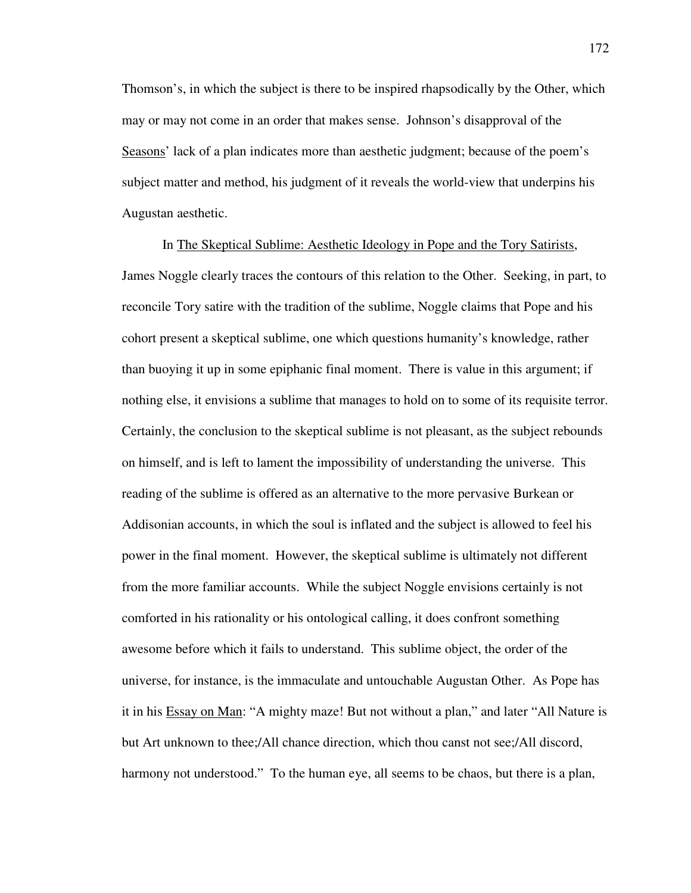Thomson's, in which the subject is there to be inspired rhapsodically by the Other, which may or may not come in an order that makes sense. Johnson's disapproval of the Seasons' lack of a plan indicates more than aesthetic judgment; because of the poem's subject matter and method, his judgment of it reveals the world-view that underpins his Augustan aesthetic.

In The Skeptical Sublime: Aesthetic Ideology in Pope and the Tory Satirists, James Noggle clearly traces the contours of this relation to the Other. Seeking, in part, to reconcile Tory satire with the tradition of the sublime, Noggle claims that Pope and his cohort present a skeptical sublime, one which questions humanity's knowledge, rather than buoying it up in some epiphanic final moment. There is value in this argument; if nothing else, it envisions a sublime that manages to hold on to some of its requisite terror. Certainly, the conclusion to the skeptical sublime is not pleasant, as the subject rebounds on himself, and is left to lament the impossibility of understanding the universe. This reading of the sublime is offered as an alternative to the more pervasive Burkean or Addisonian accounts, in which the soul is inflated and the subject is allowed to feel his power in the final moment. However, the skeptical sublime is ultimately not different from the more familiar accounts. While the subject Noggle envisions certainly is not comforted in his rationality or his ontological calling, it does confront something awesome before which it fails to understand. This sublime object, the order of the universe, for instance, is the immaculate and untouchable Augustan Other. As Pope has it in his Essay on Man: "A mighty maze! But not without a plan," and later "All Nature is but Art unknown to thee;/All chance direction, which thou canst not see;/All discord, harmony not understood." To the human eye, all seems to be chaos, but there is a plan,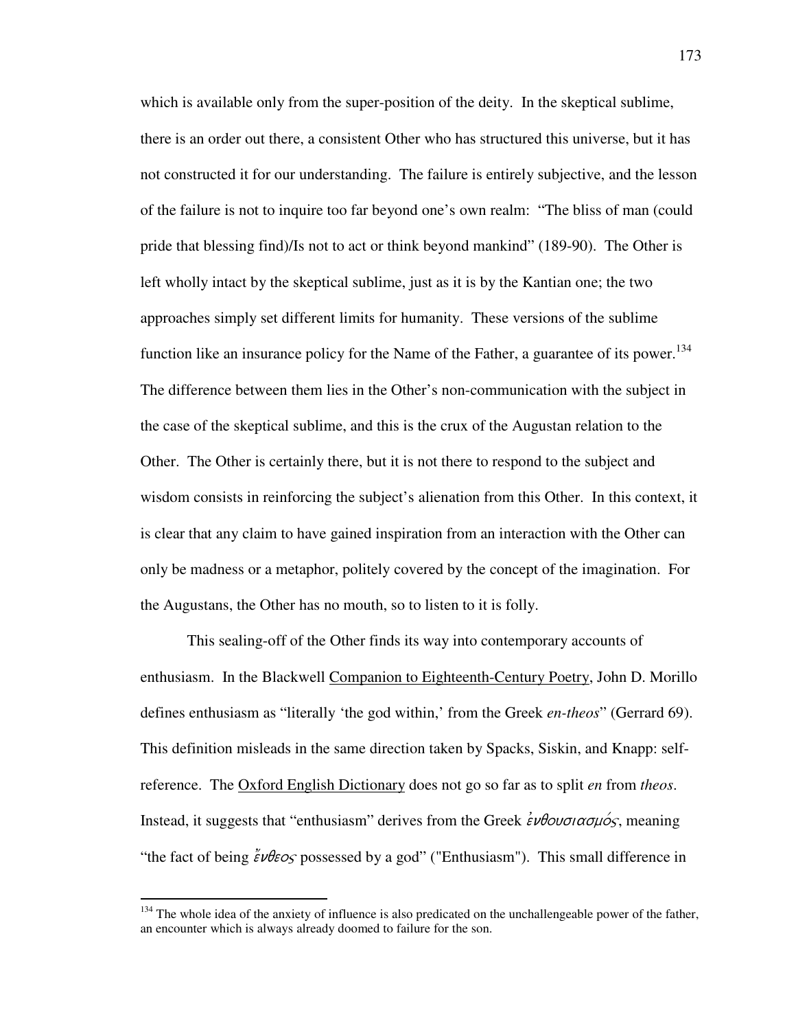which is available only from the super-position of the deity. In the skeptical sublime, there is an order out there, a consistent Other who has structured this universe, but it has not constructed it for our understanding. The failure is entirely subjective, and the lesson of the failure is not to inquire too far beyond one's own realm: "The bliss of man (could pride that blessing find)/Is not to act or think beyond mankind" (189-90). The Other is left wholly intact by the skeptical sublime, just as it is by the Kantian one; the two approaches simply set different limits for humanity. These versions of the sublime function like an insurance policy for the Name of the Father, a guarantee of its power.[134] The difference between them lies in the Other's non-communication with the subject in the case of the skeptical sublime, and this is the crux of the Augustan relation to the Other. The Other is certainly there, but it is not there to respond to the subject and wisdom consists in reinforcing the subject's alienation from this Other. In this context, it is clear that any claim to have gained inspiration from an interaction with the Other can only be madness or a metaphor, politely covered by the concept of the imagination. For the Augustans, the Other has no mouth, so to listen to it is folly.

This sealing-off of the Other finds its way into contemporary accounts of enthusiasm. In the Blackwell Companion to Eighteenth-Century Poetry, John D. Morillo defines enthusiasm as "literally 'the god within,' from the Greek *en-theos*" (Gerrard 69). This definition misleads in the same direction taken by Spacks, Siskin, and Knapp: self-reference. The Oxford English Dictionary does not go so far as to split *en* from *theos*. Instead, it suggests that "enthusiasm" derives from the Greek *ἐνθουσιασμός*, meaning "the fact of being *ἔνθεος* possessed by a god" ("Enthusiasm"). This small difference in

---

[134] The whole idea of the anxiety of influence is also predicated on the unchallengeable power of the father, an encounter which is always already doomed to failure for the son.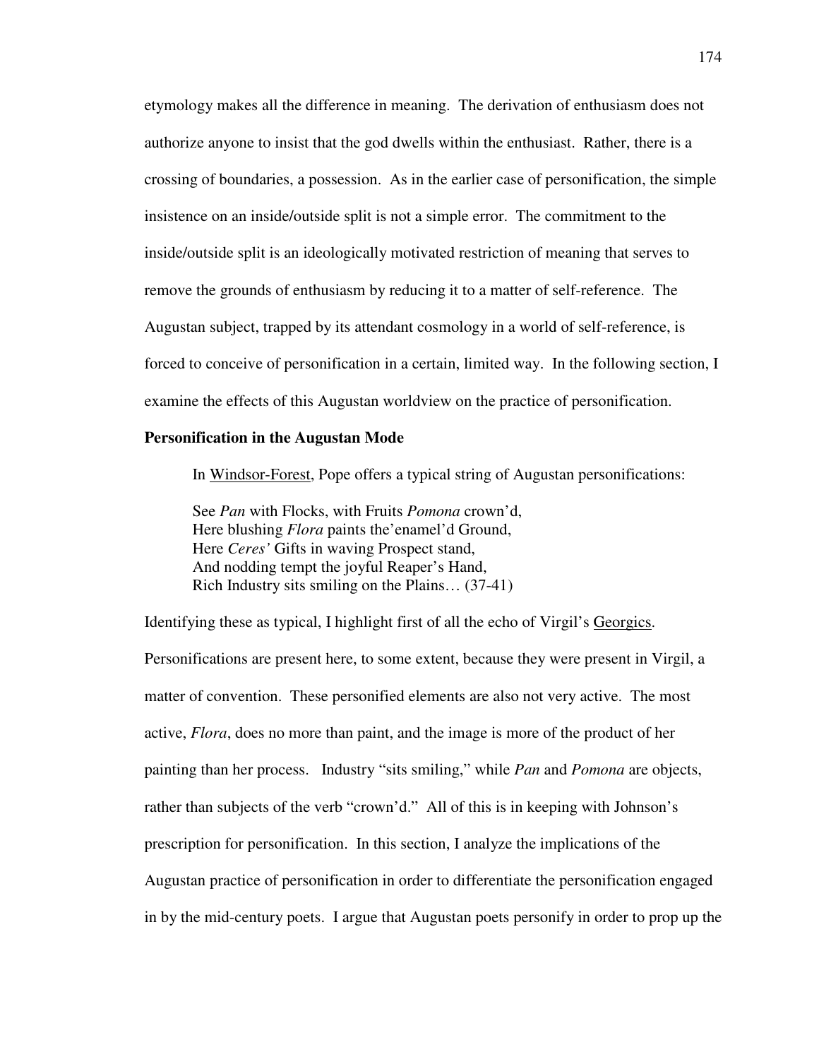etymology makes all the difference in meaning. The derivation of enthusiasm does not authorize anyone to insist that the god dwells within the enthusiast. Rather, there is a crossing of boundaries, a possession. As in the earlier case of personification, the simple insistence on an inside/outside split is not a simple error. The commitment to the inside/outside split is an ideologically motivated restriction of meaning that serves to remove the grounds of enthusiasm by reducing it to a matter of self-reference. The Augustan subject, trapped by its attendant cosmology in a world of self-reference, is forced to conceive of personification in a certain, limited way. In the following section, I examine the effects of this Augustan worldview on the practice of personification.

**Personification in the Augustan Mode**

In Windsor-Forest, Pope offers a typical string of Augustan personifications:

> See *Pan* with Flocks, with Fruits *Pomona* crown'd,
> Here blushing *Flora* paints the'enamel'd Ground,
> Here *Ceres'* Gifts in waving Prospect stand,
> And nodding tempt the joyful Reaper's Hand,
> Rich Industry sits smiling on the Plains… (37-41)

Identifying these as typical, I highlight first of all the echo of Virgil's Georgics. Personifications are present here, to some extent, because they were present in Virgil, a matter of convention. These personified elements are also not very active. The most active, *Flora*, does no more than paint, and the image is more of the product of her painting than her process. Industry "sits smiling," while *Pan* and *Pomona* are objects, rather than subjects of the verb "crown'd." All of this is in keeping with Johnson's prescription for personification. In this section, I analyze the implications of the Augustan practice of personification in order to differentiate the personification engaged in by the mid-century poets. I argue that Augustan poets personify in order to prop up the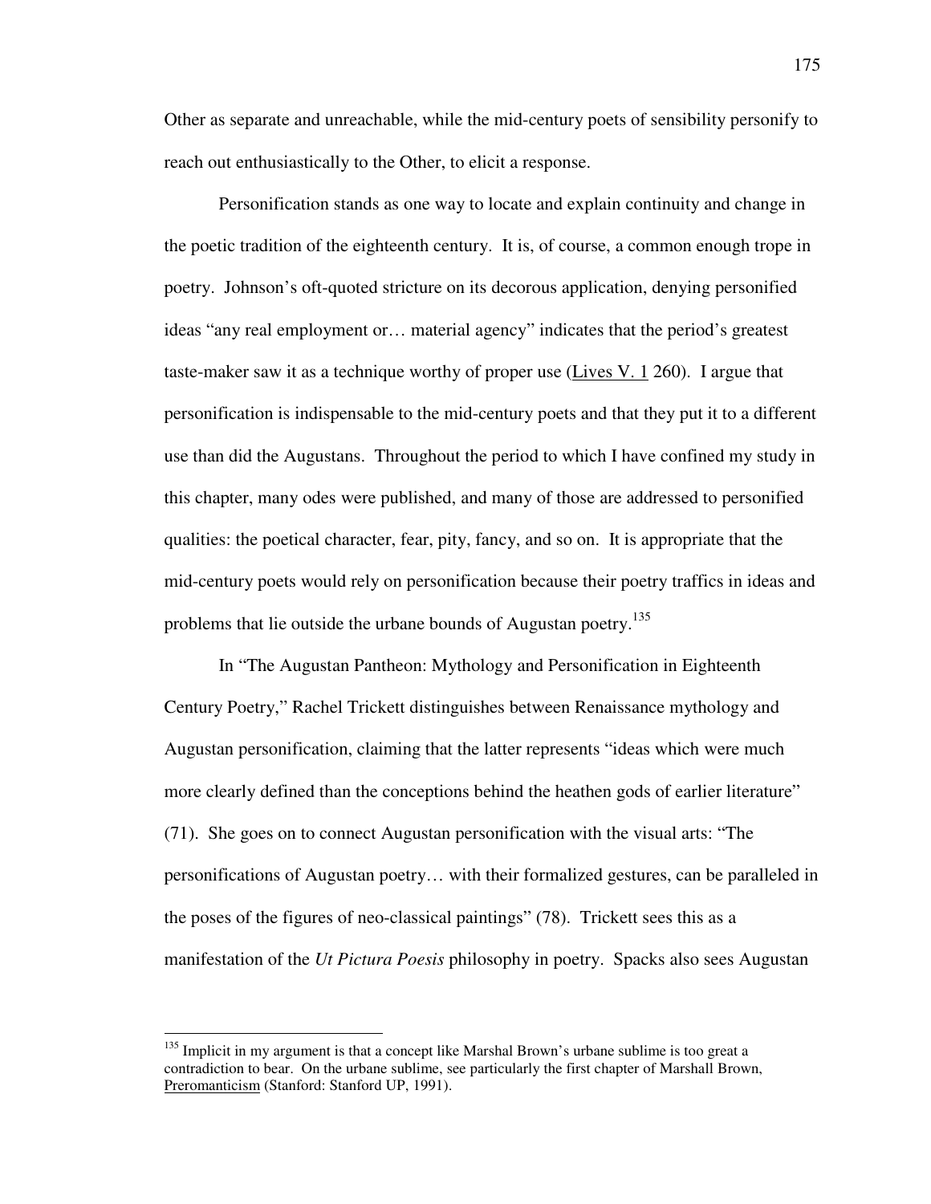Other as separate and unreachable, while the mid-century poets of sensibility personify to reach out enthusiastically to the Other, to elicit a response.

Personification stands as one way to locate and explain continuity and change in the poetic tradition of the eighteenth century. It is, of course, a common enough trope in poetry. Johnson's oft-quoted stricture on its decorous application, denying personified ideas "any real employment or… material agency" indicates that the period's greatest taste-maker saw it as a technique worthy of proper use (Lives V. 1 260). I argue that personification is indispensable to the mid-century poets and that they put it to a different use than did the Augustans. Throughout the period to which I have confined my study in this chapter, many odes were published, and many of those are addressed to personified qualities: the poetical character, fear, pity, fancy, and so on. It is appropriate that the mid-century poets would rely on personification because their poetry traffics in ideas and problems that lie outside the urbane bounds of Augustan poetry.[135]

In "The Augustan Pantheon: Mythology and Personification in Eighteenth Century Poetry," Rachel Trickett distinguishes between Renaissance mythology and Augustan personification, claiming that the latter represents "ideas which were much more clearly defined than the conceptions behind the heathen gods of earlier literature" (71). She goes on to connect Augustan personification with the visual arts: "The personifications of Augustan poetry… with their formalized gestures, can be paralleled in the poses of the figures of neo-classical paintings" (78). Trickett sees this as a manifestation of the *Ut Pictura Poesis* philosophy in poetry. Spacks also sees Augustan

---

[135] Implicit in my argument is that a concept like Marshal Brown's urbane sublime is too great a contradiction to bear. On the urbane sublime, see particularly the first chapter of Marshall Brown, Preromanticism (Stanford: Stanford UP, 1991).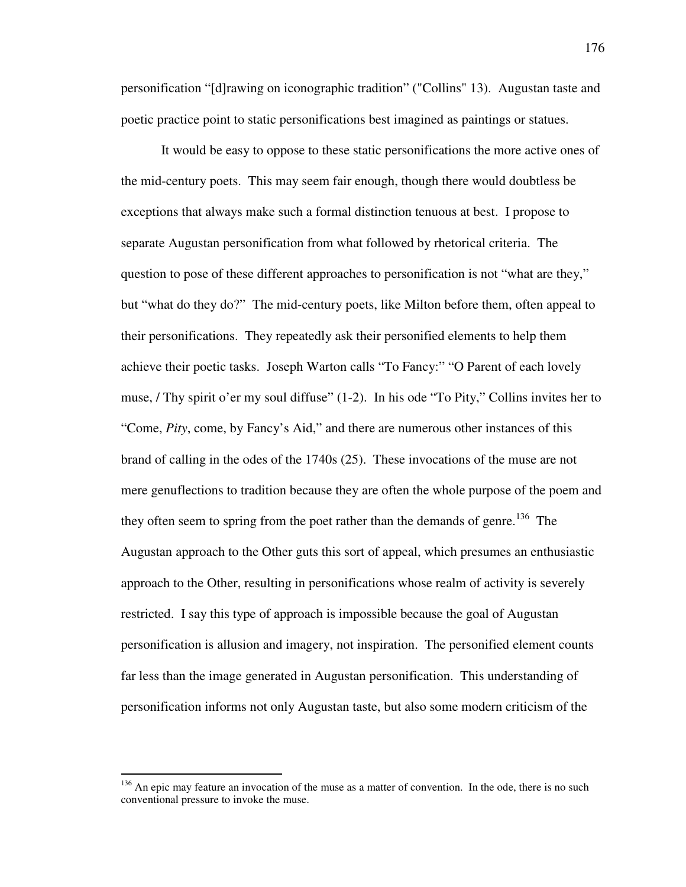personification "[d]rawing on iconographic tradition" ("Collins" 13). Augustan taste and poetic practice point to static personifications best imagined as paintings or statues.

It would be easy to oppose to these static personifications the more active ones of the mid-century poets. This may seem fair enough, though there would doubtless be exceptions that always make such a formal distinction tenuous at best. I propose to separate Augustan personification from what followed by rhetorical criteria. The question to pose of these different approaches to personification is not "what are they," but "what do they do?" The mid-century poets, like Milton before them, often appeal to their personifications. They repeatedly ask their personified elements to help them achieve their poetic tasks. Joseph Warton calls "To Fancy:" "O Parent of each lovely muse, / Thy spirit o'er my soul diffuse" (1-2). In his ode "To Pity," Collins invites her to "Come, *Pity*, come, by Fancy's Aid," and there are numerous other instances of this brand of calling in the odes of the 1740s (25). These invocations of the muse are not mere genuflections to tradition because they are often the whole purpose of the poem and they often seem to spring from the poet rather than the demands of genre.[136] The Augustan approach to the Other guts this sort of appeal, which presumes an enthusiastic approach to the Other, resulting in personifications whose realm of activity is severely restricted. I say this type of approach is impossible because the goal of Augustan personification is allusion and imagery, not inspiration. The personified element counts far less than the image generated in Augustan personification. This understanding of personification informs not only Augustan taste, but also some modern criticism of the

[136] An epic may feature an invocation of the muse as a matter of convention. In the ode, there is no such conventional pressure to invoke the muse.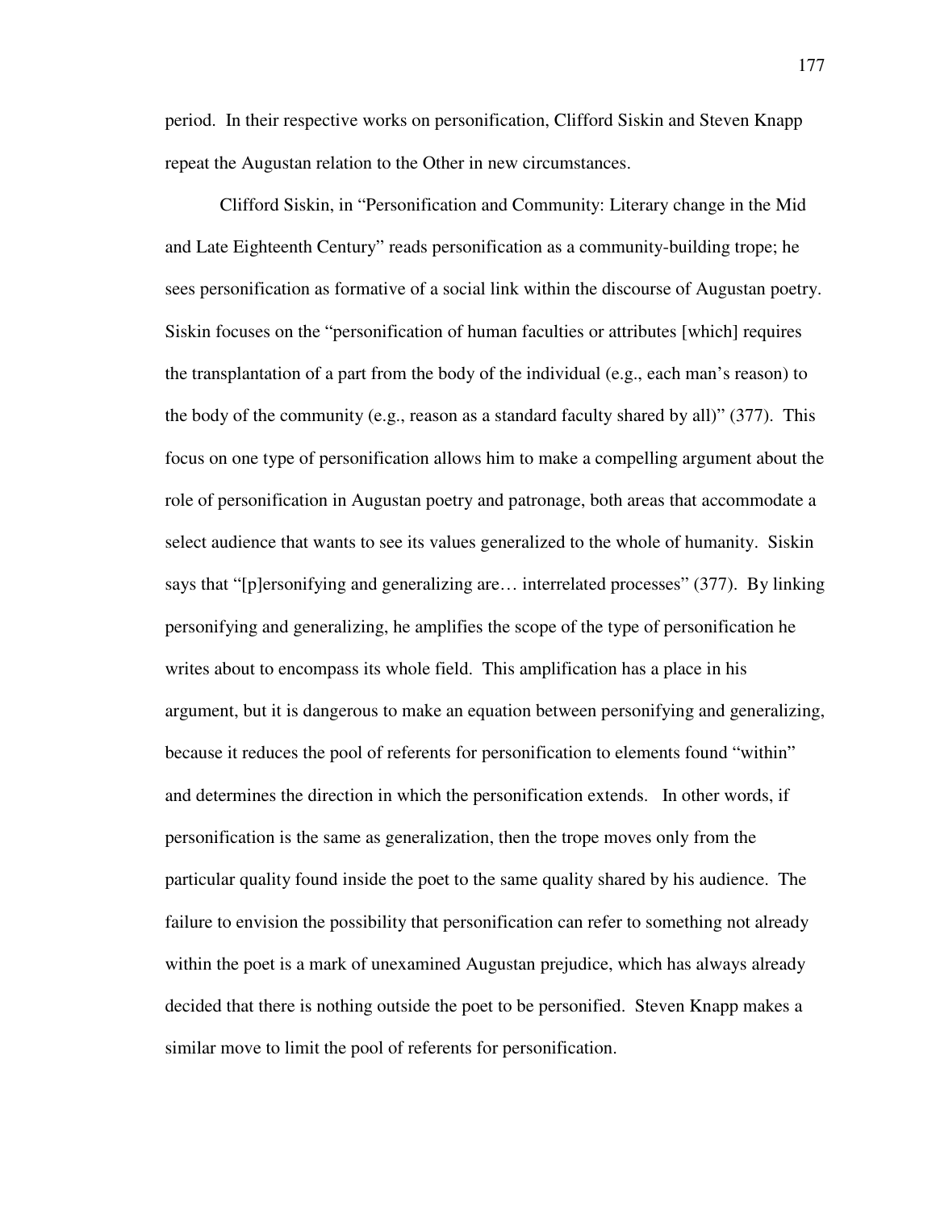period. In their respective works on personification, Clifford Siskin and Steven Knapp repeat the Augustan relation to the Other in new circumstances.

Clifford Siskin, in "Personification and Community: Literary change in the Mid and Late Eighteenth Century" reads personification as a community-building trope; he sees personification as formative of a social link within the discourse of Augustan poetry. Siskin focuses on the "personification of human faculties or attributes [which] requires the transplantation of a part from the body of the individual (e.g., each man's reason) to the body of the community (e.g., reason as a standard faculty shared by all)" (377). This focus on one type of personification allows him to make a compelling argument about the role of personification in Augustan poetry and patronage, both areas that accommodate a select audience that wants to see its values generalized to the whole of humanity. Siskin says that "[p]ersonifying and generalizing are… interrelated processes" (377). By linking personifying and generalizing, he amplifies the scope of the type of personification he writes about to encompass its whole field. This amplification has a place in his argument, but it is dangerous to make an equation between personifying and generalizing, because it reduces the pool of referents for personification to elements found "within" and determines the direction in which the personification extends. In other words, if personification is the same as generalization, then the trope moves only from the particular quality found inside the poet to the same quality shared by his audience. The failure to envision the possibility that personification can refer to something not already within the poet is a mark of unexamined Augustan prejudice, which has always already decided that there is nothing outside the poet to be personified. Steven Knapp makes a similar move to limit the pool of referents for personification.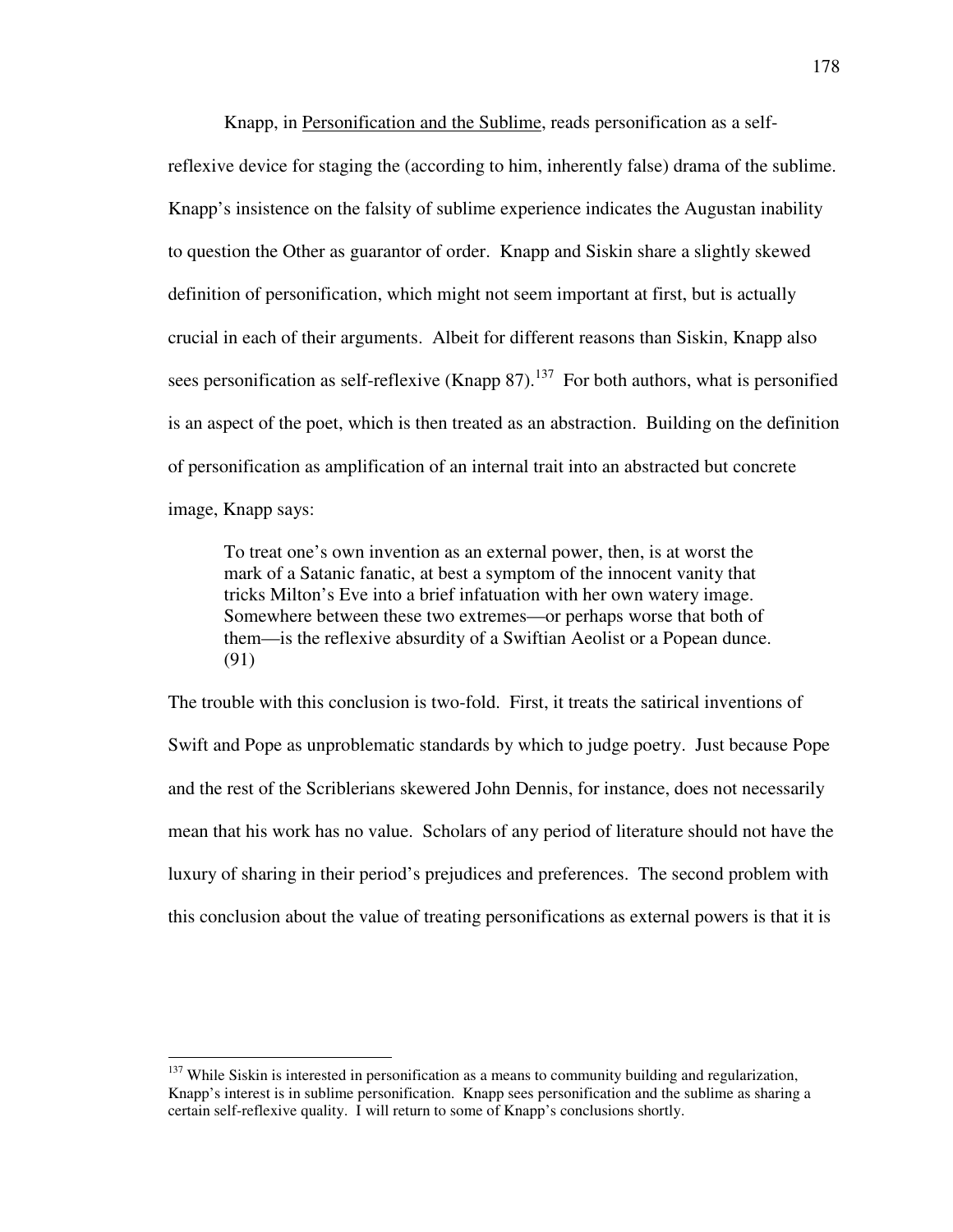Knapp, in Personification and the Sublime, reads personification as a self-reflexive device for staging the (according to him, inherently false) drama of the sublime. Knapp's insistence on the falsity of sublime experience indicates the Augustan inability to question the Other as guarantor of order. Knapp and Siskin share a slightly skewed definition of personification, which might not seem important at first, but is actually crucial in each of their arguments. Albeit for different reasons than Siskin, Knapp also sees personification as self-reflexive (Knapp 87).[137] For both authors, what is personified is an aspect of the poet, which is then treated as an abstraction. Building on the definition of personification as amplification of an internal trait into an abstracted but concrete image, Knapp says:

> To treat one's own invention as an external power, then, is at worst the mark of a Satanic fanatic, at best a symptom of the innocent vanity that tricks Milton's Eve into a brief infatuation with her own watery image. Somewhere between these two extremes—or perhaps worse that both of them—is the reflexive absurdity of a Swiftian Aeolist or a Popean dunce. (91)

The trouble with this conclusion is two-fold. First, it treats the satirical inventions of Swift and Pope as unproblematic standards by which to judge poetry. Just because Pope and the rest of the Scriblerians skewered John Dennis, for instance, does not necessarily mean that his work has no value. Scholars of any period of literature should not have the luxury of sharing in their period's prejudices and preferences. The second problem with this conclusion about the value of treating personifications as external powers is that it is

---

[137] While Siskin is interested in personification as a means to community building and regularization, Knapp's interest is in sublime personification. Knapp sees personification and the sublime as sharing a certain self-reflexive quality. I will return to some of Knapp's conclusions shortly.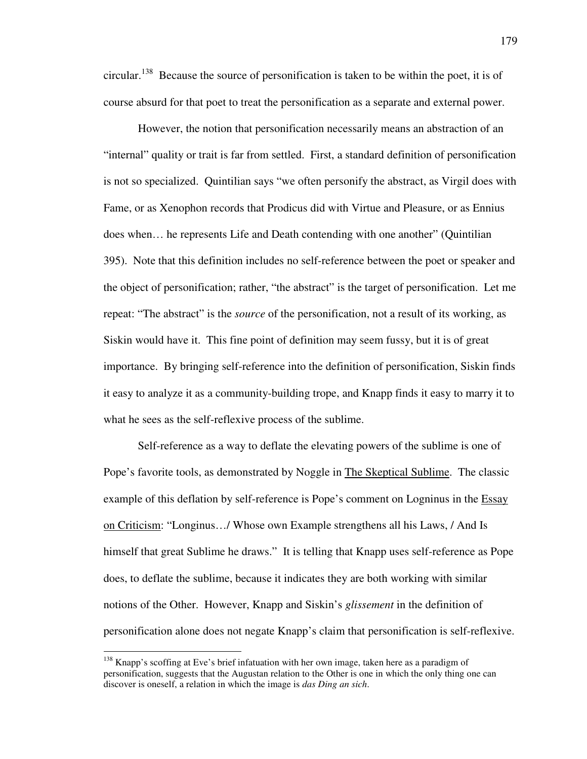circular.[138] Because the source of personification is taken to be within the poet, it is of course absurd for that poet to treat the personification as a separate and external power.

However, the notion that personification necessarily means an abstraction of an "internal" quality or trait is far from settled. First, a standard definition of personification is not so specialized. Quintilian says "we often personify the abstract, as Virgil does with Fame, or as Xenophon records that Prodicus did with Virtue and Pleasure, or as Ennius does when… he represents Life and Death contending with one another" (Quintilian 395). Note that this definition includes no self-reference between the poet or speaker and the object of personification; rather, "the abstract" is the target of personification. Let me repeat: "The abstract" is the *source* of the personification, not a result of its working, as Siskin would have it. This fine point of definition may seem fussy, but it is of great importance. By bringing self-reference into the definition of personification, Siskin finds it easy to analyze it as a community-building trope, and Knapp finds it easy to marry it to what he sees as the self-reflexive process of the sublime.

Self-reference as a way to deflate the elevating powers of the sublime is one of Pope's favorite tools, as demonstrated by Noggle in The Skeptical Sublime. The classic example of this deflation by self-reference is Pope's comment on Logninus in the Essay on Criticism: "Longinus…/ Whose own Example strengthens all his Laws, / And Is himself that great Sublime he draws." It is telling that Knapp uses self-reference as Pope does, to deflate the sublime, because it indicates they are both working with similar notions of the Other. However, Knapp and Siskin's *glissement* in the definition of personification alone does not negate Knapp's claim that personification is self-reflexive.

[138] Knapp's scoffing at Eve's brief infatuation with her own image, taken here as a paradigm of personification, suggests that the Augustan relation to the Other is one in which the only thing one can discover is oneself, a relation in which the image is *das Ding an sich*.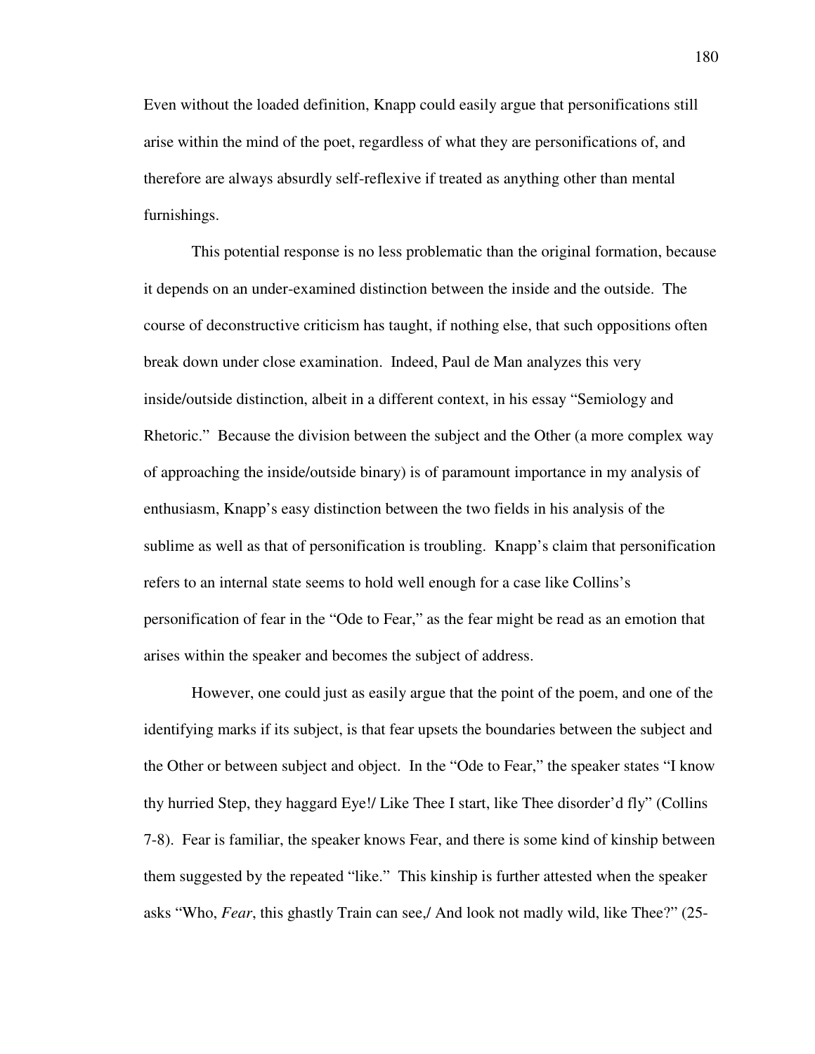Even without the loaded definition, Knapp could easily argue that personifications still arise within the mind of the poet, regardless of what they are personifications of, and therefore are always absurdly self-reflexive if treated as anything other than mental furnishings.

This potential response is no less problematic than the original formation, because it depends on an under-examined distinction between the inside and the outside. The course of deconstructive criticism has taught, if nothing else, that such oppositions often break down under close examination. Indeed, Paul de Man analyzes this very inside/outside distinction, albeit in a different context, in his essay "Semiology and Rhetoric." Because the division between the subject and the Other (a more complex way of approaching the inside/outside binary) is of paramount importance in my analysis of enthusiasm, Knapp's easy distinction between the two fields in his analysis of the sublime as well as that of personification is troubling. Knapp's claim that personification refers to an internal state seems to hold well enough for a case like Collins's personification of fear in the "Ode to Fear," as the fear might be read as an emotion that arises within the speaker and becomes the subject of address.

However, one could just as easily argue that the point of the poem, and one of the identifying marks if its subject, is that fear upsets the boundaries between the subject and the Other or between subject and object. In the "Ode to Fear," the speaker states "I know thy hurried Step, they haggard Eye!/ Like Thee I start, like Thee disorder'd fly" (Collins 7-8). Fear is familiar, the speaker knows Fear, and there is some kind of kinship between them suggested by the repeated "like." This kinship is further attested when the speaker asks "Who, *Fear*, this ghastly Train can see,/ And look not madly wild, like Thee?" (25-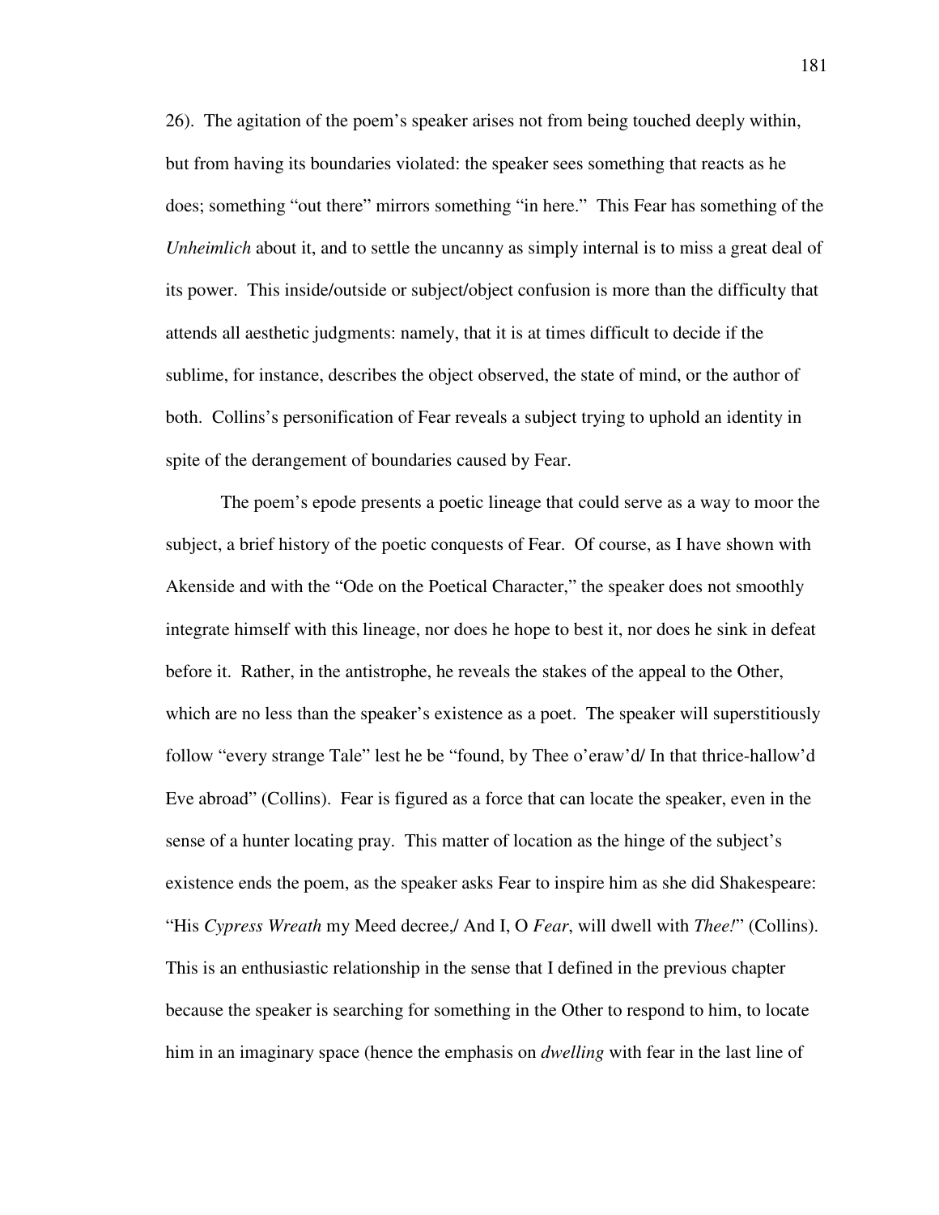26). The agitation of the poem's speaker arises not from being touched deeply within, but from having its boundaries violated: the speaker sees something that reacts as he does; something "out there" mirrors something "in here." This Fear has something of the *Unheimlich* about it, and to settle the uncanny as simply internal is to miss a great deal of its power. This inside/outside or subject/object confusion is more than the difficulty that attends all aesthetic judgments: namely, that it is at times difficult to decide if the sublime, for instance, describes the object observed, the state of mind, or the author of both. Collins's personification of Fear reveals a subject trying to uphold an identity in spite of the derangement of boundaries caused by Fear.

The poem's epode presents a poetic lineage that could serve as a way to moor the subject, a brief history of the poetic conquests of Fear. Of course, as I have shown with Akenside and with the "Ode on the Poetical Character," the speaker does not smoothly integrate himself with this lineage, nor does he hope to best it, nor does he sink in defeat before it. Rather, in the antistrophe, he reveals the stakes of the appeal to the Other, which are no less than the speaker's existence as a poet. The speaker will superstitiously follow "every strange Tale" lest he be "found, by Thee o'eraw'd/ In that thrice-hallow'd Eve abroad" (Collins). Fear is figured as a force that can locate the speaker, even in the sense of a hunter locating pray. This matter of location as the hinge of the subject's existence ends the poem, as the speaker asks Fear to inspire him as she did Shakespeare: "His *Cypress Wreath* my Meed decree,/ And I, O *Fear*, will dwell with *Thee!*" (Collins). This is an enthusiastic relationship in the sense that I defined in the previous chapter because the speaker is searching for something in the Other to respond to him, to locate him in an imaginary space (hence the emphasis on *dwelling* with fear in the last line of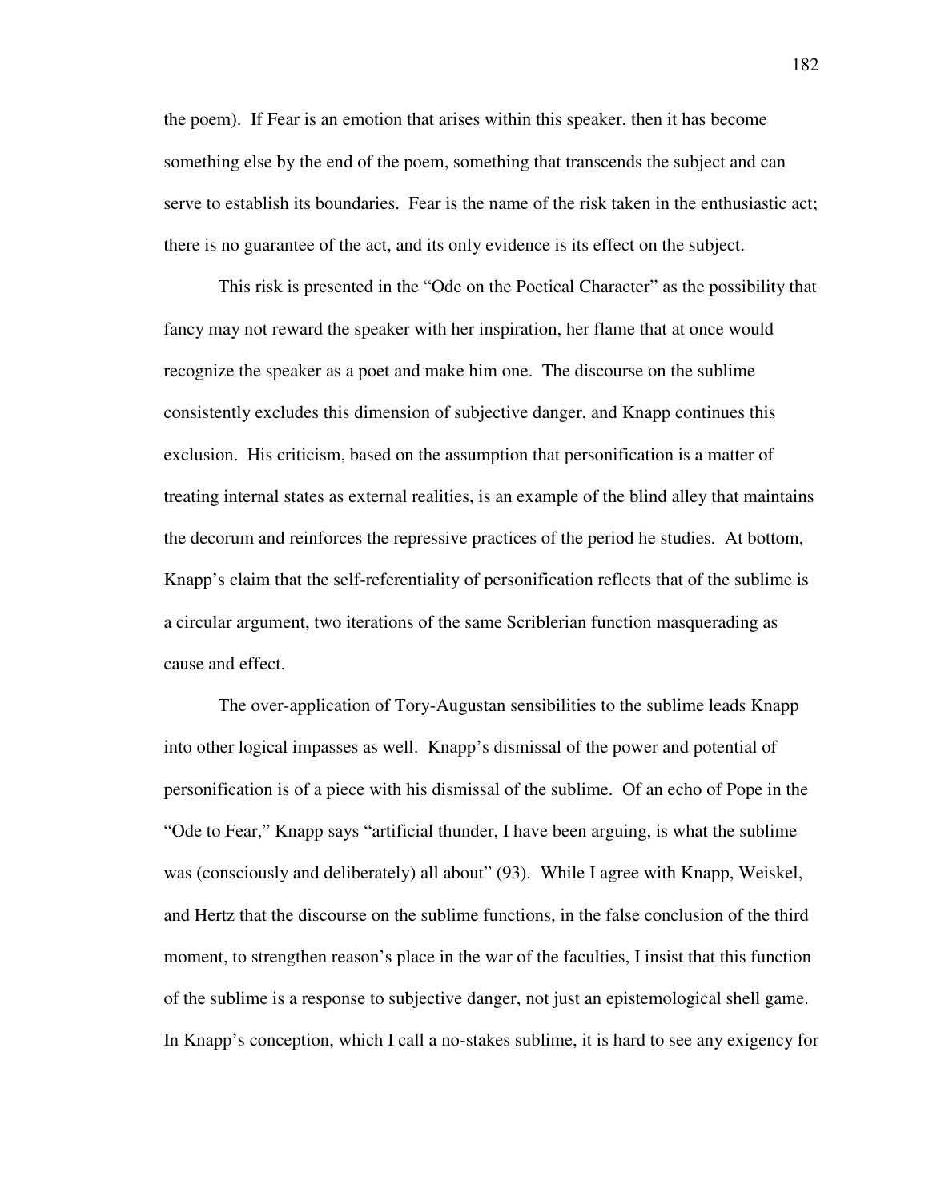the poem). If Fear is an emotion that arises within this speaker, then it has become something else by the end of the poem, something that transcends the subject and can serve to establish its boundaries. Fear is the name of the risk taken in the enthusiastic act; there is no guarantee of the act, and its only evidence is its effect on the subject.

This risk is presented in the "Ode on the Poetical Character" as the possibility that fancy may not reward the speaker with her inspiration, her flame that at once would recognize the speaker as a poet and make him one. The discourse on the sublime consistently excludes this dimension of subjective danger, and Knapp continues this exclusion. His criticism, based on the assumption that personification is a matter of treating internal states as external realities, is an example of the blind alley that maintains the decorum and reinforces the repressive practices of the period he studies. At bottom, Knapp's claim that the self-referentiality of personification reflects that of the sublime is a circular argument, two iterations of the same Scriblerian function masquerading as cause and effect.

The over-application of Tory-Augustan sensibilities to the sublime leads Knapp into other logical impasses as well. Knapp's dismissal of the power and potential of personification is of a piece with his dismissal of the sublime. Of an echo of Pope in the "Ode to Fear," Knapp says "artificial thunder, I have been arguing, is what the sublime was (consciously and deliberately) all about" (93). While I agree with Knapp, Weiskel, and Hertz that the discourse on the sublime functions, in the false conclusion of the third moment, to strengthen reason's place in the war of the faculties, I insist that this function of the sublime is a response to subjective danger, not just an epistemological shell game. In Knapp's conception, which I call a no-stakes sublime, it is hard to see any exigency for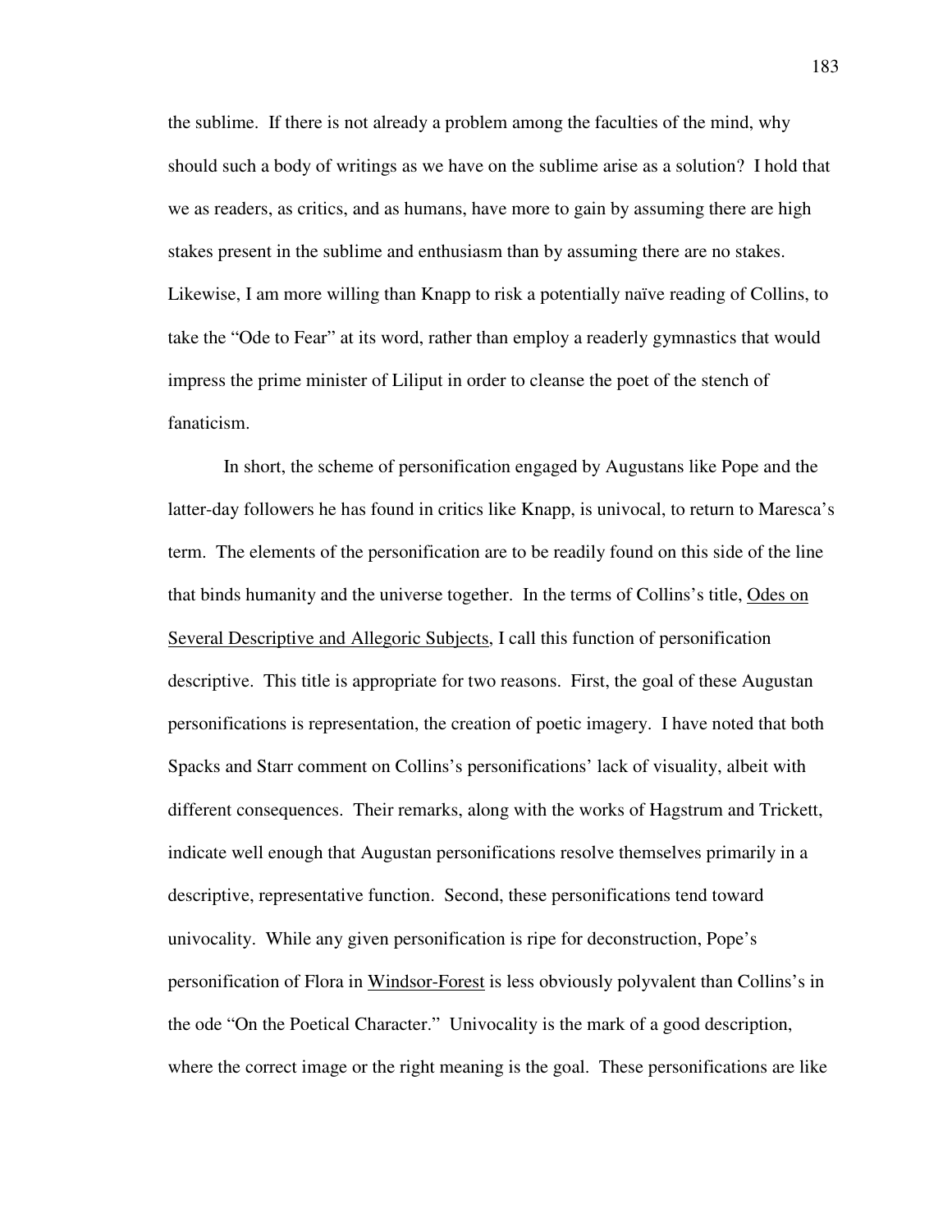the sublime. If there is not already a problem among the faculties of the mind, why should such a body of writings as we have on the sublime arise as a solution? I hold that we as readers, as critics, and as humans, have more to gain by assuming there are high stakes present in the sublime and enthusiasm than by assuming there are no stakes. Likewise, I am more willing than Knapp to risk a potentially naïve reading of Collins, to take the "Ode to Fear" at its word, rather than employ a readerly gymnastics that would impress the prime minister of Liliput in order to cleanse the poet of the stench of fanaticism.

In short, the scheme of personification engaged by Augustans like Pope and the latter-day followers he has found in critics like Knapp, is univocal, to return to Maresca's term. The elements of the personification are to be readily found on this side of the line that binds humanity and the universe together. In the terms of Collins's title, <u>Odes on Several Descriptive and Allegoric Subjects</u>, I call this function of personification descriptive. This title is appropriate for two reasons. First, the goal of these Augustan personifications is representation, the creation of poetic imagery. I have noted that both Spacks and Starr comment on Collins's personifications' lack of visuality, albeit with different consequences. Their remarks, along with the works of Hagstrum and Trickett, indicate well enough that Augustan personifications resolve themselves primarily in a descriptive, representative function. Second, these personifications tend toward univocality. While any given personification is ripe for deconstruction, Pope's personification of Flora in <u>Windsor-Forest</u> is less obviously polyvalent than Collins's in the ode "On the Poetical Character." Univocality is the mark of a good description, where the correct image or the right meaning is the goal. These personifications are like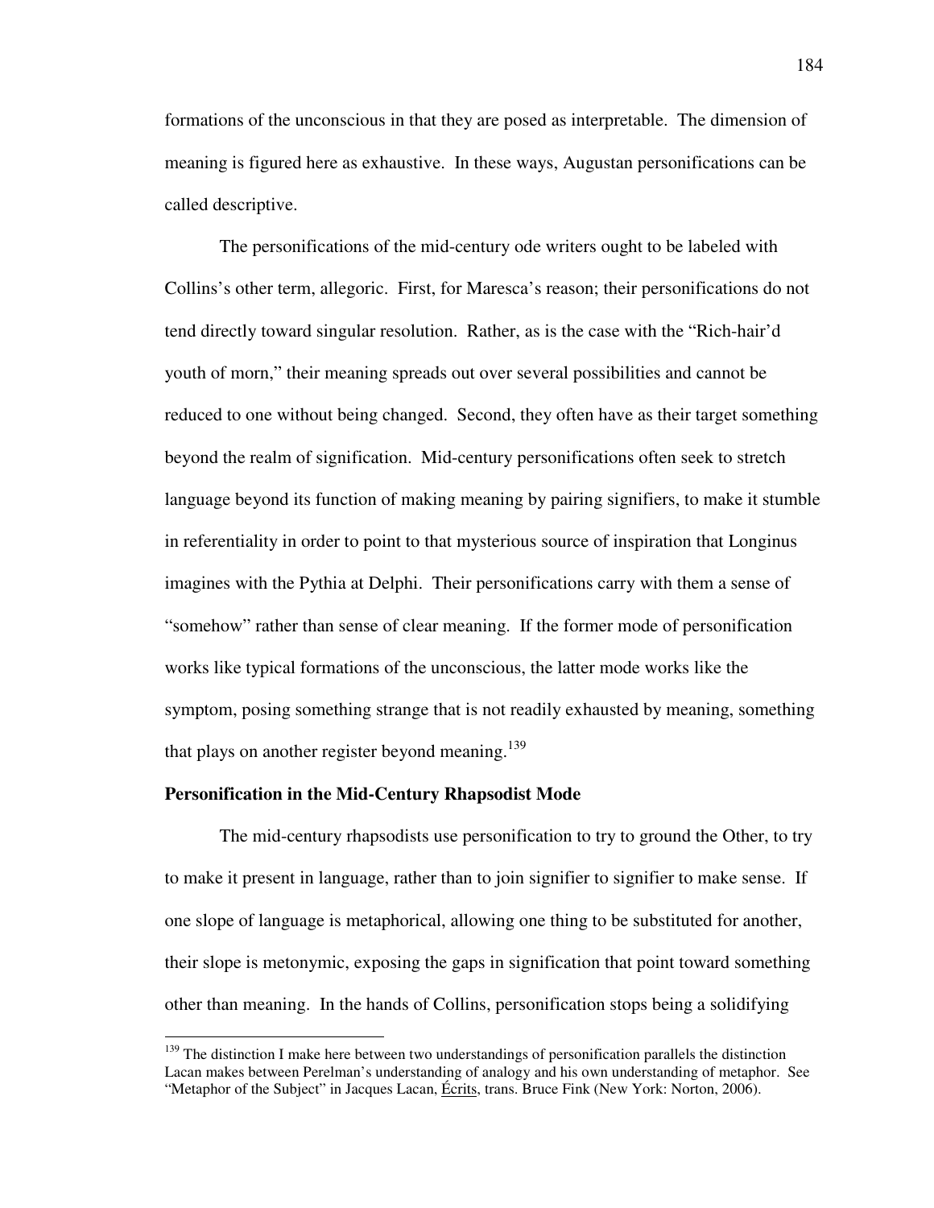formations of the unconscious in that they are posed as interpretable. The dimension of meaning is figured here as exhaustive. In these ways, Augustan personifications can be called descriptive.

The personifications of the mid-century ode writers ought to be labeled with Collins's other term, allegoric. First, for Maresca's reason; their personifications do not tend directly toward singular resolution. Rather, as is the case with the "Rich-hair'd youth of morn," their meaning spreads out over several possibilities and cannot be reduced to one without being changed. Second, they often have as their target something beyond the realm of signification. Mid-century personifications often seek to stretch language beyond its function of making meaning by pairing signifiers, to make it stumble in referentiality in order to point to that mysterious source of inspiration that Longinus imagines with the Pythia at Delphi. Their personifications carry with them a sense of "somehow" rather than sense of clear meaning. If the former mode of personification works like typical formations of the unconscious, the latter mode works like the symptom, posing something strange that is not readily exhausted by meaning, something that plays on another register beyond meaning.[139]

### Personification in the Mid-Century Rhapsodist Mode

The mid-century rhapsodists use personification to try to ground the Other, to try to make it present in language, rather than to join signifier to signifier to make sense. If one slope of language is metaphorical, allowing one thing to be substituted for another, their slope is metonymic, exposing the gaps in signification that point toward something other than meaning. In the hands of Collins, personification stops being a solidifying

---

[139] The distinction I make here between two understandings of personification parallels the distinction Lacan makes between Perelman's understanding of analogy and his own understanding of metaphor. See "Metaphor of the Subject" in Jacques Lacan, Écrits, trans. Bruce Fink (New York: Norton, 2006).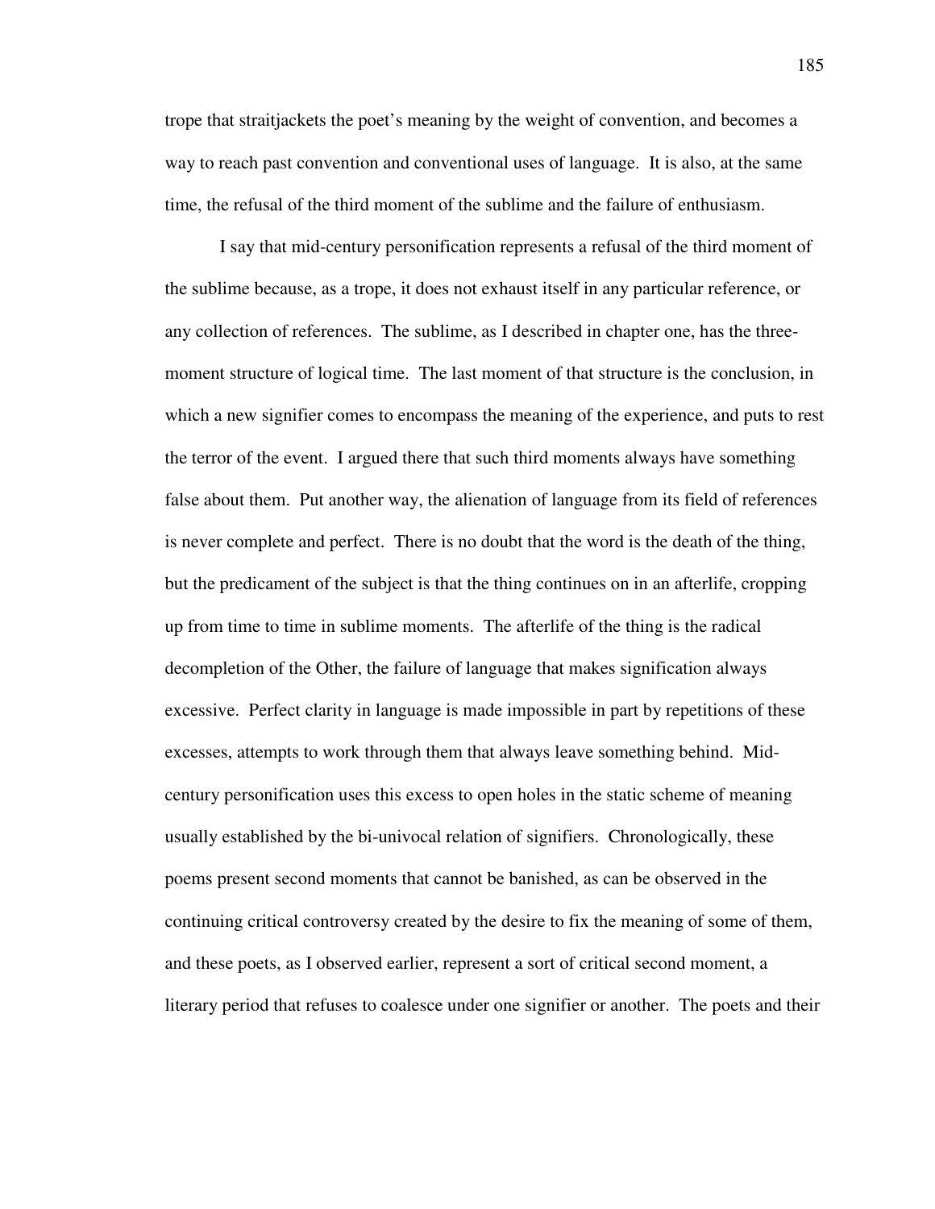trope that straitjackets the poet's meaning by the weight of convention, and becomes a way to reach past convention and conventional uses of language. It is also, at the same time, the refusal of the third moment of the sublime and the failure of enthusiasm.

I say that mid-century personification represents a refusal of the third moment of the sublime because, as a trope, it does not exhaust itself in any particular reference, or any collection of references. The sublime, as I described in chapter one, has the three-moment structure of logical time. The last moment of that structure is the conclusion, in which a new signifier comes to encompass the meaning of the experience, and puts to rest the terror of the event. I argued there that such third moments always have something false about them. Put another way, the alienation of language from its field of references is never complete and perfect. There is no doubt that the word is the death of the thing, but the predicament of the subject is that the thing continues on in an afterlife, cropping up from time to time in sublime moments. The afterlife of the thing is the radical decompletion of the Other, the failure of language that makes signification always excessive. Perfect clarity in language is made impossible in part by repetitions of these excesses, attempts to work through them that always leave something behind. Mid-century personification uses this excess to open holes in the static scheme of meaning usually established by the bi-univocal relation of signifiers. Chronologically, these poems present second moments that cannot be banished, as can be observed in the continuing critical controversy created by the desire to fix the meaning of some of them, and these poets, as I observed earlier, represent a sort of critical second moment, a literary period that refuses to coalesce under one signifier or another. The poets and their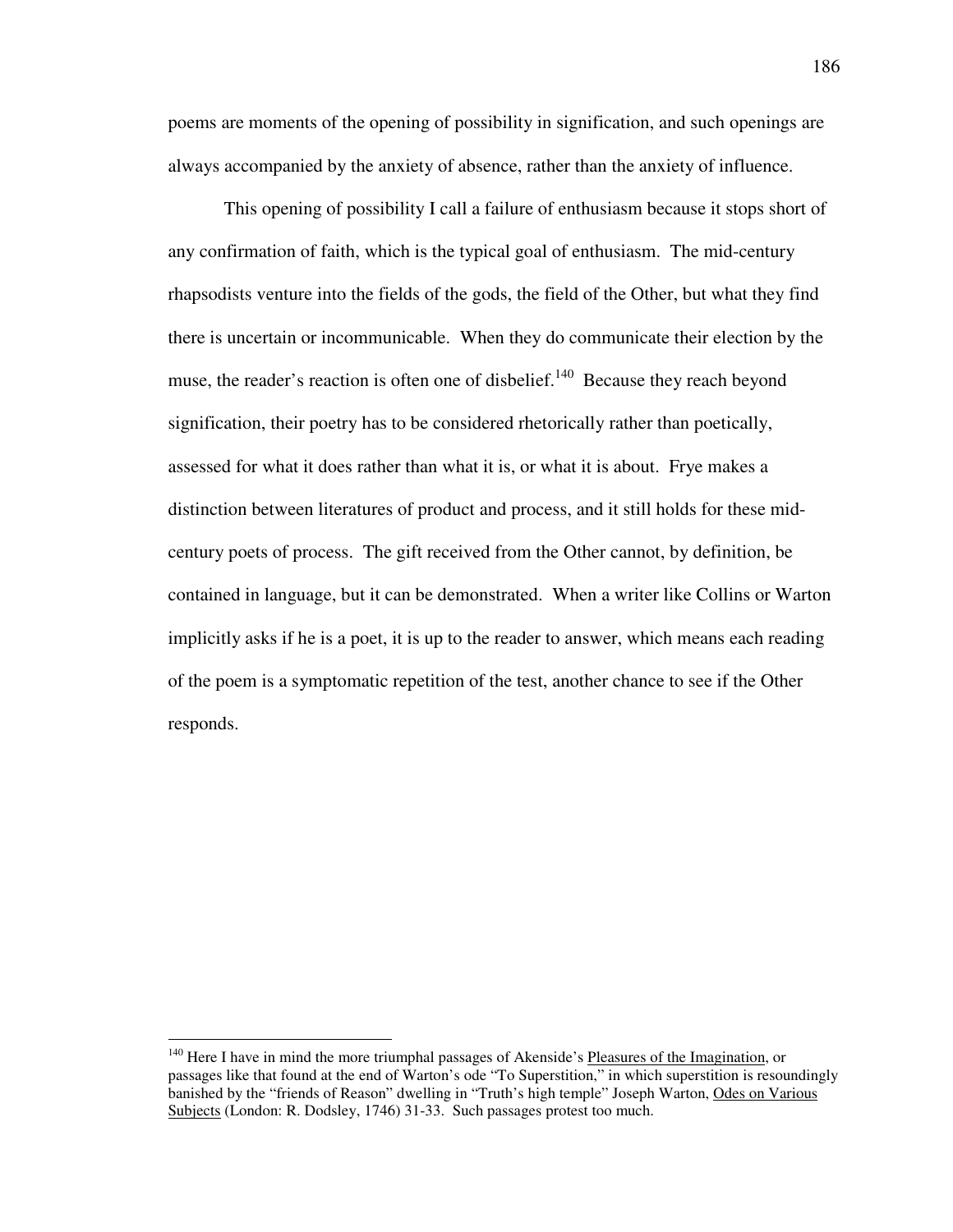poems are moments of the opening of possibility in signification, and such openings are always accompanied by the anxiety of absence, rather than the anxiety of influence.

This opening of possibility I call a failure of enthusiasm because it stops short of any confirmation of faith, which is the typical goal of enthusiasm. The mid-century rhapsodists venture into the fields of the gods, the field of the Other, but what they find there is uncertain or incommunicable. When they do communicate their election by the muse, the reader's reaction is often one of disbelief.[140] Because they reach beyond signification, their poetry has to be considered rhetorically rather than poetically, assessed for what it does rather than what it is, or what it is about. Frye makes a distinction between literatures of product and process, and it still holds for these mid-century poets of process. The gift received from the Other cannot, by definition, be contained in language, but it can be demonstrated. When a writer like Collins or Warton implicitly asks if he is a poet, it is up to the reader to answer, which means each reading of the poem is a symptomatic repetition of the test, another chance to see if the Other responds.

---

[140] Here I have in mind the more triumphal passages of Akenside's Pleasures of the Imagination, or passages like that found at the end of Warton's ode "To Superstition," in which superstition is resoundingly banished by the "friends of Reason" dwelling in "Truth's high temple" Joseph Warton, Odes on Various Subjects (London: R. Dodsley, 1746) 31-33. Such passages protest too much.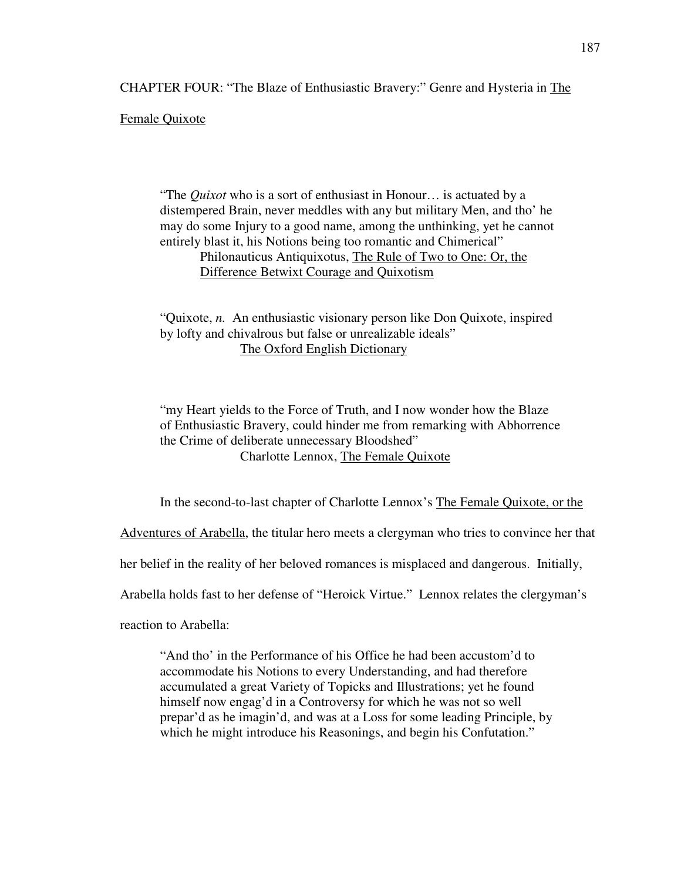# CHAPTER FOUR: "The Blaze of Enthusiastic Bravery:" Genre and Hysteria in The Female Quixote

> "The *Quixot* who is a sort of enthusiast in Honour… is actuated by a distempered Brain, never meddles with any but military Men, and tho' he may do some Injury to a good name, among the unthinking, yet he cannot entirely blast it, his Notions being too romantic and Chimerical"
>
> Philonauticus Antiquixotus, The Rule of Two to One: Or, the Difference Betwixt Courage and Quixotism

> "Quixote, *n.* An enthusiastic visionary person like Don Quixote, inspired by lofty and chivalrous but false or unrealizable ideals"
>
> The Oxford English Dictionary

> "my Heart yields to the Force of Truth, and I now wonder how the Blaze of Enthusiastic Bravery, could hinder me from remarking with Abhorrence the Crime of deliberate unnecessary Bloodshed"
>
> Charlotte Lennox, The Female Quixote

In the second-to-last chapter of Charlotte Lennox's The Female Quixote, or the Adventures of Arabella, the titular hero meets a clergyman who tries to convince her that her belief in the reality of her beloved romances is misplaced and dangerous. Initially, Arabella holds fast to her defense of "Heroick Virtue." Lennox relates the clergyman's reaction to Arabella:

> "And tho' in the Performance of his Office he had been accustom'd to accommodate his Notions to every Understanding, and had therefore accumulated a great Variety of Topicks and Illustrations; yet he found himself now engag'd in a Controversy for which he was not so well prepar'd as he imagin'd, and was at a Loss for some leading Principle, by which he might introduce his Reasonings, and begin his Confutation."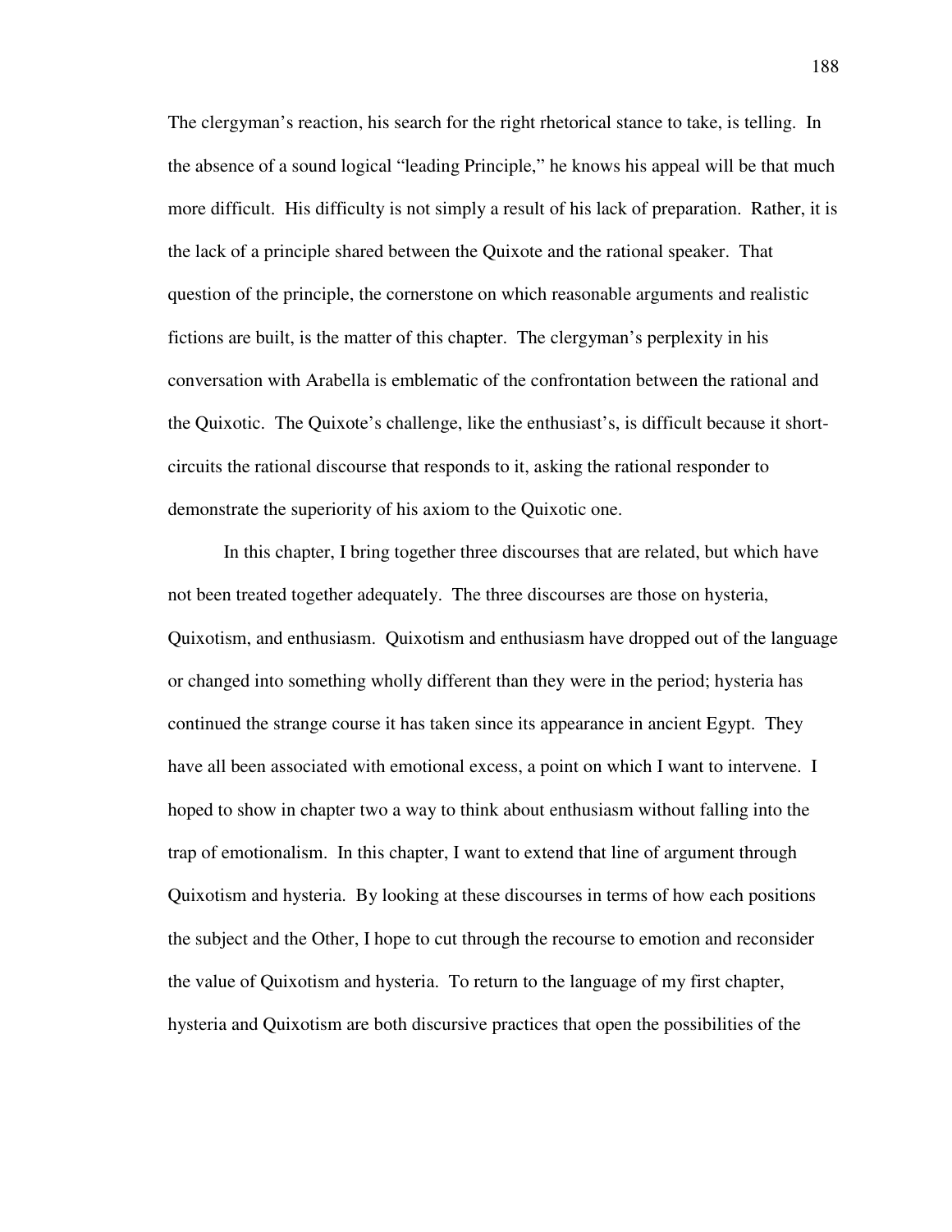The clergyman's reaction, his search for the right rhetorical stance to take, is telling. In the absence of a sound logical "leading Principle," he knows his appeal will be that much more difficult. His difficulty is not simply a result of his lack of preparation. Rather, it is the lack of a principle shared between the Quixote and the rational speaker. That question of the principle, the cornerstone on which reasonable arguments and realistic fictions are built, is the matter of this chapter. The clergyman's perplexity in his conversation with Arabella is emblematic of the confrontation between the rational and the Quixotic. The Quixote's challenge, like the enthusiast's, is difficult because it short-circuits the rational discourse that responds to it, asking the rational responder to demonstrate the superiority of his axiom to the Quixotic one.

In this chapter, I bring together three discourses that are related, but which have not been treated together adequately. The three discourses are those on hysteria, Quixotism, and enthusiasm. Quixotism and enthusiasm have dropped out of the language or changed into something wholly different than they were in the period; hysteria has continued the strange course it has taken since its appearance in ancient Egypt. They have all been associated with emotional excess, a point on which I want to intervene. I hoped to show in chapter two a way to think about enthusiasm without falling into the trap of emotionalism. In this chapter, I want to extend that line of argument through Quixotism and hysteria. By looking at these discourses in terms of how each positions the subject and the Other, I hope to cut through the recourse to emotion and reconsider the value of Quixotism and hysteria. To return to the language of my first chapter, hysteria and Quixotism are both discursive practices that open the possibilities of the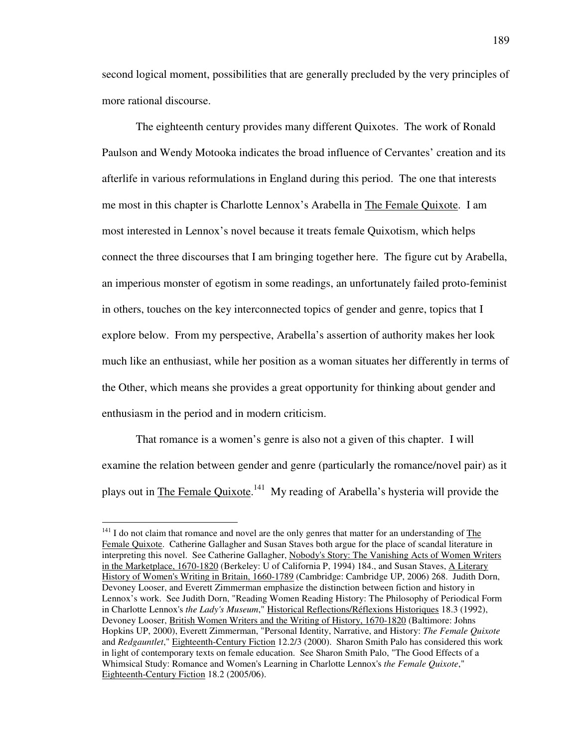second logical moment, possibilities that are generally precluded by the very principles of more rational discourse.

The eighteenth century provides many different Quixotes. The work of Ronald Paulson and Wendy Motooka indicates the broad influence of Cervantes' creation and its afterlife in various reformulations in England during this period. The one that interests me most in this chapter is Charlotte Lennox's Arabella in The Female Quixote. I am most interested in Lennox's novel because it treats female Quixotism, which helps connect the three discourses that I am bringing together here. The figure cut by Arabella, an imperious monster of egotism in some readings, an unfortunately failed proto-feminist in others, touches on the key interconnected topics of gender and genre, topics that I explore below. From my perspective, Arabella's assertion of authority makes her look much like an enthusiast, while her position as a woman situates her differently in terms of the Other, which means she provides a great opportunity for thinking about gender and enthusiasm in the period and in modern criticism.

That romance is a women's genre is also not a given of this chapter. I will examine the relation between gender and genre (particularly the romance/novel pair) as it plays out in The Female Quixote.[141] My reading of Arabella's hysteria will provide the

---

[141] I do not claim that romance and novel are the only genres that matter for an understanding of The Female Quixote. Catherine Gallagher and Susan Staves both argue for the place of scandal literature in interpreting this novel. See Catherine Gallagher, Nobody's Story: The Vanishing Acts of Women Writers in the Marketplace, 1670-1820 (Berkeley: U of California P, 1994) 184., and Susan Staves, A Literary History of Women's Writing in Britain, 1660-1789 (Cambridge: Cambridge UP, 2006) 268. Judith Dorn, Devoney Looser, and Everett Zimmerman emphasize the distinction between fiction and history in Lennox's work. See Judith Dorn, "Reading Women Reading History: The Philosophy of Periodical Form in Charlotte Lennox's *the Lady's Museum*," Historical Reflections/Réflexions Historiques 18.3 (1992), Devoney Looser, British Women Writers and the Writing of History, 1670-1820 (Baltimore: Johns Hopkins UP, 2000), Everett Zimmerman, "Personal Identity, Narrative, and History: *The Female Quixote* and *Redgauntlet*," Eighteenth-Century Fiction 12.2/3 (2000). Sharon Smith Palo has considered this work in light of contemporary texts on female education. See Sharon Smith Palo, "The Good Effects of a Whimsical Study: Romance and Women's Learning in Charlotte Lennox's *the Female Quixote*," Eighteenth-Century Fiction 18.2 (2005/06).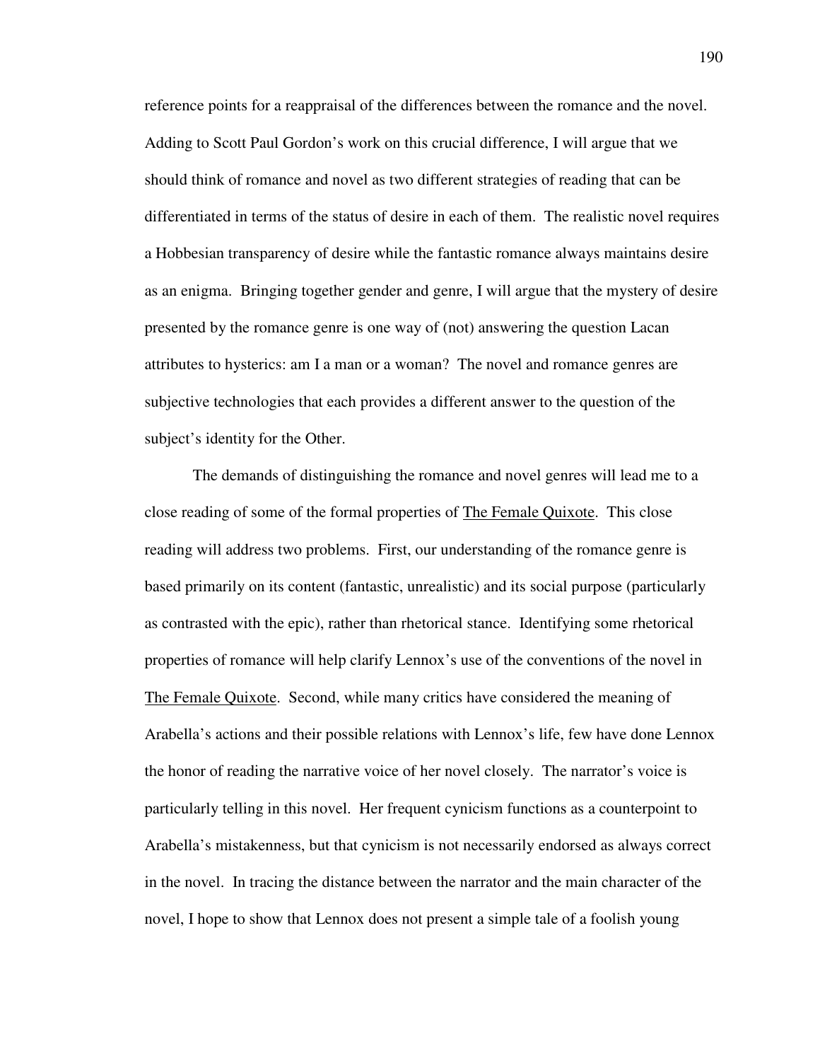reference points for a reappraisal of the differences between the romance and the novel. Adding to Scott Paul Gordon's work on this crucial difference, I will argue that we should think of romance and novel as two different strategies of reading that can be differentiated in terms of the status of desire in each of them. The realistic novel requires a Hobbesian transparency of desire while the fantastic romance always maintains desire as an enigma. Bringing together gender and genre, I will argue that the mystery of desire presented by the romance genre is one way of (not) answering the question Lacan attributes to hysterics: am I a man or a woman? The novel and romance genres are subjective technologies that each provides a different answer to the question of the subject's identity for the Other.

The demands of distinguishing the romance and novel genres will lead me to a close reading of some of the formal properties of The Female Quixote. This close reading will address two problems. First, our understanding of the romance genre is based primarily on its content (fantastic, unrealistic) and its social purpose (particularly as contrasted with the epic), rather than rhetorical stance. Identifying some rhetorical properties of romance will help clarify Lennox's use of the conventions of the novel in The Female Quixote. Second, while many critics have considered the meaning of Arabella's actions and their possible relations with Lennox's life, few have done Lennox the honor of reading the narrative voice of her novel closely. The narrator's voice is particularly telling in this novel. Her frequent cynicism functions as a counterpoint to Arabella's mistakenness, but that cynicism is not necessarily endorsed as always correct in the novel. In tracing the distance between the narrator and the main character of the novel, I hope to show that Lennox does not present a simple tale of a foolish young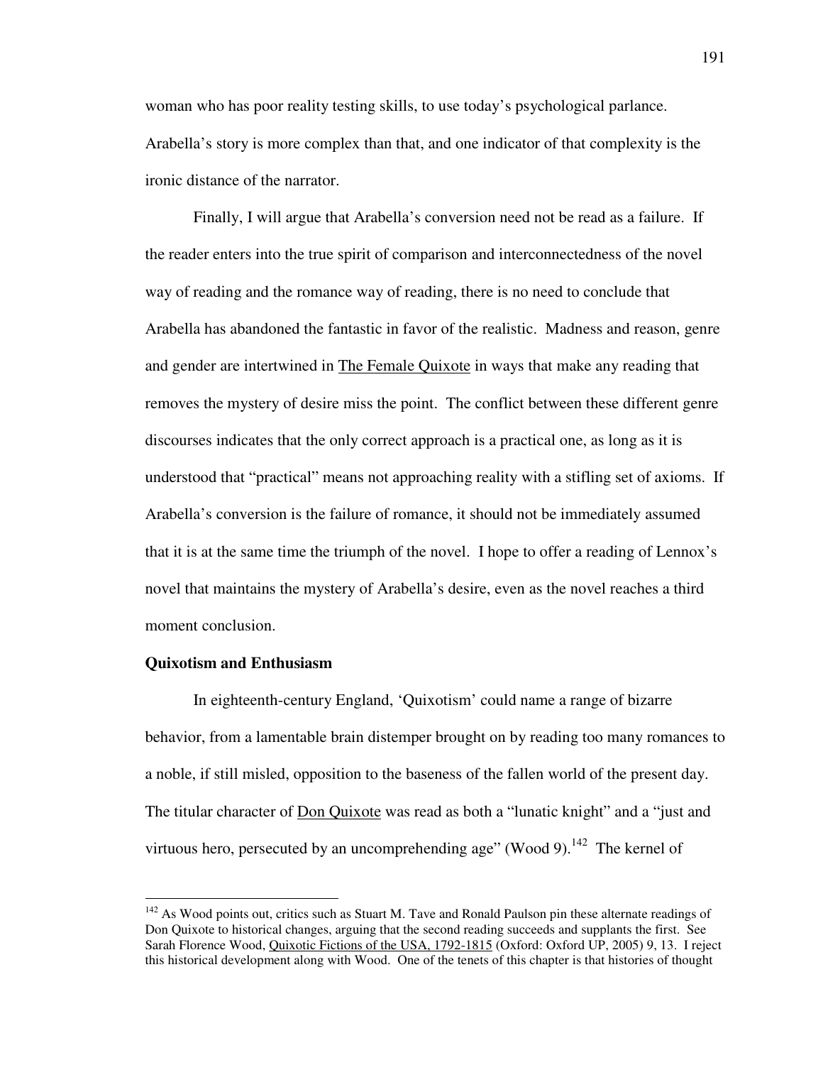woman who has poor reality testing skills, to use today's psychological parlance. Arabella's story is more complex than that, and one indicator of that complexity is the ironic distance of the narrator.

Finally, I will argue that Arabella's conversion need not be read as a failure. If the reader enters into the true spirit of comparison and interconnectedness of the novel way of reading and the romance way of reading, there is no need to conclude that Arabella has abandoned the fantastic in favor of the realistic. Madness and reason, genre and gender are intertwined in The Female Quixote in ways that make any reading that removes the mystery of desire miss the point. The conflict between these different genre discourses indicates that the only correct approach is a practical one, as long as it is understood that "practical" means not approaching reality with a stifling set of axioms. If Arabella's conversion is the failure of romance, it should not be immediately assumed that it is at the same time the triumph of the novel. I hope to offer a reading of Lennox's novel that maintains the mystery of Arabella's desire, even as the novel reaches a third moment conclusion.

**Quixotism and Enthusiasm**

In eighteenth-century England, 'Quixotism' could name a range of bizarre behavior, from a lamentable brain distemper brought on by reading too many romances to a noble, if still misled, opposition to the baseness of the fallen world of the present day. The titular character of Don Quixote was read as both a "lunatic knight" and a "just and virtuous hero, persecuted by an uncomprehending age" (Wood 9).[142] The kernel of

---

[142] As Wood points out, critics such as Stuart M. Tave and Ronald Paulson pin these alternate readings of Don Quixote to historical changes, arguing that the second reading succeeds and supplants the first. See Sarah Florence Wood, Quixotic Fictions of the USA, 1792-1815 (Oxford: Oxford UP, 2005) 9, 13. I reject this historical development along with Wood. One of the tenets of this chapter is that histories of thought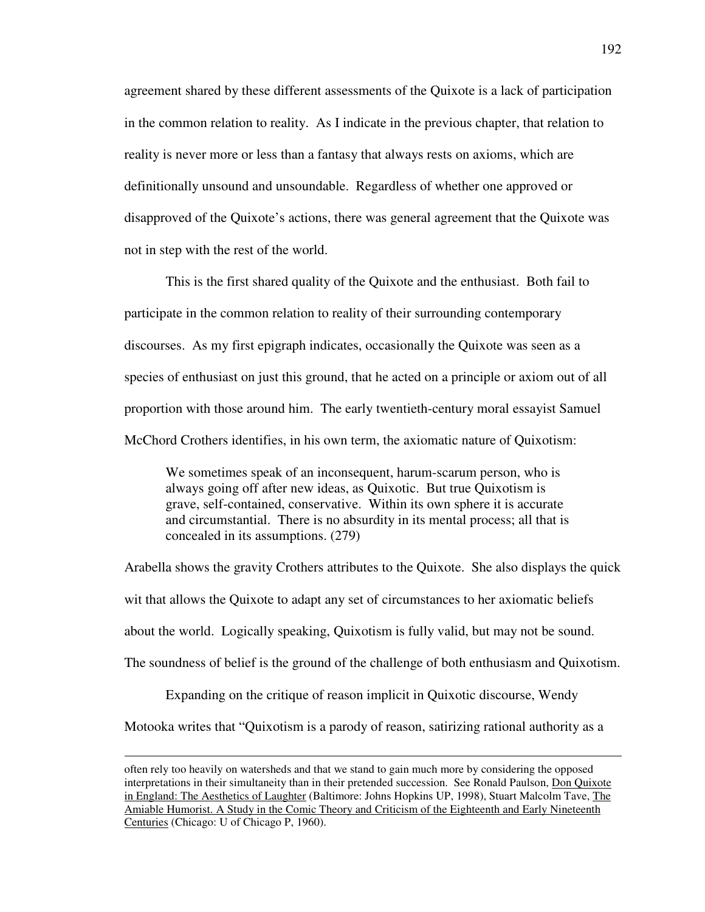agreement shared by these different assessments of the Quixote is a lack of participation in the common relation to reality. As I indicate in the previous chapter, that relation to reality is never more or less than a fantasy that always rests on axioms, which are definitionally unsound and unsoundable. Regardless of whether one approved or disapproved of the Quixote's actions, there was general agreement that the Quixote was not in step with the rest of the world.

This is the first shared quality of the Quixote and the enthusiast. Both fail to participate in the common relation to reality of their surrounding contemporary discourses. As my first epigraph indicates, occasionally the Quixote was seen as a species of enthusiast on just this ground, that he acted on a principle or axiom out of all proportion with those around him. The early twentieth-century moral essayist Samuel McChord Crothers identifies, in his own term, the axiomatic nature of Quixotism:

> We sometimes speak of an inconsequent, harum-scarum person, who is always going off after new ideas, as Quixotic. But true Quixotism is grave, self-contained, conservative. Within its own sphere it is accurate and circumstantial. There is no absurdity in its mental process; all that is concealed in its assumptions. (279)

Arabella shows the gravity Crothers attributes to the Quixote. She also displays the quick wit that allows the Quixote to adapt any set of circumstances to her axiomatic beliefs about the world. Logically speaking, Quixotism is fully valid, but may not be sound. The soundness of belief is the ground of the challenge of both enthusiasm and Quixotism.

Expanding on the critique of reason implicit in Quixotic discourse, Wendy Motooka writes that "Quixotism is a parody of reason, satirizing rational authority as a

---

often rely too heavily on watersheds and that we stand to gain much more by considering the opposed interpretations in their simultaneity than in their pretended succession. See Ronald Paulson, Don Quixote in England: The Aesthetics of Laughter (Baltimore: Johns Hopkins UP, 1998), Stuart Malcolm Tave, The Amiable Humorist. A Study in the Comic Theory and Criticism of the Eighteenth and Early Nineteenth Centuries (Chicago: U of Chicago P, 1960).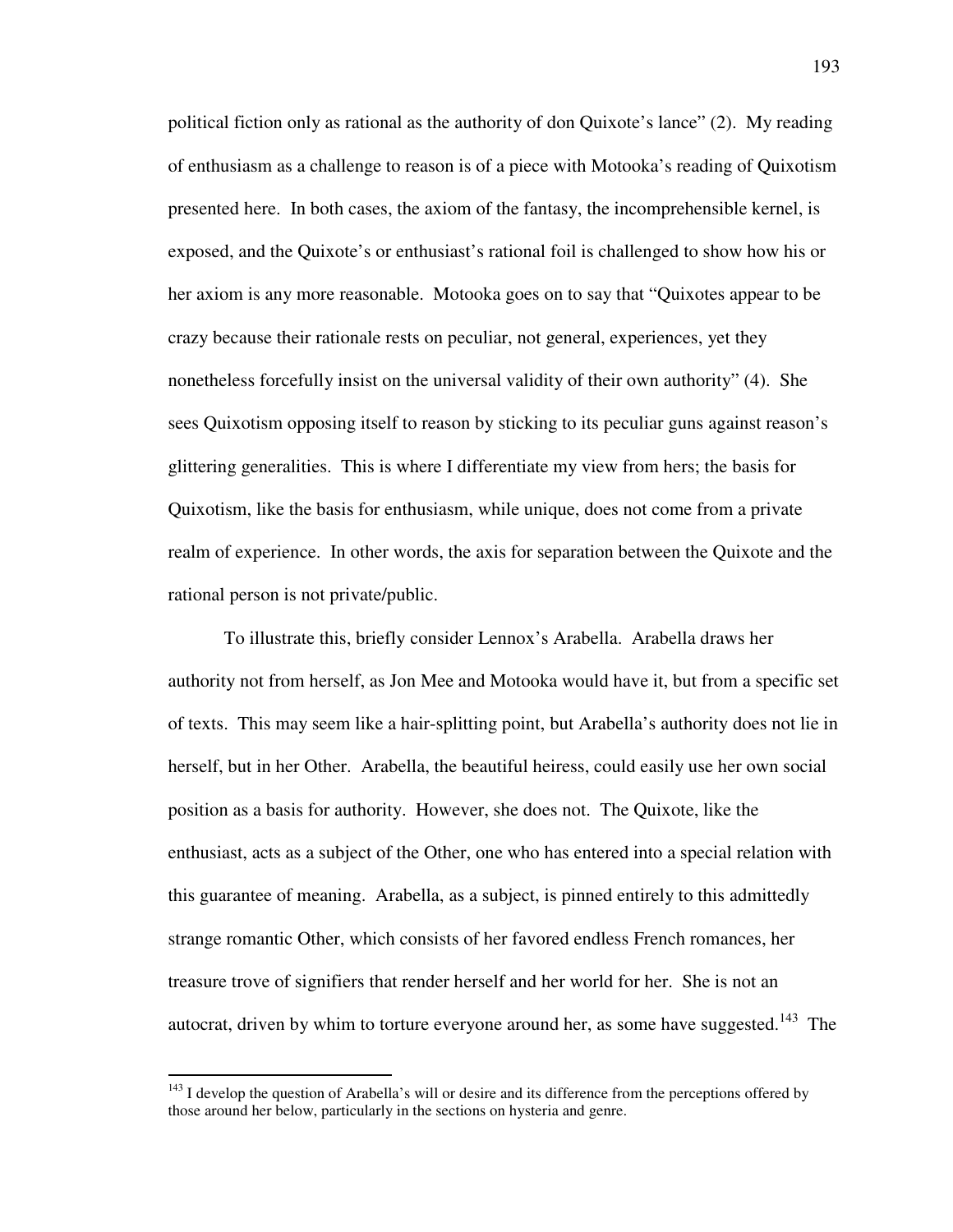political fiction only as rational as the authority of don Quixote's lance" (2). My reading of enthusiasm as a challenge to reason is of a piece with Motooka's reading of Quixotism presented here. In both cases, the axiom of the fantasy, the incomprehensible kernel, is exposed, and the Quixote's or enthusiast's rational foil is challenged to show how his or her axiom is any more reasonable. Motooka goes on to say that "Quixotes appear to be crazy because their rationale rests on peculiar, not general, experiences, yet they nonetheless forcefully insist on the universal validity of their own authority" (4). She sees Quixotism opposing itself to reason by sticking to its peculiar guns against reason's glittering generalities. This is where I differentiate my view from hers; the basis for Quixotism, like the basis for enthusiasm, while unique, does not come from a private realm of experience. In other words, the axis for separation between the Quixote and the rational person is not private/public.

To illustrate this, briefly consider Lennox's Arabella. Arabella draws her authority not from herself, as Jon Mee and Motooka would have it, but from a specific set of texts. This may seem like a hair-splitting point, but Arabella's authority does not lie in herself, but in her Other. Arabella, the beautiful heiress, could easily use her own social position as a basis for authority. However, she does not. The Quixote, like the enthusiast, acts as a subject of the Other, one who has entered into a special relation with this guarantee of meaning. Arabella, as a subject, is pinned entirely to this admittedly strange romantic Other, which consists of her favored endless French romances, her treasure trove of signifiers that render herself and her world for her. She is not an autocrat, driven by whim to torture everyone around her, as some have suggested.[143] The

[143] I develop the question of Arabella's will or desire and its difference from the perceptions offered by those around her below, particularly in the sections on hysteria and genre.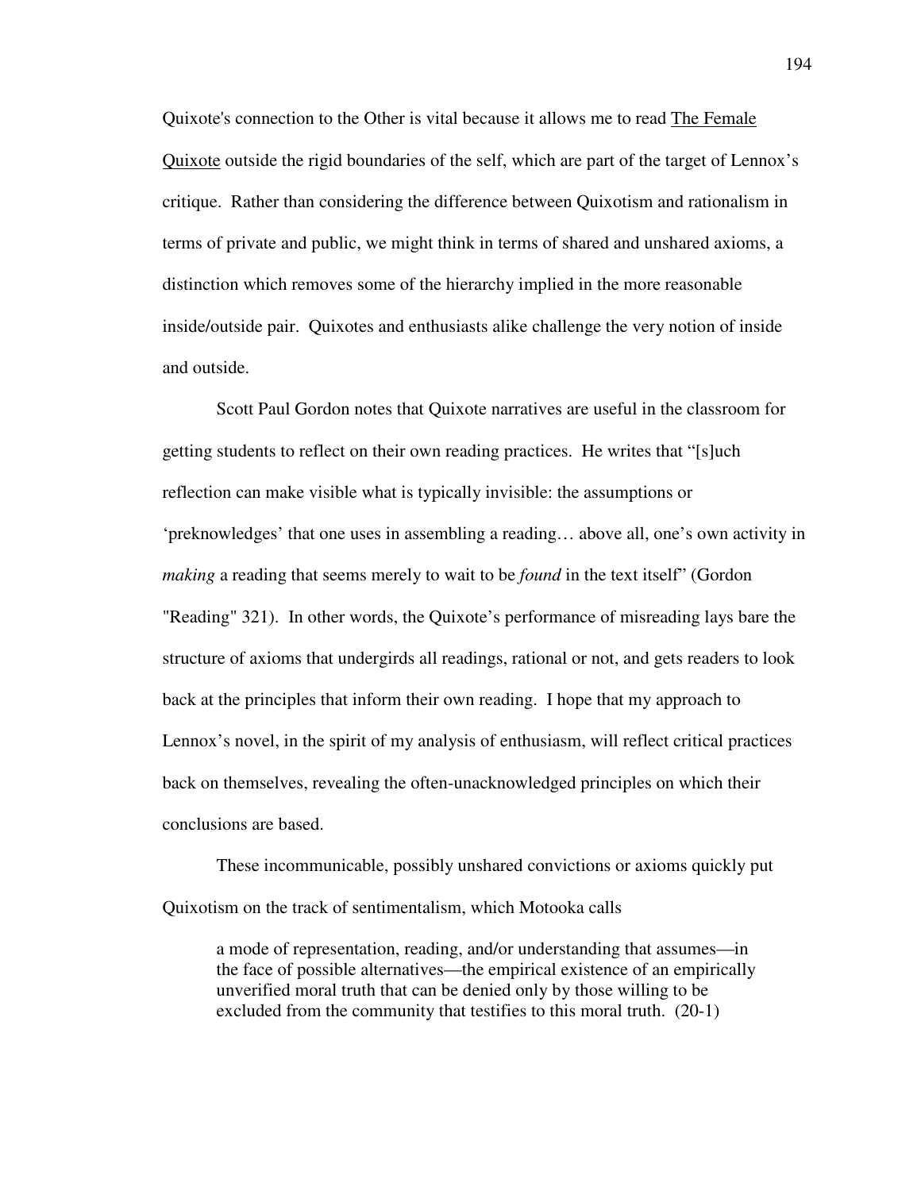Quixote's connection to the Other is vital because it allows me to read The Female Quixote outside the rigid boundaries of the self, which are part of the target of Lennox's critique. Rather than considering the difference between Quixotism and rationalism in terms of private and public, we might think in terms of shared and unshared axioms, a distinction which removes some of the hierarchy implied in the more reasonable inside/outside pair. Quixotes and enthusiasts alike challenge the very notion of inside and outside.

Scott Paul Gordon notes that Quixote narratives are useful in the classroom for getting students to reflect on their own reading practices. He writes that "[s]uch reflection can make visible what is typically invisible: the assumptions or 'preknowledges' that one uses in assembling a reading… above all, one's own activity in *making* a reading that seems merely to wait to be *found* in the text itself" (Gordon "Reading" 321). In other words, the Quixote's performance of misreading lays bare the structure of axioms that undergirds all readings, rational or not, and gets readers to look back at the principles that inform their own reading. I hope that my approach to Lennox's novel, in the spirit of my analysis of enthusiasm, will reflect critical practices back on themselves, revealing the often-unacknowledged principles on which their conclusions are based.

These incommunicable, possibly unshared convictions or axioms quickly put Quixotism on the track of sentimentalism, which Motooka calls

> a mode of representation, reading, and/or understanding that assumes—in the face of possible alternatives—the empirical existence of an empirically unverified moral truth that can be denied only by those willing to be excluded from the community that testifies to this moral truth. (20-1)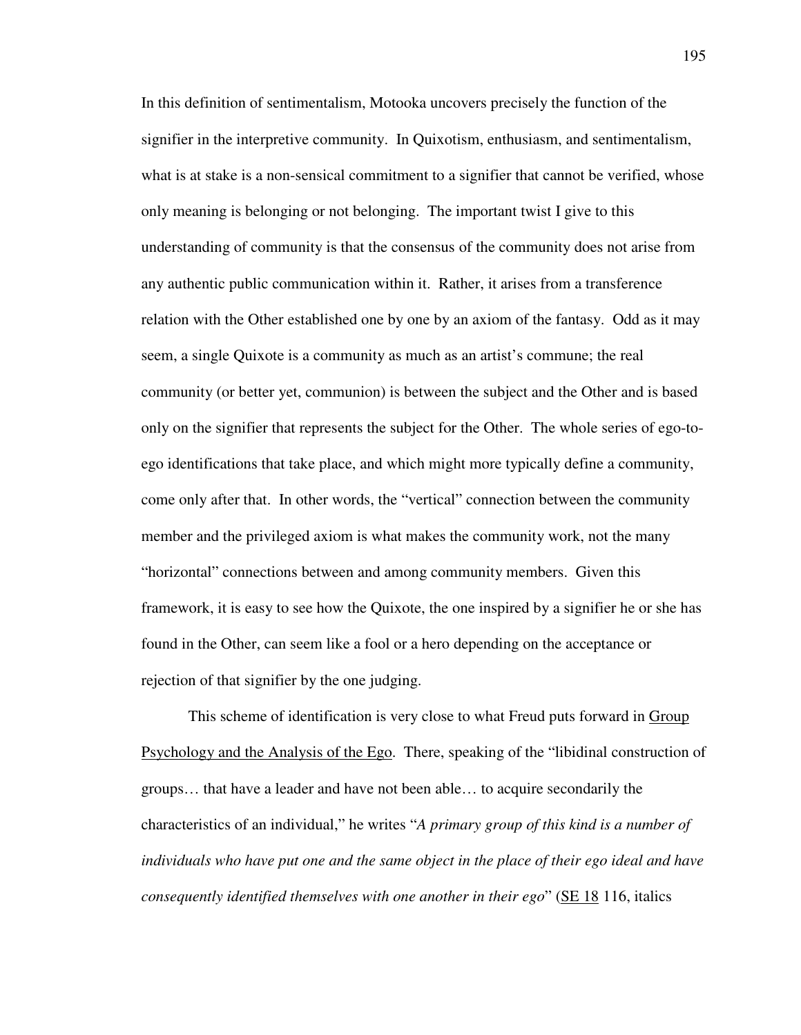In this definition of sentimentalism, Motooka uncovers precisely the function of the signifier in the interpretive community. In Quixotism, enthusiasm, and sentimentalism, what is at stake is a non-sensical commitment to a signifier that cannot be verified, whose only meaning is belonging or not belonging. The important twist I give to this understanding of community is that the consensus of the community does not arise from any authentic public communication within it. Rather, it arises from a transference relation with the Other established one by one by an axiom of the fantasy. Odd as it may seem, a single Quixote is a community as much as an artist's commune; the real community (or better yet, communion) is between the subject and the Other and is based only on the signifier that represents the subject for the Other. The whole series of ego-to-ego identifications that take place, and which might more typically define a community, come only after that. In other words, the "vertical" connection between the community member and the privileged axiom is what makes the community work, not the many "horizontal" connections between and among community members. Given this framework, it is easy to see how the Quixote, the one inspired by a signifier he or she has found in the Other, can seem like a fool or a hero depending on the acceptance or rejection of that signifier by the one judging.

This scheme of identification is very close to what Freud puts forward in Group Psychology and the Analysis of the Ego. There, speaking of the "libidinal construction of groups… that have a leader and have not been able… to acquire secondarily the characteristics of an individual," he writes "*A primary group of this kind is a number of individuals who have put one and the same object in the place of their ego ideal and have consequently identified themselves with one another in their ego*" (SE 18 116, italics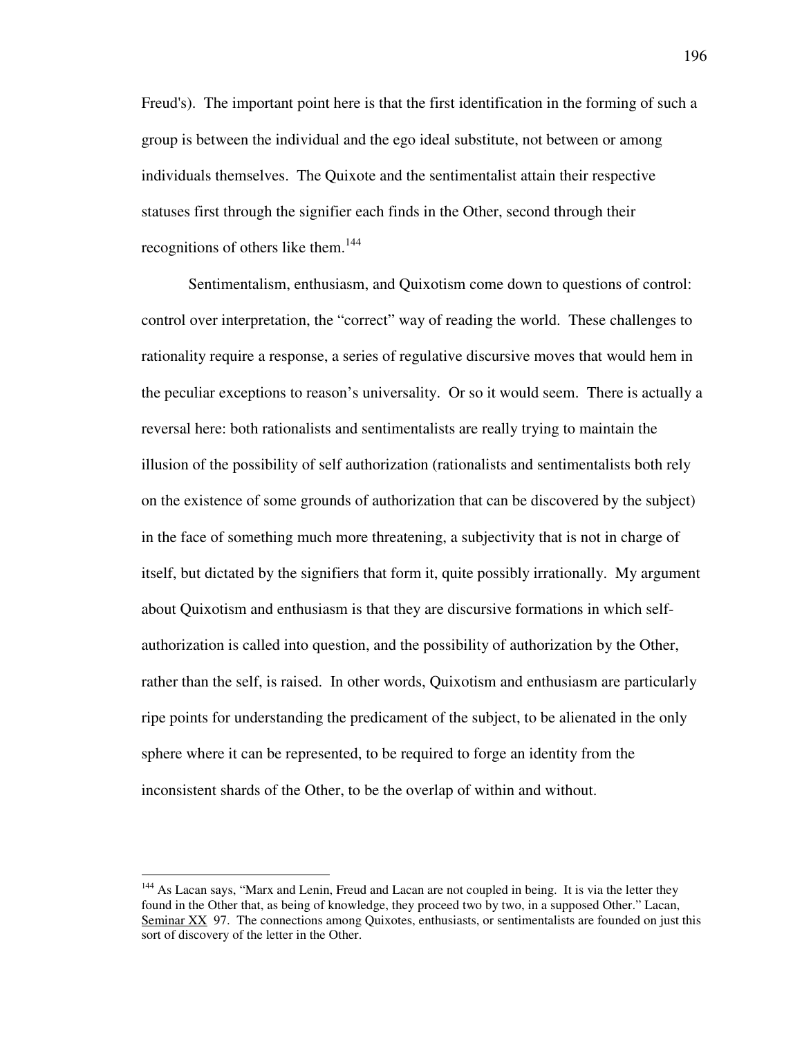Freud's). The important point here is that the first identification in the forming of such a group is between the individual and the ego ideal substitute, not between or among individuals themselves. The Quixote and the sentimentalist attain their respective statuses first through the signifier each finds in the Other, second through their recognitions of others like them.[144]

Sentimentalism, enthusiasm, and Quixotism come down to questions of control: control over interpretation, the "correct" way of reading the world. These challenges to rationality require a response, a series of regulative discursive moves that would hem in the peculiar exceptions to reason's universality. Or so it would seem. There is actually a reversal here: both rationalists and sentimentalists are really trying to maintain the illusion of the possibility of self authorization (rationalists and sentimentalists both rely on the existence of some grounds of authorization that can be discovered by the subject) in the face of something much more threatening, a subjectivity that is not in charge of itself, but dictated by the signifiers that form it, quite possibly irrationally. My argument about Quixotism and enthusiasm is that they are discursive formations in which self-authorization is called into question, and the possibility of authorization by the Other, rather than the self, is raised. In other words, Quixotism and enthusiasm are particularly ripe points for understanding the predicament of the subject, to be alienated in the only sphere where it can be represented, to be required to forge an identity from the inconsistent shards of the Other, to be the overlap of within and without.

---

[144] As Lacan says, "Marx and Lenin, Freud and Lacan are not coupled in being. It is via the letter they found in the Other that, as being of knowledge, they proceed two by two, in a supposed Other." Lacan, Seminar XX 97. The connections among Quixotes, enthusiasts, or sentimentalists are founded on just this sort of discovery of the letter in the Other.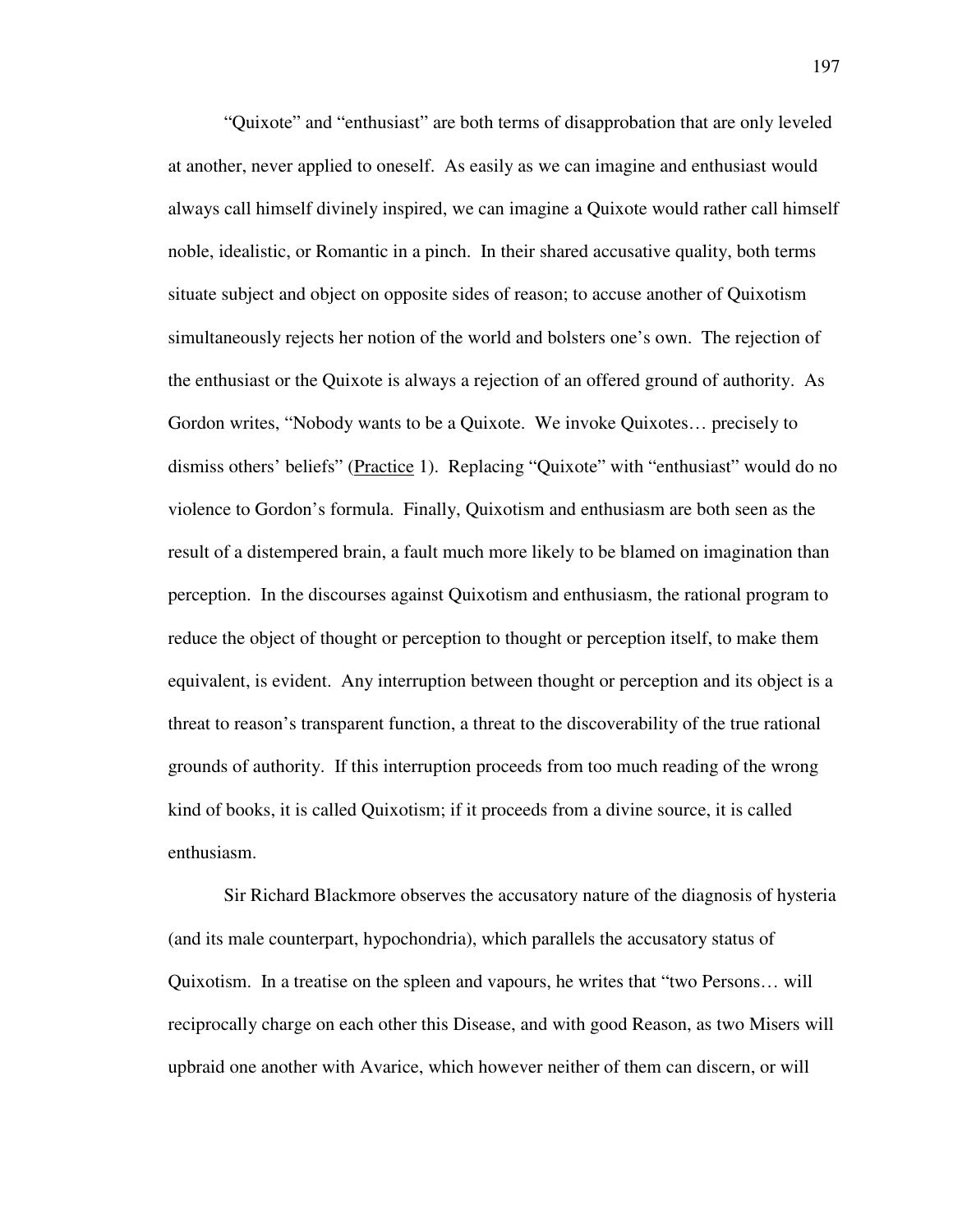"Quixote" and "enthusiast" are both terms of disapprobation that are only leveled at another, never applied to oneself. As easily as we can imagine and enthusiast would always call himself divinely inspired, we can imagine a Quixote would rather call himself noble, idealistic, or Romantic in a pinch. In their shared accusative quality, both terms situate subject and object on opposite sides of reason; to accuse another of Quixotism simultaneously rejects her notion of the world and bolsters one's own. The rejection of the enthusiast or the Quixote is always a rejection of an offered ground of authority. As Gordon writes, "Nobody wants to be a Quixote. We invoke Quixotes… precisely to dismiss others' beliefs" (Practice 1). Replacing "Quixote" with "enthusiast" would do no violence to Gordon's formula. Finally, Quixotism and enthusiasm are both seen as the result of a distempered brain, a fault much more likely to be blamed on imagination than perception. In the discourses against Quixotism and enthusiasm, the rational program to reduce the object of thought or perception to thought or perception itself, to make them equivalent, is evident. Any interruption between thought or perception and its object is a threat to reason's transparent function, a threat to the discoverability of the true rational grounds of authority. If this interruption proceeds from too much reading of the wrong kind of books, it is called Quixotism; if it proceeds from a divine source, it is called enthusiasm.

Sir Richard Blackmore observes the accusatory nature of the diagnosis of hysteria (and its male counterpart, hypochondria), which parallels the accusatory status of Quixotism. In a treatise on the spleen and vapours, he writes that "two Persons… will reciprocally charge on each other this Disease, and with good Reason, as two Misers will upbraid one another with Avarice, which however neither of them can discern, or will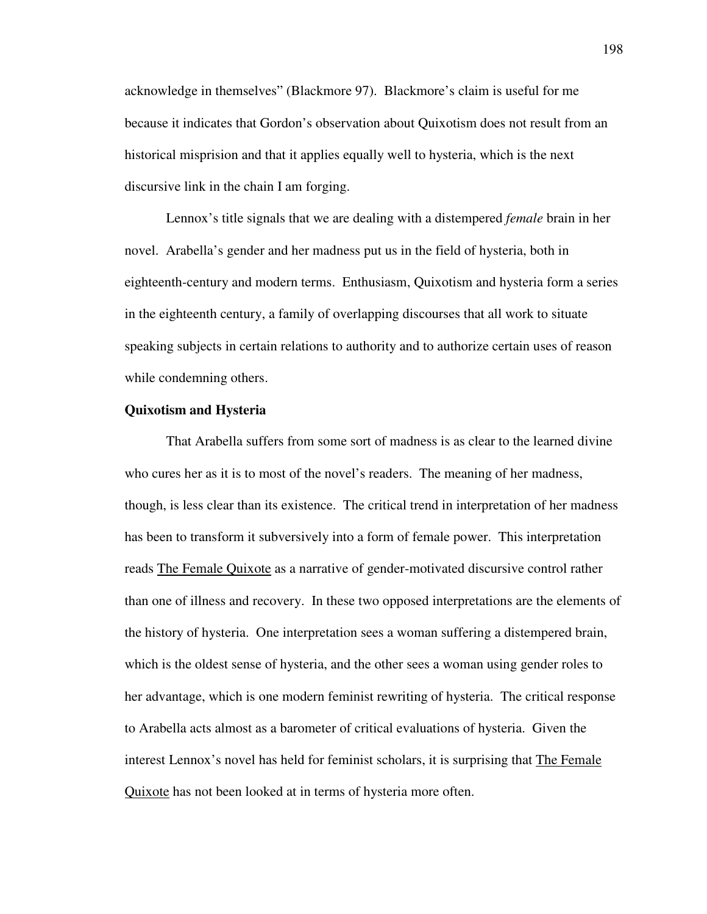acknowledge in themselves" (Blackmore 97). Blackmore's claim is useful for me because it indicates that Gordon's observation about Quixotism does not result from an historical misprision and that it applies equally well to hysteria, which is the next discursive link in the chain I am forging.

Lennox's title signals that we are dealing with a distempered *female* brain in her novel. Arabella's gender and her madness put us in the field of hysteria, both in eighteenth-century and modern terms. Enthusiasm, Quixotism and hysteria form a series in the eighteenth century, a family of overlapping discourses that all work to situate speaking subjects in certain relations to authority and to authorize certain uses of reason while condemning others.

**Quixotism and Hysteria**

That Arabella suffers from some sort of madness is as clear to the learned divine who cures her as it is to most of the novel's readers. The meaning of her madness, though, is less clear than its existence. The critical trend in interpretation of her madness has been to transform it subversively into a form of female power. This interpretation reads The Female Quixote as a narrative of gender-motivated discursive control rather than one of illness and recovery. In these two opposed interpretations are the elements of the history of hysteria. One interpretation sees a woman suffering a distempered brain, which is the oldest sense of hysteria, and the other sees a woman using gender roles to her advantage, which is one modern feminist rewriting of hysteria. The critical response to Arabella acts almost as a barometer of critical evaluations of hysteria. Given the interest Lennox's novel has held for feminist scholars, it is surprising that The Female Quixote has not been looked at in terms of hysteria more often.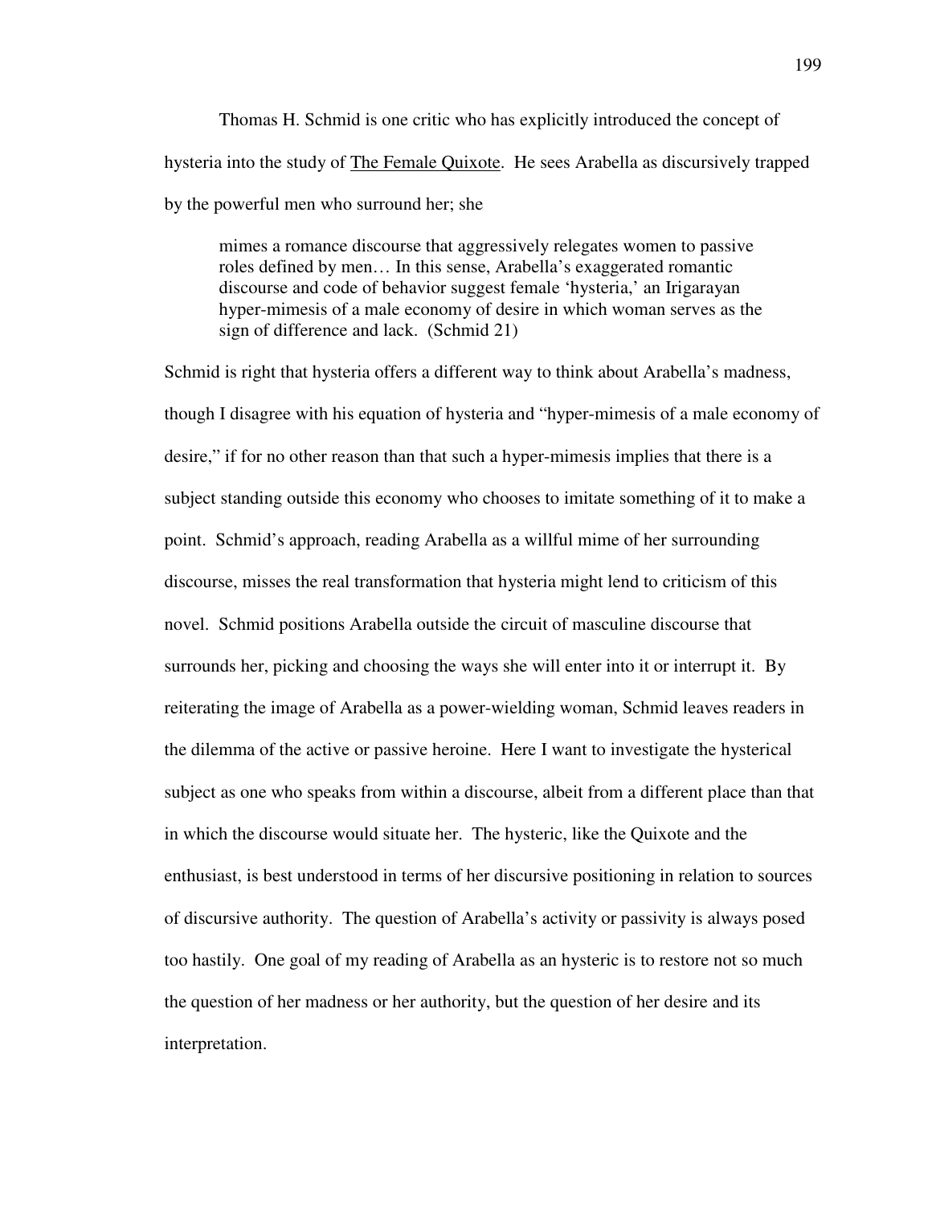Thomas H. Schmid is one critic who has explicitly introduced the concept of hysteria into the study of The Female Quixote. He sees Arabella as discursively trapped by the powerful men who surround her; she

> mimes a romance discourse that aggressively relegates women to passive roles defined by men… In this sense, Arabella's exaggerated romantic discourse and code of behavior suggest female 'hysteria,' an Irigarayan hyper-mimesis of a male economy of desire in which woman serves as the sign of difference and lack. (Schmid 21)

Schmid is right that hysteria offers a different way to think about Arabella's madness, though I disagree with his equation of hysteria and "hyper-mimesis of a male economy of desire," if for no other reason than that such a hyper-mimesis implies that there is a subject standing outside this economy who chooses to imitate something of it to make a point. Schmid's approach, reading Arabella as a willful mime of her surrounding discourse, misses the real transformation that hysteria might lend to criticism of this novel. Schmid positions Arabella outside the circuit of masculine discourse that surrounds her, picking and choosing the ways she will enter into it or interrupt it. By reiterating the image of Arabella as a power-wielding woman, Schmid leaves readers in the dilemma of the active or passive heroine. Here I want to investigate the hysterical subject as one who speaks from within a discourse, albeit from a different place than that in which the discourse would situate her. The hysteric, like the Quixote and the enthusiast, is best understood in terms of her discursive positioning in relation to sources of discursive authority. The question of Arabella's activity or passivity is always posed too hastily. One goal of my reading of Arabella as an hysteric is to restore not so much the question of her madness or her authority, but the question of her desire and its interpretation.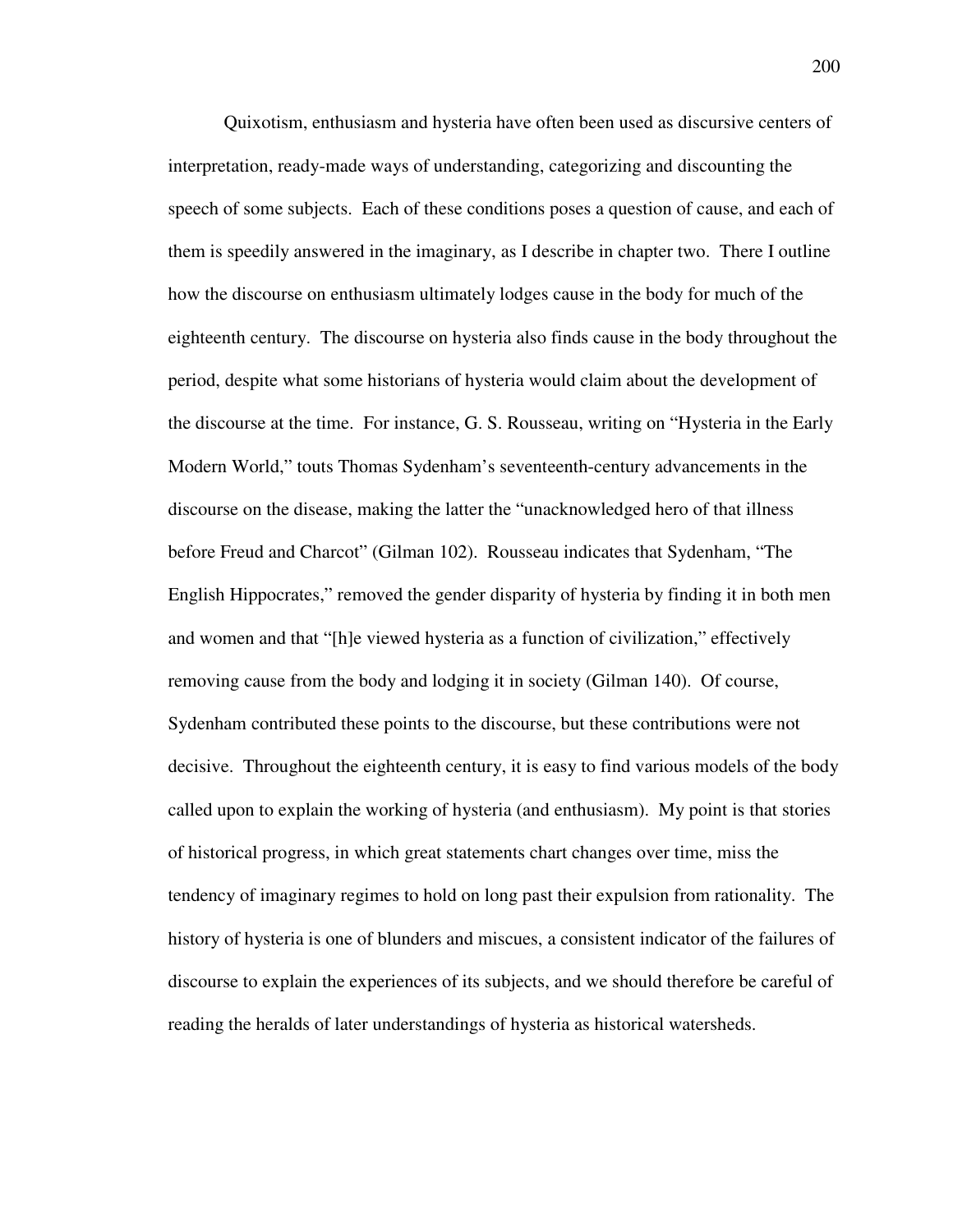Quixotism, enthusiasm and hysteria have often been used as discursive centers of interpretation, ready-made ways of understanding, categorizing and discounting the speech of some subjects. Each of these conditions poses a question of cause, and each of them is speedily answered in the imaginary, as I describe in chapter two. There I outline how the discourse on enthusiasm ultimately lodges cause in the body for much of the eighteenth century. The discourse on hysteria also finds cause in the body throughout the period, despite what some historians of hysteria would claim about the development of the discourse at the time. For instance, G. S. Rousseau, writing on "Hysteria in the Early Modern World," touts Thomas Sydenham's seventeenth-century advancements in the discourse on the disease, making the latter the "unacknowledged hero of that illness before Freud and Charcot" (Gilman 102). Rousseau indicates that Sydenham, "The English Hippocrates," removed the gender disparity of hysteria by finding it in both men and women and that "[h]e viewed hysteria as a function of civilization," effectively removing cause from the body and lodging it in society (Gilman 140). Of course, Sydenham contributed these points to the discourse, but these contributions were not decisive. Throughout the eighteenth century, it is easy to find various models of the body called upon to explain the working of hysteria (and enthusiasm). My point is that stories of historical progress, in which great statements chart changes over time, miss the tendency of imaginary regimes to hold on long past their expulsion from rationality. The history of hysteria is one of blunders and miscues, a consistent indicator of the failures of discourse to explain the experiences of its subjects, and we should therefore be careful of reading the heralds of later understandings of hysteria as historical watersheds.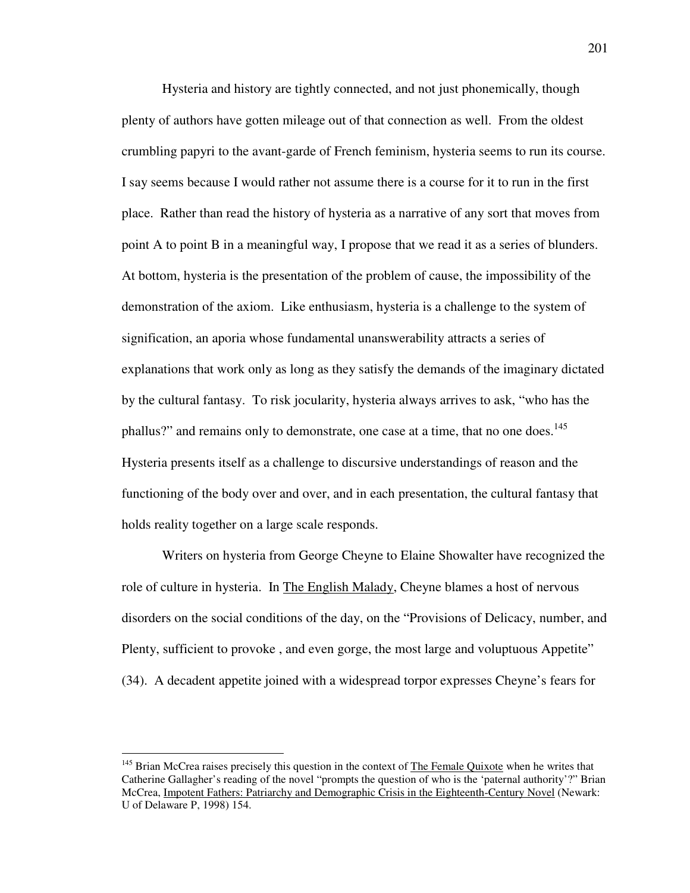Hysteria and history are tightly connected, and not just phonemically, though plenty of authors have gotten mileage out of that connection as well. From the oldest crumbling papyri to the avant-garde of French feminism, hysteria seems to run its course. I say seems because I would rather not assume there is a course for it to run in the first place. Rather than read the history of hysteria as a narrative of any sort that moves from point A to point B in a meaningful way, I propose that we read it as a series of blunders. At bottom, hysteria is the presentation of the problem of cause, the impossibility of the demonstration of the axiom. Like enthusiasm, hysteria is a challenge to the system of signification, an aporia whose fundamental unanswerability attracts a series of explanations that work only as long as they satisfy the demands of the imaginary dictated by the cultural fantasy. To risk jocularity, hysteria always arrives to ask, "who has the phallus?" and remains only to demonstrate, one case at a time, that no one does.[145] Hysteria presents itself as a challenge to discursive understandings of reason and the functioning of the body over and over, and in each presentation, the cultural fantasy that holds reality together on a large scale responds.

Writers on hysteria from George Cheyne to Elaine Showalter have recognized the role of culture in hysteria. In The English Malady, Cheyne blames a host of nervous disorders on the social conditions of the day, on the "Provisions of Delicacy, number, and Plenty, sufficient to provoke , and even gorge, the most large and voluptuous Appetite" (34). A decadent appetite joined with a widespread torpor expresses Cheyne's fears for

---

[145] Brian McCrea raises precisely this question in the context of The Female Quixote when he writes that Catherine Gallagher's reading of the novel "prompts the question of who is the 'paternal authority'?" Brian McCrea, Impotent Fathers: Patriarchy and Demographic Crisis in the Eighteenth-Century Novel (Newark: U of Delaware P, 1998) 154.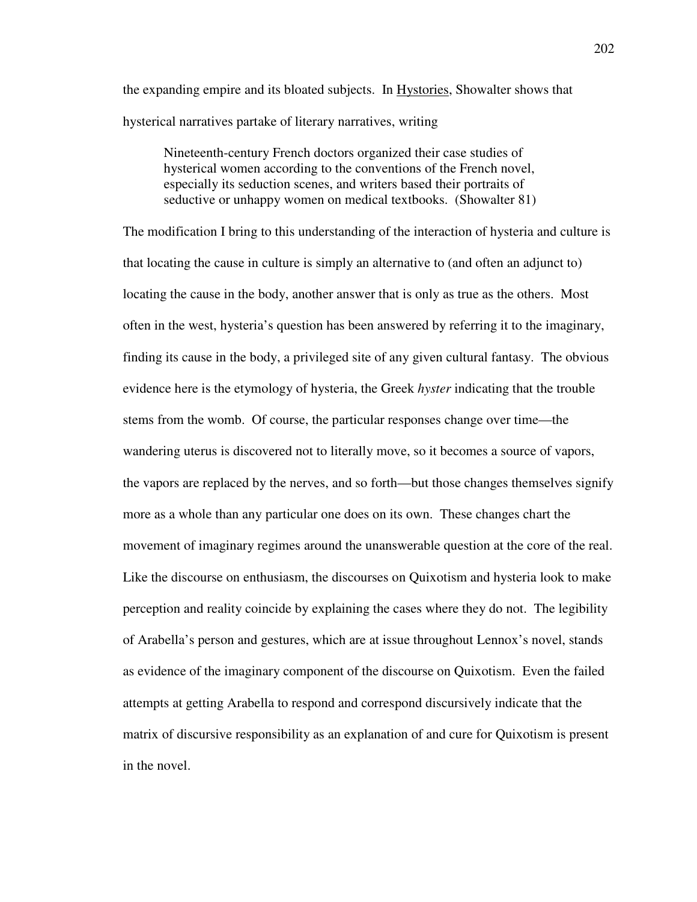the expanding empire and its bloated subjects. In Hystories, Showalter shows that hysterical narratives partake of literary narratives, writing

> Nineteenth-century French doctors organized their case studies of hysterical women according to the conventions of the French novel, especially its seduction scenes, and writers based their portraits of seductive or unhappy women on medical textbooks. (Showalter 81)

The modification I bring to this understanding of the interaction of hysteria and culture is that locating the cause in culture is simply an alternative to (and often an adjunct to) locating the cause in the body, another answer that is only as true as the others. Most often in the west, hysteria's question has been answered by referring it to the imaginary, finding its cause in the body, a privileged site of any given cultural fantasy. The obvious evidence here is the etymology of hysteria, the Greek *hyster* indicating that the trouble stems from the womb. Of course, the particular responses change over time—the wandering uterus is discovered not to literally move, so it becomes a source of vapors, the vapors are replaced by the nerves, and so forth—but those changes themselves signify more as a whole than any particular one does on its own. These changes chart the movement of imaginary regimes around the unanswerable question at the core of the real. Like the discourse on enthusiasm, the discourses on Quixotism and hysteria look to make perception and reality coincide by explaining the cases where they do not. The legibility of Arabella's person and gestures, which are at issue throughout Lennox's novel, stands as evidence of the imaginary component of the discourse on Quixotism. Even the failed attempts at getting Arabella to respond and correspond discursively indicate that the matrix of discursive responsibility as an explanation of and cure for Quixotism is present in the novel.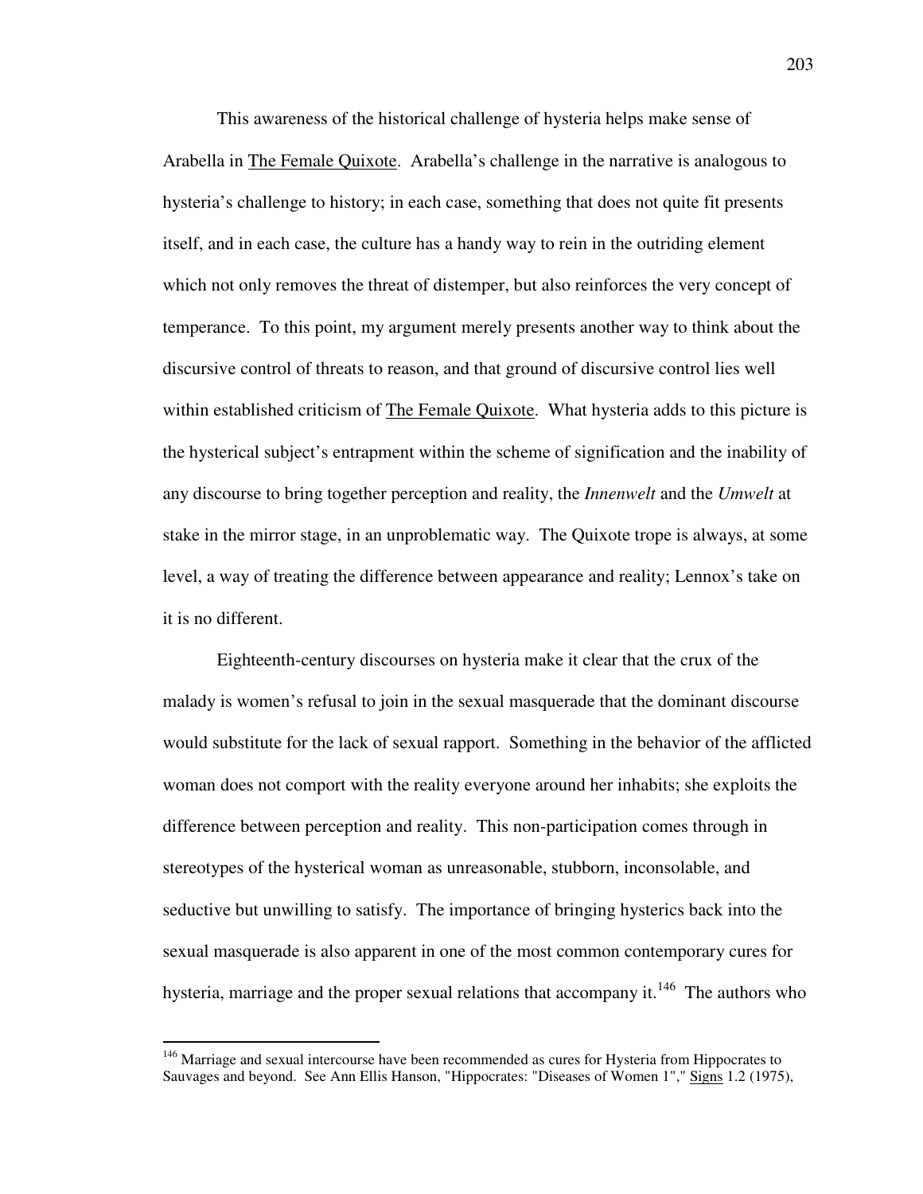This awareness of the historical challenge of hysteria helps make sense of Arabella in The Female Quixote. Arabella's challenge in the narrative is analogous to hysteria's challenge to history; in each case, something that does not quite fit presents itself, and in each case, the culture has a handy way to rein in the outriding element which not only removes the threat of distemper, but also reinforces the very concept of temperance. To this point, my argument merely presents another way to think about the discursive control of threats to reason, and that ground of discursive control lies well within established criticism of The Female Quixote. What hysteria adds to this picture is the hysterical subject's entrapment within the scheme of signification and the inability of any discourse to bring together perception and reality, the *Innenwelt* and the *Umwelt* at stake in the mirror stage, in an unproblematic way. The Quixote trope is always, at some level, a way of treating the difference between appearance and reality; Lennox's take on it is no different.

Eighteenth-century discourses on hysteria make it clear that the crux of the malady is women's refusal to join in the sexual masquerade that the dominant discourse would substitute for the lack of sexual rapport. Something in the behavior of the afflicted woman does not comport with the reality everyone around her inhabits; she exploits the difference between perception and reality. This non-participation comes through in stereotypes of the hysterical woman as unreasonable, stubborn, inconsolable, and seductive but unwilling to satisfy. The importance of bringing hysterics back into the sexual masquerade is also apparent in one of the most common contemporary cures for hysteria, marriage and the proper sexual relations that accompany it.[146] The authors who

---

[146] Marriage and sexual intercourse have been recommended as cures for Hysteria from Hippocrates to Sauvages and beyond. See Ann Ellis Hanson, "Hippocrates: "Diseases of Women 1"," Signs 1.2 (1975),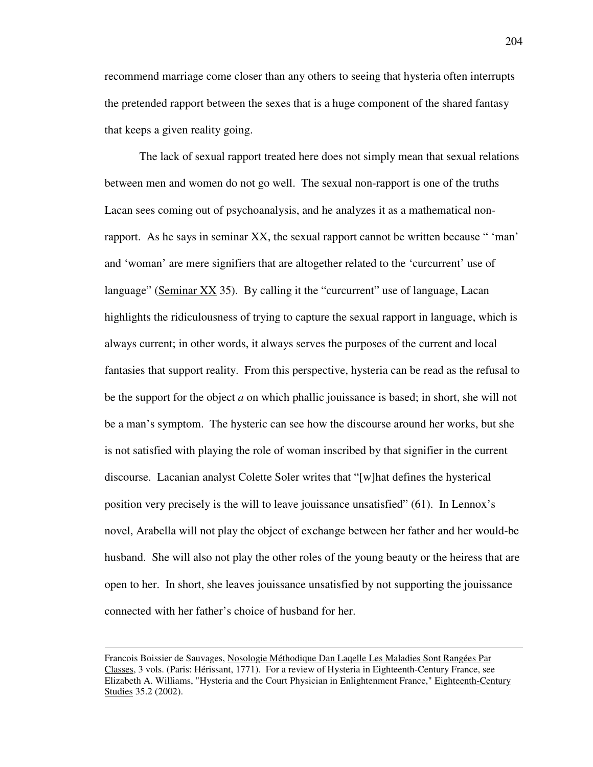recommend marriage come closer than any others to seeing that hysteria often interrupts the pretended rapport between the sexes that is a huge component of the shared fantasy that keeps a given reality going.

The lack of sexual rapport treated here does not simply mean that sexual relations between men and women do not go well. The sexual non-rapport is one of the truths Lacan sees coming out of psychoanalysis, and he analyzes it as a mathematical non-rapport. As he says in seminar XX, the sexual rapport cannot be written because " 'man' and 'woman' are mere signifiers that are altogether related to the 'curcurrent' use of language" (Seminar XX 35). By calling it the "curcurrent" use of language, Lacan highlights the ridiculousness of trying to capture the sexual rapport in language, which is always current; in other words, it always serves the purposes of the current and local fantasies that support reality. From this perspective, hysteria can be read as the refusal to be the support for the object *a* on which phallic jouissance is based; in short, she will not be a man's symptom. The hysteric can see how the discourse around her works, but she is not satisfied with playing the role of woman inscribed by that signifier in the current discourse. Lacanian analyst Colette Soler writes that "[w]hat defines the hysterical position very precisely is the will to leave jouissance unsatisfied" (61). In Lennox's novel, Arabella will not play the object of exchange between her father and her would-be husband. She will also not play the other roles of the young beauty or the heiress that are open to her. In short, she leaves jouissance unsatisfied by not supporting the jouissance connected with her father's choice of husband for her.

---

Francois Boissier de Sauvages, Nosologie Méthodique Dan Laqelle Les Maladies Sont Rangées Par Classes, 3 vols. (Paris: Hérissant, 1771). For a review of Hysteria in Eighteenth-Century France, see Elizabeth A. Williams, "Hysteria and the Court Physician in Enlightenment France," Eighteenth-Century Studies 35.2 (2002).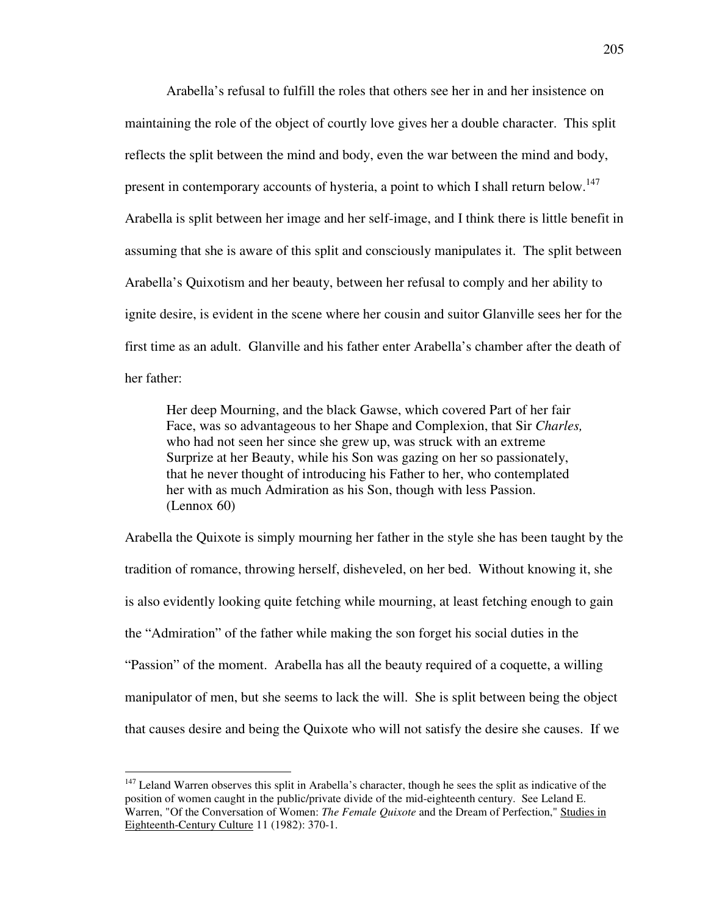Arabella's refusal to fulfill the roles that others see her in and her insistence on maintaining the role of the object of courtly love gives her a double character. This split reflects the split between the mind and body, even the war between the mind and body, present in contemporary accounts of hysteria, a point to which I shall return below.[147] Arabella is split between her image and her self-image, and I think there is little benefit in assuming that she is aware of this split and consciously manipulates it. The split between Arabella's Quixotism and her beauty, between her refusal to comply and her ability to ignite desire, is evident in the scene where her cousin and suitor Glanville sees her for the first time as an adult. Glanville and his father enter Arabella's chamber after the death of her father:

> Her deep Mourning, and the black Gawse, which covered Part of her fair Face, was so advantageous to her Shape and Complexion, that Sir *Charles,* who had not seen her since she grew up, was struck with an extreme Surprize at her Beauty, while his Son was gazing on her so passionately, that he never thought of introducing his Father to her, who contemplated her with as much Admiration as his Son, though with less Passion. (Lennox 60)

Arabella the Quixote is simply mourning her father in the style she has been taught by the tradition of romance, throwing herself, disheveled, on her bed. Without knowing it, she is also evidently looking quite fetching while mourning, at least fetching enough to gain the "Admiration" of the father while making the son forget his social duties in the "Passion" of the moment. Arabella has all the beauty required of a coquette, a willing manipulator of men, but she seems to lack the will. She is split between being the object that causes desire and being the Quixote who will not satisfy the desire she causes. If we

---

[147] Leland Warren observes this split in Arabella's character, though he sees the split as indicative of the position of women caught in the public/private divide of the mid-eighteenth century. See Leland E. Warren, "Of the Conversation of Women: *The Female Quixote* and the Dream of Perfection," Studies in Eighteenth-Century Culture 11 (1982): 370-1.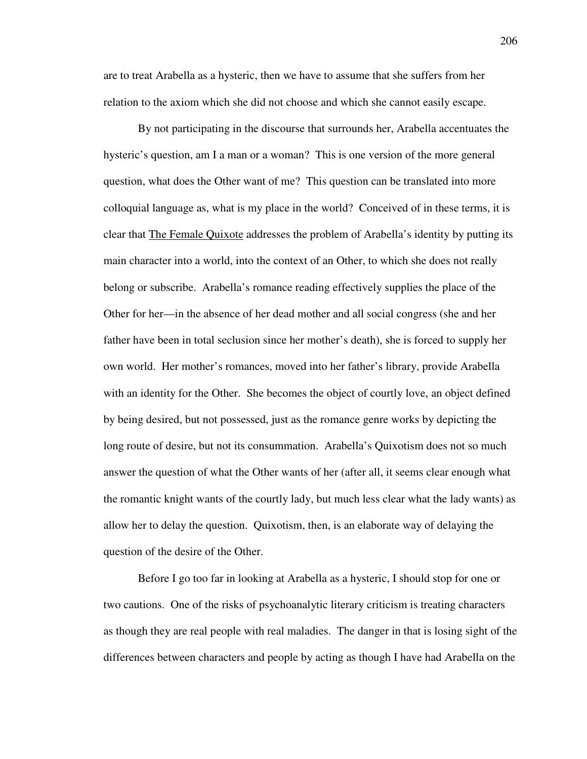are to treat Arabella as a hysteric, then we have to assume that she suffers from her relation to the axiom which she did not choose and which she cannot easily escape.

By not participating in the discourse that surrounds her, Arabella accentuates the hysteric's question, am I a man or a woman? This is one version of the more general question, what does the Other want of me? This question can be translated into more colloquial language as, what is my place in the world? Conceived of in these terms, it is clear that The Female Quixote addresses the problem of Arabella's identity by putting its main character into a world, into the context of an Other, to which she does not really belong or subscribe. Arabella's romance reading effectively supplies the place of the Other for her—in the absence of her dead mother and all social congress (she and her father have been in total seclusion since her mother's death), she is forced to supply her own world. Her mother's romances, moved into her father's library, provide Arabella with an identity for the Other. She becomes the object of courtly love, an object defined by being desired, but not possessed, just as the romance genre works by depicting the long route of desire, but not its consummation. Arabella's Quixotism does not so much answer the question of what the Other wants of her (after all, it seems clear enough what the romantic knight wants of the courtly lady, but much less clear what the lady wants) as allow her to delay the question. Quixotism, then, is an elaborate way of delaying the question of the desire of the Other.

Before I go too far in looking at Arabella as a hysteric, I should stop for one or two cautions. One of the risks of psychoanalytic literary criticism is treating characters as though they are real people with real maladies. The danger in that is losing sight of the differences between characters and people by acting as though I have had Arabella on the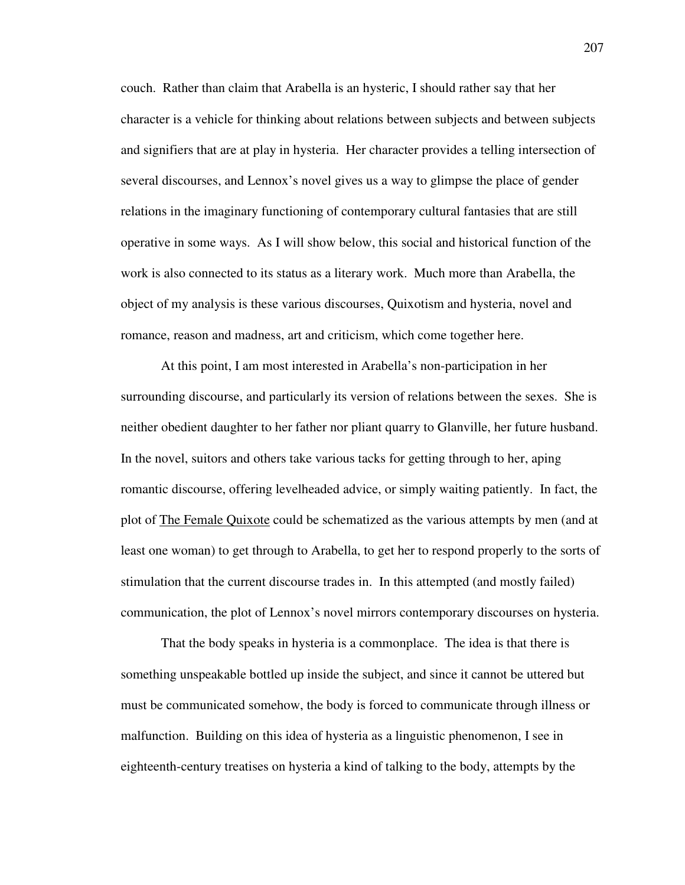couch. Rather than claim that Arabella is an hysteric, I should rather say that her character is a vehicle for thinking about relations between subjects and between subjects and signifiers that are at play in hysteria. Her character provides a telling intersection of several discourses, and Lennox's novel gives us a way to glimpse the place of gender relations in the imaginary functioning of contemporary cultural fantasies that are still operative in some ways. As I will show below, this social and historical function of the work is also connected to its status as a literary work. Much more than Arabella, the object of my analysis is these various discourses, Quixotism and hysteria, novel and romance, reason and madness, art and criticism, which come together here.

At this point, I am most interested in Arabella's non-participation in her surrounding discourse, and particularly its version of relations between the sexes. She is neither obedient daughter to her father nor pliant quarry to Glanville, her future husband. In the novel, suitors and others take various tacks for getting through to her, aping romantic discourse, offering levelheaded advice, or simply waiting patiently. In fact, the plot of The Female Quixote could be schematized as the various attempts by men (and at least one woman) to get through to Arabella, to get her to respond properly to the sorts of stimulation that the current discourse trades in. In this attempted (and mostly failed) communication, the plot of Lennox's novel mirrors contemporary discourses on hysteria.

That the body speaks in hysteria is a commonplace. The idea is that there is something unspeakable bottled up inside the subject, and since it cannot be uttered but must be communicated somehow, the body is forced to communicate through illness or malfunction. Building on this idea of hysteria as a linguistic phenomenon, I see in eighteenth-century treatises on hysteria a kind of talking to the body, attempts by the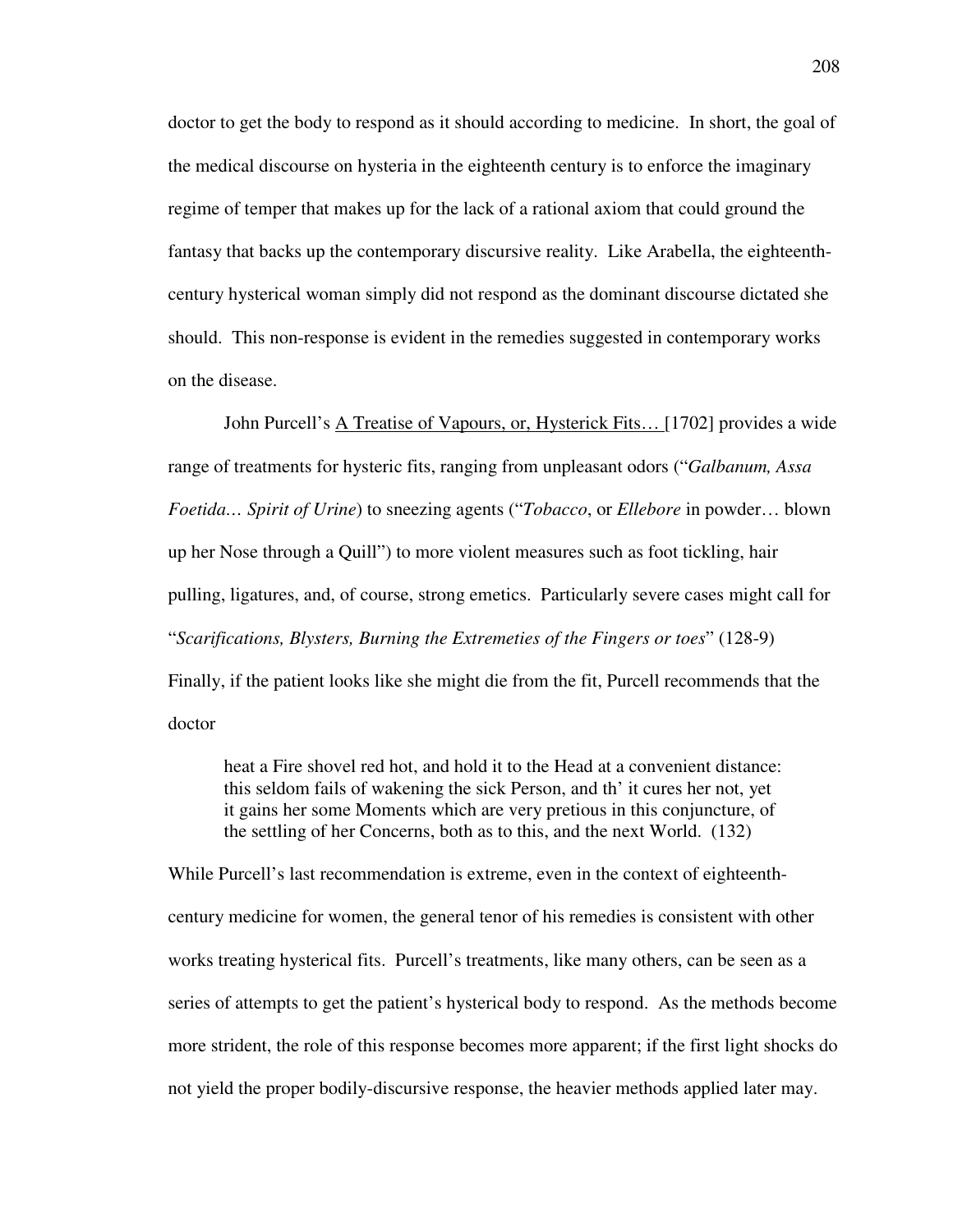doctor to get the body to respond as it should according to medicine. In short, the goal of the medical discourse on hysteria in the eighteenth century is to enforce the imaginary regime of temper that makes up for the lack of a rational axiom that could ground the fantasy that backs up the contemporary discursive reality. Like Arabella, the eighteenth-century hysterical woman simply did not respond as the dominant discourse dictated she should. This non-response is evident in the remedies suggested in contemporary works on the disease.

John Purcell's A Treatise of Vapours, or, Hysterick Fits… [1702] provides a wide range of treatments for hysteric fits, ranging from unpleasant odors ("*Galbanum, Assa Foetida… Spirit of Urine*) to sneezing agents ("*Tobacco*, or *Ellebore* in powder… blown up her Nose through a Quill") to more violent measures such as foot tickling, hair pulling, ligatures, and, of course, strong emetics. Particularly severe cases might call for "*Scarifications, Blysters, Burning the Extremeties of the Fingers or toes*" (128-9) Finally, if the patient looks like she might die from the fit, Purcell recommends that the doctor

> heat a Fire shovel red hot, and hold it to the Head at a convenient distance: this seldom fails of wakening the sick Person, and th' it cures her not, yet it gains her some Moments which are very pretious in this conjuncture, of the settling of her Concerns, both as to this, and the next World. (132)

While Purcell's last recommendation is extreme, even in the context of eighteenth-century medicine for women, the general tenor of his remedies is consistent with other works treating hysterical fits. Purcell's treatments, like many others, can be seen as a series of attempts to get the patient's hysterical body to respond. As the methods become more strident, the role of this response becomes more apparent; if the first light shocks do not yield the proper bodily-discursive response, the heavier methods applied later may.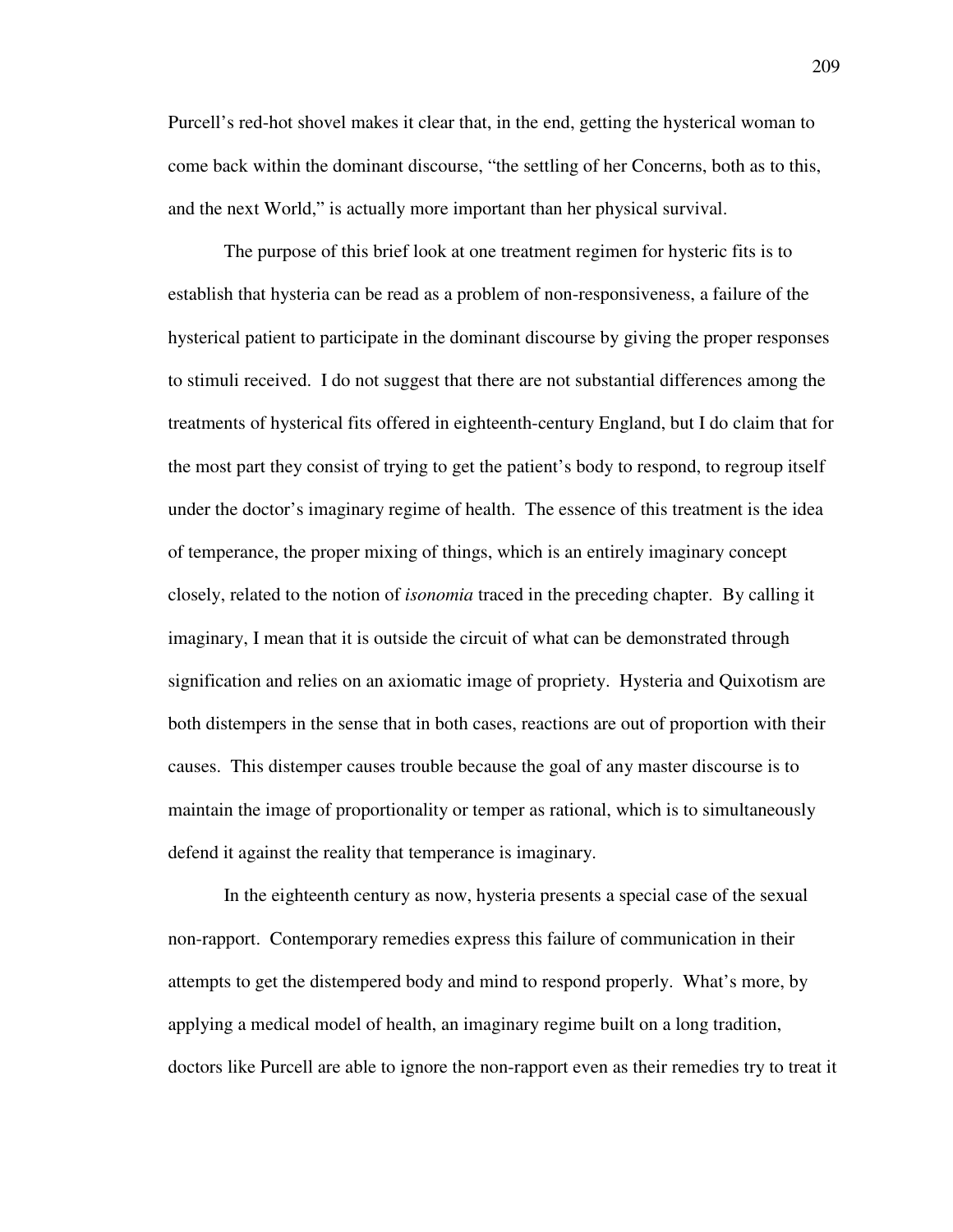Purcell's red-hot shovel makes it clear that, in the end, getting the hysterical woman to come back within the dominant discourse, "the settling of her Concerns, both as to this, and the next World," is actually more important than her physical survival.

The purpose of this brief look at one treatment regimen for hysteric fits is to establish that hysteria can be read as a problem of non-responsiveness, a failure of the hysterical patient to participate in the dominant discourse by giving the proper responses to stimuli received. I do not suggest that there are not substantial differences among the treatments of hysterical fits offered in eighteenth-century England, but I do claim that for the most part they consist of trying to get the patient's body to respond, to regroup itself under the doctor's imaginary regime of health. The essence of this treatment is the idea of temperance, the proper mixing of things, which is an entirely imaginary concept closely, related to the notion of *isonomia* traced in the preceding chapter. By calling it imaginary, I mean that it is outside the circuit of what can be demonstrated through signification and relies on an axiomatic image of propriety. Hysteria and Quixotism are both distempers in the sense that in both cases, reactions are out of proportion with their causes. This distemper causes trouble because the goal of any master discourse is to maintain the image of proportionality or temper as rational, which is to simultaneously defend it against the reality that temperance is imaginary.

In the eighteenth century as now, hysteria presents a special case of the sexual non-rapport. Contemporary remedies express this failure of communication in their attempts to get the distempered body and mind to respond properly. What's more, by applying a medical model of health, an imaginary regime built on a long tradition, doctors like Purcell are able to ignore the non-rapport even as their remedies try to treat it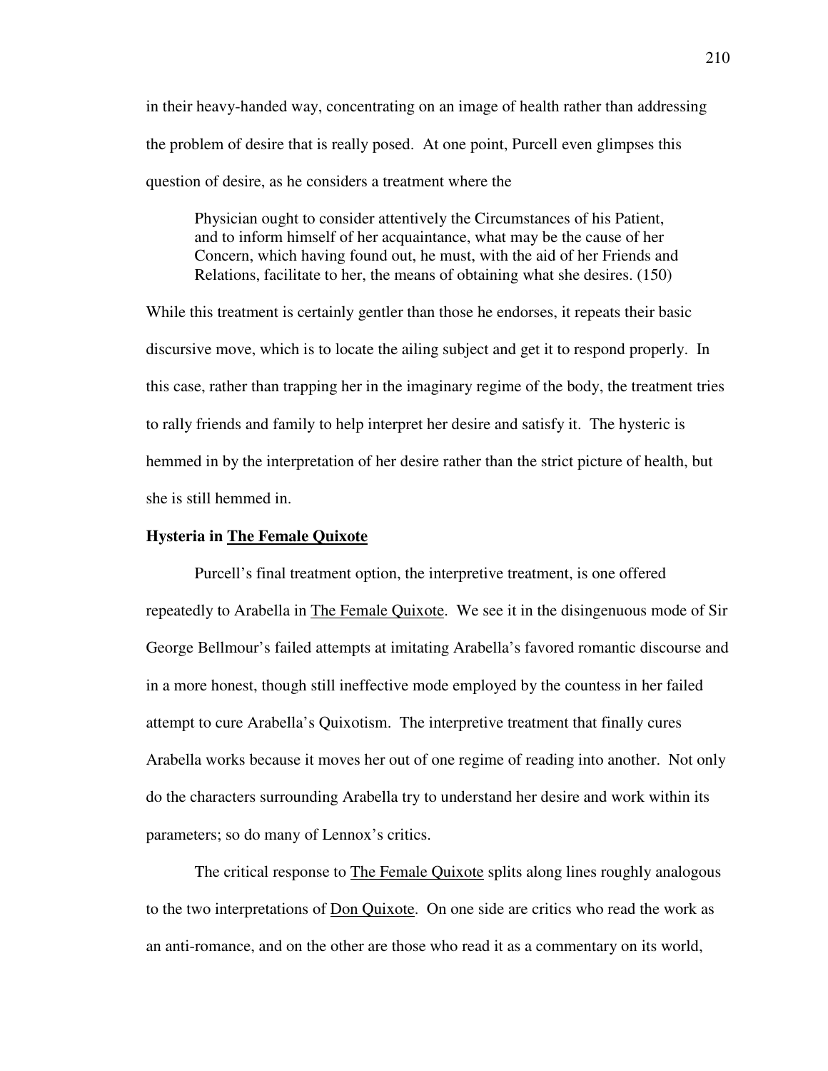in their heavy-handed way, concentrating on an image of health rather than addressing the problem of desire that is really posed. At one point, Purcell even glimpses this question of desire, as he considers a treatment where the

> Physician ought to consider attentively the Circumstances of his Patient, and to inform himself of her acquaintance, what may be the cause of her Concern, which having found out, he must, with the aid of her Friends and Relations, facilitate to her, the means of obtaining what she desires. (150)

While this treatment is certainly gentler than those he endorses, it repeats their basic discursive move, which is to locate the ailing subject and get it to respond properly. In this case, rather than trapping her in the imaginary regime of the body, the treatment tries to rally friends and family to help interpret her desire and satisfy it. The hysteric is hemmed in by the interpretation of her desire rather than the strict picture of health, but she is still hemmed in.

### Hysteria in The Female Quixote

Purcell's final treatment option, the interpretive treatment, is one offered repeatedly to Arabella in The Female Quixote. We see it in the disingenuous mode of Sir George Bellmour's failed attempts at imitating Arabella's favored romantic discourse and in a more honest, though still ineffective mode employed by the countess in her failed attempt to cure Arabella's Quixotism. The interpretive treatment that finally cures Arabella works because it moves her out of one regime of reading into another. Not only do the characters surrounding Arabella try to understand her desire and work within its parameters; so do many of Lennox's critics.

The critical response to The Female Quixote splits along lines roughly analogous to the two interpretations of Don Quixote. On one side are critics who read the work as an anti-romance, and on the other are those who read it as a commentary on its world,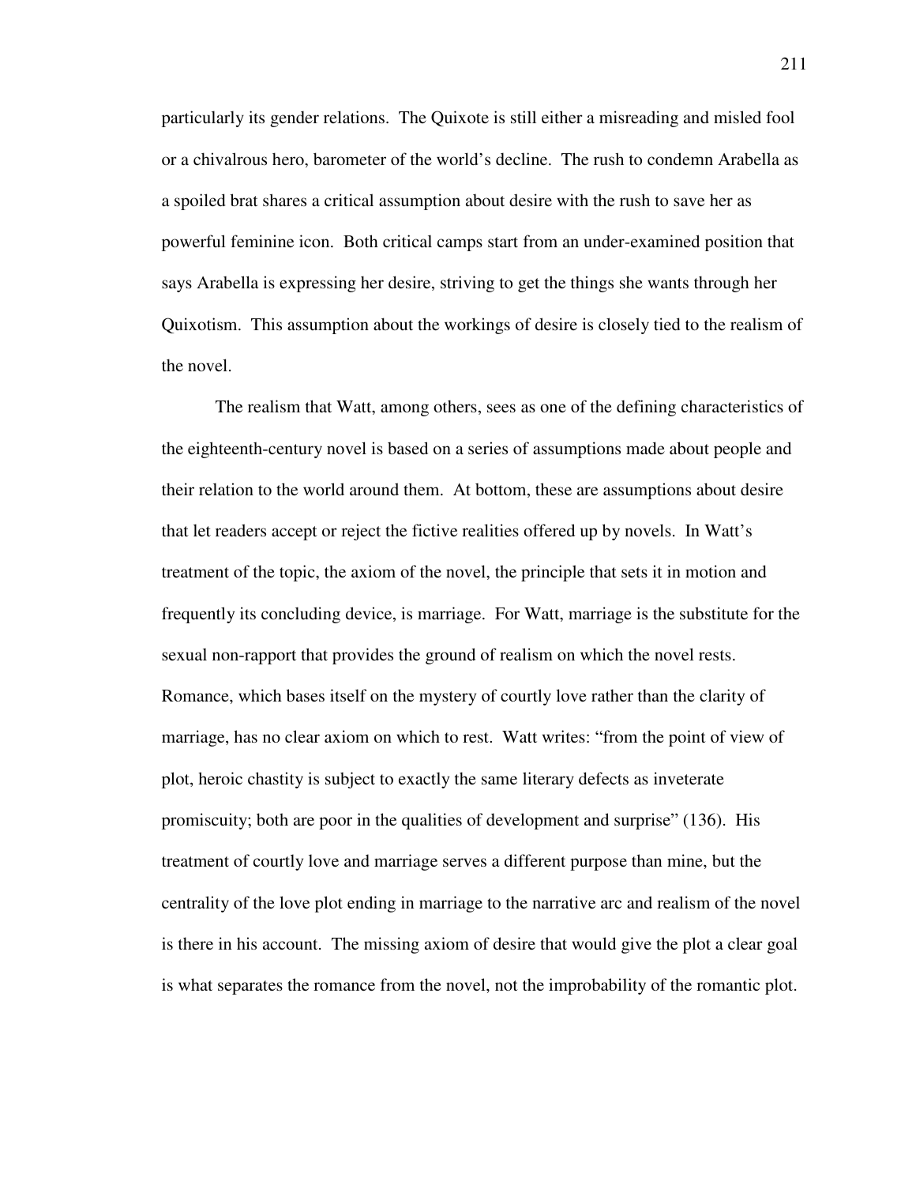particularly its gender relations. The Quixote is still either a misreading and misled fool or a chivalrous hero, barometer of the world's decline. The rush to condemn Arabella as a spoiled brat shares a critical assumption about desire with the rush to save her as powerful feminine icon. Both critical camps start from an under-examined position that says Arabella is expressing her desire, striving to get the things she wants through her Quixotism. This assumption about the workings of desire is closely tied to the realism of the novel.

The realism that Watt, among others, sees as one of the defining characteristics of the eighteenth-century novel is based on a series of assumptions made about people and their relation to the world around them. At bottom, these are assumptions about desire that let readers accept or reject the fictive realities offered up by novels. In Watt's treatment of the topic, the axiom of the novel, the principle that sets it in motion and frequently its concluding device, is marriage. For Watt, marriage is the substitute for the sexual non-rapport that provides the ground of realism on which the novel rests. Romance, which bases itself on the mystery of courtly love rather than the clarity of marriage, has no clear axiom on which to rest. Watt writes: "from the point of view of plot, heroic chastity is subject to exactly the same literary defects as inveterate promiscuity; both are poor in the qualities of development and surprise" (136). His treatment of courtly love and marriage serves a different purpose than mine, but the centrality of the love plot ending in marriage to the narrative arc and realism of the novel is there in his account. The missing axiom of desire that would give the plot a clear goal is what separates the romance from the novel, not the improbability of the romantic plot.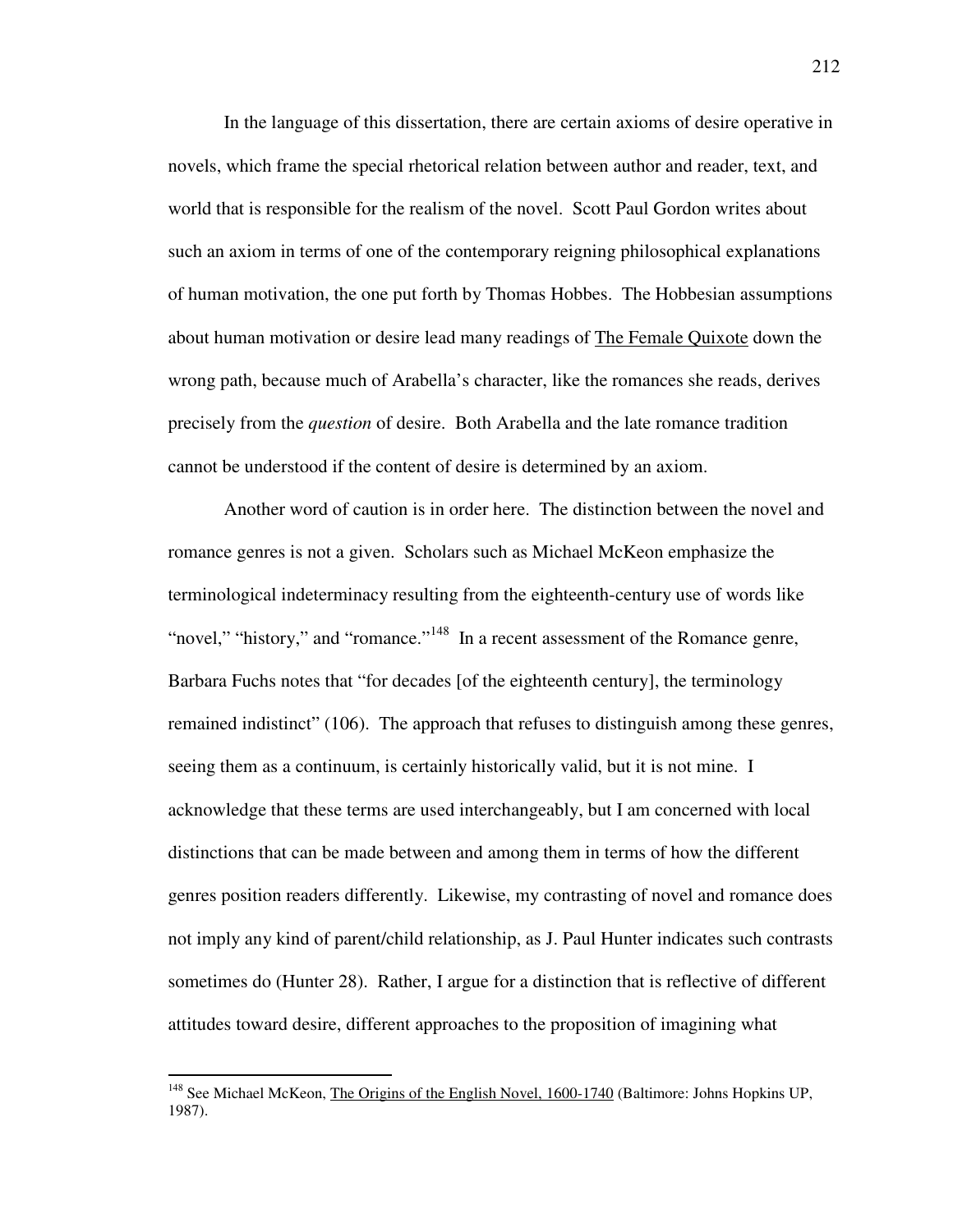In the language of this dissertation, there are certain axioms of desire operative in novels, which frame the special rhetorical relation between author and reader, text, and world that is responsible for the realism of the novel. Scott Paul Gordon writes about such an axiom in terms of one of the contemporary reigning philosophical explanations of human motivation, the one put forth by Thomas Hobbes. The Hobbesian assumptions about human motivation or desire lead many readings of The Female Quixote down the wrong path, because much of Arabella's character, like the romances she reads, derives precisely from the *question* of desire. Both Arabella and the late romance tradition cannot be understood if the content of desire is determined by an axiom.

Another word of caution is in order here. The distinction between the novel and romance genres is not a given. Scholars such as Michael McKeon emphasize the terminological indeterminacy resulting from the eighteenth-century use of words like "novel," "history," and "romance."[148] In a recent assessment of the Romance genre, Barbara Fuchs notes that "for decades [of the eighteenth century], the terminology remained indistinct" (106). The approach that refuses to distinguish among these genres, seeing them as a continuum, is certainly historically valid, but it is not mine. I acknowledge that these terms are used interchangeably, but I am concerned with local distinctions that can be made between and among them in terms of how the different genres position readers differently. Likewise, my contrasting of novel and romance does not imply any kind of parent/child relationship, as J. Paul Hunter indicates such contrasts sometimes do (Hunter 28). Rather, I argue for a distinction that is reflective of different attitudes toward desire, different approaches to the proposition of imagining what

---

[148] See Michael McKeon, The Origins of the English Novel, 1600-1740 (Baltimore: Johns Hopkins UP, 1987).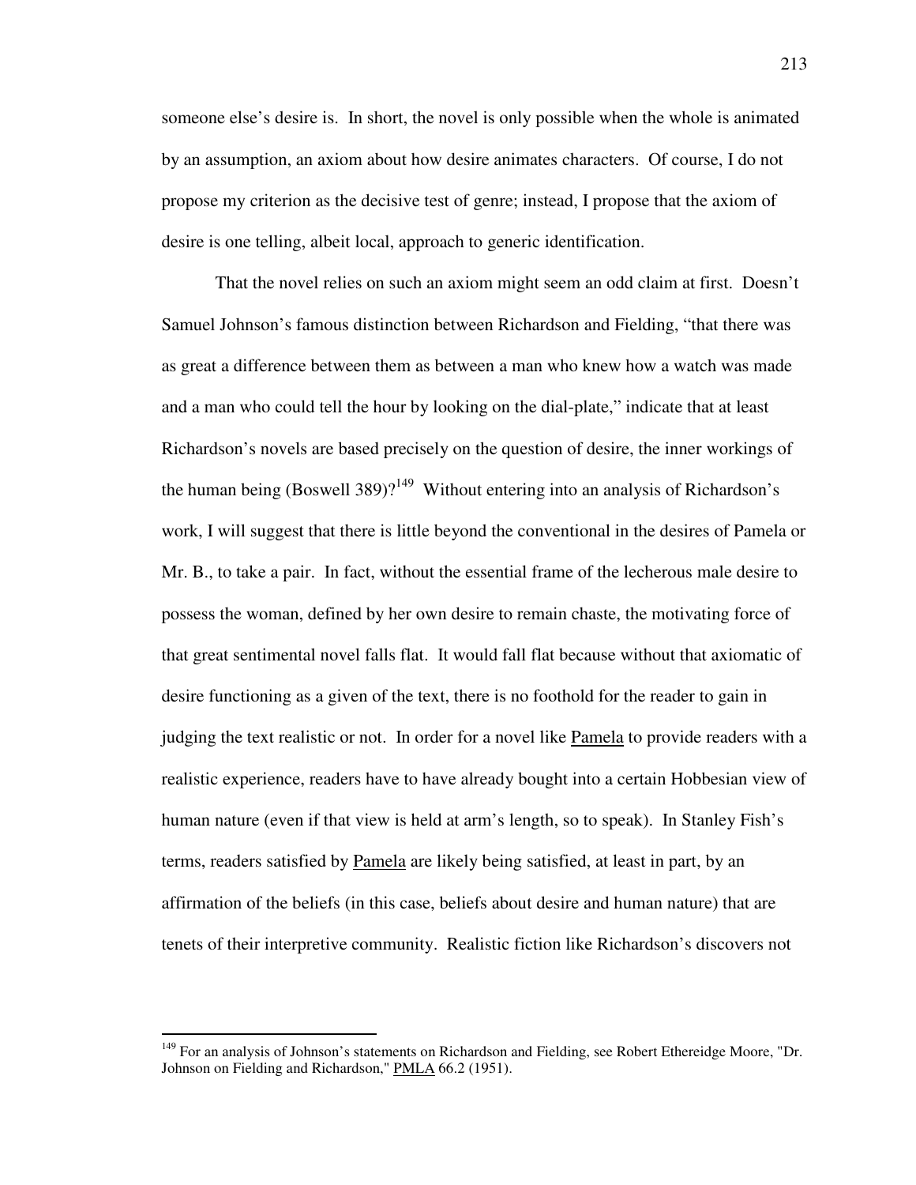someone else's desire is. In short, the novel is only possible when the whole is animated by an assumption, an axiom about how desire animates characters. Of course, I do not propose my criterion as the decisive test of genre; instead, I propose that the axiom of desire is one telling, albeit local, approach to generic identification.

That the novel relies on such an axiom might seem an odd claim at first. Doesn't Samuel Johnson's famous distinction between Richardson and Fielding, "that there was as great a difference between them as between a man who knew how a watch was made and a man who could tell the hour by looking on the dial-plate," indicate that at least Richardson's novels are based precisely on the question of desire, the inner workings of the human being (Boswell 389)?[149] Without entering into an analysis of Richardson's work, I will suggest that there is little beyond the conventional in the desires of Pamela or Mr. B., to take a pair. In fact, without the essential frame of the lecherous male desire to possess the woman, defined by her own desire to remain chaste, the motivating force of that great sentimental novel falls flat. It would fall flat because without that axiomatic of desire functioning as a given of the text, there is no foothold for the reader to gain in judging the text realistic or not. In order for a novel like Pamela to provide readers with a realistic experience, readers have to have already bought into a certain Hobbesian view of human nature (even if that view is held at arm's length, so to speak). In Stanley Fish's terms, readers satisfied by Pamela are likely being satisfied, at least in part, by an affirmation of the beliefs (in this case, beliefs about desire and human nature) that are tenets of their interpretive community. Realistic fiction like Richardson's discovers not

[149] For an analysis of Johnson's statements on Richardson and Fielding, see Robert Ethereidge Moore, "Dr. Johnson on Fielding and Richardson," PMLA 66.2 (1951).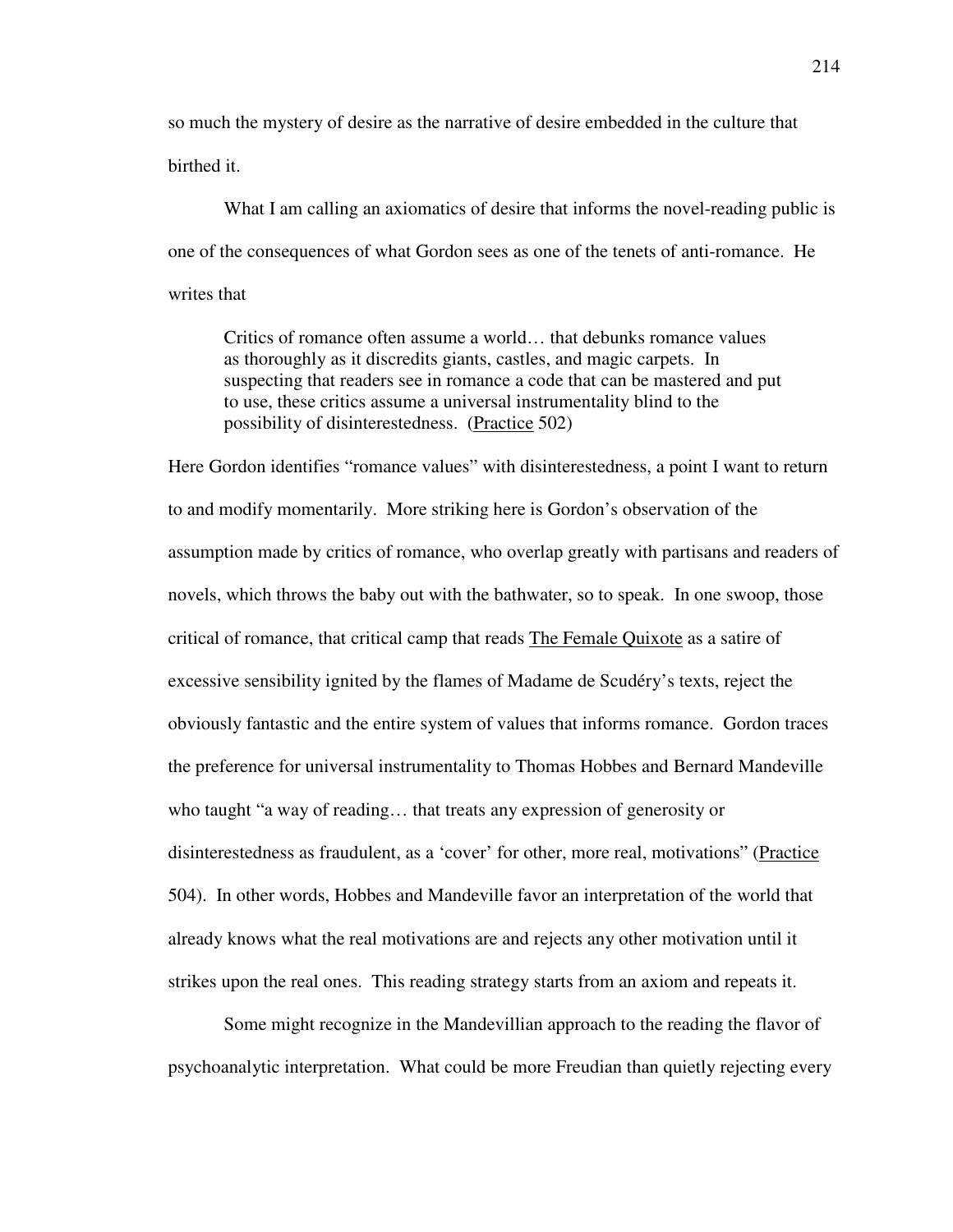so much the mystery of desire as the narrative of desire embedded in the culture that birthed it.

What I am calling an axiomatics of desire that informs the novel-reading public is one of the consequences of what Gordon sees as one of the tenets of anti-romance. He writes that

> Critics of romance often assume a world… that debunks romance values as thoroughly as it discredits giants, castles, and magic carpets. In suspecting that readers see in romance a code that can be mastered and put to use, these critics assume a universal instrumentality blind to the possibility of disinterestedness. (Practice 502)

Here Gordon identifies "romance values" with disinterestedness, a point I want to return to and modify momentarily. More striking here is Gordon's observation of the assumption made by critics of romance, who overlap greatly with partisans and readers of novels, which throws the baby out with the bathwater, so to speak. In one swoop, those critical of romance, that critical camp that reads The Female Quixote as a satire of excessive sensibility ignited by the flames of Madame de Scudéry's texts, reject the obviously fantastic and the entire system of values that informs romance. Gordon traces the preference for universal instrumentality to Thomas Hobbes and Bernard Mandeville who taught "a way of reading… that treats any expression of generosity or disinterestedness as fraudulent, as a 'cover' for other, more real, motivations" (Practice 504). In other words, Hobbes and Mandeville favor an interpretation of the world that already knows what the real motivations are and rejects any other motivation until it strikes upon the real ones. This reading strategy starts from an axiom and repeats it.

Some might recognize in the Mandevillian approach to the reading the flavor of psychoanalytic interpretation. What could be more Freudian than quietly rejecting every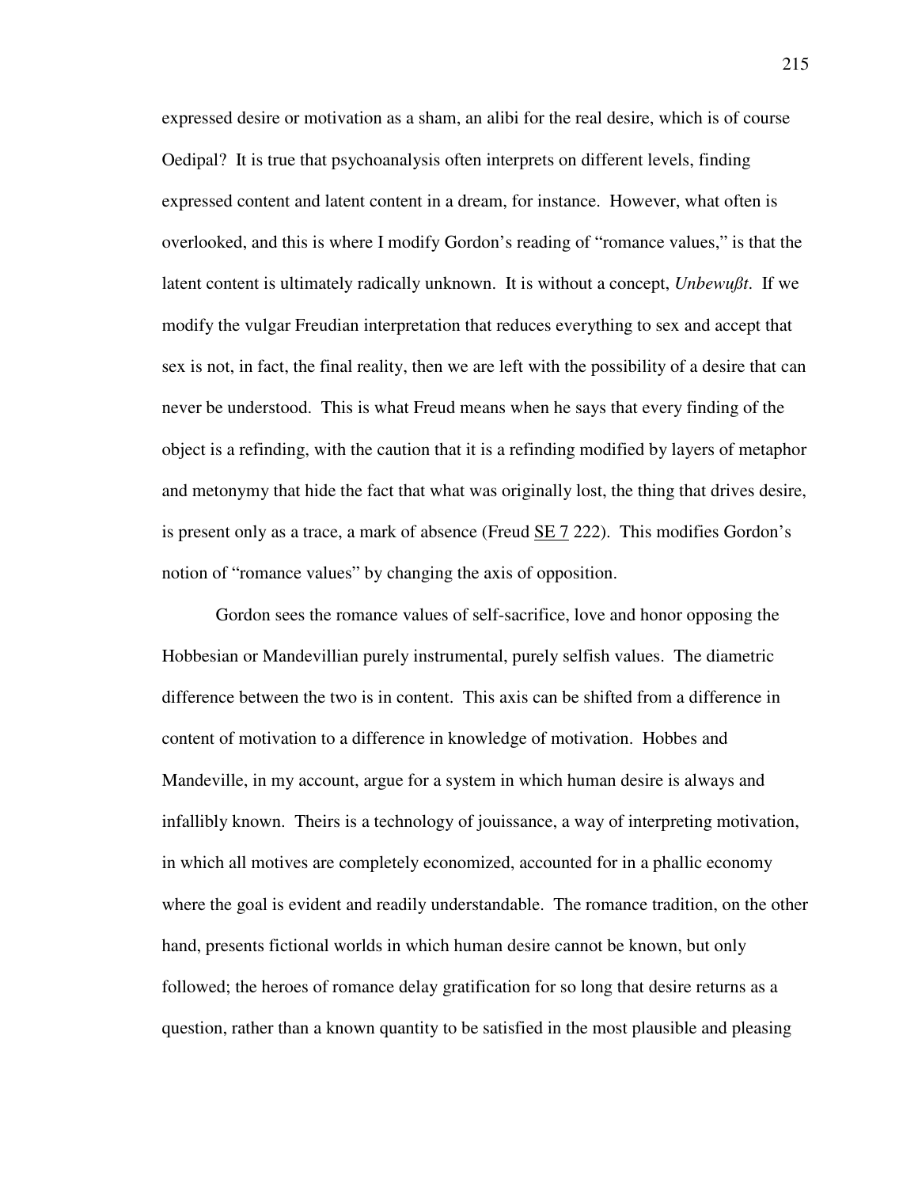expressed desire or motivation as a sham, an alibi for the real desire, which is of course Oedipal? It is true that psychoanalysis often interprets on different levels, finding expressed content and latent content in a dream, for instance. However, what often is overlooked, and this is where I modify Gordon's reading of "romance values," is that the latent content is ultimately radically unknown. It is without a concept, *Unbewußt*. If we modify the vulgar Freudian interpretation that reduces everything to sex and accept that sex is not, in fact, the final reality, then we are left with the possibility of a desire that can never be understood. This is what Freud means when he says that every finding of the object is a refinding, with the caution that it is a refinding modified by layers of metaphor and metonymy that hide the fact that what was originally lost, the thing that drives desire, is present only as a trace, a mark of absence (Freud SE 7 222). This modifies Gordon's notion of "romance values" by changing the axis of opposition.

Gordon sees the romance values of self-sacrifice, love and honor opposing the Hobbesian or Mandevillian purely instrumental, purely selfish values. The diametric difference between the two is in content. This axis can be shifted from a difference in content of motivation to a difference in knowledge of motivation. Hobbes and Mandeville, in my account, argue for a system in which human desire is always and infallibly known. Theirs is a technology of jouissance, a way of interpreting motivation, in which all motives are completely economized, accounted for in a phallic economy where the goal is evident and readily understandable. The romance tradition, on the other hand, presents fictional worlds in which human desire cannot be known, but only followed; the heroes of romance delay gratification for so long that desire returns as a question, rather than a known quantity to be satisfied in the most plausible and pleasing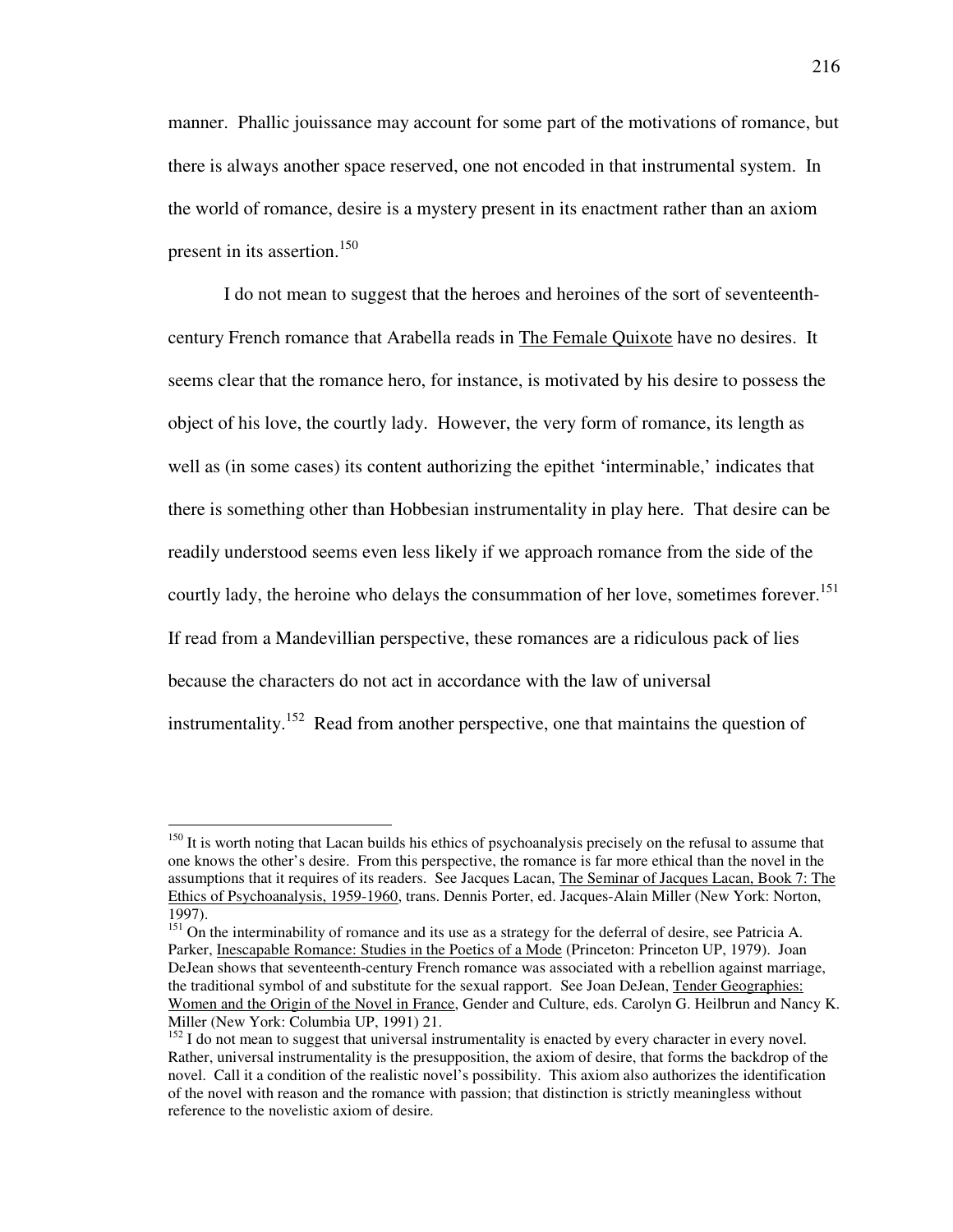manner. Phallic jouissance may account for some part of the motivations of romance, but there is always another space reserved, one not encoded in that instrumental system. In the world of romance, desire is a mystery present in its enactment rather than an axiom present in its assertion.[150]

I do not mean to suggest that the heroes and heroines of the sort of seventeenth-century French romance that Arabella reads in The Female Quixote have no desires. It seems clear that the romance hero, for instance, is motivated by his desire to possess the object of his love, the courtly lady. However, the very form of romance, its length as well as (in some cases) its content authorizing the epithet 'interminable,' indicates that there is something other than Hobbesian instrumentality in play here. That desire can be readily understood seems even less likely if we approach romance from the side of the courtly lady, the heroine who delays the consummation of her love, sometimes forever.[151] If read from a Mandevillian perspective, these romances are a ridiculous pack of lies because the characters do not act in accordance with the law of universal instrumentality.[152] Read from another perspective, one that maintains the question of

---

[150] It is worth noting that Lacan builds his ethics of psychoanalysis precisely on the refusal to assume that one knows the other's desire. From this perspective, the romance is far more ethical than the novel in the assumptions that it requires of its readers. See Jacques Lacan, The Seminar of Jacques Lacan, Book 7: The Ethics of Psychoanalysis, 1959-1960, trans. Dennis Porter, ed. Jacques-Alain Miller (New York: Norton, 1997).

[151] On the interminability of romance and its use as a strategy for the deferral of desire, see Patricia A. Parker, Inescapable Romance: Studies in the Poetics of a Mode (Princeton: Princeton UP, 1979). Joan DeJean shows that seventeenth-century French romance was associated with a rebellion against marriage, the traditional symbol of and substitute for the sexual rapport. See Joan DeJean, Tender Geographies: Women and the Origin of the Novel in France, Gender and Culture, eds. Carolyn G. Heilbrunn and Nancy K. Miller (New York: Columbia UP, 1991) 21.

[152] I do not mean to suggest that universal instrumentality is enacted by every character in every novel. Rather, universal instrumentality is the presupposition, the axiom of desire, that forms the backdrop of the novel. Call it a condition of the realistic novel's possibility. This axiom also authorizes the identification of the novel with reason and the romance with passion; that distinction is strictly meaningless without reference to the novelistic axiom of desire.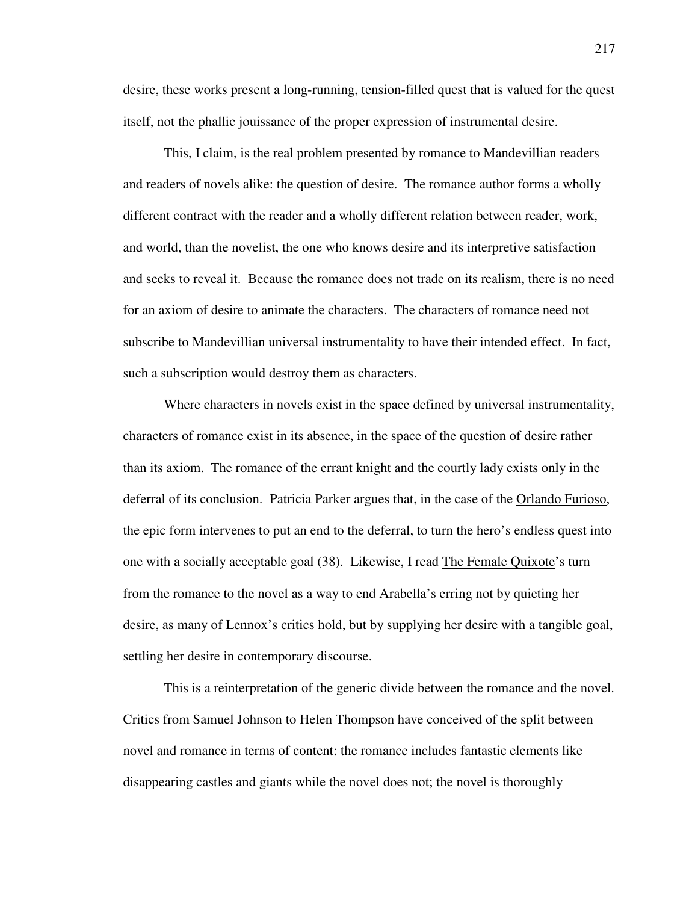desire, these works present a long-running, tension-filled quest that is valued for the quest itself, not the phallic jouissance of the proper expression of instrumental desire.

This, I claim, is the real problem presented by romance to Mandevillian readers and readers of novels alike: the question of desire. The romance author forms a wholly different contract with the reader and a wholly different relation between reader, work, and world, than the novelist, the one who knows desire and its interpretive satisfaction and seeks to reveal it. Because the romance does not trade on its realism, there is no need for an axiom of desire to animate the characters. The characters of romance need not subscribe to Mandevillian universal instrumentality to have their intended effect. In fact, such a subscription would destroy them as characters.

Where characters in novels exist in the space defined by universal instrumentality, characters of romance exist in its absence, in the space of the question of desire rather than its axiom. The romance of the errant knight and the courtly lady exists only in the deferral of its conclusion. Patricia Parker argues that, in the case of the Orlando Furioso, the epic form intervenes to put an end to the deferral, to turn the hero's endless quest into one with a socially acceptable goal (38). Likewise, I read The Female Quixote's turn from the romance to the novel as a way to end Arabella's erring not by quieting her desire, as many of Lennox's critics hold, but by supplying her desire with a tangible goal, settling her desire in contemporary discourse.

This is a reinterpretation of the generic divide between the romance and the novel. Critics from Samuel Johnson to Helen Thompson have conceived of the split between novel and romance in terms of content: the romance includes fantastic elements like disappearing castles and giants while the novel does not; the novel is thoroughly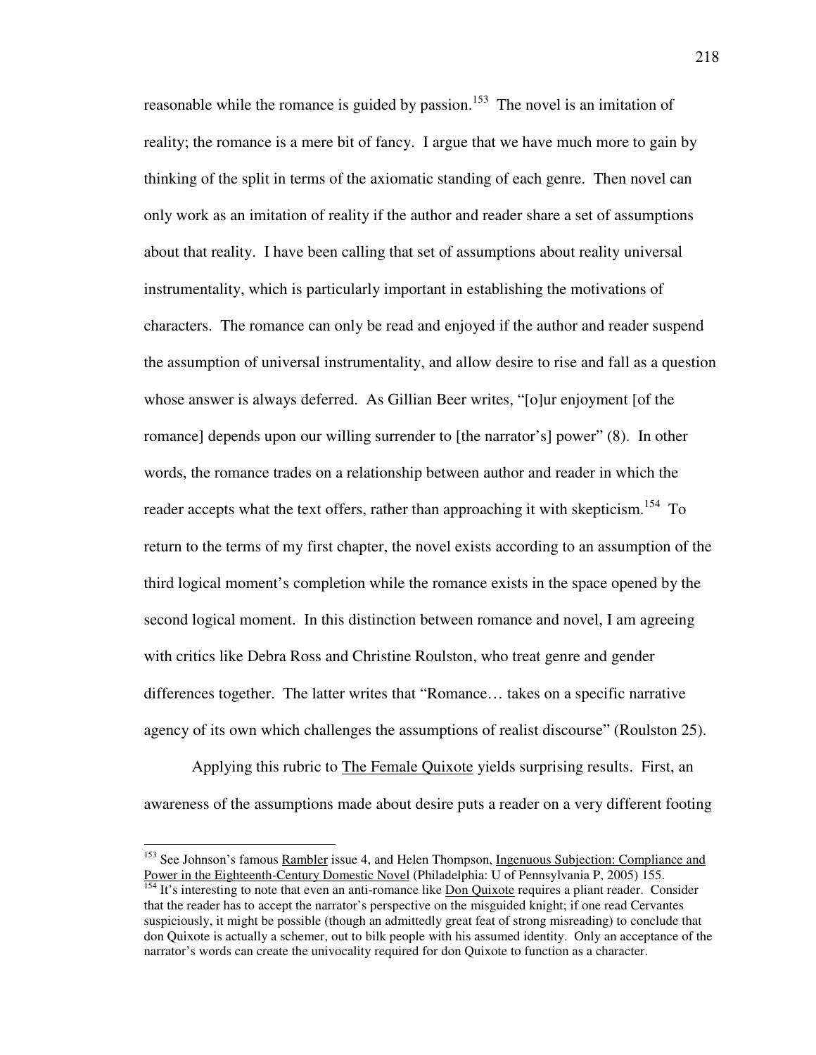reasonable while the romance is guided by passion.[153] The novel is an imitation of reality; the romance is a mere bit of fancy. I argue that we have much more to gain by thinking of the split in terms of the axiomatic standing of each genre. Then novel can only work as an imitation of reality if the author and reader share a set of assumptions about that reality. I have been calling that set of assumptions about reality universal instrumentality, which is particularly important in establishing the motivations of characters. The romance can only be read and enjoyed if the author and reader suspend the assumption of universal instrumentality, and allow desire to rise and fall as a question whose answer is always deferred. As Gillian Beer writes, "[o]ur enjoyment [of the romance] depends upon our willing surrender to [the narrator's] power" (8). In other words, the romance trades on a relationship between author and reader in which the reader accepts what the text offers, rather than approaching it with skepticism.[154] To return to the terms of my first chapter, the novel exists according to an assumption of the third logical moment's completion while the romance exists in the space opened by the second logical moment. In this distinction between romance and novel, I am agreeing with critics like Debra Ross and Christine Roulston, who treat genre and gender differences together. The latter writes that "Romance… takes on a specific narrative agency of its own which challenges the assumptions of realist discourse" (Roulston 25).

Applying this rubric to The Female Quixote yields surprising results. First, an awareness of the assumptions made about desire puts a reader on a very different footing

---

[153] See Johnson's famous Rambler issue 4, and Helen Thompson, Ingenuous Subjection: Compliance and Power in the Eighteenth-Century Domestic Novel (Philadelphia: U of Pennsylvania P, 2005) 155.

[154] It's interesting to note that even an anti-romance like Don Quixote requires a pliant reader. Consider that the reader has to accept the narrator's perspective on the misguided knight; if one read Cervantes suspiciously, it might be possible (though an admittedly great feat of strong misreading) to conclude that don Quixote is actually a schemer, out to bilk people with his assumed identity. Only an acceptance of the narrator's words can create the univocality required for don Quixote to function as a character.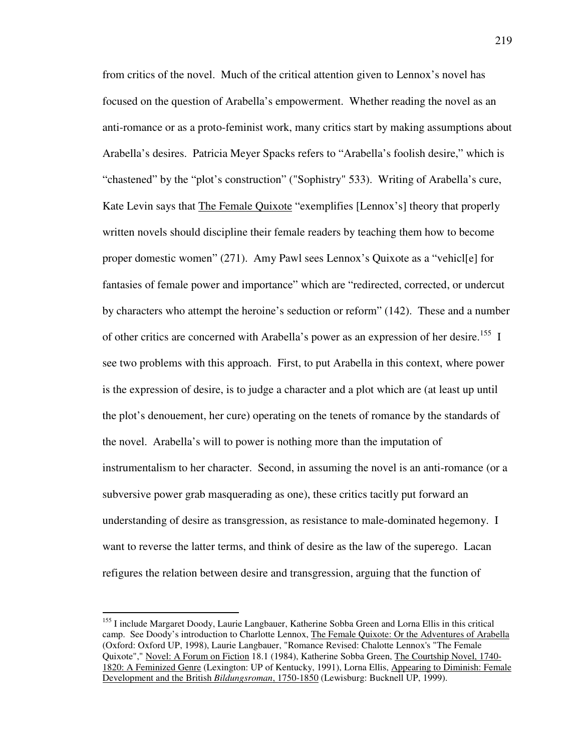from critics of the novel. Much of the critical attention given to Lennox's novel has focused on the question of Arabella's empowerment. Whether reading the novel as an anti-romance or as a proto-feminist work, many critics start by making assumptions about Arabella's desires. Patricia Meyer Spacks refers to "Arabella's foolish desire," which is "chastened" by the "plot's construction" ("Sophistry" 533). Writing of Arabella's cure, Kate Levin says that The Female Quixote "exemplifies [Lennox's] theory that properly written novels should discipline their female readers by teaching them how to become proper domestic women" (271). Amy Pawl sees Lennox's Quixote as a "vehicl[e] for fantasies of female power and importance" which are "redirected, corrected, or undercut by characters who attempt the heroine's seduction or reform" (142). These and a number of other critics are concerned with Arabella's power as an expression of her desire.[155] I see two problems with this approach. First, to put Arabella in this context, where power is the expression of desire, is to judge a character and a plot which are (at least up until the plot's denouement, her cure) operating on the tenets of romance by the standards of the novel. Arabella's will to power is nothing more than the imputation of instrumentalism to her character. Second, in assuming the novel is an anti-romance (or a subversive power grab masquerading as one), these critics tacitly put forward an understanding of desire as transgression, as resistance to male-dominated hegemony. I want to reverse the latter terms, and think of desire as the law of the superego. Lacan refigures the relation between desire and transgression, arguing that the function of

---

[155] I include Margaret Doody, Laurie Langbauer, Katherine Sobba Green and Lorna Ellis in this critical camp. See Doody's introduction to Charlotte Lennox, The Female Quixote: Or the Adventures of Arabella (Oxford: Oxford UP, 1998), Laurie Langbauer, "Romance Revised: Chalotte Lennox's "The Female Quixote"," Novel: A Forum on Fiction 18.1 (1984), Katherine Sobba Green, The Courtship Novel, 1740-1820: A Feminized Genre (Lexington: UP of Kentucky, 1991), Lorna Ellis, Appearing to Diminish: Female Development and the British *Bildungsroman*, 1750-1850 (Lewisburg: Bucknell UP, 1999).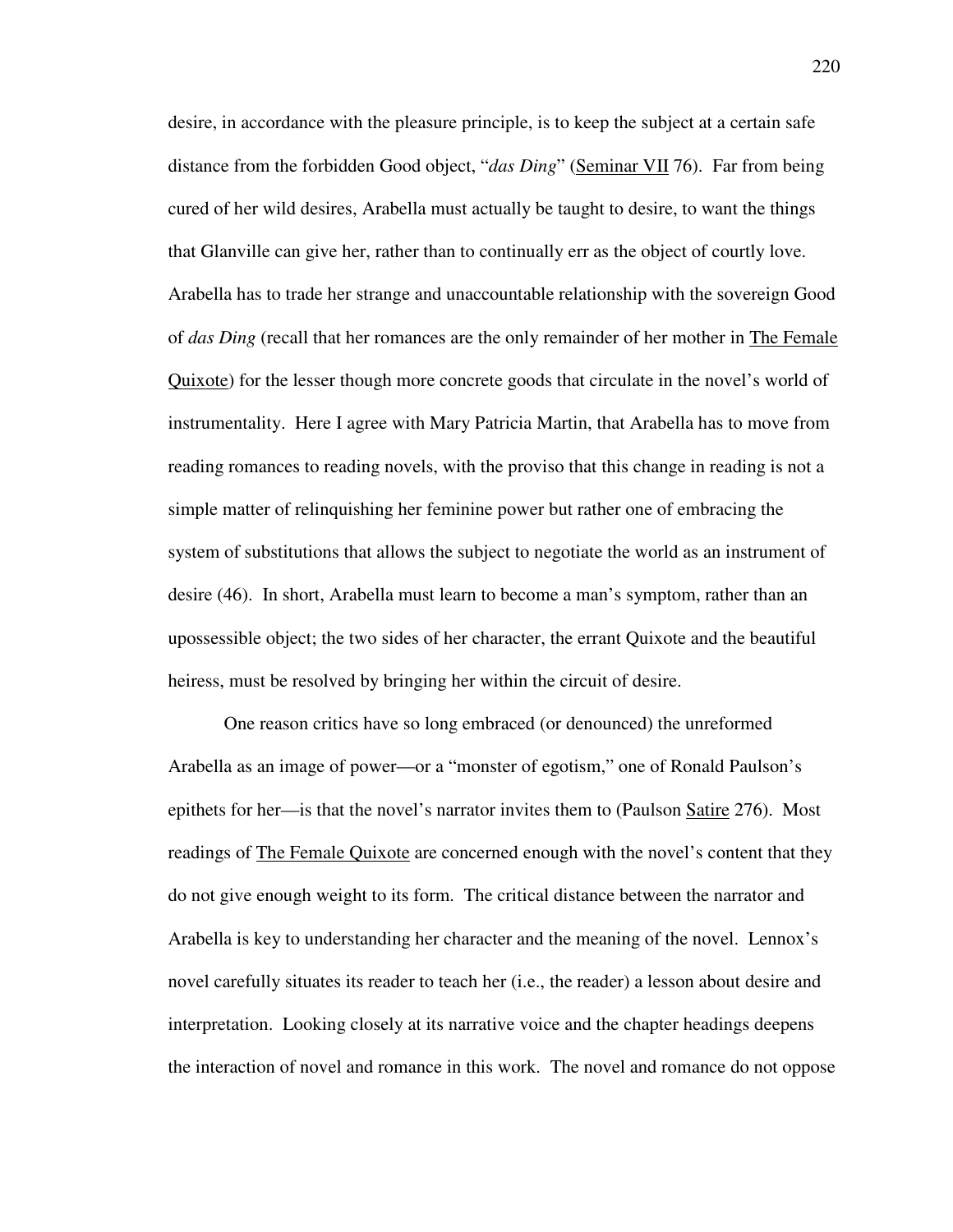desire, in accordance with the pleasure principle, is to keep the subject at a certain safe distance from the forbidden Good object, "*das Ding*" (Seminar VII 76). Far from being cured of her wild desires, Arabella must actually be taught to desire, to want the things that Glanville can give her, rather than to continually err as the object of courtly love. Arabella has to trade her strange and unaccountable relationship with the sovereign Good of *das Ding* (recall that her romances are the only remainder of her mother in The Female Quixote) for the lesser though more concrete goods that circulate in the novel's world of instrumentality. Here I agree with Mary Patricia Martin, that Arabella has to move from reading romances to reading novels, with the proviso that this change in reading is not a simple matter of relinquishing her feminine power but rather one of embracing the system of substitutions that allows the subject to negotiate the world as an instrument of desire (46). In short, Arabella must learn to become a man's symptom, rather than an upossessible object; the two sides of her character, the errant Quixote and the beautiful heiress, must be resolved by bringing her within the circuit of desire.

One reason critics have so long embraced (or denounced) the unreformed Arabella as an image of power—or a "monster of egotism," one of Ronald Paulson's epithets for her—is that the novel's narrator invites them to (Paulson Satire 276). Most readings of The Female Quixote are concerned enough with the novel's content that they do not give enough weight to its form. The critical distance between the narrator and Arabella is key to understanding her character and the meaning of the novel. Lennox's novel carefully situates its reader to teach her (i.e., the reader) a lesson about desire and interpretation. Looking closely at its narrative voice and the chapter headings deepens the interaction of novel and romance in this work. The novel and romance do not oppose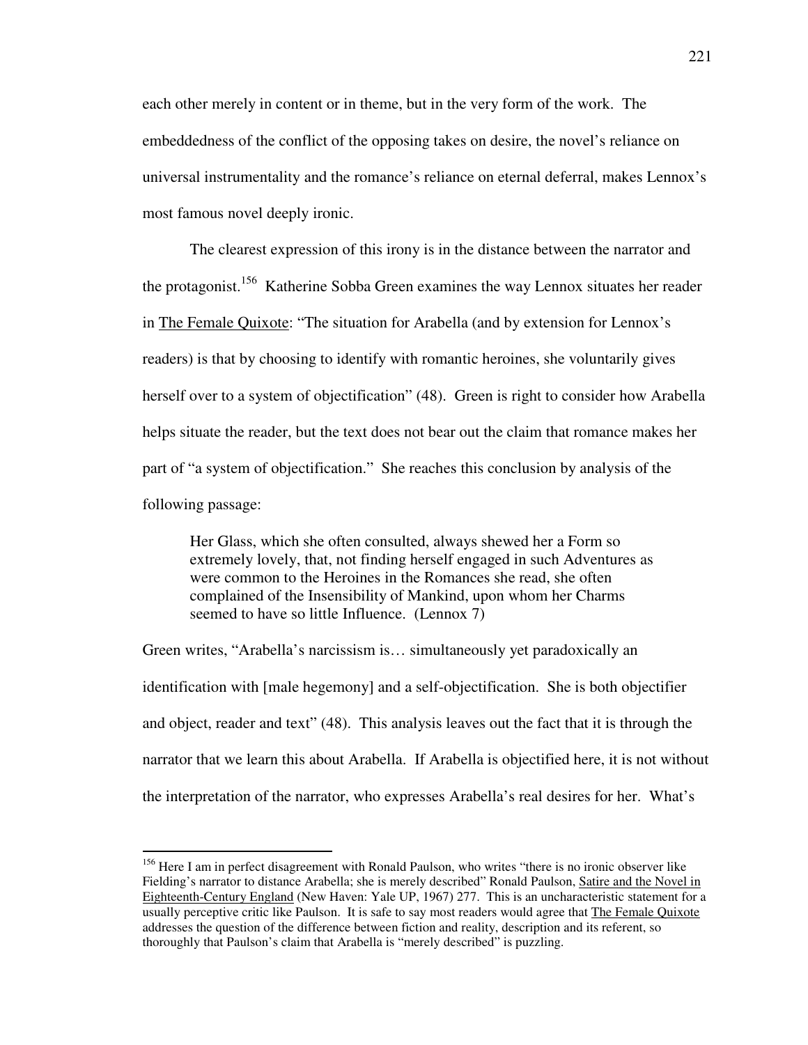each other merely in content or in theme, but in the very form of the work. The embeddedness of the conflict of the opposing takes on desire, the novel's reliance on universal instrumentality and the romance's reliance on eternal deferral, makes Lennox's most famous novel deeply ironic.

The clearest expression of this irony is in the distance between the narrator and the protagonist.[156] Katherine Sobba Green examines the way Lennox situates her reader in The Female Quixote: "The situation for Arabella (and by extension for Lennox's readers) is that by choosing to identify with romantic heroines, she voluntarily gives herself over to a system of objectification" (48). Green is right to consider how Arabella helps situate the reader, but the text does not bear out the claim that romance makes her part of "a system of objectification." She reaches this conclusion by analysis of the following passage:

> Her Glass, which she often consulted, always shewed her a Form so extremely lovely, that, not finding herself engaged in such Adventures as were common to the Heroines in the Romances she read, she often complained of the Insensibility of Mankind, upon whom her Charms seemed to have so little Influence. (Lennox 7)

Green writes, "Arabella's narcissism is… simultaneously yet paradoxically an identification with [male hegemony] and a self-objectification. She is both objectifier and object, reader and text" (48). This analysis leaves out the fact that it is through the narrator that we learn this about Arabella. If Arabella is objectified here, it is not without the interpretation of the narrator, who expresses Arabella's real desires for her. What's

[156] Here I am in perfect disagreement with Ronald Paulson, who writes "there is no ironic observer like Fielding's narrator to distance Arabella; she is merely described" Ronald Paulson, Satire and the Novel in Eighteenth-Century England (New Haven: Yale UP, 1967) 277. This is an uncharacteristic statement for a usually perceptive critic like Paulson. It is safe to say most readers would agree that The Female Quixote addresses the question of the difference between fiction and reality, description and its referent, so thoroughly that Paulson's claim that Arabella is "merely described" is puzzling.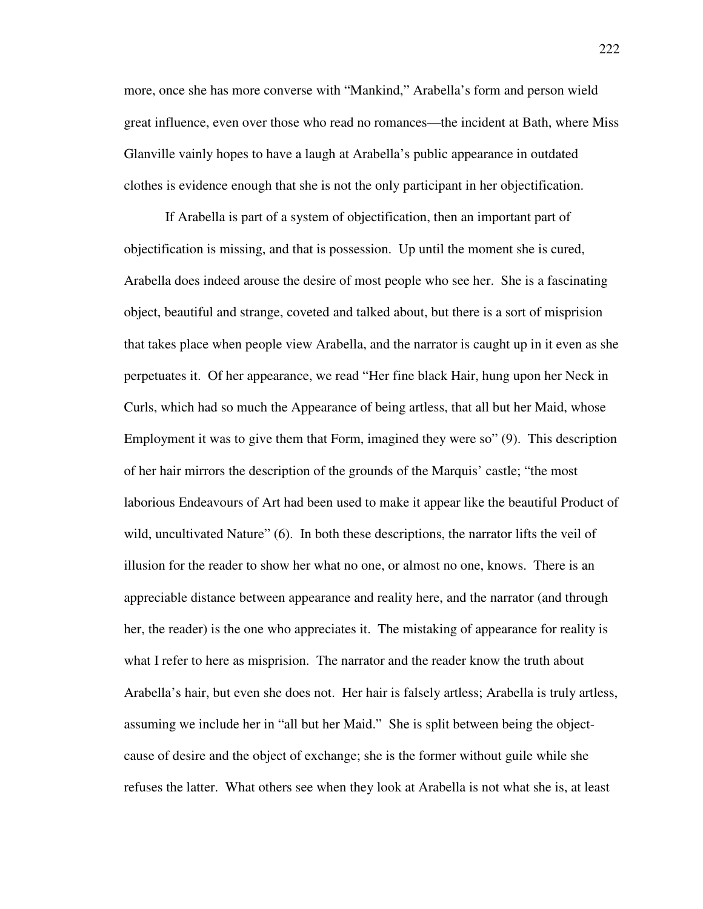more, once she has more converse with "Mankind," Arabella's form and person wield great influence, even over those who read no romances—the incident at Bath, where Miss Glanville vainly hopes to have a laugh at Arabella's public appearance in outdated clothes is evidence enough that she is not the only participant in her objectification.

If Arabella is part of a system of objectification, then an important part of objectification is missing, and that is possession. Up until the moment she is cured, Arabella does indeed arouse the desire of most people who see her. She is a fascinating object, beautiful and strange, coveted and talked about, but there is a sort of misprision that takes place when people view Arabella, and the narrator is caught up in it even as she perpetuates it. Of her appearance, we read "Her fine black Hair, hung upon her Neck in Curls, which had so much the Appearance of being artless, that all but her Maid, whose Employment it was to give them that Form, imagined they were so" (9). This description of her hair mirrors the description of the grounds of the Marquis' castle; "the most laborious Endeavours of Art had been used to make it appear like the beautiful Product of wild, uncultivated Nature" (6). In both these descriptions, the narrator lifts the veil of illusion for the reader to show her what no one, or almost no one, knows. There is an appreciable distance between appearance and reality here, and the narrator (and through her, the reader) is the one who appreciates it. The mistaking of appearance for reality is what I refer to here as misprision. The narrator and the reader know the truth about Arabella's hair, but even she does not. Her hair is falsely artless; Arabella is truly artless, assuming we include her in "all but her Maid." She is split between being the object-cause of desire and the object of exchange; she is the former without guile while she refuses the latter. What others see when they look at Arabella is not what she is, at least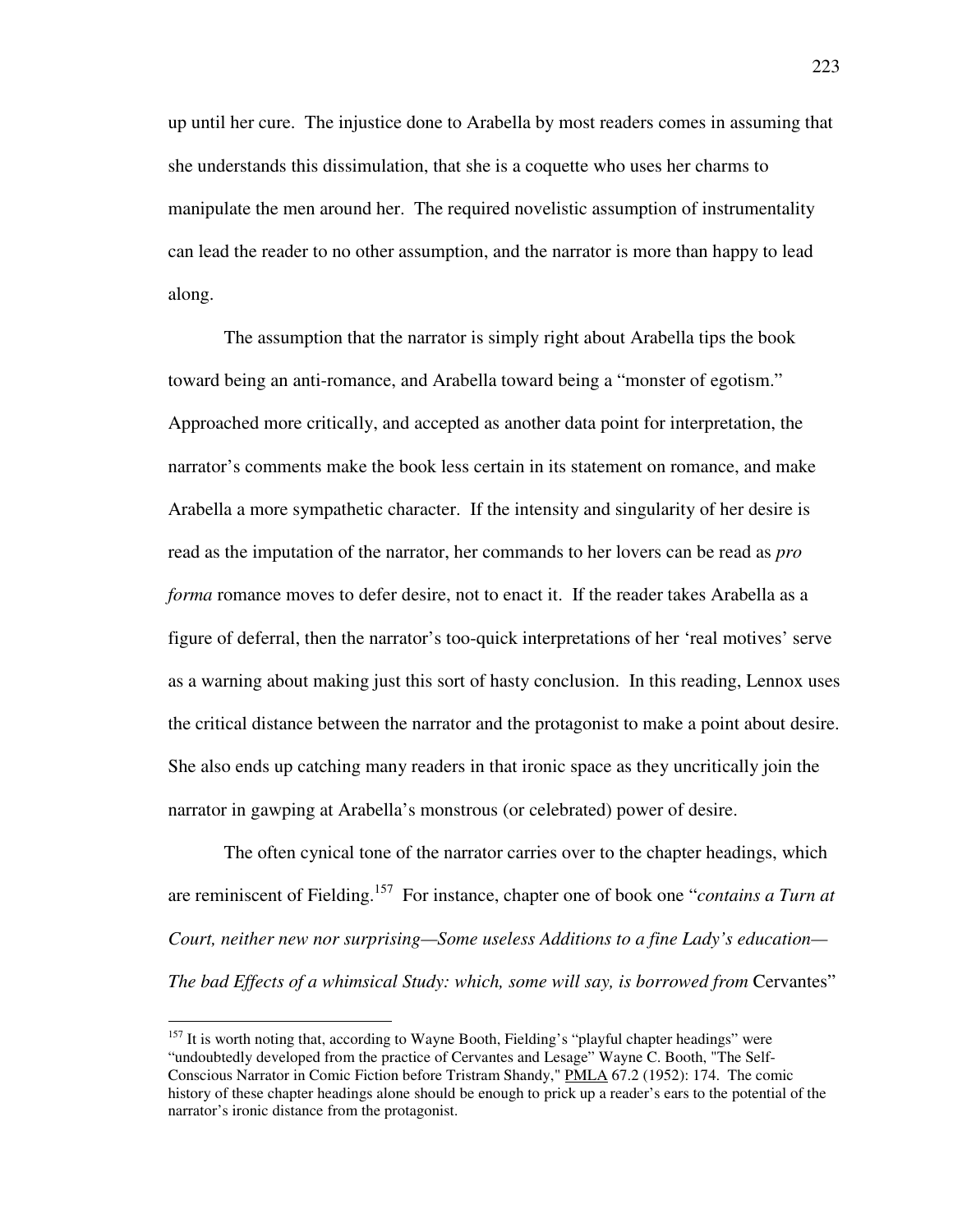up until her cure. The injustice done to Arabella by most readers comes in assuming that she understands this dissimulation, that she is a coquette who uses her charms to manipulate the men around her. The required novelistic assumption of instrumentality can lead the reader to no other assumption, and the narrator is more than happy to lead along.

The assumption that the narrator is simply right about Arabella tips the book toward being an anti-romance, and Arabella toward being a "monster of egotism." Approached more critically, and accepted as another data point for interpretation, the narrator's comments make the book less certain in its statement on romance, and make Arabella a more sympathetic character. If the intensity and singularity of her desire is read as the imputation of the narrator, her commands to her lovers can be read as *pro forma* romance moves to defer desire, not to enact it. If the reader takes Arabella as a figure of deferral, then the narrator's too-quick interpretations of her 'real motives' serve as a warning about making just this sort of hasty conclusion. In this reading, Lennox uses the critical distance between the narrator and the protagonist to make a point about desire. She also ends up catching many readers in that ironic space as they uncritically join the narrator in gawping at Arabella's monstrous (or celebrated) power of desire.

The often cynical tone of the narrator carries over to the chapter headings, which are reminiscent of Fielding.[157] For instance, chapter one of book one "*contains a Turn at Court, neither new nor surprising—Some useless Additions to a fine Lady's education—The bad Effects of a whimsical Study: which, some will say, is borrowed from* Cervantes"

---

[157] It is worth noting that, according to Wayne Booth, Fielding's "playful chapter headings" were "undoubtedly developed from the practice of Cervantes and Lesage" Wayne C. Booth, "The Self-Conscious Narrator in Comic Fiction before Tristram Shandy," PMLA 67.2 (1952): 174. The comic history of these chapter headings alone should be enough to prick up a reader's ears to the potential of the narrator's ironic distance from the protagonist.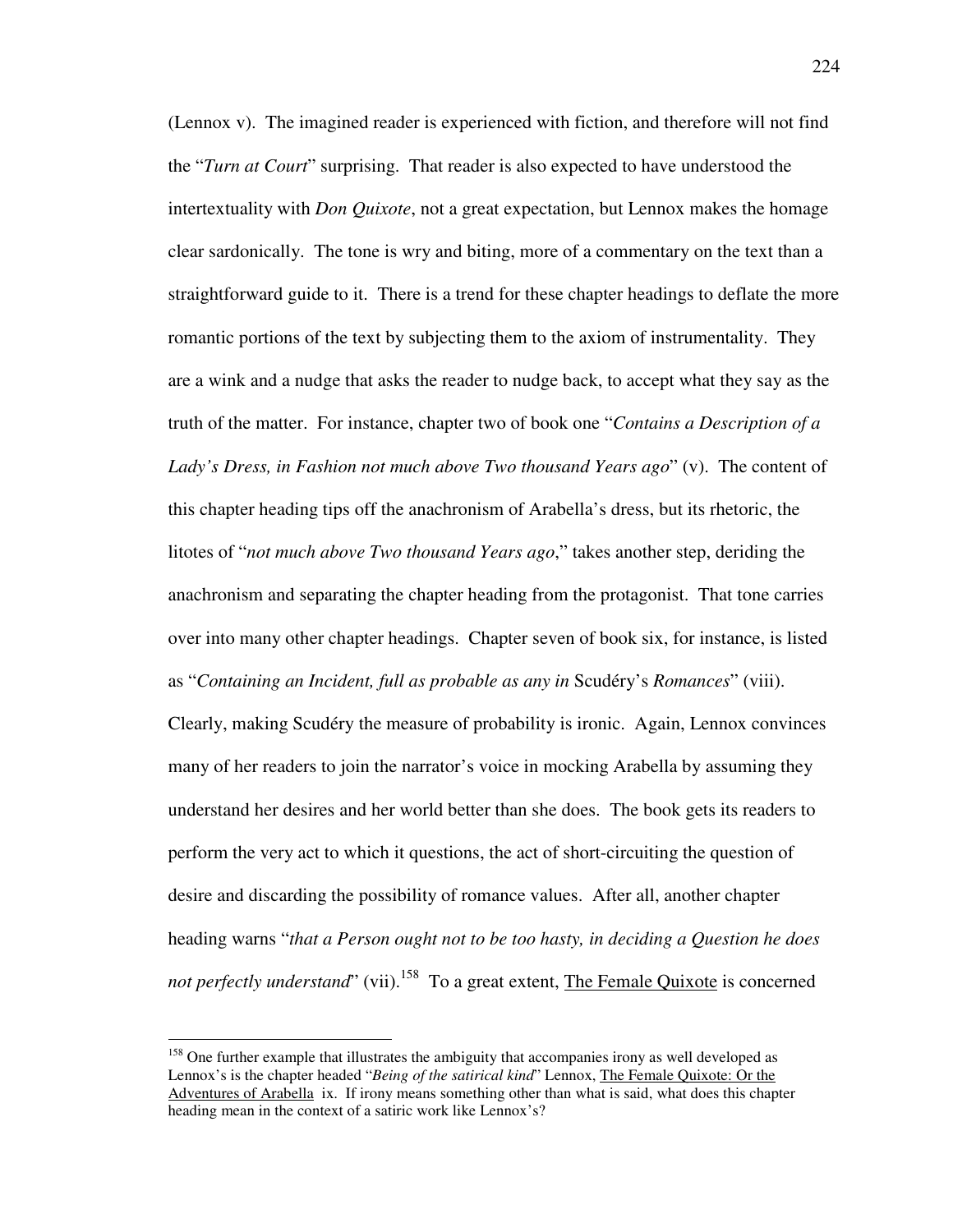(Lennox v). The imagined reader is experienced with fiction, and therefore will not find the "*Turn at Court*" surprising. That reader is also expected to have understood the intertextuality with *Don Quixote*, not a great expectation, but Lennox makes the homage clear sardonically. The tone is wry and biting, more of a commentary on the text than a straightforward guide to it. There is a trend for these chapter headings to deflate the more romantic portions of the text by subjecting them to the axiom of instrumentality. They are a wink and a nudge that asks the reader to nudge back, to accept what they say as the truth of the matter. For instance, chapter two of book one "*Contains a Description of a Lady's Dress, in Fashion not much above Two thousand Years ago*" (v). The content of this chapter heading tips off the anachronism of Arabella's dress, but its rhetoric, the litotes of "*not much above Two thousand Years ago*," takes another step, deriding the anachronism and separating the chapter heading from the protagonist. That tone carries over into many other chapter headings. Chapter seven of book six, for instance, is listed as "*Containing an Incident, full as probable as any in* Scudéry's *Romances*" (viii). Clearly, making Scudéry the measure of probability is ironic. Again, Lennox convinces many of her readers to join the narrator's voice in mocking Arabella by assuming they understand her desires and her world better than she does. The book gets its readers to perform the very act to which it questions, the act of short-circuiting the question of desire and discarding the possibility of romance values. After all, another chapter heading warns "*that a Person ought not to be too hasty, in deciding a Question he does not perfectly understand*" (vii).[158] To a great extent, The Female Quixote is concerned

---

[158] One further example that illustrates the ambiguity that accompanies irony as well developed as Lennox's is the chapter headed "*Being of the satirical kind*" Lennox, The Female Quixote: Or the Adventures of Arabella ix. If irony means something other than what is said, what does this chapter heading mean in the context of a satiric work like Lennox's?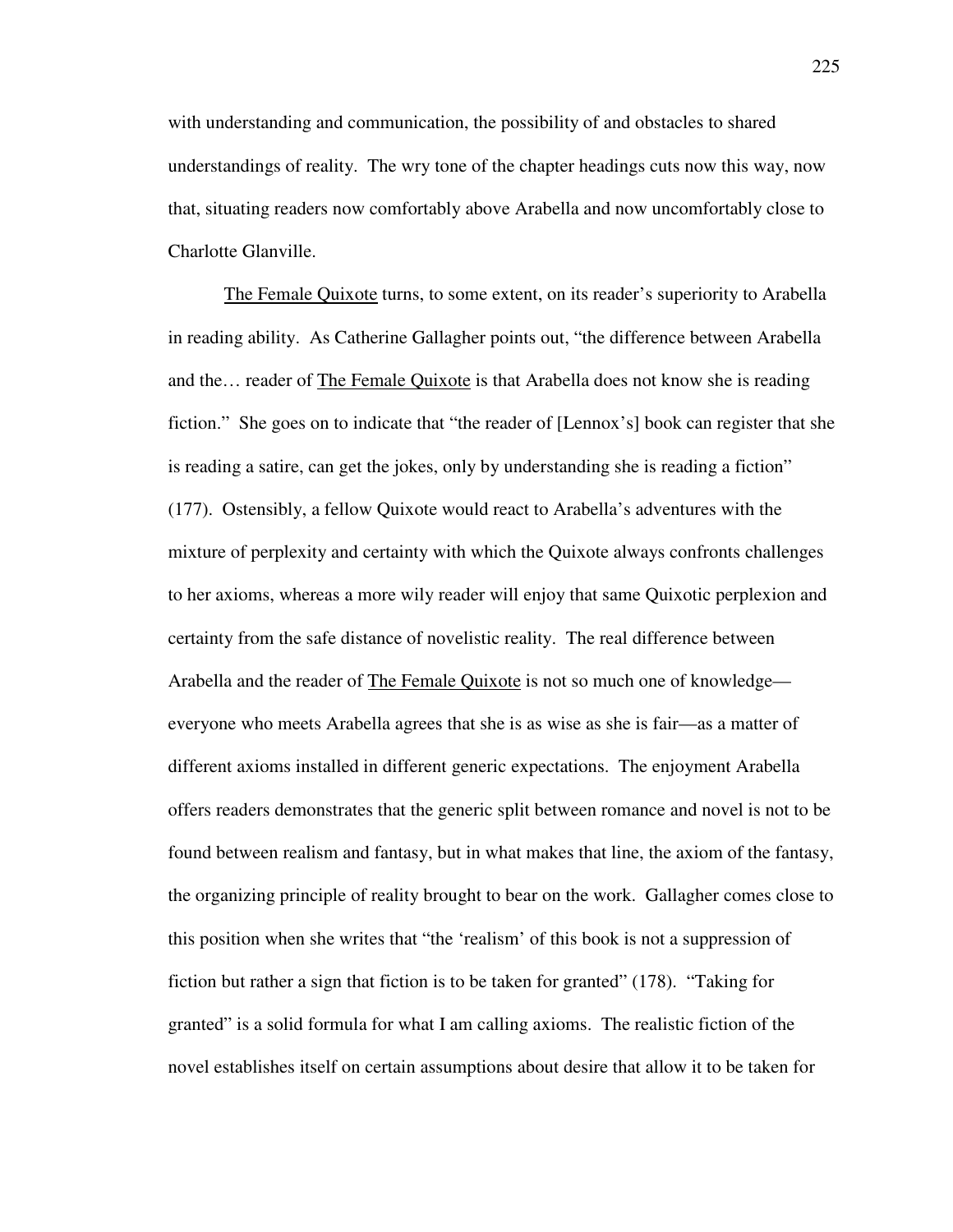with understanding and communication, the possibility of and obstacles to shared understandings of reality. The wry tone of the chapter headings cuts now this way, now that, situating readers now comfortably above Arabella and now uncomfortably close to Charlotte Glanville.

<u>The Female Quixote</u> turns, to some extent, on its reader's superiority to Arabella in reading ability. As Catherine Gallagher points out, "the difference between Arabella and the… reader of <u>The Female Quixote</u> is that Arabella does not know she is reading fiction." She goes on to indicate that "the reader of [Lennox's] book can register that she is reading a satire, can get the jokes, only by understanding she is reading a fiction" (177). Ostensibly, a fellow Quixote would react to Arabella's adventures with the mixture of perplexity and certainty with which the Quixote always confronts challenges to her axioms, whereas a more wily reader will enjoy that same Quixotic perplexion and certainty from the safe distance of novelistic reality. The real difference between Arabella and the reader of <u>The Female Quixote</u> is not so much one of knowledge—everyone who meets Arabella agrees that she is as wise as she is fair—as a matter of different axioms installed in different generic expectations. The enjoyment Arabella offers readers demonstrates that the generic split between romance and novel is not to be found between realism and fantasy, but in what makes that line, the axiom of the fantasy, the organizing principle of reality brought to bear on the work. Gallagher comes close to this position when she writes that "the 'realism' of this book is not a suppression of fiction but rather a sign that fiction is to be taken for granted" (178). "Taking for granted" is a solid formula for what I am calling axioms. The realistic fiction of the novel establishes itself on certain assumptions about desire that allow it to be taken for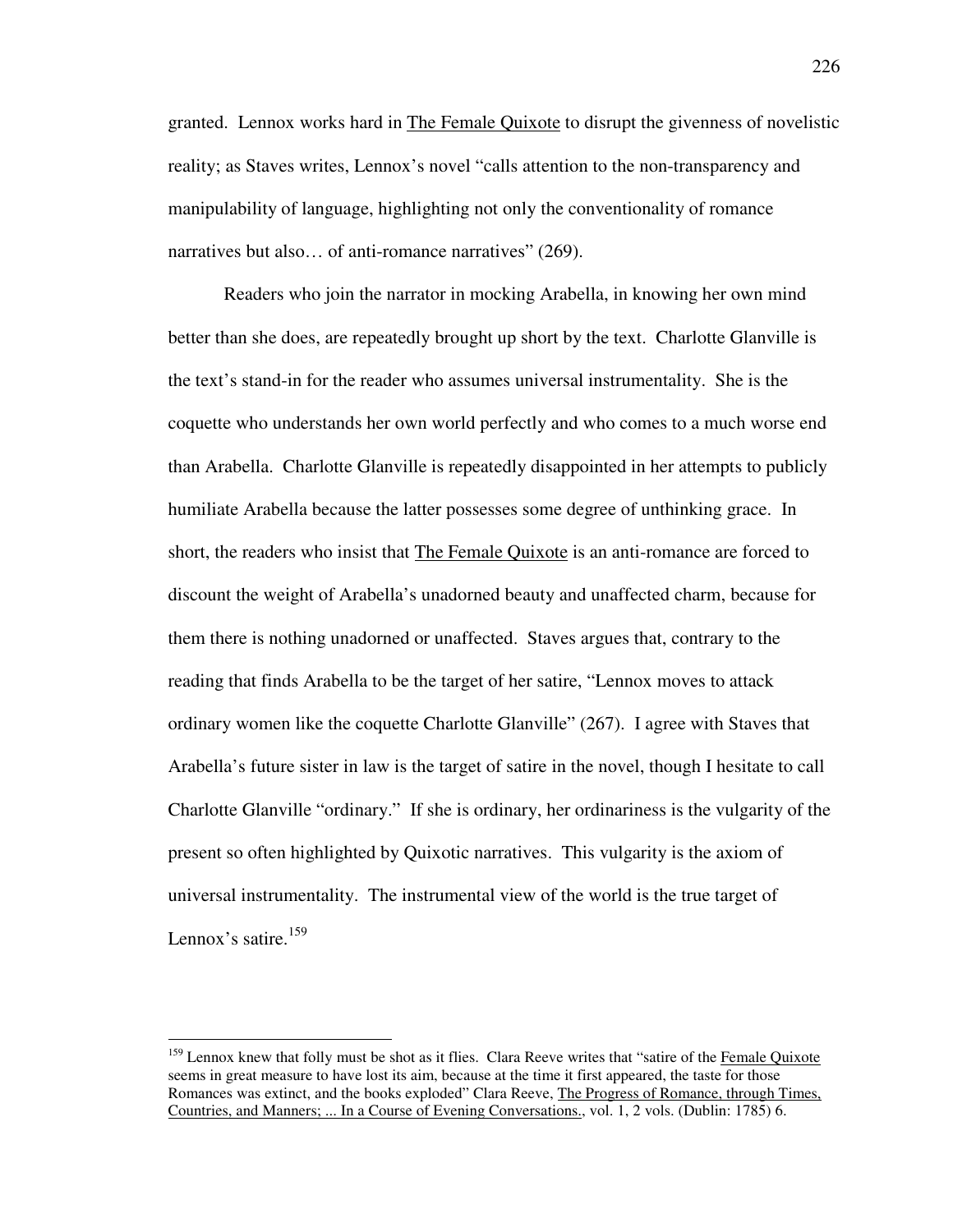granted. Lennox works hard in The Female Quixote to disrupt the givenness of novelistic reality; as Staves writes, Lennox's novel "calls attention to the non-transparency and manipulability of language, highlighting not only the conventionality of romance narratives but also… of anti-romance narratives" (269).

Readers who join the narrator in mocking Arabella, in knowing her own mind better than she does, are repeatedly brought up short by the text. Charlotte Glanville is the text's stand-in for the reader who assumes universal instrumentality. She is the coquette who understands her own world perfectly and who comes to a much worse end than Arabella. Charlotte Glanville is repeatedly disappointed in her attempts to publicly humiliate Arabella because the latter possesses some degree of unthinking grace. In short, the readers who insist that The Female Quixote is an anti-romance are forced to discount the weight of Arabella's unadorned beauty and unaffected charm, because for them there is nothing unadorned or unaffected. Staves argues that, contrary to the reading that finds Arabella to be the target of her satire, "Lennox moves to attack ordinary women like the coquette Charlotte Glanville" (267). I agree with Staves that Arabella's future sister in law is the target of satire in the novel, though I hesitate to call Charlotte Glanville "ordinary." If she is ordinary, her ordinariness is the vulgarity of the present so often highlighted by Quixotic narratives. This vulgarity is the axiom of universal instrumentality. The instrumental view of the world is the true target of Lennox's satire.[159]

---

[159] Lennox knew that folly must be shot as it flies. Clara Reeve writes that "satire of the Female Quixote seems in great measure to have lost its aim, because at the time it first appeared, the taste for those Romances was extinct, and the books exploded" Clara Reeve, The Progress of Romance, through Times, Countries, and Manners; ... In a Course of Evening Conversations., vol. 1, 2 vols. (Dublin: 1785) 6.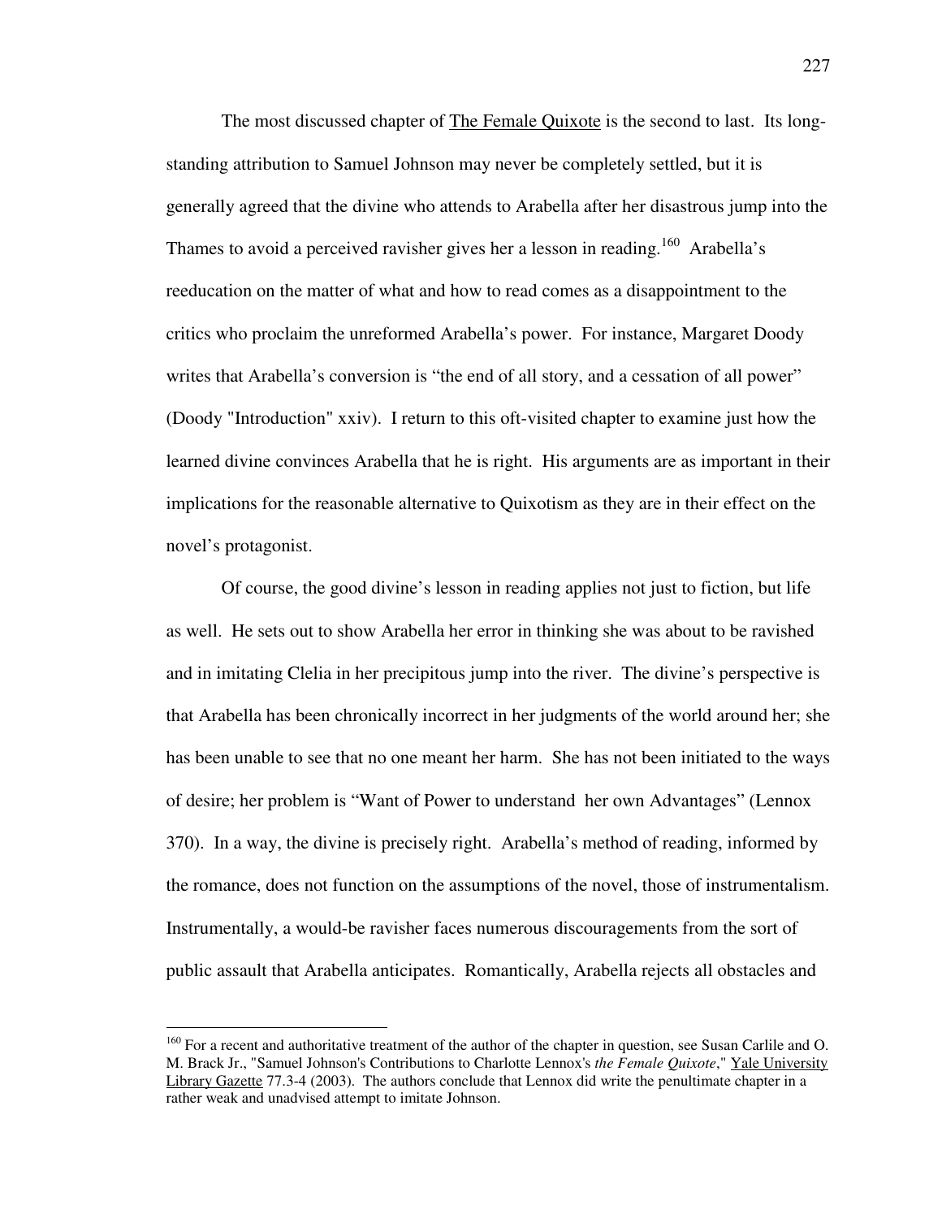The most discussed chapter of The Female Quixote is the second to last. Its long-standing attribution to Samuel Johnson may never be completely settled, but it is generally agreed that the divine who attends to Arabella after her disastrous jump into the Thames to avoid a perceived ravisher gives her a lesson in reading.[160] Arabella's reeducation on the matter of what and how to read comes as a disappointment to the critics who proclaim the unreformed Arabella's power. For instance, Margaret Doody writes that Arabella's conversion is "the end of all story, and a cessation of all power" (Doody "Introduction" xxiv). I return to this oft-visited chapter to examine just how the learned divine convinces Arabella that he is right. His arguments are as important in their implications for the reasonable alternative to Quixotism as they are in their effect on the novel's protagonist.

Of course, the good divine's lesson in reading applies not just to fiction, but life as well. He sets out to show Arabella her error in thinking she was about to be ravished and in imitating Clelia in her precipitous jump into the river. The divine's perspective is that Arabella has been chronically incorrect in her judgments of the world around her; she has been unable to see that no one meant her harm. She has not been initiated to the ways of desire; her problem is "Want of Power to understand her own Advantages" (Lennox 370). In a way, the divine is precisely right. Arabella's method of reading, informed by the romance, does not function on the assumptions of the novel, those of instrumentalism. Instrumentally, a would-be ravisher faces numerous discouragements from the sort of public assault that Arabella anticipates. Romantically, Arabella rejects all obstacles and

---

[160] For a recent and authoritative treatment of the author of the chapter in question, see Susan Carlile and O. M. Brack Jr., "Samuel Johnson's Contributions to Charlotte Lennox's *the Female Quixote*," Yale University Library Gazette 77.3-4 (2003). The authors conclude that Lennox did write the penultimate chapter in a rather weak and unadvised attempt to imitate Johnson.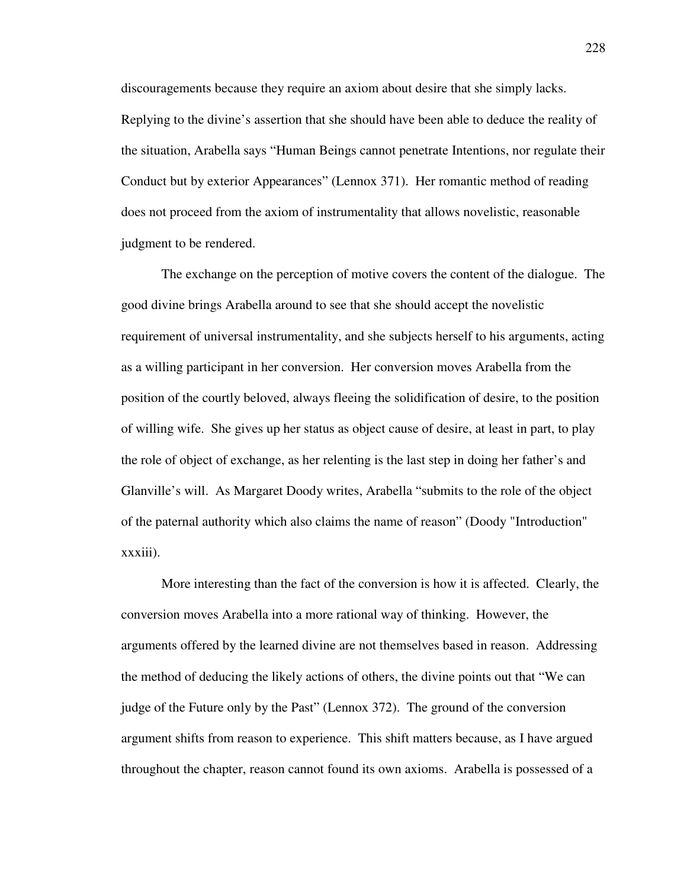discouragements because they require an axiom about desire that she simply lacks. Replying to the divine's assertion that she should have been able to deduce the reality of the situation, Arabella says "Human Beings cannot penetrate Intentions, nor regulate their Conduct but by exterior Appearances" (Lennox 371). Her romantic method of reading does not proceed from the axiom of instrumentality that allows novelistic, reasonable judgment to be rendered.

The exchange on the perception of motive covers the content of the dialogue. The good divine brings Arabella around to see that she should accept the novelistic requirement of universal instrumentality, and she subjects herself to his arguments, acting as a willing participant in her conversion. Her conversion moves Arabella from the position of the courtly beloved, always fleeing the solidification of desire, to the position of willing wife. She gives up her status as object cause of desire, at least in part, to play the role of object of exchange, as her relenting is the last step in doing her father's and Glanville's will. As Margaret Doody writes, Arabella "submits to the role of the object of the paternal authority which also claims the name of reason" (Doody "Introduction" xxxiii).

More interesting than the fact of the conversion is how it is affected. Clearly, the conversion moves Arabella into a more rational way of thinking. However, the arguments offered by the learned divine are not themselves based in reason. Addressing the method of deducing the likely actions of others, the divine points out that "We can judge of the Future only by the Past" (Lennox 372). The ground of the conversion argument shifts from reason to experience. This shift matters because, as I have argued throughout the chapter, reason cannot found its own axioms. Arabella is possessed of a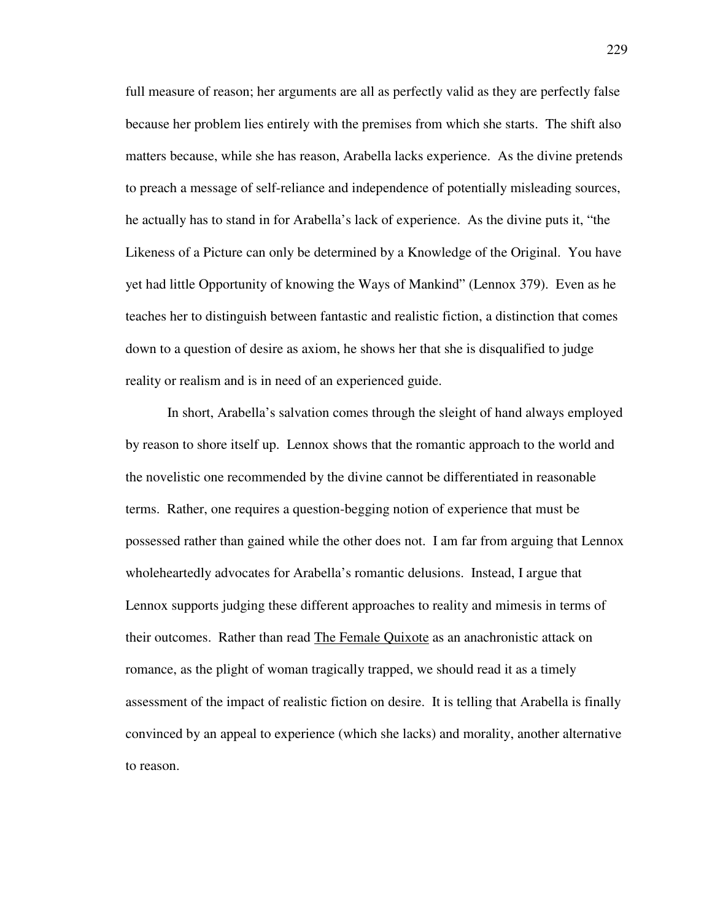full measure of reason; her arguments are all as perfectly valid as they are perfectly false because her problem lies entirely with the premises from which she starts. The shift also matters because, while she has reason, Arabella lacks experience. As the divine pretends to preach a message of self-reliance and independence of potentially misleading sources, he actually has to stand in for Arabella's lack of experience. As the divine puts it, "the Likeness of a Picture can only be determined by a Knowledge of the Original. You have yet had little Opportunity of knowing the Ways of Mankind" (Lennox 379). Even as he teaches her to distinguish between fantastic and realistic fiction, a distinction that comes down to a question of desire as axiom, he shows her that she is disqualified to judge reality or realism and is in need of an experienced guide.

In short, Arabella's salvation comes through the sleight of hand always employed by reason to shore itself up. Lennox shows that the romantic approach to the world and the novelistic one recommended by the divine cannot be differentiated in reasonable terms. Rather, one requires a question-begging notion of experience that must be possessed rather than gained while the other does not. I am far from arguing that Lennox wholeheartedly advocates for Arabella's romantic delusions. Instead, I argue that Lennox supports judging these different approaches to reality and mimesis in terms of their outcomes. Rather than read <u>The Female Quixote</u> as an anachronistic attack on romance, as the plight of woman tragically trapped, we should read it as a timely assessment of the impact of realistic fiction on desire. It is telling that Arabella is finally convinced by an appeal to experience (which she lacks) and morality, another alternative to reason.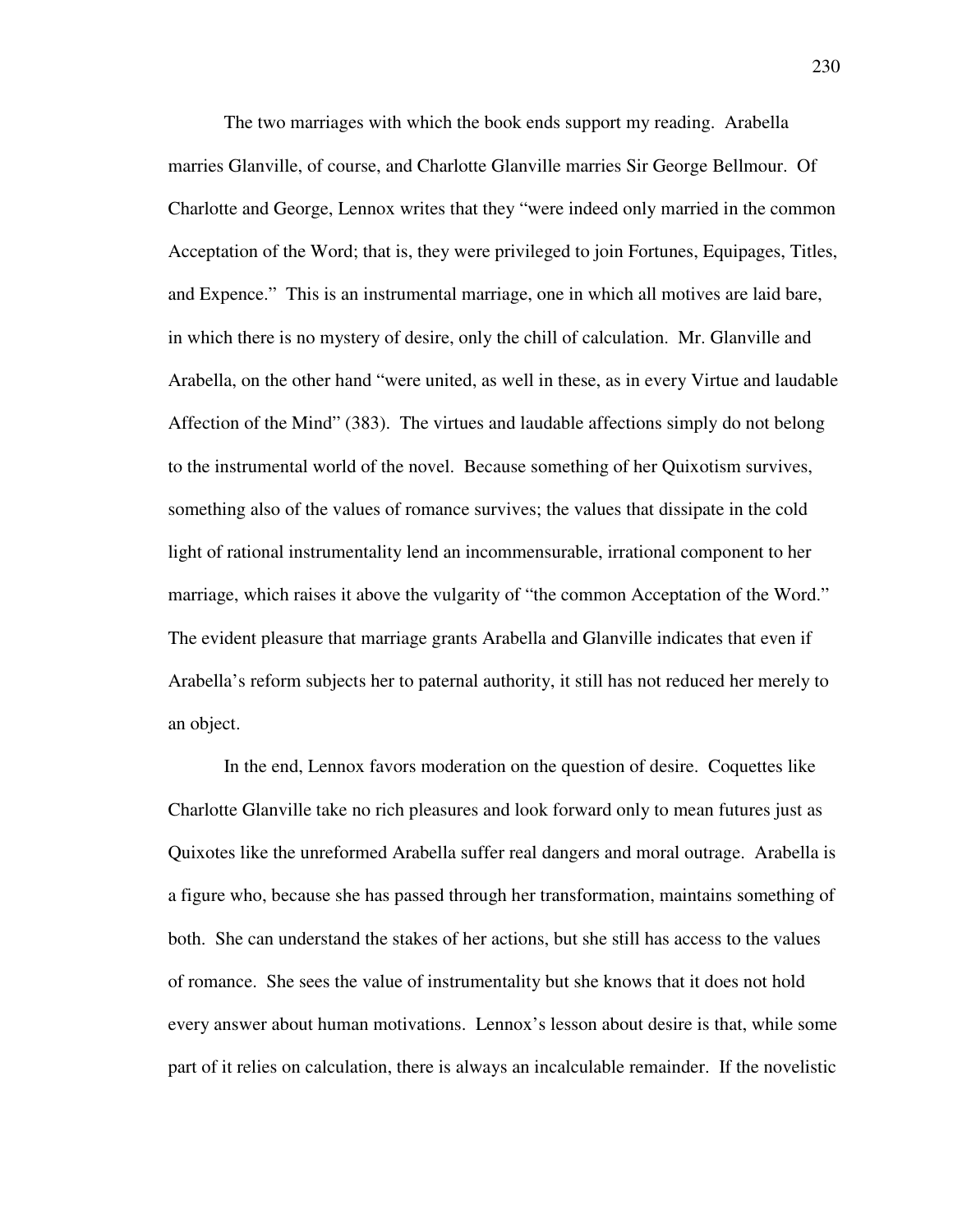The two marriages with which the book ends support my reading. Arabella marries Glanville, of course, and Charlotte Glanville marries Sir George Bellmour. Of Charlotte and George, Lennox writes that they "were indeed only married in the common Acceptation of the Word; that is, they were privileged to join Fortunes, Equipages, Titles, and Expence." This is an instrumental marriage, one in which all motives are laid bare, in which there is no mystery of desire, only the chill of calculation. Mr. Glanville and Arabella, on the other hand "were united, as well in these, as in every Virtue and laudable Affection of the Mind" (383). The virtues and laudable affections simply do not belong to the instrumental world of the novel. Because something of her Quixotism survives, something also of the values of romance survives; the values that dissipate in the cold light of rational instrumentality lend an incommensurable, irrational component to her marriage, which raises it above the vulgarity of "the common Acceptation of the Word." The evident pleasure that marriage grants Arabella and Glanville indicates that even if Arabella's reform subjects her to paternal authority, it still has not reduced her merely to an object.

In the end, Lennox favors moderation on the question of desire. Coquettes like Charlotte Glanville take no rich pleasures and look forward only to mean futures just as Quixotes like the unreformed Arabella suffer real dangers and moral outrage. Arabella is a figure who, because she has passed through her transformation, maintains something of both. She can understand the stakes of her actions, but she still has access to the values of romance. She sees the value of instrumentality but she knows that it does not hold every answer about human motivations. Lennox's lesson about desire is that, while some part of it relies on calculation, there is always an incalculable remainder. If the novelistic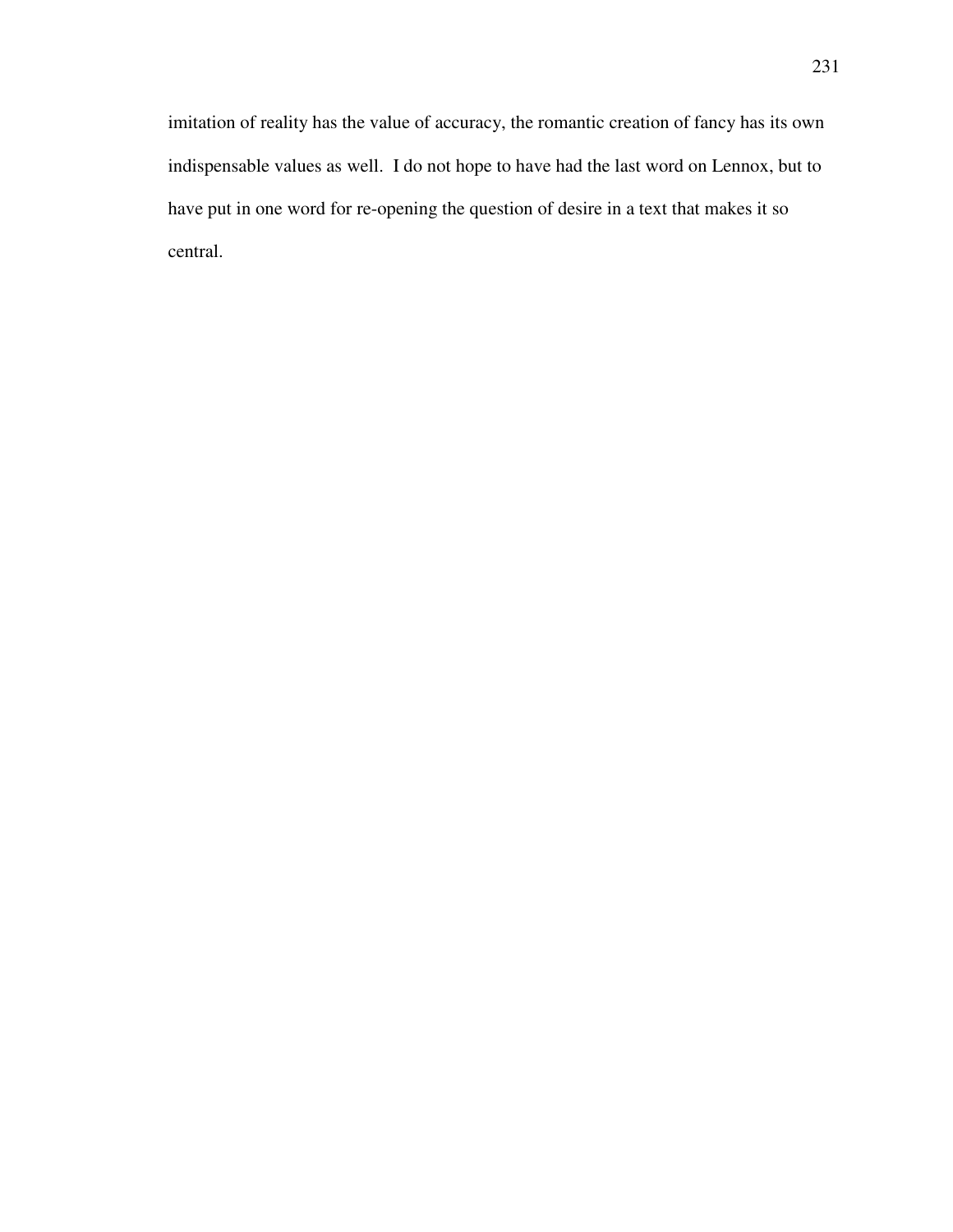imitation of reality has the value of accuracy, the romantic creation of fancy has its own indispensable values as well.  I do not hope to have had the last word on Lennox, but to have put in one word for re-opening the question of desire in a text that makes it so central.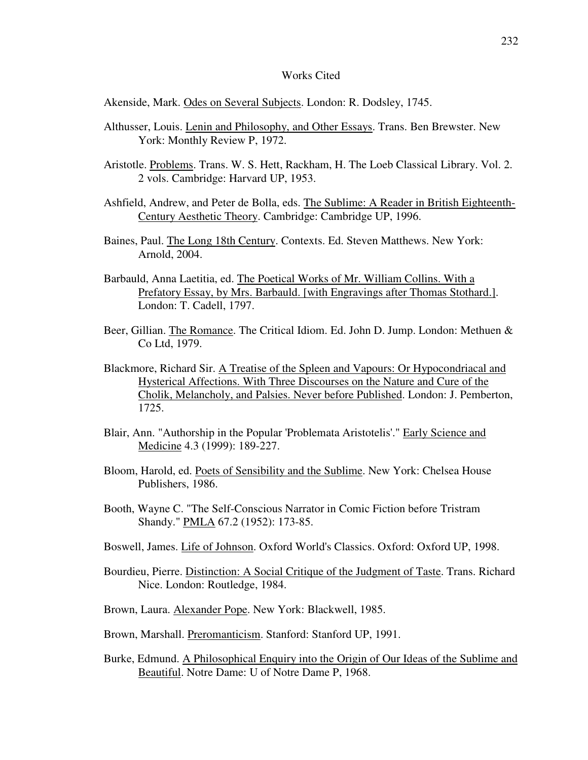# Works Cited

Akenside, Mark. Odes on Several Subjects. London: R. Dodsley, 1745.

Althusser, Louis. Lenin and Philosophy, and Other Essays. Trans. Ben Brewster. New York: Monthly Review P, 1972.

Aristotle. Problems. Trans. W. S. Hett, Rackham, H. The Loeb Classical Library. Vol. 2. 2 vols. Cambridge: Harvard UP, 1953.

Ashfield, Andrew, and Peter de Bolla, eds. The Sublime: A Reader in British Eighteenth-Century Aesthetic Theory. Cambridge: Cambridge UP, 1996.

Baines, Paul. The Long 18th Century. Contexts. Ed. Steven Matthews. New York: Arnold, 2004.

Barbauld, Anna Laetitia, ed. The Poetical Works of Mr. William Collins. With a Prefatory Essay, by Mrs. Barbauld. [with Engravings after Thomas Stothard.]. London: T. Cadell, 1797.

Beer, Gillian. The Romance. The Critical Idiom. Ed. John D. Jump. London: Methuen & Co Ltd, 1979.

Blackmore, Richard Sir. A Treatise of the Spleen and Vapours: Or Hypocondriacal and Hysterical Affections. With Three Discourses on the Nature and Cure of the Cholik, Melancholy, and Palsies. Never before Published. London: J. Pemberton, 1725.

Blair, Ann. "Authorship in the Popular 'Problemata Aristotelis'." Early Science and Medicine 4.3 (1999): 189-227.

Bloom, Harold, ed. Poets of Sensibility and the Sublime. New York: Chelsea House Publishers, 1986.

Booth, Wayne C. "The Self-Conscious Narrator in Comic Fiction before Tristram Shandy." PMLA 67.2 (1952): 173-85.

Boswell, James. Life of Johnson. Oxford World's Classics. Oxford: Oxford UP, 1998.

Bourdieu, Pierre. Distinction: A Social Critique of the Judgment of Taste. Trans. Richard Nice. London: Routledge, 1984.

Brown, Laura. Alexander Pope. New York: Blackwell, 1985.

Brown, Marshall. Preromanticism. Stanford: Stanford UP, 1991.

Burke, Edmund. A Philosophical Enquiry into the Origin of Our Ideas of the Sublime and Beautiful. Notre Dame: U of Notre Dame P, 1968.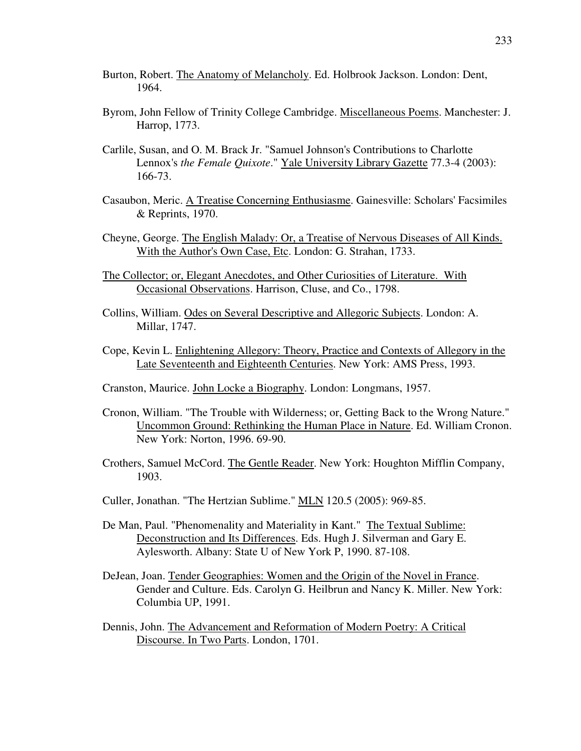Burton, Robert. The Anatomy of Melancholy. Ed. Holbrook Jackson. London: Dent, 1964.

Byrom, John Fellow of Trinity College Cambridge. Miscellaneous Poems. Manchester: J. Harrop, 1773.

Carlile, Susan, and O. M. Brack Jr. "Samuel Johnson's Contributions to Charlotte Lennox's *the Female Quixote*." Yale University Library Gazette 77.3-4 (2003): 166-73.

Casaubon, Meric. A Treatise Concerning Enthusiasme. Gainesville: Scholars' Facsimiles & Reprints, 1970.

Cheyne, George. The English Malady: Or, a Treatise of Nervous Diseases of All Kinds. With the Author's Own Case, Etc. London: G. Strahan, 1733.

The Collector; or, Elegant Anecdotes, and Other Curiosities of Literature. With Occasional Observations. Harrison, Cluse, and Co., 1798.

Collins, William. Odes on Several Descriptive and Allegoric Subjects. London: A. Millar, 1747.

Cope, Kevin L. Enlightening Allegory: Theory, Practice and Contexts of Allegory in the Late Seventeenth and Eighteenth Centuries. New York: AMS Press, 1993.

Cranston, Maurice. John Locke a Biography. London: Longmans, 1957.

Cronon, William. "The Trouble with Wilderness; or, Getting Back to the Wrong Nature." Uncommon Ground: Rethinking the Human Place in Nature. Ed. William Cronon. New York: Norton, 1996. 69-90.

Crothers, Samuel McCord. The Gentle Reader. New York: Houghton Mifflin Company, 1903.

Culler, Jonathan. "The Hertzian Sublime." MLN 120.5 (2005): 969-85.

De Man, Paul. "Phenomenality and Materiality in Kant." The Textual Sublime: Deconstruction and Its Differences. Eds. Hugh J. Silverman and Gary E. Aylesworth. Albany: State U of New York P, 1990. 87-108.

DeJean, Joan. Tender Geographies: Women and the Origin of the Novel in France. Gender and Culture. Eds. Carolyn G. Heilbrun and Nancy K. Miller. New York: Columbia UP, 1991.

Dennis, John. The Advancement and Reformation of Modern Poetry: A Critical Discourse. In Two Parts. London, 1701.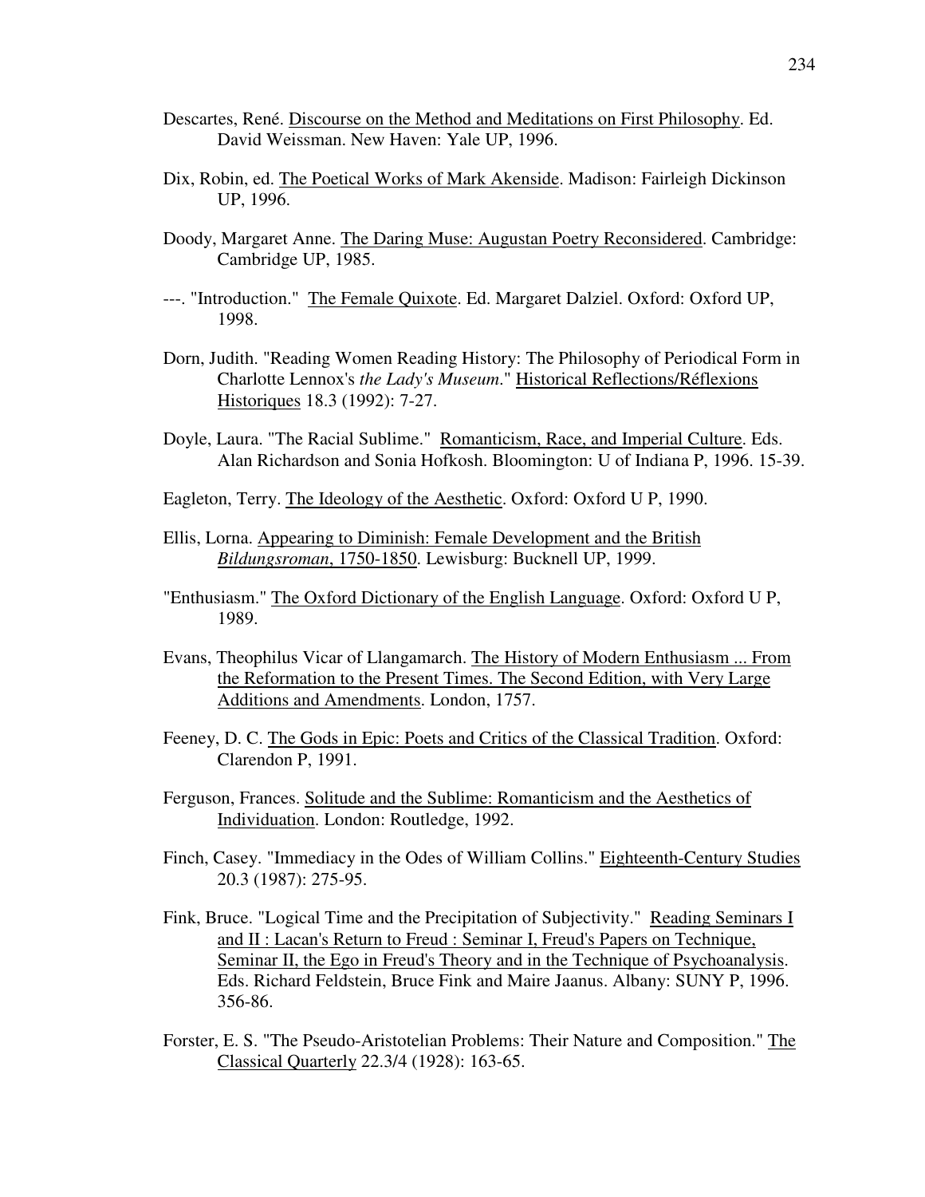Descartes, René. Discourse on the Method and Meditations on First Philosophy. Ed. David Weissman. New Haven: Yale UP, 1996.

Dix, Robin, ed. The Poetical Works of Mark Akenside. Madison: Fairleigh Dickinson UP, 1996.

Doody, Margaret Anne. The Daring Muse: Augustan Poetry Reconsidered. Cambridge: Cambridge UP, 1985.

---. "Introduction." The Female Quixote. Ed. Margaret Dalziel. Oxford: Oxford UP, 1998.

Dorn, Judith. "Reading Women Reading History: The Philosophy of Periodical Form in Charlotte Lennox's *the Lady's Museum*." Historical Reflections/Réflexions Historiques 18.3 (1992): 7-27.

Doyle, Laura. "The Racial Sublime." Romanticism, Race, and Imperial Culture. Eds. Alan Richardson and Sonia Hofkosh. Bloomington: U of Indiana P, 1996. 15-39.

Eagleton, Terry. The Ideology of the Aesthetic. Oxford: Oxford U P, 1990.

Ellis, Lorna. Appearing to Diminish: Female Development and the British *Bildungsroman*, 1750-1850. Lewisburg: Bucknell UP, 1999.

"Enthusiasm." The Oxford Dictionary of the English Language. Oxford: Oxford U P, 1989.

Evans, Theophilus Vicar of Llangamarch. The History of Modern Enthusiasm ... From the Reformation to the Present Times. The Second Edition, with Very Large Additions and Amendments. London, 1757.

Feeney, D. C. The Gods in Epic: Poets and Critics of the Classical Tradition. Oxford: Clarendon P, 1991.

Ferguson, Frances. Solitude and the Sublime: Romanticism and the Aesthetics of Individuation. London: Routledge, 1992.

Finch, Casey. "Immediacy in the Odes of William Collins." Eighteenth-Century Studies 20.3 (1987): 275-95.

Fink, Bruce. "Logical Time and the Precipitation of Subjectivity." Reading Seminars I and II : Lacan's Return to Freud : Seminar I, Freud's Papers on Technique, Seminar II, the Ego in Freud's Theory and in the Technique of Psychoanalysis. Eds. Richard Feldstein, Bruce Fink and Maire Jaanus. Albany: SUNY P, 1996. 356-86.

Forster, E. S. "The Pseudo-Aristotelian Problems: Their Nature and Composition." The Classical Quarterly 22.3/4 (1928): 163-65.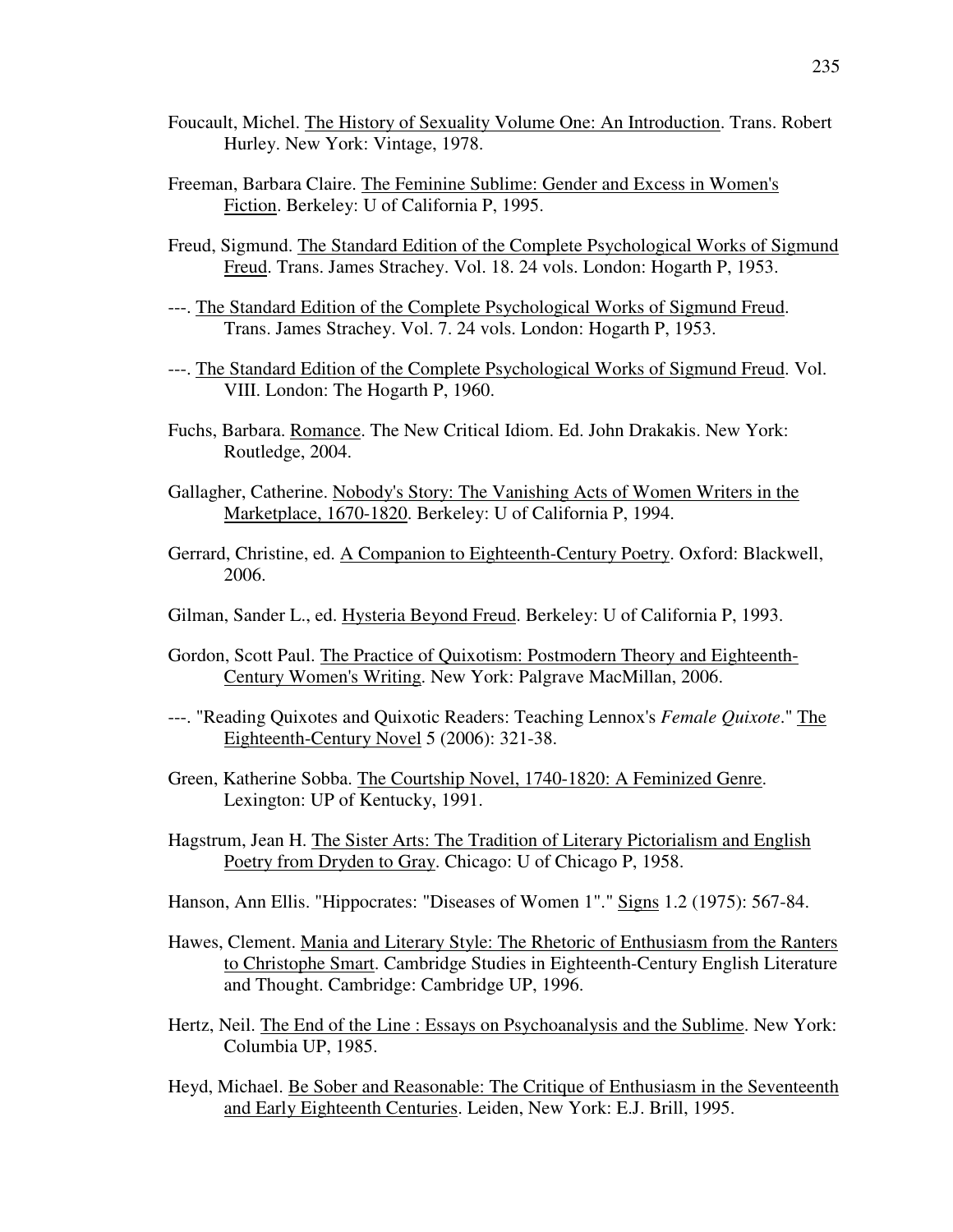Foucault, Michel. The History of Sexuality Volume One: An Introduction. Trans. Robert Hurley. New York: Vintage, 1978.

Freeman, Barbara Claire. The Feminine Sublime: Gender and Excess in Women's Fiction. Berkeley: U of California P, 1995.

Freud, Sigmund. The Standard Edition of the Complete Psychological Works of Sigmund Freud. Trans. James Strachey. Vol. 18. 24 vols. London: Hogarth P, 1953.

---. The Standard Edition of the Complete Psychological Works of Sigmund Freud. Trans. James Strachey. Vol. 7. 24 vols. London: Hogarth P, 1953.

---. The Standard Edition of the Complete Psychological Works of Sigmund Freud. Vol. VIII. London: The Hogarth P, 1960.

Fuchs, Barbara. Romance. The New Critical Idiom. Ed. John Drakakis. New York: Routledge, 2004.

Gallagher, Catherine. Nobody's Story: The Vanishing Acts of Women Writers in the Marketplace, 1670-1820. Berkeley: U of California P, 1994.

Gerrard, Christine, ed. A Companion to Eighteenth-Century Poetry. Oxford: Blackwell, 2006.

Gilman, Sander L., ed. Hysteria Beyond Freud. Berkeley: U of California P, 1993.

Gordon, Scott Paul. The Practice of Quixotism: Postmodern Theory and Eighteenth-Century Women's Writing. New York: Palgrave MacMillan, 2006.

---. "Reading Quixotes and Quixotic Readers: Teaching Lennox's *Female Quixote*." The Eighteenth-Century Novel 5 (2006): 321-38.

Green, Katherine Sobba. The Courtship Novel, 1740-1820: A Feminized Genre. Lexington: UP of Kentucky, 1991.

Hagstrum, Jean H. The Sister Arts: The Tradition of Literary Pictorialism and English Poetry from Dryden to Gray. Chicago: U of Chicago P, 1958.

Hanson, Ann Ellis. "Hippocrates: "Diseases of Women 1"." Signs 1.2 (1975): 567-84.

Hawes, Clement. Mania and Literary Style: The Rhetoric of Enthusiasm from the Ranters to Christophe Smart. Cambridge Studies in Eighteenth-Century English Literature and Thought. Cambridge: Cambridge UP, 1996.

Hertz, Neil. The End of the Line : Essays on Psychoanalysis and the Sublime. New York: Columbia UP, 1985.

Heyd, Michael. Be Sober and Reasonable: The Critique of Enthusiasm in the Seventeenth and Early Eighteenth Centuries. Leiden, New York: E.J. Brill, 1995.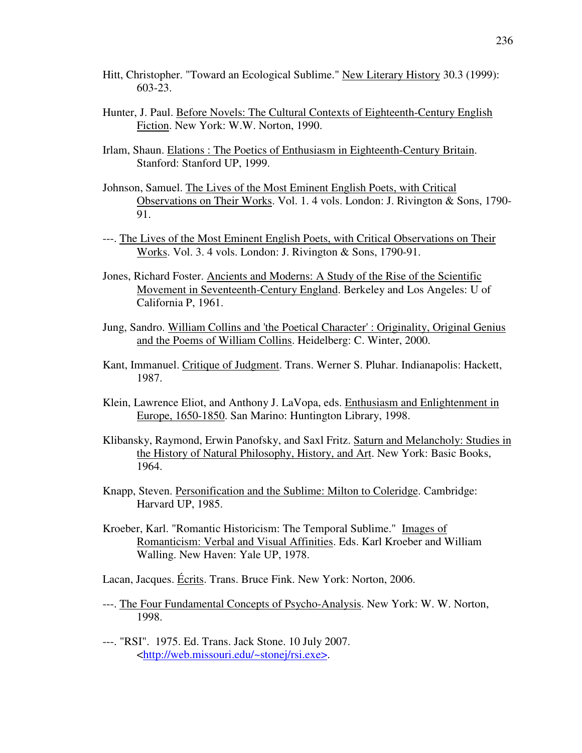Hitt, Christopher. "Toward an Ecological Sublime." New Literary History 30.3 (1999): 603-23.

Hunter, J. Paul. Before Novels: The Cultural Contexts of Eighteenth-Century English Fiction. New York: W.W. Norton, 1990.

Irlam, Shaun. Elations : The Poetics of Enthusiasm in Eighteenth-Century Britain. Stanford: Stanford UP, 1999.

Johnson, Samuel. The Lives of the Most Eminent English Poets, with Critical Observations on Their Works. Vol. 1. 4 vols. London: J. Rivington & Sons, 1790-91.

---. The Lives of the Most Eminent English Poets, with Critical Observations on Their Works. Vol. 3. 4 vols. London: J. Rivington & Sons, 1790-91.

Jones, Richard Foster. Ancients and Moderns: A Study of the Rise of the Scientific Movement in Seventeenth-Century England. Berkeley and Los Angeles: U of California P, 1961.

Jung, Sandro. William Collins and 'the Poetical Character' : Originality, Original Genius and the Poems of William Collins. Heidelberg: C. Winter, 2000.

Kant, Immanuel. Critique of Judgment. Trans. Werner S. Pluhar. Indianapolis: Hackett, 1987.

Klein, Lawrence Eliot, and Anthony J. LaVopa, eds. Enthusiasm and Enlightenment in Europe, 1650-1850. San Marino: Huntington Library, 1998.

Klibansky, Raymond, Erwin Panofsky, and Saxl Fritz. Saturn and Melancholy: Studies in the History of Natural Philosophy, History, and Art. New York: Basic Books, 1964.

Knapp, Steven. Personification and the Sublime: Milton to Coleridge. Cambridge: Harvard UP, 1985.

Kroeber, Karl. "Romantic Historicism: The Temporal Sublime." Images of Romanticism: Verbal and Visual Affinities. Eds. Karl Kroeber and William Walling. New Haven: Yale UP, 1978.

Lacan, Jacques. Écrits. Trans. Bruce Fink. New York: Norton, 2006.

---. The Four Fundamental Concepts of Psycho-Analysis. New York: W. W. Norton, 1998.

---. "RSI". 1975. Ed. Trans. Jack Stone. 10 July 2007. <http://web.missouri.edu/~stonej/rsi.exe>.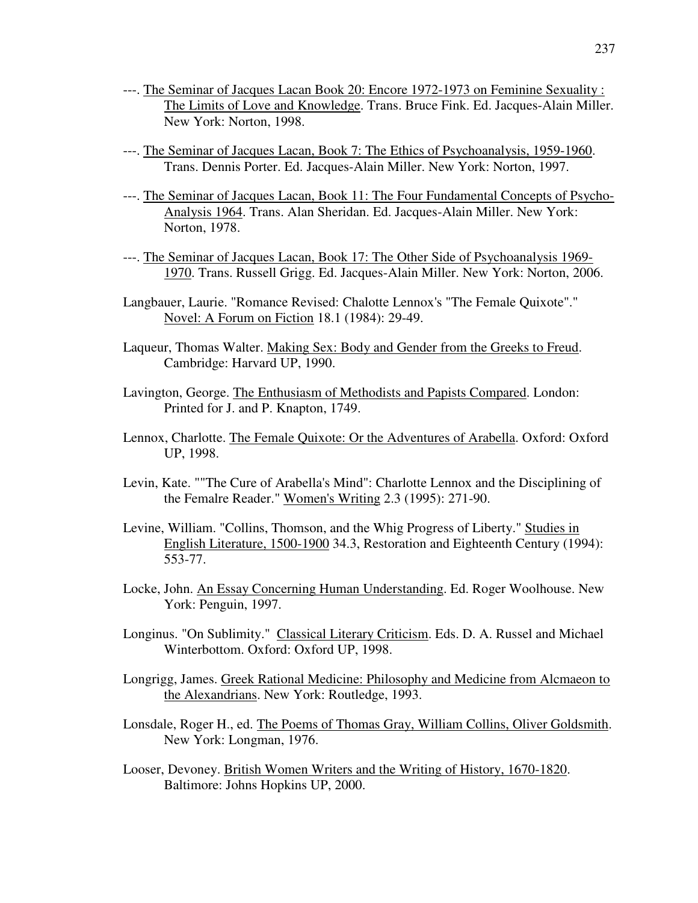---. The Seminar of Jacques Lacan Book 20: Encore 1972-1973 on Feminine Sexuality : The Limits of Love and Knowledge. Trans. Bruce Fink. Ed. Jacques-Alain Miller. New York: Norton, 1998.

---. The Seminar of Jacques Lacan, Book 7: The Ethics of Psychoanalysis, 1959-1960. Trans. Dennis Porter. Ed. Jacques-Alain Miller. New York: Norton, 1997.

---. The Seminar of Jacques Lacan, Book 11: The Four Fundamental Concepts of Psycho-Analysis 1964. Trans. Alan Sheridan. Ed. Jacques-Alain Miller. New York: Norton, 1978.

---. The Seminar of Jacques Lacan, Book 17: The Other Side of Psychoanalysis 1969-1970. Trans. Russell Grigg. Ed. Jacques-Alain Miller. New York: Norton, 2006.

Langbauer, Laurie. "Romance Revised: Chalotte Lennox's "The Female Quixote"." Novel: A Forum on Fiction 18.1 (1984): 29-49.

Laqueur, Thomas Walter. Making Sex: Body and Gender from the Greeks to Freud. Cambridge: Harvard UP, 1990.

Lavington, George. The Enthusiasm of Methodists and Papists Compared. London: Printed for J. and P. Knapton, 1749.

Lennox, Charlotte. The Female Quixote: Or the Adventures of Arabella. Oxford: Oxford UP, 1998.

Levin, Kate. ""The Cure of Arabella's Mind": Charlotte Lennox and the Disciplining of the Femalre Reader." Women's Writing 2.3 (1995): 271-90.

Levine, William. "Collins, Thomson, and the Whig Progress of Liberty." Studies in English Literature, 1500-1900 34.3, Restoration and Eighteenth Century (1994): 553-77.

Locke, John. An Essay Concerning Human Understanding. Ed. Roger Woolhouse. New York: Penguin, 1997.

Longinus. "On Sublimity." Classical Literary Criticism. Eds. D. A. Russel and Michael Winterbottom. Oxford: Oxford UP, 1998.

Longrigg, James. Greek Rational Medicine: Philosophy and Medicine from Alcmaeon to the Alexandrians. New York: Routledge, 1993.

Lonsdale, Roger H., ed. The Poems of Thomas Gray, William Collins, Oliver Goldsmith. New York: Longman, 1976.

Looser, Devoney. British Women Writers and the Writing of History, 1670-1820. Baltimore: Johns Hopkins UP, 2000.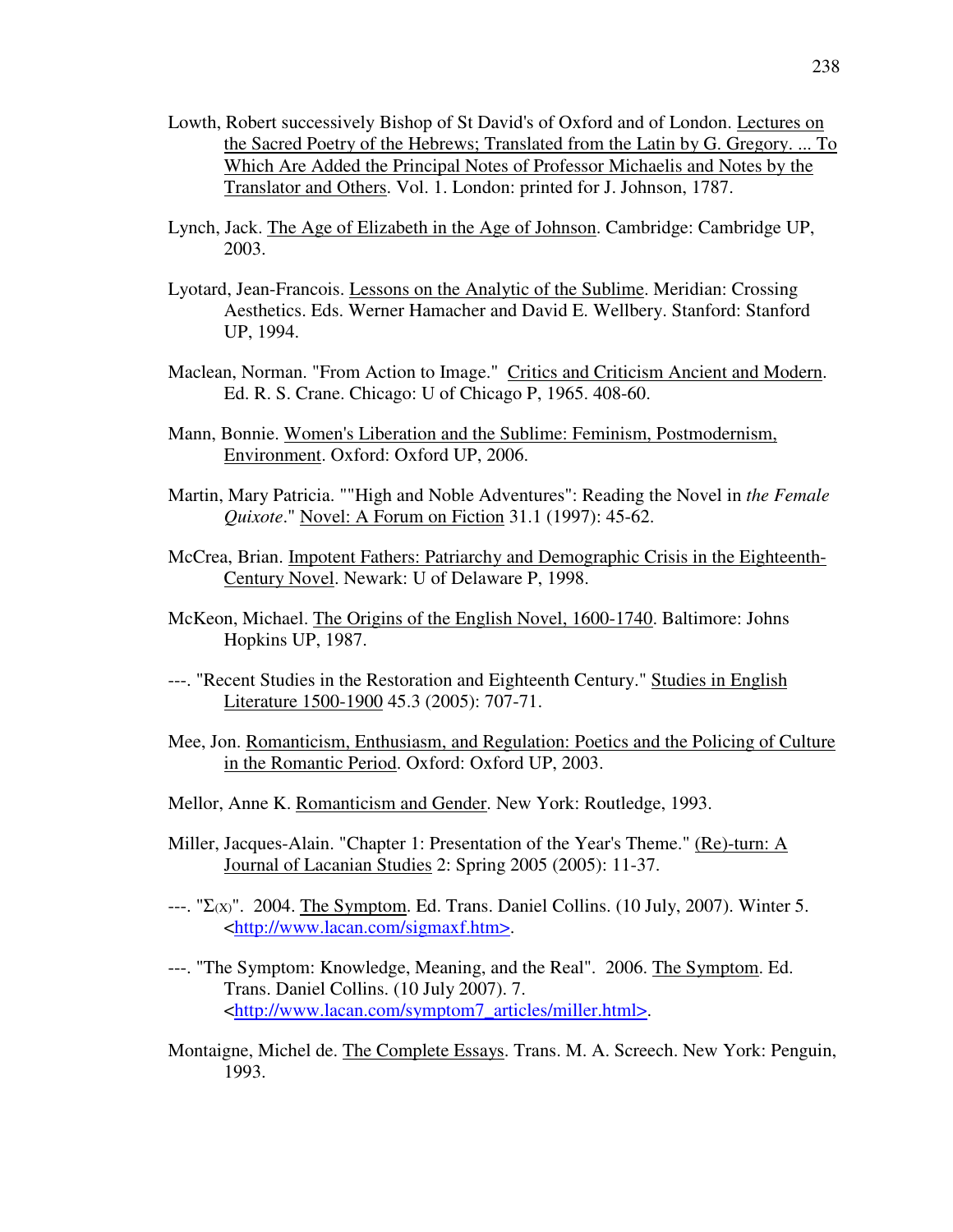Lowth, Robert successively Bishop of St David's of Oxford and of London. Lectures on the Sacred Poetry of the Hebrews; Translated from the Latin by G. Gregory. ... To Which Are Added the Principal Notes of Professor Michaelis and Notes by the Translator and Others. Vol. 1. London: printed for J. Johnson, 1787.

Lynch, Jack. The Age of Elizabeth in the Age of Johnson. Cambridge: Cambridge UP, 2003.

Lyotard, Jean-Francois. Lessons on the Analytic of the Sublime. Meridian: Crossing Aesthetics. Eds. Werner Hamacher and David E. Wellbery. Stanford: Stanford UP, 1994.

Maclean, Norman. "From Action to Image." Critics and Criticism Ancient and Modern. Ed. R. S. Crane. Chicago: U of Chicago P, 1965. 408-60.

Mann, Bonnie. Women's Liberation and the Sublime: Feminism, Postmodernism, Environment. Oxford: Oxford UP, 2006.

Martin, Mary Patricia. ""High and Noble Adventures": Reading the Novel in *the Female Quixote*." Novel: A Forum on Fiction 31.1 (1997): 45-62.

McCrea, Brian. Impotent Fathers: Patriarchy and Demographic Crisis in the Eighteenth-Century Novel. Newark: U of Delaware P, 1998.

McKeon, Michael. The Origins of the English Novel, 1600-1740. Baltimore: Johns Hopkins UP, 1987.

---. "Recent Studies in the Restoration and Eighteenth Century." Studies in English Literature 1500-1900 45.3 (2005): 707-71.

Mee, Jon. Romanticism, Enthusiasm, and Regulation: Poetics and the Policing of Culture in the Romantic Period. Oxford: Oxford UP, 2003.

Mellor, Anne K. Romanticism and Gender. New York: Routledge, 1993.

Miller, Jacques-Alain. "Chapter 1: Presentation of the Year's Theme." (Re)-turn: A Journal of Lacanian Studies 2: Spring 2005 (2005): 11-37.

---. "$\Sigma_{(X)}$". 2004. The Symptom. Ed. Trans. Daniel Collins. (10 July, 2007). Winter 5. <http://www.lacan.com/sigmaxf.htm>.

---. "The Symptom: Knowledge, Meaning, and the Real". 2006. The Symptom. Ed. Trans. Daniel Collins. (10 July 2007). 7. <http://www.lacan.com/symptom7_articles/miller.html>.

Montaigne, Michel de. The Complete Essays. Trans. M. A. Screech. New York: Penguin, 1993.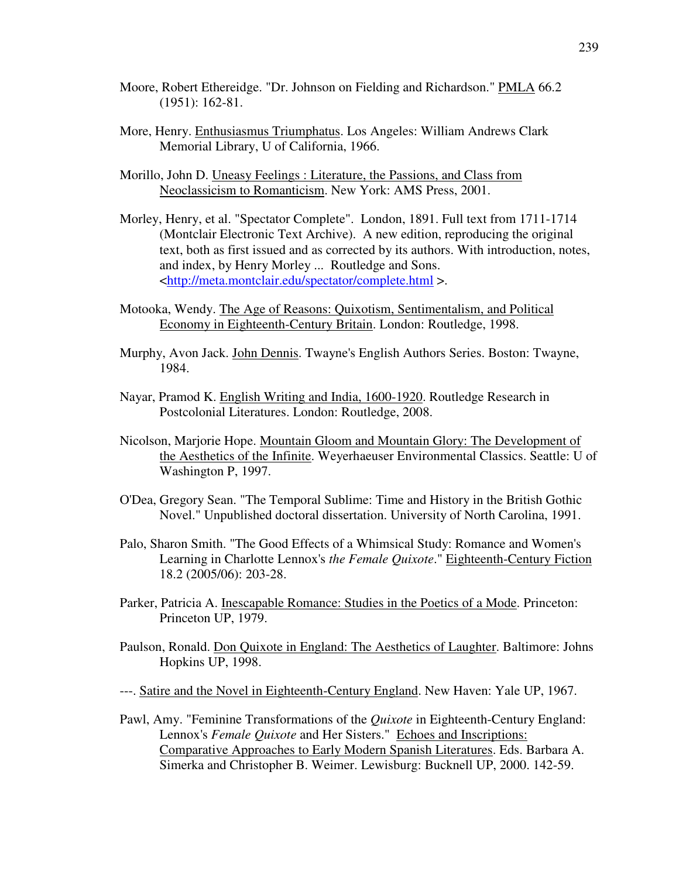Moore, Robert Ethereidge. "Dr. Johnson on Fielding and Richardson." PMLA 66.2 (1951): 162-81.

More, Henry. Enthusiasmus Triumphatus. Los Angeles: William Andrews Clark Memorial Library, U of California, 1966.

Morillo, John D. Uneasy Feelings : Literature, the Passions, and Class from Neoclassicism to Romanticism. New York: AMS Press, 2001.

Morley, Henry, et al. "Spectator Complete". London, 1891. Full text from 1711-1714 (Montclair Electronic Text Archive). A new edition, reproducing the original text, both as first issued and as corrected by its authors. With introduction, notes, and index, by Henry Morley ... Routledge and Sons. <http://meta.montclair.edu/spectator/complete.html >.

Motooka, Wendy. The Age of Reasons: Quixotism, Sentimentalism, and Political Economy in Eighteenth-Century Britain. London: Routledge, 1998.

Murphy, Avon Jack. John Dennis. Twayne's English Authors Series. Boston: Twayne, 1984.

Nayar, Pramod K. English Writing and India, 1600-1920. Routledge Research in Postcolonial Literatures. London: Routledge, 2008.

Nicolson, Marjorie Hope. Mountain Gloom and Mountain Glory: The Development of the Aesthetics of the Infinite. Weyerhaeuser Environmental Classics. Seattle: U of Washington P, 1997.

O'Dea, Gregory Sean. "The Temporal Sublime: Time and History in the British Gothic Novel." Unpublished doctoral dissertation. University of North Carolina, 1991.

Palo, Sharon Smith. "The Good Effects of a Whimsical Study: Romance and Women's Learning in Charlotte Lennox's *the Female Quixote*." Eighteenth-Century Fiction 18.2 (2005/06): 203-28.

Parker, Patricia A. Inescapable Romance: Studies in the Poetics of a Mode. Princeton: Princeton UP, 1979.

Paulson, Ronald. Don Quixote in England: The Aesthetics of Laughter. Baltimore: Johns Hopkins UP, 1998.

---. Satire and the Novel in Eighteenth-Century England. New Haven: Yale UP, 1967.

Pawl, Amy. "Feminine Transformations of the *Quixote* in Eighteenth-Century England: Lennox's *Female Quixote* and Her Sisters." Echoes and Inscriptions: Comparative Approaches to Early Modern Spanish Literatures. Eds. Barbara A. Simerka and Christopher B. Weimer. Lewisburg: Bucknell UP, 2000. 142-59.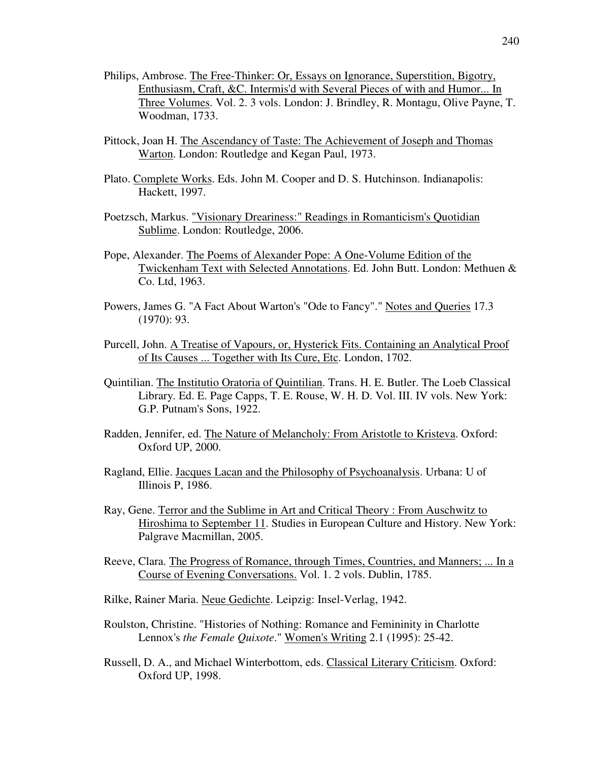Philips, Ambrose. The Free-Thinker: Or, Essays on Ignorance, Superstition, Bigotry, Enthusiasm, Craft, &C. Intermis'd with Several Pieces of with and Humor... In Three Volumes. Vol. 2. 3 vols. London: J. Brindley, R. Montagu, Olive Payne, T. Woodman, 1733.

Pittock, Joan H. The Ascendancy of Taste: The Achievement of Joseph and Thomas Warton. London: Routledge and Kegan Paul, 1973.

Plato. Complete Works. Eds. John M. Cooper and D. S. Hutchinson. Indianapolis: Hackett, 1997.

Poetzsch, Markus. "Visionary Dreariness:" Readings in Romanticism's Quotidian Sublime. London: Routledge, 2006.

Pope, Alexander. The Poems of Alexander Pope: A One-Volume Edition of the Twickenham Text with Selected Annotations. Ed. John Butt. London: Methuen & Co. Ltd, 1963.

Powers, James G. "A Fact About Warton's "Ode to Fancy"." Notes and Queries 17.3 (1970): 93.

Purcell, John. A Treatise of Vapours, or, Hysterick Fits. Containing an Analytical Proof of Its Causes ... Together with Its Cure, Etc. London, 1702.

Quintilian. The Institutio Oratoria of Quintilian. Trans. H. E. Butler. The Loeb Classical Library. Ed. E. Page Capps, T. E. Rouse, W. H. D. Vol. III. IV vols. New York: G.P. Putnam's Sons, 1922.

Radden, Jennifer, ed. The Nature of Melancholy: From Aristotle to Kristeva. Oxford: Oxford UP, 2000.

Ragland, Ellie. Jacques Lacan and the Philosophy of Psychoanalysis. Urbana: U of Illinois P, 1986.

Ray, Gene. Terror and the Sublime in Art and Critical Theory : From Auschwitz to Hiroshima to September 11. Studies in European Culture and History. New York: Palgrave Macmillan, 2005.

Reeve, Clara. The Progress of Romance, through Times, Countries, and Manners; ... In a Course of Evening Conversations. Vol. 1. 2 vols. Dublin, 1785.

Rilke, Rainer Maria. Neue Gedichte. Leipzig: Insel-Verlag, 1942.

Roulston, Christine. "Histories of Nothing: Romance and Femininity in Charlotte Lennox's *the Female Quixote*." Women's Writing 2.1 (1995): 25-42.

Russell, D. A., and Michael Winterbottom, eds. Classical Literary Criticism. Oxford: Oxford UP, 1998.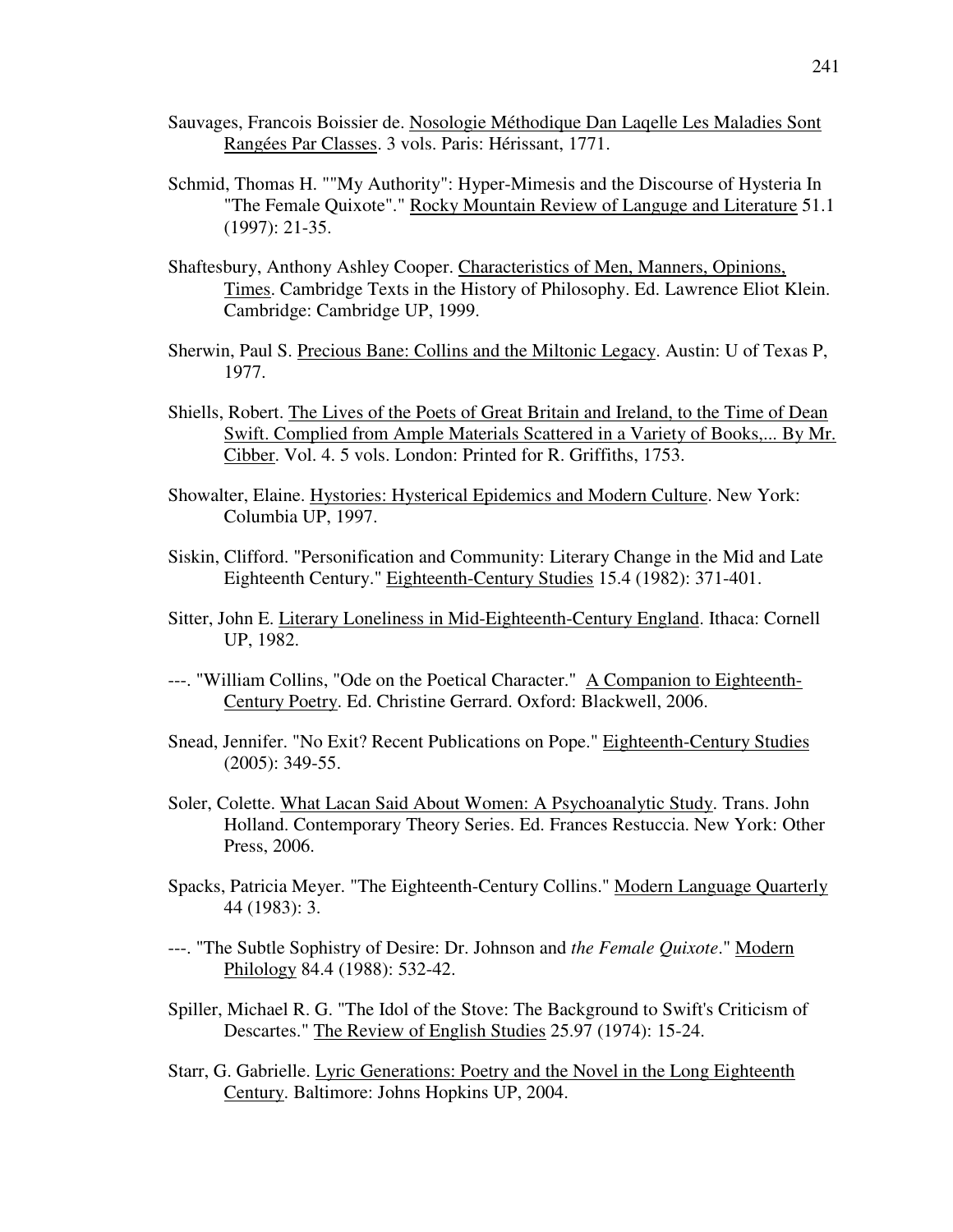Sauvages, Francois Boissier de. Nosologie Méthodique Dan Laqelle Les Maladies Sont Rangées Par Classes. 3 vols. Paris: Hérissant, 1771.

Schmid, Thomas H. ""My Authority": Hyper-Mimesis and the Discourse of Hysteria In "The Female Quixote"." Rocky Mountain Review of Languge and Literature 51.1 (1997): 21-35.

Shaftesbury, Anthony Ashley Cooper. Characteristics of Men, Manners, Opinions, Times. Cambridge Texts in the History of Philosophy. Ed. Lawrence Eliot Klein. Cambridge: Cambridge UP, 1999.

Sherwin, Paul S. Precious Bane: Collins and the Miltonic Legacy. Austin: U of Texas P, 1977.

Shiells, Robert. The Lives of the Poets of Great Britain and Ireland, to the Time of Dean Swift. Complied from Ample Materials Scattered in a Variety of Books,... By Mr. Cibber. Vol. 4. 5 vols. London: Printed for R. Griffiths, 1753.

Showalter, Elaine. Hystories: Hysterical Epidemics and Modern Culture. New York: Columbia UP, 1997.

Siskin, Clifford. "Personification and Community: Literary Change in the Mid and Late Eighteenth Century." Eighteenth-Century Studies 15.4 (1982): 371-401.

Sitter, John E. Literary Loneliness in Mid-Eighteenth-Century England. Ithaca: Cornell UP, 1982.

---. "William Collins, "Ode on the Poetical Character." A Companion to Eighteenth-Century Poetry. Ed. Christine Gerrard. Oxford: Blackwell, 2006.

Snead, Jennifer. "No Exit? Recent Publications on Pope." Eighteenth-Century Studies (2005): 349-55.

Soler, Colette. What Lacan Said About Women: A Psychoanalytic Study. Trans. John Holland. Contemporary Theory Series. Ed. Frances Restuccia. New York: Other Press, 2006.

Spacks, Patricia Meyer. "The Eighteenth-Century Collins." Modern Language Quarterly 44 (1983): 3.

---. "The Subtle Sophistry of Desire: Dr. Johnson and *the Female Quixote*." Modern Philology 84.4 (1988): 532-42.

Spiller, Michael R. G. "The Idol of the Stove: The Background to Swift's Criticism of Descartes." The Review of English Studies 25.97 (1974): 15-24.

Starr, G. Gabrielle. Lyric Generations: Poetry and the Novel in the Long Eighteenth Century. Baltimore: Johns Hopkins UP, 2004.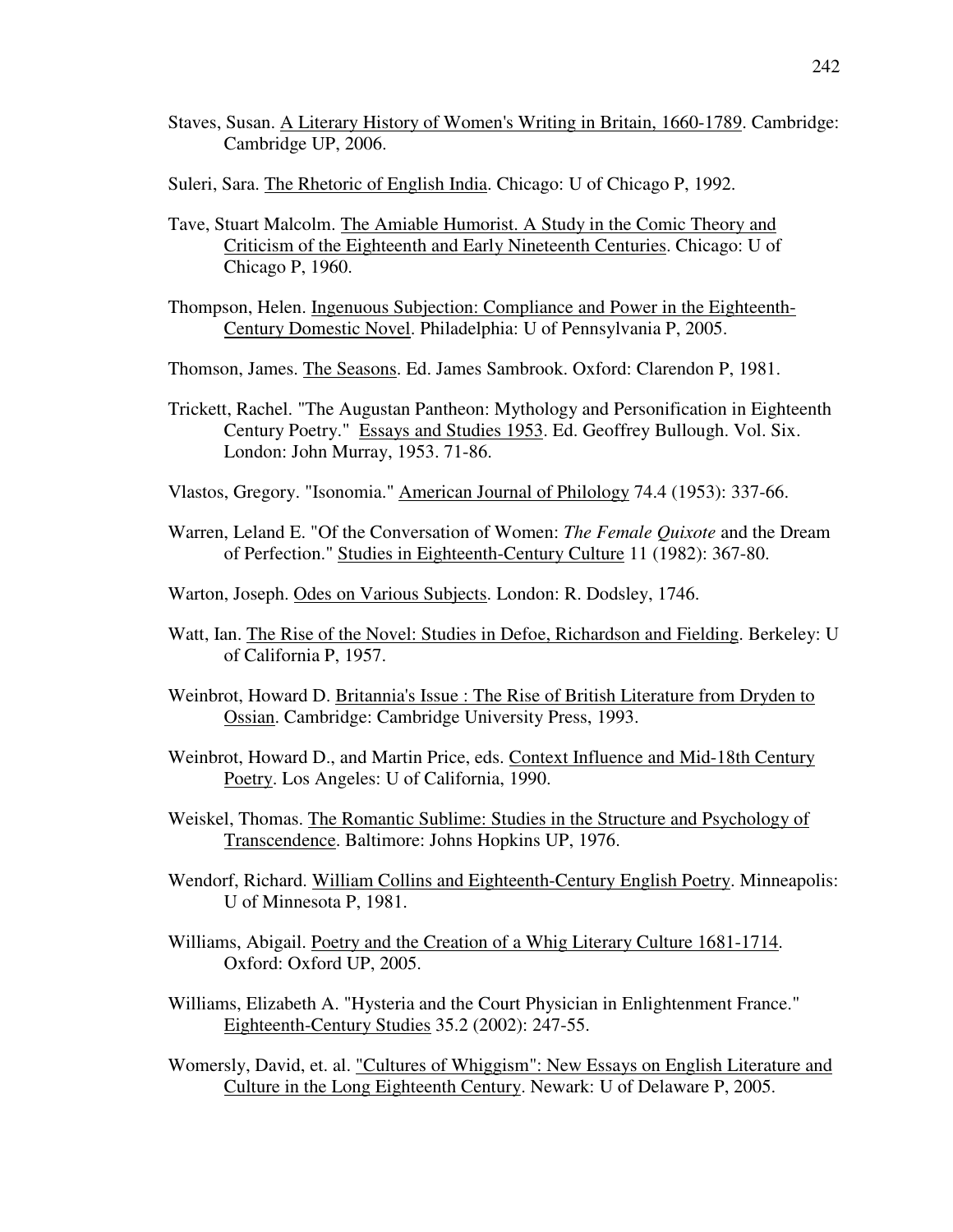Staves, Susan. <u>A Literary History of Women's Writing in Britain, 1660-1789</u>. Cambridge: Cambridge UP, 2006.

Suleri, Sara. <u>The Rhetoric of English India</u>. Chicago: U of Chicago P, 1992.

Tave, Stuart Malcolm. <u>The Amiable Humorist. A Study in the Comic Theory and Criticism of the Eighteenth and Early Nineteenth Centuries</u>. Chicago: U of Chicago P, 1960.

Thompson, Helen. <u>Ingenuous Subjection: Compliance and Power in the Eighteenth-Century Domestic Novel</u>. Philadelphia: U of Pennsylvania P, 2005.

Thomson, James. <u>The Seasons</u>. Ed. James Sambrook. Oxford: Clarendon P, 1981.

Trickett, Rachel. "The Augustan Pantheon: Mythology and Personification in Eighteenth Century Poetry." <u>Essays and Studies 1953</u>. Ed. Geoffrey Bullough. Vol. Six. London: John Murray, 1953. 71-86.

Vlastos, Gregory. "Isonomia." <u>American Journal of Philology</u> 74.4 (1953): 337-66.

Warren, Leland E. "Of the Conversation of Women: *The Female Quixote* and the Dream of Perfection." <u>Studies in Eighteenth-Century Culture</u> 11 (1982): 367-80.

Warton, Joseph. <u>Odes on Various Subjects</u>. London: R. Dodsley, 1746.

Watt, Ian. <u>The Rise of the Novel: Studies in Defoe, Richardson and Fielding</u>. Berkeley: U of California P, 1957.

Weinbrot, Howard D. <u>Britannia's Issue : The Rise of British Literature from Dryden to Ossian</u>. Cambridge: Cambridge University Press, 1993.

Weinbrot, Howard D., and Martin Price, eds. <u>Context Influence and Mid-18th Century Poetry</u>. Los Angeles: U of California, 1990.

Weiskel, Thomas. <u>The Romantic Sublime: Studies in the Structure and Psychology of Transcendence</u>. Baltimore: Johns Hopkins UP, 1976.

Wendorf, Richard. <u>William Collins and Eighteenth-Century English Poetry</u>. Minneapolis: U of Minnesota P, 1981.

Williams, Abigail. <u>Poetry and the Creation of a Whig Literary Culture 1681-1714</u>. Oxford: Oxford UP, 2005.

Williams, Elizabeth A. "Hysteria and the Court Physician in Enlightenment France." <u>Eighteenth-Century Studies</u> 35.2 (2002): 247-55.

Womersly, David, et. al. <u>"Cultures of Whiggism": New Essays on English Literature and Culture in the Long Eighteenth Century</u>. Newark: U of Delaware P, 2005.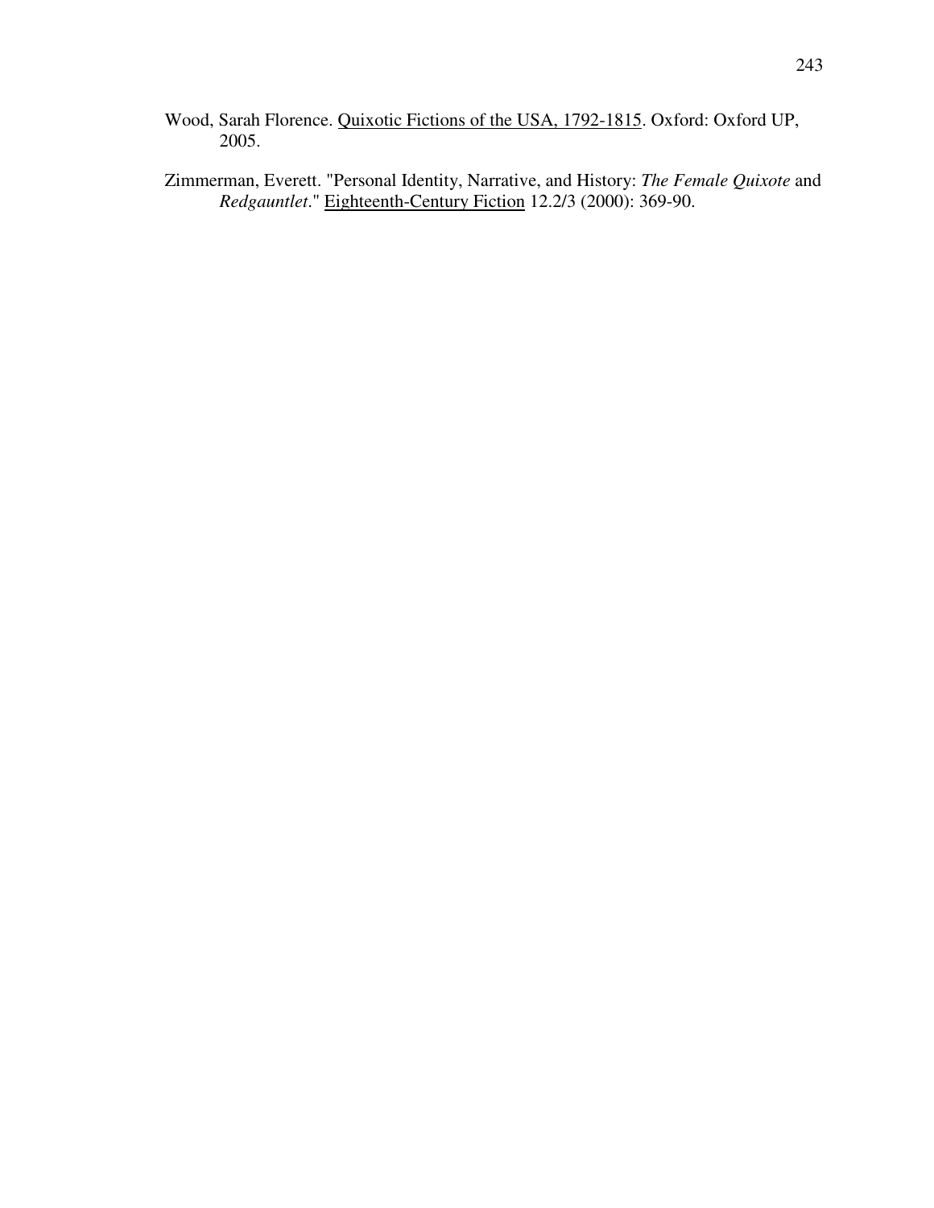Wood, Sarah Florence. Quixotic Fictions of the USA, 1792-1815. Oxford: Oxford UP, 2005.

Zimmerman, Everett. "Personal Identity, Narrative, and History: *The Female Quixote* and *Redgauntlet*." Eighteenth-Century Fiction 12.2/3 (2000): 369-90.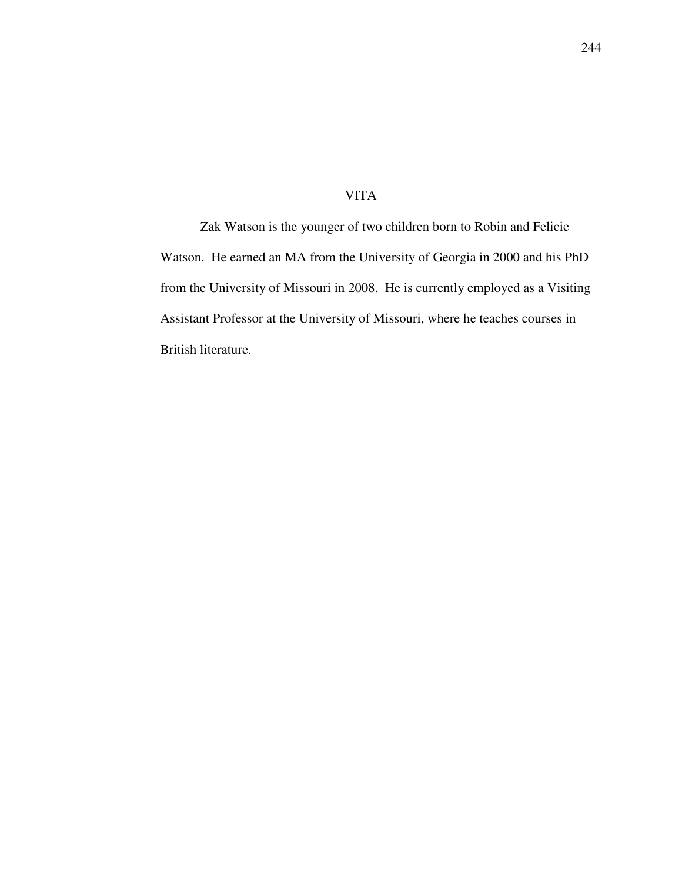# VITA

Zak Watson is the younger of two children born to Robin and Felicie Watson. He earned an MA from the University of Georgia in 2000 and his PhD from the University of Missouri in 2008. He is currently employed as a Visiting Assistant Professor at the University of Missouri, where he teaches courses in British literature.